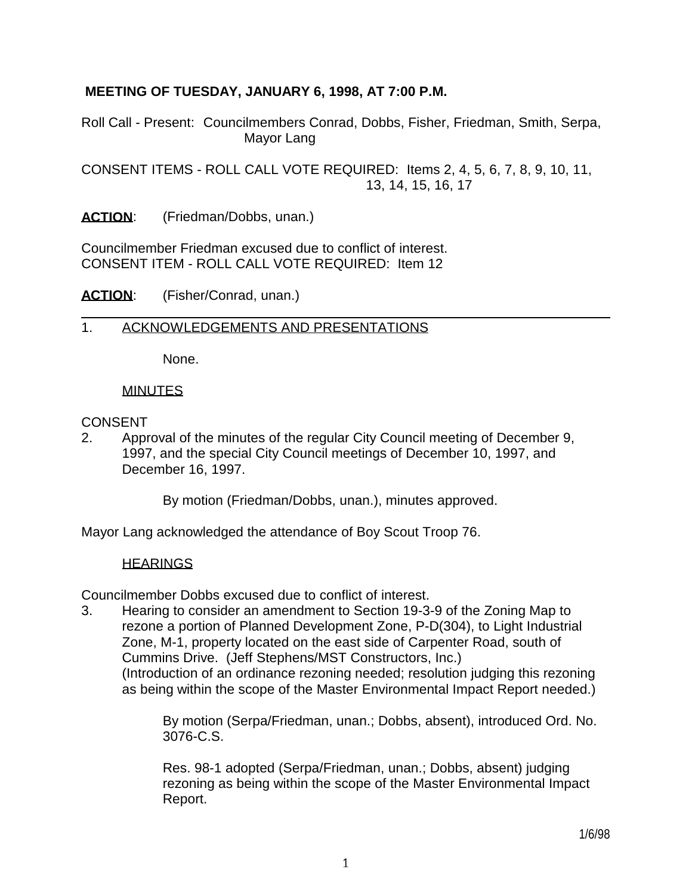## MEETING OF TUESDAY, JANUARY 6, 1998, AT 7:00 P.M.

Roll Call - Present: Councilmembers Conrad, Dobbs, Fisher, Friedman, Smith, Serpa, Mayor Lang

CONSENT ITEMS - ROLL CALL VOTE REQUIRED: Items 2, 4, 5, 6, 7, 8, 9, 10, 11, 13, 14, 15, 16, 17

**ACTION**: (Friedman/Dobbs, unan.)

Councilmember Friedman excused due to conflict of interest.
CONSENT ITEM - ROLL CALL VOTE REQUIRED: Item 12

**ACTION**: (Fisher/Conrad, unan.)

---

1. ACKNOWLEDGEMENTS AND PRESENTATIONS

   None.

   MINUTES

CONSENT

2. Approval of the minutes of the regular City Council meeting of December 9, 1997, and the special City Council meetings of December 10, 1997, and December 16, 1997.

   By motion (Friedman/Dobbs, unan.), minutes approved.

Mayor Lang acknowledged the attendance of Boy Scout Troop 76.

   HEARINGS

Councilmember Dobbs excused due to conflict of interest.

3. Hearing to consider an amendment to Section 19-3-9 of the Zoning Map to rezone a portion of Planned Development Zone, P-D(304), to Light Industrial Zone, M-1, property located on the east side of Carpenter Road, south of Cummins Drive. (Jeff Stephens/MST Constructors, Inc.)
   (Introduction of an ordinance rezoning needed; resolution judging this rezoning as being within the scope of the Master Environmental Impact Report needed.)

   By motion (Serpa/Friedman, unan.; Dobbs, absent), introduced Ord. No. 3076-C.S.

   Res. 98-1 adopted (Serpa/Friedman, unan.; Dobbs, absent) judging rezoning as being within the scope of the Master Environmental Impact Report.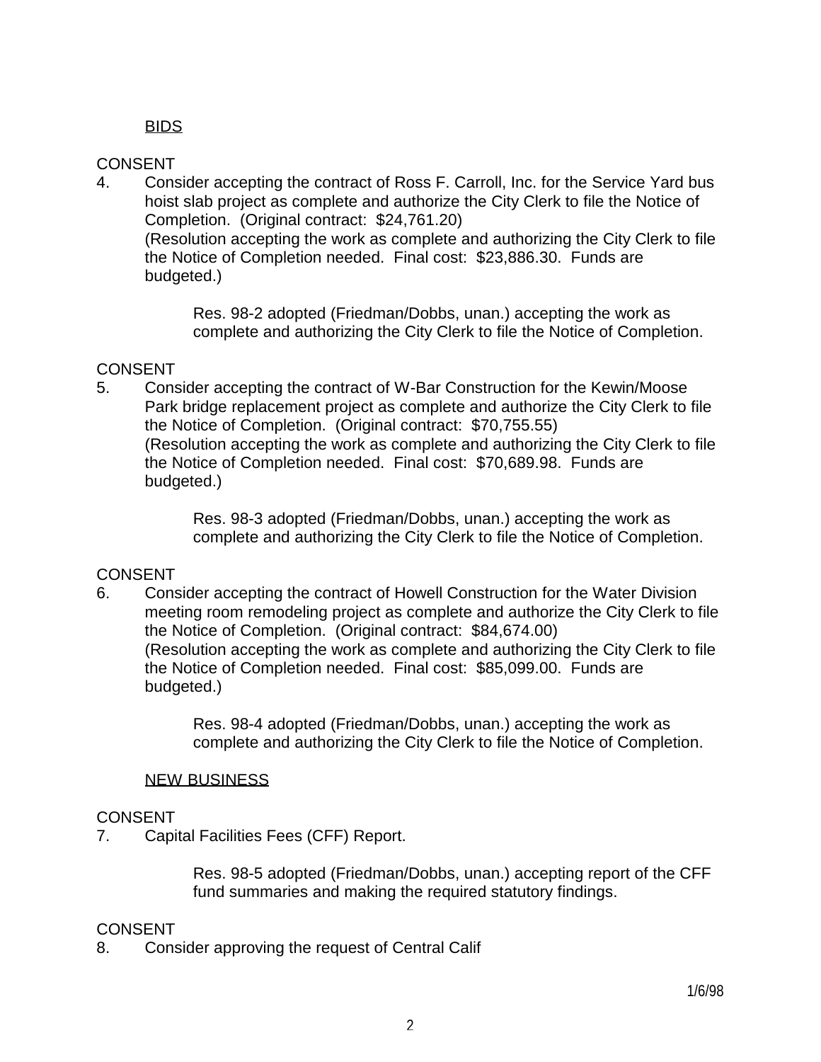BIDS

CONSENT

4. Consider accepting the contract of Ross F. Carroll, Inc. for the Service Yard bus hoist slab project as complete and authorize the City Clerk to file the Notice of Completion. (Original contract: $24,761.20)
(Resolution accepting the work as complete and authorizing the City Clerk to file the Notice of Completion needed. Final cost: $23,886.30. Funds are budgeted.)

   Res. 98-2 adopted (Friedman/Dobbs, unan.) accepting the work as complete and authorizing the City Clerk to file the Notice of Completion.

CONSENT

5. Consider accepting the contract of W-Bar Construction for the Kewin/Moose Park bridge replacement project as complete and authorize the City Clerk to file the Notice of Completion. (Original contract: $70,755.55)
(Resolution accepting the work as complete and authorizing the City Clerk to file the Notice of Completion needed. Final cost: $70,689.98. Funds are budgeted.)

   Res. 98-3 adopted (Friedman/Dobbs, unan.) accepting the work as complete and authorizing the City Clerk to file the Notice of Completion.

CONSENT

6. Consider accepting the contract of Howell Construction for the Water Division meeting room remodeling project as complete and authorize the City Clerk to file the Notice of Completion. (Original contract: $84,674.00)
(Resolution accepting the work as complete and authorizing the City Clerk to file the Notice of Completion needed. Final cost: $85,099.00. Funds are budgeted.)

   Res. 98-4 adopted (Friedman/Dobbs, unan.) accepting the work as complete and authorizing the City Clerk to file the Notice of Completion.

NEW BUSINESS

CONSENT

7. Capital Facilities Fees (CFF) Report.

   Res. 98-5 adopted (Friedman/Dobbs, unan.) accepting report of the CFF fund summaries and making the required statutory findings.

CONSENT

8. Consider approving the request of Central Calif

1/6/98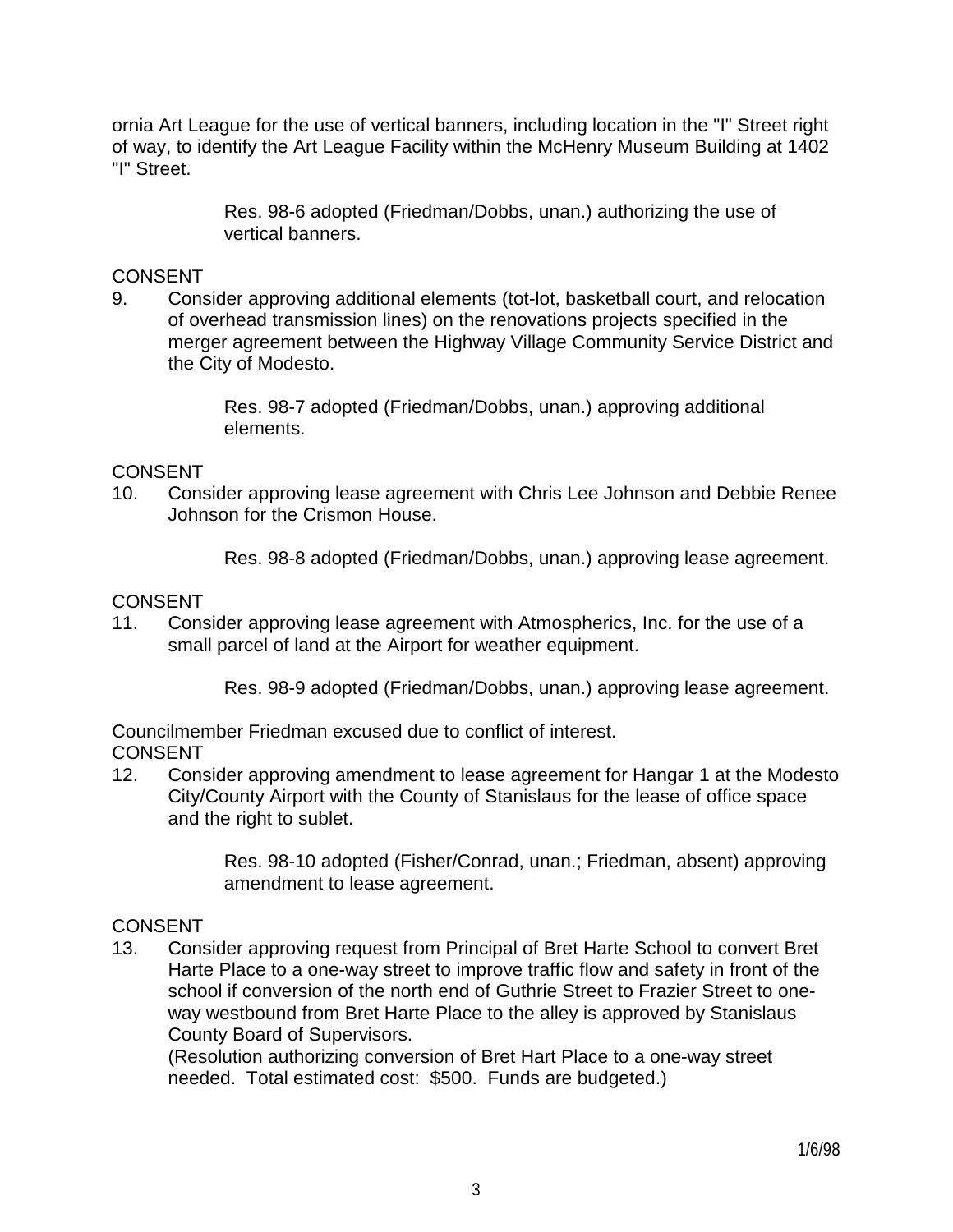ornia Art League for the use of vertical banners, including location in the "I" Street right of way, to identify the Art League Facility within the McHenry Museum Building at 1402 "I" Street.

> Res. 98-6 adopted (Friedman/Dobbs, unan.) authorizing the use of vertical banners.

CONSENT

9. Consider approving additional elements (tot-lot, basketball court, and relocation of overhead transmission lines) on the renovations projects specified in the merger agreement between the Highway Village Community Service District and the City of Modesto.

> Res. 98-7 adopted (Friedman/Dobbs, unan.) approving additional elements.

CONSENT

10. Consider approving lease agreement with Chris Lee Johnson and Debbie Renee Johnson for the Crismon House.

> Res. 98-8 adopted (Friedman/Dobbs, unan.) approving lease agreement.

CONSENT

11. Consider approving lease agreement with Atmospherics, Inc. for the use of a small parcel of land at the Airport for weather equipment.

> Res. 98-9 adopted (Friedman/Dobbs, unan.) approving lease agreement.

Councilmember Friedman excused due to conflict of interest.

CONSENT

12. Consider approving amendment to lease agreement for Hangar 1 at the Modesto City/County Airport with the County of Stanislaus for the lease of office space and the right to sublet.

> Res. 98-10 adopted (Fisher/Conrad, unan.; Friedman, absent) approving amendment to lease agreement.

CONSENT

13. Consider approving request from Principal of Bret Harte School to convert Bret Harte Place to a one-way street to improve traffic flow and safety in front of the school if conversion of the north end of Guthrie Street to Frazier Street to one-way westbound from Bret Harte Place to the alley is approved by Stanislaus County Board of Supervisors.
   (Resolution authorizing conversion of Bret Hart Place to a one-way street needed. Total estimated cost: $500. Funds are budgeted.)

1/6/98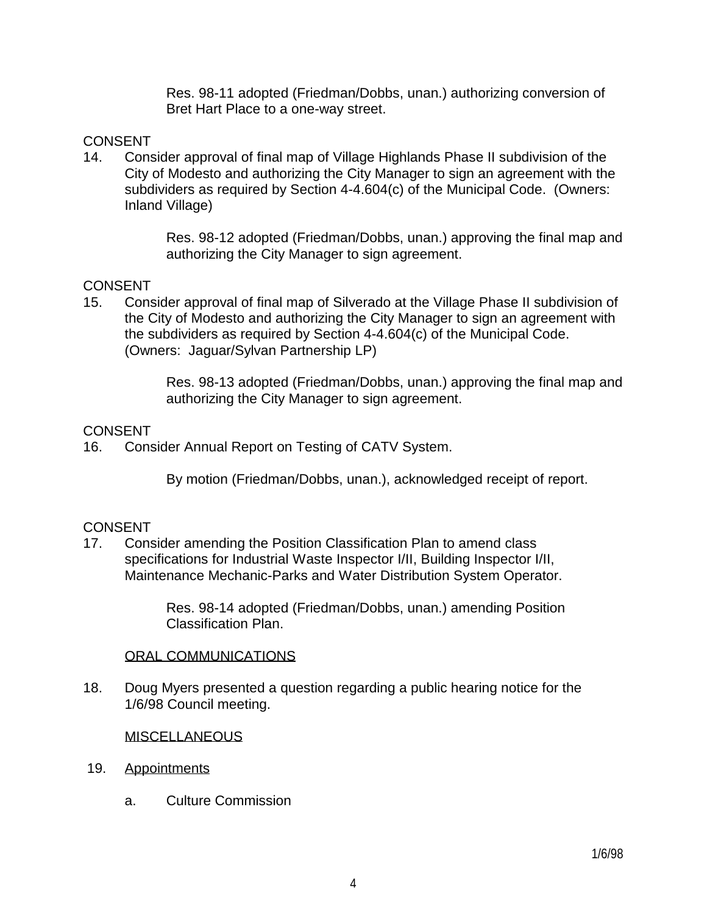Res. 98-11 adopted (Friedman/Dobbs, unan.) authorizing conversion of Bret Hart Place to a one-way street.

CONSENT

14. Consider approval of final map of Village Highlands Phase II subdivision of the City of Modesto and authorizing the City Manager to sign an agreement with the subdividers as required by Section 4-4.604(c) of the Municipal Code. (Owners: Inland Village)

    Res. 98-12 adopted (Friedman/Dobbs, unan.) approving the final map and authorizing the City Manager to sign agreement.

CONSENT

15. Consider approval of final map of Silverado at the Village Phase II subdivision of the City of Modesto and authorizing the City Manager to sign an agreement with the subdividers as required by Section 4-4.604(c) of the Municipal Code. (Owners: Jaguar/Sylvan Partnership LP)

    Res. 98-13 adopted (Friedman/Dobbs, unan.) approving the final map and authorizing the City Manager to sign agreement.

CONSENT

16. Consider Annual Report on Testing of CATV System.

    By motion (Friedman/Dobbs, unan.), acknowledged receipt of report.

CONSENT

17. Consider amending the Position Classification Plan to amend class specifications for Industrial Waste Inspector I/II, Building Inspector I/II, Maintenance Mechanic-Parks and Water Distribution System Operator.

    Res. 98-14 adopted (Friedman/Dobbs, unan.) amending Position Classification Plan.

<u>ORAL COMMUNICATIONS</u>

18. Doug Myers presented a question regarding a public hearing notice for the 1/6/98 Council meeting.

<u>MISCELLANEOUS</u>

19. <u>Appointments</u>

    a. Culture Commission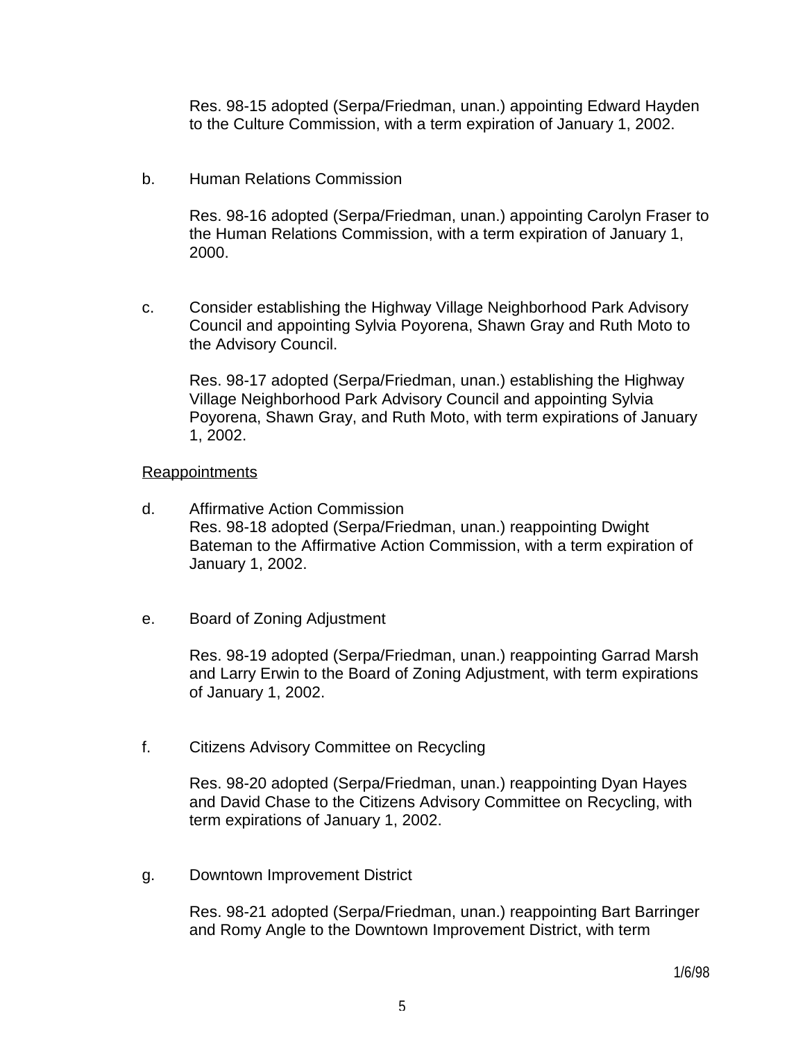Res. 98-15 adopted (Serpa/Friedman, unan.) appointing Edward Hayden to the Culture Commission, with a term expiration of January 1, 2002.

b. Human Relations Commission

Res. 98-16 adopted (Serpa/Friedman, unan.) appointing Carolyn Fraser to the Human Relations Commission, with a term expiration of January 1, 2000.

c. Consider establishing the Highway Village Neighborhood Park Advisory Council and appointing Sylvia Poyorena, Shawn Gray and Ruth Moto to the Advisory Council.

Res. 98-17 adopted (Serpa/Friedman, unan.) establishing the Highway Village Neighborhood Park Advisory Council and appointing Sylvia Poyorena, Shawn Gray, and Ruth Moto, with term expirations of January 1, 2002.

<u>Reappointments</u>

d. Affirmative Action Commission
Res. 98-18 adopted (Serpa/Friedman, unan.) reappointing Dwight Bateman to the Affirmative Action Commission, with a term expiration of January 1, 2002.

e. Board of Zoning Adjustment

Res. 98-19 adopted (Serpa/Friedman, unan.) reappointing Garrad Marsh and Larry Erwin to the Board of Zoning Adjustment, with term expirations of January 1, 2002.

f. Citizens Advisory Committee on Recycling

Res. 98-20 adopted (Serpa/Friedman, unan.) reappointing Dyan Hayes and David Chase to the Citizens Advisory Committee on Recycling, with term expirations of January 1, 2002.

g. Downtown Improvement District

Res. 98-21 adopted (Serpa/Friedman, unan.) reappointing Bart Barringer and Romy Angle to the Downtown Improvement District, with term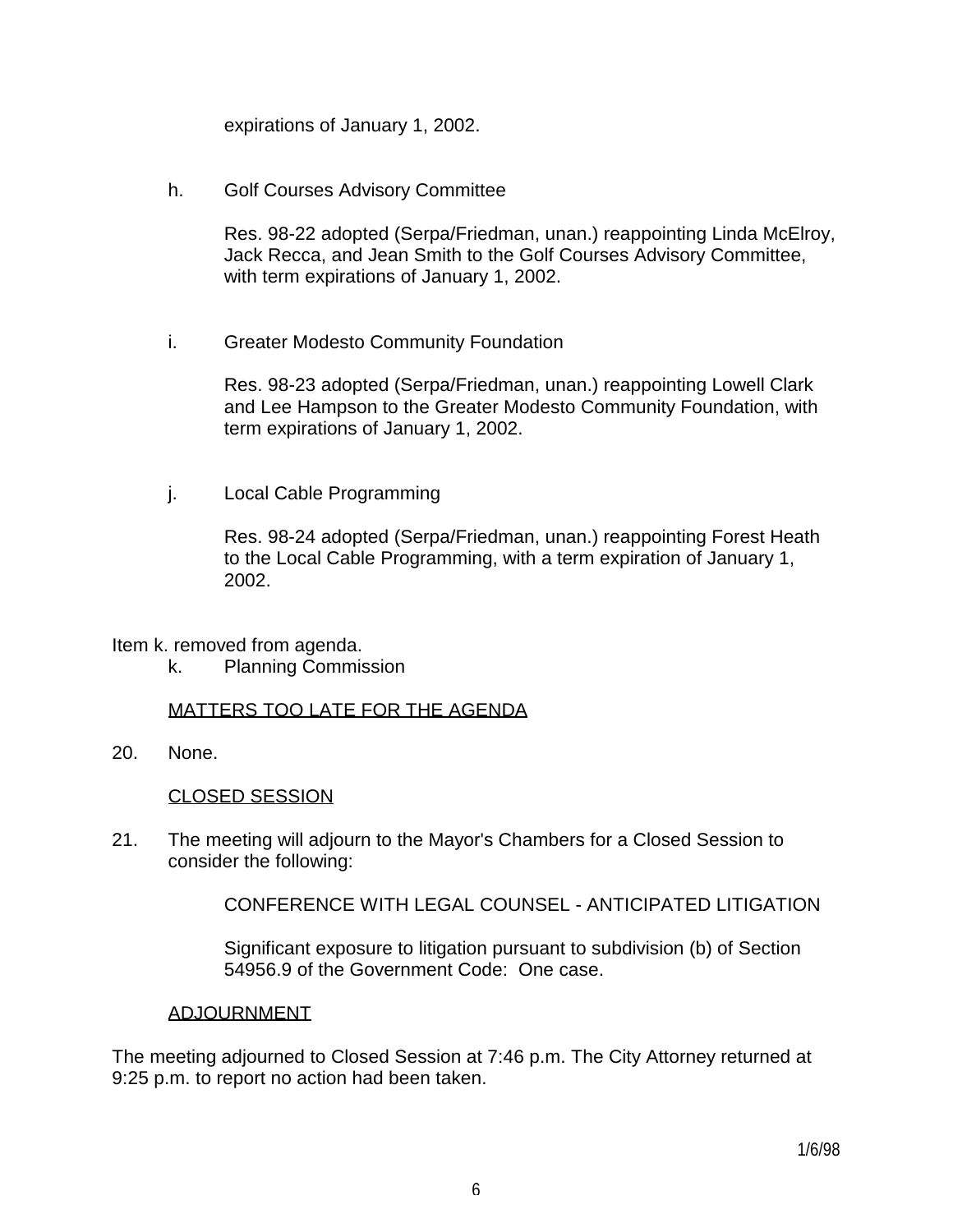expirations of January 1, 2002.

h. Golf Courses Advisory Committee

Res. 98-22 adopted (Serpa/Friedman, unan.) reappointing Linda McElroy, Jack Recca, and Jean Smith to the Golf Courses Advisory Committee, with term expirations of January 1, 2002.

i. Greater Modesto Community Foundation

Res. 98-23 adopted (Serpa/Friedman, unan.) reappointing Lowell Clark and Lee Hampson to the Greater Modesto Community Foundation, with term expirations of January 1, 2002.

j. Local Cable Programming

Res. 98-24 adopted (Serpa/Friedman, unan.) reappointing Forest Heath to the Local Cable Programming, with a term expiration of January 1, 2002.

Item k. removed from agenda.

k. Planning Commission

MATTERS TOO LATE FOR THE AGENDA

20. None.

CLOSED SESSION

21. The meeting will adjourn to the Mayor's Chambers for a Closed Session to consider the following:

CONFERENCE WITH LEGAL COUNSEL - ANTICIPATED LITIGATION

Significant exposure to litigation pursuant to subdivision (b) of Section 54956.9 of the Government Code: One case.

ADJOURNMENT

The meeting adjourned to Closed Session at 7:46 p.m. The City Attorney returned at 9:25 p.m. to report no action had been taken.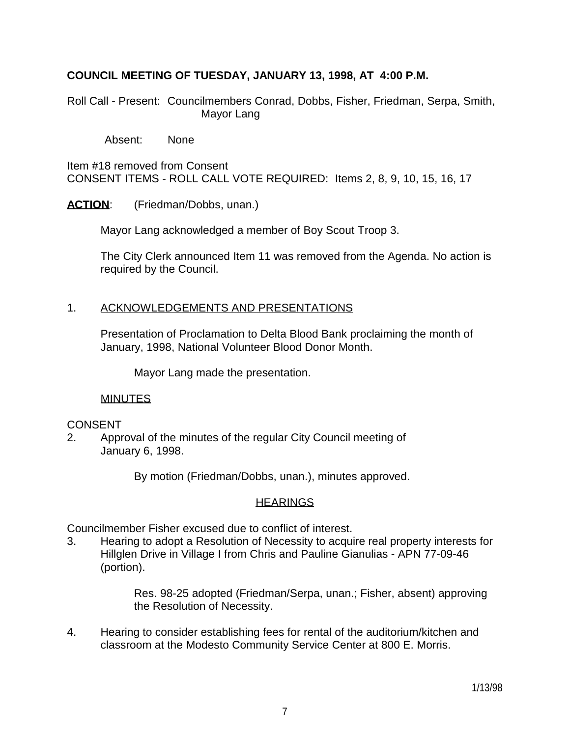**COUNCIL MEETING OF TUESDAY, JANUARY 13, 1998, AT 4:00 P.M.**

Roll Call - Present: Councilmembers Conrad, Dobbs, Fisher, Friedman, Serpa, Smith, Mayor Lang

Absent: None

Item #18 removed from Consent
CONSENT ITEMS - ROLL CALL VOTE REQUIRED: Items 2, 8, 9, 10, 15, 16, 17

**ACTION**: (Friedman/Dobbs, unan.)

Mayor Lang acknowledged a member of Boy Scout Troop 3.

The City Clerk announced Item 11 was removed from the Agenda. No action is required by the Council.

1. ACKNOWLEDGEMENTS AND PRESENTATIONS

   Presentation of Proclamation to Delta Blood Bank proclaiming the month of January, 1998, National Volunteer Blood Donor Month.

   Mayor Lang made the presentation.

   MINUTES

CONSENT

2. Approval of the minutes of the regular City Council meeting of January 6, 1998.

   By motion (Friedman/Dobbs, unan.), minutes approved.

HEARINGS

Councilmember Fisher excused due to conflict of interest.

3. Hearing to adopt a Resolution of Necessity to acquire real property interests for Hillglen Drive in Village I from Chris and Pauline Gianulias - APN 77-09-46 (portion).

   Res. 98-25 adopted (Friedman/Serpa, unan.; Fisher, absent) approving the Resolution of Necessity.

4. Hearing to consider establishing fees for rental of the auditorium/kitchen and classroom at the Modesto Community Service Center at 800 E. Morris.

1/13/98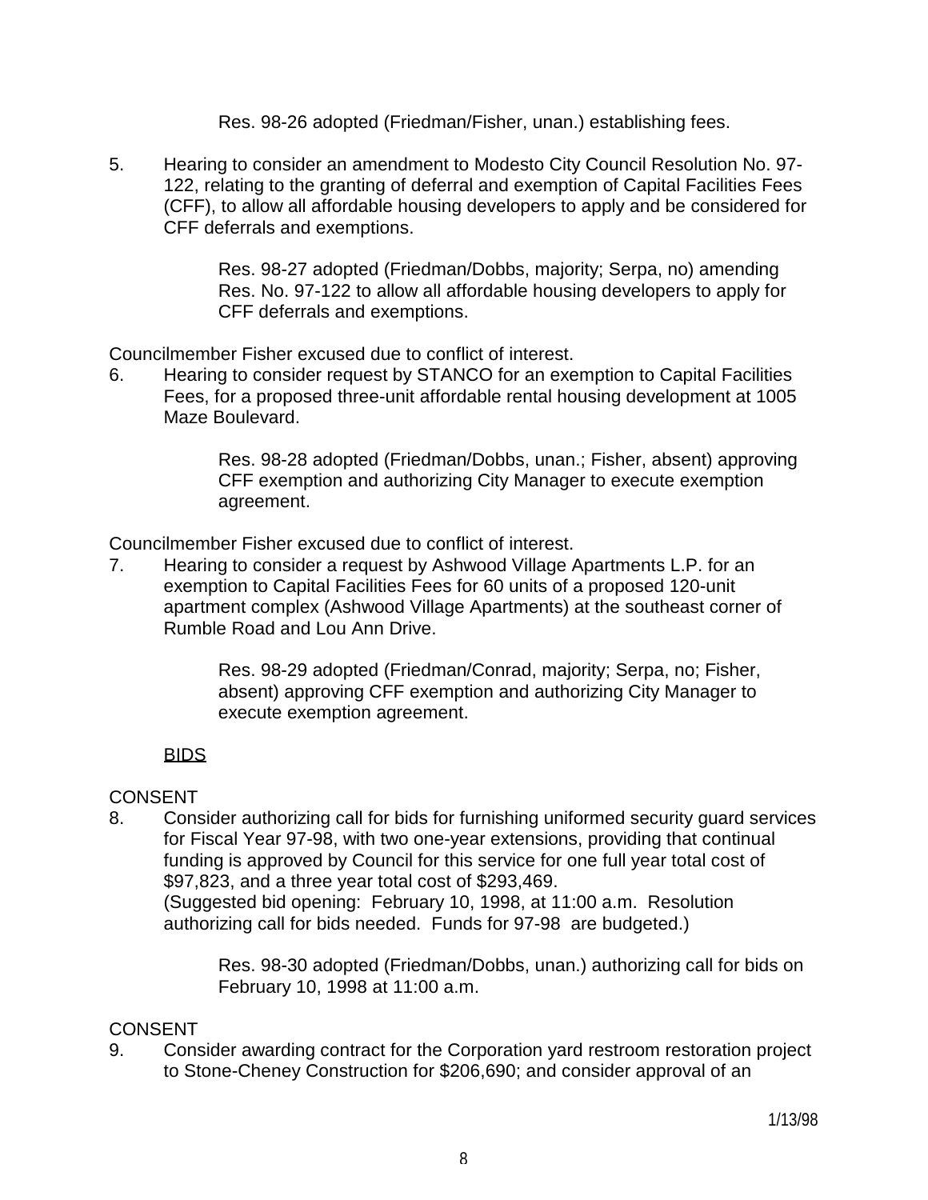Res. 98-26 adopted (Friedman/Fisher, unan.) establishing fees.

5. Hearing to consider an amendment to Modesto City Council Resolution No. 97-122, relating to the granting of deferral and exemption of Capital Facilities Fees (CFF), to allow all affordable housing developers to apply and be considered for CFF deferrals and exemptions.

   Res. 98-27 adopted (Friedman/Dobbs, majority; Serpa, no) amending Res. No. 97-122 to allow all affordable housing developers to apply for CFF deferrals and exemptions.

Councilmember Fisher excused due to conflict of interest.

6. Hearing to consider request by STANCO for an exemption to Capital Facilities Fees, for a proposed three-unit affordable rental housing development at 1005 Maze Boulevard.

   Res. 98-28 adopted (Friedman/Dobbs, unan.; Fisher, absent) approving CFF exemption and authorizing City Manager to execute exemption agreement.

Councilmember Fisher excused due to conflict of interest.

7. Hearing to consider a request by Ashwood Village Apartments L.P. for an exemption to Capital Facilities Fees for 60 units of a proposed 120-unit apartment complex (Ashwood Village Apartments) at the southeast corner of Rumble Road and Lou Ann Drive.

   Res. 98-29 adopted (Friedman/Conrad, majority; Serpa, no; Fisher, absent) approving CFF exemption and authorizing City Manager to execute exemption agreement.

<u>BIDS</u>

CONSENT

8. Consider authorizing call for bids for furnishing uniformed security guard services for Fiscal Year 97-98, with two one-year extensions, providing that continual funding is approved by Council for this service for one full year total cost of $97,823, and a three year total cost of $293,469.
   (Suggested bid opening: February 10, 1998, at 11:00 a.m. Resolution authorizing call for bids needed. Funds for 97-98 are budgeted.)

   Res. 98-30 adopted (Friedman/Dobbs, unan.) authorizing call for bids on February 10, 1998 at 11:00 a.m.

CONSENT

9. Consider awarding contract for the Corporation yard restroom restoration project to Stone-Cheney Construction for $206,690; and consider approval of an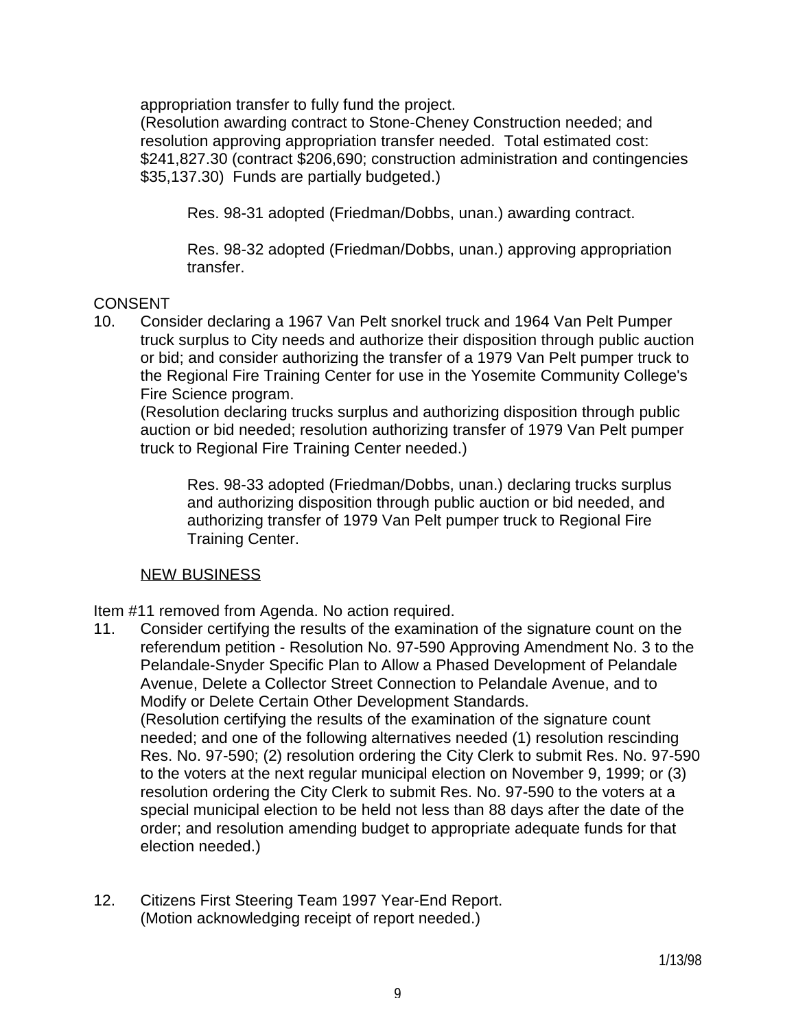appropriation transfer to fully fund the project.
(Resolution awarding contract to Stone-Cheney Construction needed; and resolution approving appropriation transfer needed. Total estimated cost: $241,827.30 (contract $206,690; construction administration and contingencies $35,137.30) Funds are partially budgeted.)

Res. 98-31 adopted (Friedman/Dobbs, unan.) awarding contract.

Res. 98-32 adopted (Friedman/Dobbs, unan.) approving appropriation transfer.

CONSENT

10. Consider declaring a 1967 Van Pelt snorkel truck and 1964 Van Pelt Pumper truck surplus to City needs and authorize their disposition through public auction or bid; and consider authorizing the transfer of a 1979 Van Pelt pumper truck to the Regional Fire Training Center for use in the Yosemite Community College's Fire Science program.
(Resolution declaring trucks surplus and authorizing disposition through public auction or bid needed; resolution authorizing transfer of 1979 Van Pelt pumper truck to Regional Fire Training Center needed.)

Res. 98-33 adopted (Friedman/Dobbs, unan.) declaring trucks surplus and authorizing disposition through public auction or bid needed, and authorizing transfer of 1979 Van Pelt pumper truck to Regional Fire Training Center.

NEW BUSINESS

Item #11 removed from Agenda. No action required.

11. Consider certifying the results of the examination of the signature count on the referendum petition - Resolution No. 97-590 Approving Amendment No. 3 to the Pelandale-Snyder Specific Plan to Allow a Phased Development of Pelandale Avenue, Delete a Collector Street Connection to Pelandale Avenue, and to Modify or Delete Certain Other Development Standards.
(Resolution certifying the results of the examination of the signature count needed; and one of the following alternatives needed (1) resolution rescinding Res. No. 97-590; (2) resolution ordering the City Clerk to submit Res. No. 97-590 to the voters at the next regular municipal election on November 9, 1999; or (3) resolution ordering the City Clerk to submit Res. No. 97-590 to the voters at a special municipal election to be held not less than 88 days after the date of the order; and resolution amending budget to appropriate adequate funds for that election needed.)

12. Citizens First Steering Team 1997 Year-End Report.
(Motion acknowledging receipt of report needed.)

1/13/98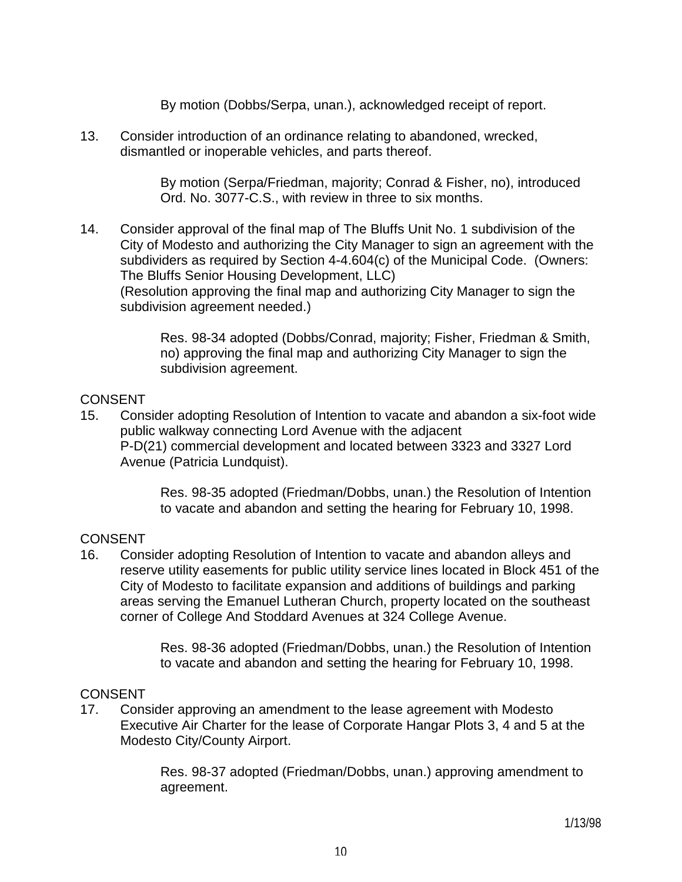By motion (Dobbs/Serpa, unan.), acknowledged receipt of report.

13. Consider introduction of an ordinance relating to abandoned, wrecked, dismantled or inoperable vehicles, and parts thereof.

    By motion (Serpa/Friedman, majority; Conrad & Fisher, no), introduced Ord. No. 3077-C.S., with review in three to six months.

14. Consider approval of the final map of The Bluffs Unit No. 1 subdivision of the City of Modesto and authorizing the City Manager to sign an agreement with the subdividers as required by Section 4-4.604(c) of the Municipal Code. (Owners: The Bluffs Senior Housing Development, LLC)
    (Resolution approving the final map and authorizing City Manager to sign the subdivision agreement needed.)

    Res. 98-34 adopted (Dobbs/Conrad, majority; Fisher, Friedman & Smith, no) approving the final map and authorizing City Manager to sign the subdivision agreement.

CONSENT

15. Consider adopting Resolution of Intention to vacate and abandon a six-foot wide public walkway connecting Lord Avenue with the adjacent P-D(21) commercial development and located between 3323 and 3327 Lord Avenue (Patricia Lundquist).

    Res. 98-35 adopted (Friedman/Dobbs, unan.) the Resolution of Intention to vacate and abandon and setting the hearing for February 10, 1998.

CONSENT

16. Consider adopting Resolution of Intention to vacate and abandon alleys and reserve utility easements for public utility service lines located in Block 451 of the City of Modesto to facilitate expansion and additions of buildings and parking areas serving the Emanuel Lutheran Church, property located on the southeast corner of College And Stoddard Avenues at 324 College Avenue.

    Res. 98-36 adopted (Friedman/Dobbs, unan.) the Resolution of Intention to vacate and abandon and setting the hearing for February 10, 1998.

CONSENT

17. Consider approving an amendment to the lease agreement with Modesto Executive Air Charter for the lease of Corporate Hangar Plots 3, 4 and 5 at the Modesto City/County Airport.

    Res. 98-37 adopted (Friedman/Dobbs, unan.) approving amendment to agreement.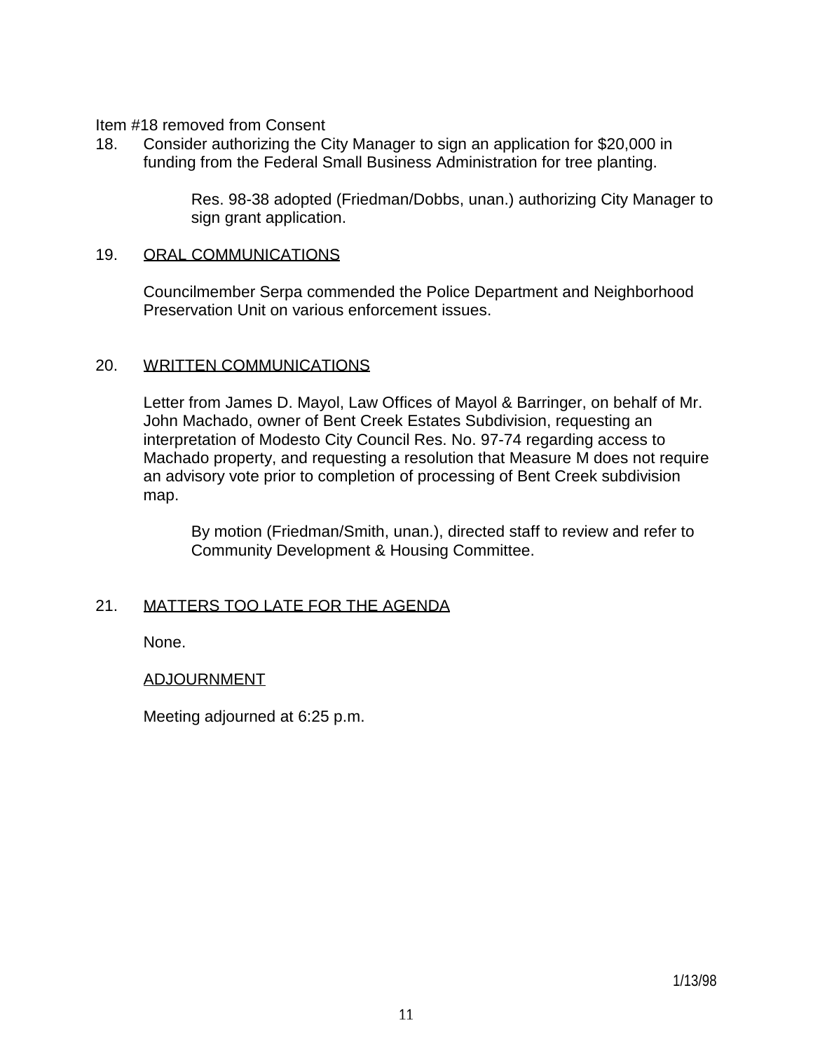Item #18 removed from Consent

18. Consider authorizing the City Manager to sign an application for $20,000 in funding from the Federal Small Business Administration for tree planting.

    Res. 98-38 adopted (Friedman/Dobbs, unan.) authorizing City Manager to sign grant application.

19. ORAL COMMUNICATIONS

    Councilmember Serpa commended the Police Department and Neighborhood Preservation Unit on various enforcement issues.

20. WRITTEN COMMUNICATIONS

    Letter from James D. Mayol, Law Offices of Mayol & Barringer, on behalf of Mr. John Machado, owner of Bent Creek Estates Subdivision, requesting an interpretation of Modesto City Council Res. No. 97-74 regarding access to Machado property, and requesting a resolution that Measure M does not require an advisory vote prior to completion of processing of Bent Creek subdivision map.

    By motion (Friedman/Smith, unan.), directed staff to review and refer to Community Development & Housing Committee.

21. MATTERS TOO LATE FOR THE AGENDA

    None.

    ADJOURNMENT

    Meeting adjourned at 6:25 p.m.

1/13/98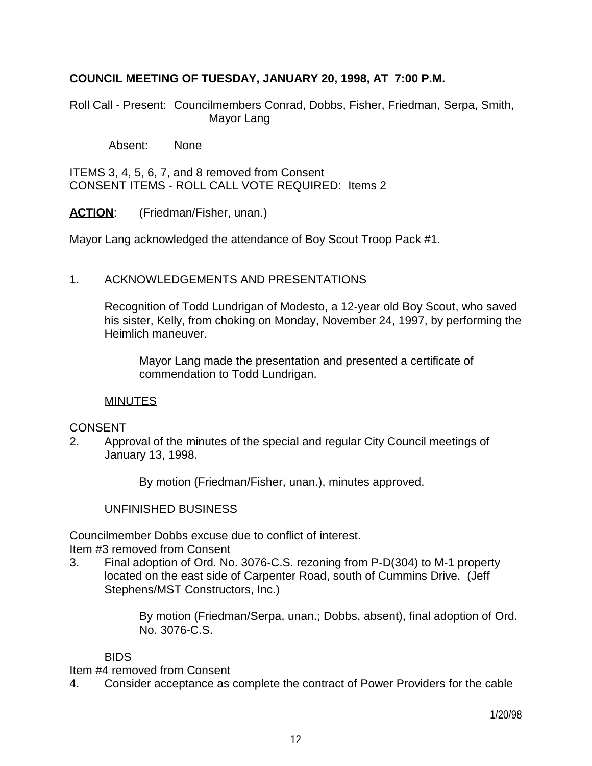**COUNCIL MEETING OF TUESDAY, JANUARY 20, 1998, AT 7:00 P.M.**

Roll Call - Present: Councilmembers Conrad, Dobbs, Fisher, Friedman, Serpa, Smith, Mayor Lang

Absent: None

ITEMS 3, 4, 5, 6, 7, and 8 removed from Consent
CONSENT ITEMS - ROLL CALL VOTE REQUIRED: Items 2

**ACTION**: (Friedman/Fisher, unan.)

Mayor Lang acknowledged the attendance of Boy Scout Troop Pack #1.

1. ACKNOWLEDGEMENTS AND PRESENTATIONS

   Recognition of Todd Lundrigan of Modesto, a 12-year old Boy Scout, who saved his sister, Kelly, from choking on Monday, November 24, 1997, by performing the Heimlich maneuver.

   Mayor Lang made the presentation and presented a certificate of commendation to Todd Lundrigan.

   MINUTES

CONSENT

2. Approval of the minutes of the special and regular City Council meetings of January 13, 1998.

   By motion (Friedman/Fisher, unan.), minutes approved.

   UNFINISHED BUSINESS

Councilmember Dobbs excuse due to conflict of interest.
Item #3 removed from Consent

3. Final adoption of Ord. No. 3076-C.S. rezoning from P-D(304) to M-1 property located on the east side of Carpenter Road, south of Cummins Drive. (Jeff Stephens/MST Constructors, Inc.)

   By motion (Friedman/Serpa, unan.; Dobbs, absent), final adoption of Ord. No. 3076-C.S.

   BIDS

Item #4 removed from Consent

4. Consider acceptance as complete the contract of Power Providers for the cable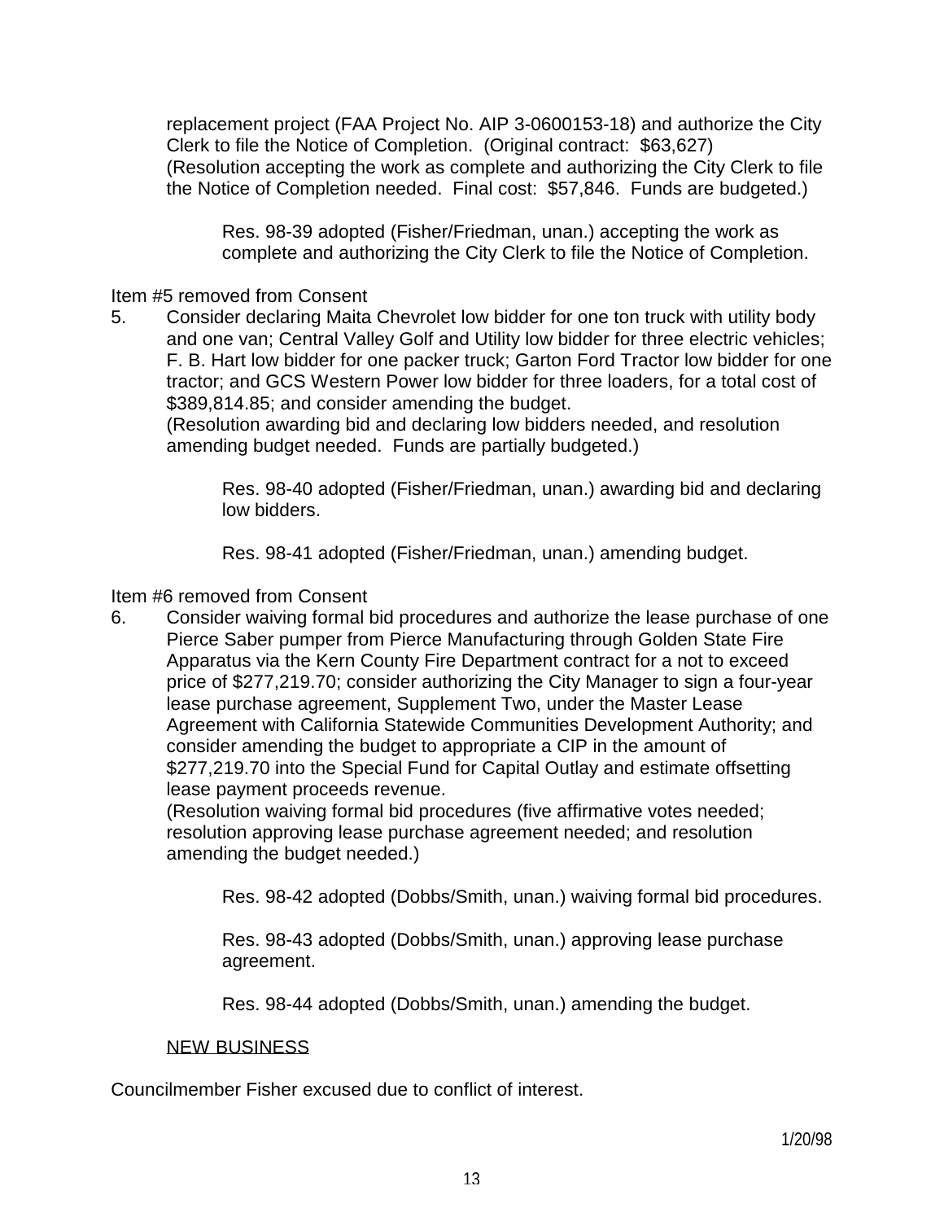replacement project (FAA Project No. AIP 3-0600153-18) and authorize the City Clerk to file the Notice of Completion. (Original contract: $63,627) (Resolution accepting the work as complete and authorizing the City Clerk to file the Notice of Completion needed. Final cost: $57,846. Funds are budgeted.)

> Res. 98-39 adopted (Fisher/Friedman, unan.) accepting the work as complete and authorizing the City Clerk to file the Notice of Completion.

Item #5 removed from Consent

5. Consider declaring Maita Chevrolet low bidder for one ton truck with utility body and one van; Central Valley Golf and Utility low bidder for three electric vehicles; F. B. Hart low bidder for one packer truck; Garton Ford Tractor low bidder for one tractor; and GCS Western Power low bidder for three loaders, for a total cost of $389,814.85; and consider amending the budget.
   (Resolution awarding bid and declaring low bidders needed, and resolution amending budget needed. Funds are partially budgeted.)

   > Res. 98-40 adopted (Fisher/Friedman, unan.) awarding bid and declaring low bidders.
   >
   > Res. 98-41 adopted (Fisher/Friedman, unan.) amending budget.

Item #6 removed from Consent

6. Consider waiving formal bid procedures and authorize the lease purchase of one Pierce Saber pumper from Pierce Manufacturing through Golden State Fire Apparatus via the Kern County Fire Department contract for a not to exceed price of $277,219.70; consider authorizing the City Manager to sign a four-year lease purchase agreement, Supplement Two, under the Master Lease Agreement with California Statewide Communities Development Authority; and consider amending the budget to appropriate a CIP in the amount of $277,219.70 into the Special Fund for Capital Outlay and estimate offsetting lease payment proceeds revenue.
   (Resolution waiving formal bid procedures (five affirmative votes needed; resolution approving lease purchase agreement needed; and resolution amending the budget needed.)

   > Res. 98-42 adopted (Dobbs/Smith, unan.) waiving formal bid procedures.
   >
   > Res. 98-43 adopted (Dobbs/Smith, unan.) approving lease purchase agreement.
   >
   > Res. 98-44 adopted (Dobbs/Smith, unan.) amending the budget.

<u>NEW BUSINESS</u>

Councilmember Fisher excused due to conflict of interest.

1/20/98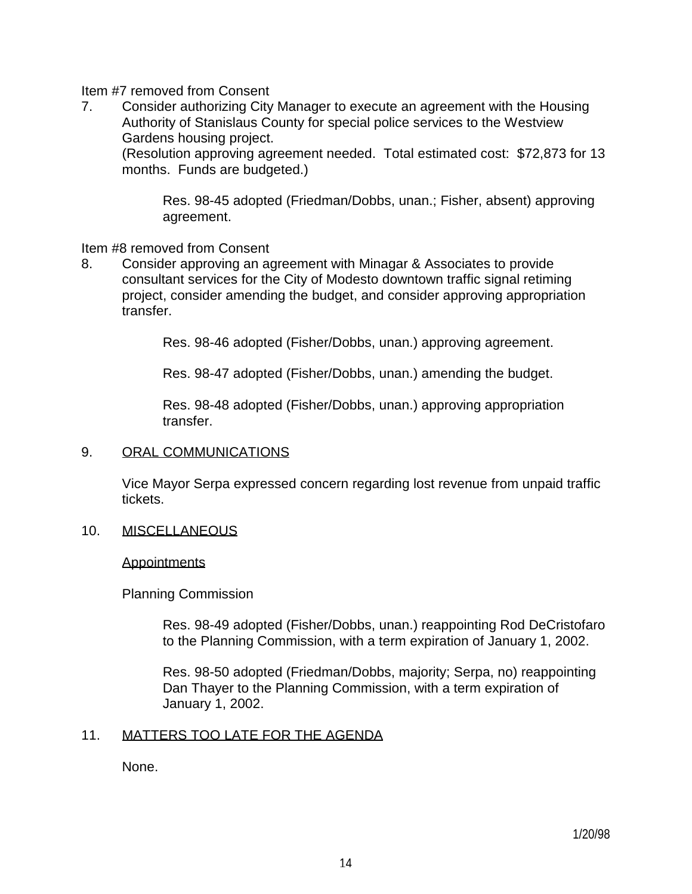Item #7 removed from Consent

7. Consider authorizing City Manager to execute an agreement with the Housing Authority of Stanislaus County for special police services to the Westview Gardens housing project.
   (Resolution approving agreement needed. Total estimated cost: $72,873 for 13 months. Funds are budgeted.)

   > Res. 98-45 adopted (Friedman/Dobbs, unan.; Fisher, absent) approving agreement.

Item #8 removed from Consent

8. Consider approving an agreement with Minagar & Associates to provide consultant services for the City of Modesto downtown traffic signal retiming project, consider amending the budget, and consider approving appropriation transfer.

   > Res. 98-46 adopted (Fisher/Dobbs, unan.) approving agreement.
   >
   > Res. 98-47 adopted (Fisher/Dobbs, unan.) amending the budget.
   >
   > Res. 98-48 adopted (Fisher/Dobbs, unan.) approving appropriation transfer.

9. ORAL COMMUNICATIONS

   Vice Mayor Serpa expressed concern regarding lost revenue from unpaid traffic tickets.

10. MISCELLANEOUS

    Appointments

    Planning Commission

    > Res. 98-49 adopted (Fisher/Dobbs, unan.) reappointing Rod DeCristofaro to the Planning Commission, with a term expiration of January 1, 2002.
    >
    > Res. 98-50 adopted (Friedman/Dobbs, majority; Serpa, no) reappointing Dan Thayer to the Planning Commission, with a term expiration of January 1, 2002.

11. MATTERS TOO LATE FOR THE AGENDA

    None.

1/20/98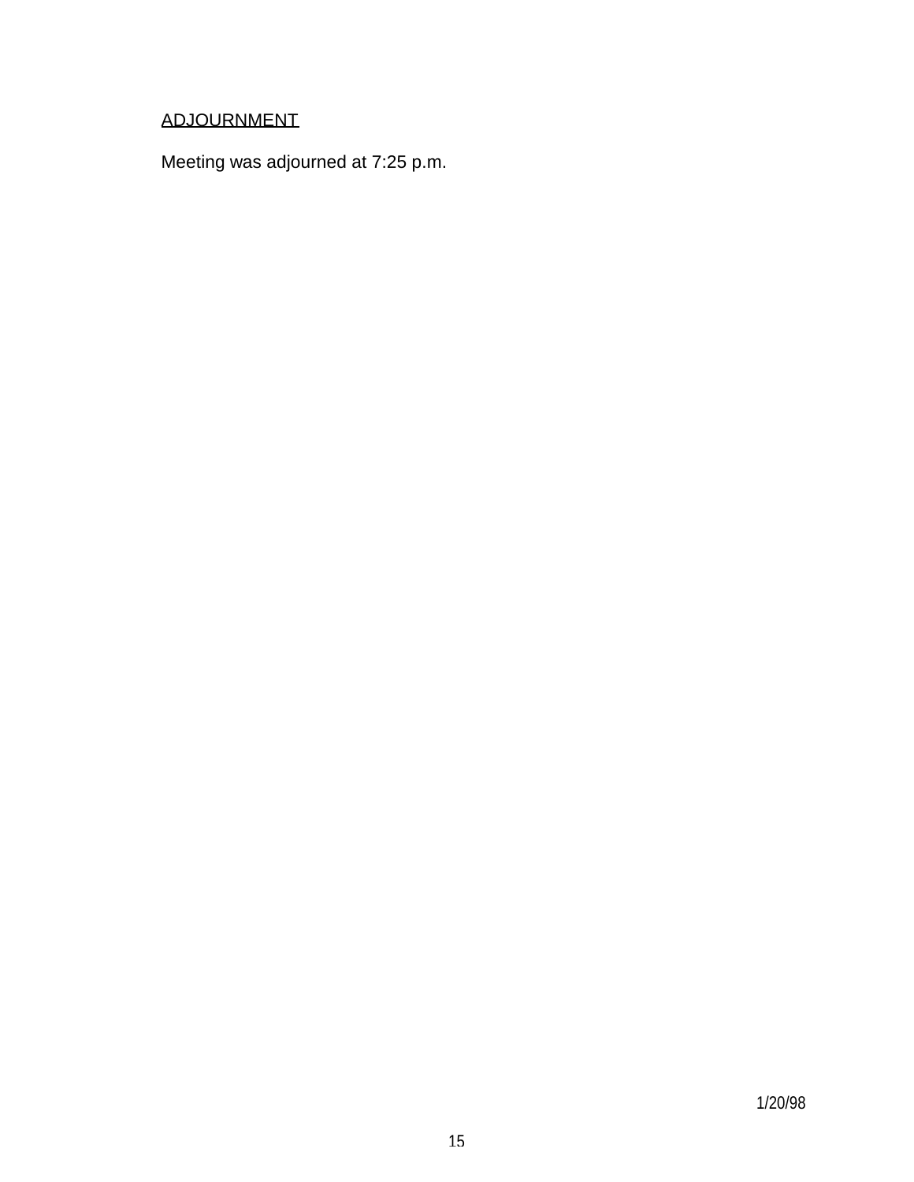ADJOURNMENT

Meeting was adjourned at 7:25 p.m.

1/20/98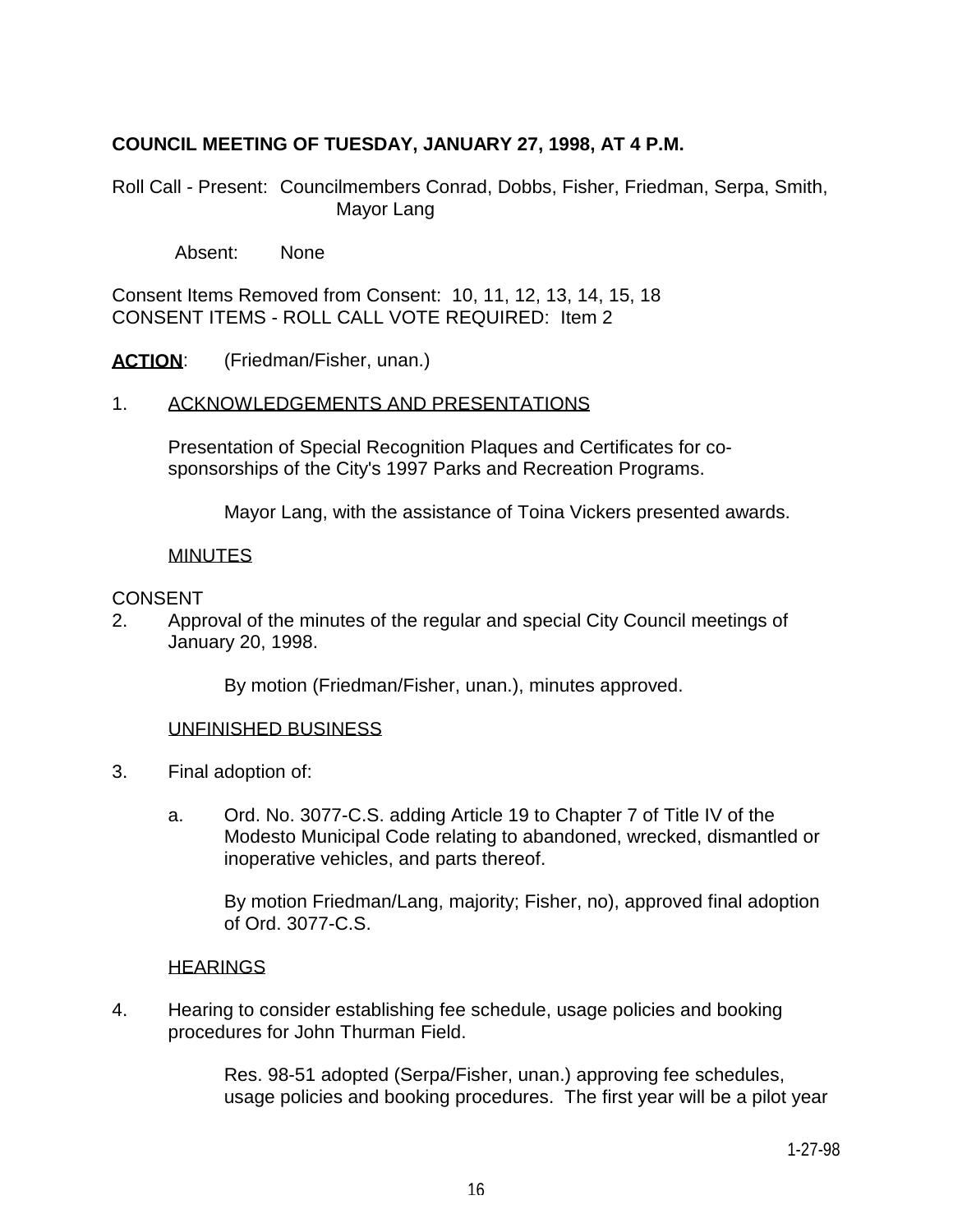**COUNCIL MEETING OF TUESDAY, JANUARY 27, 1998, AT 4 P.M.**

Roll Call - Present: Councilmembers Conrad, Dobbs, Fisher, Friedman, Serpa, Smith, Mayor Lang

Absent: None

Consent Items Removed from Consent: 10, 11, 12, 13, 14, 15, 18
CONSENT ITEMS - ROLL CALL VOTE REQUIRED: Item 2

**ACTION**: (Friedman/Fisher, unan.)

1. ACKNOWLEDGEMENTS AND PRESENTATIONS

   Presentation of Special Recognition Plaques and Certificates for co-sponsorships of the City's 1997 Parks and Recreation Programs.

   Mayor Lang, with the assistance of Toina Vickers presented awards.

   MINUTES

CONSENT

2. Approval of the minutes of the regular and special City Council meetings of January 20, 1998.

   By motion (Friedman/Fisher, unan.), minutes approved.

   UNFINISHED BUSINESS

3. Final adoption of:

   a. Ord. No. 3077-C.S. adding Article 19 to Chapter 7 of Title IV of the Modesto Municipal Code relating to abandoned, wrecked, dismantled or inoperative vehicles, and parts thereof.

      By motion Friedman/Lang, majority; Fisher, no), approved final adoption of Ord. 3077-C.S.

   HEARINGS

4. Hearing to consider establishing fee schedule, usage policies and booking procedures for John Thurman Field.

   Res. 98-51 adopted (Serpa/Fisher, unan.) approving fee schedules, usage policies and booking procedures. The first year will be a pilot year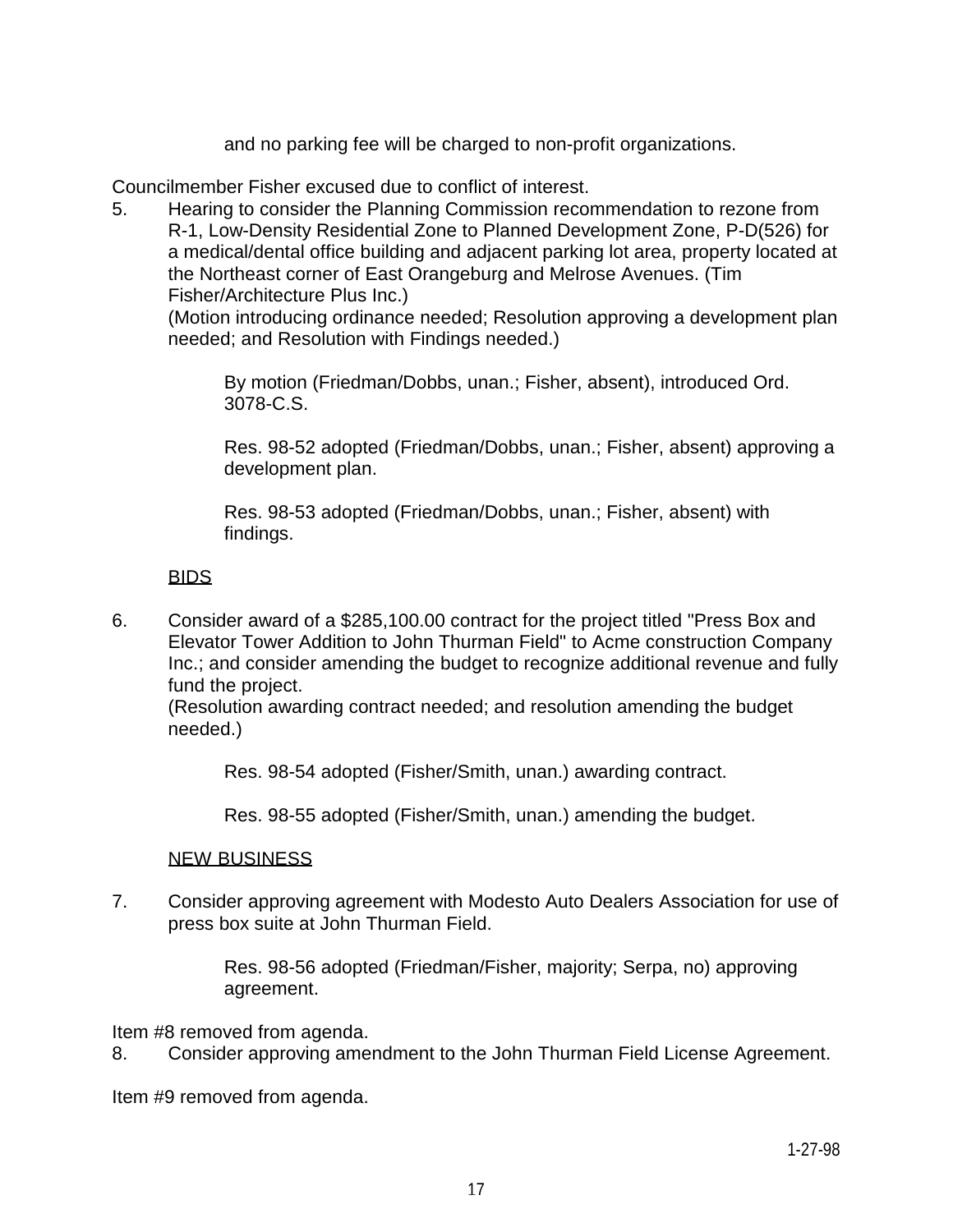and no parking fee will be charged to non-profit organizations.

Councilmember Fisher excused due to conflict of interest.

5. Hearing to consider the Planning Commission recommendation to rezone from R-1, Low-Density Residential Zone to Planned Development Zone, P-D(526) for a medical/dental office building and adjacent parking lot area, property located at the Northeast corner of East Orangeburg and Melrose Avenues. (Tim Fisher/Architecture Plus Inc.)
(Motion introducing ordinance needed; Resolution approving a development plan needed; and Resolution with Findings needed.)

   By motion (Friedman/Dobbs, unan.; Fisher, absent), introduced Ord. 3078-C.S.

   Res. 98-52 adopted (Friedman/Dobbs, unan.; Fisher, absent) approving a development plan.

   Res. 98-53 adopted (Friedman/Dobbs, unan.; Fisher, absent) with findings.

<u>BIDS</u>

6. Consider award of a $285,100.00 contract for the project titled "Press Box and Elevator Tower Addition to John Thurman Field" to Acme construction Company Inc.; and consider amending the budget to recognize additional revenue and fully fund the project.
(Resolution awarding contract needed; and resolution amending the budget needed.)

   Res. 98-54 adopted (Fisher/Smith, unan.) awarding contract.

   Res. 98-55 adopted (Fisher/Smith, unan.) amending the budget.

<u>NEW BUSINESS</u>

7. Consider approving agreement with Modesto Auto Dealers Association for use of press box suite at John Thurman Field.

   Res. 98-56 adopted (Friedman/Fisher, majority; Serpa, no) approving agreement.

Item #8 removed from agenda.

8. Consider approving amendment to the John Thurman Field License Agreement.

Item #9 removed from agenda.

1-27-98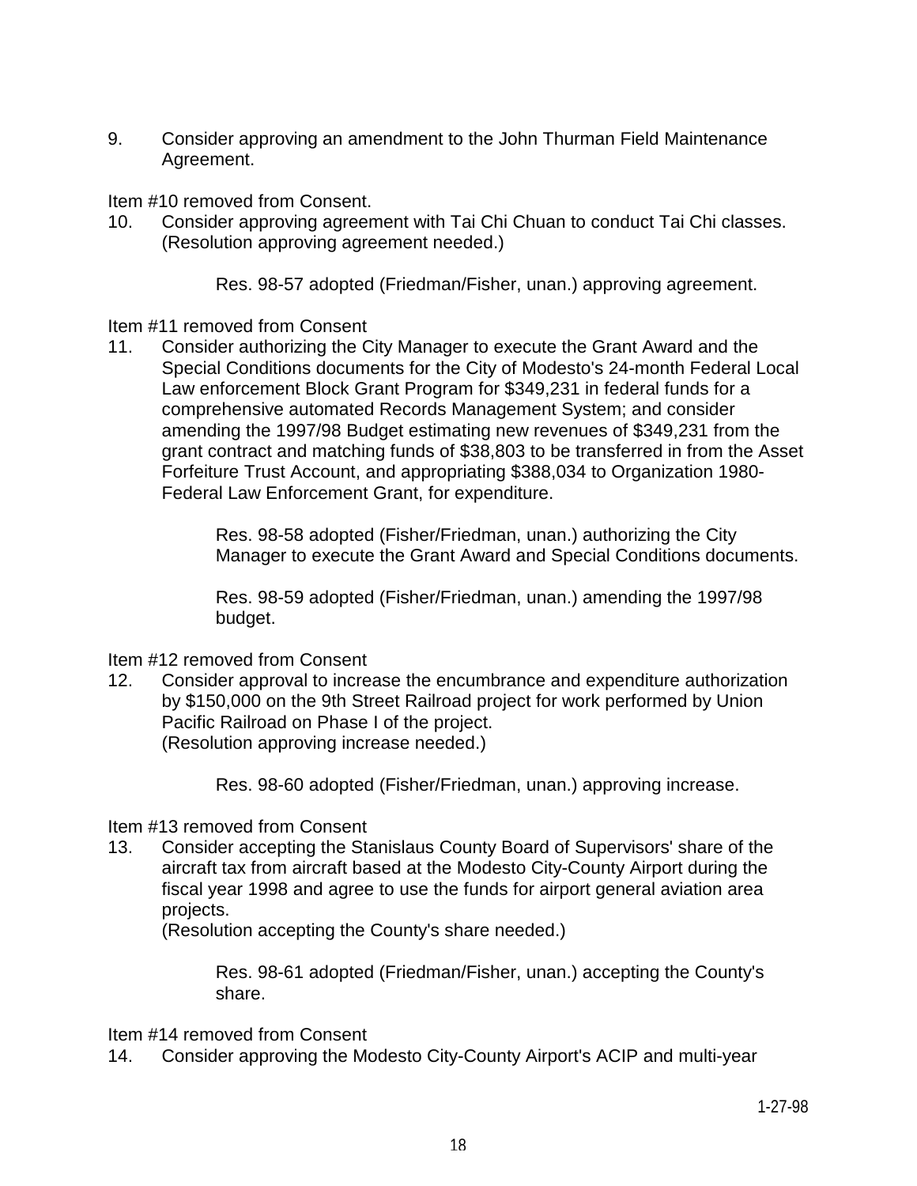9. Consider approving an amendment to the John Thurman Field Maintenance Agreement.

Item #10 removed from Consent.

10. Consider approving agreement with Tai Chi Chuan to conduct Tai Chi classes. (Resolution approving agreement needed.)

    Res. 98-57 adopted (Friedman/Fisher, unan.) approving agreement.

Item #11 removed from Consent

11. Consider authorizing the City Manager to execute the Grant Award and the Special Conditions documents for the City of Modesto's 24-month Federal Local Law enforcement Block Grant Program for $349,231 in federal funds for a comprehensive automated Records Management System; and consider amending the 1997/98 Budget estimating new revenues of $349,231 from the grant contract and matching funds of $38,803 to be transferred in from the Asset Forfeiture Trust Account, and appropriating $388,034 to Organization 1980-Federal Law Enforcement Grant, for expenditure.

    Res. 98-58 adopted (Fisher/Friedman, unan.) authorizing the City Manager to execute the Grant Award and Special Conditions documents.

    Res. 98-59 adopted (Fisher/Friedman, unan.) amending the 1997/98 budget.

Item #12 removed from Consent

12. Consider approval to increase the encumbrance and expenditure authorization by $150,000 on the 9th Street Railroad project for work performed by Union Pacific Railroad on Phase I of the project.
    (Resolution approving increase needed.)

    Res. 98-60 adopted (Fisher/Friedman, unan.) approving increase.

Item #13 removed from Consent

13. Consider accepting the Stanislaus County Board of Supervisors' share of the aircraft tax from aircraft based at the Modesto City-County Airport during the fiscal year 1998 and agree to use the funds for airport general aviation area projects.
    (Resolution accepting the County's share needed.)

    Res. 98-61 adopted (Friedman/Fisher, unan.) accepting the County's share.

Item #14 removed from Consent

14. Consider approving the Modesto City-County Airport's ACIP and multi-year

1-27-98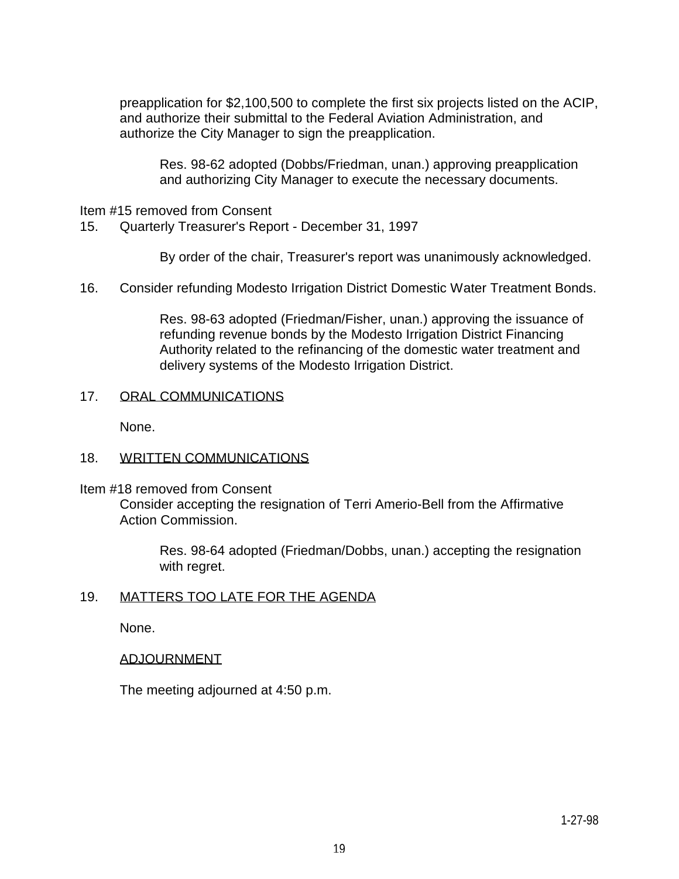preapplication for $2,100,500 to complete the first six projects listed on the ACIP, and authorize their submittal to the Federal Aviation Administration, and authorize the City Manager to sign the preapplication.

> Res. 98-62 adopted (Dobbs/Friedman, unan.) approving preapplication and authorizing City Manager to execute the necessary documents.

Item #15 removed from Consent

15. Quarterly Treasurer's Report - December 31, 1997

> By order of the chair, Treasurer's report was unanimously acknowledged.

16. Consider refunding Modesto Irrigation District Domestic Water Treatment Bonds.

> Res. 98-63 adopted (Friedman/Fisher, unan.) approving the issuance of refunding revenue bonds by the Modesto Irrigation District Financing Authority related to the refinancing of the domestic water treatment and delivery systems of the Modesto Irrigation District.

17. ORAL COMMUNICATIONS

None.

18. WRITTEN COMMUNICATIONS

Item #18 removed from Consent

Consider accepting the resignation of Terri Amerio-Bell from the Affirmative Action Commission.

> Res. 98-64 adopted (Friedman/Dobbs, unan.) accepting the resignation with regret.

19. MATTERS TOO LATE FOR THE AGENDA

None.

ADJOURNMENT

The meeting adjourned at 4:50 p.m.

1-27-98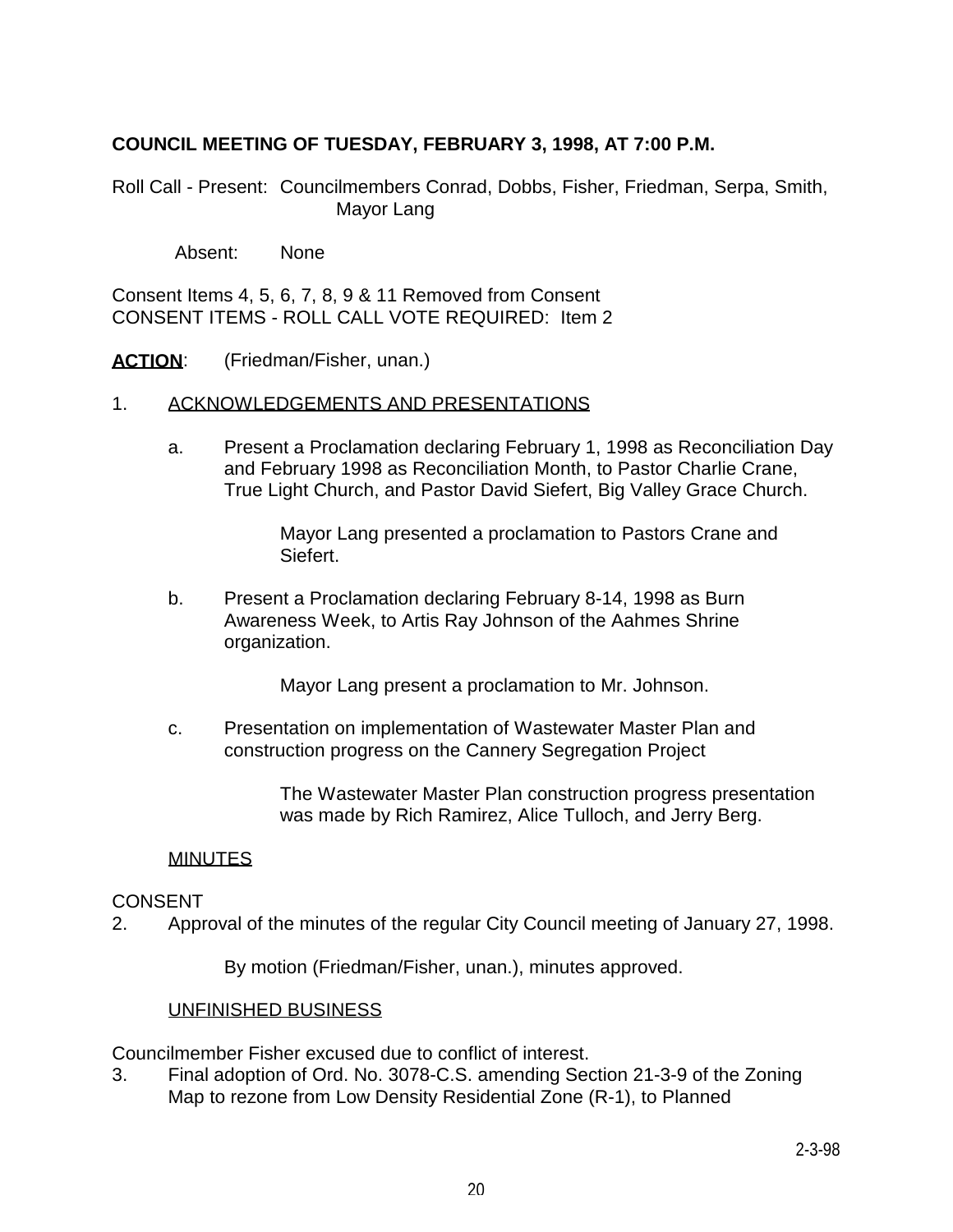**COUNCIL MEETING OF TUESDAY, FEBRUARY 3, 1998, AT 7:00 P.M.**

Roll Call - Present: Councilmembers Conrad, Dobbs, Fisher, Friedman, Serpa, Smith, Mayor Lang

Absent: None

Consent Items 4, 5, 6, 7, 8, 9 & 11 Removed from Consent
CONSENT ITEMS - ROLL CALL VOTE REQUIRED: Item 2

**ACTION**: (Friedman/Fisher, unan.)

1. ACKNOWLEDGEMENTS AND PRESENTATIONS

   a. Present a Proclamation declaring February 1, 1998 as Reconciliation Day and February 1998 as Reconciliation Month, to Pastor Charlie Crane, True Light Church, and Pastor David Siefert, Big Valley Grace Church.

      Mayor Lang presented a proclamation to Pastors Crane and Siefert.

   b. Present a Proclamation declaring February 8-14, 1998 as Burn Awareness Week, to Artis Ray Johnson of the Aahmes Shrine organization.

      Mayor Lang present a proclamation to Mr. Johnson.

   c. Presentation on implementation of Wastewater Master Plan and construction progress on the Cannery Segregation Project

      The Wastewater Master Plan construction progress presentation was made by Rich Ramirez, Alice Tulloch, and Jerry Berg.

MINUTES

CONSENT

2. Approval of the minutes of the regular City Council meeting of January 27, 1998.

   By motion (Friedman/Fisher, unan.), minutes approved.

UNFINISHED BUSINESS

Councilmember Fisher excused due to conflict of interest.

3. Final adoption of Ord. No. 3078-C.S. amending Section 21-3-9 of the Zoning Map to rezone from Low Density Residential Zone (R-1), to Planned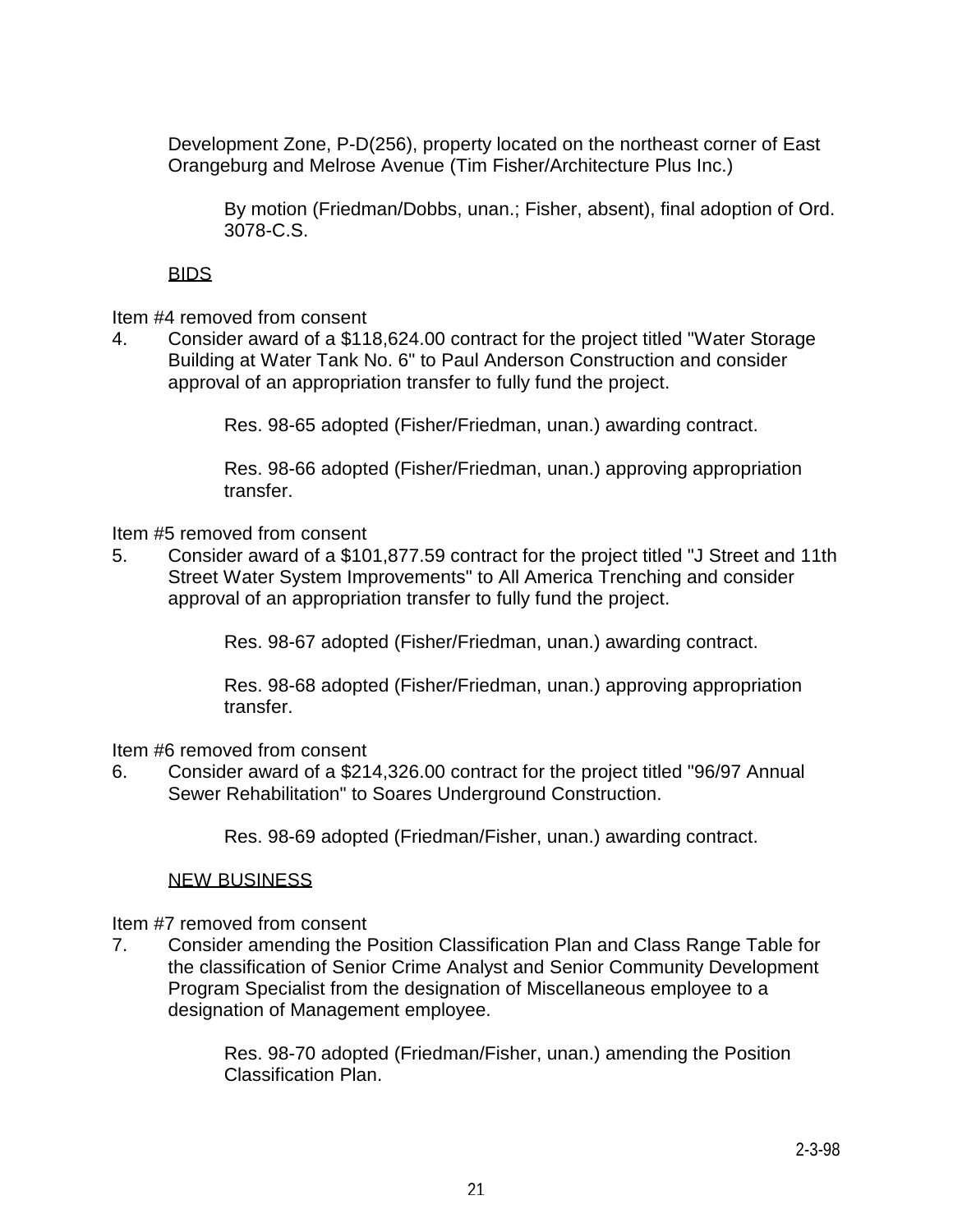Development Zone, P-D(256), property located on the northeast corner of East Orangeburg and Melrose Avenue (Tim Fisher/Architecture Plus Inc.)

By motion (Friedman/Dobbs, unan.; Fisher, absent), final adoption of Ord. 3078-C.S.

<u>BIDS</u>

Item #4 removed from consent

4. Consider award of a $118,624.00 contract for the project titled "Water Storage Building at Water Tank No. 6" to Paul Anderson Construction and consider approval of an appropriation transfer to fully fund the project.

    Res. 98-65 adopted (Fisher/Friedman, unan.) awarding contract.

    Res. 98-66 adopted (Fisher/Friedman, unan.) approving appropriation transfer.

Item #5 removed from consent

5. Consider award of a $101,877.59 contract for the project titled "J Street and 11th Street Water System Improvements" to All America Trenching and consider approval of an appropriation transfer to fully fund the project.

    Res. 98-67 adopted (Fisher/Friedman, unan.) awarding contract.

    Res. 98-68 adopted (Fisher/Friedman, unan.) approving appropriation transfer.

Item #6 removed from consent

6. Consider award of a $214,326.00 contract for the project titled "96/97 Annual Sewer Rehabilitation" to Soares Underground Construction.

    Res. 98-69 adopted (Friedman/Fisher, unan.) awarding contract.

<u>NEW BUSINESS</u>

Item #7 removed from consent

7. Consider amending the Position Classification Plan and Class Range Table for the classification of Senior Crime Analyst and Senior Community Development Program Specialist from the designation of Miscellaneous employee to a designation of Management employee.

    Res. 98-70 adopted (Friedman/Fisher, unan.) amending the Position Classification Plan.

2-3-98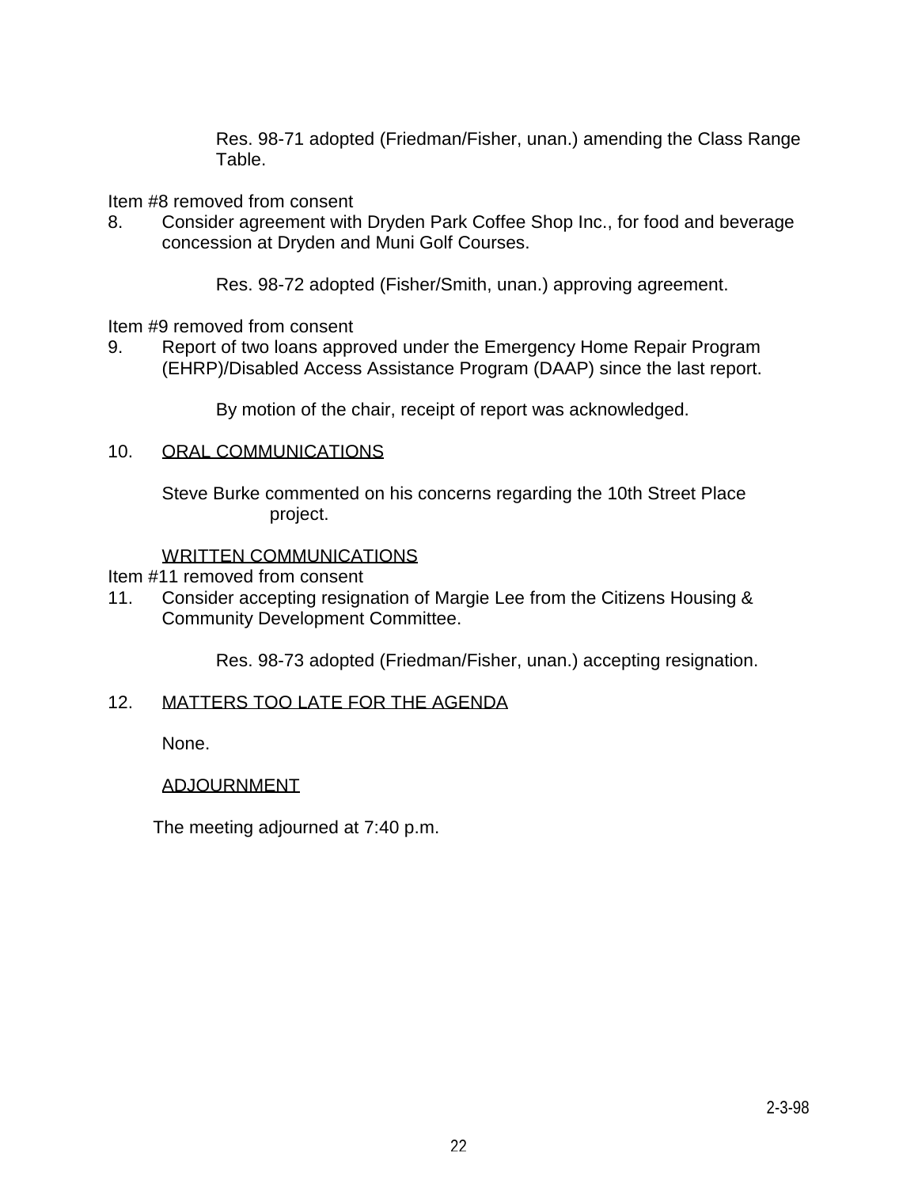Res. 98-71 adopted (Friedman/Fisher, unan.) amending the Class Range Table.

Item #8 removed from consent

8. Consider agreement with Dryden Park Coffee Shop Inc., for food and beverage concession at Dryden and Muni Golf Courses.

   Res. 98-72 adopted (Fisher/Smith, unan.) approving agreement.

Item #9 removed from consent

9. Report of two loans approved under the Emergency Home Repair Program (EHRP)/Disabled Access Assistance Program (DAAP) since the last report.

   By motion of the chair, receipt of report was acknowledged.

10. <u>ORAL COMMUNICATIONS</u>

   Steve Burke commented on his concerns regarding the 10th Street Place project.

   <u>WRITTEN COMMUNICATIONS</u>

Item #11 removed from consent

11. Consider accepting resignation of Margie Lee from the Citizens Housing & Community Development Committee.

   Res. 98-73 adopted (Friedman/Fisher, unan.) accepting resignation.

12. <u>MATTERS TOO LATE FOR THE AGENDA</u>

   None.

   <u>ADJOURNMENT</u>

   The meeting adjourned at 7:40 p.m.

2-3-98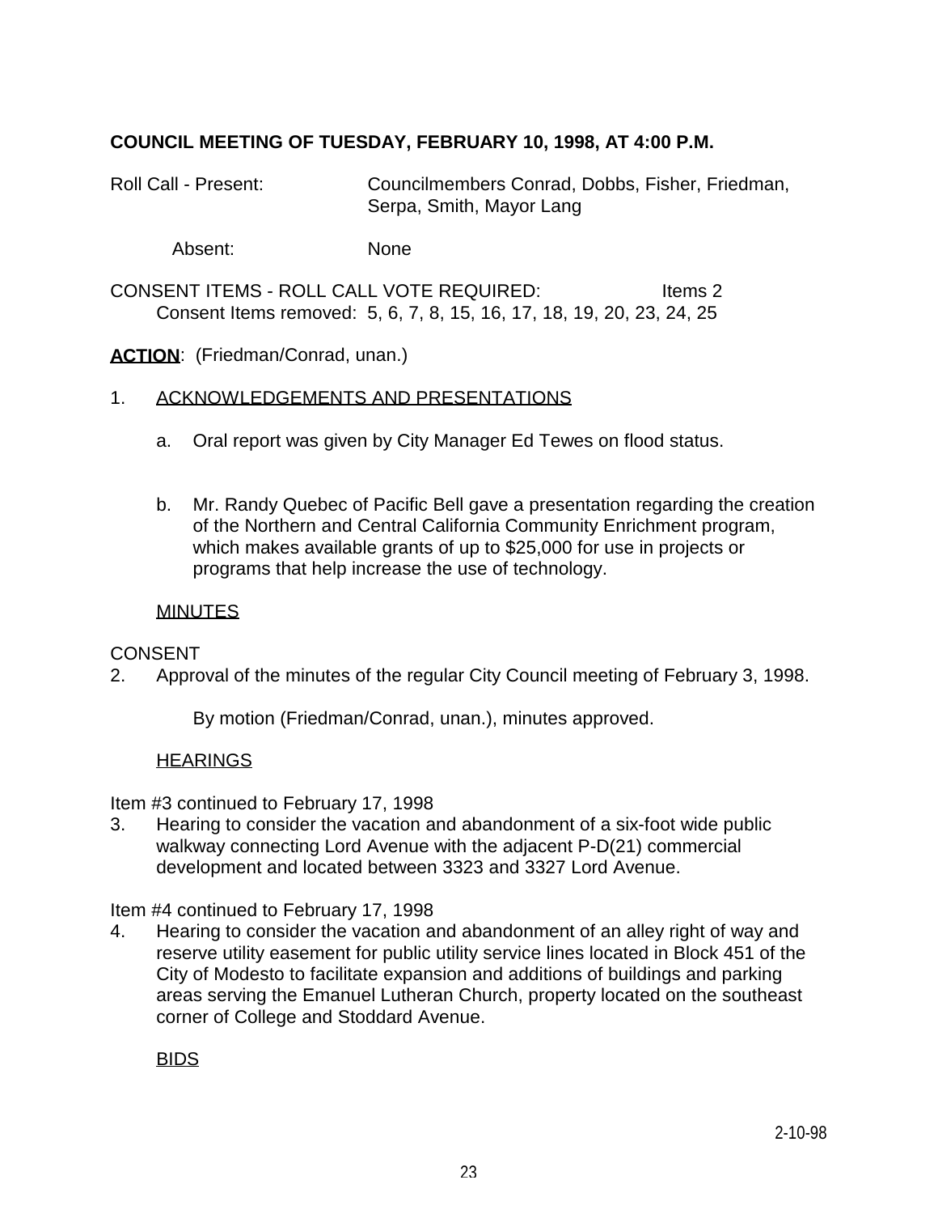**COUNCIL MEETING OF TUESDAY, FEBRUARY 10, 1998, AT 4:00 P.M.**

Roll Call - Present: Councilmembers Conrad, Dobbs, Fisher, Friedman, Serpa, Smith, Mayor Lang

Absent: None

CONSENT ITEMS - ROLL CALL VOTE REQUIRED: Items 2
Consent Items removed: 5, 6, 7, 8, 15, 16, 17, 18, 19, 20, 23, 24, 25

**ACTION**: (Friedman/Conrad, unan.)

1. ACKNOWLEDGEMENTS AND PRESENTATIONS

   a. Oral report was given by City Manager Ed Tewes on flood status.

   b. Mr. Randy Quebec of Pacific Bell gave a presentation regarding the creation of the Northern and Central California Community Enrichment program, which makes available grants of up to $25,000 for use in projects or programs that help increase the use of technology.

MINUTES

CONSENT

2. Approval of the minutes of the regular City Council meeting of February 3, 1998.

   By motion (Friedman/Conrad, unan.), minutes approved.

HEARINGS

Item #3 continued to February 17, 1998

3. Hearing to consider the vacation and abandonment of a six-foot wide public walkway connecting Lord Avenue with the adjacent P-D(21) commercial development and located between 3323 and 3327 Lord Avenue.

Item #4 continued to February 17, 1998

4. Hearing to consider the vacation and abandonment of an alley right of way and reserve utility easement for public utility service lines located in Block 451 of the City of Modesto to facilitate expansion and additions of buildings and parking areas serving the Emanuel Lutheran Church, property located on the southeast corner of College and Stoddard Avenue.

BIDS

2-10-98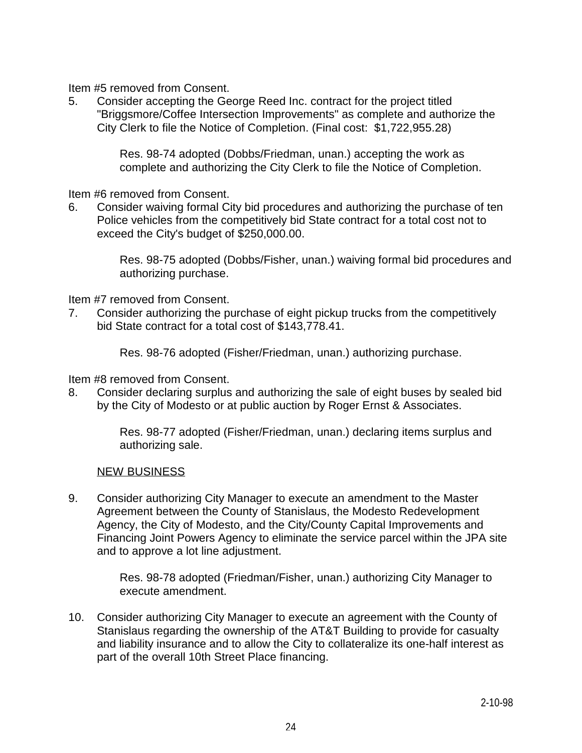Item #5 removed from Consent.

5. Consider accepting the George Reed Inc. contract for the project titled "Briggsmore/Coffee Intersection Improvements" as complete and authorize the City Clerk to file the Notice of Completion. (Final cost: $1,722,955.28)

   Res. 98-74 adopted (Dobbs/Friedman, unan.) accepting the work as complete and authorizing the City Clerk to file the Notice of Completion.

Item #6 removed from Consent.

6. Consider waiving formal City bid procedures and authorizing the purchase of ten Police vehicles from the competitively bid State contract for a total cost not to exceed the City's budget of $250,000.00.

   Res. 98-75 adopted (Dobbs/Fisher, unan.) waiving formal bid procedures and authorizing purchase.

Item #7 removed from Consent.

7. Consider authorizing the purchase of eight pickup trucks from the competitively bid State contract for a total cost of $143,778.41.

   Res. 98-76 adopted (Fisher/Friedman, unan.) authorizing purchase.

Item #8 removed from Consent.

8. Consider declaring surplus and authorizing the sale of eight buses by sealed bid by the City of Modesto or at public auction by Roger Ernst & Associates.

   Res. 98-77 adopted (Fisher/Friedman, unan.) declaring items surplus and authorizing sale.

<u>NEW BUSINESS</u>

9. Consider authorizing City Manager to execute an amendment to the Master Agreement between the County of Stanislaus, the Modesto Redevelopment Agency, the City of Modesto, and the City/County Capital Improvements and Financing Joint Powers Agency to eliminate the service parcel within the JPA site and to approve a lot line adjustment.

   Res. 98-78 adopted (Friedman/Fisher, unan.) authorizing City Manager to execute amendment.

10. Consider authorizing City Manager to execute an agreement with the County of Stanislaus regarding the ownership of the AT&T Building to provide for casualty and liability insurance and to allow the City to collateralize its one-half interest as part of the overall 10th Street Place financing.

2-10-98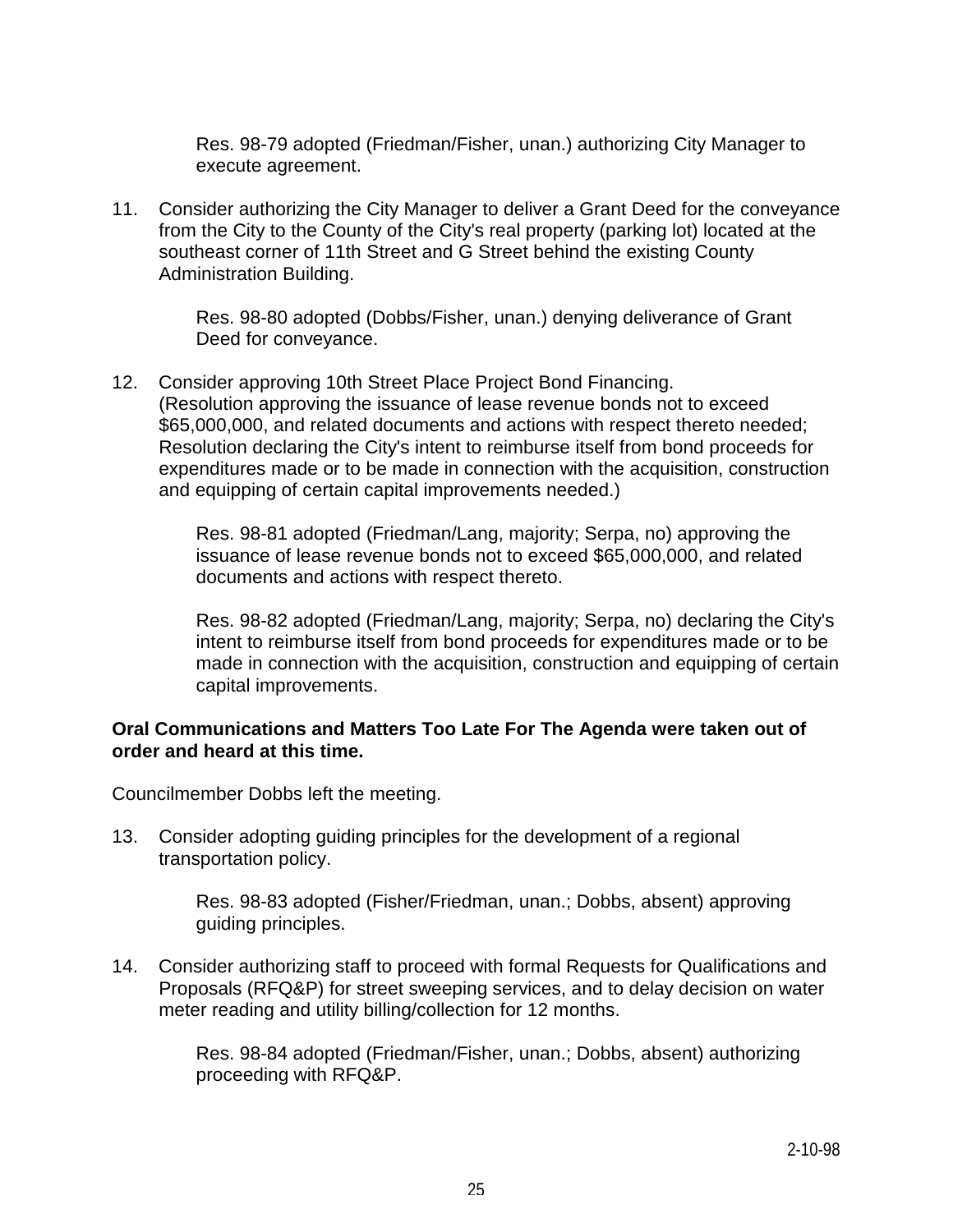Res. 98-79 adopted (Friedman/Fisher, unan.) authorizing City Manager to execute agreement.

11. Consider authorizing the City Manager to deliver a Grant Deed for the conveyance from the City to the County of the City's real property (parking lot) located at the southeast corner of 11th Street and G Street behind the existing County Administration Building.

    Res. 98-80 adopted (Dobbs/Fisher, unan.) denying deliverance of Grant Deed for conveyance.

12. Consider approving 10th Street Place Project Bond Financing. (Resolution approving the issuance of lease revenue bonds not to exceed $65,000,000, and related documents and actions with respect thereto needed; Resolution declaring the City's intent to reimburse itself from bond proceeds for expenditures made or to be made in connection with the acquisition, construction and equipping of certain capital improvements needed.)

    Res. 98-81 adopted (Friedman/Lang, majority; Serpa, no) approving the issuance of lease revenue bonds not to exceed $65,000,000, and related documents and actions with respect thereto.

    Res. 98-82 adopted (Friedman/Lang, majority; Serpa, no) declaring the City's intent to reimburse itself from bond proceeds for expenditures made or to be made in connection with the acquisition, construction and equipping of certain capital improvements.

**Oral Communications and Matters Too Late For The Agenda were taken out of order and heard at this time.**

Councilmember Dobbs left the meeting.

13. Consider adopting guiding principles for the development of a regional transportation policy.

    Res. 98-83 adopted (Fisher/Friedman, unan.; Dobbs, absent) approving guiding principles.

14. Consider authorizing staff to proceed with formal Requests for Qualifications and Proposals (RFQ&P) for street sweeping services, and to delay decision on water meter reading and utility billing/collection for 12 months.

    Res. 98-84 adopted (Friedman/Fisher, unan.; Dobbs, absent) authorizing proceeding with RFQ&P.

2-10-98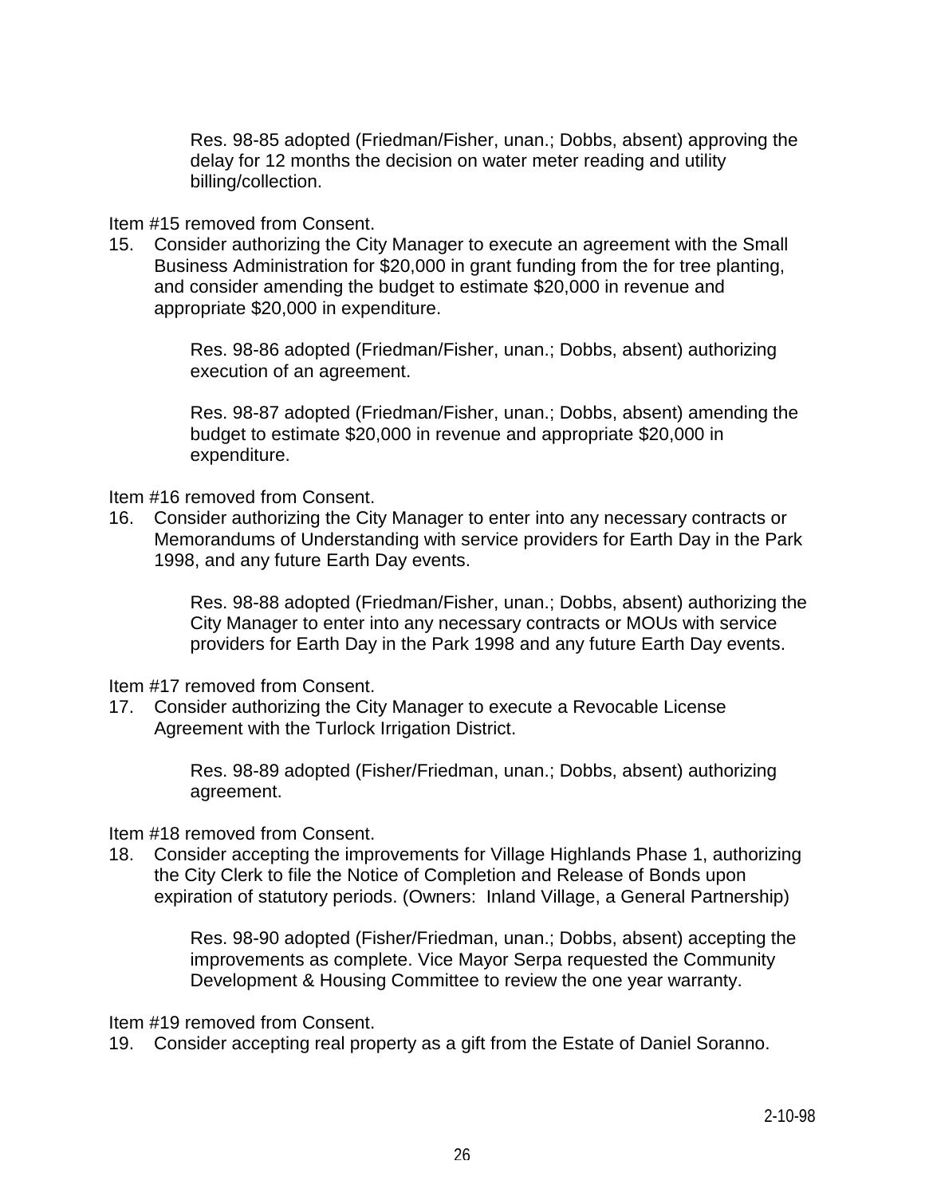Res. 98-85 adopted (Friedman/Fisher, unan.; Dobbs, absent) approving the delay for 12 months the decision on water meter reading and utility billing/collection.

Item #15 removed from Consent.

15. Consider authorizing the City Manager to execute an agreement with the Small Business Administration for $20,000 in grant funding from the for tree planting, and consider amending the budget to estimate $20,000 in revenue and appropriate $20,000 in expenditure.

    Res. 98-86 adopted (Friedman/Fisher, unan.; Dobbs, absent) authorizing execution of an agreement.

    Res. 98-87 adopted (Friedman/Fisher, unan.; Dobbs, absent) amending the budget to estimate $20,000 in revenue and appropriate $20,000 in expenditure.

Item #16 removed from Consent.

16. Consider authorizing the City Manager to enter into any necessary contracts or Memorandums of Understanding with service providers for Earth Day in the Park 1998, and any future Earth Day events.

    Res. 98-88 adopted (Friedman/Fisher, unan.; Dobbs, absent) authorizing the City Manager to enter into any necessary contracts or MOUs with service providers for Earth Day in the Park 1998 and any future Earth Day events.

Item #17 removed from Consent.

17. Consider authorizing the City Manager to execute a Revocable License Agreement with the Turlock Irrigation District.

    Res. 98-89 adopted (Fisher/Friedman, unan.; Dobbs, absent) authorizing agreement.

Item #18 removed from Consent.

18. Consider accepting the improvements for Village Highlands Phase 1, authorizing the City Clerk to file the Notice of Completion and Release of Bonds upon expiration of statutory periods. (Owners: Inland Village, a General Partnership)

    Res. 98-90 adopted (Fisher/Friedman, unan.; Dobbs, absent) accepting the improvements as complete. Vice Mayor Serpa requested the Community Development & Housing Committee to review the one year warranty.

Item #19 removed from Consent.

19. Consider accepting real property as a gift from the Estate of Daniel Soranno.

2-10-98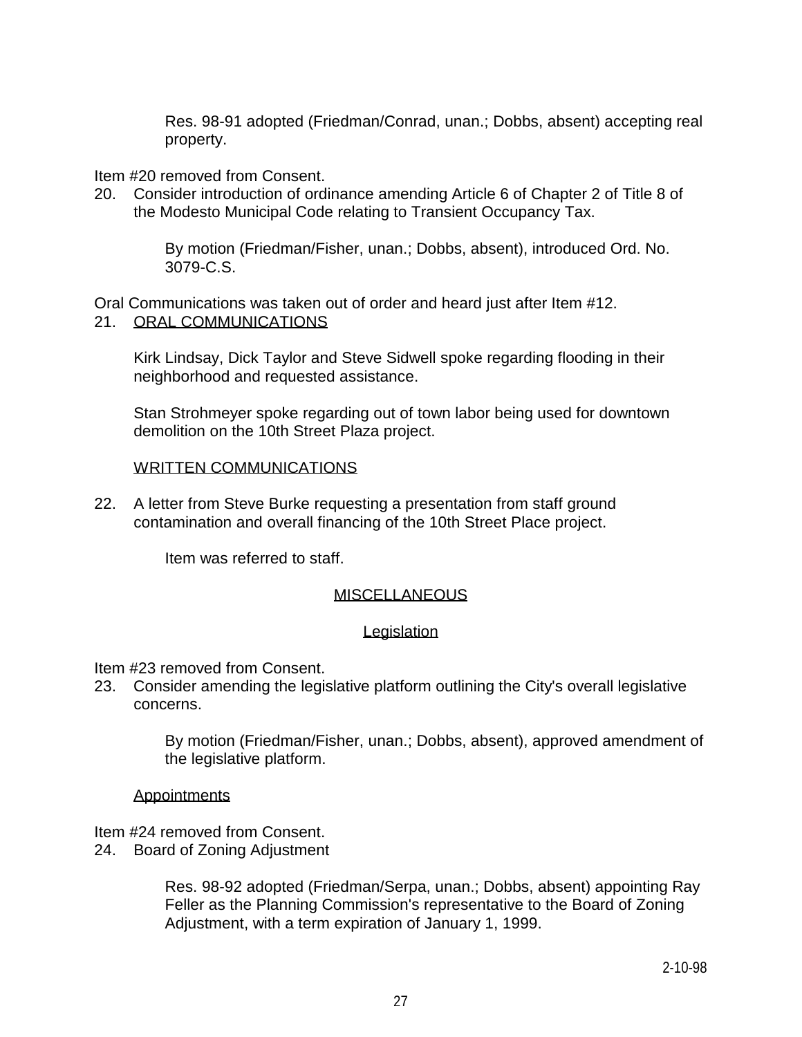Res. 98-91 adopted (Friedman/Conrad, unan.; Dobbs, absent) accepting real property.

Item #20 removed from Consent.

20. Consider introduction of ordinance amending Article 6 of Chapter 2 of Title 8 of the Modesto Municipal Code relating to Transient Occupancy Tax.

    By motion (Friedman/Fisher, unan.; Dobbs, absent), introduced Ord. No. 3079-C.S.

Oral Communications was taken out of order and heard just after Item #12.

21. ORAL COMMUNICATIONS

    Kirk Lindsay, Dick Taylor and Steve Sidwell spoke regarding flooding in their neighborhood and requested assistance.

    Stan Strohmeyer spoke regarding out of town labor being used for downtown demolition on the 10th Street Plaza project.

    WRITTEN COMMUNICATIONS

22. A letter from Steve Burke requesting a presentation from staff ground contamination and overall financing of the 10th Street Place project.

    Item was referred to staff.

## MISCELLANEOUS

### Legislation

Item #23 removed from Consent.

23. Consider amending the legislative platform outlining the City's overall legislative concerns.

    By motion (Friedman/Fisher, unan.; Dobbs, absent), approved amendment of the legislative platform.

### Appointments

Item #24 removed from Consent.

24. Board of Zoning Adjustment

    Res. 98-92 adopted (Friedman/Serpa, unan.; Dobbs, absent) appointing Ray Feller as the Planning Commission's representative to the Board of Zoning Adjustment, with a term expiration of January 1, 1999.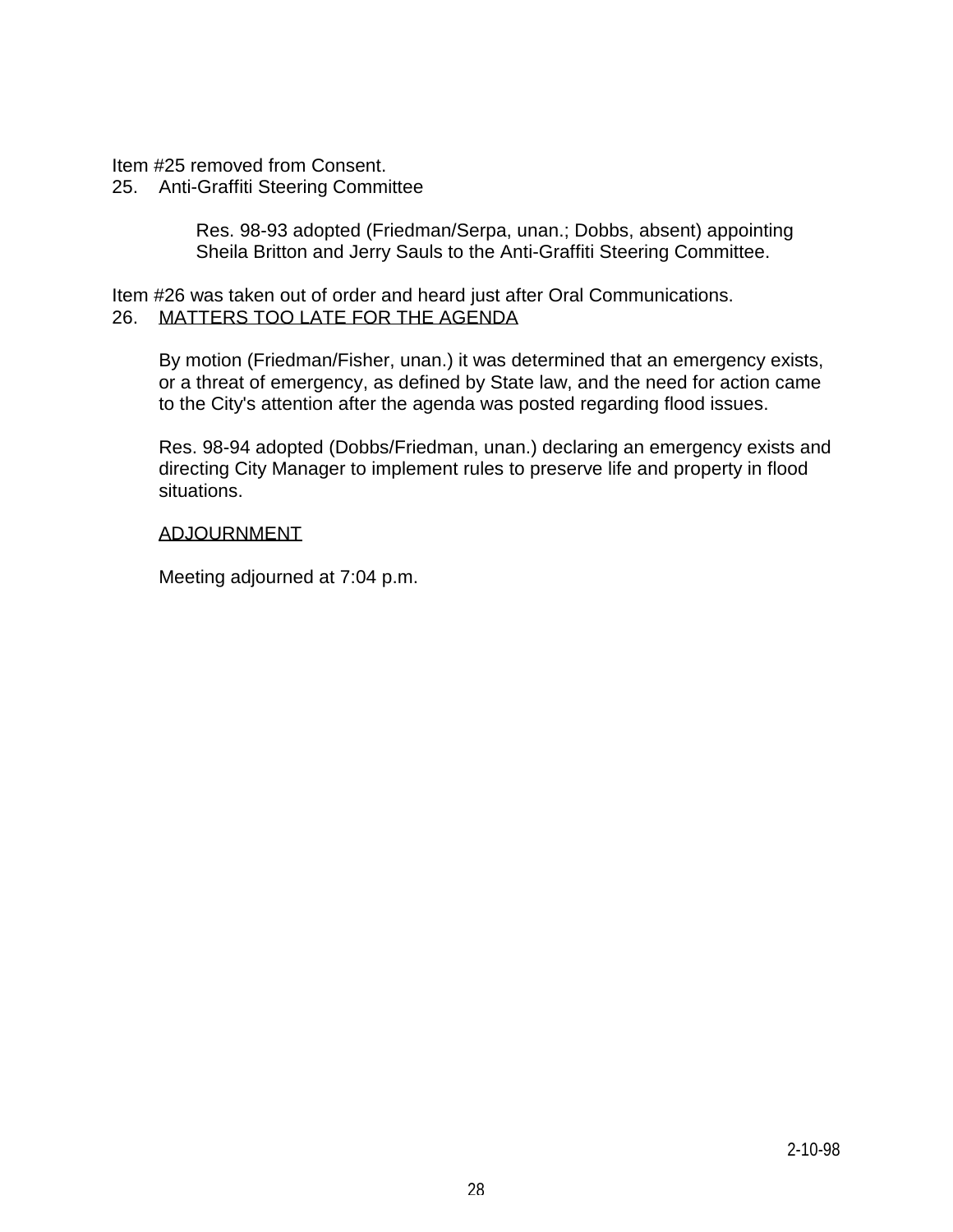Item #25 removed from Consent.

25. Anti-Graffiti Steering Committee

    Res. 98-93 adopted (Friedman/Serpa, unan.; Dobbs, absent) appointing Sheila Britton and Jerry Sauls to the Anti-Graffiti Steering Committee.

Item #26 was taken out of order and heard just after Oral Communications.

26. <u>MATTERS TOO LATE FOR THE AGENDA</u>

    By motion (Friedman/Fisher, unan.) it was determined that an emergency exists, or a threat of emergency, as defined by State law, and the need for action came to the City's attention after the agenda was posted regarding flood issues.

    Res. 98-94 adopted (Dobbs/Friedman, unan.) declaring an emergency exists and directing City Manager to implement rules to preserve life and property in flood situations.

    <u>ADJOURNMENT</u>

    Meeting adjourned at 7:04 p.m.

2-10-98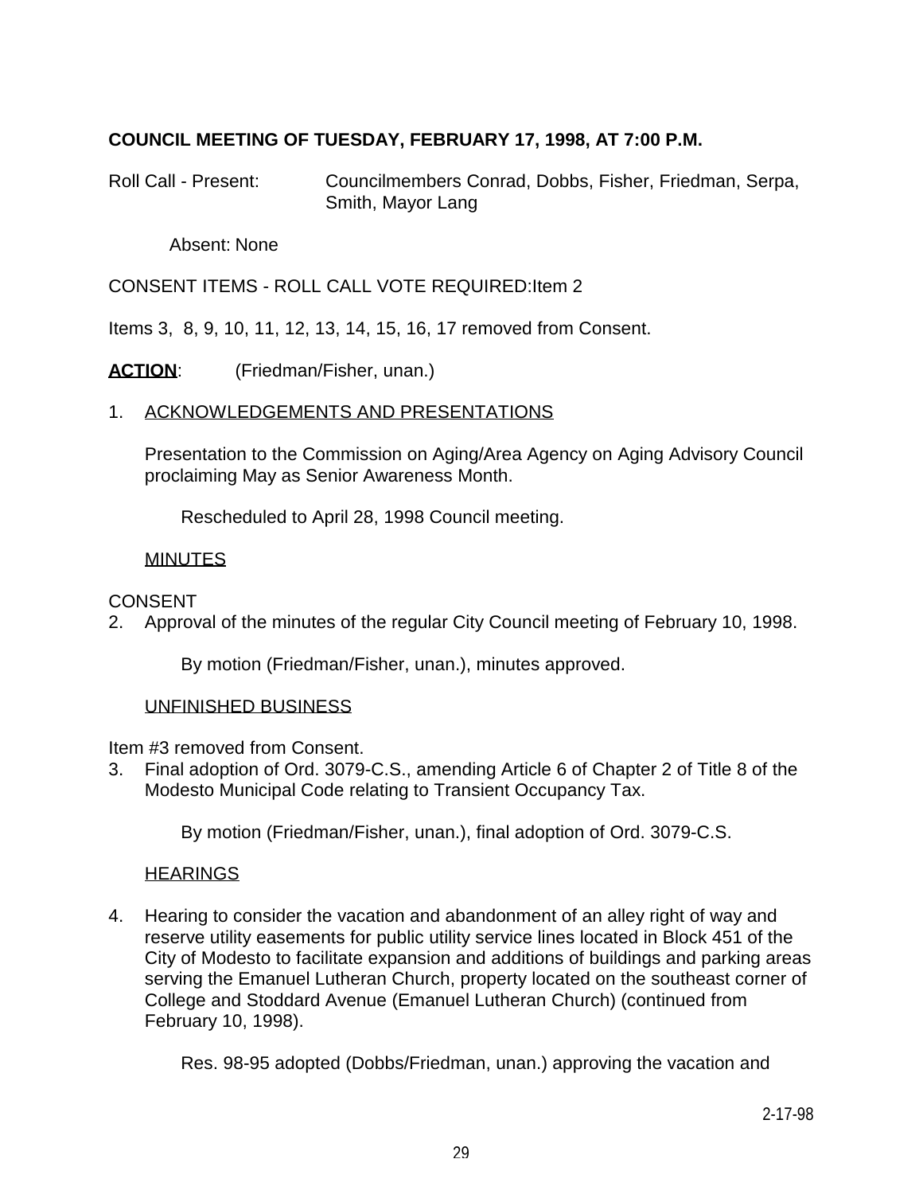**COUNCIL MEETING OF TUESDAY, FEBRUARY 17, 1998, AT 7:00 P.M.**

Roll Call - Present: Councilmembers Conrad, Dobbs, Fisher, Friedman, Serpa, Smith, Mayor Lang

Absent: None

CONSENT ITEMS - ROLL CALL VOTE REQUIRED:Item 2

Items 3, 8, 9, 10, 11, 12, 13, 14, 15, 16, 17 removed from Consent.

**ACTION**: (Friedman/Fisher, unan.)

1. ACKNOWLEDGEMENTS AND PRESENTATIONS

   Presentation to the Commission on Aging/Area Agency on Aging Advisory Council proclaiming May as Senior Awareness Month.

   Rescheduled to April 28, 1998 Council meeting.

   MINUTES

CONSENT

2. Approval of the minutes of the regular City Council meeting of February 10, 1998.

   By motion (Friedman/Fisher, unan.), minutes approved.

   UNFINISHED BUSINESS

Item #3 removed from Consent.

3. Final adoption of Ord. 3079-C.S., amending Article 6 of Chapter 2 of Title 8 of the Modesto Municipal Code relating to Transient Occupancy Tax.

   By motion (Friedman/Fisher, unan.), final adoption of Ord. 3079-C.S.

   HEARINGS

4. Hearing to consider the vacation and abandonment of an alley right of way and reserve utility easements for public utility service lines located in Block 451 of the City of Modesto to facilitate expansion and additions of buildings and parking areas serving the Emanuel Lutheran Church, property located on the southeast corner of College and Stoddard Avenue (Emanuel Lutheran Church) (continued from February 10, 1998).

   Res. 98-95 adopted (Dobbs/Friedman, unan.) approving the vacation and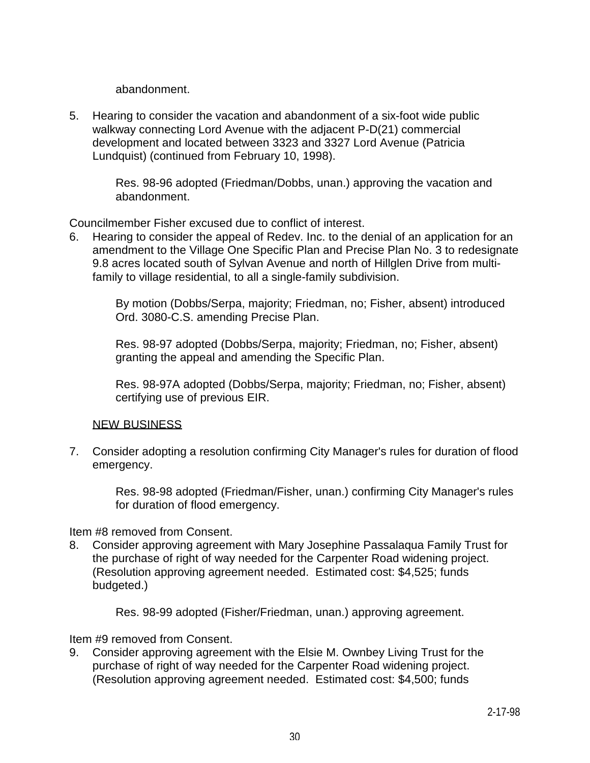abandonment.

5. Hearing to consider the vacation and abandonment of a six-foot wide public walkway connecting Lord Avenue with the adjacent P-D(21) commercial development and located between 3323 and 3327 Lord Avenue (Patricia Lundquist) (continued from February 10, 1998).

   Res. 98-96 adopted (Friedman/Dobbs, unan.) approving the vacation and abandonment.

Councilmember Fisher excused due to conflict of interest.

6. Hearing to consider the appeal of Redev. Inc. to the denial of an application for an amendment to the Village One Specific Plan and Precise Plan No. 3 to redesignate 9.8 acres located south of Sylvan Avenue and north of Hillglen Drive from multi-family to village residential, to all a single-family subdivision.

   By motion (Dobbs/Serpa, majority; Friedman, no; Fisher, absent) introduced Ord. 3080-C.S. amending Precise Plan.

   Res. 98-97 adopted (Dobbs/Serpa, majority; Friedman, no; Fisher, absent) granting the appeal and amending the Specific Plan.

   Res. 98-97A adopted (Dobbs/Serpa, majority; Friedman, no; Fisher, absent) certifying use of previous EIR.

NEW BUSINESS

7. Consider adopting a resolution confirming City Manager's rules for duration of flood emergency.

   Res. 98-98 adopted (Friedman/Fisher, unan.) confirming City Manager's rules for duration of flood emergency.

Item #8 removed from Consent.

8. Consider approving agreement with Mary Josephine Passalaqua Family Trust for the purchase of right of way needed for the Carpenter Road widening project. (Resolution approving agreement needed. Estimated cost: $4,525; funds budgeted.)

   Res. 98-99 adopted (Fisher/Friedman, unan.) approving agreement.

Item #9 removed from Consent.

9. Consider approving agreement with the Elsie M. Ownbey Living Trust for the purchase of right of way needed for the Carpenter Road widening project. (Resolution approving agreement needed. Estimated cost: $4,500; funds

2-17-98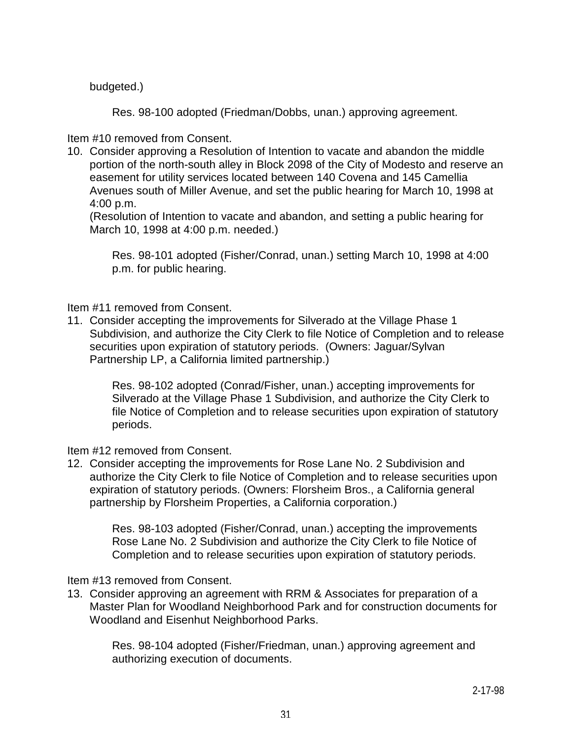budgeted.)

Res. 98-100 adopted (Friedman/Dobbs, unan.) approving agreement.

Item #10 removed from Consent.

10. Consider approving a Resolution of Intention to vacate and abandon the middle portion of the north-south alley in Block 2098 of the City of Modesto and reserve an easement for utility services located between 140 Covena and 145 Camellia Avenues south of Miller Avenue, and set the public hearing for March 10, 1998 at 4:00 p.m.
    (Resolution of Intention to vacate and abandon, and setting a public hearing for March 10, 1998 at 4:00 p.m. needed.)

    Res. 98-101 adopted (Fisher/Conrad, unan.) setting March 10, 1998 at 4:00 p.m. for public hearing.

Item #11 removed from Consent.

11. Consider accepting the improvements for Silverado at the Village Phase 1 Subdivision, and authorize the City Clerk to file Notice of Completion and to release securities upon expiration of statutory periods. (Owners: Jaguar/Sylvan Partnership LP, a California limited partnership.)

    Res. 98-102 adopted (Conrad/Fisher, unan.) accepting improvements for Silverado at the Village Phase 1 Subdivision, and authorize the City Clerk to file Notice of Completion and to release securities upon expiration of statutory periods.

Item #12 removed from Consent.

12. Consider accepting the improvements for Rose Lane No. 2 Subdivision and authorize the City Clerk to file Notice of Completion and to release securities upon expiration of statutory periods. (Owners: Florsheim Bros., a California general partnership by Florsheim Properties, a California corporation.)

    Res. 98-103 adopted (Fisher/Conrad, unan.) accepting the improvements Rose Lane No. 2 Subdivision and authorize the City Clerk to file Notice of Completion and to release securities upon expiration of statutory periods.

Item #13 removed from Consent.

13. Consider approving an agreement with RRM & Associates for preparation of a Master Plan for Woodland Neighborhood Park and for construction documents for Woodland and Eisenhut Neighborhood Parks.

    Res. 98-104 adopted (Fisher/Friedman, unan.) approving agreement and authorizing execution of documents.

2-17-98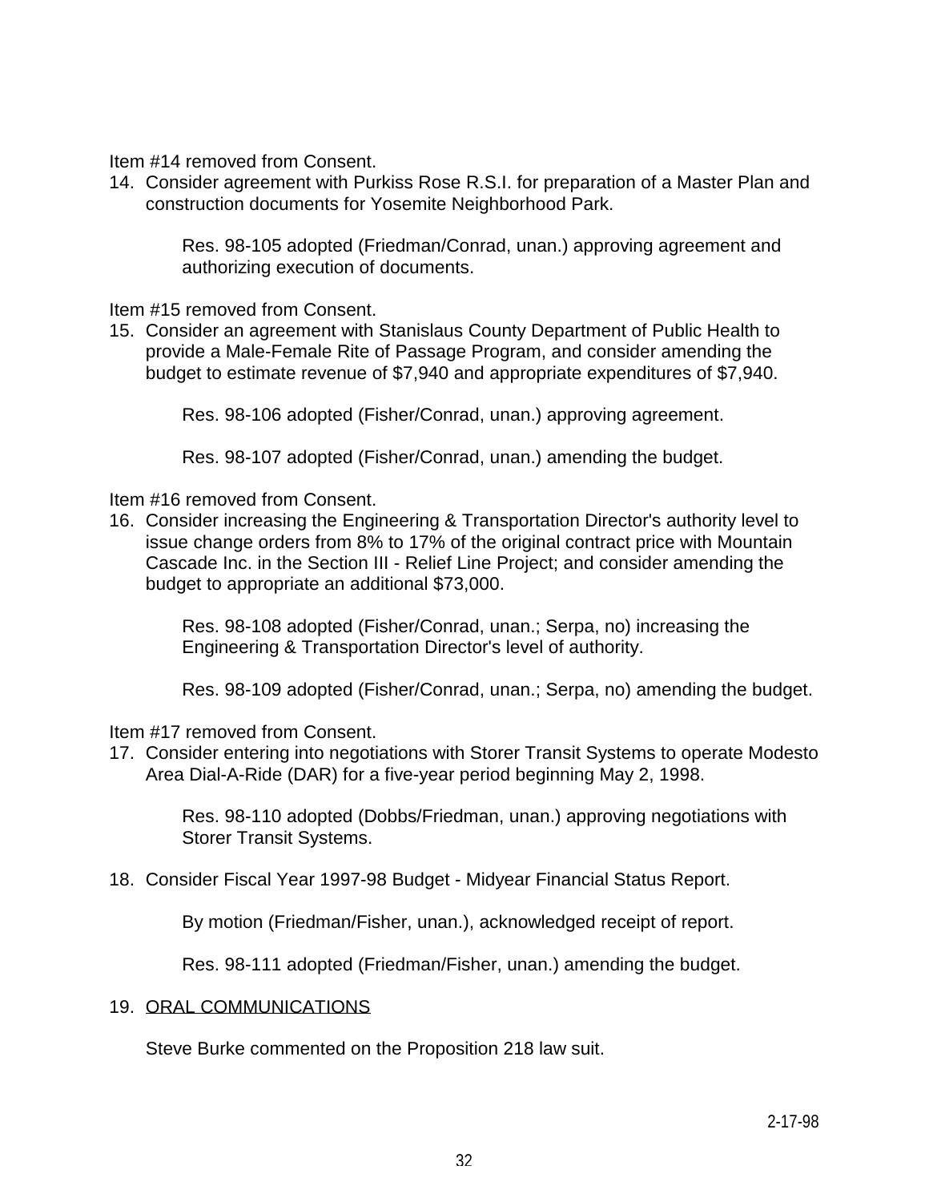Item #14 removed from Consent.

14. Consider agreement with Purkiss Rose R.S.I. for preparation of a Master Plan and construction documents for Yosemite Neighborhood Park.

    Res. 98-105 adopted (Friedman/Conrad, unan.) approving agreement and authorizing execution of documents.

Item #15 removed from Consent.

15. Consider an agreement with Stanislaus County Department of Public Health to provide a Male-Female Rite of Passage Program, and consider amending the budget to estimate revenue of $7,940 and appropriate expenditures of $7,940.

    Res. 98-106 adopted (Fisher/Conrad, unan.) approving agreement.

    Res. 98-107 adopted (Fisher/Conrad, unan.) amending the budget.

Item #16 removed from Consent.

16. Consider increasing the Engineering & Transportation Director's authority level to issue change orders from 8% to 17% of the original contract price with Mountain Cascade Inc. in the Section III - Relief Line Project; and consider amending the budget to appropriate an additional $73,000.

    Res. 98-108 adopted (Fisher/Conrad, unan.; Serpa, no) increasing the Engineering & Transportation Director's level of authority.

    Res. 98-109 adopted (Fisher/Conrad, unan.; Serpa, no) amending the budget.

Item #17 removed from Consent.

17. Consider entering into negotiations with Storer Transit Systems to operate Modesto Area Dial-A-Ride (DAR) for a five-year period beginning May 2, 1998.

    Res. 98-110 adopted (Dobbs/Friedman, unan.) approving negotiations with Storer Transit Systems.

18. Consider Fiscal Year 1997-98 Budget - Midyear Financial Status Report.

    By motion (Friedman/Fisher, unan.), acknowledged receipt of report.

    Res. 98-111 adopted (Friedman/Fisher, unan.) amending the budget.

19. <u>ORAL COMMUNICATIONS</u>

    Steve Burke commented on the Proposition 218 law suit.

2-17-98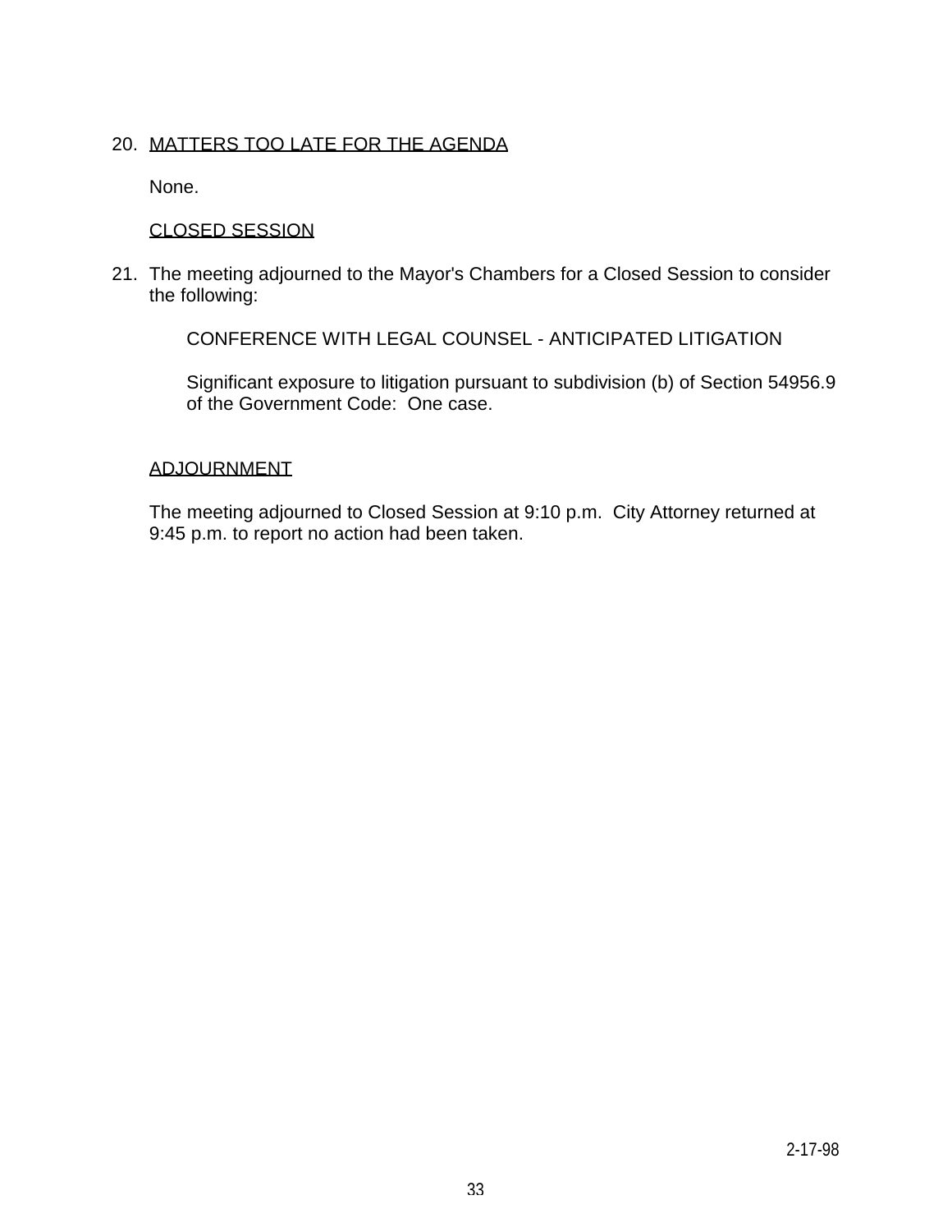20. MATTERS TOO LATE FOR THE AGENDA

    None.

    CLOSED SESSION

21. The meeting adjourned to the Mayor's Chambers for a Closed Session to consider the following:

    CONFERENCE WITH LEGAL COUNSEL - ANTICIPATED LITIGATION

    Significant exposure to litigation pursuant to subdivision (b) of Section 54956.9 of the Government Code: One case.

    ADJOURNMENT

    The meeting adjourned to Closed Session at 9:10 p.m. City Attorney returned at 9:45 p.m. to report no action had been taken.

2-17-98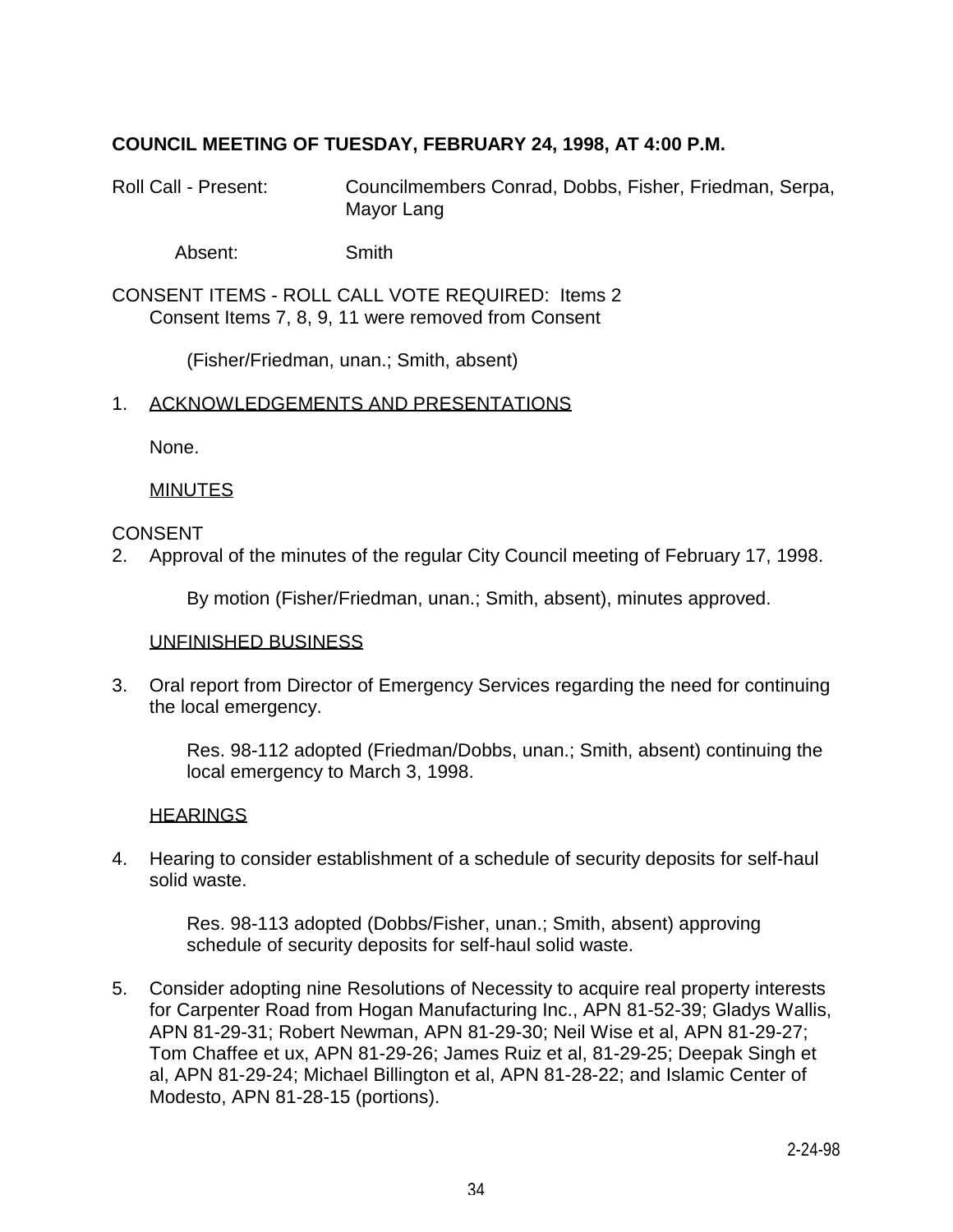**COUNCIL MEETING OF TUESDAY, FEBRUARY 24, 1998, AT 4:00 P.M.**

Roll Call - Present: Councilmembers Conrad, Dobbs, Fisher, Friedman, Serpa, Mayor Lang

Absent: Smith

CONSENT ITEMS - ROLL CALL VOTE REQUIRED: Items 2
Consent Items 7, 8, 9, 11 were removed from Consent

(Fisher/Friedman, unan.; Smith, absent)

1. ACKNOWLEDGEMENTS AND PRESENTATIONS

   None.

   MINUTES

CONSENT

2. Approval of the minutes of the regular City Council meeting of February 17, 1998.

   By motion (Fisher/Friedman, unan.; Smith, absent), minutes approved.

   UNFINISHED BUSINESS

3. Oral report from Director of Emergency Services regarding the need for continuing the local emergency.

   Res. 98-112 adopted (Friedman/Dobbs, unan.; Smith, absent) continuing the local emergency to March 3, 1998.

   HEARINGS

4. Hearing to consider establishment of a schedule of security deposits for self-haul solid waste.

   Res. 98-113 adopted (Dobbs/Fisher, unan.; Smith, absent) approving schedule of security deposits for self-haul solid waste.

5. Consider adopting nine Resolutions of Necessity to acquire real property interests for Carpenter Road from Hogan Manufacturing Inc., APN 81-52-39; Gladys Wallis, APN 81-29-31; Robert Newman, APN 81-29-30; Neil Wise et al, APN 81-29-27; Tom Chaffee et ux, APN 81-29-26; James Ruiz et al, 81-29-25; Deepak Singh et al, APN 81-29-24; Michael Billington et al, APN 81-28-22; and Islamic Center of Modesto, APN 81-28-15 (portions).

2-24-98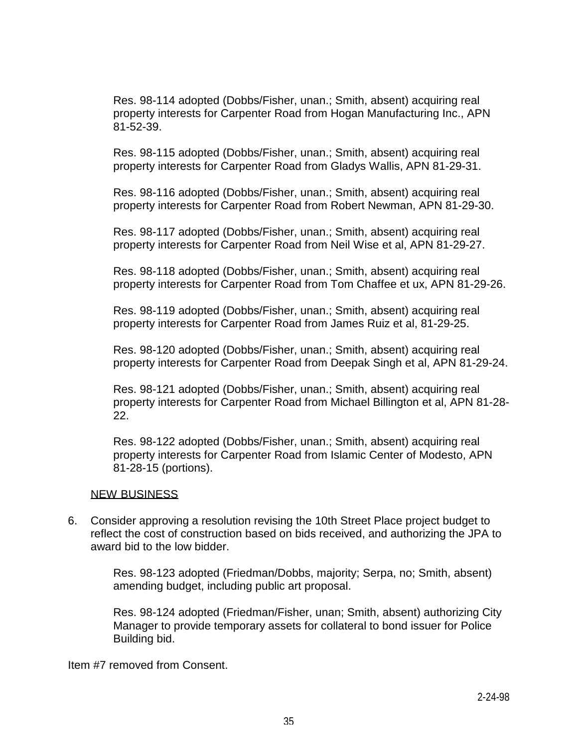Res. 98-114 adopted (Dobbs/Fisher, unan.; Smith, absent) acquiring real property interests for Carpenter Road from Hogan Manufacturing Inc., APN 81-52-39.

Res. 98-115 adopted (Dobbs/Fisher, unan.; Smith, absent) acquiring real property interests for Carpenter Road from Gladys Wallis, APN 81-29-31.

Res. 98-116 adopted (Dobbs/Fisher, unan.; Smith, absent) acquiring real property interests for Carpenter Road from Robert Newman, APN 81-29-30.

Res. 98-117 adopted (Dobbs/Fisher, unan.; Smith, absent) acquiring real property interests for Carpenter Road from Neil Wise et al, APN 81-29-27.

Res. 98-118 adopted (Dobbs/Fisher, unan.; Smith, absent) acquiring real property interests for Carpenter Road from Tom Chaffee et ux, APN 81-29-26.

Res. 98-119 adopted (Dobbs/Fisher, unan.; Smith, absent) acquiring real property interests for Carpenter Road from James Ruiz et al, 81-29-25.

Res. 98-120 adopted (Dobbs/Fisher, unan.; Smith, absent) acquiring real property interests for Carpenter Road from Deepak Singh et al, APN 81-29-24.

Res. 98-121 adopted (Dobbs/Fisher, unan.; Smith, absent) acquiring real property interests for Carpenter Road from Michael Billington et al, APN 81-28-22.

Res. 98-122 adopted (Dobbs/Fisher, unan.; Smith, absent) acquiring real property interests for Carpenter Road from Islamic Center of Modesto, APN 81-28-15 (portions).

NEW BUSINESS

6. Consider approving a resolution revising the 10th Street Place project budget to reflect the cost of construction based on bids received, and authorizing the JPA to award bid to the low bidder.

   Res. 98-123 adopted (Friedman/Dobbs, majority; Serpa, no; Smith, absent) amending budget, including public art proposal.

   Res. 98-124 adopted (Friedman/Fisher, unan; Smith, absent) authorizing City Manager to provide temporary assets for collateral to bond issuer for Police Building bid.

Item #7 removed from Consent.

2-24-98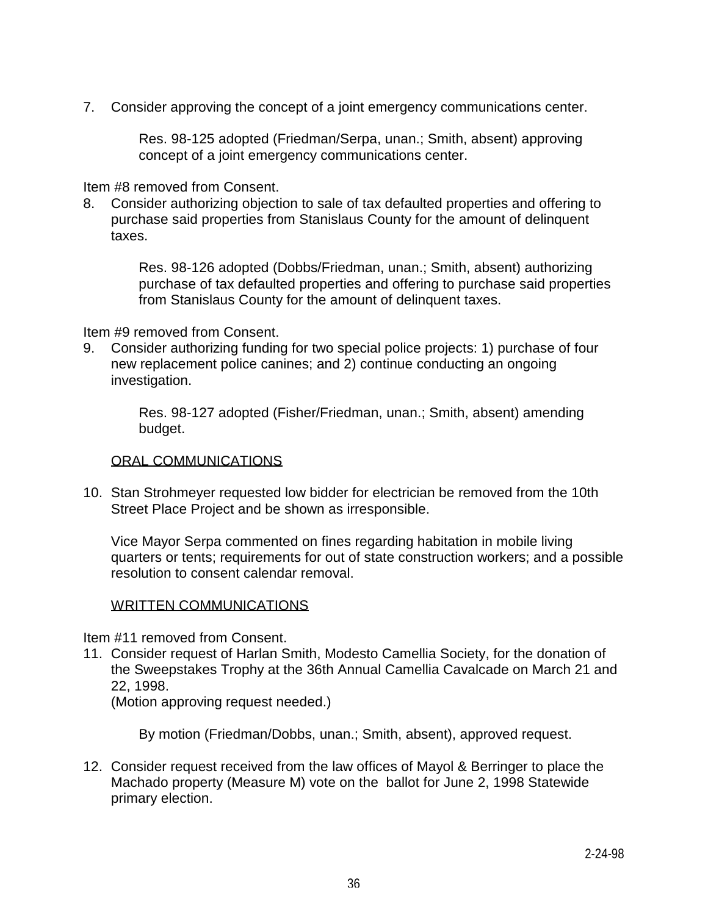7. Consider approving the concept of a joint emergency communications center.

    Res. 98-125 adopted (Friedman/Serpa, unan.; Smith, absent) approving concept of a joint emergency communications center.

Item #8 removed from Consent.

8. Consider authorizing objection to sale of tax defaulted properties and offering to purchase said properties from Stanislaus County for the amount of delinquent taxes.

    Res. 98-126 adopted (Dobbs/Friedman, unan.; Smith, absent) authorizing purchase of tax defaulted properties and offering to purchase said properties from Stanislaus County for the amount of delinquent taxes.

Item #9 removed from Consent.

9. Consider authorizing funding for two special police projects: 1) purchase of four new replacement police canines; and 2) continue conducting an ongoing investigation.

    Res. 98-127 adopted (Fisher/Friedman, unan.; Smith, absent) amending budget.

ORAL COMMUNICATIONS

10. Stan Strohmeyer requested low bidder for electrician be removed from the 10th Street Place Project and be shown as irresponsible.

    Vice Mayor Serpa commented on fines regarding habitation in mobile living quarters or tents; requirements for out of state construction workers; and a possible resolution to consent calendar removal.

WRITTEN COMMUNICATIONS

Item #11 removed from Consent.

11. Consider request of Harlan Smith, Modesto Camellia Society, for the donation of the Sweepstakes Trophy at the 36th Annual Camellia Cavalcade on March 21 and 22, 1998.
    (Motion approving request needed.)

    By motion (Friedman/Dobbs, unan.; Smith, absent), approved request.

12. Consider request received from the law offices of Mayol & Berringer to place the Machado property (Measure M) vote on the ballot for June 2, 1998 Statewide primary election.

2-24-98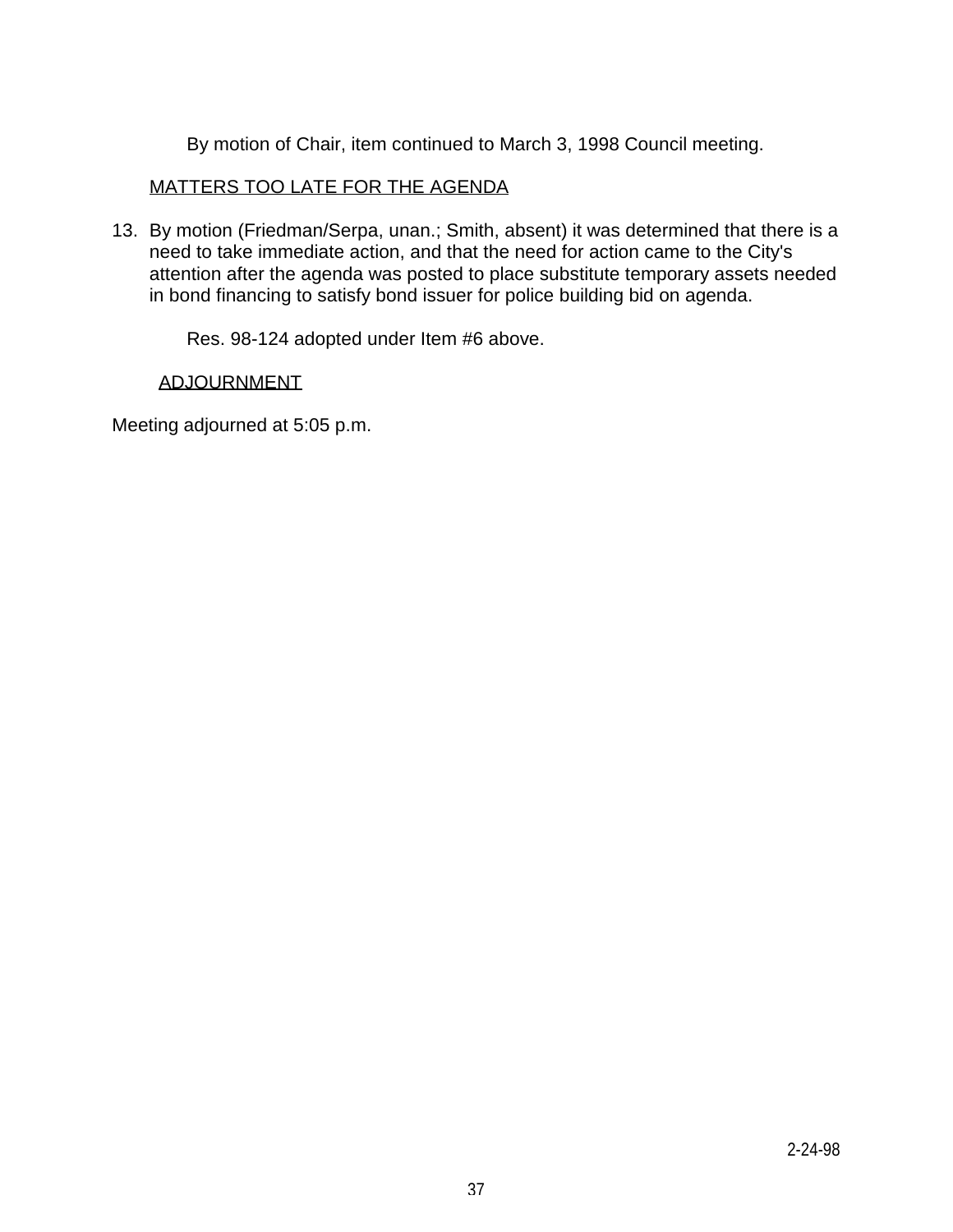By motion of Chair, item continued to March 3, 1998 Council meeting.

MATTERS TOO LATE FOR THE AGENDA

13. By motion (Friedman/Serpa, unan.; Smith, absent) it was determined that there is a need to take immediate action, and that the need for action came to the City's attention after the agenda was posted to place substitute temporary assets needed in bond financing to satisfy bond issuer for police building bid on agenda.

    Res. 98-124 adopted under Item #6 above.

ADJOURNMENT

Meeting adjourned at 5:05 p.m.

2-24-98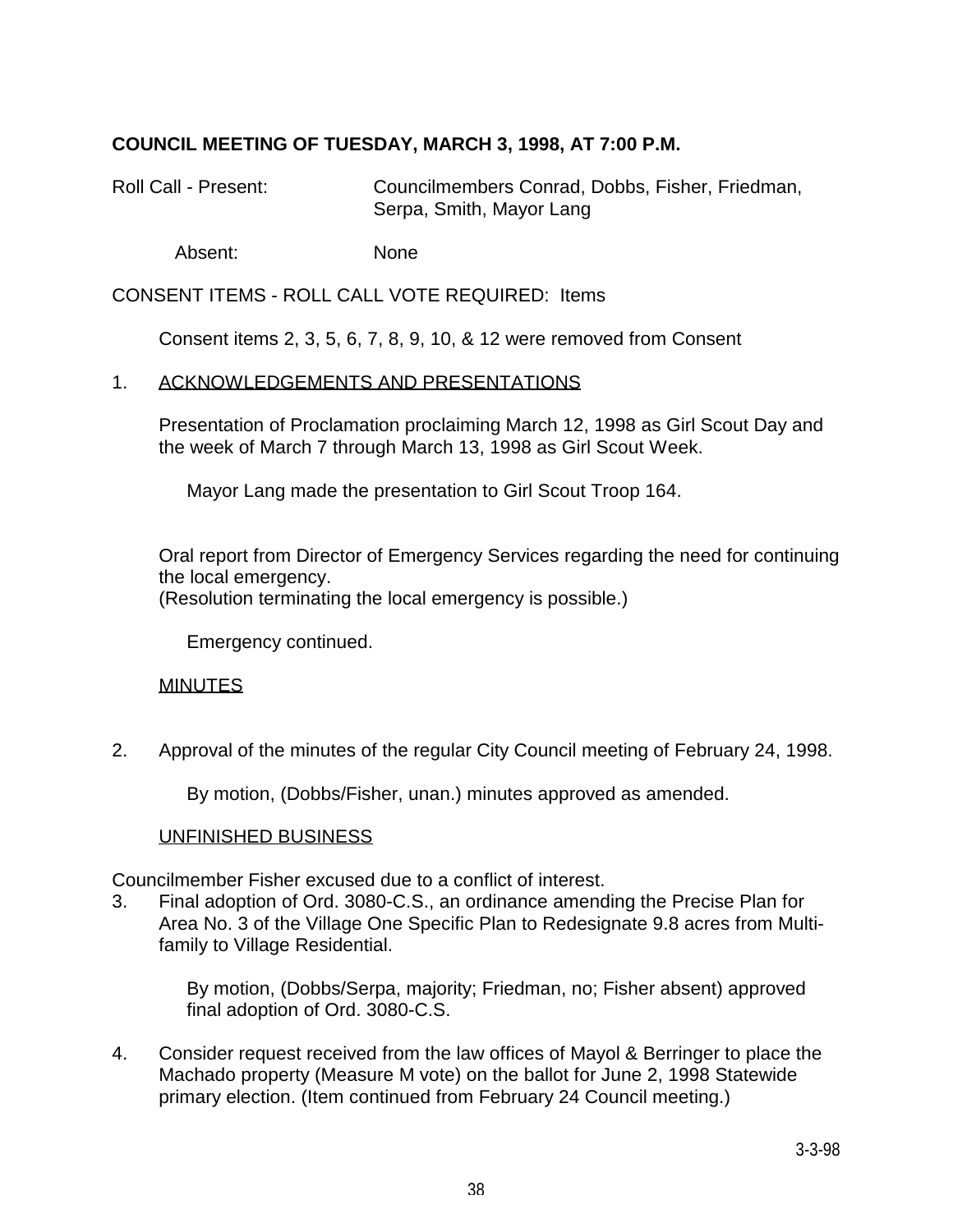**COUNCIL MEETING OF TUESDAY, MARCH 3, 1998, AT 7:00 P.M.**

Roll Call - Present: Councilmembers Conrad, Dobbs, Fisher, Friedman, Serpa, Smith, Mayor Lang

Absent: None

CONSENT ITEMS - ROLL CALL VOTE REQUIRED: Items

Consent items 2, 3, 5, 6, 7, 8, 9, 10, & 12 were removed from Consent

1. ACKNOWLEDGEMENTS AND PRESENTATIONS

   Presentation of Proclamation proclaiming March 12, 1998 as Girl Scout Day and the week of March 7 through March 13, 1998 as Girl Scout Week.

   Mayor Lang made the presentation to Girl Scout Troop 164.

   Oral report from Director of Emergency Services regarding the need for continuing the local emergency.
   (Resolution terminating the local emergency is possible.)

   Emergency continued.

   MINUTES

2. Approval of the minutes of the regular City Council meeting of February 24, 1998.

   By motion, (Dobbs/Fisher, unan.) minutes approved as amended.

   UNFINISHED BUSINESS

Councilmember Fisher excused due to a conflict of interest.

3. Final adoption of Ord. 3080-C.S., an ordinance amending the Precise Plan for Area No. 3 of the Village One Specific Plan to Redesignate 9.8 acres from Multi-family to Village Residential.

   By motion, (Dobbs/Serpa, majority; Friedman, no; Fisher absent) approved final adoption of Ord. 3080-C.S.

4. Consider request received from the law offices of Mayol & Berringer to place the Machado property (Measure M vote) on the ballot for June 2, 1998 Statewide primary election. (Item continued from February 24 Council meeting.)

3-3-98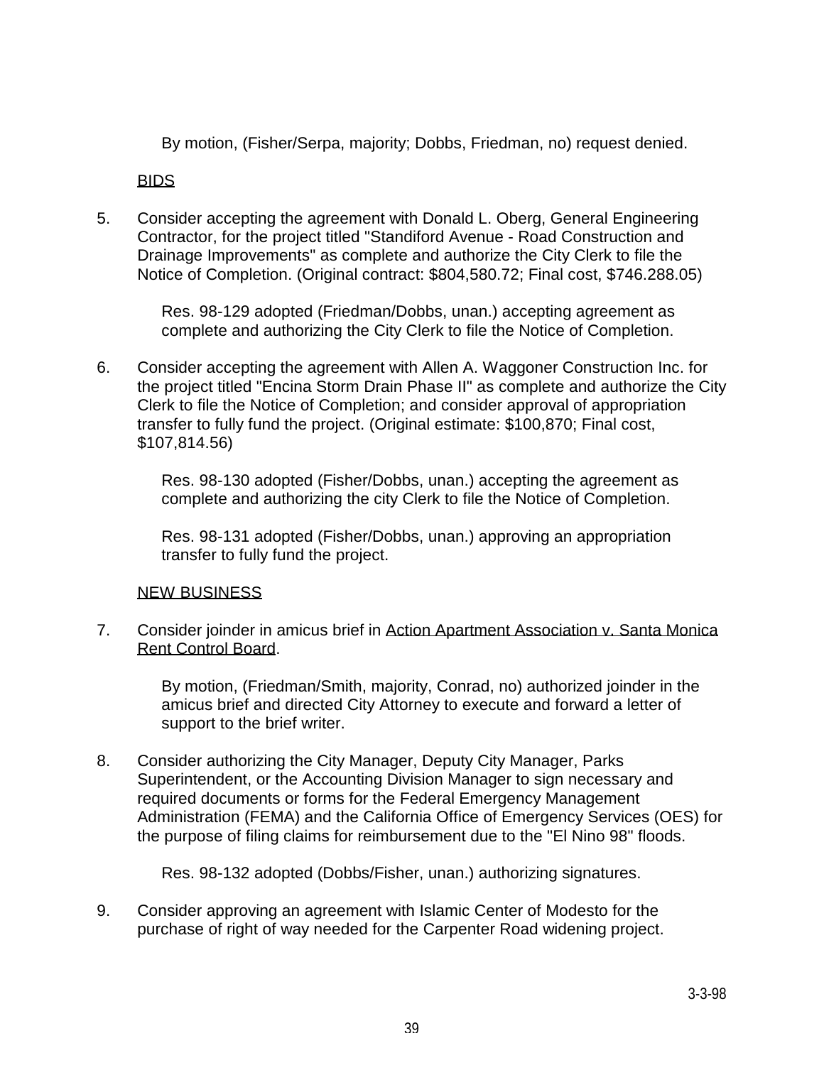By motion, (Fisher/Serpa, majority; Dobbs, Friedman, no) request denied.

<u>BIDS</u>

5. Consider accepting the agreement with Donald L. Oberg, General Engineering Contractor, for the project titled "Standiford Avenue - Road Construction and Drainage Improvements" as complete and authorize the City Clerk to file the Notice of Completion. (Original contract: $804,580.72; Final cost, $746.288.05)

   Res. 98-129 adopted (Friedman/Dobbs, unan.) accepting agreement as complete and authorizing the City Clerk to file the Notice of Completion.

6. Consider accepting the agreement with Allen A. Waggoner Construction Inc. for the project titled "Encina Storm Drain Phase II" as complete and authorize the City Clerk to file the Notice of Completion; and consider approval of appropriation transfer to fully fund the project. (Original estimate: $100,870; Final cost, $107,814.56)

   Res. 98-130 adopted (Fisher/Dobbs, unan.) accepting the agreement as complete and authorizing the city Clerk to file the Notice of Completion.

   Res. 98-131 adopted (Fisher/Dobbs, unan.) approving an appropriation transfer to fully fund the project.

<u>NEW BUSINESS</u>

7. Consider joinder in amicus brief in <u>Action Apartment Association v. Santa Monica Rent Control Board</u>.

   By motion, (Friedman/Smith, majority, Conrad, no) authorized joinder in the amicus brief and directed City Attorney to execute and forward a letter of support to the brief writer.

8. Consider authorizing the City Manager, Deputy City Manager, Parks Superintendent, or the Accounting Division Manager to sign necessary and required documents or forms for the Federal Emergency Management Administration (FEMA) and the California Office of Emergency Services (OES) for the purpose of filing claims for reimbursement due to the "El Nino 98" floods.

   Res. 98-132 adopted (Dobbs/Fisher, unan.) authorizing signatures.

9. Consider approving an agreement with Islamic Center of Modesto for the purchase of right of way needed for the Carpenter Road widening project.

3-3-98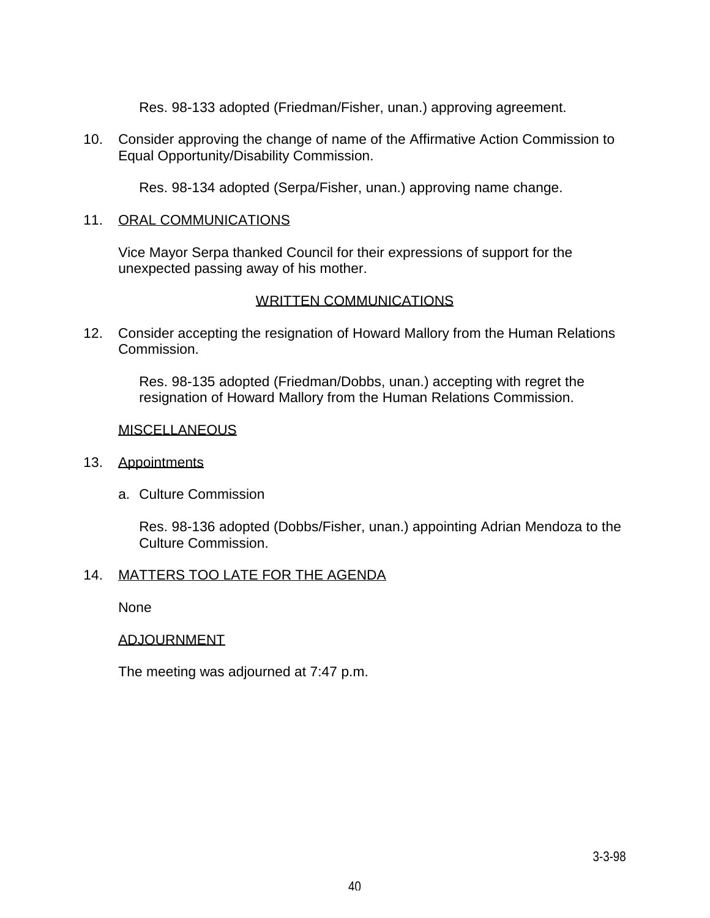Res. 98-133 adopted (Friedman/Fisher, unan.) approving agreement.

10. Consider approving the change of name of the Affirmative Action Commission to Equal Opportunity/Disability Commission.

    Res. 98-134 adopted (Serpa/Fisher, unan.) approving name change.

11. ORAL COMMUNICATIONS

    Vice Mayor Serpa thanked Council for their expressions of support for the unexpected passing away of his mother.

WRITTEN COMMUNICATIONS

12. Consider accepting the resignation of Howard Mallory from the Human Relations Commission.

    Res. 98-135 adopted (Friedman/Dobbs, unan.) accepting with regret the resignation of Howard Mallory from the Human Relations Commission.

MISCELLANEOUS

13. Appointments

    a. Culture Commission

       Res. 98-136 adopted (Dobbs/Fisher, unan.) appointing Adrian Mendoza to the Culture Commission.

14. MATTERS TOO LATE FOR THE AGENDA

    None

ADJOURNMENT

The meeting was adjourned at 7:47 p.m.

3-3-98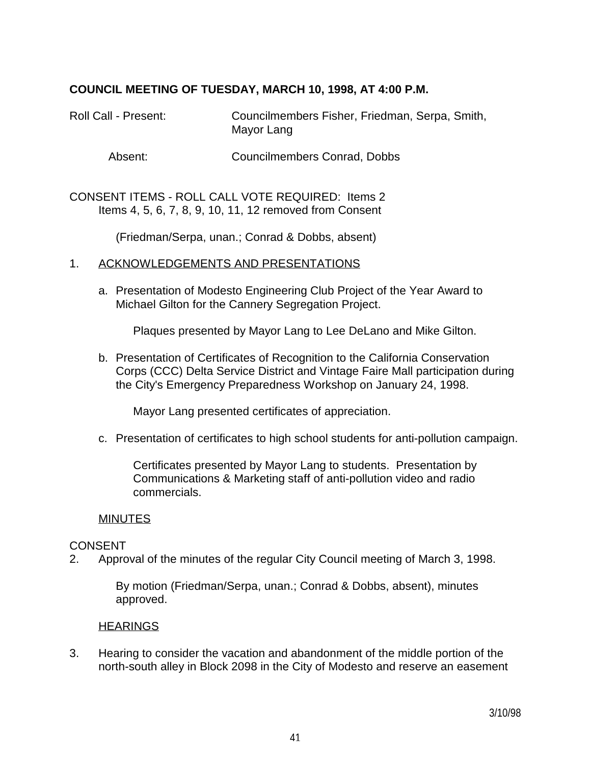**COUNCIL MEETING OF TUESDAY, MARCH 10, 1998, AT 4:00 P.M.**

Roll Call - Present: Councilmembers Fisher, Friedman, Serpa, Smith, Mayor Lang

Absent: Councilmembers Conrad, Dobbs

CONSENT ITEMS - ROLL CALL VOTE REQUIRED: Items 2
Items 4, 5, 6, 7, 8, 9, 10, 11, 12 removed from Consent

(Friedman/Serpa, unan.; Conrad & Dobbs, absent)

1. ACKNOWLEDGEMENTS AND PRESENTATIONS

   a. Presentation of Modesto Engineering Club Project of the Year Award to Michael Gilton for the Cannery Segregation Project.

      Plaques presented by Mayor Lang to Lee DeLano and Mike Gilton.

   b. Presentation of Certificates of Recognition to the California Conservation Corps (CCC) Delta Service District and Vintage Faire Mall participation during the City's Emergency Preparedness Workshop on January 24, 1998.

      Mayor Lang presented certificates of appreciation.

   c. Presentation of certificates to high school students for anti-pollution campaign.

      Certificates presented by Mayor Lang to students. Presentation by Communications & Marketing staff of anti-pollution video and radio commercials.

MINUTES

CONSENT

2. Approval of the minutes of the regular City Council meeting of March 3, 1998.

   By motion (Friedman/Serpa, unan.; Conrad & Dobbs, absent), minutes approved.

HEARINGS

3. Hearing to consider the vacation and abandonment of the middle portion of the north-south alley in Block 2098 in the City of Modesto and reserve an easement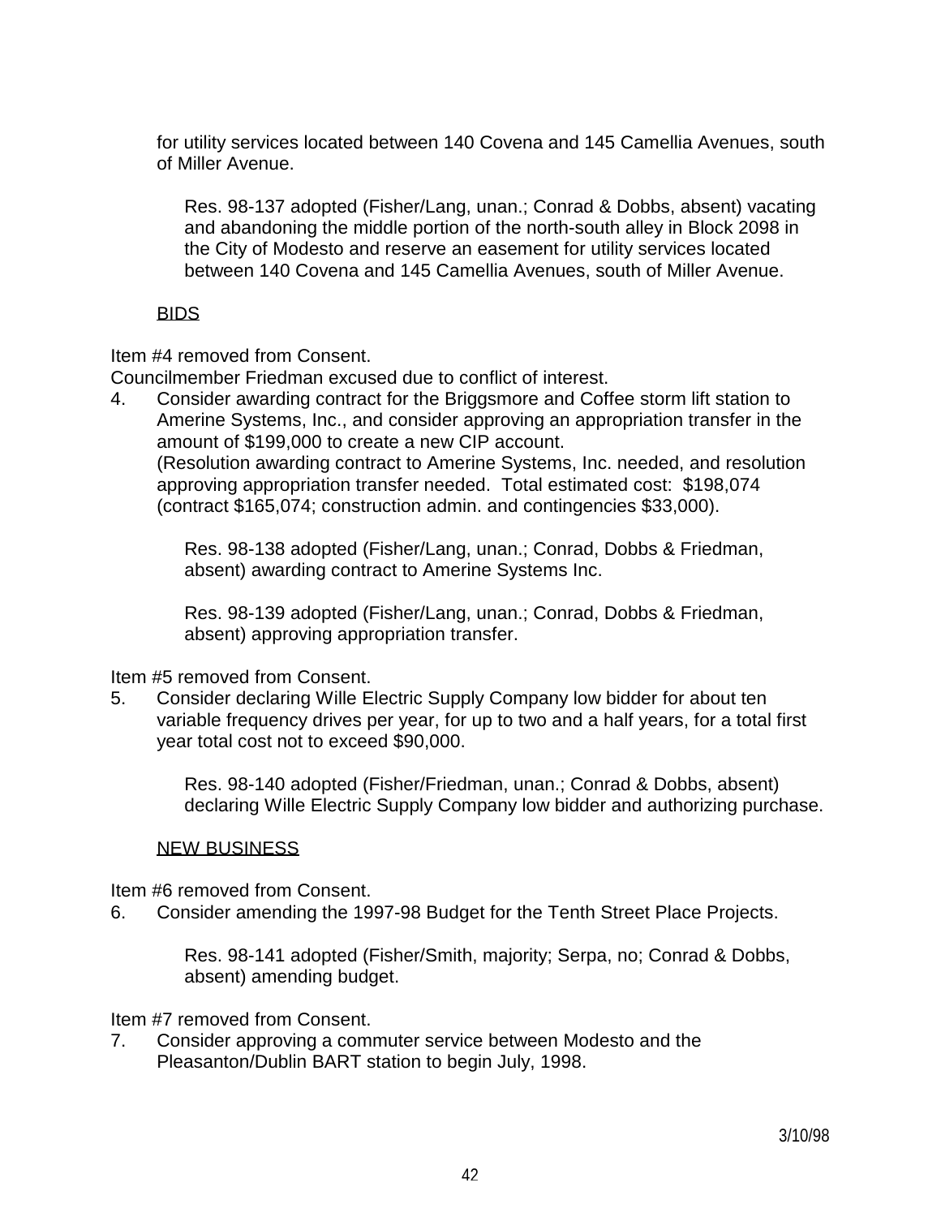for utility services located between 140 Covena and 145 Camellia Avenues, south of Miller Avenue.

Res. 98-137 adopted (Fisher/Lang, unan.; Conrad & Dobbs, absent) vacating and abandoning the middle portion of the north-south alley in Block 2098 in the City of Modesto and reserve an easement for utility services located between 140 Covena and 145 Camellia Avenues, south of Miller Avenue.

BIDS

Item #4 removed from Consent.
Councilmember Friedman excused due to conflict of interest.

4. Consider awarding contract for the Briggsmore and Coffee storm lift station to Amerine Systems, Inc., and consider approving an appropriation transfer in the amount of $199,000 to create a new CIP account.
(Resolution awarding contract to Amerine Systems, Inc. needed, and resolution approving appropriation transfer needed. Total estimated cost: $198,074 (contract $165,074; construction admin. and contingencies $33,000).

Res. 98-138 adopted (Fisher/Lang, unan.; Conrad, Dobbs & Friedman, absent) awarding contract to Amerine Systems Inc.

Res. 98-139 adopted (Fisher/Lang, unan.; Conrad, Dobbs & Friedman, absent) approving appropriation transfer.

Item #5 removed from Consent.

5. Consider declaring Wille Electric Supply Company low bidder for about ten variable frequency drives per year, for up to two and a half years, for a total first year total cost not to exceed $90,000.

Res. 98-140 adopted (Fisher/Friedman, unan.; Conrad & Dobbs, absent) declaring Wille Electric Supply Company low bidder and authorizing purchase.

NEW BUSINESS

Item #6 removed from Consent.

6. Consider amending the 1997-98 Budget for the Tenth Street Place Projects.

Res. 98-141 adopted (Fisher/Smith, majority; Serpa, no; Conrad & Dobbs, absent) amending budget.

Item #7 removed from Consent.

7. Consider approving a commuter service between Modesto and the Pleasanton/Dublin BART station to begin July, 1998.

3/10/98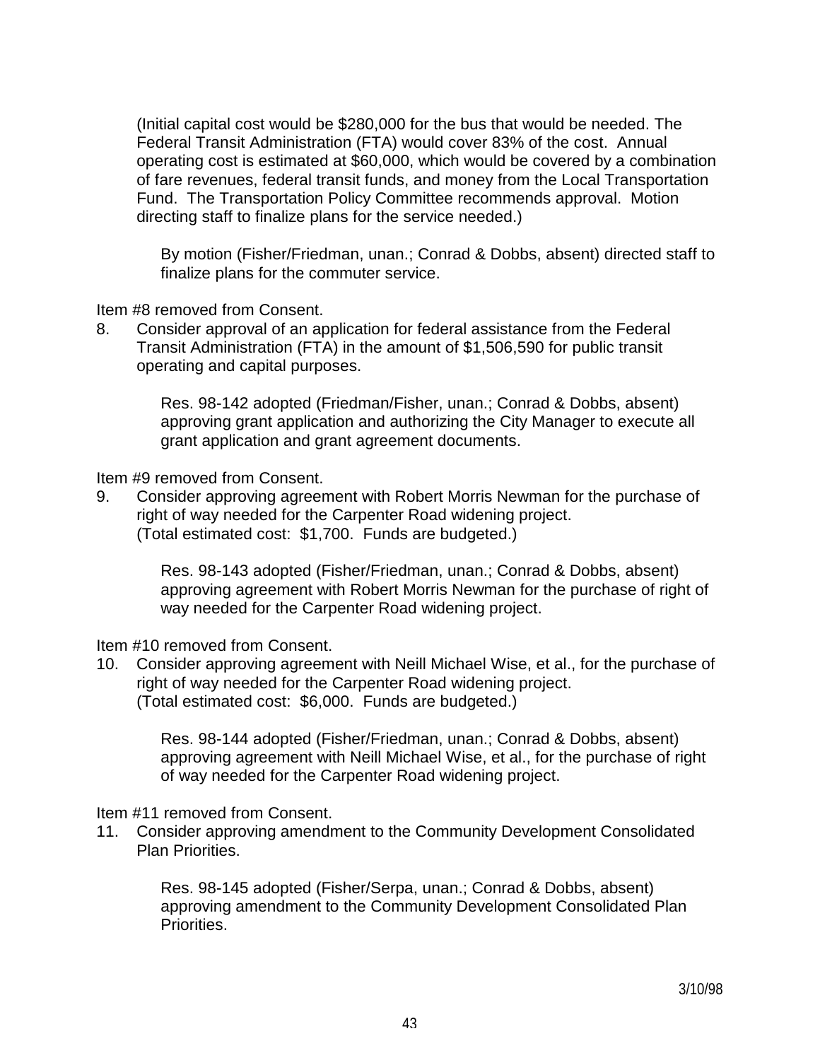(Initial capital cost would be $280,000 for the bus that would be needed. The Federal Transit Administration (FTA) would cover 83% of the cost. Annual operating cost is estimated at $60,000, which would be covered by a combination of fare revenues, federal transit funds, and money from the Local Transportation Fund. The Transportation Policy Committee recommends approval. Motion directing staff to finalize plans for the service needed.)

By motion (Fisher/Friedman, unan.; Conrad & Dobbs, absent) directed staff to finalize plans for the commuter service.

Item #8 removed from Consent.

8. Consider approval of an application for federal assistance from the Federal Transit Administration (FTA) in the amount of $1,506,590 for public transit operating and capital purposes.

   Res. 98-142 adopted (Friedman/Fisher, unan.; Conrad & Dobbs, absent) approving grant application and authorizing the City Manager to execute all grant application and grant agreement documents.

Item #9 removed from Consent.

9. Consider approving agreement with Robert Morris Newman for the purchase of right of way needed for the Carpenter Road widening project.
   (Total estimated cost: $1,700. Funds are budgeted.)

   Res. 98-143 adopted (Fisher/Friedman, unan.; Conrad & Dobbs, absent) approving agreement with Robert Morris Newman for the purchase of right of way needed for the Carpenter Road widening project.

Item #10 removed from Consent.

10. Consider approving agreement with Neill Michael Wise, et al., for the purchase of right of way needed for the Carpenter Road widening project.
    (Total estimated cost: $6,000. Funds are budgeted.)

    Res. 98-144 adopted (Fisher/Friedman, unan.; Conrad & Dobbs, absent) approving agreement with Neill Michael Wise, et al., for the purchase of right of way needed for the Carpenter Road widening project.

Item #11 removed from Consent.

11. Consider approving amendment to the Community Development Consolidated Plan Priorities.

    Res. 98-145 adopted (Fisher/Serpa, unan.; Conrad & Dobbs, absent) approving amendment to the Community Development Consolidated Plan Priorities.

3/10/98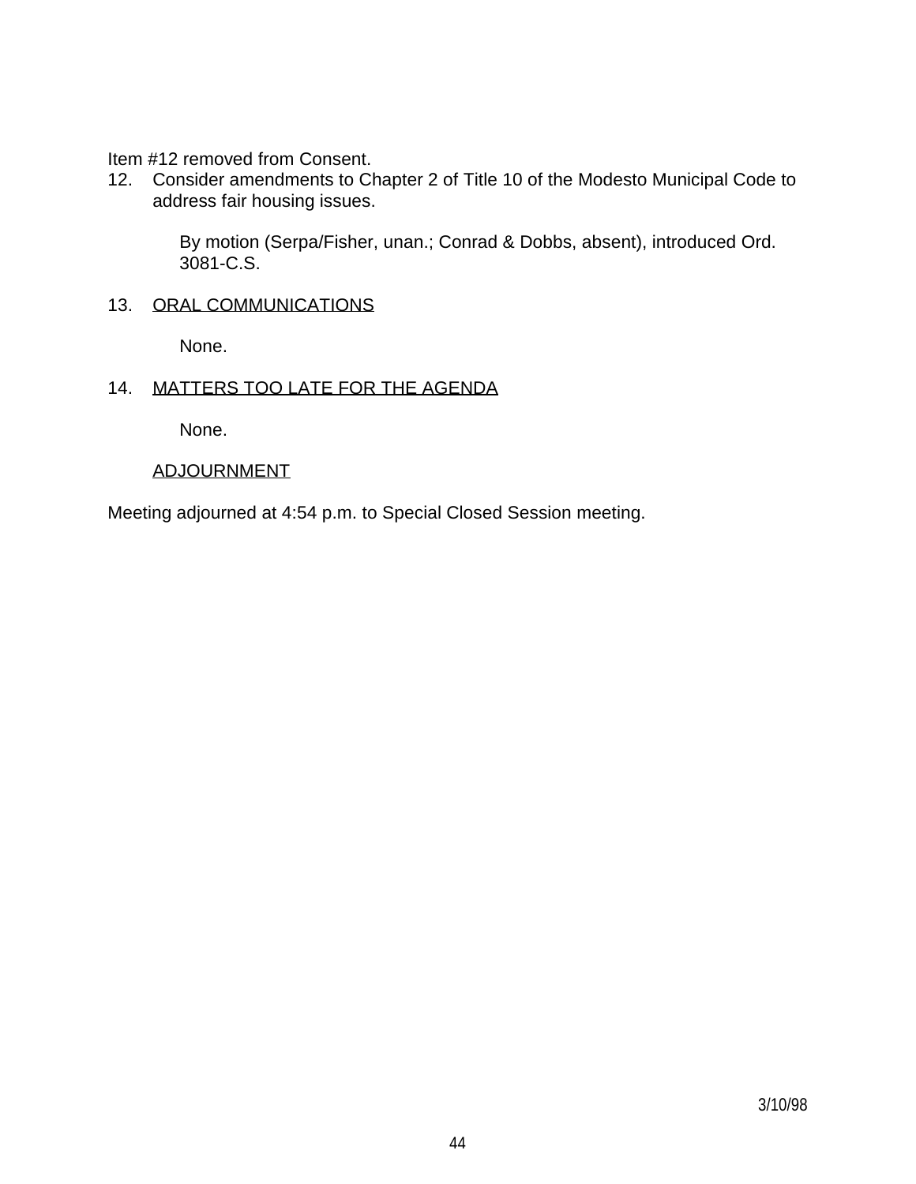Item #12 removed from Consent.

12. Consider amendments to Chapter 2 of Title 10 of the Modesto Municipal Code to address fair housing issues.

    By motion (Serpa/Fisher, unan.; Conrad & Dobbs, absent), introduced Ord. 3081-C.S.

13. <u>ORAL COMMUNICATIONS</u>

    None.

14. <u>MATTERS TOO LATE FOR THE AGENDA</u>

    None.

<u>ADJOURNMENT</u>

Meeting adjourned at 4:54 p.m. to Special Closed Session meeting.

3/10/98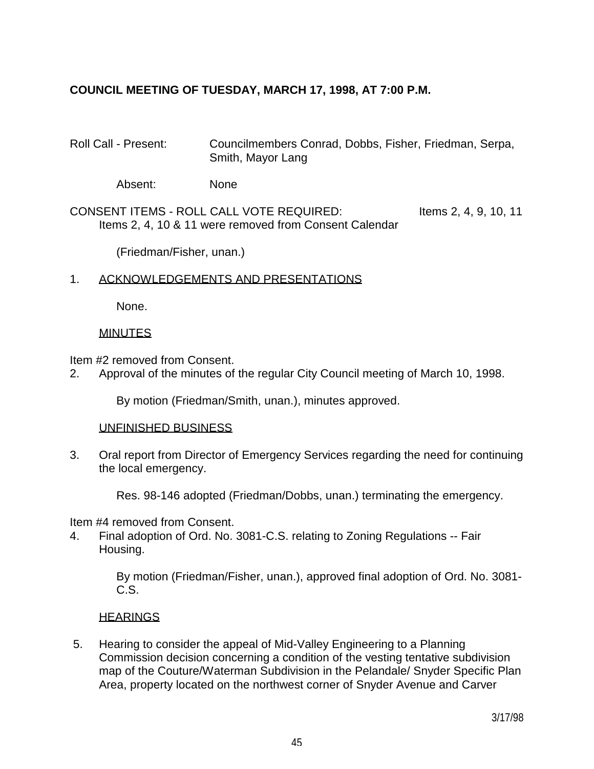**COUNCIL MEETING OF TUESDAY, MARCH 17, 1998, AT 7:00 P.M.**

Roll Call - Present: Councilmembers Conrad, Dobbs, Fisher, Friedman, Serpa, Smith, Mayor Lang

Absent: None

CONSENT ITEMS - ROLL CALL VOTE REQUIRED: Items 2, 4, 9, 10, 11
Items 2, 4, 10 & 11 were removed from Consent Calendar

(Friedman/Fisher, unan.)

1. ACKNOWLEDGEMENTS AND PRESENTATIONS

None.

MINUTES

Item #2 removed from Consent.

2. Approval of the minutes of the regular City Council meeting of March 10, 1998.

By motion (Friedman/Smith, unan.), minutes approved.

UNFINISHED BUSINESS

3. Oral report from Director of Emergency Services regarding the need for continuing the local emergency.

Res. 98-146 adopted (Friedman/Dobbs, unan.) terminating the emergency.

Item #4 removed from Consent.

4. Final adoption of Ord. No. 3081-C.S. relating to Zoning Regulations -- Fair Housing.

By motion (Friedman/Fisher, unan.), approved final adoption of Ord. No. 3081-C.S.

HEARINGS

5. Hearing to consider the appeal of Mid-Valley Engineering to a Planning Commission decision concerning a condition of the vesting tentative subdivision map of the Couture/Waterman Subdivision in the Pelandale/ Snyder Specific Plan Area, property located on the northwest corner of Snyder Avenue and Carver

3/17/98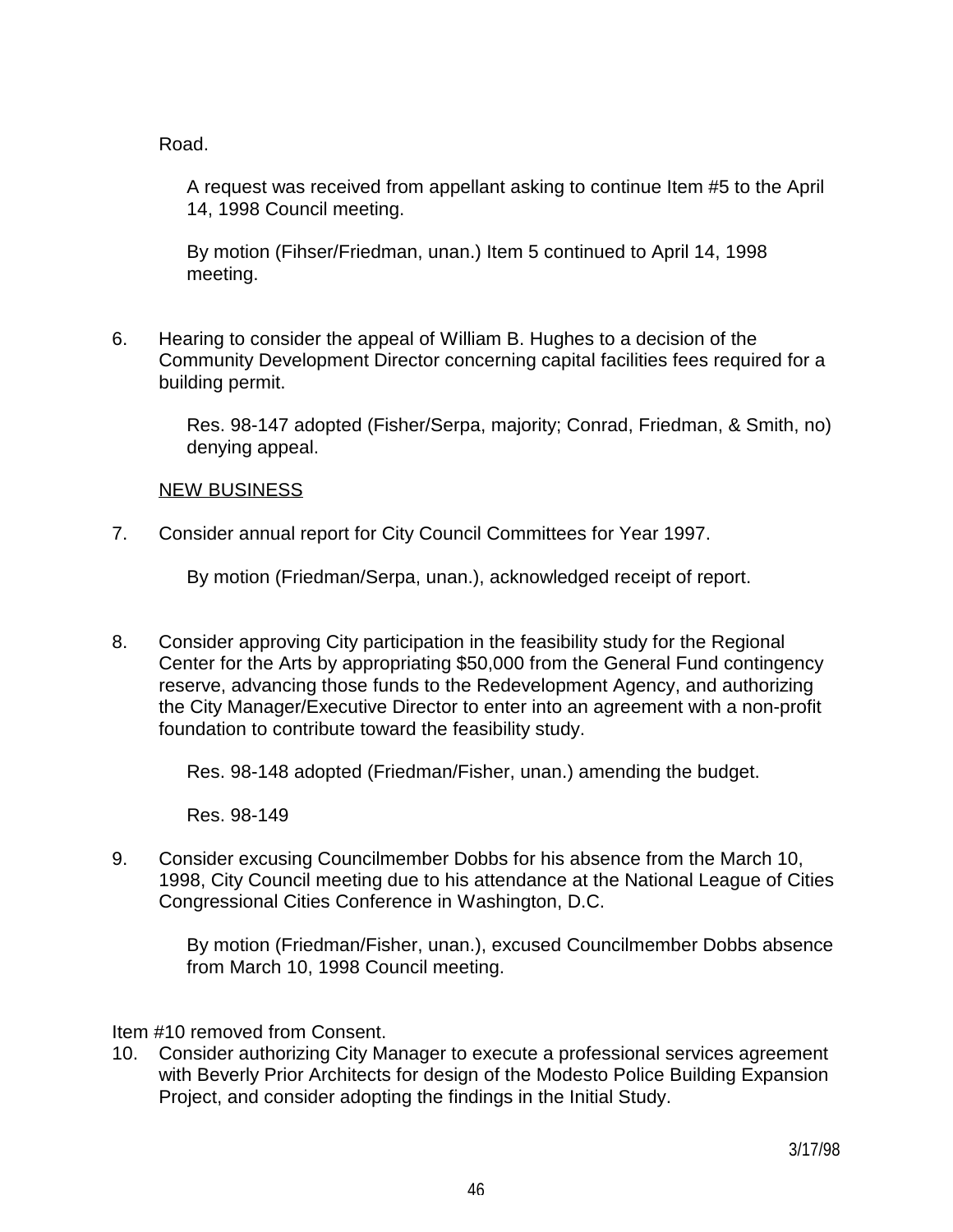Road.

A request was received from appellant asking to continue Item #5 to the April 14, 1998 Council meeting.

By motion (Fihser/Friedman, unan.) Item 5 continued to April 14, 1998 meeting.

6. Hearing to consider the appeal of William B. Hughes to a decision of the Community Development Director concerning capital facilities fees required for a building permit.

   Res. 98-147 adopted (Fisher/Serpa, majority; Conrad, Friedman, & Smith, no) denying appeal.

   <u>NEW BUSINESS</u>

7. Consider annual report for City Council Committees for Year 1997.

   By motion (Friedman/Serpa, unan.), acknowledged receipt of report.

8. Consider approving City participation in the feasibility study for the Regional Center for the Arts by appropriating $50,000 from the General Fund contingency reserve, advancing those funds to the Redevelopment Agency, and authorizing the City Manager/Executive Director to enter into an agreement with a non-profit foundation to contribute toward the feasibility study.

   Res. 98-148 adopted (Friedman/Fisher, unan.) amending the budget.

   Res. 98-149

9. Consider excusing Councilmember Dobbs for his absence from the March 10, 1998, City Council meeting due to his attendance at the National League of Cities Congressional Cities Conference in Washington, D.C.

   By motion (Friedman/Fisher, unan.), excused Councilmember Dobbs absence from March 10, 1998 Council meeting.

Item #10 removed from Consent.

10. Consider authorizing City Manager to execute a professional services agreement with Beverly Prior Architects for design of the Modesto Police Building Expansion Project, and consider adopting the findings in the Initial Study.

3/17/98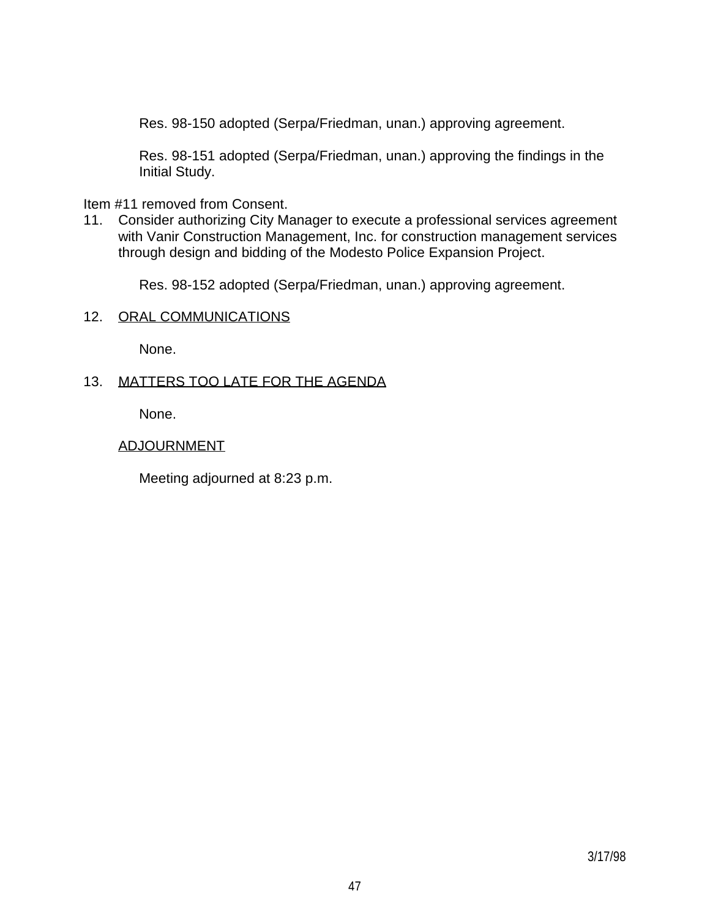Res. 98-150 adopted (Serpa/Friedman, unan.) approving agreement.

Res. 98-151 adopted (Serpa/Friedman, unan.) approving the findings in the Initial Study.

Item #11 removed from Consent.

11. Consider authorizing City Manager to execute a professional services agreement with Vanir Construction Management, Inc. for construction management services through design and bidding of the Modesto Police Expansion Project.

    Res. 98-152 adopted (Serpa/Friedman, unan.) approving agreement.

12. ORAL COMMUNICATIONS

    None.

13. MATTERS TOO LATE FOR THE AGENDA

    None.

ADJOURNMENT

Meeting adjourned at 8:23 p.m.

3/17/98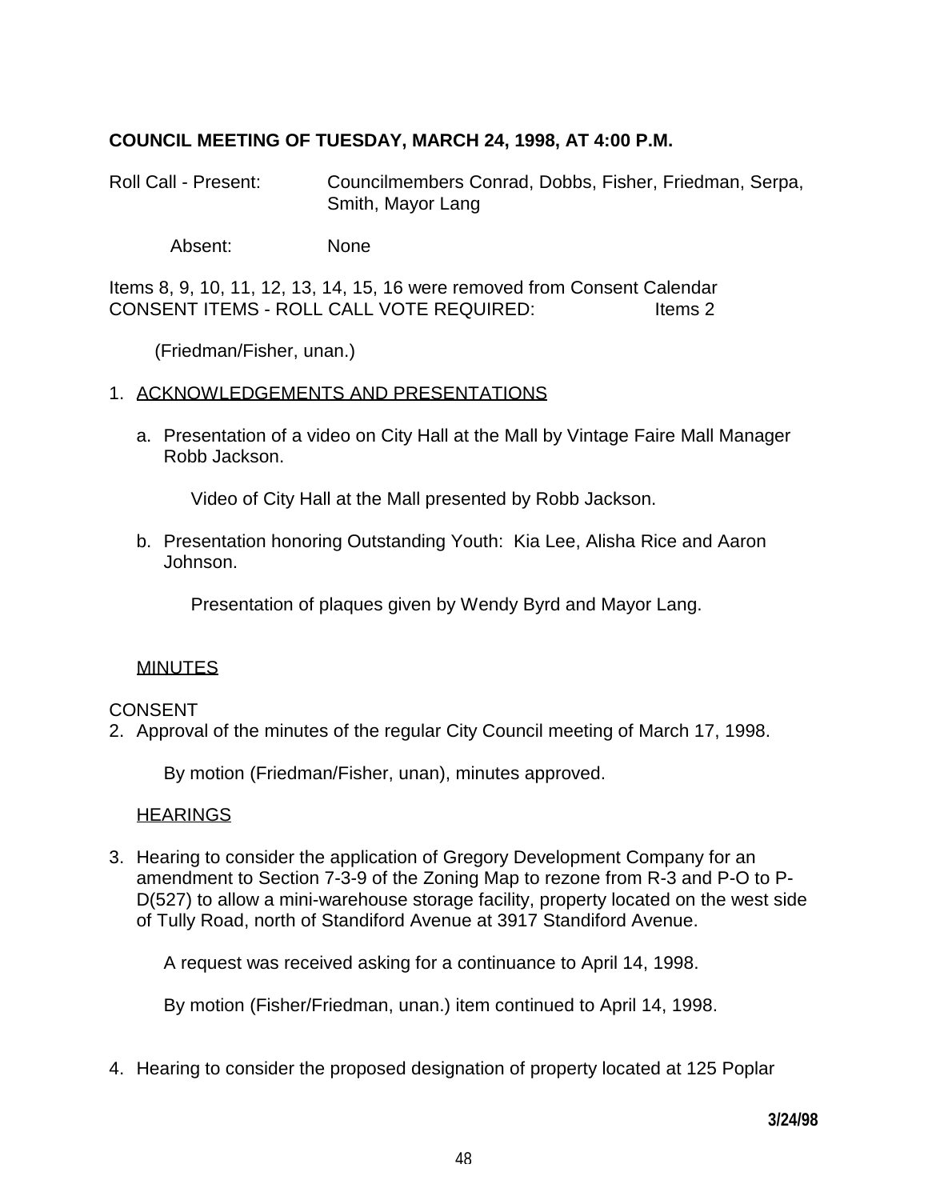**COUNCIL MEETING OF TUESDAY, MARCH 24, 1998, AT 4:00 P.M.**

Roll Call - Present: Councilmembers Conrad, Dobbs, Fisher, Friedman, Serpa, Smith, Mayor Lang

Absent: None

Items 8, 9, 10, 11, 12, 13, 14, 15, 16 were removed from Consent Calendar
CONSENT ITEMS - ROLL CALL VOTE REQUIRED: Items 2

(Friedman/Fisher, unan.)

1. ACKNOWLEDGEMENTS AND PRESENTATIONS

   a. Presentation of a video on City Hall at the Mall by Vintage Faire Mall Manager Robb Jackson.

      Video of City Hall at the Mall presented by Robb Jackson.

   b. Presentation honoring Outstanding Youth: Kia Lee, Alisha Rice and Aaron Johnson.

      Presentation of plaques given by Wendy Byrd and Mayor Lang.

MINUTES

CONSENT

2. Approval of the minutes of the regular City Council meeting of March 17, 1998.

   By motion (Friedman/Fisher, unan), minutes approved.

HEARINGS

3. Hearing to consider the application of Gregory Development Company for an amendment to Section 7-3-9 of the Zoning Map to rezone from R-3 and P-O to P-D(527) to allow a mini-warehouse storage facility, property located on the west side of Tully Road, north of Standiford Avenue at 3917 Standiford Avenue.

   A request was received asking for a continuance to April 14, 1998.

   By motion (Fisher/Friedman, unan.) item continued to April 14, 1998.

4. Hearing to consider the proposed designation of property located at 125 Poplar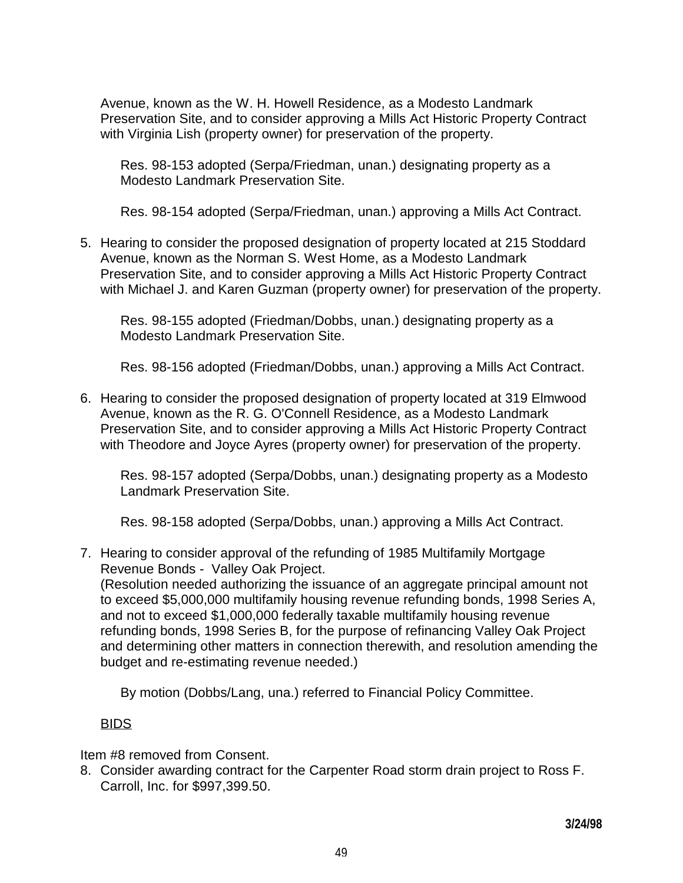Avenue, known as the W. H. Howell Residence, as a Modesto Landmark Preservation Site, and to consider approving a Mills Act Historic Property Contract with Virginia Lish (property owner) for preservation of the property.

Res. 98-153 adopted (Serpa/Friedman, unan.) designating property as a Modesto Landmark Preservation Site.

Res. 98-154 adopted (Serpa/Friedman, unan.) approving a Mills Act Contract.

5. Hearing to consider the proposed designation of property located at 215 Stoddard Avenue, known as the Norman S. West Home, as a Modesto Landmark Preservation Site, and to consider approving a Mills Act Historic Property Contract with Michael J. and Karen Guzman (property owner) for preservation of the property.

   Res. 98-155 adopted (Friedman/Dobbs, unan.) designating property as a Modesto Landmark Preservation Site.

   Res. 98-156 adopted (Friedman/Dobbs, unan.) approving a Mills Act Contract.

6. Hearing to consider the proposed designation of property located at 319 Elmwood Avenue, known as the R. G. O'Connell Residence, as a Modesto Landmark Preservation Site, and to consider approving a Mills Act Historic Property Contract with Theodore and Joyce Ayres (property owner) for preservation of the property.

   Res. 98-157 adopted (Serpa/Dobbs, unan.) designating property as a Modesto Landmark Preservation Site.

   Res. 98-158 adopted (Serpa/Dobbs, unan.) approving a Mills Act Contract.

7. Hearing to consider approval of the refunding of 1985 Multifamily Mortgage Revenue Bonds - Valley Oak Project.
   (Resolution needed authorizing the issuance of an aggregate principal amount not to exceed $5,000,000 multifamily housing revenue refunding bonds, 1998 Series A, and not to exceed $1,000,000 federally taxable multifamily housing revenue refunding bonds, 1998 Series B, for the purpose of refinancing Valley Oak Project and determining other matters in connection therewith, and resolution amending the budget and re-estimating revenue needed.)

   By motion (Dobbs/Lang, una.) referred to Financial Policy Committee.

BIDS

Item #8 removed from Consent.

8. Consider awarding contract for the Carpenter Road storm drain project to Ross F. Carroll, Inc. for $997,399.50.

**3/24/98**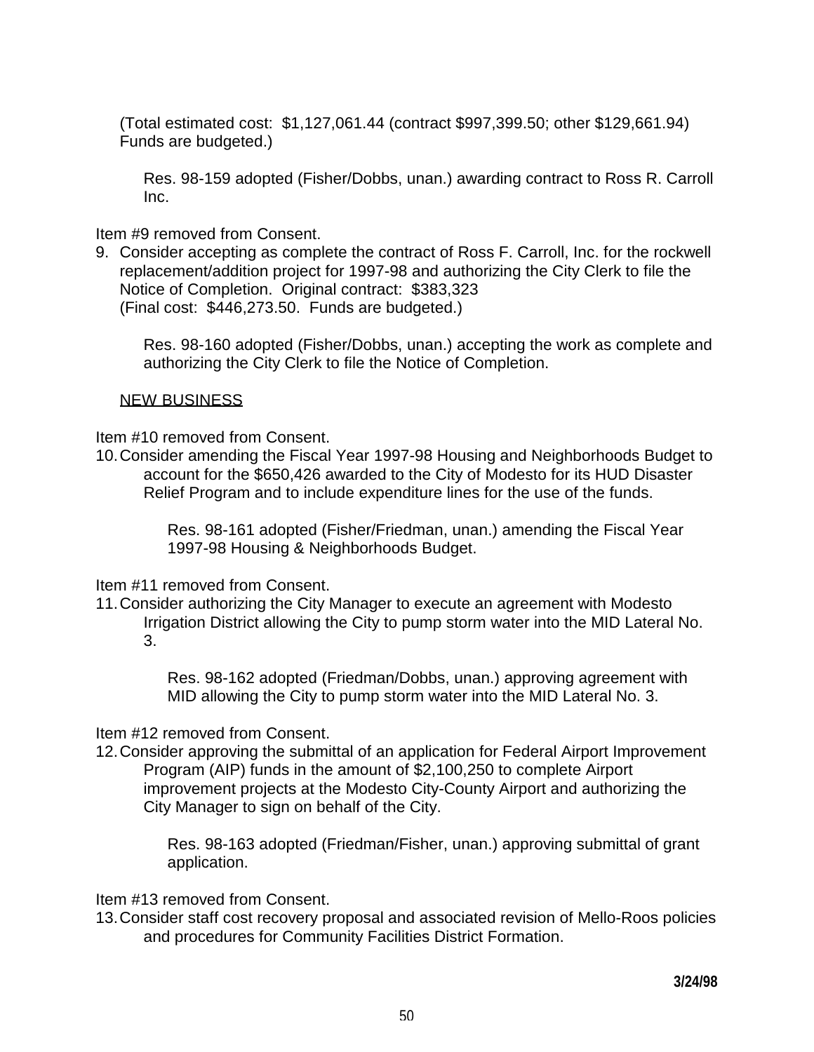(Total estimated cost: $1,127,061.44 (contract $997,399.50; other $129,661.94) Funds are budgeted.)

Res. 98-159 adopted (Fisher/Dobbs, unan.) awarding contract to Ross R. Carroll Inc.

Item #9 removed from Consent.

9. Consider accepting as complete the contract of Ross F. Carroll, Inc. for the rockwell replacement/addition project for 1997-98 and authorizing the City Clerk to file the Notice of Completion. Original contract: $383,323
(Final cost: $446,273.50. Funds are budgeted.)

Res. 98-160 adopted (Fisher/Dobbs, unan.) accepting the work as complete and authorizing the City Clerk to file the Notice of Completion.

NEW BUSINESS

Item #10 removed from Consent.

10. Consider amending the Fiscal Year 1997-98 Housing and Neighborhoods Budget to account for the $650,426 awarded to the City of Modesto for its HUD Disaster Relief Program and to include expenditure lines for the use of the funds.

Res. 98-161 adopted (Fisher/Friedman, unan.) amending the Fiscal Year 1997-98 Housing & Neighborhoods Budget.

Item #11 removed from Consent.

11. Consider authorizing the City Manager to execute an agreement with Modesto Irrigation District allowing the City to pump storm water into the MID Lateral No. 3.

Res. 98-162 adopted (Friedman/Dobbs, unan.) approving agreement with MID allowing the City to pump storm water into the MID Lateral No. 3.

Item #12 removed from Consent.

12. Consider approving the submittal of an application for Federal Airport Improvement Program (AIP) funds in the amount of $2,100,250 to complete Airport improvement projects at the Modesto City-County Airport and authorizing the City Manager to sign on behalf of the City.

Res. 98-163 adopted (Friedman/Fisher, unan.) approving submittal of grant application.

Item #13 removed from Consent.

13. Consider staff cost recovery proposal and associated revision of Mello-Roos policies and procedures for Community Facilities District Formation.

3/24/98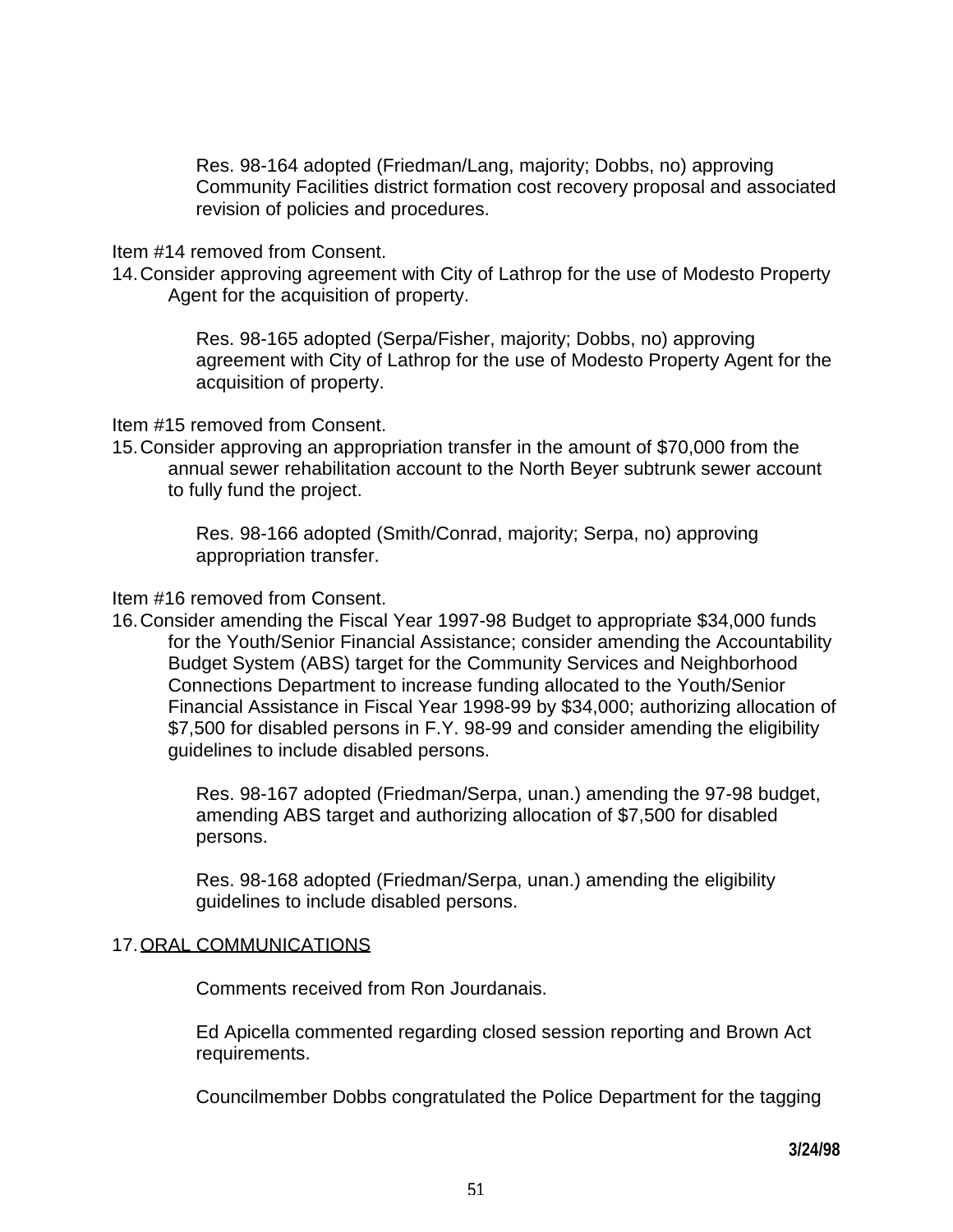Res. 98-164 adopted (Friedman/Lang, majority; Dobbs, no) approving Community Facilities district formation cost recovery proposal and associated revision of policies and procedures.

Item #14 removed from Consent.

14. Consider approving agreement with City of Lathrop for the use of Modesto Property Agent for the acquisition of property.

    Res. 98-165 adopted (Serpa/Fisher, majority; Dobbs, no) approving agreement with City of Lathrop for the use of Modesto Property Agent for the acquisition of property.

Item #15 removed from Consent.

15. Consider approving an appropriation transfer in the amount of $70,000 from the annual sewer rehabilitation account to the North Beyer subtrunk sewer account to fully fund the project.

    Res. 98-166 adopted (Smith/Conrad, majority; Serpa, no) approving appropriation transfer.

Item #16 removed from Consent.

16. Consider amending the Fiscal Year 1997-98 Budget to appropriate $34,000 funds for the Youth/Senior Financial Assistance; consider amending the Accountability Budget System (ABS) target for the Community Services and Neighborhood Connections Department to increase funding allocated to the Youth/Senior Financial Assistance in Fiscal Year 1998-99 by $34,000; authorizing allocation of $7,500 for disabled persons in F.Y. 98-99 and consider amending the eligibility guidelines to include disabled persons.

    Res. 98-167 adopted (Friedman/Serpa, unan.) amending the 97-98 budget, amending ABS target and authorizing allocation of $7,500 for disabled persons.

    Res. 98-168 adopted (Friedman/Serpa, unan.) amending the eligibility guidelines to include disabled persons.

17. <u>ORAL COMMUNICATIONS</u>

    Comments received from Ron Jourdanais.

    Ed Apicella commented regarding closed session reporting and Brown Act requirements.

    Councilmember Dobbs congratulated the Police Department for the tagging

**3/24/98**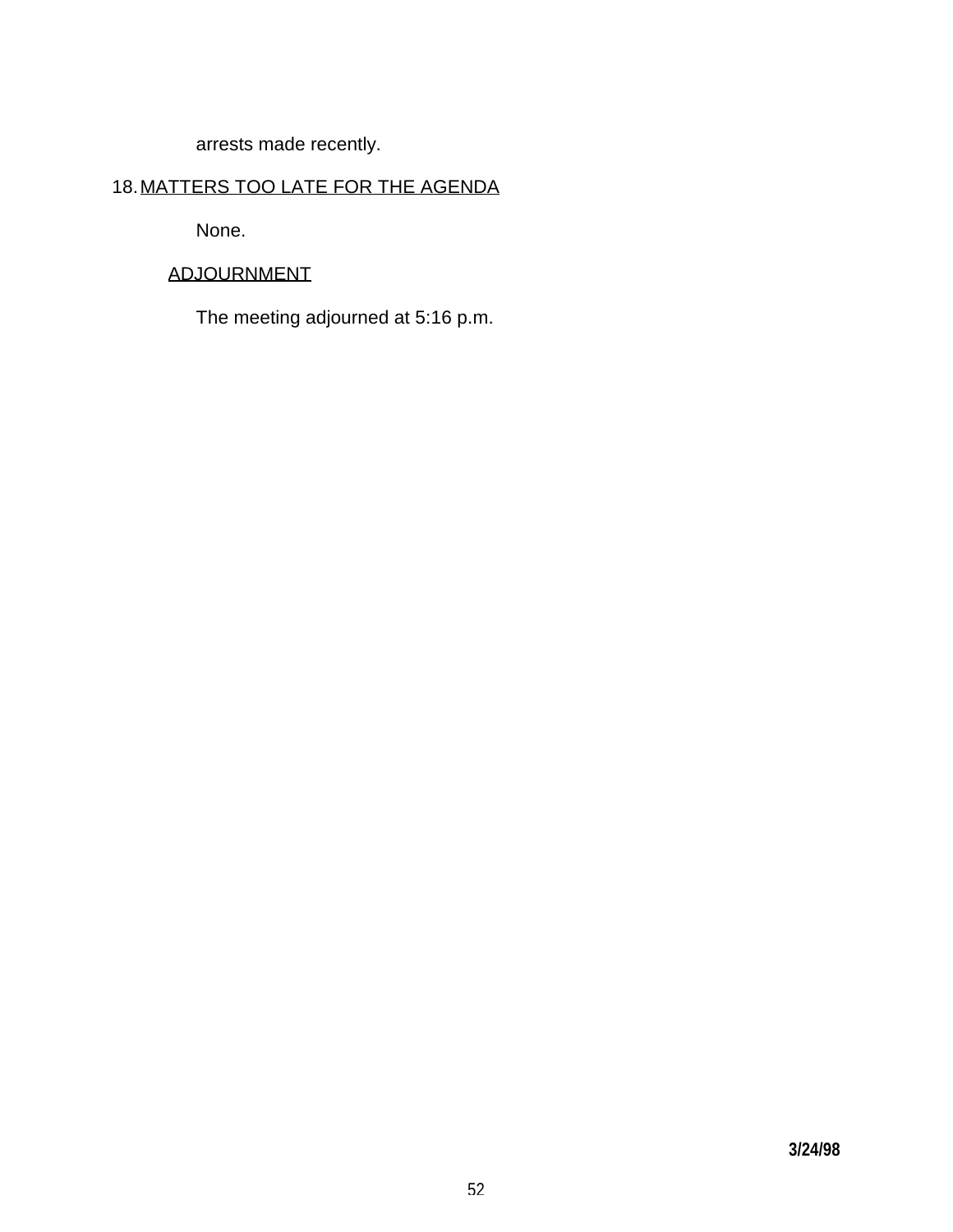arrests made recently.

18. MATTERS TOO LATE FOR THE AGENDA

None.

ADJOURNMENT

The meeting adjourned at 5:16 p.m.

**3/24/98**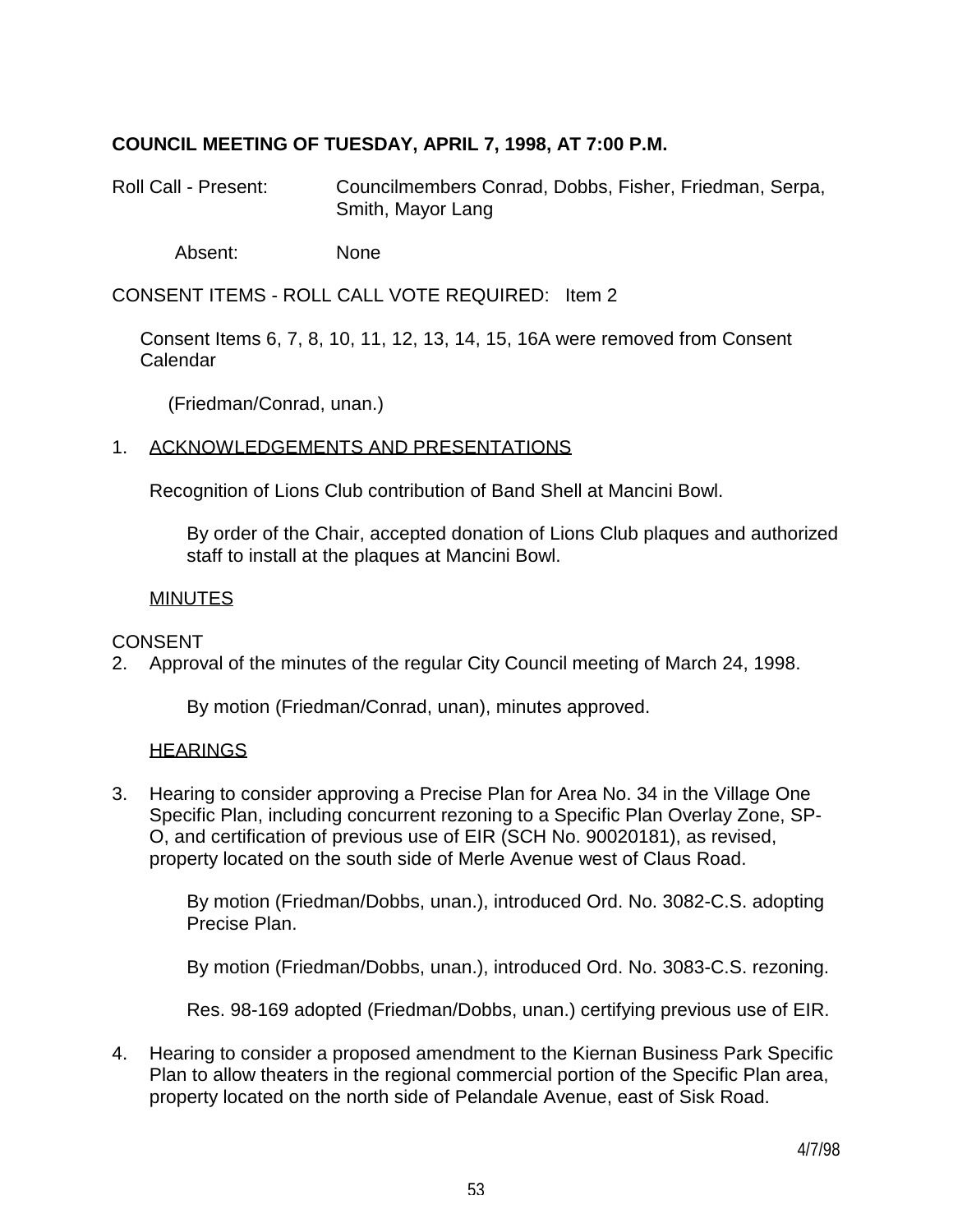**COUNCIL MEETING OF TUESDAY, APRIL 7, 1998, AT 7:00 P.M.**

Roll Call - Present: Councilmembers Conrad, Dobbs, Fisher, Friedman, Serpa, Smith, Mayor Lang

Absent: None

CONSENT ITEMS - ROLL CALL VOTE REQUIRED: Item 2

Consent Items 6, 7, 8, 10, 11, 12, 13, 14, 15, 16A were removed from Consent Calendar

(Friedman/Conrad, unan.)

1. ACKNOWLEDGEMENTS AND PRESENTATIONS

   Recognition of Lions Club contribution of Band Shell at Mancini Bowl.

   By order of the Chair, accepted donation of Lions Club plaques and authorized staff to install at the plaques at Mancini Bowl.

   MINUTES

CONSENT

2. Approval of the minutes of the regular City Council meeting of March 24, 1998.

   By motion (Friedman/Conrad, unan), minutes approved.

   HEARINGS

3. Hearing to consider approving a Precise Plan for Area No. 34 in the Village One Specific Plan, including concurrent rezoning to a Specific Plan Overlay Zone, SP-O, and certification of previous use of EIR (SCH No. 90020181), as revised, property located on the south side of Merle Avenue west of Claus Road.

   By motion (Friedman/Dobbs, unan.), introduced Ord. No. 3082-C.S. adopting Precise Plan.

   By motion (Friedman/Dobbs, unan.), introduced Ord. No. 3083-C.S. rezoning.

   Res. 98-169 adopted (Friedman/Dobbs, unan.) certifying previous use of EIR.

4. Hearing to consider a proposed amendment to the Kiernan Business Park Specific Plan to allow theaters in the regional commercial portion of the Specific Plan area, property located on the north side of Pelandale Avenue, east of Sisk Road.

4/7/98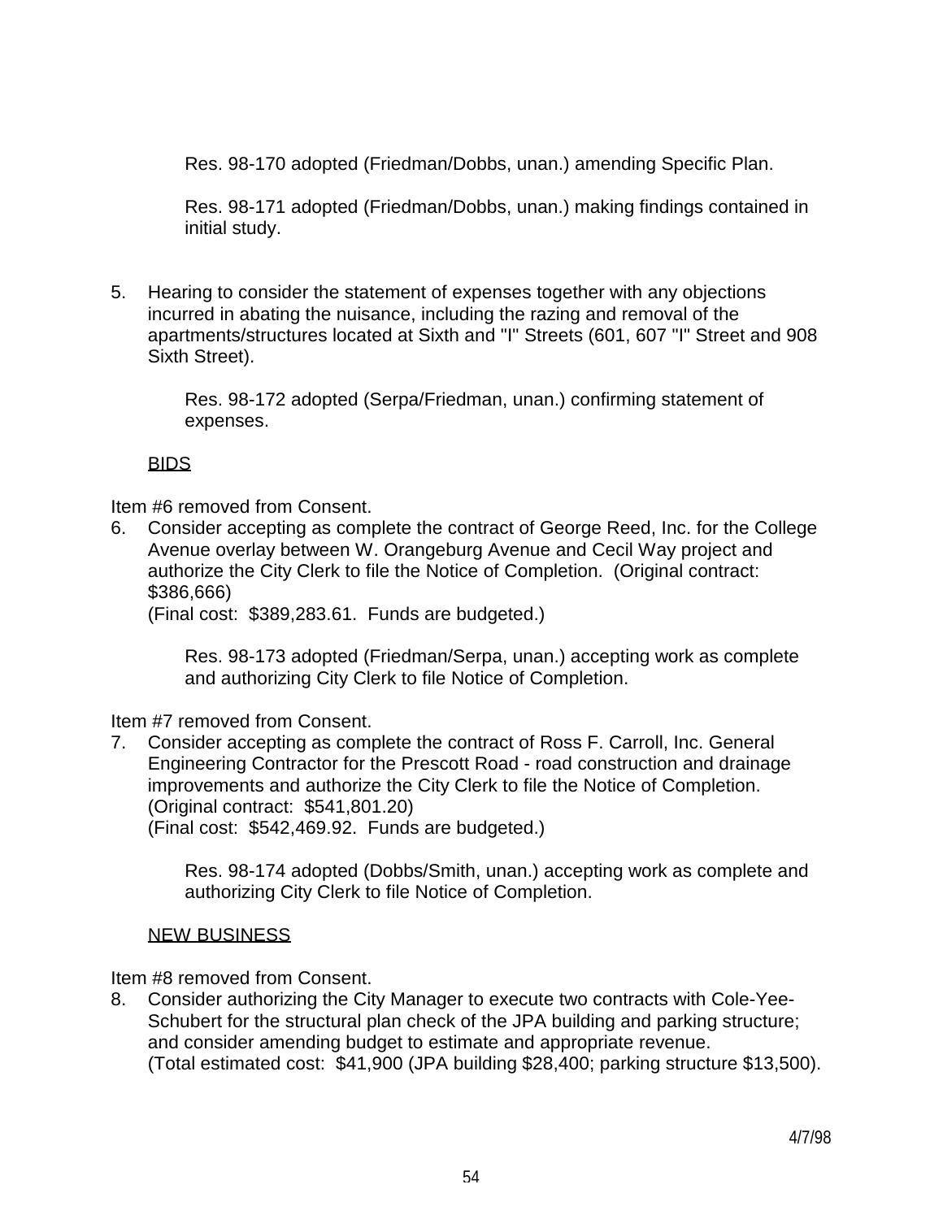Res. 98-170 adopted (Friedman/Dobbs, unan.) amending Specific Plan.

Res. 98-171 adopted (Friedman/Dobbs, unan.) making findings contained in initial study.

5. Hearing to consider the statement of expenses together with any objections incurred in abating the nuisance, including the razing and removal of the apartments/structures located at Sixth and "I" Streets (601, 607 "I" Street and 908 Sixth Street).

   Res. 98-172 adopted (Serpa/Friedman, unan.) confirming statement of expenses.

BIDS

Item #6 removed from Consent.

6. Consider accepting as complete the contract of George Reed, Inc. for the College Avenue overlay between W. Orangeburg Avenue and Cecil Way project and authorize the City Clerk to file the Notice of Completion. (Original contract: $386,666)
   (Final cost: $389,283.61. Funds are budgeted.)

   Res. 98-173 adopted (Friedman/Serpa, unan.) accepting work as complete and authorizing City Clerk to file Notice of Completion.

Item #7 removed from Consent.

7. Consider accepting as complete the contract of Ross F. Carroll, Inc. General Engineering Contractor for the Prescott Road - road construction and drainage improvements and authorize the City Clerk to file the Notice of Completion. (Original contract: $541,801.20)
   (Final cost: $542,469.92. Funds are budgeted.)

   Res. 98-174 adopted (Dobbs/Smith, unan.) accepting work as complete and authorizing City Clerk to file Notice of Completion.

NEW BUSINESS

Item #8 removed from Consent.

8. Consider authorizing the City Manager to execute two contracts with Cole-Yee-Schubert for the structural plan check of the JPA building and parking structure; and consider amending budget to estimate and appropriate revenue.
   (Total estimated cost: $41,900 (JPA building $28,400; parking structure $13,500).

4/7/98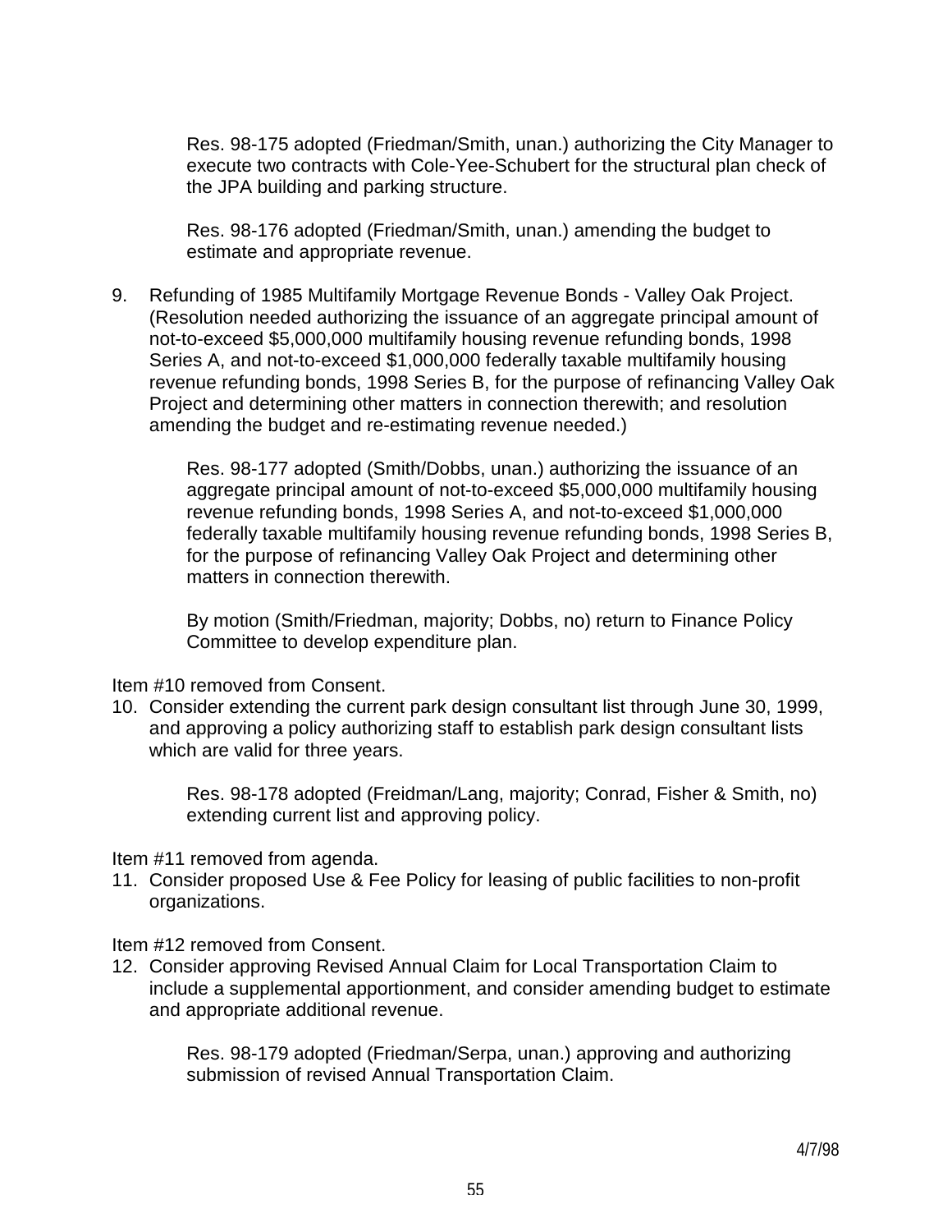Res. 98-175 adopted (Friedman/Smith, unan.) authorizing the City Manager to execute two contracts with Cole-Yee-Schubert for the structural plan check of the JPA building and parking structure.

Res. 98-176 adopted (Friedman/Smith, unan.) amending the budget to estimate and appropriate revenue.

9. Refunding of 1985 Multifamily Mortgage Revenue Bonds - Valley Oak Project. (Resolution needed authorizing the issuance of an aggregate principal amount of not-to-exceed $5,000,000 multifamily housing revenue refunding bonds, 1998 Series A, and not-to-exceed $1,000,000 federally taxable multifamily housing revenue refunding bonds, 1998 Series B, for the purpose of refinancing Valley Oak Project and determining other matters in connection therewith; and resolution amending the budget and re-estimating revenue needed.)

   Res. 98-177 adopted (Smith/Dobbs, unan.) authorizing the issuance of an aggregate principal amount of not-to-exceed $5,000,000 multifamily housing revenue refunding bonds, 1998 Series A, and not-to-exceed $1,000,000 federally taxable multifamily housing revenue refunding bonds, 1998 Series B, for the purpose of refinancing Valley Oak Project and determining other matters in connection therewith.

   By motion (Smith/Friedman, majority; Dobbs, no) return to Finance Policy Committee to develop expenditure plan.

Item #10 removed from Consent.

10. Consider extending the current park design consultant list through June 30, 1999, and approving a policy authorizing staff to establish park design consultant lists which are valid for three years.

    Res. 98-178 adopted (Freidman/Lang, majority; Conrad, Fisher & Smith, no) extending current list and approving policy.

Item #11 removed from agenda.

11. Consider proposed Use & Fee Policy for leasing of public facilities to non-profit organizations.

Item #12 removed from Consent.

12. Consider approving Revised Annual Claim for Local Transportation Claim to include a supplemental apportionment, and consider amending budget to estimate and appropriate additional revenue.

    Res. 98-179 adopted (Friedman/Serpa, unan.) approving and authorizing submission of revised Annual Transportation Claim.

4/7/98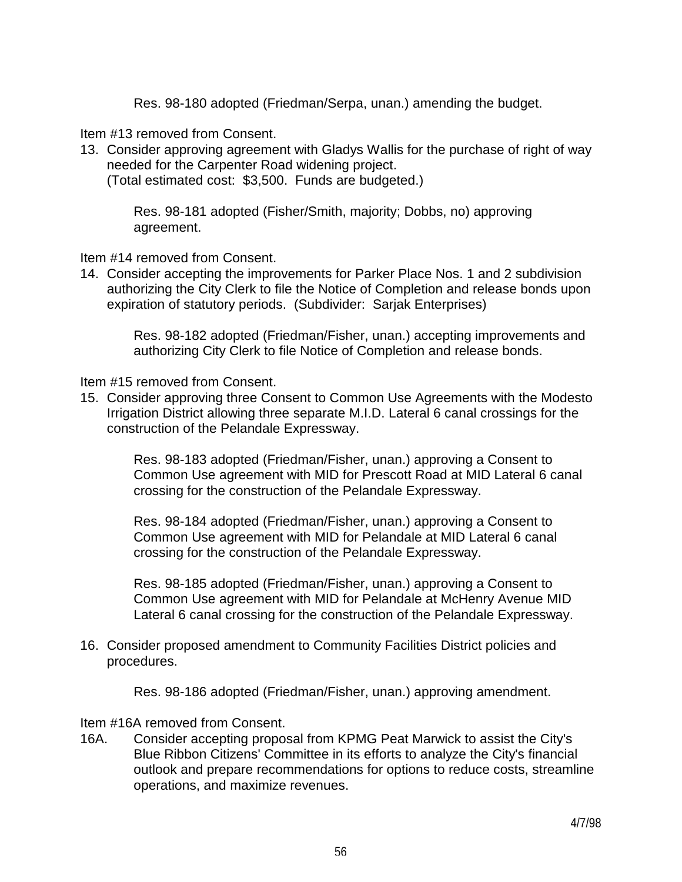Res. 98-180 adopted (Friedman/Serpa, unan.) amending the budget.

Item #13 removed from Consent.

13. Consider approving agreement with Gladys Wallis for the purchase of right of way needed for the Carpenter Road widening project.
    (Total estimated cost: $3,500. Funds are budgeted.)

    Res. 98-181 adopted (Fisher/Smith, majority; Dobbs, no) approving agreement.

Item #14 removed from Consent.

14. Consider accepting the improvements for Parker Place Nos. 1 and 2 subdivision authorizing the City Clerk to file the Notice of Completion and release bonds upon expiration of statutory periods. (Subdivider: Sarjak Enterprises)

    Res. 98-182 adopted (Friedman/Fisher, unan.) accepting improvements and authorizing City Clerk to file Notice of Completion and release bonds.

Item #15 removed from Consent.

15. Consider approving three Consent to Common Use Agreements with the Modesto Irrigation District allowing three separate M.I.D. Lateral 6 canal crossings for the construction of the Pelandale Expressway.

    Res. 98-183 adopted (Friedman/Fisher, unan.) approving a Consent to Common Use agreement with MID for Prescott Road at MID Lateral 6 canal crossing for the construction of the Pelandale Expressway.

    Res. 98-184 adopted (Friedman/Fisher, unan.) approving a Consent to Common Use agreement with MID for Pelandale at MID Lateral 6 canal crossing for the construction of the Pelandale Expressway.

    Res. 98-185 adopted (Friedman/Fisher, unan.) approving a Consent to Common Use agreement with MID for Pelandale at McHenry Avenue MID Lateral 6 canal crossing for the construction of the Pelandale Expressway.

16. Consider proposed amendment to Community Facilities District policies and procedures.

    Res. 98-186 adopted (Friedman/Fisher, unan.) approving amendment.

Item #16A removed from Consent.

16A. Consider accepting proposal from KPMG Peat Marwick to assist the City's Blue Ribbon Citizens' Committee in its efforts to analyze the City's financial outlook and prepare recommendations for options to reduce costs, streamline operations, and maximize revenues.

4/7/98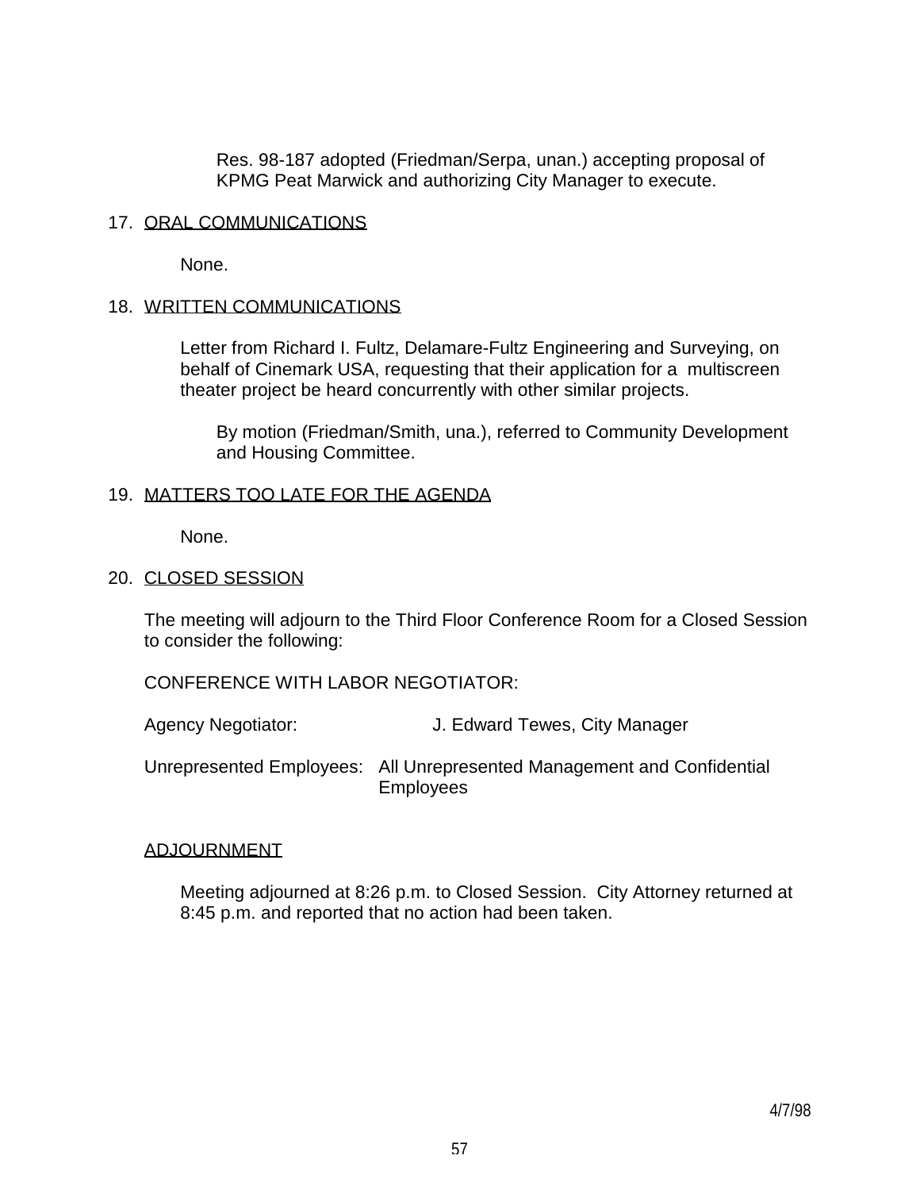Res. 98-187 adopted (Friedman/Serpa, unan.) accepting proposal of KPMG Peat Marwick and authorizing City Manager to execute.

17. ORAL COMMUNICATIONS

    None.

18. WRITTEN COMMUNICATIONS

    Letter from Richard I. Fultz, Delamare-Fultz Engineering and Surveying, on behalf of Cinemark USA, requesting that their application for a multiscreen theater project be heard concurrently with other similar projects.

    By motion (Friedman/Smith, una.), referred to Community Development and Housing Committee.

19. MATTERS TOO LATE FOR THE AGENDA

    None.

20. CLOSED SESSION

    The meeting will adjourn to the Third Floor Conference Room for a Closed Session to consider the following:

    CONFERENCE WITH LABOR NEGOTIATOR:

    Agency Negotiator: J. Edward Tewes, City Manager

    Unrepresented Employees: All Unrepresented Management and Confidential Employees

ADJOURNMENT

Meeting adjourned at 8:26 p.m. to Closed Session. City Attorney returned at 8:45 p.m. and reported that no action had been taken.

4/7/98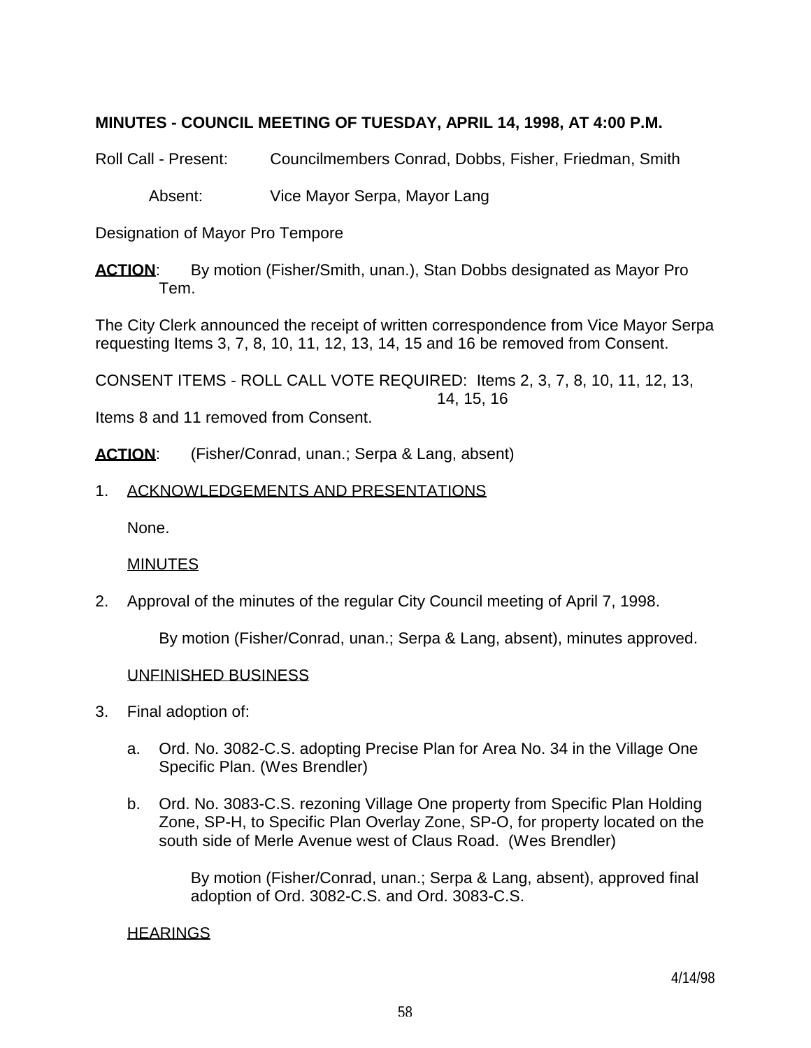**MINUTES - COUNCIL MEETING OF TUESDAY, APRIL 14, 1998, AT 4:00 P.M.**

Roll Call - Present: Councilmembers Conrad, Dobbs, Fisher, Friedman, Smith

Absent: Vice Mayor Serpa, Mayor Lang

Designation of Mayor Pro Tempore

**ACTION**: By motion (Fisher/Smith, unan.), Stan Dobbs designated as Mayor Pro Tem.

The City Clerk announced the receipt of written correspondence from Vice Mayor Serpa requesting Items 3, 7, 8, 10, 11, 12, 13, 14, 15 and 16 be removed from Consent.

CONSENT ITEMS - ROLL CALL VOTE REQUIRED: Items 2, 3, 7, 8, 10, 11, 12, 13, 14, 15, 16

Items 8 and 11 removed from Consent.

**ACTION**: (Fisher/Conrad, unan.; Serpa & Lang, absent)

1. ACKNOWLEDGEMENTS AND PRESENTATIONS

   None.

   MINUTES

2. Approval of the minutes of the regular City Council meeting of April 7, 1998.

   By motion (Fisher/Conrad, unan.; Serpa & Lang, absent), minutes approved.

   UNFINISHED BUSINESS

3. Final adoption of:

   a. Ord. No. 3082-C.S. adopting Precise Plan for Area No. 34 in the Village One Specific Plan. (Wes Brendler)

   b. Ord. No. 3083-C.S. rezoning Village One property from Specific Plan Holding Zone, SP-H, to Specific Plan Overlay Zone, SP-O, for property located on the south side of Merle Avenue west of Claus Road. (Wes Brendler)

      By motion (Fisher/Conrad, unan.; Serpa & Lang, absent), approved final adoption of Ord. 3082-C.S. and Ord. 3083-C.S.

   HEARINGS

4/14/98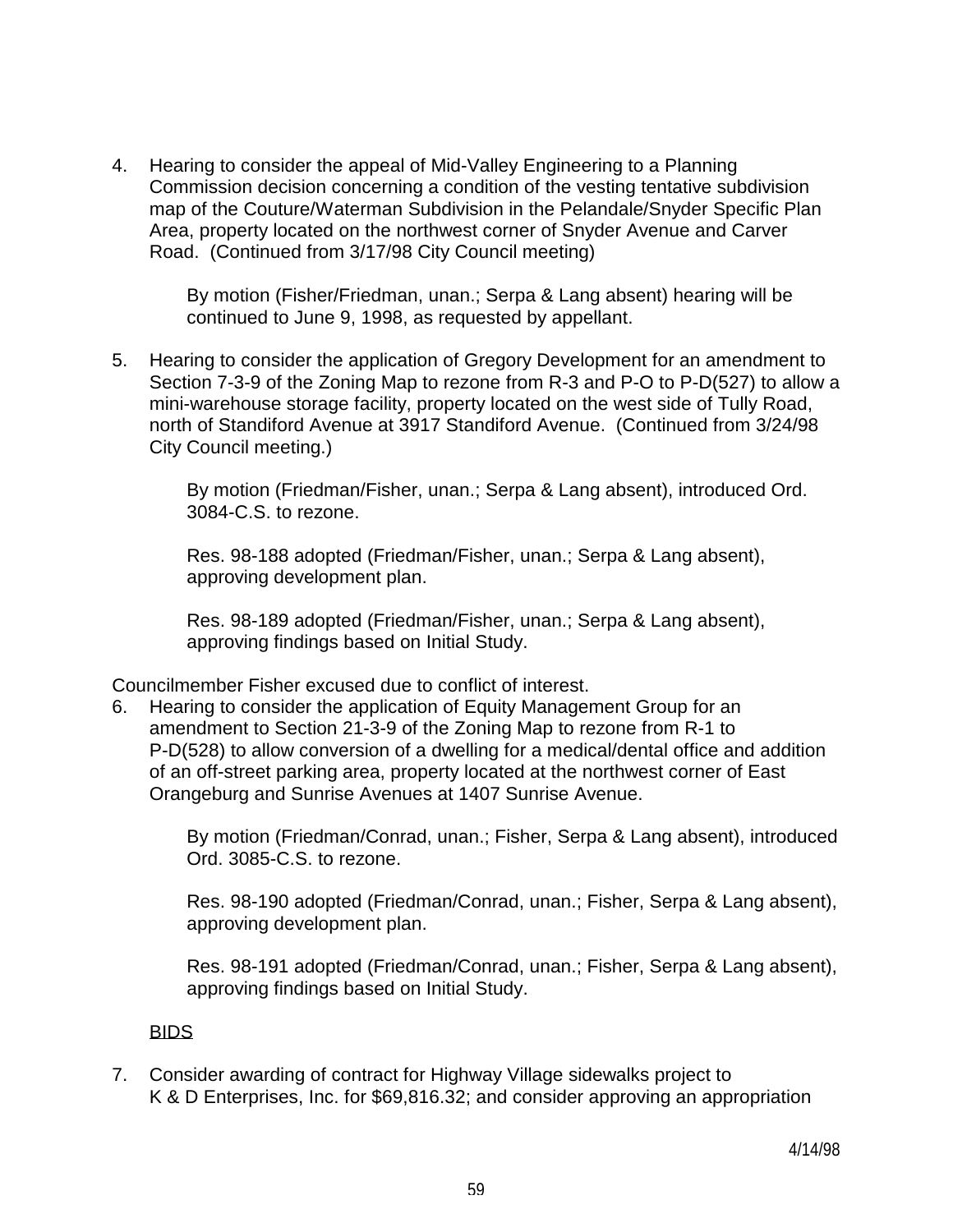4. Hearing to consider the appeal of Mid-Valley Engineering to a Planning Commission decision concerning a condition of the vesting tentative subdivision map of the Couture/Waterman Subdivision in the Pelandale/Snyder Specific Plan Area, property located on the northwest corner of Snyder Avenue and Carver Road. (Continued from 3/17/98 City Council meeting)

   By motion (Fisher/Friedman, unan.; Serpa & Lang absent) hearing will be continued to June 9, 1998, as requested by appellant.

5. Hearing to consider the application of Gregory Development for an amendment to Section 7-3-9 of the Zoning Map to rezone from R-3 and P-O to P-D(527) to allow a mini-warehouse storage facility, property located on the west side of Tully Road, north of Standiford Avenue at 3917 Standiford Avenue. (Continued from 3/24/98 City Council meeting.)

   By motion (Friedman/Fisher, unan.; Serpa & Lang absent), introduced Ord. 3084-C.S. to rezone.

   Res. 98-188 adopted (Friedman/Fisher, unan.; Serpa & Lang absent), approving development plan.

   Res. 98-189 adopted (Friedman/Fisher, unan.; Serpa & Lang absent), approving findings based on Initial Study.

Councilmember Fisher excused due to conflict of interest.

6. Hearing to consider the application of Equity Management Group for an amendment to Section 21-3-9 of the Zoning Map to rezone from R-1 to P-D(528) to allow conversion of a dwelling for a medical/dental office and addition of an off-street parking area, property located at the northwest corner of East Orangeburg and Sunrise Avenues at 1407 Sunrise Avenue.

   By motion (Friedman/Conrad, unan.; Fisher, Serpa & Lang absent), introduced Ord. 3085-C.S. to rezone.

   Res. 98-190 adopted (Friedman/Conrad, unan.; Fisher, Serpa & Lang absent), approving development plan.

   Res. 98-191 adopted (Friedman/Conrad, unan.; Fisher, Serpa & Lang absent), approving findings based on Initial Study.

BIDS

7. Consider awarding of contract for Highway Village sidewalks project to K & D Enterprises, Inc. for $69,816.32; and consider approving an appropriation

4/14/98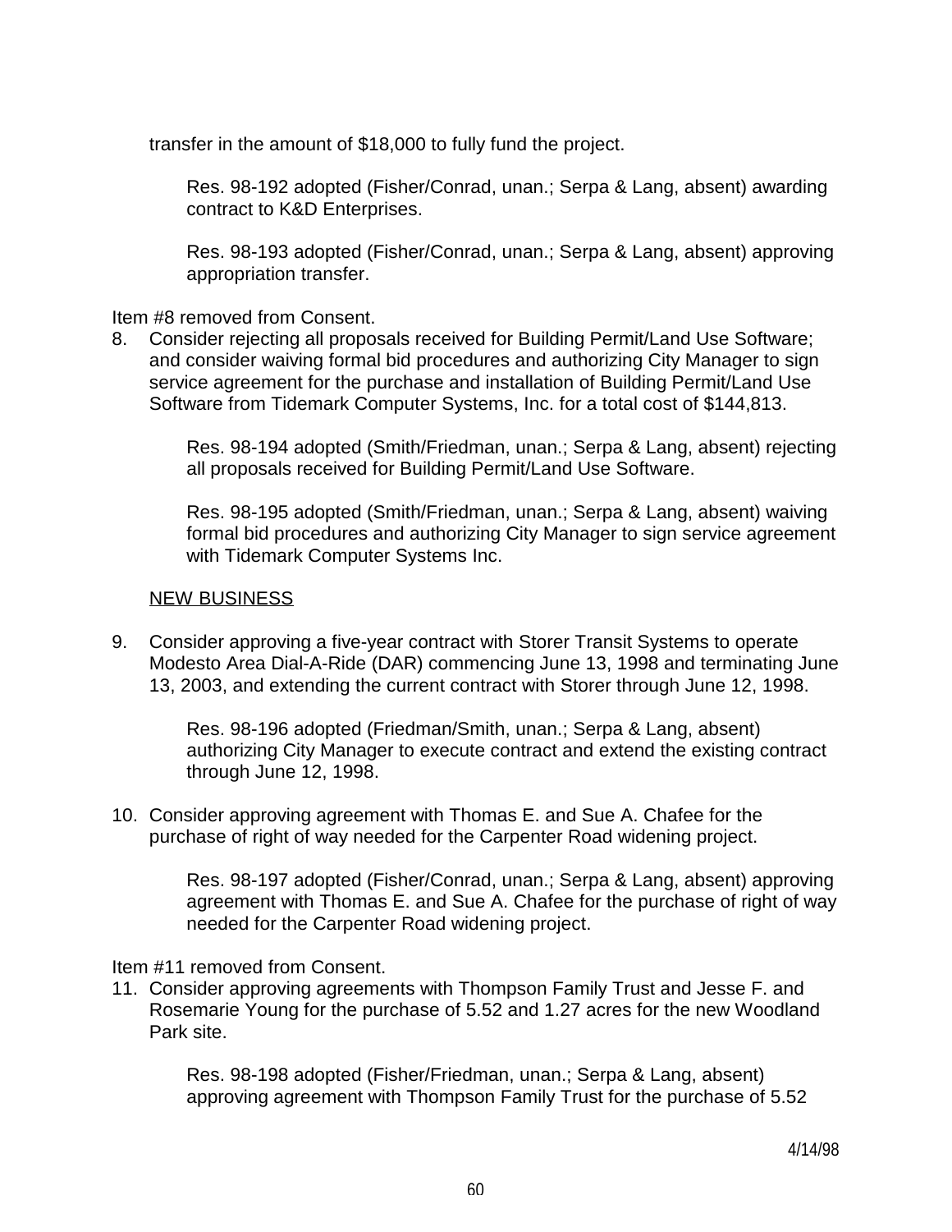transfer in the amount of $18,000 to fully fund the project.

Res. 98-192 adopted (Fisher/Conrad, unan.; Serpa & Lang, absent) awarding contract to K&D Enterprises.

Res. 98-193 adopted (Fisher/Conrad, unan.; Serpa & Lang, absent) approving appropriation transfer.

Item #8 removed from Consent.

8. Consider rejecting all proposals received for Building Permit/Land Use Software; and consider waiving formal bid procedures and authorizing City Manager to sign service agreement for the purchase and installation of Building Permit/Land Use Software from Tidemark Computer Systems, Inc. for a total cost of $144,813.

   Res. 98-194 adopted (Smith/Friedman, unan.; Serpa & Lang, absent) rejecting all proposals received for Building Permit/Land Use Software.

   Res. 98-195 adopted (Smith/Friedman, unan.; Serpa & Lang, absent) waiving formal bid procedures and authorizing City Manager to sign service agreement with Tidemark Computer Systems Inc.

<u>NEW BUSINESS</u>

9. Consider approving a five-year contract with Storer Transit Systems to operate Modesto Area Dial-A-Ride (DAR) commencing June 13, 1998 and terminating June 13, 2003, and extending the current contract with Storer through June 12, 1998.

   Res. 98-196 adopted (Friedman/Smith, unan.; Serpa & Lang, absent) authorizing City Manager to execute contract and extend the existing contract through June 12, 1998.

10. Consider approving agreement with Thomas E. and Sue A. Chafee for the purchase of right of way needed for the Carpenter Road widening project.

    Res. 98-197 adopted (Fisher/Conrad, unan.; Serpa & Lang, absent) approving agreement with Thomas E. and Sue A. Chafee for the purchase of right of way needed for the Carpenter Road widening project.

Item #11 removed from Consent.

11. Consider approving agreements with Thompson Family Trust and Jesse F. and Rosemarie Young for the purchase of 5.52 and 1.27 acres for the new Woodland Park site.

    Res. 98-198 adopted (Fisher/Friedman, unan.; Serpa & Lang, absent) approving agreement with Thompson Family Trust for the purchase of 5.52

4/14/98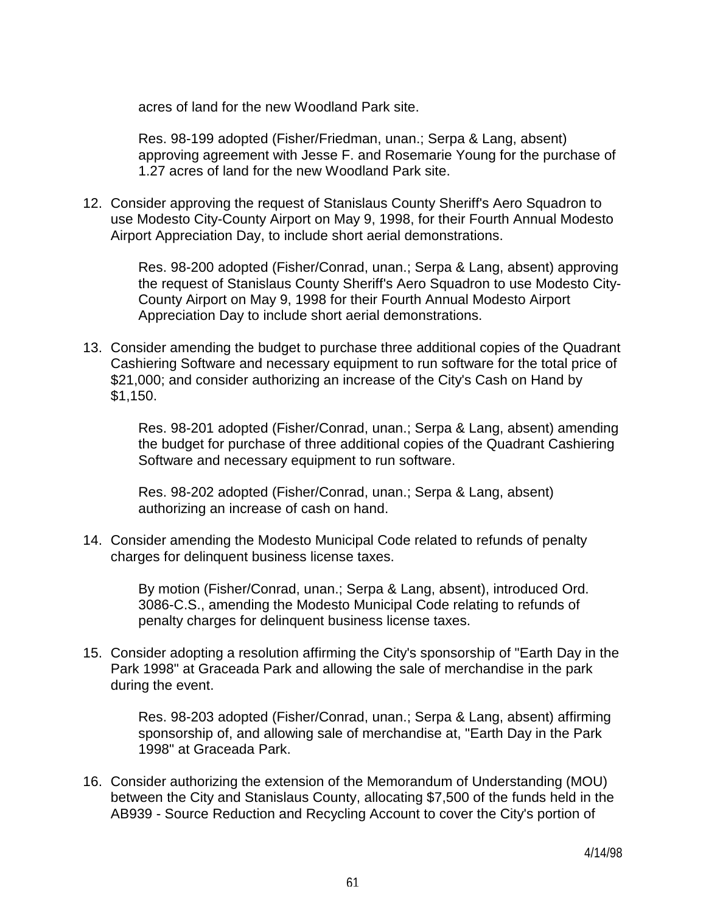acres of land for the new Woodland Park site.

Res. 98-199 adopted (Fisher/Friedman, unan.; Serpa & Lang, absent) approving agreement with Jesse F. and Rosemarie Young for the purchase of 1.27 acres of land for the new Woodland Park site.

12. Consider approving the request of Stanislaus County Sheriff's Aero Squadron to use Modesto City-County Airport on May 9, 1998, for their Fourth Annual Modesto Airport Appreciation Day, to include short aerial demonstrations.

    Res. 98-200 adopted (Fisher/Conrad, unan.; Serpa & Lang, absent) approving the request of Stanislaus County Sheriff's Aero Squadron to use Modesto City-County Airport on May 9, 1998 for their Fourth Annual Modesto Airport Appreciation Day to include short aerial demonstrations.

13. Consider amending the budget to purchase three additional copies of the Quadrant Cashiering Software and necessary equipment to run software for the total price of $21,000; and consider authorizing an increase of the City's Cash on Hand by $1,150.

    Res. 98-201 adopted (Fisher/Conrad, unan.; Serpa & Lang, absent) amending the budget for purchase of three additional copies of the Quadrant Cashiering Software and necessary equipment to run software.

    Res. 98-202 adopted (Fisher/Conrad, unan.; Serpa & Lang, absent) authorizing an increase of cash on hand.

14. Consider amending the Modesto Municipal Code related to refunds of penalty charges for delinquent business license taxes.

    By motion (Fisher/Conrad, unan.; Serpa & Lang, absent), introduced Ord. 3086-C.S., amending the Modesto Municipal Code relating to refunds of penalty charges for delinquent business license taxes.

15. Consider adopting a resolution affirming the City's sponsorship of "Earth Day in the Park 1998" at Graceada Park and allowing the sale of merchandise in the park during the event.

    Res. 98-203 adopted (Fisher/Conrad, unan.; Serpa & Lang, absent) affirming sponsorship of, and allowing sale of merchandise at, "Earth Day in the Park 1998" at Graceada Park.

16. Consider authorizing the extension of the Memorandum of Understanding (MOU) between the City and Stanislaus County, allocating $7,500 of the funds held in the AB939 - Source Reduction and Recycling Account to cover the City's portion of

4/14/98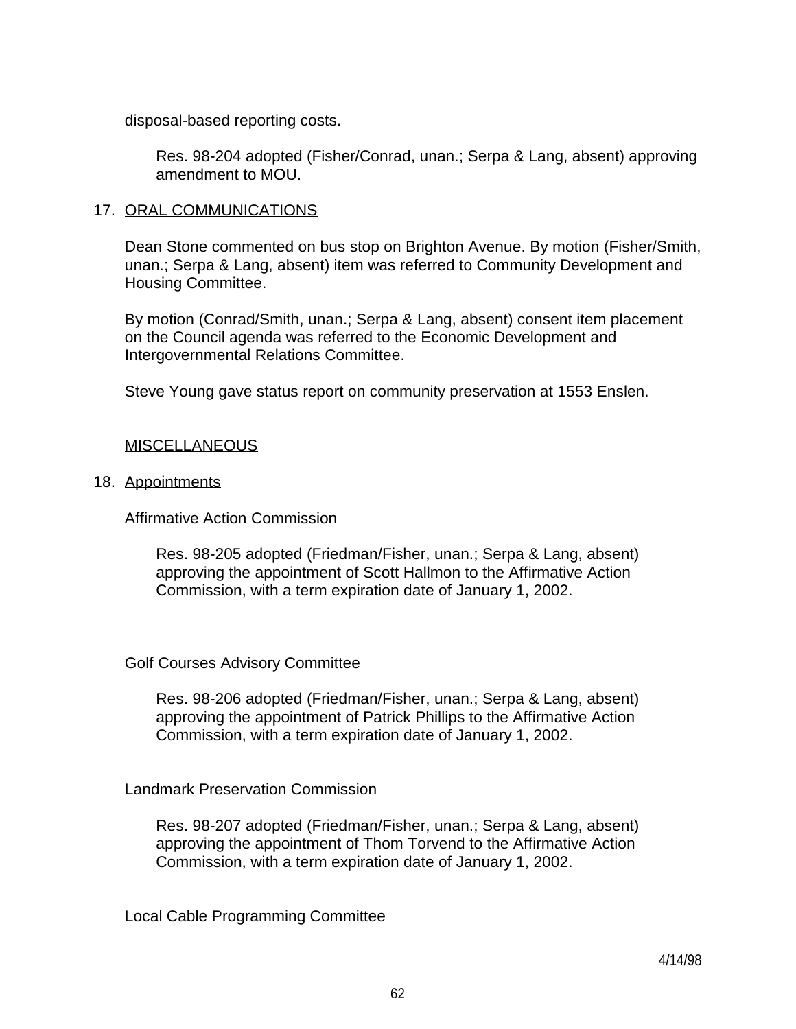disposal-based reporting costs.

> Res. 98-204 adopted (Fisher/Conrad, unan.; Serpa & Lang, absent) approving amendment to MOU.

17. <u>ORAL COMMUNICATIONS</u>

Dean Stone commented on bus stop on Brighton Avenue. By motion (Fisher/Smith, unan.; Serpa & Lang, absent) item was referred to Community Development and Housing Committee.

By motion (Conrad/Smith, unan.; Serpa & Lang, absent) consent item placement on the Council agenda was referred to the Economic Development and Intergovernmental Relations Committee.

Steve Young gave status report on community preservation at 1553 Enslen.

<u>MISCELLANEOUS</u>

18. <u>Appointments</u>

Affirmative Action Commission

> Res. 98-205 adopted (Friedman/Fisher, unan.; Serpa & Lang, absent) approving the appointment of Scott Hallmon to the Affirmative Action Commission, with a term expiration date of January 1, 2002.

Golf Courses Advisory Committee

> Res. 98-206 adopted (Friedman/Fisher, unan.; Serpa & Lang, absent) approving the appointment of Patrick Phillips to the Affirmative Action Commission, with a term expiration date of January 1, 2002.

Landmark Preservation Commission

> Res. 98-207 adopted (Friedman/Fisher, unan.; Serpa & Lang, absent) approving the appointment of Thom Torvend to the Affirmative Action Commission, with a term expiration date of January 1, 2002.

Local Cable Programming Committee

4/14/98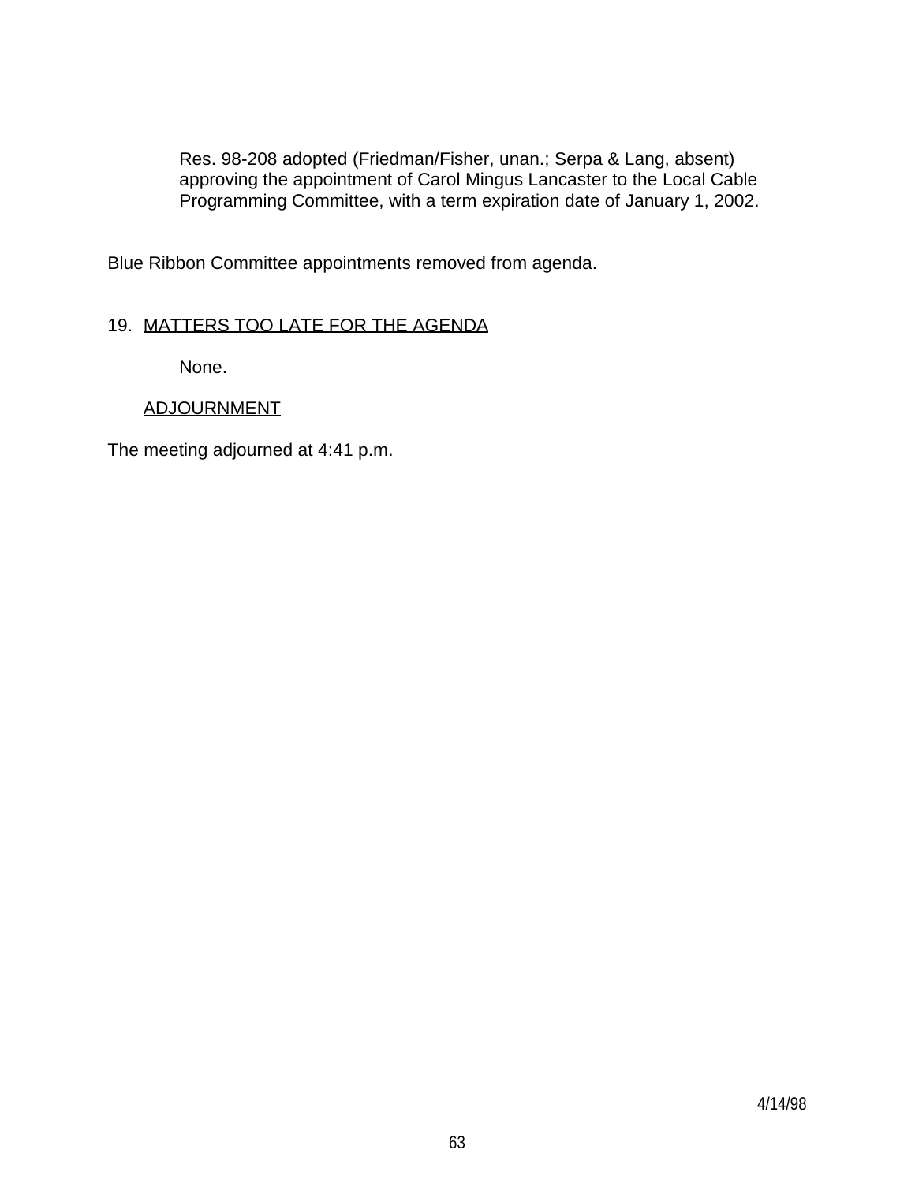Res. 98-208 adopted (Friedman/Fisher, unan.; Serpa & Lang, absent) approving the appointment of Carol Mingus Lancaster to the Local Cable Programming Committee, with a term expiration date of January 1, 2002.

Blue Ribbon Committee appointments removed from agenda.

19. MATTERS TOO LATE FOR THE AGENDA

None.

ADJOURNMENT

The meeting adjourned at 4:41 p.m.

4/14/98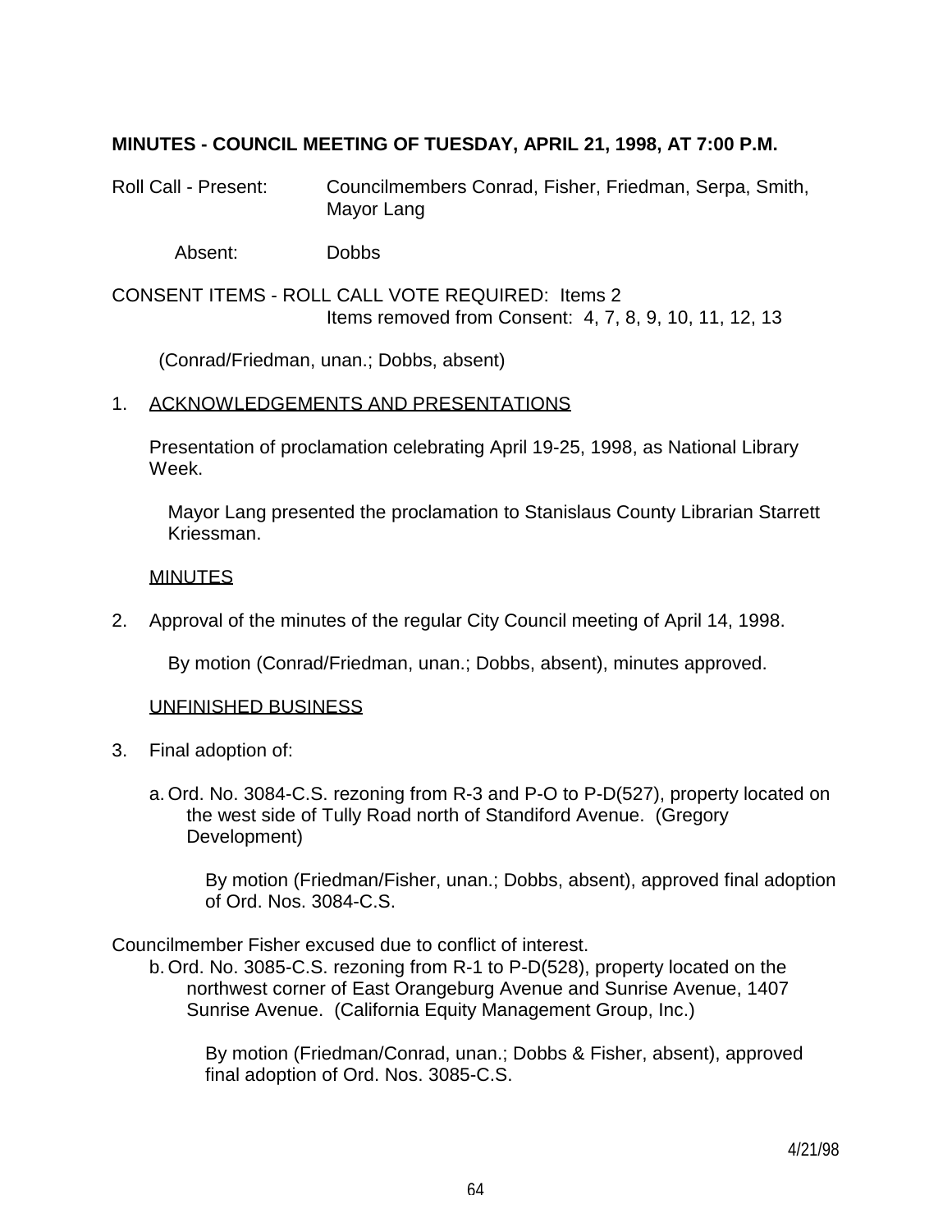**MINUTES - COUNCIL MEETING OF TUESDAY, APRIL 21, 1998, AT 7:00 P.M.**

Roll Call - Present: Councilmembers Conrad, Fisher, Friedman, Serpa, Smith, Mayor Lang

Absent: Dobbs

CONSENT ITEMS - ROLL CALL VOTE REQUIRED: Items 2
Items removed from Consent: 4, 7, 8, 9, 10, 11, 12, 13

(Conrad/Friedman, unan.; Dobbs, absent)

1. ACKNOWLEDGEMENTS AND PRESENTATIONS

   Presentation of proclamation celebrating April 19-25, 1998, as National Library Week.

   Mayor Lang presented the proclamation to Stanislaus County Librarian Starrett Kriessman.

   MINUTES

2. Approval of the minutes of the regular City Council meeting of April 14, 1998.

   By motion (Conrad/Friedman, unan.; Dobbs, absent), minutes approved.

   UNFINISHED BUSINESS

3. Final adoption of:

   a. Ord. No. 3084-C.S. rezoning from R-3 and P-O to P-D(527), property located on the west side of Tully Road north of Standiford Avenue. (Gregory Development)

      By motion (Friedman/Fisher, unan.; Dobbs, absent), approved final adoption of Ord. Nos. 3084-C.S.

Councilmember Fisher excused due to conflict of interest.

   b. Ord. No. 3085-C.S. rezoning from R-1 to P-D(528), property located on the northwest corner of East Orangeburg Avenue and Sunrise Avenue, 1407 Sunrise Avenue. (California Equity Management Group, Inc.)

      By motion (Friedman/Conrad, unan.; Dobbs & Fisher, absent), approved final adoption of Ord. Nos. 3085-C.S.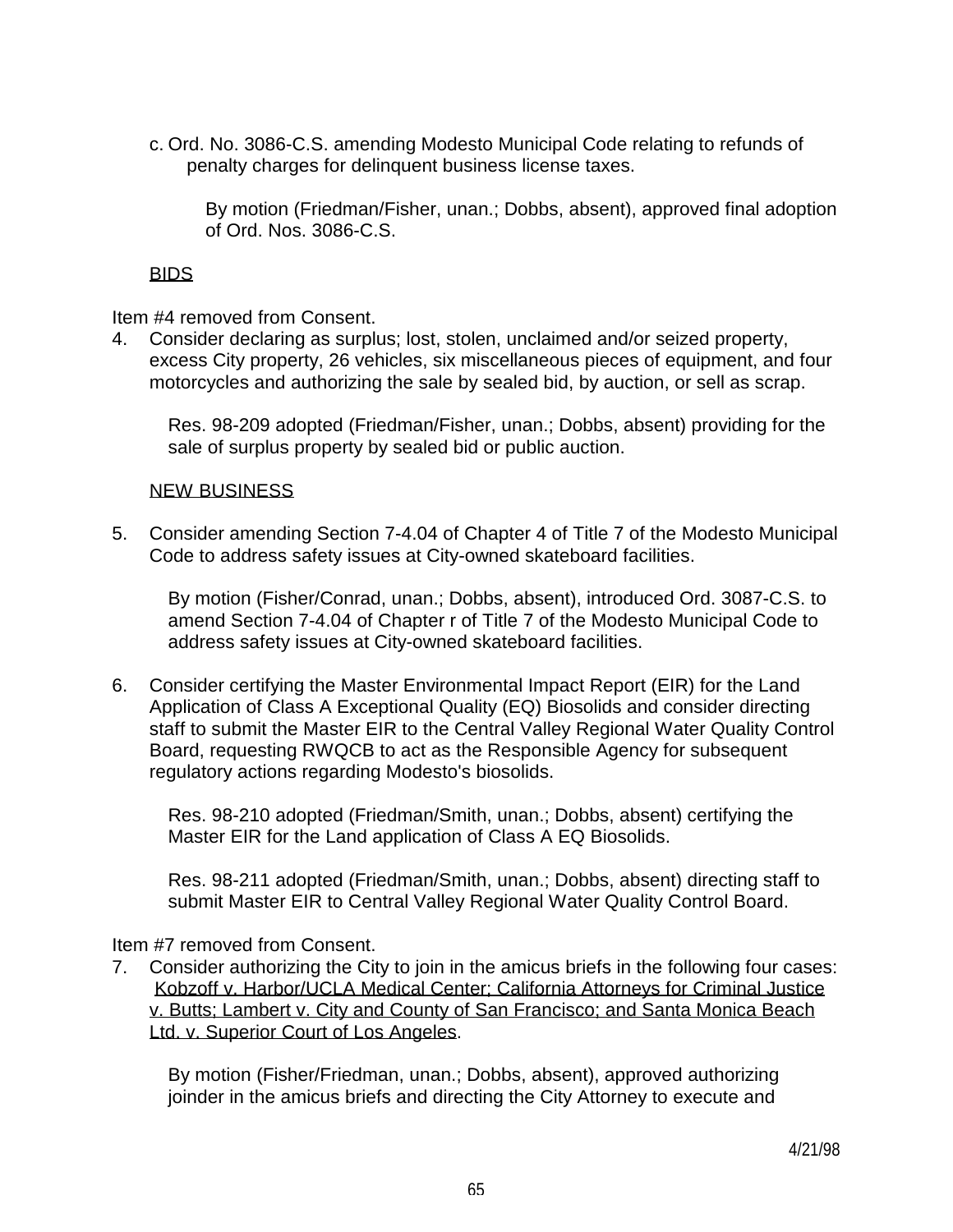c. Ord. No. 3086-C.S. amending Modesto Municipal Code relating to refunds of penalty charges for delinquent business license taxes.

By motion (Friedman/Fisher, unan.; Dobbs, absent), approved final adoption of Ord. Nos. 3086-C.S.

<u>BIDS</u>

Item #4 removed from Consent.

4. Consider declaring as surplus; lost, stolen, unclaimed and/or seized property, excess City property, 26 vehicles, six miscellaneous pieces of equipment, and four motorcycles and authorizing the sale by sealed bid, by auction, or sell as scrap.

   Res. 98-209 adopted (Friedman/Fisher, unan.; Dobbs, absent) providing for the sale of surplus property by sealed bid or public auction.

<u>NEW BUSINESS</u>

5. Consider amending Section 7-4.04 of Chapter 4 of Title 7 of the Modesto Municipal Code to address safety issues at City-owned skateboard facilities.

   By motion (Fisher/Conrad, unan.; Dobbs, absent), introduced Ord. 3087-C.S. to amend Section 7-4.04 of Chapter r of Title 7 of the Modesto Municipal Code to address safety issues at City-owned skateboard facilities.

6. Consider certifying the Master Environmental Impact Report (EIR) for the Land Application of Class A Exceptional Quality (EQ) Biosolids and consider directing staff to submit the Master EIR to the Central Valley Regional Water Quality Control Board, requesting RWQCB to act as the Responsible Agency for subsequent regulatory actions regarding Modesto's biosolids.

   Res. 98-210 adopted (Friedman/Smith, unan.; Dobbs, absent) certifying the Master EIR for the Land application of Class A EQ Biosolids.

   Res. 98-211 adopted (Friedman/Smith, unan.; Dobbs, absent) directing staff to submit Master EIR to Central Valley Regional Water Quality Control Board.

Item #7 removed from Consent.

7. Consider authorizing the City to join in the amicus briefs in the following four cases: <u>Kobzoff v. Harbor/UCLA Medical Center; California Attorneys for Criminal Justice v. Butts; Lambert v. City and County of San Francisco; and Santa Monica Beach Ltd. v. Superior Court of Los Angeles</u>.

   By motion (Fisher/Friedman, unan.; Dobbs, absent), approved authorizing joinder in the amicus briefs and directing the City Attorney to execute and

4/21/98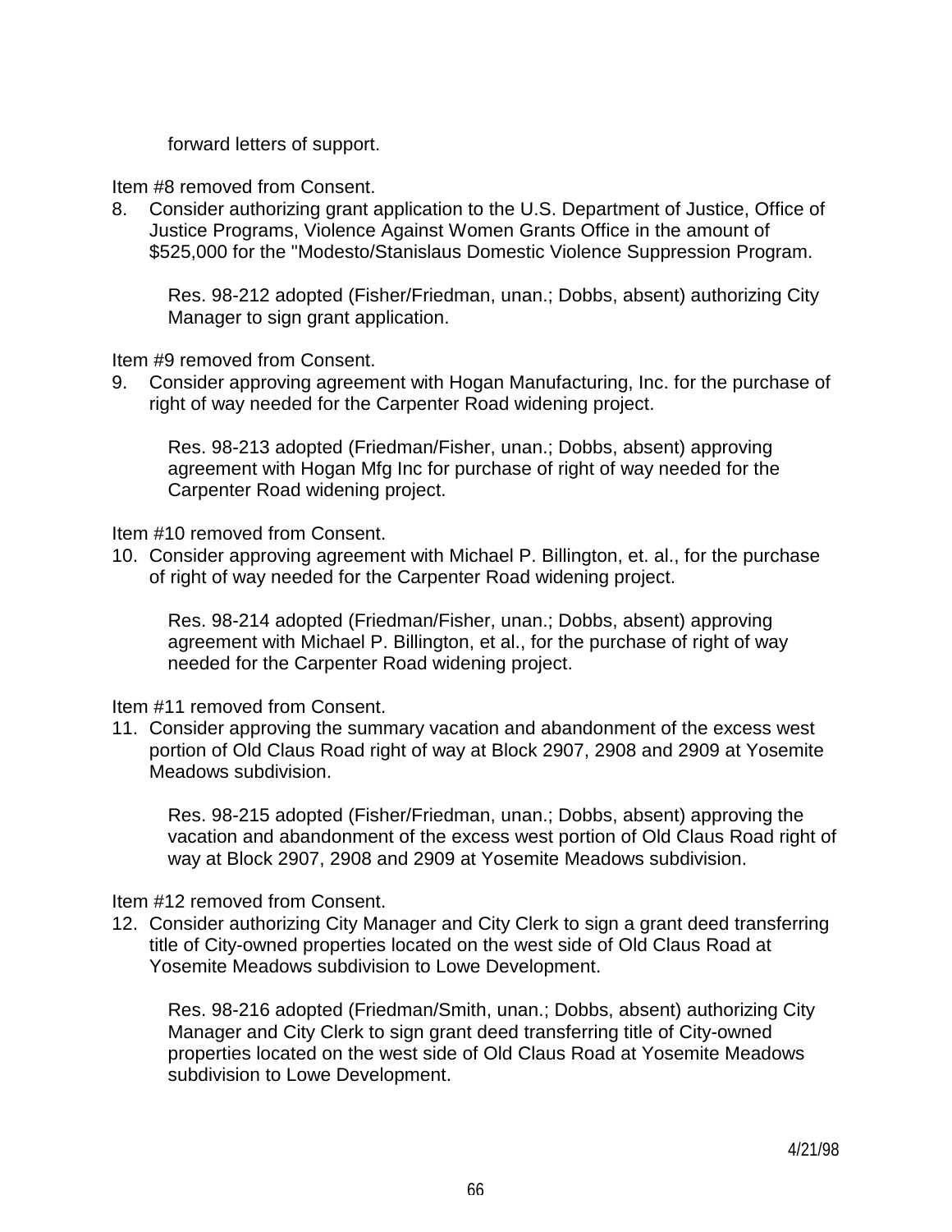forward letters of support.

Item #8 removed from Consent.

8. Consider authorizing grant application to the U.S. Department of Justice, Office of Justice Programs, Violence Against Women Grants Office in the amount of $525,000 for the "Modesto/Stanislaus Domestic Violence Suppression Program.

   Res. 98-212 adopted (Fisher/Friedman, unan.; Dobbs, absent) authorizing City Manager to sign grant application.

Item #9 removed from Consent.

9. Consider approving agreement with Hogan Manufacturing, Inc. for the purchase of right of way needed for the Carpenter Road widening project.

   Res. 98-213 adopted (Friedman/Fisher, unan.; Dobbs, absent) approving agreement with Hogan Mfg Inc for purchase of right of way needed for the Carpenter Road widening project.

Item #10 removed from Consent.

10. Consider approving agreement with Michael P. Billington, et. al., for the purchase of right of way needed for the Carpenter Road widening project.

    Res. 98-214 adopted (Friedman/Fisher, unan.; Dobbs, absent) approving agreement with Michael P. Billington, et al., for the purchase of right of way needed for the Carpenter Road widening project.

Item #11 removed from Consent.

11. Consider approving the summary vacation and abandonment of the excess west portion of Old Claus Road right of way at Block 2907, 2908 and 2909 at Yosemite Meadows subdivision.

    Res. 98-215 adopted (Fisher/Friedman, unan.; Dobbs, absent) approving the vacation and abandonment of the excess west portion of Old Claus Road right of way at Block 2907, 2908 and 2909 at Yosemite Meadows subdivision.

Item #12 removed from Consent.

12. Consider authorizing City Manager and City Clerk to sign a grant deed transferring title of City-owned properties located on the west side of Old Claus Road at Yosemite Meadows subdivision to Lowe Development.

    Res. 98-216 adopted (Friedman/Smith, unan.; Dobbs, absent) authorizing City Manager and City Clerk to sign grant deed transferring title of City-owned properties located on the west side of Old Claus Road at Yosemite Meadows subdivision to Lowe Development.

4/21/98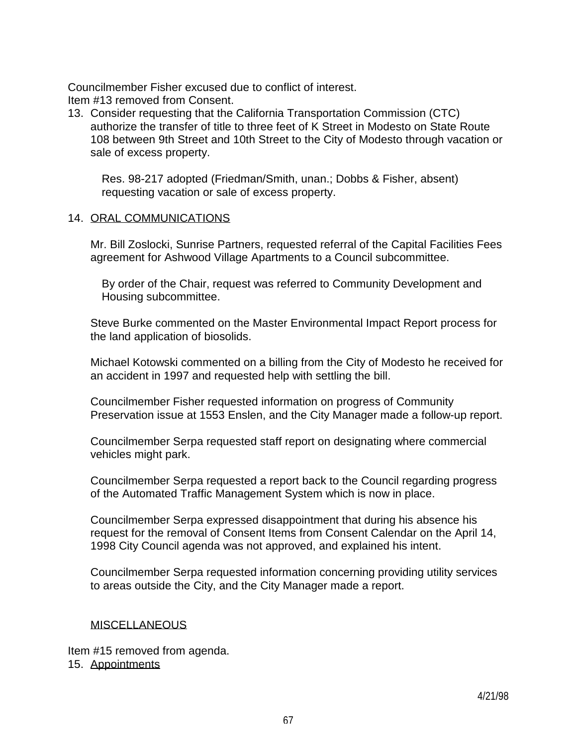Councilmember Fisher excused due to conflict of interest.
Item #13 removed from Consent.

13. Consider requesting that the California Transportation Commission (CTC) authorize the transfer of title to three feet of K Street in Modesto on State Route 108 between 9th Street and 10th Street to the City of Modesto through vacation or sale of excess property.

    Res. 98-217 adopted (Friedman/Smith, unan.; Dobbs & Fisher, absent) requesting vacation or sale of excess property.

14. <u>ORAL COMMUNICATIONS</u>

    Mr. Bill Zoslocki, Sunrise Partners, requested referral of the Capital Facilities Fees agreement for Ashwood Village Apartments to a Council subcommittee.

    By order of the Chair, request was referred to Community Development and Housing subcommittee.

    Steve Burke commented on the Master Environmental Impact Report process for the land application of biosolids.

    Michael Kotowski commented on a billing from the City of Modesto he received for an accident in 1997 and requested help with settling the bill.

    Councilmember Fisher requested information on progress of Community Preservation issue at 1553 Enslen, and the City Manager made a follow-up report.

    Councilmember Serpa requested staff report on designating where commercial vehicles might park.

    Councilmember Serpa requested a report back to the Council regarding progress of the Automated Traffic Management System which is now in place.

    Councilmember Serpa expressed disappointment that during his absence his request for the removal of Consent Items from Consent Calendar on the April 14, 1998 City Council agenda was not approved, and explained his intent.

    Councilmember Serpa requested information concerning providing utility services to areas outside the City, and the City Manager made a report.

<u>MISCELLANEOUS</u>

Item #15 removed from agenda.

15. <u>Appointments</u>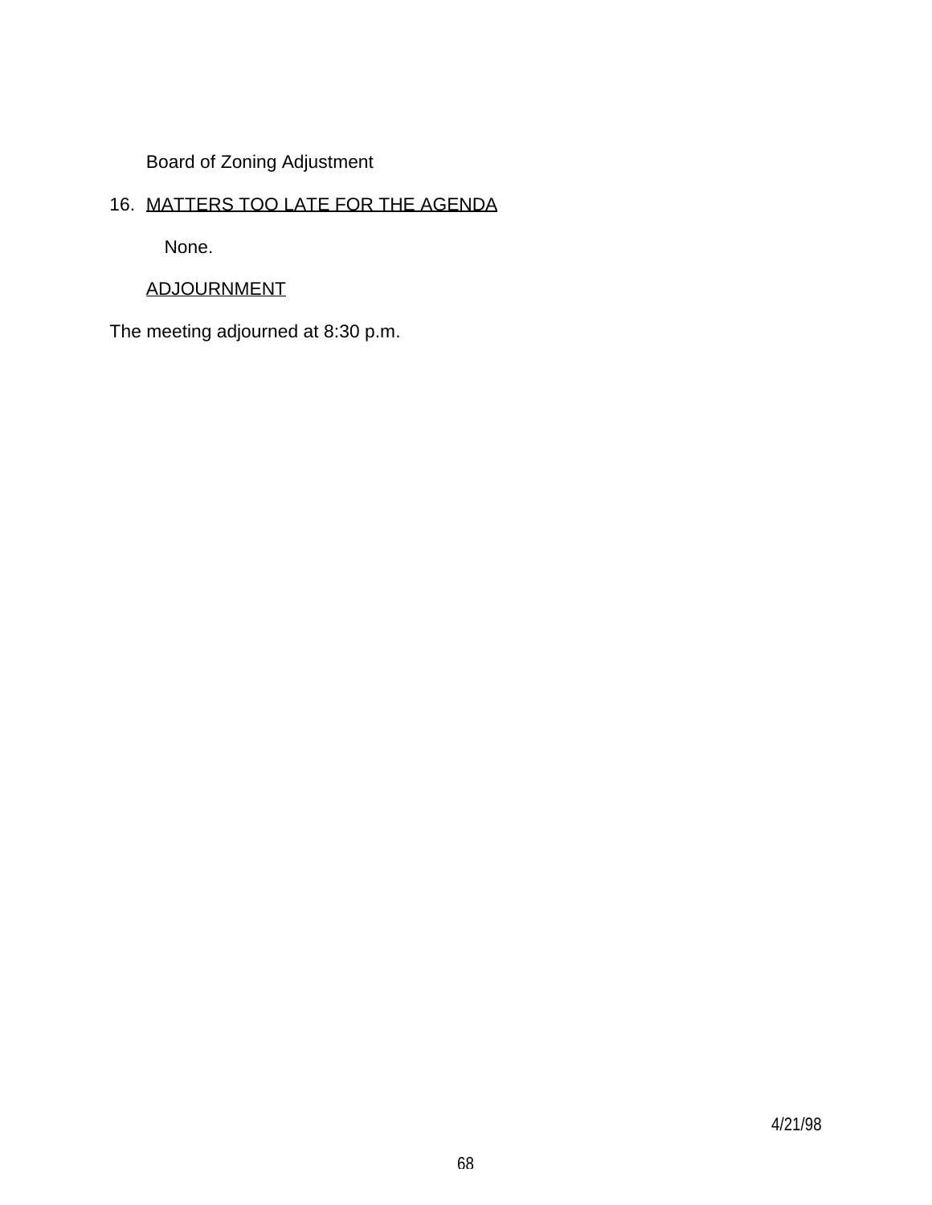Board of Zoning Adjustment

16. <u>MATTERS TOO LATE FOR THE AGENDA</u>

    None.

<u>ADJOURNMENT</u>

The meeting adjourned at 8:30 p.m.

4/21/98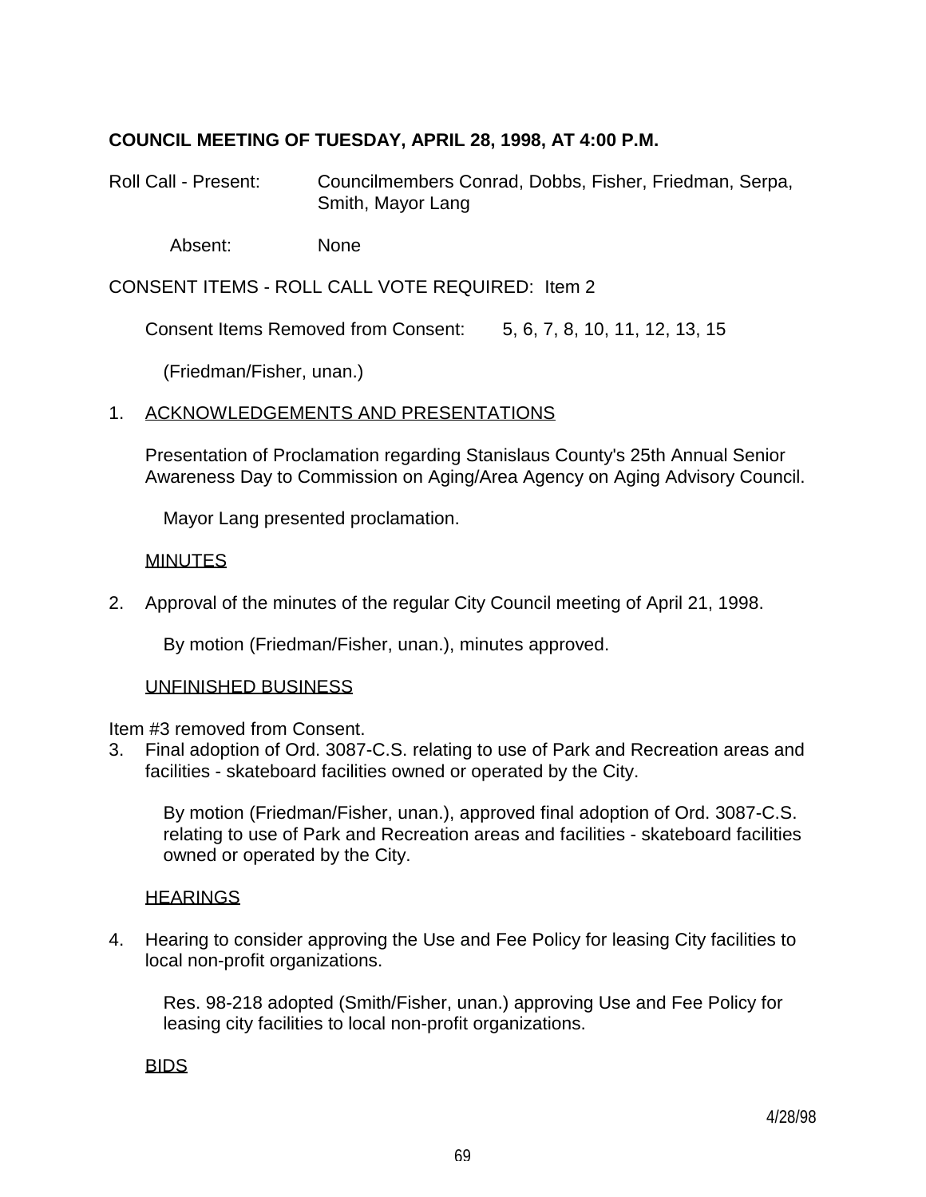**COUNCIL MEETING OF TUESDAY, APRIL 28, 1998, AT 4:00 P.M.**

Roll Call - Present: Councilmembers Conrad, Dobbs, Fisher, Friedman, Serpa, Smith, Mayor Lang

Absent: None

CONSENT ITEMS - ROLL CALL VOTE REQUIRED: Item 2

Consent Items Removed from Consent: 5, 6, 7, 8, 10, 11, 12, 13, 15

(Friedman/Fisher, unan.)

1. ACKNOWLEDGEMENTS AND PRESENTATIONS

   Presentation of Proclamation regarding Stanislaus County's 25th Annual Senior Awareness Day to Commission on Aging/Area Agency on Aging Advisory Council.

   Mayor Lang presented proclamation.

   MINUTES

2. Approval of the minutes of the regular City Council meeting of April 21, 1998.

   By motion (Friedman/Fisher, unan.), minutes approved.

   UNFINISHED BUSINESS

Item #3 removed from Consent.

3. Final adoption of Ord. 3087-C.S. relating to use of Park and Recreation areas and facilities - skateboard facilities owned or operated by the City.

   By motion (Friedman/Fisher, unan.), approved final adoption of Ord. 3087-C.S. relating to use of Park and Recreation areas and facilities - skateboard facilities owned or operated by the City.

   HEARINGS

4. Hearing to consider approving the Use and Fee Policy for leasing City facilities to local non-profit organizations.

   Res. 98-218 adopted (Smith/Fisher, unan.) approving Use and Fee Policy for leasing city facilities to local non-profit organizations.

   BIDS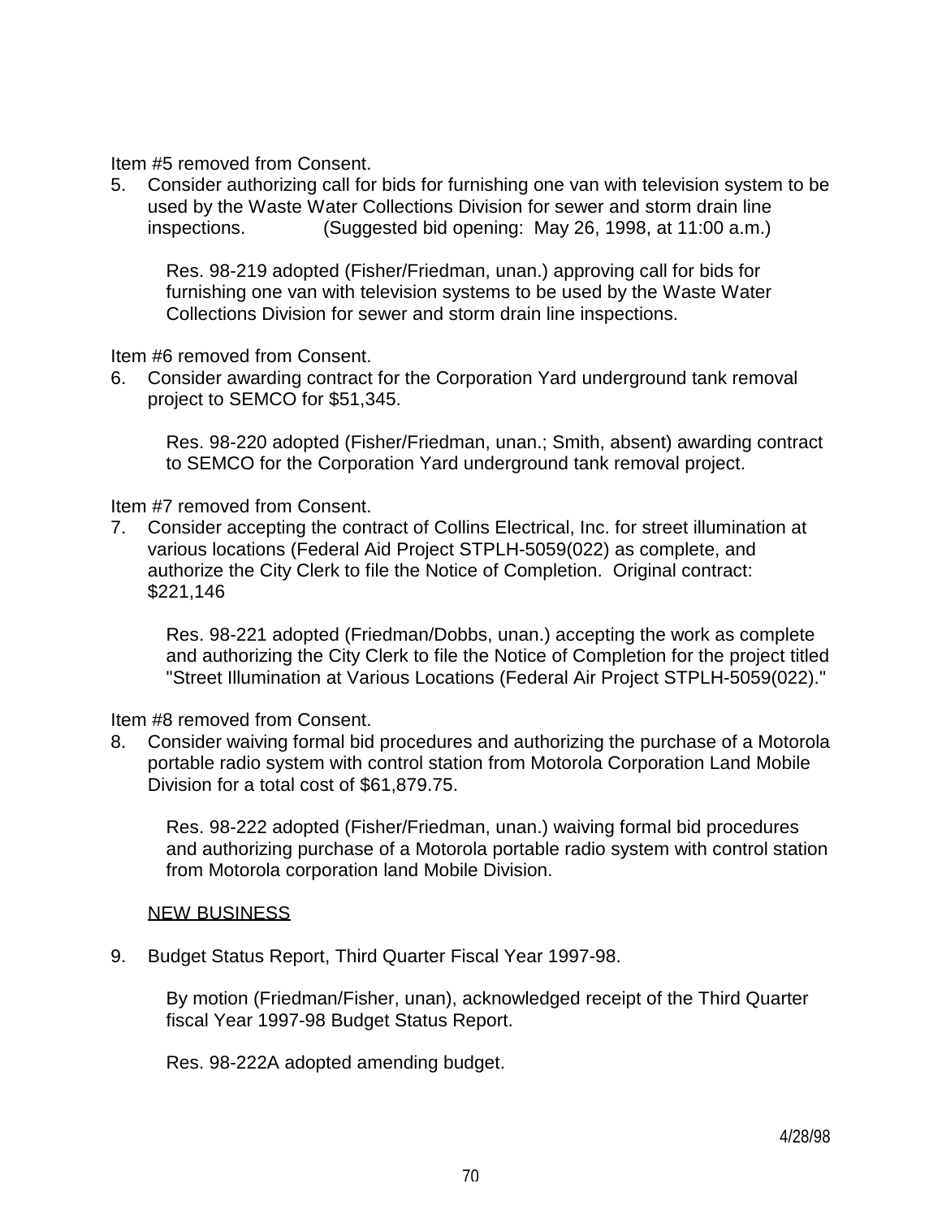Item #5 removed from Consent.

5. Consider authorizing call for bids for furnishing one van with television system to be used by the Waste Water Collections Division for sewer and storm drain line inspections. (Suggested bid opening: May 26, 1998, at 11:00 a.m.)

   Res. 98-219 adopted (Fisher/Friedman, unan.) approving call for bids for furnishing one van with television systems to be used by the Waste Water Collections Division for sewer and storm drain line inspections.

Item #6 removed from Consent.

6. Consider awarding contract for the Corporation Yard underground tank removal project to SEMCO for $51,345.

   Res. 98-220 adopted (Fisher/Friedman, unan.; Smith, absent) awarding contract to SEMCO for the Corporation Yard underground tank removal project.

Item #7 removed from Consent.

7. Consider accepting the contract of Collins Electrical, Inc. for street illumination at various locations (Federal Aid Project STPLH-5059(022) as complete, and authorize the City Clerk to file the Notice of Completion. Original contract: $221,146

   Res. 98-221 adopted (Friedman/Dobbs, unan.) accepting the work as complete and authorizing the City Clerk to file the Notice of Completion for the project titled "Street Illumination at Various Locations (Federal Air Project STPLH-5059(022)."

Item #8 removed from Consent.

8. Consider waiving formal bid procedures and authorizing the purchase of a Motorola portable radio system with control station from Motorola Corporation Land Mobile Division for a total cost of $61,879.75.

   Res. 98-222 adopted (Fisher/Friedman, unan.) waiving formal bid procedures and authorizing purchase of a Motorola portable radio system with control station from Motorola corporation land Mobile Division.

NEW BUSINESS

9. Budget Status Report, Third Quarter Fiscal Year 1997-98.

   By motion (Friedman/Fisher, unan), acknowledged receipt of the Third Quarter fiscal Year 1997-98 Budget Status Report.

   Res. 98-222A adopted amending budget.

4/28/98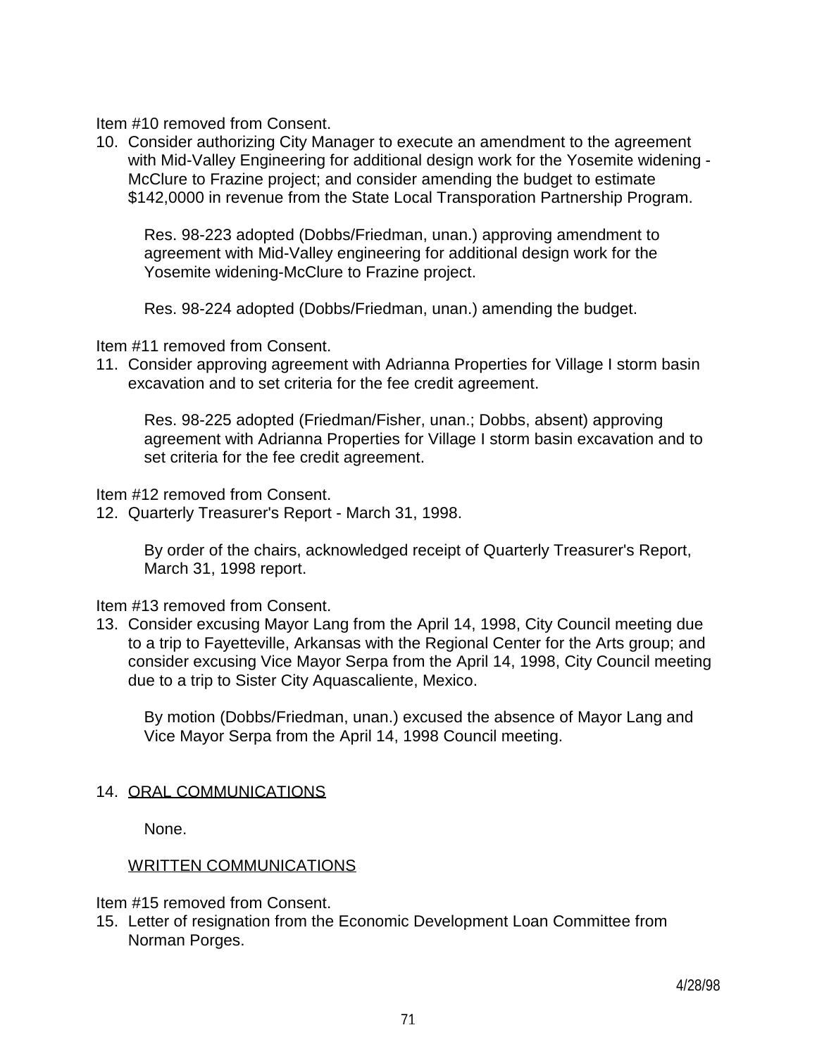Item #10 removed from Consent.

10. Consider authorizing City Manager to execute an amendment to the agreement with Mid-Valley Engineering for additional design work for the Yosemite widening - McClure to Frazine project; and consider amending the budget to estimate $142,0000 in revenue from the State Local Transporation Partnership Program.

    Res. 98-223 adopted (Dobbs/Friedman, unan.) approving amendment to agreement with Mid-Valley engineering for additional design work for the Yosemite widening-McClure to Frazine project.

    Res. 98-224 adopted (Dobbs/Friedman, unan.) amending the budget.

Item #11 removed from Consent.

11. Consider approving agreement with Adrianna Properties for Village I storm basin excavation and to set criteria for the fee credit agreement.

    Res. 98-225 adopted (Friedman/Fisher, unan.; Dobbs, absent) approving agreement with Adrianna Properties for Village I storm basin excavation and to set criteria for the fee credit agreement.

Item #12 removed from Consent.

12. Quarterly Treasurer's Report - March 31, 1998.

    By order of the chairs, acknowledged receipt of Quarterly Treasurer's Report, March 31, 1998 report.

Item #13 removed from Consent.

13. Consider excusing Mayor Lang from the April 14, 1998, City Council meeting due to a trip to Fayetteville, Arkansas with the Regional Center for the Arts group; and consider excusing Vice Mayor Serpa from the April 14, 1998, City Council meeting due to a trip to Sister City Aquascaliente, Mexico.

    By motion (Dobbs/Friedman, unan.) excused the absence of Mayor Lang and Vice Mayor Serpa from the April 14, 1998 Council meeting.

14. ORAL COMMUNICATIONS

    None.

    WRITTEN COMMUNICATIONS

Item #15 removed from Consent.

15. Letter of resignation from the Economic Development Loan Committee from Norman Porges.

4/28/98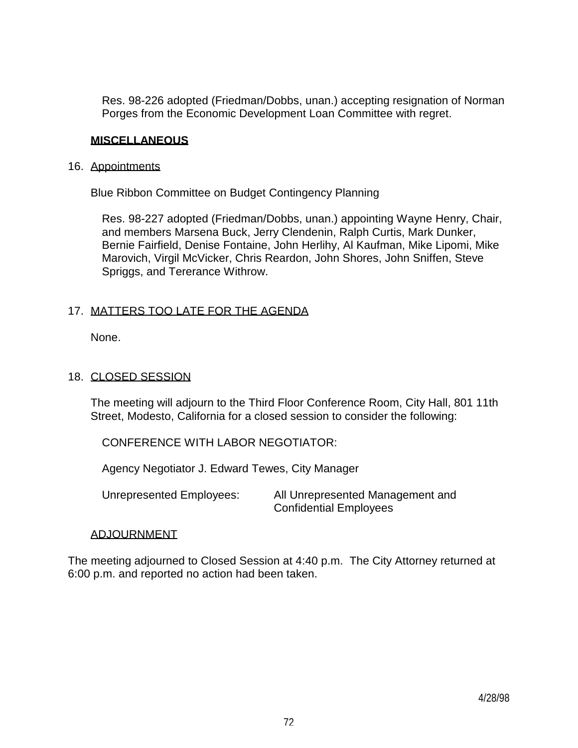Res. 98-226 adopted (Friedman/Dobbs, unan.) accepting resignation of Norman Porges from the Economic Development Loan Committee with regret.

**MISCELLANEOUS**

16. Appointments

Blue Ribbon Committee on Budget Contingency Planning

Res. 98-227 adopted (Friedman/Dobbs, unan.) appointing Wayne Henry, Chair, and members Marsena Buck, Jerry Clendenin, Ralph Curtis, Mark Dunker, Bernie Fairfield, Denise Fontaine, John Herlihy, Al Kaufman, Mike Lipomi, Mike Marovich, Virgil McVicker, Chris Reardon, John Shores, John Sniffen, Steve Spriggs, and Tererance Withrow.

17. MATTERS TOO LATE FOR THE AGENDA

None.

18. CLOSED SESSION

The meeting will adjourn to the Third Floor Conference Room, City Hall, 801 11th Street, Modesto, California for a closed session to consider the following:

CONFERENCE WITH LABOR NEGOTIATOR:

Agency Negotiator J. Edward Tewes, City Manager

Unrepresented Employees: All Unrepresented Management and Confidential Employees

ADJOURNMENT

The meeting adjourned to Closed Session at 4:40 p.m. The City Attorney returned at 6:00 p.m. and reported no action had been taken.

4/28/98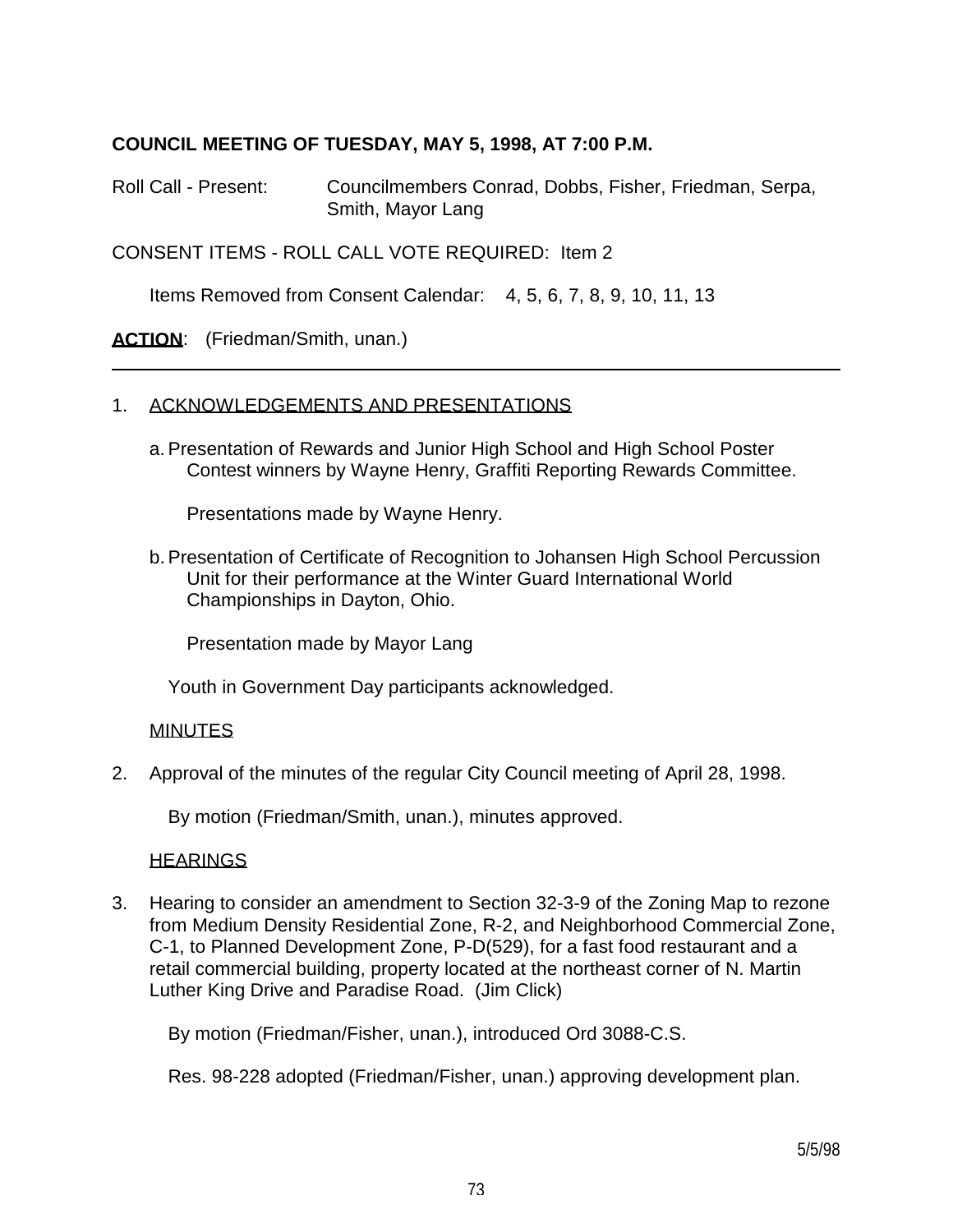**COUNCIL MEETING OF TUESDAY, MAY 5, 1998, AT 7:00 P.M.**

Roll Call - Present: Councilmembers Conrad, Dobbs, Fisher, Friedman, Serpa, Smith, Mayor Lang

CONSENT ITEMS - ROLL CALL VOTE REQUIRED: Item 2

Items Removed from Consent Calendar: 4, 5, 6, 7, 8, 9, 10, 11, 13

**ACTION**: (Friedman/Smith, unan.)

---

1. ACKNOWLEDGEMENTS AND PRESENTATIONS

   a. Presentation of Rewards and Junior High School and High School Poster Contest winners by Wayne Henry, Graffiti Reporting Rewards Committee.

      Presentations made by Wayne Henry.

   b. Presentation of Certificate of Recognition to Johansen High School Percussion Unit for their performance at the Winter Guard International World Championships in Dayton, Ohio.

      Presentation made by Mayor Lang

   Youth in Government Day participants acknowledged.

   MINUTES

2. Approval of the minutes of the regular City Council meeting of April 28, 1998.

   By motion (Friedman/Smith, unan.), minutes approved.

   HEARINGS

3. Hearing to consider an amendment to Section 32-3-9 of the Zoning Map to rezone from Medium Density Residential Zone, R-2, and Neighborhood Commercial Zone, C-1, to Planned Development Zone, P-D(529), for a fast food restaurant and a retail commercial building, property located at the northeast corner of N. Martin Luther King Drive and Paradise Road. (Jim Click)

   By motion (Friedman/Fisher, unan.), introduced Ord 3088-C.S.

   Res. 98-228 adopted (Friedman/Fisher, unan.) approving development plan.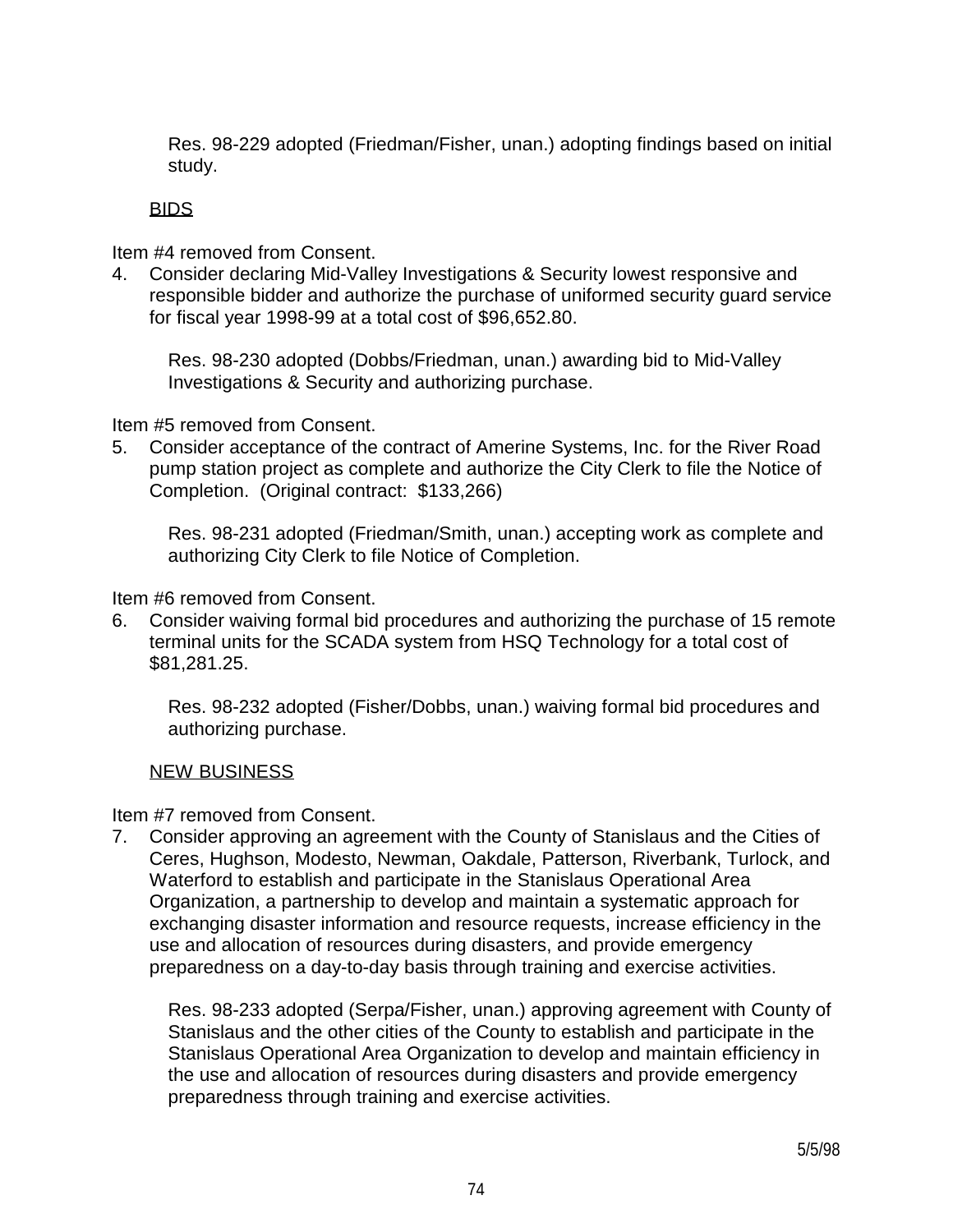Res. 98-229 adopted (Friedman/Fisher, unan.) adopting findings based on initial study.

BIDS

Item #4 removed from Consent.

4. Consider declaring Mid-Valley Investigations & Security lowest responsive and responsible bidder and authorize the purchase of uniformed security guard service for fiscal year 1998-99 at a total cost of $96,652.80.

   Res. 98-230 adopted (Dobbs/Friedman, unan.) awarding bid to Mid-Valley Investigations & Security and authorizing purchase.

Item #5 removed from Consent.

5. Consider acceptance of the contract of Amerine Systems, Inc. for the River Road pump station project as complete and authorize the City Clerk to file the Notice of Completion. (Original contract: $133,266)

   Res. 98-231 adopted (Friedman/Smith, unan.) accepting work as complete and authorizing City Clerk to file Notice of Completion.

Item #6 removed from Consent.

6. Consider waiving formal bid procedures and authorizing the purchase of 15 remote terminal units for the SCADA system from HSQ Technology for a total cost of $81,281.25.

   Res. 98-232 adopted (Fisher/Dobbs, unan.) waiving formal bid procedures and authorizing purchase.

NEW BUSINESS

Item #7 removed from Consent.

7. Consider approving an agreement with the County of Stanislaus and the Cities of Ceres, Hughson, Modesto, Newman, Oakdale, Patterson, Riverbank, Turlock, and Waterford to establish and participate in the Stanislaus Operational Area Organization, a partnership to develop and maintain a systematic approach for exchanging disaster information and resource requests, increase efficiency in the use and allocation of resources during disasters, and provide emergency preparedness on a day-to-day basis through training and exercise activities.

   Res. 98-233 adopted (Serpa/Fisher, unan.) approving agreement with County of Stanislaus and the other cities of the County to establish and participate in the Stanislaus Operational Area Organization to develop and maintain efficiency in the use and allocation of resources during disasters and provide emergency preparedness through training and exercise activities.

5/5/98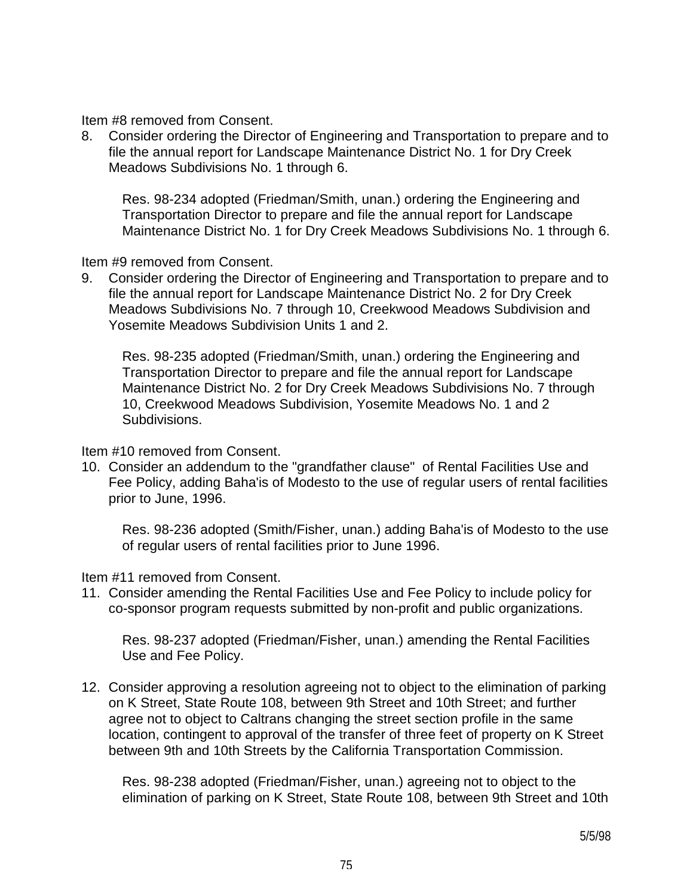Item #8 removed from Consent.

8. Consider ordering the Director of Engineering and Transportation to prepare and to file the annual report for Landscape Maintenance District No. 1 for Dry Creek Meadows Subdivisions No. 1 through 6.

   Res. 98-234 adopted (Friedman/Smith, unan.) ordering the Engineering and Transportation Director to prepare and file the annual report for Landscape Maintenance District No. 1 for Dry Creek Meadows Subdivisions No. 1 through 6.

Item #9 removed from Consent.

9. Consider ordering the Director of Engineering and Transportation to prepare and to file the annual report for Landscape Maintenance District No. 2 for Dry Creek Meadows Subdivisions No. 7 through 10, Creekwood Meadows Subdivision and Yosemite Meadows Subdivision Units 1 and 2.

   Res. 98-235 adopted (Friedman/Smith, unan.) ordering the Engineering and Transportation Director to prepare and file the annual report for Landscape Maintenance District No. 2 for Dry Creek Meadows Subdivisions No. 7 through 10, Creekwood Meadows Subdivision, Yosemite Meadows No. 1 and 2 Subdivisions.

Item #10 removed from Consent.

10. Consider an addendum to the "grandfather clause" of Rental Facilities Use and Fee Policy, adding Baha'is of Modesto to the use of regular users of rental facilities prior to June, 1996.

    Res. 98-236 adopted (Smith/Fisher, unan.) adding Baha'is of Modesto to the use of regular users of rental facilities prior to June 1996.

Item #11 removed from Consent.

11. Consider amending the Rental Facilities Use and Fee Policy to include policy for co-sponsor program requests submitted by non-profit and public organizations.

    Res. 98-237 adopted (Friedman/Fisher, unan.) amending the Rental Facilities Use and Fee Policy.

12. Consider approving a resolution agreeing not to object to the elimination of parking on K Street, State Route 108, between 9th Street and 10th Street; and further agree not to object to Caltrans changing the street section profile in the same location, contingent to approval of the transfer of three feet of property on K Street between 9th and 10th Streets by the California Transportation Commission.

    Res. 98-238 adopted (Friedman/Fisher, unan.) agreeing not to object to the elimination of parking on K Street, State Route 108, between 9th Street and 10th

5/5/98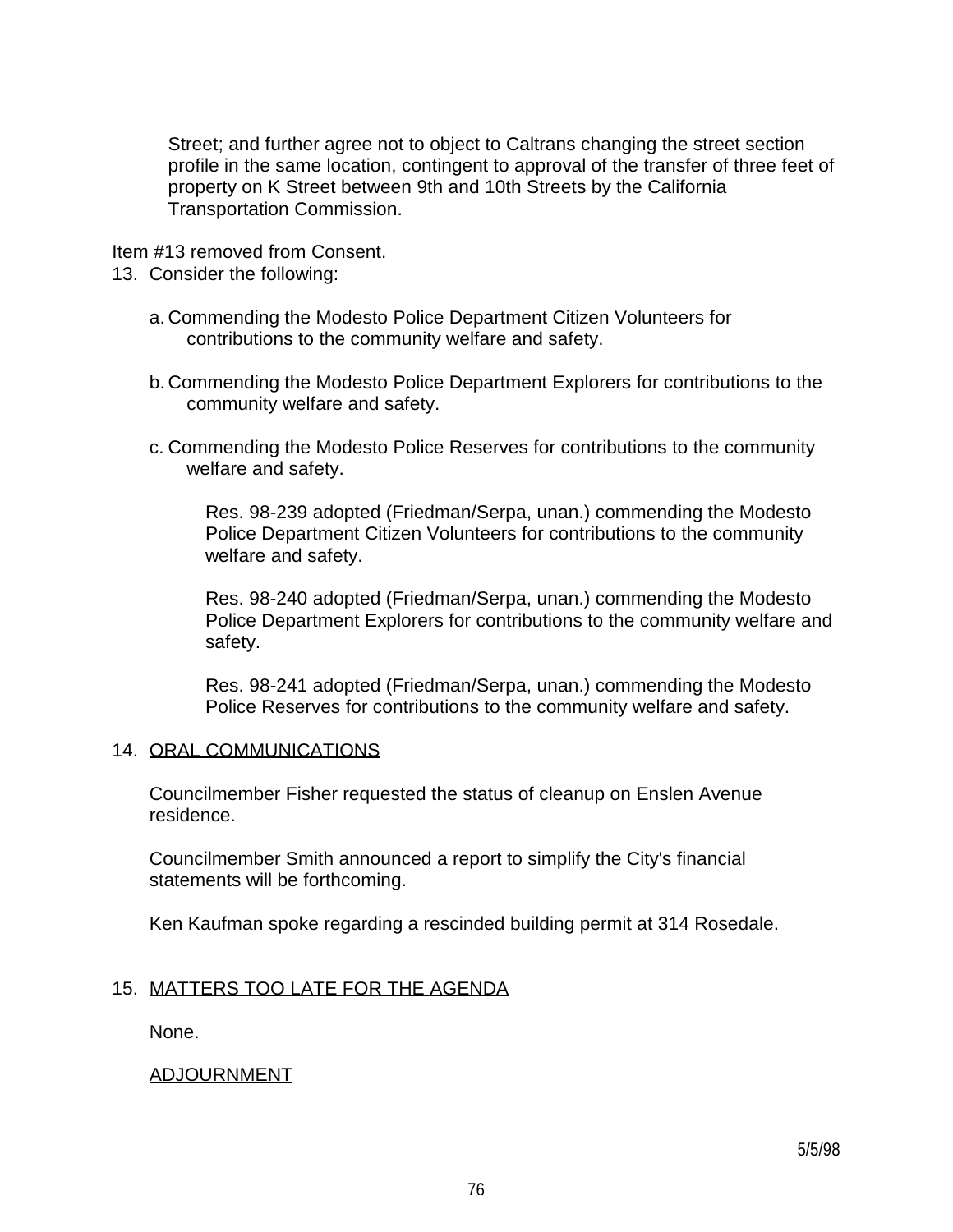Street; and further agree not to object to Caltrans changing the street section profile in the same location, contingent to approval of the transfer of three feet of property on K Street between 9th and 10th Streets by the California Transportation Commission.

Item #13 removed from Consent.

13. Consider the following:

    a. Commending the Modesto Police Department Citizen Volunteers for contributions to the community welfare and safety.

    b. Commending the Modesto Police Department Explorers for contributions to the community welfare and safety.

    c. Commending the Modesto Police Reserves for contributions to the community welfare and safety.

    Res. 98-239 adopted (Friedman/Serpa, unan.) commending the Modesto Police Department Citizen Volunteers for contributions to the community welfare and safety.

    Res. 98-240 adopted (Friedman/Serpa, unan.) commending the Modesto Police Department Explorers for contributions to the community welfare and safety.

    Res. 98-241 adopted (Friedman/Serpa, unan.) commending the Modesto Police Reserves for contributions to the community welfare and safety.

14. ORAL COMMUNICATIONS

    Councilmember Fisher requested the status of cleanup on Enslen Avenue residence.

    Councilmember Smith announced a report to simplify the City's financial statements will be forthcoming.

    Ken Kaufman spoke regarding a rescinded building permit at 314 Rosedale.

15. MATTERS TOO LATE FOR THE AGENDA

    None.

    ADJOURNMENT

5/5/98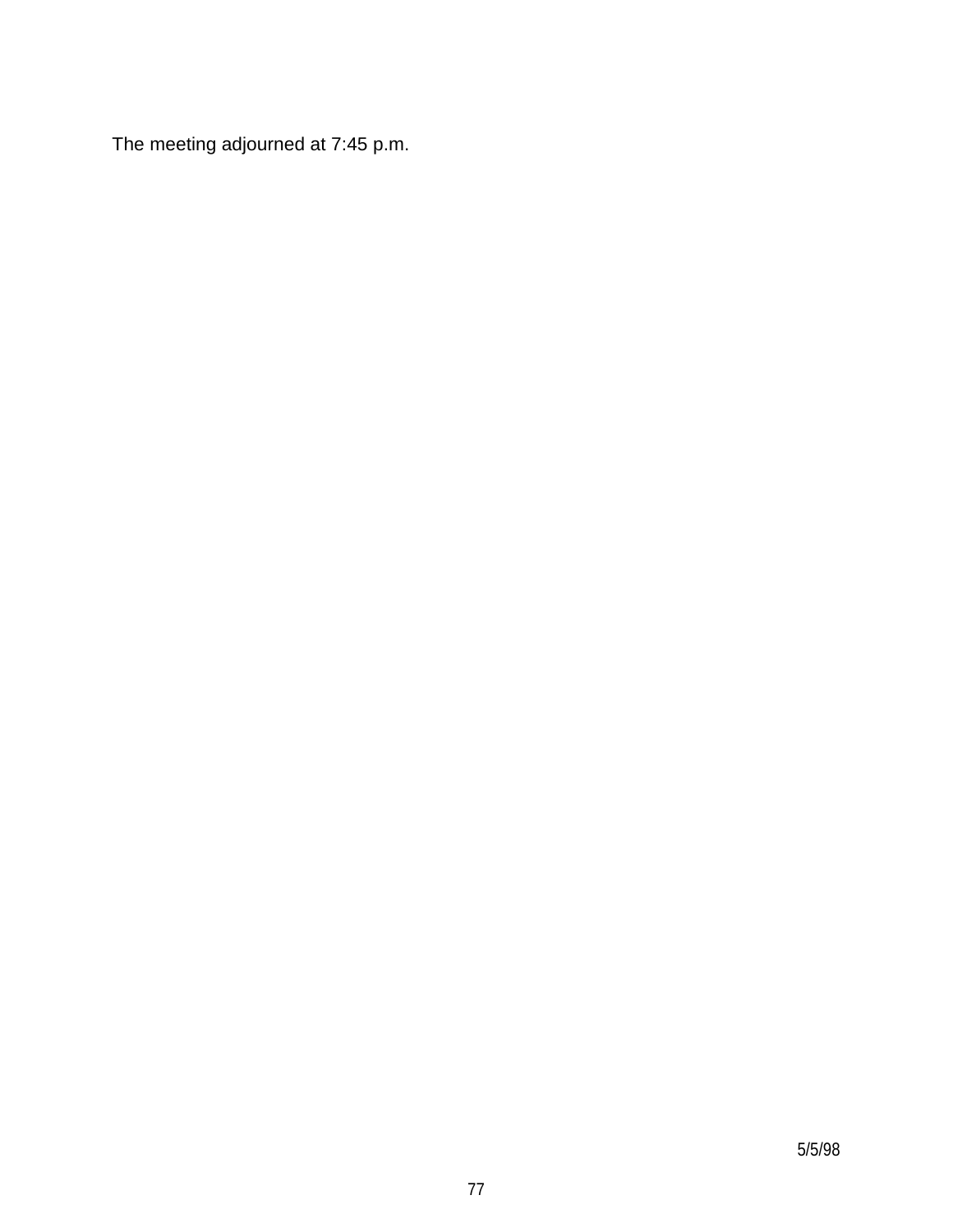The meeting adjourned at 7:45 p.m.

5/5/98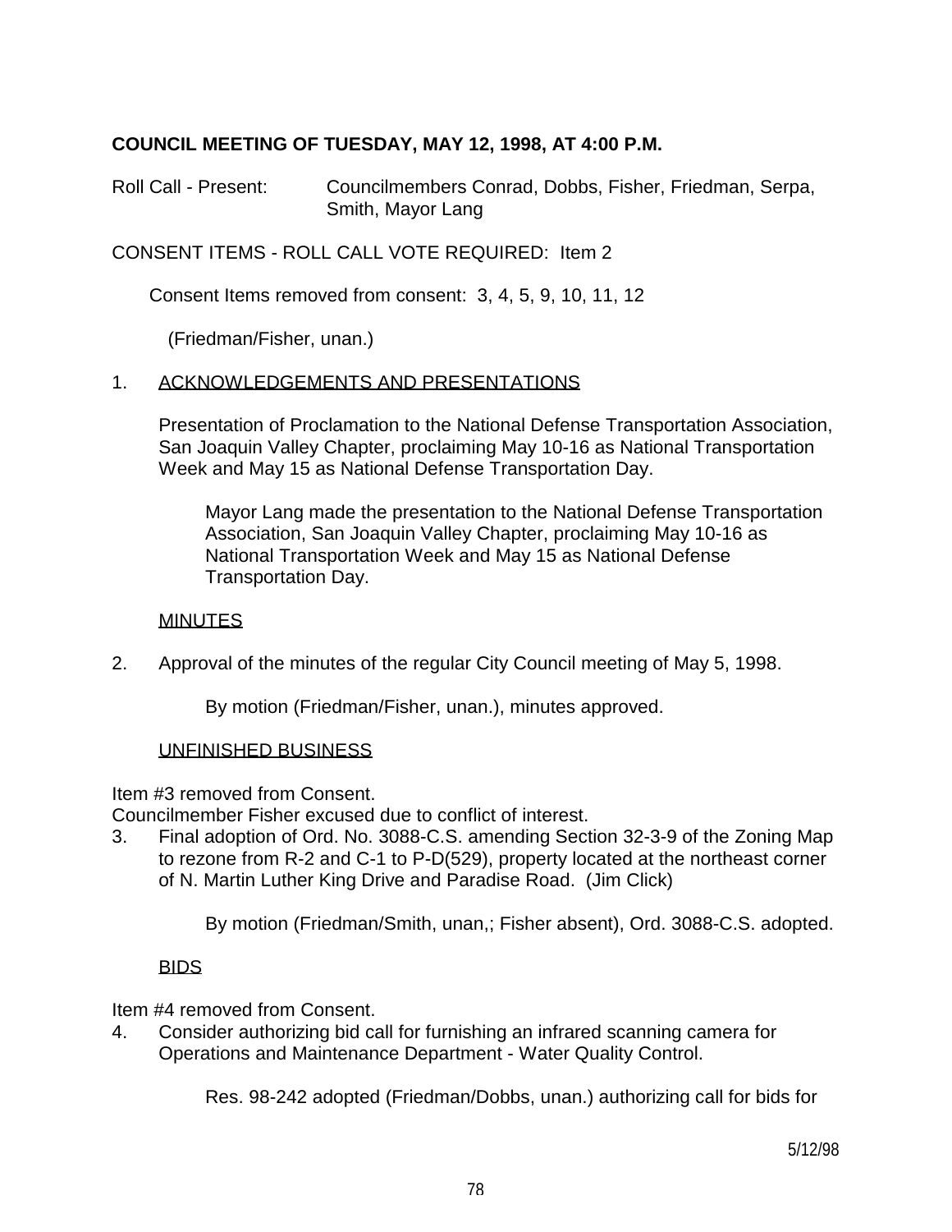**COUNCIL MEETING OF TUESDAY, MAY 12, 1998, AT 4:00 P.M.**

Roll Call - Present: Councilmembers Conrad, Dobbs, Fisher, Friedman, Serpa, Smith, Mayor Lang

CONSENT ITEMS - ROLL CALL VOTE REQUIRED: Item 2

Consent Items removed from consent: 3, 4, 5, 9, 10, 11, 12

(Friedman/Fisher, unan.)

1. ACKNOWLEDGEMENTS AND PRESENTATIONS

   Presentation of Proclamation to the National Defense Transportation Association, San Joaquin Valley Chapter, proclaiming May 10-16 as National Transportation Week and May 15 as National Defense Transportation Day.

   Mayor Lang made the presentation to the National Defense Transportation Association, San Joaquin Valley Chapter, proclaiming May 10-16 as National Transportation Week and May 15 as National Defense Transportation Day.

   MINUTES

2. Approval of the minutes of the regular City Council meeting of May 5, 1998.

   By motion (Friedman/Fisher, unan.), minutes approved.

   UNFINISHED BUSINESS

Item #3 removed from Consent.
Councilmember Fisher excused due to conflict of interest.

3. Final adoption of Ord. No. 3088-C.S. amending Section 32-3-9 of the Zoning Map to rezone from R-2 and C-1 to P-D(529), property located at the northeast corner of N. Martin Luther King Drive and Paradise Road. (Jim Click)

   By motion (Friedman/Smith, unan,; Fisher absent), Ord. 3088-C.S. adopted.

   BIDS

Item #4 removed from Consent.

4. Consider authorizing bid call for furnishing an infrared scanning camera for Operations and Maintenance Department - Water Quality Control.

   Res. 98-242 adopted (Friedman/Dobbs, unan.) authorizing call for bids for

5/12/98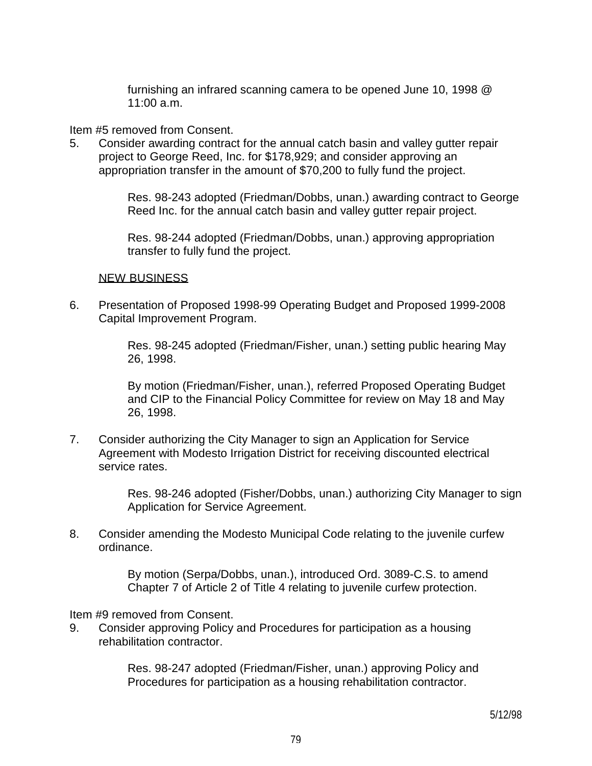furnishing an infrared scanning camera to be opened June 10, 1998 @ 11:00 a.m.

Item #5 removed from Consent.

5. Consider awarding contract for the annual catch basin and valley gutter repair project to George Reed, Inc. for $178,929; and consider approving an appropriation transfer in the amount of $70,200 to fully fund the project.

   Res. 98-243 adopted (Friedman/Dobbs, unan.) awarding contract to George Reed Inc. for the annual catch basin and valley gutter repair project.

   Res. 98-244 adopted (Friedman/Dobbs, unan.) approving appropriation transfer to fully fund the project.

<u>NEW BUSINESS</u>

6. Presentation of Proposed 1998-99 Operating Budget and Proposed 1999-2008 Capital Improvement Program.

   Res. 98-245 adopted (Friedman/Fisher, unan.) setting public hearing May 26, 1998.

   By motion (Friedman/Fisher, unan.), referred Proposed Operating Budget and CIP to the Financial Policy Committee for review on May 18 and May 26, 1998.

7. Consider authorizing the City Manager to sign an Application for Service Agreement with Modesto Irrigation District for receiving discounted electrical service rates.

   Res. 98-246 adopted (Fisher/Dobbs, unan.) authorizing City Manager to sign Application for Service Agreement.

8. Consider amending the Modesto Municipal Code relating to the juvenile curfew ordinance.

   By motion (Serpa/Dobbs, unan.), introduced Ord. 3089-C.S. to amend Chapter 7 of Article 2 of Title 4 relating to juvenile curfew protection.

Item #9 removed from Consent.

9. Consider approving Policy and Procedures for participation as a housing rehabilitation contractor.

   Res. 98-247 adopted (Friedman/Fisher, unan.) approving Policy and Procedures for participation as a housing rehabilitation contractor.

5/12/98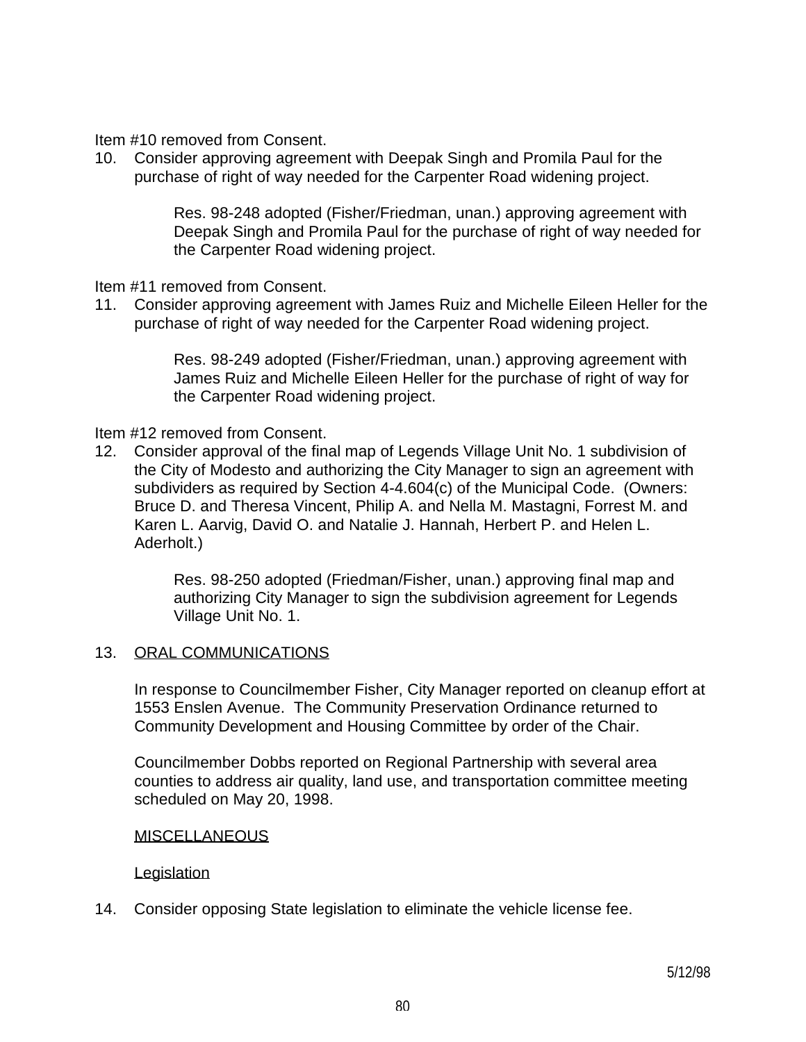Item #10 removed from Consent.

10. Consider approving agreement with Deepak Singh and Promila Paul for the purchase of right of way needed for the Carpenter Road widening project.

    Res. 98-248 adopted (Fisher/Friedman, unan.) approving agreement with Deepak Singh and Promila Paul for the purchase of right of way needed for the Carpenter Road widening project.

Item #11 removed from Consent.

11. Consider approving agreement with James Ruiz and Michelle Eileen Heller for the purchase of right of way needed for the Carpenter Road widening project.

    Res. 98-249 adopted (Fisher/Friedman, unan.) approving agreement with James Ruiz and Michelle Eileen Heller for the purchase of right of way for the Carpenter Road widening project.

Item #12 removed from Consent.

12. Consider approval of the final map of Legends Village Unit No. 1 subdivision of the City of Modesto and authorizing the City Manager to sign an agreement with subdividers as required by Section 4-4.604(c) of the Municipal Code. (Owners: Bruce D. and Theresa Vincent, Philip A. and Nella M. Mastagni, Forrest M. and Karen L. Aarvig, David O. and Natalie J. Hannah, Herbert P. and Helen L. Aderholt.)

    Res. 98-250 adopted (Friedman/Fisher, unan.) approving final map and authorizing City Manager to sign the subdivision agreement for Legends Village Unit No. 1.

13. ORAL COMMUNICATIONS

    In response to Councilmember Fisher, City Manager reported on cleanup effort at 1553 Enslen Avenue. The Community Preservation Ordinance returned to Community Development and Housing Committee by order of the Chair.

    Councilmember Dobbs reported on Regional Partnership with several area counties to address air quality, land use, and transportation committee meeting scheduled on May 20, 1998.

    MISCELLANEOUS

    Legislation

14. Consider opposing State legislation to eliminate the vehicle license fee.

5/12/98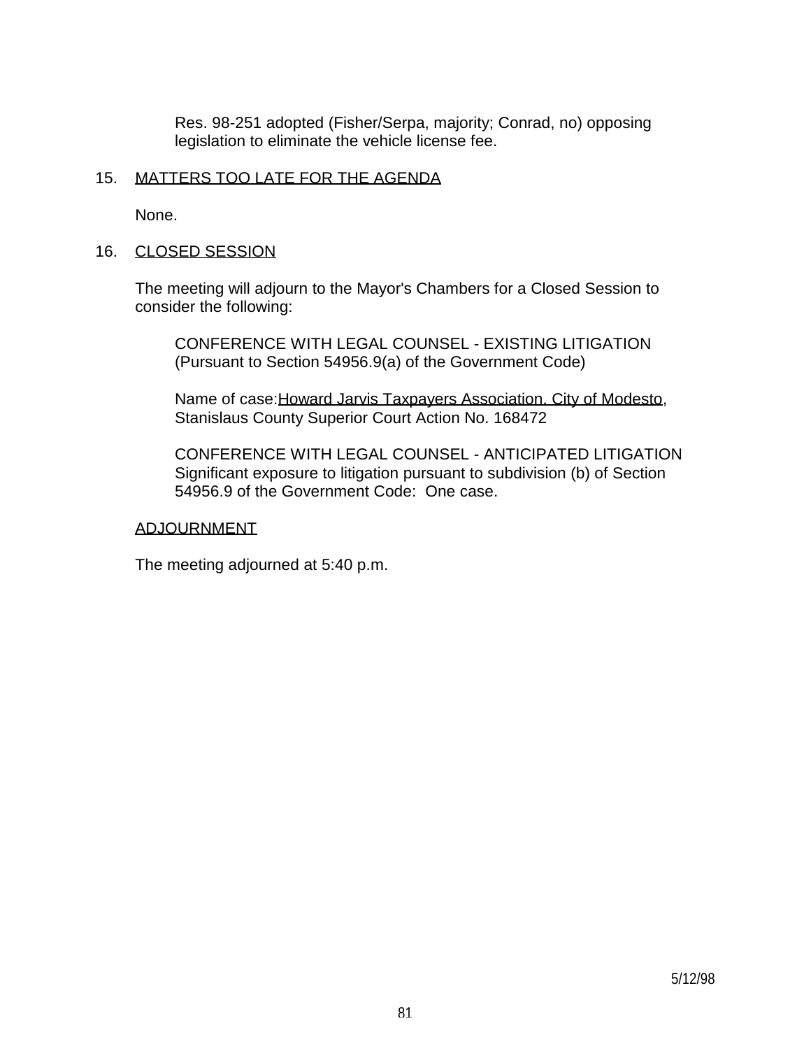Res. 98-251 adopted (Fisher/Serpa, majority; Conrad, no) opposing legislation to eliminate the vehicle license fee.

15. MATTERS TOO LATE FOR THE AGENDA

None.

16. CLOSED SESSION

The meeting will adjourn to the Mayor's Chambers for a Closed Session to consider the following:

CONFERENCE WITH LEGAL COUNSEL - EXISTING LITIGATION (Pursuant to Section 54956.9(a) of the Government Code)

Name of case: Howard Jarvis Taxpayers Association, City of Modesto, Stanislaus County Superior Court Action No. 168472

CONFERENCE WITH LEGAL COUNSEL - ANTICIPATED LITIGATION Significant exposure to litigation pursuant to subdivision (b) of Section 54956.9 of the Government Code: One case.

ADJOURNMENT

The meeting adjourned at 5:40 p.m.

5/12/98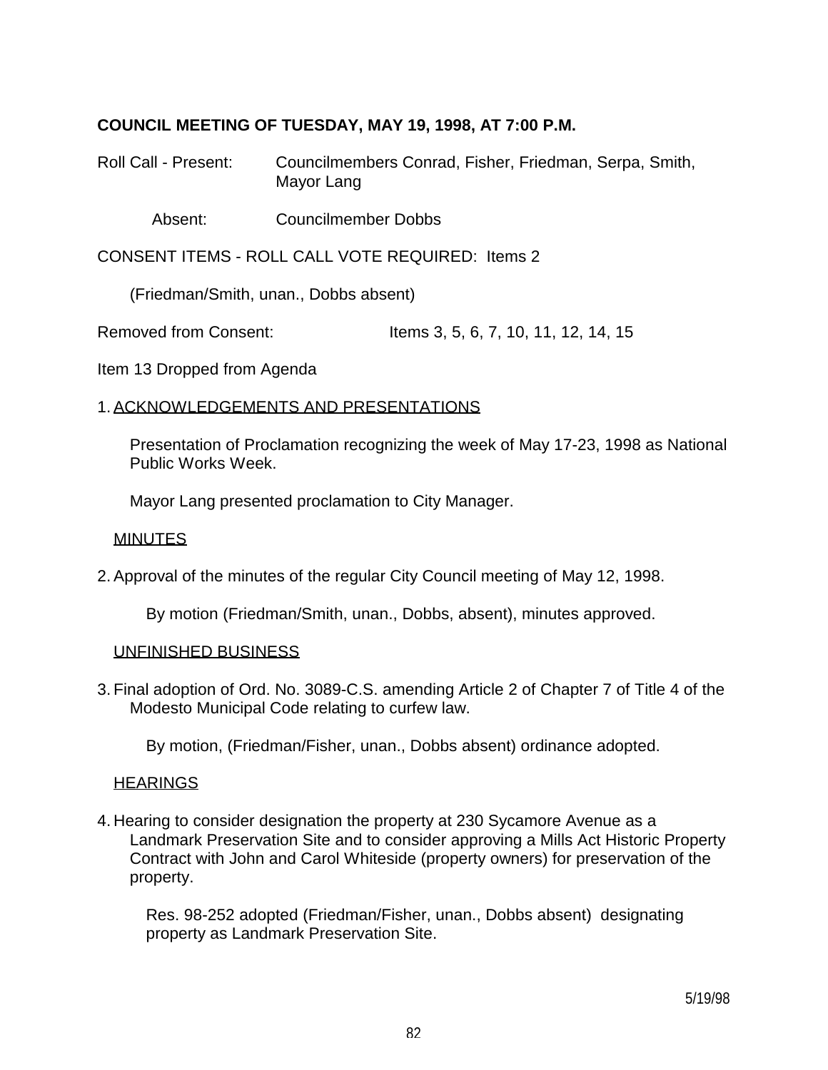**COUNCIL MEETING OF TUESDAY, MAY 19, 1998, AT 7:00 P.M.**

Roll Call - Present: Councilmembers Conrad, Fisher, Friedman, Serpa, Smith, Mayor Lang

Absent: Councilmember Dobbs

CONSENT ITEMS - ROLL CALL VOTE REQUIRED: Items 2

(Friedman/Smith, unan., Dobbs absent)

Removed from Consent: Items 3, 5, 6, 7, 10, 11, 12, 14, 15

Item 13 Dropped from Agenda

1. ACKNOWLEDGEMENTS AND PRESENTATIONS

   Presentation of Proclamation recognizing the week of May 17-23, 1998 as National Public Works Week.

   Mayor Lang presented proclamation to City Manager.

   MINUTES

2. Approval of the minutes of the regular City Council meeting of May 12, 1998.

   By motion (Friedman/Smith, unan., Dobbs, absent), minutes approved.

   UNFINISHED BUSINESS

3. Final adoption of Ord. No. 3089-C.S. amending Article 2 of Chapter 7 of Title 4 of the Modesto Municipal Code relating to curfew law.

   By motion, (Friedman/Fisher, unan., Dobbs absent) ordinance adopted.

   HEARINGS

4. Hearing to consider designation the property at 230 Sycamore Avenue as a Landmark Preservation Site and to consider approving a Mills Act Historic Property Contract with John and Carol Whiteside (property owners) for preservation of the property.

   Res. 98-252 adopted (Friedman/Fisher, unan., Dobbs absent) designating property as Landmark Preservation Site.

5/19/98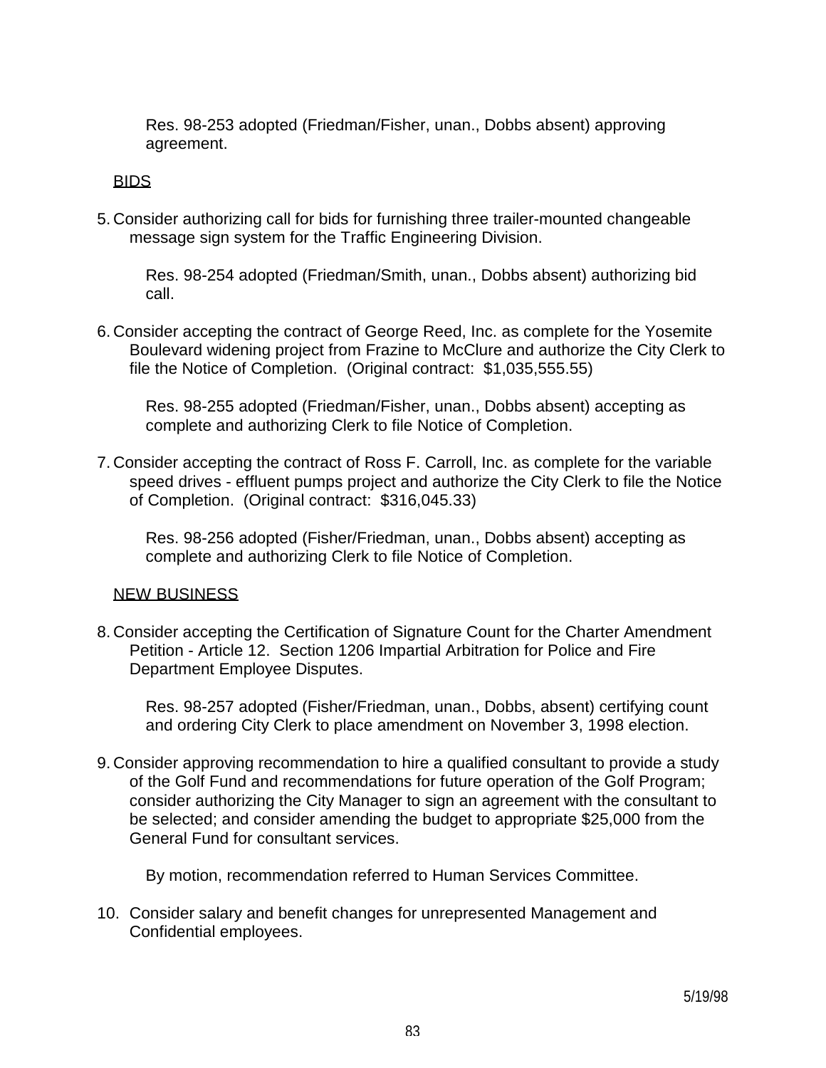Res. 98-253 adopted (Friedman/Fisher, unan., Dobbs absent) approving agreement.

BIDS

5. Consider authorizing call for bids for furnishing three trailer-mounted changeable message sign system for the Traffic Engineering Division.

   Res. 98-254 adopted (Friedman/Smith, unan., Dobbs absent) authorizing bid call.

6. Consider accepting the contract of George Reed, Inc. as complete for the Yosemite Boulevard widening project from Frazine to McClure and authorize the City Clerk to file the Notice of Completion.  (Original contract:  $1,035,555.55)

   Res. 98-255 adopted (Friedman/Fisher, unan., Dobbs absent) accepting as complete and authorizing Clerk to file Notice of Completion.

7. Consider accepting the contract of Ross F. Carroll, Inc. as complete for the variable speed drives - effluent pumps project and authorize the City Clerk to file the Notice of Completion.  (Original contract:  $316,045.33)

   Res. 98-256 adopted (Fisher/Friedman, unan., Dobbs absent) accepting as complete and authorizing Clerk to file Notice of Completion.

NEW BUSINESS

8. Consider accepting the Certification of Signature Count for the Charter Amendment Petition - Article 12.  Section 1206 Impartial Arbitration for Police and Fire Department Employee Disputes.

   Res. 98-257 adopted (Fisher/Friedman, unan., Dobbs, absent) certifying count and ordering City Clerk to place amendment on November 3, 1998 election.

9. Consider approving recommendation to hire a qualified consultant to provide a study of the Golf Fund and recommendations for future operation of the Golf Program; consider authorizing the City Manager to sign an agreement with the consultant to be selected; and consider amending the budget to appropriate $25,000 from the General Fund for consultant services.

   By motion, recommendation referred to Human Services Committee.

10. Consider salary and benefit changes for unrepresented Management and Confidential employees.

5/19/98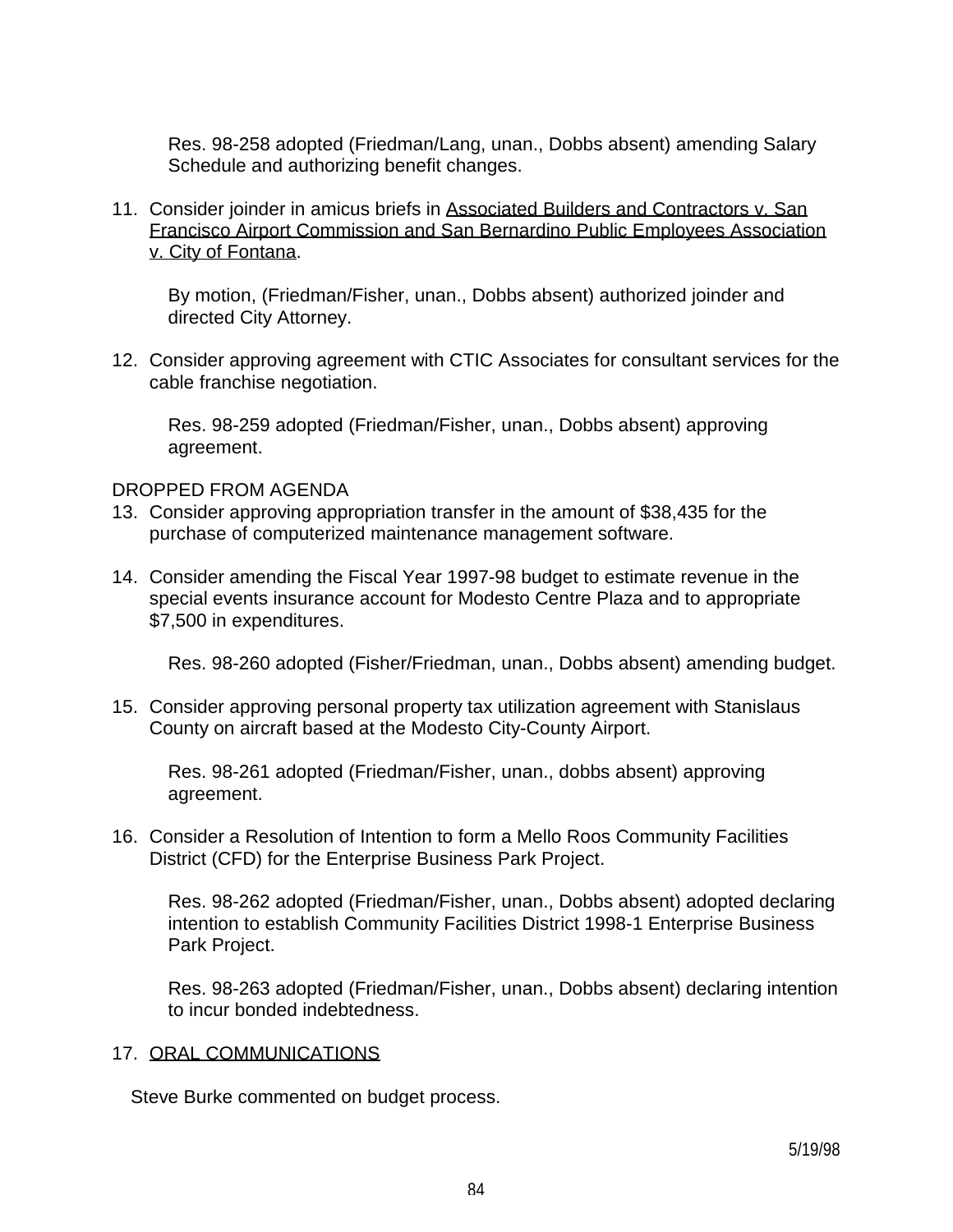Res. 98-258 adopted (Friedman/Lang, unan., Dobbs absent) amending Salary Schedule and authorizing benefit changes.

11. Consider joinder in amicus briefs in <u>Associated Builders and Contractors v. San Francisco Airport Commission and San Bernardino Public Employees Association v. City of Fontana</u>.

    By motion, (Friedman/Fisher, unan., Dobbs absent) authorized joinder and directed City Attorney.

12. Consider approving agreement with CTIC Associates for consultant services for the cable franchise negotiation.

    Res. 98-259 adopted (Friedman/Fisher, unan., Dobbs absent) approving agreement.

DROPPED FROM AGENDA

13. Consider approving appropriation transfer in the amount of $38,435 for the purchase of computerized maintenance management software.

14. Consider amending the Fiscal Year 1997-98 budget to estimate revenue in the special events insurance account for Modesto Centre Plaza and to appropriate $7,500 in expenditures.

    Res. 98-260 adopted (Fisher/Friedman, unan., Dobbs absent) amending budget.

15. Consider approving personal property tax utilization agreement with Stanislaus County on aircraft based at the Modesto City-County Airport.

    Res. 98-261 adopted (Friedman/Fisher, unan., dobbs absent) approving agreement.

16. Consider a Resolution of Intention to form a Mello Roos Community Facilities District (CFD) for the Enterprise Business Park Project.

    Res. 98-262 adopted (Friedman/Fisher, unan., Dobbs absent) adopted declaring intention to establish Community Facilities District 1998-1 Enterprise Business Park Project.

    Res. 98-263 adopted (Friedman/Fisher, unan., Dobbs absent) declaring intention to incur bonded indebtedness.

17. <u>ORAL COMMUNICATIONS</u>

Steve Burke commented on budget process.

5/19/98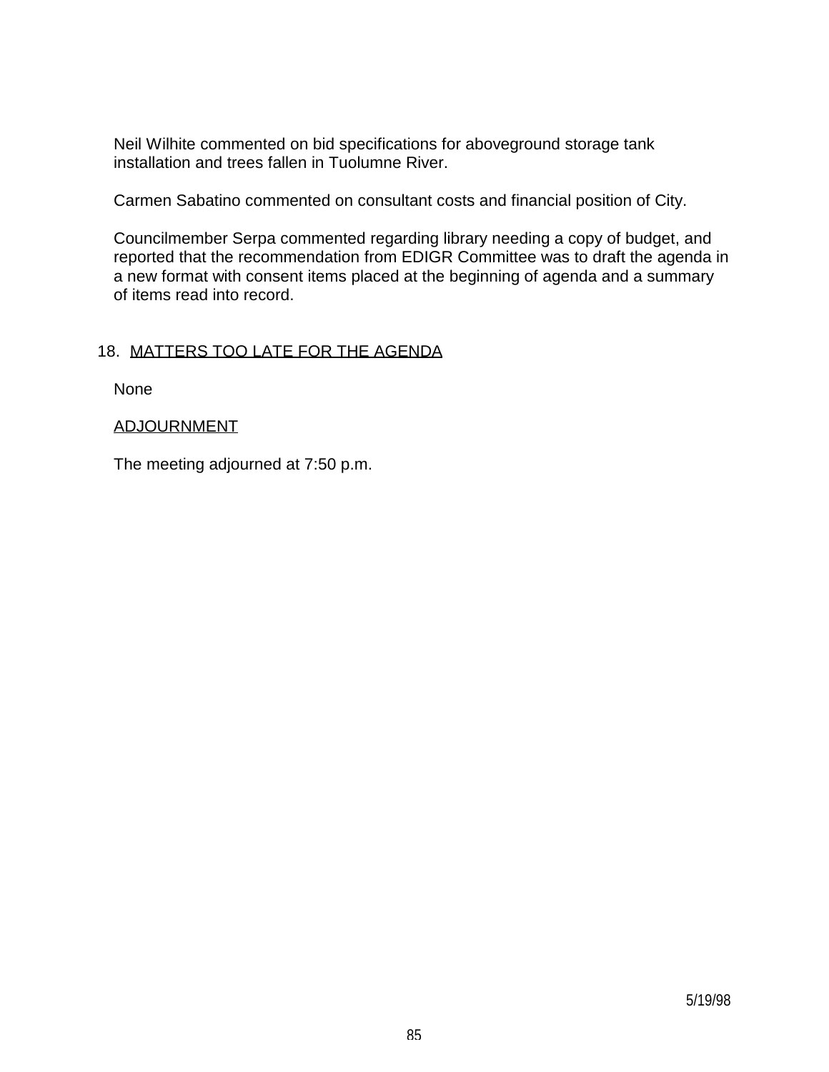Neil Wilhite commented on bid specifications for aboveground storage tank installation and trees fallen in Tuolumne River.

Carmen Sabatino commented on consultant costs and financial position of City.

Councilmember Serpa commented regarding library needing a copy of budget, and reported that the recommendation from EDIGR Committee was to draft the agenda in a new format with consent items placed at the beginning of agenda and a summary of items read into record.

18. MATTERS TOO LATE FOR THE AGENDA

None

ADJOURNMENT

The meeting adjourned at 7:50 p.m.

5/19/98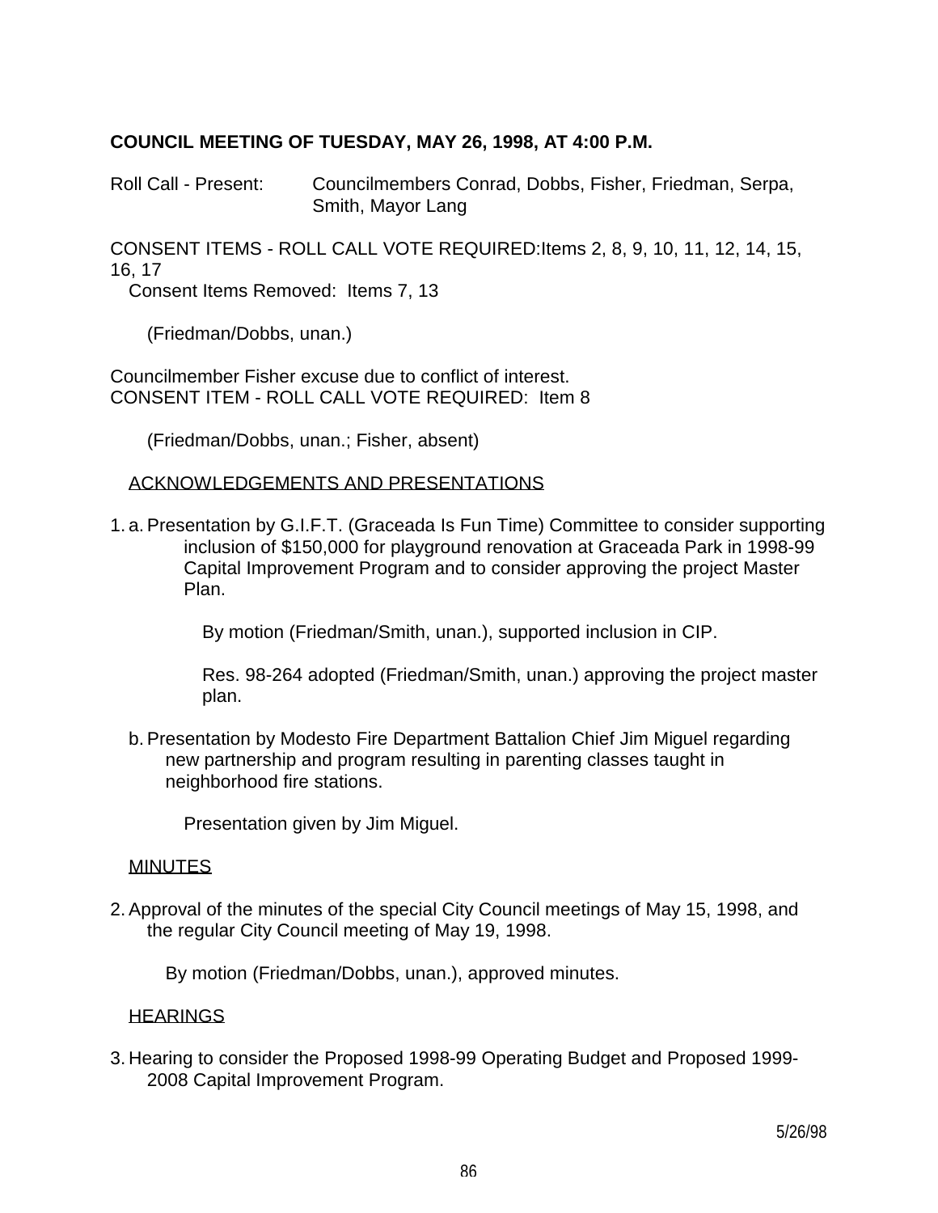**COUNCIL MEETING OF TUESDAY, MAY 26, 1998, AT 4:00 P.M.**

Roll Call - Present: Councilmembers Conrad, Dobbs, Fisher, Friedman, Serpa, Smith, Mayor Lang

CONSENT ITEMS - ROLL CALL VOTE REQUIRED: Items 2, 8, 9, 10, 11, 12, 14, 15, 16, 17

Consent Items Removed: Items 7, 13

(Friedman/Dobbs, unan.)

Councilmember Fisher excuse due to conflict of interest.
CONSENT ITEM - ROLL CALL VOTE REQUIRED: Item 8

(Friedman/Dobbs, unan.; Fisher, absent)

ACKNOWLEDGEMENTS AND PRESENTATIONS

1. a. Presentation by G.I.F.T. (Graceada Is Fun Time) Committee to consider supporting inclusion of $150,000 for playground renovation at Graceada Park in 1998-99 Capital Improvement Program and to consider approving the project Master Plan.

   By motion (Friedman/Smith, unan.), supported inclusion in CIP.

   Res. 98-264 adopted (Friedman/Smith, unan.) approving the project master plan.

   b. Presentation by Modesto Fire Department Battalion Chief Jim Miguel regarding new partnership and program resulting in parenting classes taught in neighborhood fire stations.

   Presentation given by Jim Miguel.

MINUTES

2. Approval of the minutes of the special City Council meetings of May 15, 1998, and the regular City Council meeting of May 19, 1998.

   By motion (Friedman/Dobbs, unan.), approved minutes.

HEARINGS

3. Hearing to consider the Proposed 1998-99 Operating Budget and Proposed 1999-2008 Capital Improvement Program.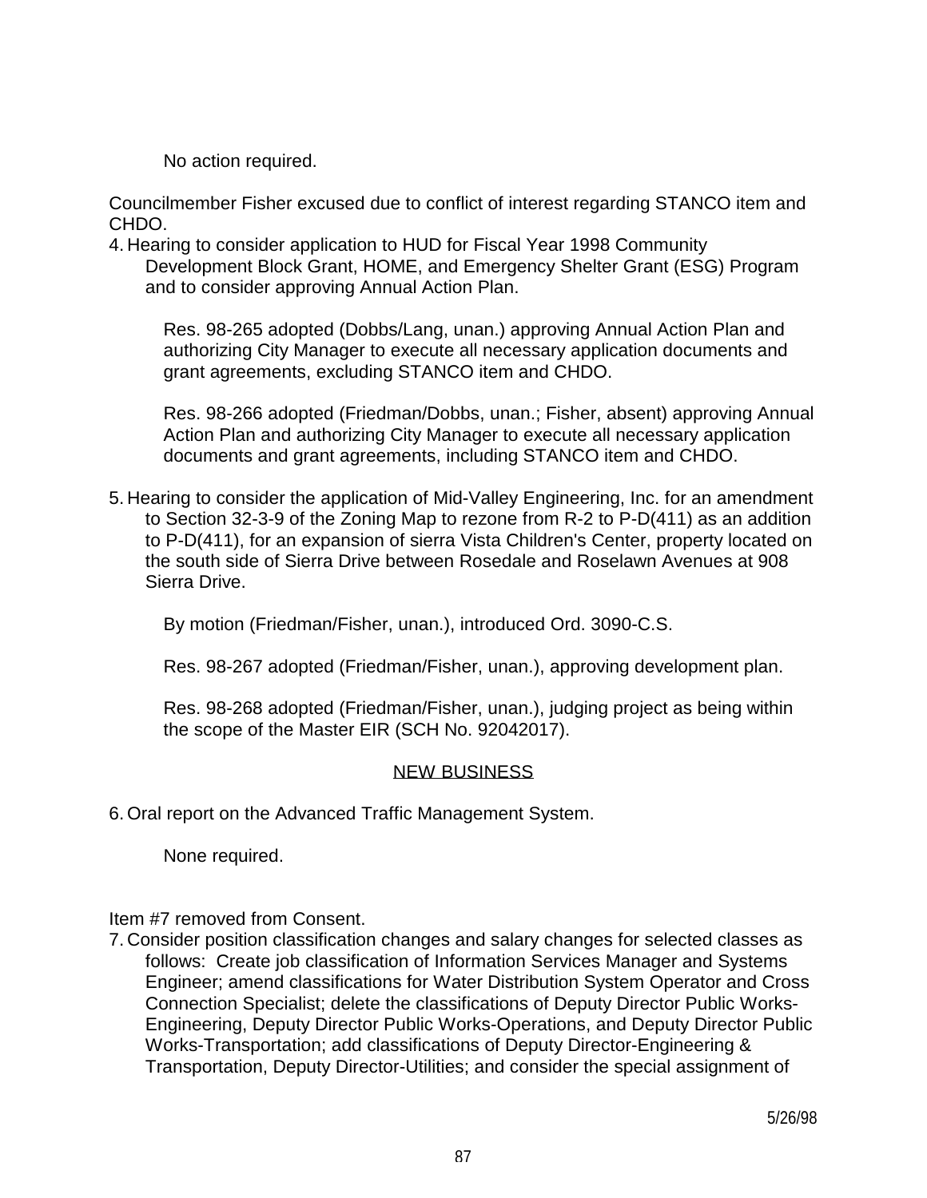No action required.

Councilmember Fisher excused due to conflict of interest regarding STANCO item and CHDO.

4. Hearing to consider application to HUD for Fiscal Year 1998 Community Development Block Grant, HOME, and Emergency Shelter Grant (ESG) Program and to consider approving Annual Action Plan.

   Res. 98-265 adopted (Dobbs/Lang, unan.) approving Annual Action Plan and authorizing City Manager to execute all necessary application documents and grant agreements, excluding STANCO item and CHDO.

   Res. 98-266 adopted (Friedman/Dobbs, unan.; Fisher, absent) approving Annual Action Plan and authorizing City Manager to execute all necessary application documents and grant agreements, including STANCO item and CHDO.

5. Hearing to consider the application of Mid-Valley Engineering, Inc. for an amendment to Section 32-3-9 of the Zoning Map to rezone from R-2 to P-D(411) as an addition to P-D(411), for an expansion of sierra Vista Children's Center, property located on the south side of Sierra Drive between Rosedale and Roselawn Avenues at 908 Sierra Drive.

   By motion (Friedman/Fisher, unan.), introduced Ord. 3090-C.S.

   Res. 98-267 adopted (Friedman/Fisher, unan.), approving development plan.

   Res. 98-268 adopted (Friedman/Fisher, unan.), judging project as being within the scope of the Master EIR (SCH No. 92042017).

## NEW BUSINESS

6. Oral report on the Advanced Traffic Management System.

   None required.

Item #7 removed from Consent.

7. Consider position classification changes and salary changes for selected classes as follows: Create job classification of Information Services Manager and Systems Engineer; amend classifications for Water Distribution System Operator and Cross Connection Specialist; delete the classifications of Deputy Director Public Works-Engineering, Deputy Director Public Works-Operations, and Deputy Director Public Works-Transportation; add classifications of Deputy Director-Engineering & Transportation, Deputy Director-Utilities; and consider the special assignment of

5/26/98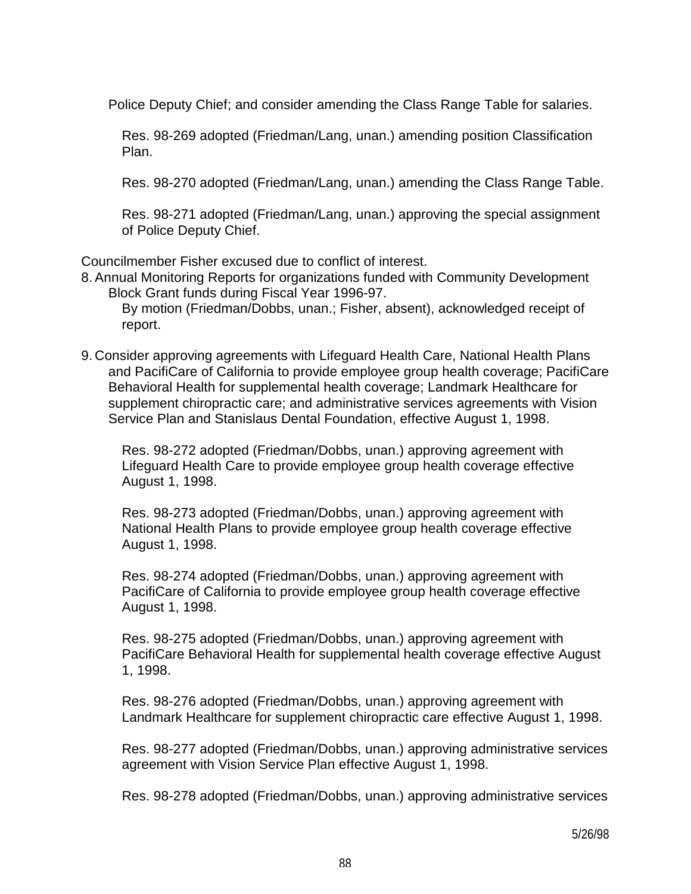Police Deputy Chief; and consider amending the Class Range Table for salaries.

Res. 98-269 adopted (Friedman/Lang, unan.) amending position Classification Plan.

Res. 98-270 adopted (Friedman/Lang, unan.) amending the Class Range Table.

Res. 98-271 adopted (Friedman/Lang, unan.) approving the special assignment of Police Deputy Chief.

Councilmember Fisher excused due to conflict of interest.

8. Annual Monitoring Reports for organizations funded with Community Development Block Grant funds during Fiscal Year 1996-97.

   By motion (Friedman/Dobbs, unan.; Fisher, absent), acknowledged receipt of report.

9. Consider approving agreements with Lifeguard Health Care, National Health Plans and PacifiCare of California to provide employee group health coverage; PacifiCare Behavioral Health for supplemental health coverage; Landmark Healthcare for supplement chiropractic care; and administrative services agreements with Vision Service Plan and Stanislaus Dental Foundation, effective August 1, 1998.

   Res. 98-272 adopted (Friedman/Dobbs, unan.) approving agreement with Lifeguard Health Care to provide employee group health coverage effective August 1, 1998.

   Res. 98-273 adopted (Friedman/Dobbs, unan.) approving agreement with National Health Plans to provide employee group health coverage effective August 1, 1998.

   Res. 98-274 adopted (Friedman/Dobbs, unan.) approving agreement with PacifiCare of California to provide employee group health coverage effective August 1, 1998.

   Res. 98-275 adopted (Friedman/Dobbs, unan.) approving agreement with PacifiCare Behavioral Health for supplemental health coverage effective August 1, 1998.

   Res. 98-276 adopted (Friedman/Dobbs, unan.) approving agreement with Landmark Healthcare for supplement chiropractic care effective August 1, 1998.

   Res. 98-277 adopted (Friedman/Dobbs, unan.) approving administrative services agreement with Vision Service Plan effective August 1, 1998.

   Res. 98-278 adopted (Friedman/Dobbs, unan.) approving administrative services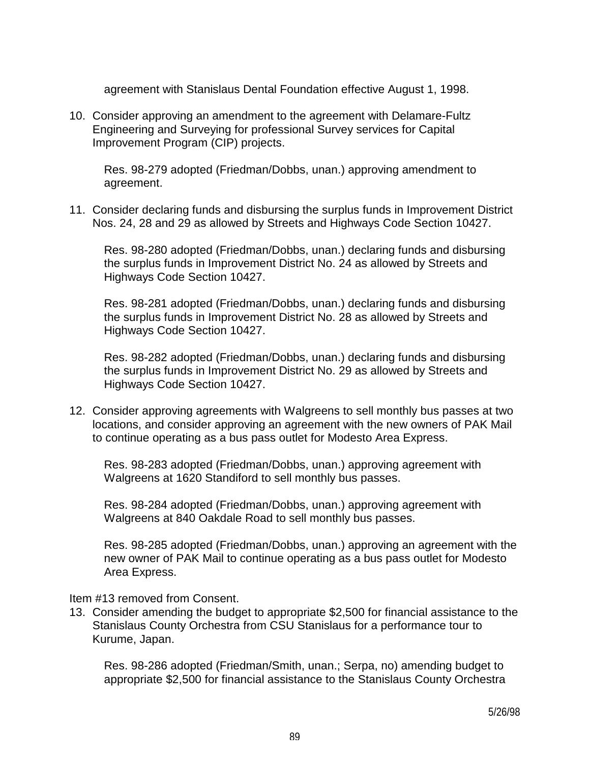agreement with Stanislaus Dental Foundation effective August 1, 1998.

10. Consider approving an amendment to the agreement with Delamare-Fultz Engineering and Surveying for professional Survey services for Capital Improvement Program (CIP) projects.

    Res. 98-279 adopted (Friedman/Dobbs, unan.) approving amendment to agreement.

11. Consider declaring funds and disbursing the surplus funds in Improvement District Nos. 24, 28 and 29 as allowed by Streets and Highways Code Section 10427.

    Res. 98-280 adopted (Friedman/Dobbs, unan.) declaring funds and disbursing the surplus funds in Improvement District No. 24 as allowed by Streets and Highways Code Section 10427.

    Res. 98-281 adopted (Friedman/Dobbs, unan.) declaring funds and disbursing the surplus funds in Improvement District No. 28 as allowed by Streets and Highways Code Section 10427.

    Res. 98-282 adopted (Friedman/Dobbs, unan.) declaring funds and disbursing the surplus funds in Improvement District No. 29 as allowed by Streets and Highways Code Section 10427.

12. Consider approving agreements with Walgreens to sell monthly bus passes at two locations, and consider approving an agreement with the new owners of PAK Mail to continue operating as a bus pass outlet for Modesto Area Express.

    Res. 98-283 adopted (Friedman/Dobbs, unan.) approving agreement with Walgreens at 1620 Standiford to sell monthly bus passes.

    Res. 98-284 adopted (Friedman/Dobbs, unan.) approving agreement with Walgreens at 840 Oakdale Road to sell monthly bus passes.

    Res. 98-285 adopted (Friedman/Dobbs, unan.) approving an agreement with the new owner of PAK Mail to continue operating as a bus pass outlet for Modesto Area Express.

Item #13 removed from Consent.

13. Consider amending the budget to appropriate $2,500 for financial assistance to the Stanislaus County Orchestra from CSU Stanislaus for a performance tour to Kurume, Japan.

    Res. 98-286 adopted (Friedman/Smith, unan.; Serpa, no) amending budget to appropriate $2,500 for financial assistance to the Stanislaus County Orchestra

5/26/98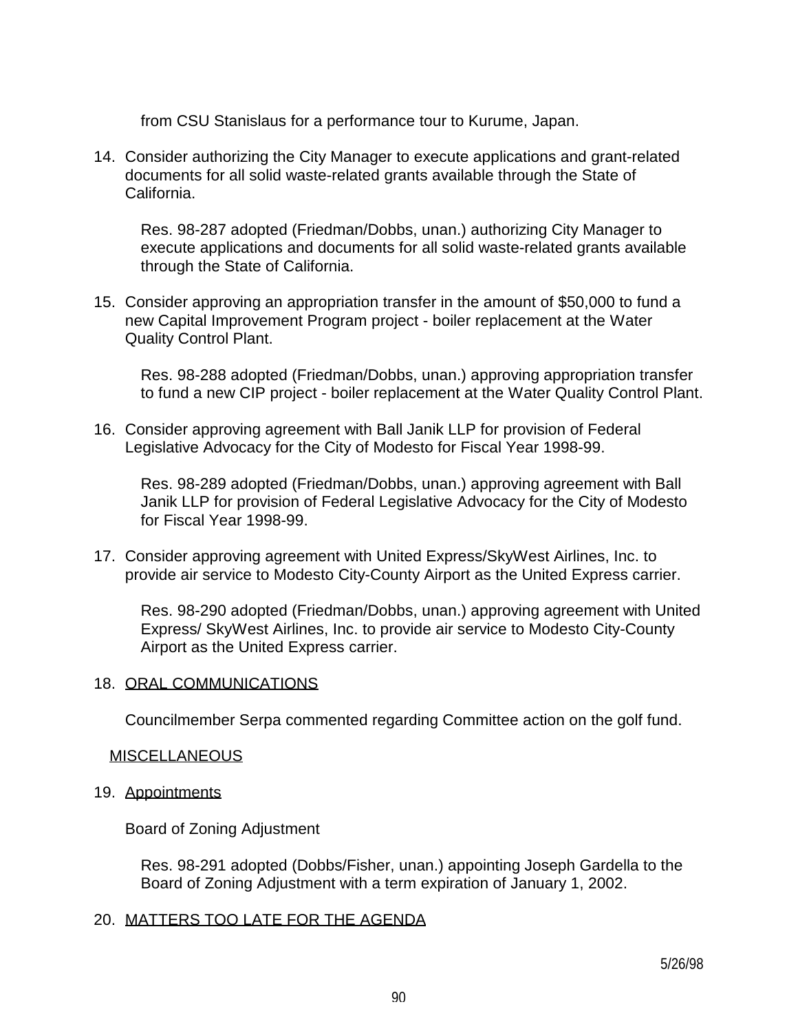from CSU Stanislaus for a performance tour to Kurume, Japan.

14. Consider authorizing the City Manager to execute applications and grant-related documents for all solid waste-related grants available through the State of California.

    Res. 98-287 adopted (Friedman/Dobbs, unan.) authorizing City Manager to execute applications and documents for all solid waste-related grants available through the State of California.

15. Consider approving an appropriation transfer in the amount of $50,000 to fund a new Capital Improvement Program project - boiler replacement at the Water Quality Control Plant.

    Res. 98-288 adopted (Friedman/Dobbs, unan.) approving appropriation transfer to fund a new CIP project - boiler replacement at the Water Quality Control Plant.

16. Consider approving agreement with Ball Janik LLP for provision of Federal Legislative Advocacy for the City of Modesto for Fiscal Year 1998-99.

    Res. 98-289 adopted (Friedman/Dobbs, unan.) approving agreement with Ball Janik LLP for provision of Federal Legislative Advocacy for the City of Modesto for Fiscal Year 1998-99.

17. Consider approving agreement with United Express/SkyWest Airlines, Inc. to provide air service to Modesto City-County Airport as the United Express carrier.

    Res. 98-290 adopted (Friedman/Dobbs, unan.) approving agreement with United Express/ SkyWest Airlines, Inc. to provide air service to Modesto City-County Airport as the United Express carrier.

18. <u>ORAL COMMUNICATIONS</u>

    Councilmember Serpa commented regarding Committee action on the golf fund.

<u>MISCELLANEOUS</u>

19. <u>Appointments</u>

    Board of Zoning Adjustment

    Res. 98-291 adopted (Dobbs/Fisher, unan.) appointing Joseph Gardella to the Board of Zoning Adjustment with a term expiration of January 1, 2002.

20. <u>MATTERS TOO LATE FOR THE AGENDA</u>

5/26/98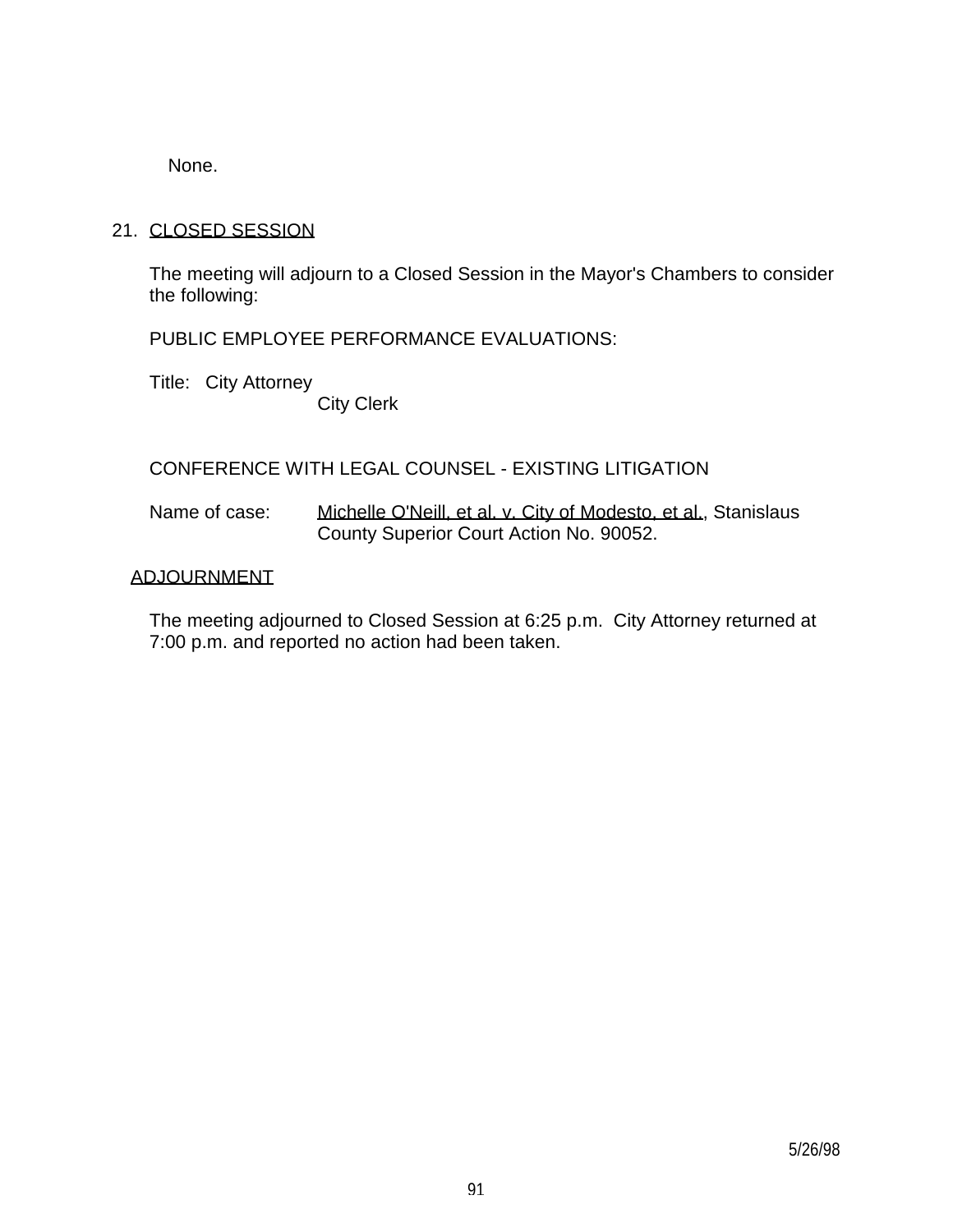None.

21. <u>CLOSED SESSION</u>

The meeting will adjourn to a Closed Session in the Mayor's Chambers to consider the following:

PUBLIC EMPLOYEE PERFORMANCE EVALUATIONS:

Title: City Attorney
City Clerk

CONFERENCE WITH LEGAL COUNSEL - EXISTING LITIGATION

Name of case: <u>Michelle O'Neill, et al. v. City of Modesto, et al.</u>, Stanislaus County Superior Court Action No. 90052.

<u>ADJOURNMENT</u>

The meeting adjourned to Closed Session at 6:25 p.m. City Attorney returned at 7:00 p.m. and reported no action had been taken.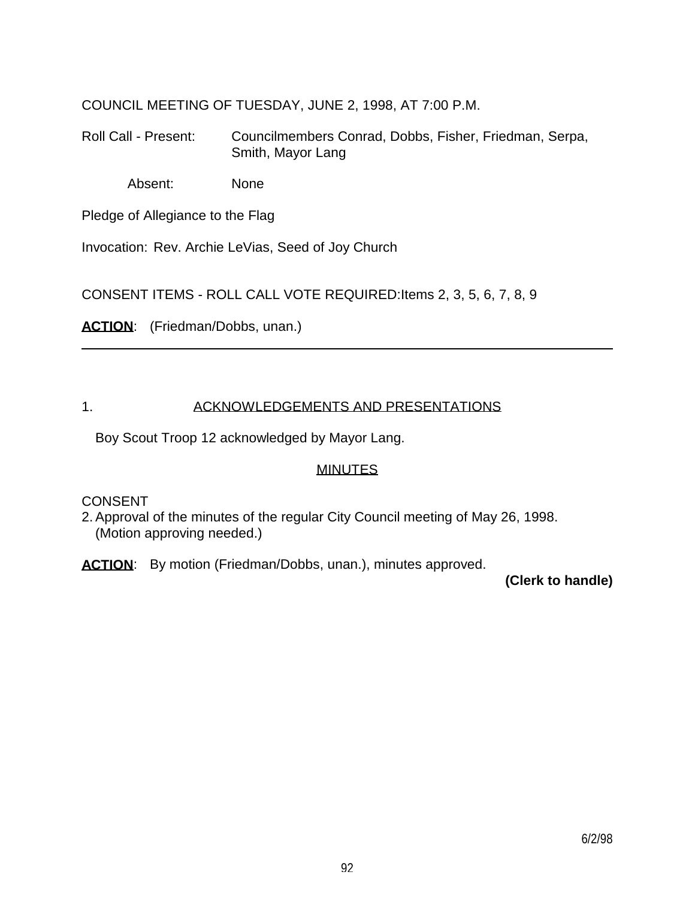COUNCIL MEETING OF TUESDAY, JUNE 2, 1998, AT 7:00 P.M.

Roll Call - Present: Councilmembers Conrad, Dobbs, Fisher, Friedman, Serpa, Smith, Mayor Lang

Absent: None

Pledge of Allegiance to the Flag

Invocation: Rev. Archie LeVias, Seed of Joy Church

CONSENT ITEMS - ROLL CALL VOTE REQUIRED: Items 2, 3, 5, 6, 7, 8, 9

**ACTION**: (Friedman/Dobbs, unan.)

---

1. ACKNOWLEDGEMENTS AND PRESENTATIONS

Boy Scout Troop 12 acknowledged by Mayor Lang.

MINUTES

CONSENT

2. Approval of the minutes of the regular City Council meeting of May 26, 1998. (Motion approving needed.)

**ACTION**: By motion (Friedman/Dobbs, unan.), minutes approved.

**(Clerk to handle)**

6/2/98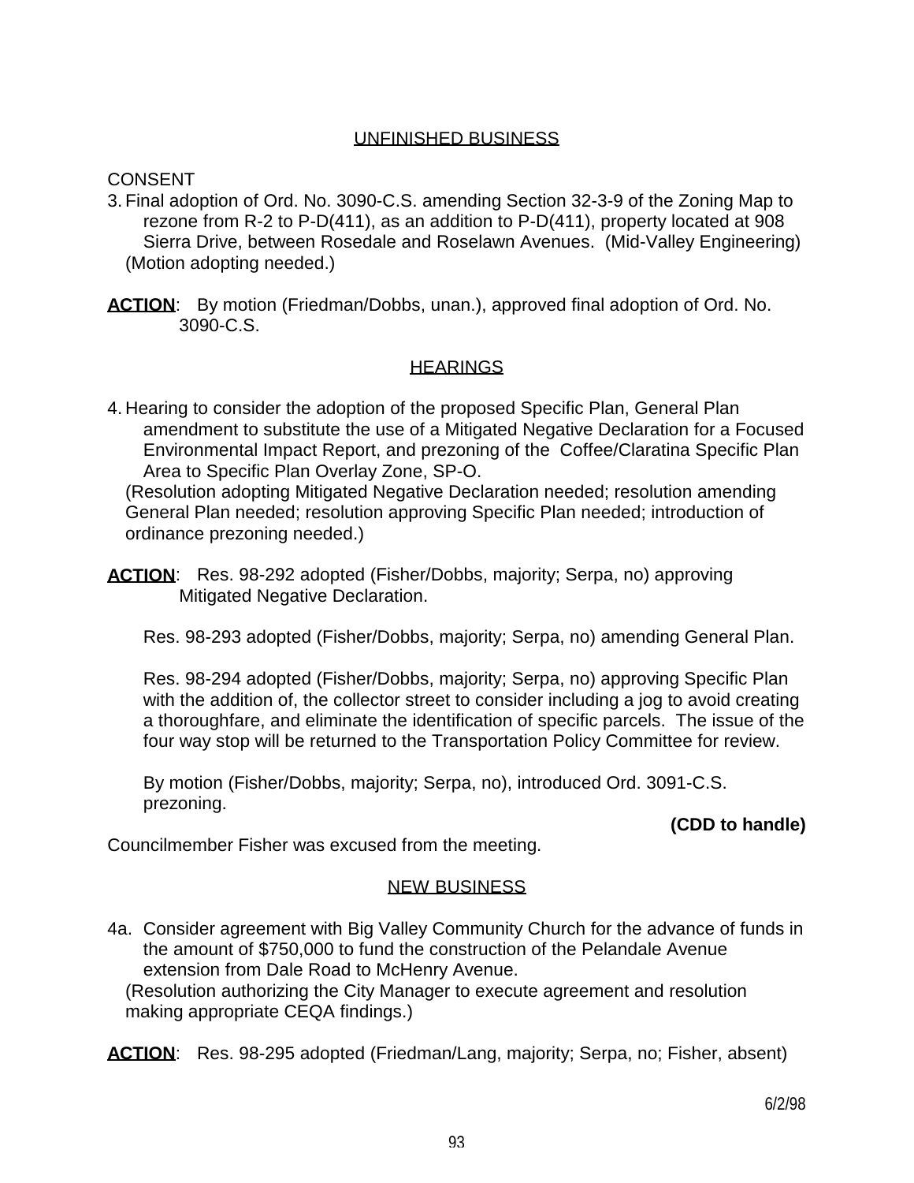## UNFINISHED BUSINESS

CONSENT

3. Final adoption of Ord. No. 3090-C.S. amending Section 32-3-9 of the Zoning Map to rezone from R-2 to P-D(411), as an addition to P-D(411), property located at 908 Sierra Drive, between Rosedale and Roselawn Avenues. (Mid-Valley Engineering)
   (Motion adopting needed.)

**ACTION**: By motion (Friedman/Dobbs, unan.), approved final adoption of Ord. No. 3090-C.S.

## HEARINGS

4. Hearing to consider the adoption of the proposed Specific Plan, General Plan amendment to substitute the use of a Mitigated Negative Declaration for a Focused Environmental Impact Report, and prezoning of the Coffee/Claratina Specific Plan Area to Specific Plan Overlay Zone, SP-O.
   (Resolution adopting Mitigated Negative Declaration needed; resolution amending General Plan needed; resolution approving Specific Plan needed; introduction of ordinance prezoning needed.)

**ACTION**: Res. 98-292 adopted (Fisher/Dobbs, majority; Serpa, no) approving Mitigated Negative Declaration.

Res. 98-293 adopted (Fisher/Dobbs, majority; Serpa, no) amending General Plan.

Res. 98-294 adopted (Fisher/Dobbs, majority; Serpa, no) approving Specific Plan with the addition of, the collector street to consider including a jog to avoid creating a thoroughfare, and eliminate the identification of specific parcels. The issue of the four way stop will be returned to the Transportation Policy Committee for review.

By motion (Fisher/Dobbs, majority; Serpa, no), introduced Ord. 3091-C.S. prezoning.

**(CDD to handle)**

Councilmember Fisher was excused from the meeting.

## NEW BUSINESS

4a. Consider agreement with Big Valley Community Church for the advance of funds in the amount of $750,000 to fund the construction of the Pelandale Avenue extension from Dale Road to McHenry Avenue.
   (Resolution authorizing the City Manager to execute agreement and resolution making appropriate CEQA findings.)

**ACTION**: Res. 98-295 adopted (Friedman/Lang, majority; Serpa, no; Fisher, absent)

6/2/98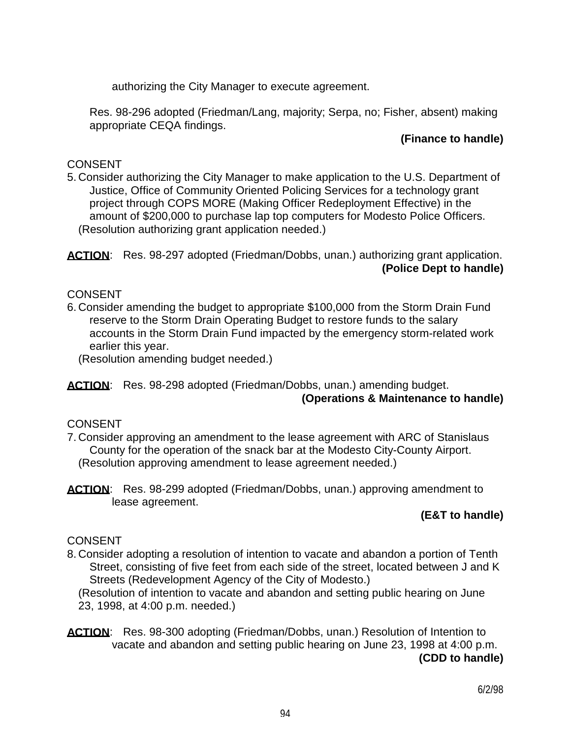authorizing the City Manager to execute agreement.

Res. 98-296 adopted (Friedman/Lang, majority; Serpa, no; Fisher, absent) making appropriate CEQA findings.

**(Finance to handle)**

CONSENT

5. Consider authorizing the City Manager to make application to the U.S. Department of Justice, Office of Community Oriented Policing Services for a technology grant project through COPS MORE (Making Officer Redeployment Effective) in the amount of $200,000 to purchase lap top computers for Modesto Police Officers.
   (Resolution authorizing grant application needed.)

**ACTION**: Res. 98-297 adopted (Friedman/Dobbs, unan.) authorizing grant application.

**(Police Dept to handle)**

CONSENT

6. Consider amending the budget to appropriate $100,000 from the Storm Drain Fund reserve to the Storm Drain Operating Budget to restore funds to the salary accounts in the Storm Drain Fund impacted by the emergency storm-related work earlier this year.
   (Resolution amending budget needed.)

**ACTION**: Res. 98-298 adopted (Friedman/Dobbs, unan.) amending budget.

**(Operations & Maintenance to handle)**

CONSENT

7. Consider approving an amendment to the lease agreement with ARC of Stanislaus County for the operation of the snack bar at the Modesto City-County Airport.
   (Resolution approving amendment to lease agreement needed.)

**ACTION**: Res. 98-299 adopted (Friedman/Dobbs, unan.) approving amendment to lease agreement.

**(E&T to handle)**

CONSENT

8. Consider adopting a resolution of intention to vacate and abandon a portion of Tenth Street, consisting of five feet from each side of the street, located between J and K Streets (Redevelopment Agency of the City of Modesto.)
   (Resolution of intention to vacate and abandon and setting public hearing on June 23, 1998, at 4:00 p.m. needed.)

**ACTION**: Res. 98-300 adopting (Friedman/Dobbs, unan.) Resolution of Intention to vacate and abandon and setting public hearing on June 23, 1998 at 4:00 p.m.

**(CDD to handle)**

6/2/98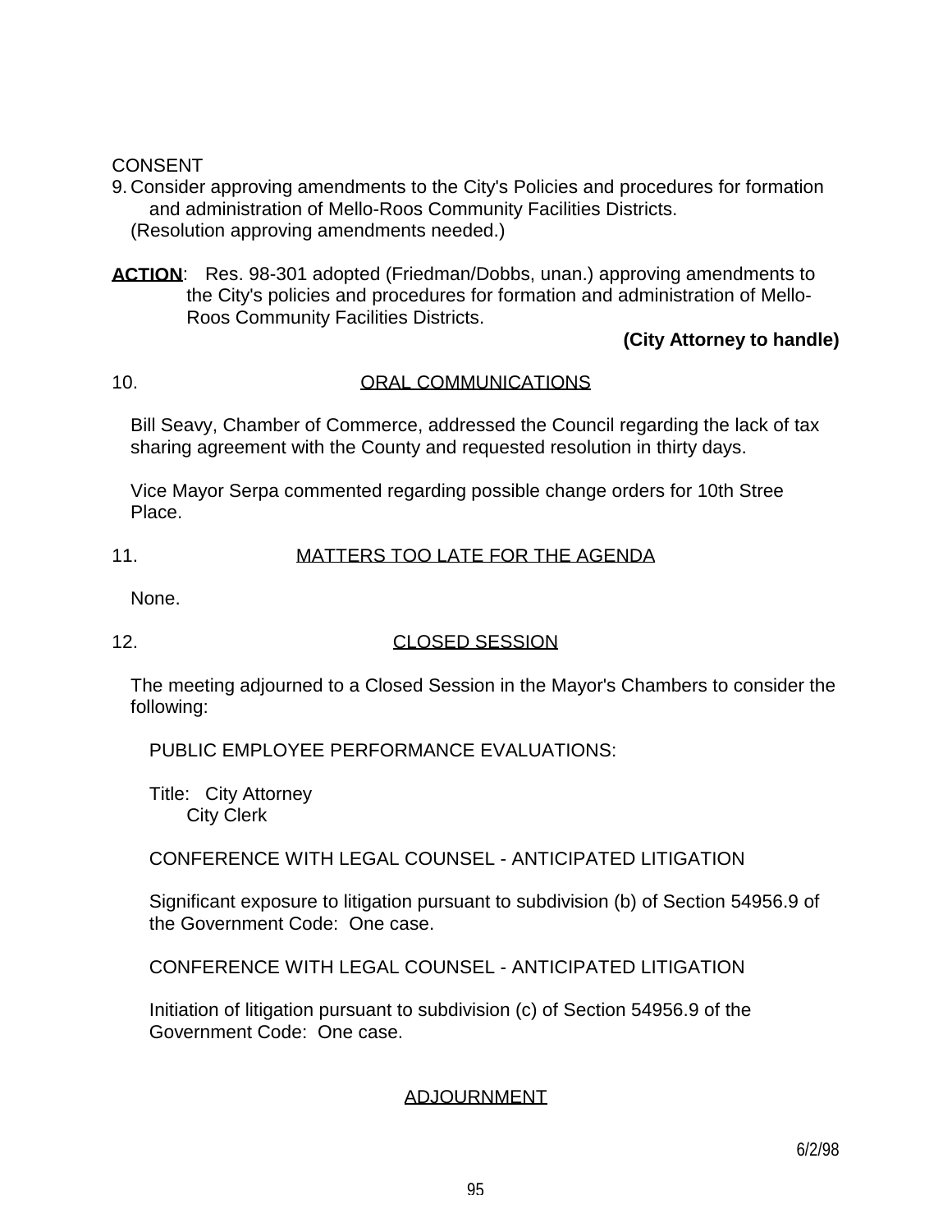CONSENT

9. Consider approving amendments to the City's Policies and procedures for formation and administration of Mello-Roos Community Facilities Districts.
   (Resolution approving amendments needed.)

**ACTION**: Res. 98-301 adopted (Friedman/Dobbs, unan.) approving amendments to the City's policies and procedures for formation and administration of Mello-Roos Community Facilities Districts.

**(City Attorney to handle)**

10. ORAL COMMUNICATIONS

Bill Seavy, Chamber of Commerce, addressed the Council regarding the lack of tax sharing agreement with the County and requested resolution in thirty days.

Vice Mayor Serpa commented regarding possible change orders for 10th Stree Place.

11. MATTERS TOO LATE FOR THE AGENDA

None.

12. CLOSED SESSION

The meeting adjourned to a Closed Session in the Mayor's Chambers to consider the following:

PUBLIC EMPLOYEE PERFORMANCE EVALUATIONS:

Title: City Attorney
City Clerk

CONFERENCE WITH LEGAL COUNSEL - ANTICIPATED LITIGATION

Significant exposure to litigation pursuant to subdivision (b) of Section 54956.9 of the Government Code: One case.

CONFERENCE WITH LEGAL COUNSEL - ANTICIPATED LITIGATION

Initiation of litigation pursuant to subdivision (c) of Section 54956.9 of the Government Code: One case.

ADJOURNMENT

6/2/98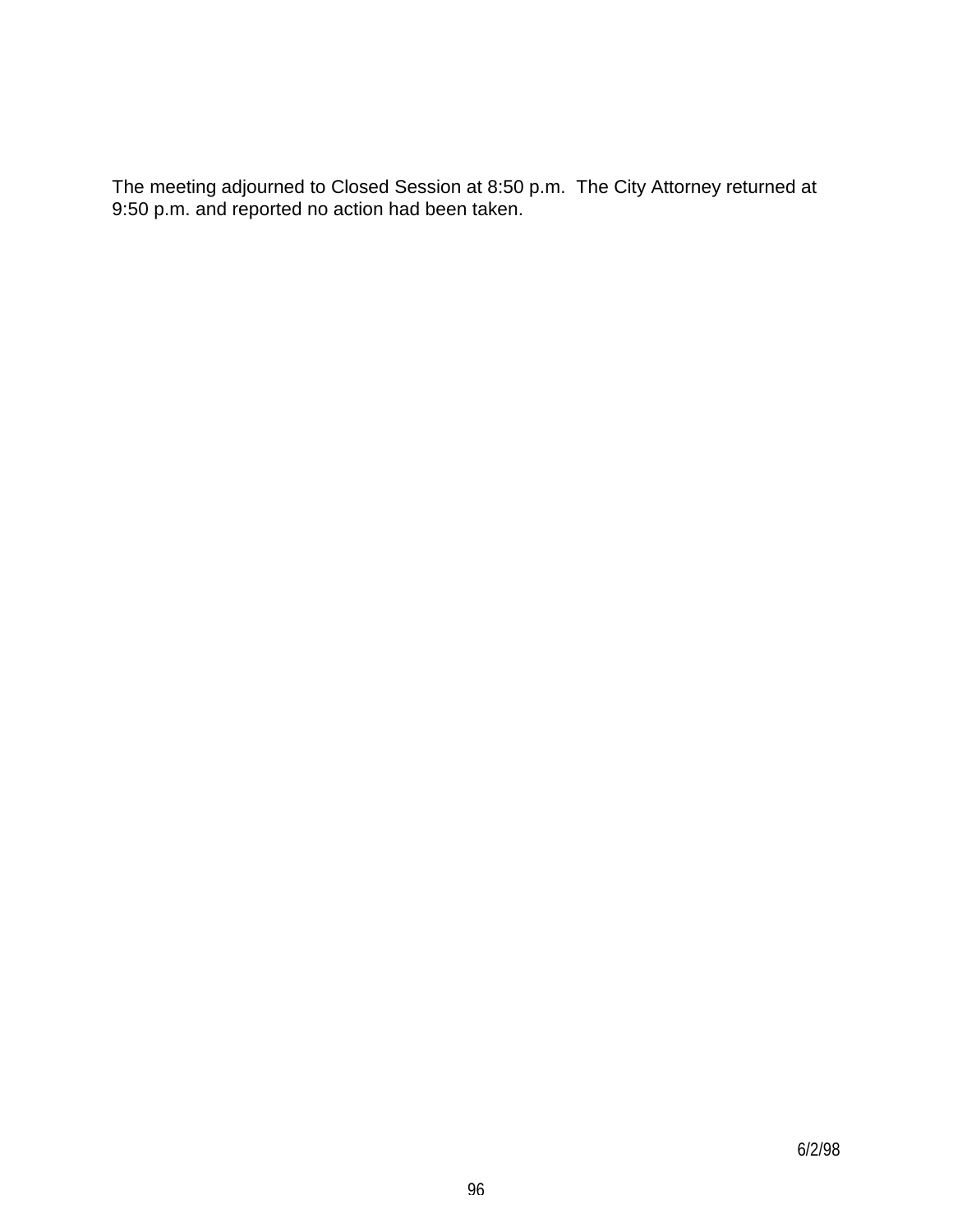The meeting adjourned to Closed Session at 8:50 p.m.  The City Attorney returned at 9:50 p.m. and reported no action had been taken.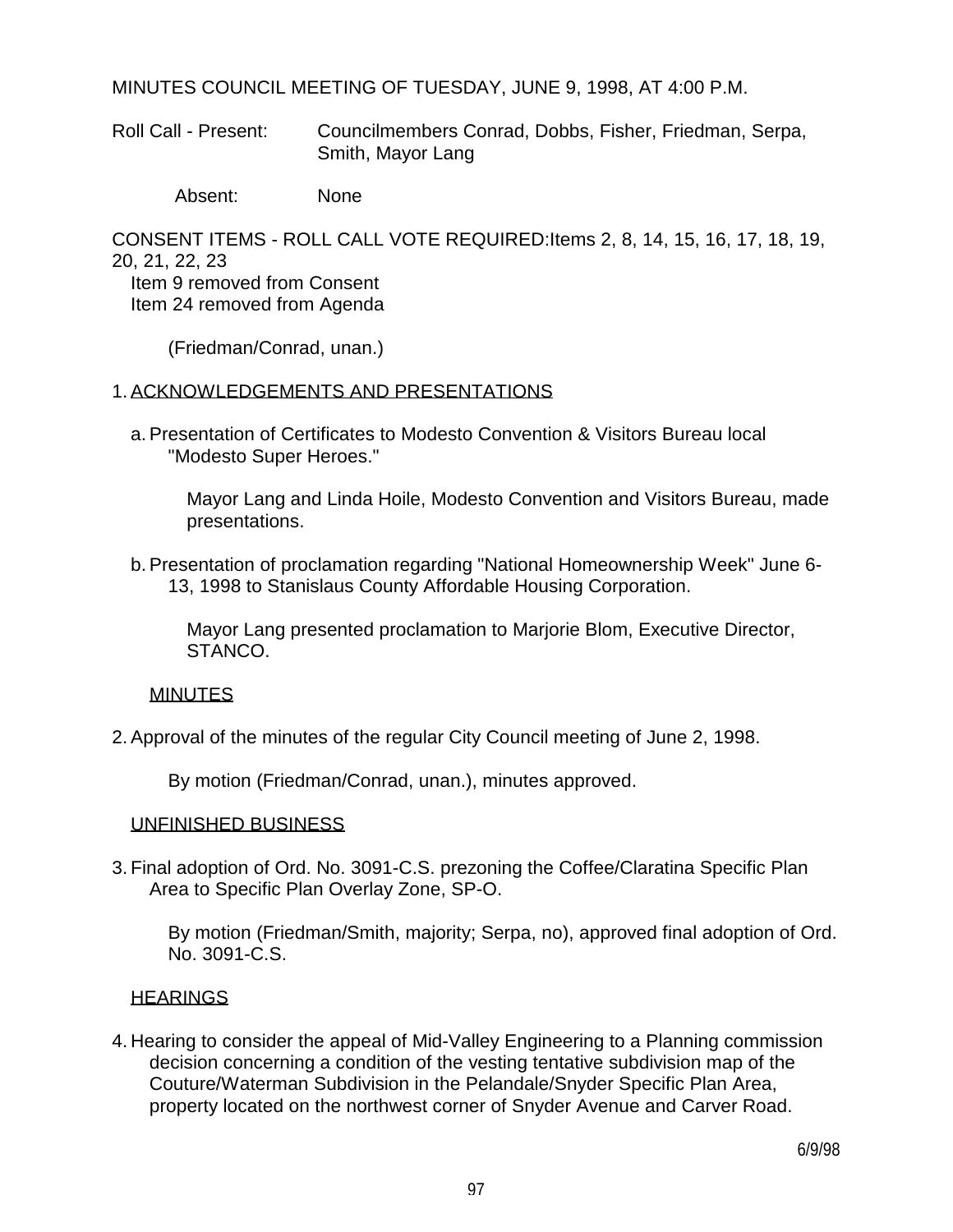MINUTES COUNCIL MEETING OF TUESDAY, JUNE 9, 1998, AT 4:00 P.M.

Roll Call - Present: Councilmembers Conrad, Dobbs, Fisher, Friedman, Serpa, Smith, Mayor Lang

Absent: None

CONSENT ITEMS - ROLL CALL VOTE REQUIRED: Items 2, 8, 14, 15, 16, 17, 18, 19, 20, 21, 22, 23
Item 9 removed from Consent
Item 24 removed from Agenda

(Friedman/Conrad, unan.)

1. ACKNOWLEDGEMENTS AND PRESENTATIONS

   a. Presentation of Certificates to Modesto Convention & Visitors Bureau local "Modesto Super Heroes."

      Mayor Lang and Linda Hoile, Modesto Convention and Visitors Bureau, made presentations.

   b. Presentation of proclamation regarding "National Homeownership Week" June 6-13, 1998 to Stanislaus County Affordable Housing Corporation.

      Mayor Lang presented proclamation to Marjorie Blom, Executive Director, STANCO.

MINUTES

2. Approval of the minutes of the regular City Council meeting of June 2, 1998.

   By motion (Friedman/Conrad, unan.), minutes approved.

UNFINISHED BUSINESS

3. Final adoption of Ord. No. 3091-C.S. prezoning the Coffee/Claratina Specific Plan Area to Specific Plan Overlay Zone, SP-O.

   By motion (Friedman/Smith, majority; Serpa, no), approved final adoption of Ord. No. 3091-C.S.

HEARINGS

4. Hearing to consider the appeal of Mid-Valley Engineering to a Planning commission decision concerning a condition of the vesting tentative subdivision map of the Couture/Waterman Subdivision in the Pelandale/Snyder Specific Plan Area, property located on the northwest corner of Snyder Avenue and Carver Road.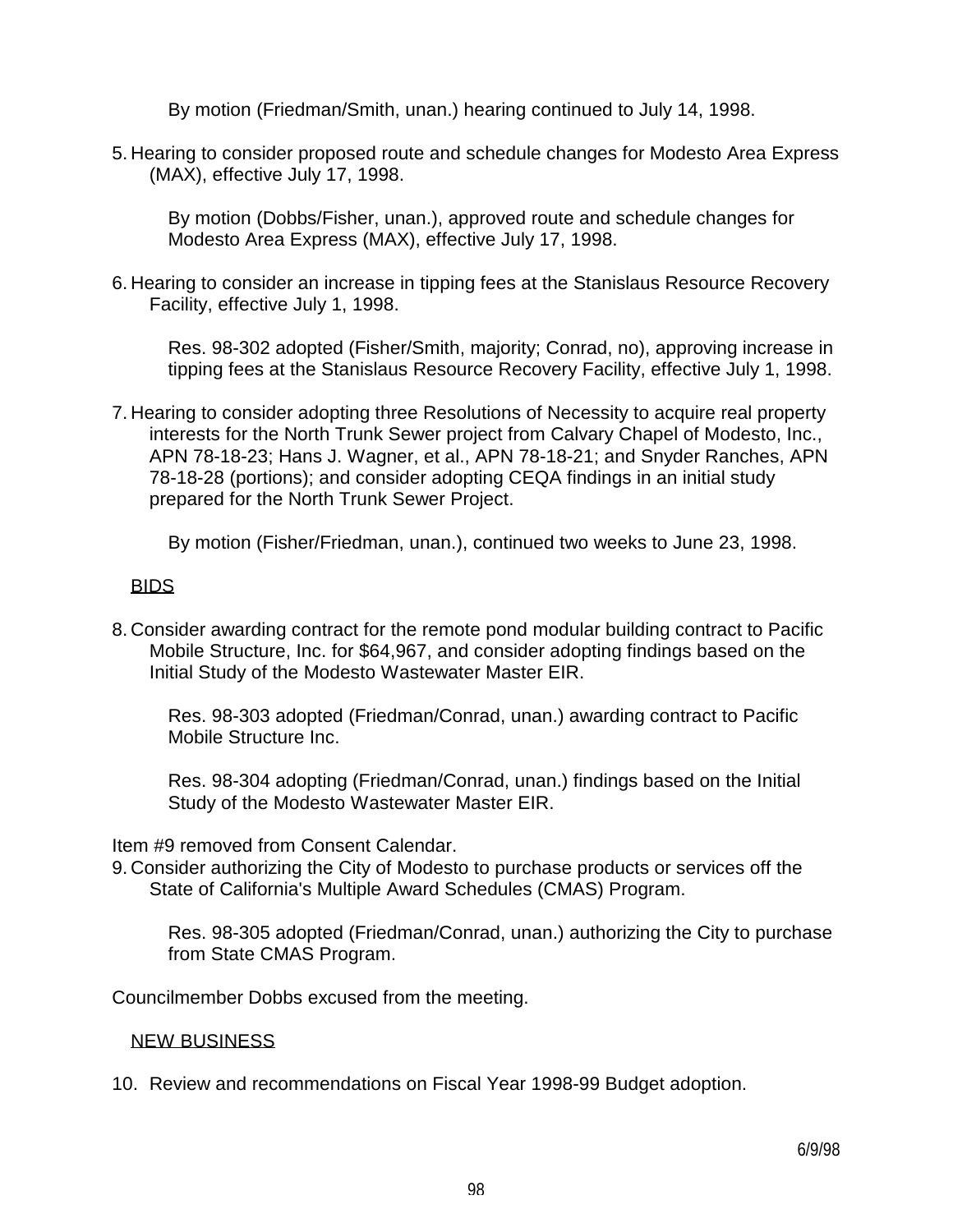By motion (Friedman/Smith, unan.) hearing continued to July 14, 1998.

5. Hearing to consider proposed route and schedule changes for Modesto Area Express (MAX), effective July 17, 1998.

   By motion (Dobbs/Fisher, unan.), approved route and schedule changes for Modesto Area Express (MAX), effective July 17, 1998.

6. Hearing to consider an increase in tipping fees at the Stanislaus Resource Recovery Facility, effective July 1, 1998.

   Res. 98-302 adopted (Fisher/Smith, majority; Conrad, no), approving increase in tipping fees at the Stanislaus Resource Recovery Facility, effective July 1, 1998.

7. Hearing to consider adopting three Resolutions of Necessity to acquire real property interests for the North Trunk Sewer project from Calvary Chapel of Modesto, Inc., APN 78-18-23; Hans J. Wagner, et al., APN 78-18-21; and Snyder Ranches, APN 78-18-28 (portions); and consider adopting CEQA findings in an initial study prepared for the North Trunk Sewer Project.

   By motion (Fisher/Friedman, unan.), continued two weeks to June 23, 1998.

<u>BIDS</u>

8. Consider awarding contract for the remote pond modular building contract to Pacific Mobile Structure, Inc. for $64,967, and consider adopting findings based on the Initial Study of the Modesto Wastewater Master EIR.

   Res. 98-303 adopted (Friedman/Conrad, unan.) awarding contract to Pacific Mobile Structure Inc.

   Res. 98-304 adopting (Friedman/Conrad, unan.) findings based on the Initial Study of the Modesto Wastewater Master EIR.

Item #9 removed from Consent Calendar.

9. Consider authorizing the City of Modesto to purchase products or services off the State of California's Multiple Award Schedules (CMAS) Program.

   Res. 98-305 adopted (Friedman/Conrad, unan.) authorizing the City to purchase from State CMAS Program.

Councilmember Dobbs excused from the meeting.

<u>NEW BUSINESS</u>

10. Review and recommendations on Fiscal Year 1998-99 Budget adoption.

6/9/98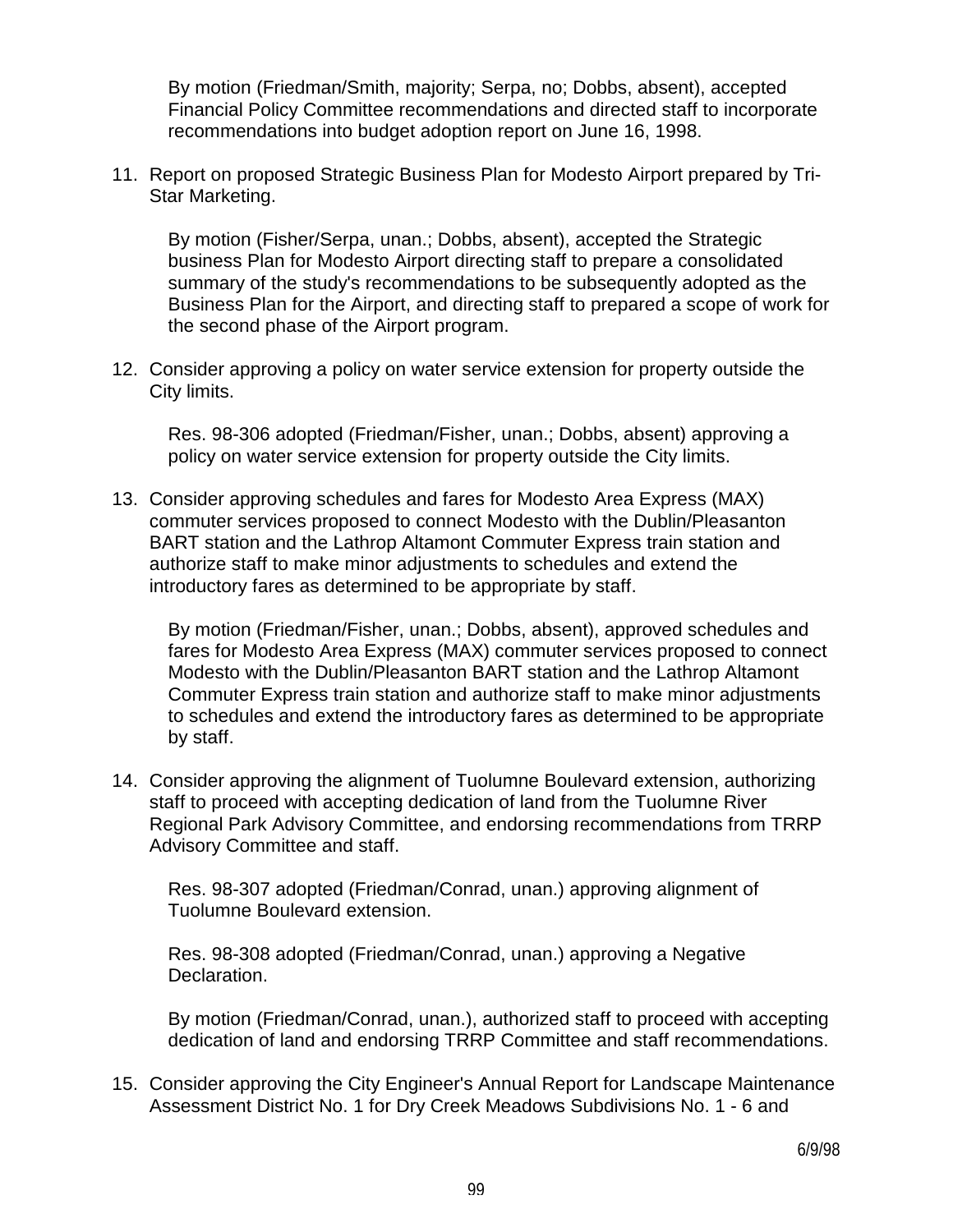By motion (Friedman/Smith, majority; Serpa, no; Dobbs, absent), accepted Financial Policy Committee recommendations and directed staff to incorporate recommendations into budget adoption report on June 16, 1998.

11. Report on proposed Strategic Business Plan for Modesto Airport prepared by Tri-Star Marketing.

    By motion (Fisher/Serpa, unan.; Dobbs, absent), accepted the Strategic business Plan for Modesto Airport directing staff to prepare a consolidated summary of the study's recommendations to be subsequently adopted as the Business Plan for the Airport, and directing staff to prepared a scope of work for the second phase of the Airport program.

12. Consider approving a policy on water service extension for property outside the City limits.

    Res. 98-306 adopted (Friedman/Fisher, unan.; Dobbs, absent) approving a policy on water service extension for property outside the City limits.

13. Consider approving schedules and fares for Modesto Area Express (MAX) commuter services proposed to connect Modesto with the Dublin/Pleasanton BART station and the Lathrop Altamont Commuter Express train station and authorize staff to make minor adjustments to schedules and extend the introductory fares as determined to be appropriate by staff.

    By motion (Friedman/Fisher, unan.; Dobbs, absent), approved schedules and fares for Modesto Area Express (MAX) commuter services proposed to connect Modesto with the Dublin/Pleasanton BART station and the Lathrop Altamont Commuter Express train station and authorize staff to make minor adjustments to schedules and extend the introductory fares as determined to be appropriate by staff.

14. Consider approving the alignment of Tuolumne Boulevard extension, authorizing staff to proceed with accepting dedication of land from the Tuolumne River Regional Park Advisory Committee, and endorsing recommendations from TRRP Advisory Committee and staff.

    Res. 98-307 adopted (Friedman/Conrad, unan.) approving alignment of Tuolumne Boulevard extension.

    Res. 98-308 adopted (Friedman/Conrad, unan.) approving a Negative Declaration.

    By motion (Friedman/Conrad, unan.), authorized staff to proceed with accepting dedication of land and endorsing TRRP Committee and staff recommendations.

15. Consider approving the City Engineer's Annual Report for Landscape Maintenance Assessment District No. 1 for Dry Creek Meadows Subdivisions No. 1 - 6 and

6/9/98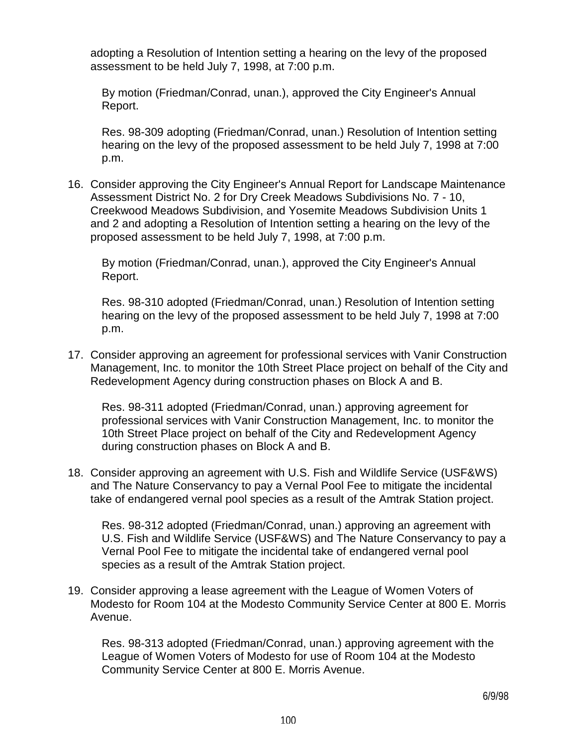adopting a Resolution of Intention setting a hearing on the levy of the proposed assessment to be held July 7, 1998, at 7:00 p.m.

By motion (Friedman/Conrad, unan.), approved the City Engineer's Annual Report.

Res. 98-309 adopting (Friedman/Conrad, unan.) Resolution of Intention setting hearing on the levy of the proposed assessment to be held July 7, 1998 at 7:00 p.m.

16. Consider approving the City Engineer's Annual Report for Landscape Maintenance Assessment District No. 2 for Dry Creek Meadows Subdivisions No. 7 - 10, Creekwood Meadows Subdivision, and Yosemite Meadows Subdivision Units 1 and 2 and adopting a Resolution of Intention setting a hearing on the levy of the proposed assessment to be held July 7, 1998, at 7:00 p.m.

    By motion (Friedman/Conrad, unan.), approved the City Engineer's Annual Report.

    Res. 98-310 adopted (Friedman/Conrad, unan.) Resolution of Intention setting hearing on the levy of the proposed assessment to be held July 7, 1998 at 7:00 p.m.

17. Consider approving an agreement for professional services with Vanir Construction Management, Inc. to monitor the 10th Street Place project on behalf of the City and Redevelopment Agency during construction phases on Block A and B.

    Res. 98-311 adopted (Friedman/Conrad, unan.) approving agreement for professional services with Vanir Construction Management, Inc. to monitor the 10th Street Place project on behalf of the City and Redevelopment Agency during construction phases on Block A and B.

18. Consider approving an agreement with U.S. Fish and Wildlife Service (USF&WS) and The Nature Conservancy to pay a Vernal Pool Fee to mitigate the incidental take of endangered vernal pool species as a result of the Amtrak Station project.

    Res. 98-312 adopted (Friedman/Conrad, unan.) approving an agreement with U.S. Fish and Wildlife Service (USF&WS) and The Nature Conservancy to pay a Vernal Pool Fee to mitigate the incidental take of endangered vernal pool species as a result of the Amtrak Station project.

19. Consider approving a lease agreement with the League of Women Voters of Modesto for Room 104 at the Modesto Community Service Center at 800 E. Morris Avenue.

    Res. 98-313 adopted (Friedman/Conrad, unan.) approving agreement with the League of Women Voters of Modesto for use of Room 104 at the Modesto Community Service Center at 800 E. Morris Avenue.

6/9/98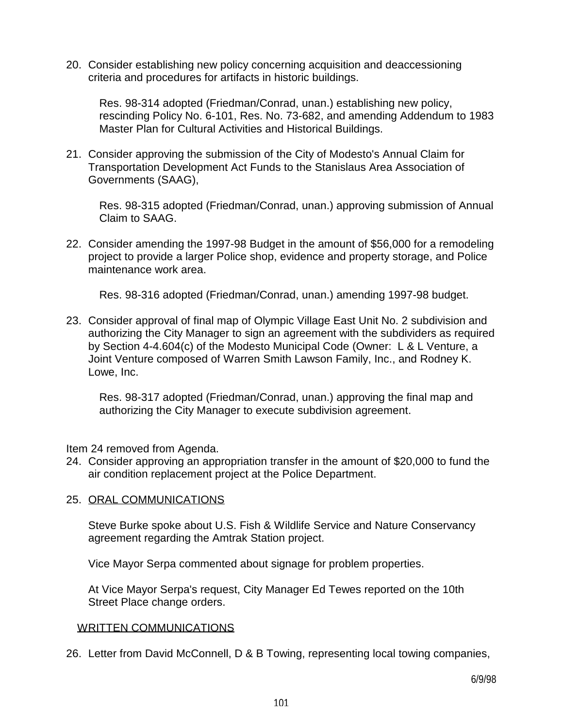20. Consider establishing new policy concerning acquisition and deaccessioning criteria and procedures for artifacts in historic buildings.

    Res. 98-314 adopted (Friedman/Conrad, unan.) establishing new policy, rescinding Policy No. 6-101, Res. No. 73-682, and amending Addendum to 1983 Master Plan for Cultural Activities and Historical Buildings.

21. Consider approving the submission of the City of Modesto's Annual Claim for Transportation Development Act Funds to the Stanislaus Area Association of Governments (SAAG),

    Res. 98-315 adopted (Friedman/Conrad, unan.) approving submission of Annual Claim to SAAG.

22. Consider amending the 1997-98 Budget in the amount of $56,000 for a remodeling project to provide a larger Police shop, evidence and property storage, and Police maintenance work area.

    Res. 98-316 adopted (Friedman/Conrad, unan.) amending 1997-98 budget.

23. Consider approval of final map of Olympic Village East Unit No. 2 subdivision and authorizing the City Manager to sign an agreement with the subdividers as required by Section 4-4.604(c) of the Modesto Municipal Code (Owner: L & L Venture, a Joint Venture composed of Warren Smith Lawson Family, Inc., and Rodney K. Lowe, Inc.

    Res. 98-317 adopted (Friedman/Conrad, unan.) approving the final map and authorizing the City Manager to execute subdivision agreement.

Item 24 removed from Agenda.

24. Consider approving an appropriation transfer in the amount of $20,000 to fund the air condition replacement project at the Police Department.

25. <u>ORAL COMMUNICATIONS</u>

    Steve Burke spoke about U.S. Fish & Wildlife Service and Nature Conservancy agreement regarding the Amtrak Station project.

    Vice Mayor Serpa commented about signage for problem properties.

    At Vice Mayor Serpa's request, City Manager Ed Tewes reported on the 10th Street Place change orders.

<u>WRITTEN COMMUNICATIONS</u>

26. Letter from David McConnell, D & B Towing, representing local towing companies,

6/9/98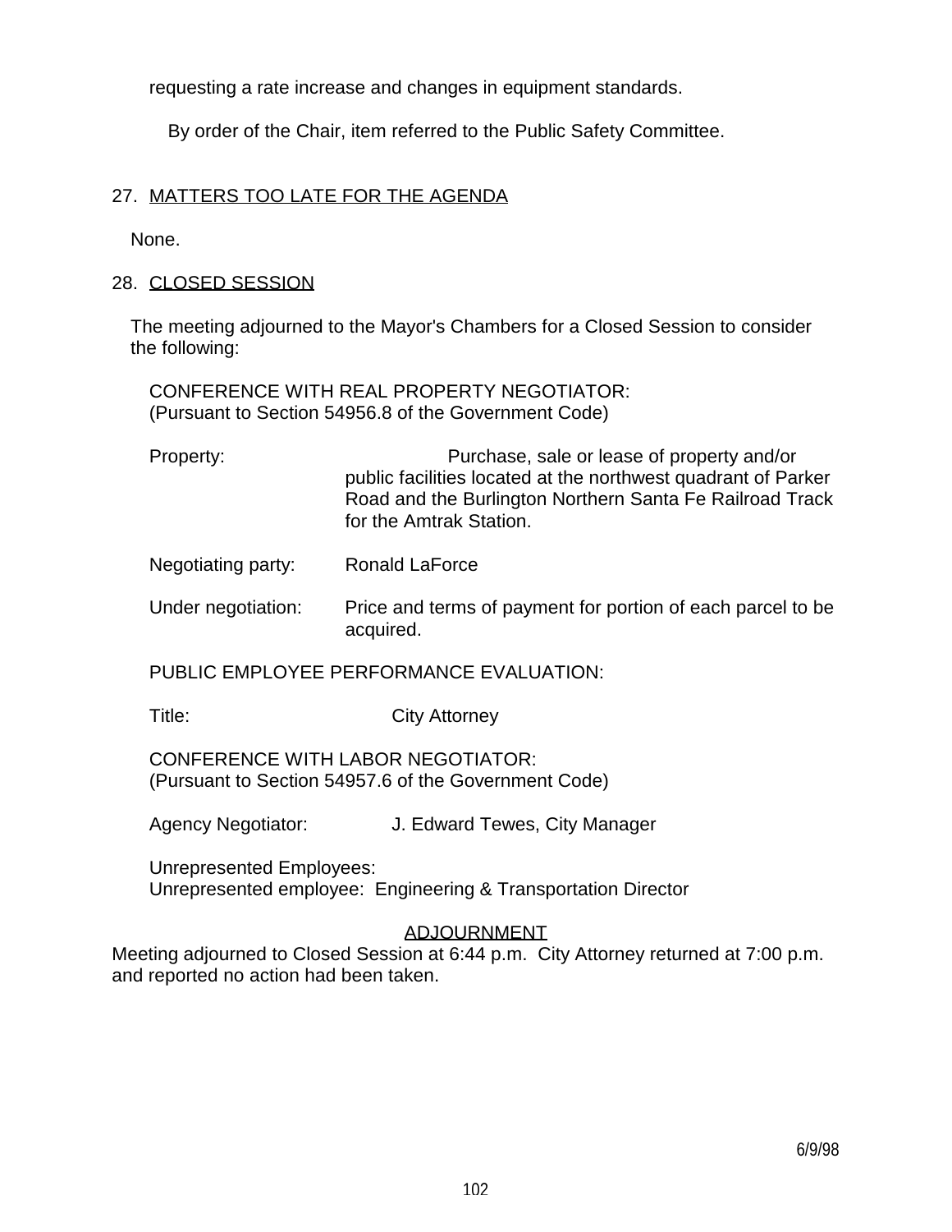requesting a rate increase and changes in equipment standards.

By order of the Chair, item referred to the Public Safety Committee.

27. MATTERS TOO LATE FOR THE AGENDA

None.

28. CLOSED SESSION

The meeting adjourned to the Mayor's Chambers for a Closed Session to consider the following:

CONFERENCE WITH REAL PROPERTY NEGOTIATOR:
(Pursuant to Section 54956.8 of the Government Code)

Property: Purchase, sale or lease of property and/or public facilities located at the northwest quadrant of Parker Road and the Burlington Northern Santa Fe Railroad Track for the Amtrak Station.

Negotiating party: Ronald LaForce

Under negotiation: Price and terms of payment for portion of each parcel to be acquired.

PUBLIC EMPLOYEE PERFORMANCE EVALUATION:

Title: City Attorney

CONFERENCE WITH LABOR NEGOTIATOR:
(Pursuant to Section 54957.6 of the Government Code)

Agency Negotiator: J. Edward Tewes, City Manager

Unrepresented Employees:
Unrepresented employee: Engineering & Transportation Director

ADJOURNMENT

Meeting adjourned to Closed Session at 6:44 p.m. City Attorney returned at 7:00 p.m. and reported no action had been taken.

6/9/98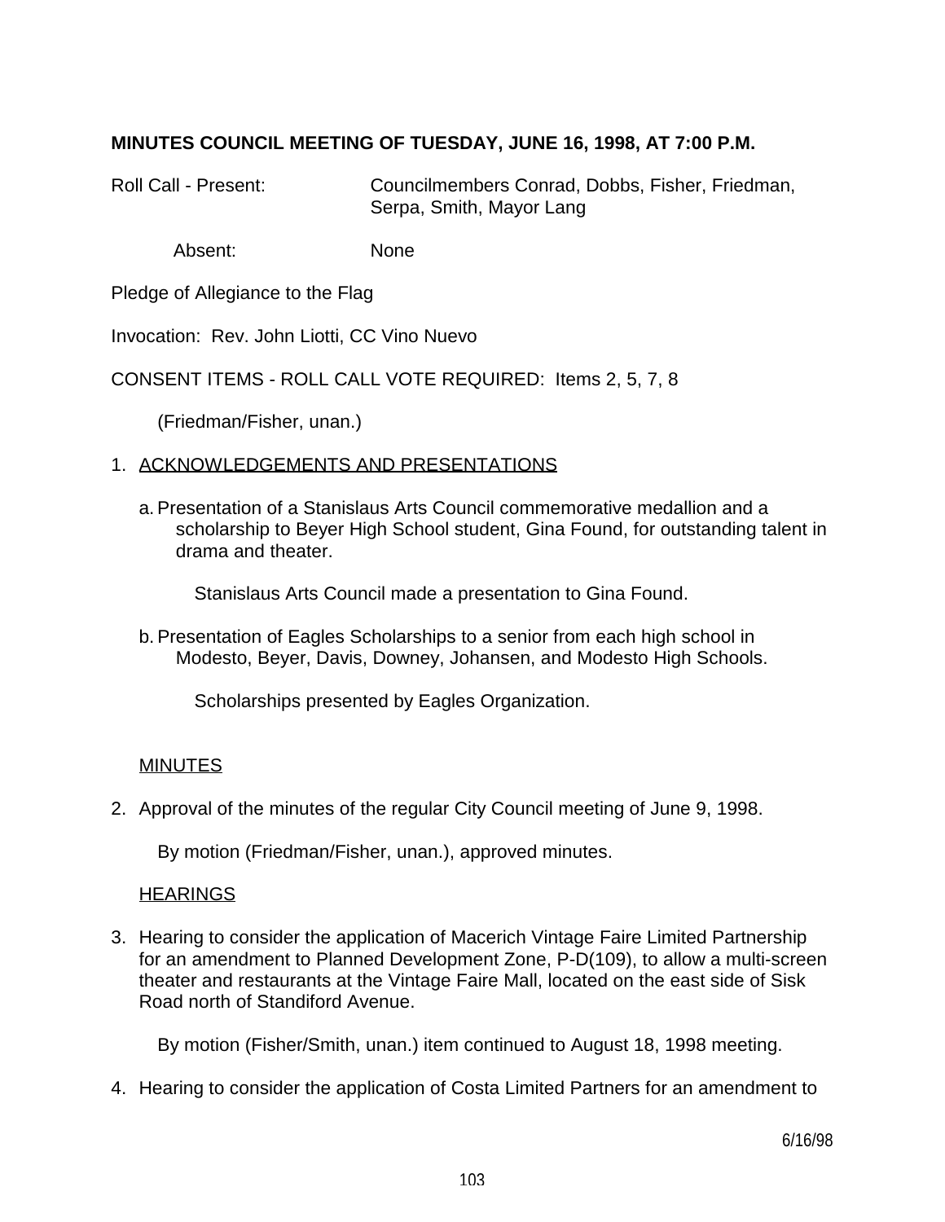**MINUTES COUNCIL MEETING OF TUESDAY, JUNE 16, 1998, AT 7:00 P.M.**

Roll Call - Present: Councilmembers Conrad, Dobbs, Fisher, Friedman, Serpa, Smith, Mayor Lang

Absent: None

Pledge of Allegiance to the Flag

Invocation: Rev. John Liotti, CC Vino Nuevo

CONSENT ITEMS - ROLL CALL VOTE REQUIRED: Items 2, 5, 7, 8

(Friedman/Fisher, unan.)

1. ACKNOWLEDGEMENTS AND PRESENTATIONS

   a. Presentation of a Stanislaus Arts Council commemorative medallion and a scholarship to Beyer High School student, Gina Found, for outstanding talent in drama and theater.

      Stanislaus Arts Council made a presentation to Gina Found.

   b. Presentation of Eagles Scholarships to a senior from each high school in Modesto, Beyer, Davis, Downey, Johansen, and Modesto High Schools.

      Scholarships presented by Eagles Organization.

MINUTES

2. Approval of the minutes of the regular City Council meeting of June 9, 1998.

   By motion (Friedman/Fisher, unan.), approved minutes.

HEARINGS

3. Hearing to consider the application of Macerich Vintage Faire Limited Partnership for an amendment to Planned Development Zone, P-D(109), to allow a multi-screen theater and restaurants at the Vintage Faire Mall, located on the east side of Sisk Road north of Standiford Avenue.

   By motion (Fisher/Smith, unan.) item continued to August 18, 1998 meeting.

4. Hearing to consider the application of Costa Limited Partners for an amendment to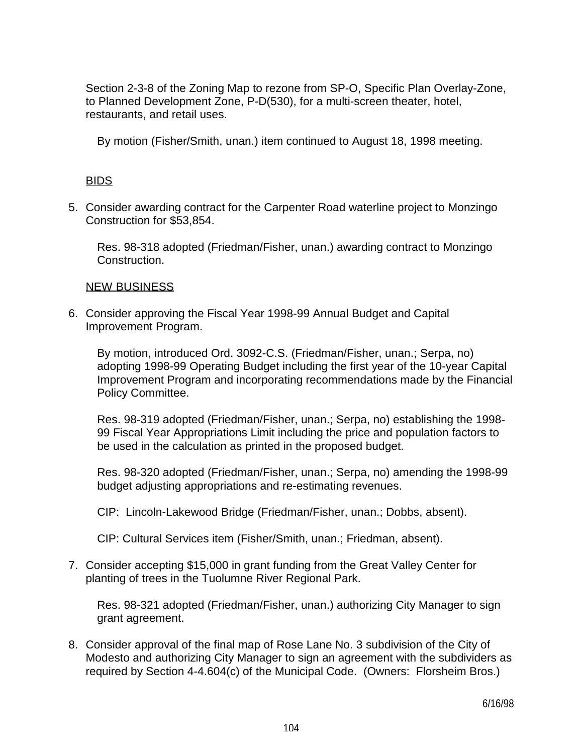Section 2-3-8 of the Zoning Map to rezone from SP-O, Specific Plan Overlay-Zone, to Planned Development Zone, P-D(530), for a multi-screen theater, hotel, restaurants, and retail uses.

By motion (Fisher/Smith, unan.) item continued to August 18, 1998 meeting.

BIDS

5. Consider awarding contract for the Carpenter Road waterline project to Monzingo Construction for $53,854.

   Res. 98-318 adopted (Friedman/Fisher, unan.) awarding contract to Monzingo Construction.

NEW BUSINESS

6. Consider approving the Fiscal Year 1998-99 Annual Budget and Capital Improvement Program.

   By motion, introduced Ord. 3092-C.S. (Friedman/Fisher, unan.; Serpa, no) adopting 1998-99 Operating Budget including the first year of the 10-year Capital Improvement Program and incorporating recommendations made by the Financial Policy Committee.

   Res. 98-319 adopted (Friedman/Fisher, unan.; Serpa, no) establishing the 1998-99 Fiscal Year Appropriations Limit including the price and population factors to be used in the calculation as printed in the proposed budget.

   Res. 98-320 adopted (Friedman/Fisher, unan.; Serpa, no) amending the 1998-99 budget adjusting appropriations and re-estimating revenues.

   CIP: Lincoln-Lakewood Bridge (Friedman/Fisher, unan.; Dobbs, absent).

   CIP: Cultural Services item (Fisher/Smith, unan.; Friedman, absent).

7. Consider accepting $15,000 in grant funding from the Great Valley Center for planting of trees in the Tuolumne River Regional Park.

   Res. 98-321 adopted (Friedman/Fisher, unan.) authorizing City Manager to sign grant agreement.

8. Consider approval of the final map of Rose Lane No. 3 subdivision of the City of Modesto and authorizing City Manager to sign an agreement with the subdividers as required by Section 4-4.604(c) of the Municipal Code. (Owners: Florsheim Bros.)

6/16/98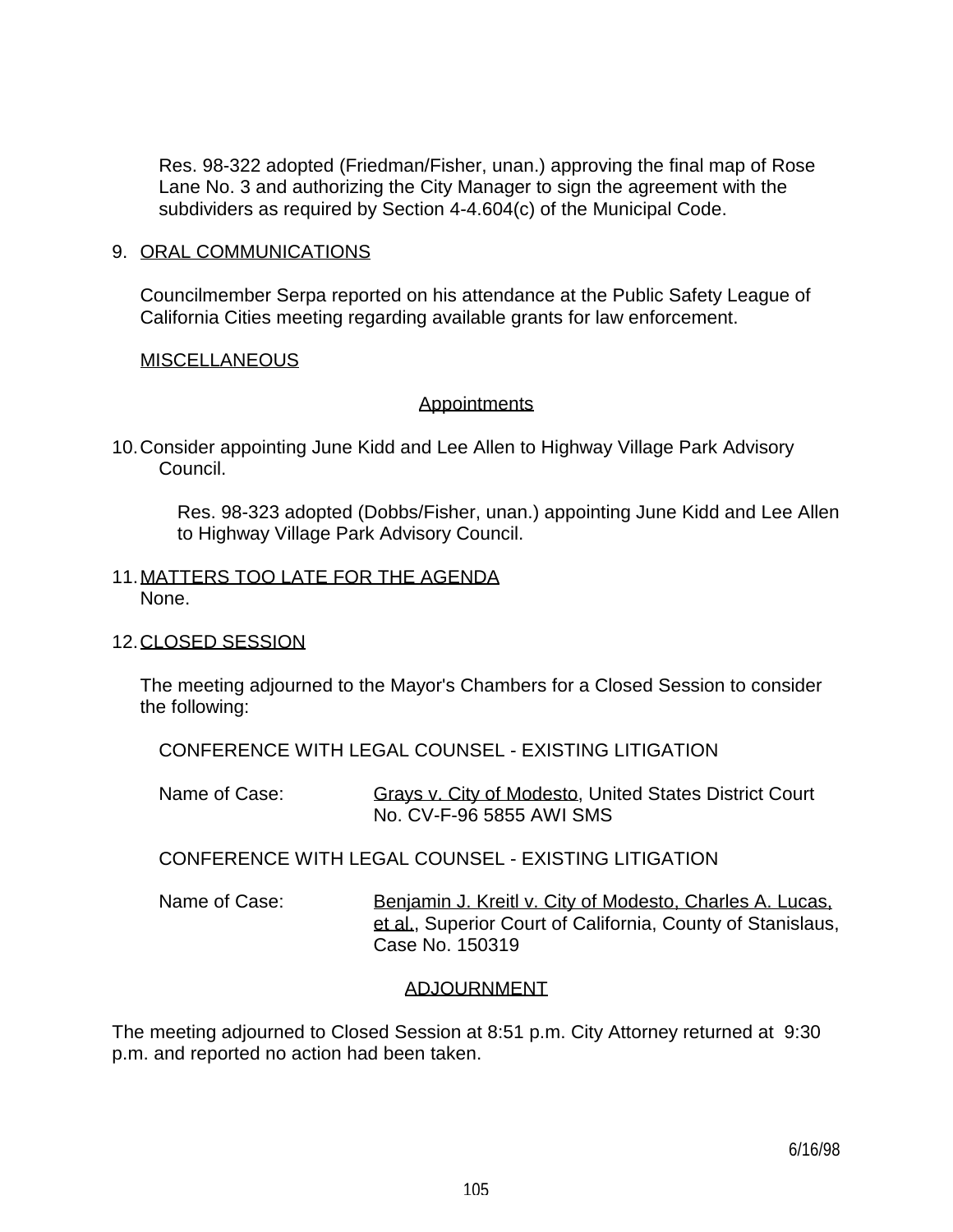Res. 98-322 adopted (Friedman/Fisher, unan.) approving the final map of Rose Lane No. 3 and authorizing the City Manager to sign the agreement with the subdividers as required by Section 4-4.604(c) of the Municipal Code.

9. ORAL COMMUNICATIONS

Councilmember Serpa reported on his attendance at the Public Safety League of California Cities meeting regarding available grants for law enforcement.

MISCELLANEOUS

Appointments

10. Consider appointing June Kidd and Lee Allen to Highway Village Park Advisory Council.

Res. 98-323 adopted (Dobbs/Fisher, unan.) appointing June Kidd and Lee Allen to Highway Village Park Advisory Council.

11. MATTERS TOO LATE FOR THE AGENDA
None.

12. CLOSED SESSION

The meeting adjourned to the Mayor's Chambers for a Closed Session to consider the following:

CONFERENCE WITH LEGAL COUNSEL - EXISTING LITIGATION

Name of Case: Grays v. City of Modesto, United States District Court No. CV-F-96 5855 AWI SMS

CONFERENCE WITH LEGAL COUNSEL - EXISTING LITIGATION

Name of Case: Benjamin J. Kreitl v. City of Modesto, Charles A. Lucas, et al., Superior Court of California, County of Stanislaus, Case No. 150319

ADJOURNMENT

The meeting adjourned to Closed Session at 8:51 p.m. City Attorney returned at 9:30 p.m. and reported no action had been taken.

6/16/98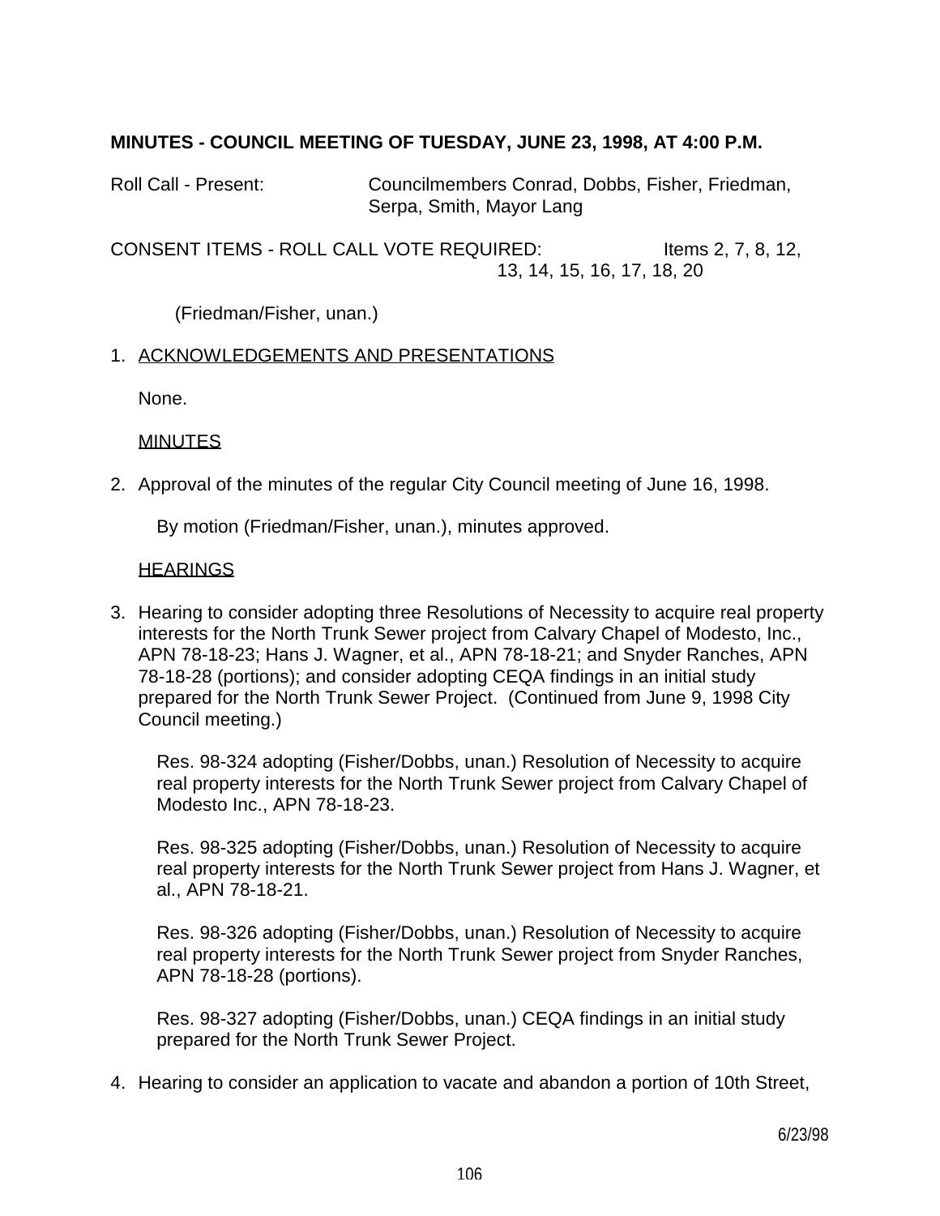**MINUTES - COUNCIL MEETING OF TUESDAY, JUNE 23, 1998, AT 4:00 P.M.**

Roll Call - Present: Councilmembers Conrad, Dobbs, Fisher, Friedman, Serpa, Smith, Mayor Lang

CONSENT ITEMS - ROLL CALL VOTE REQUIRED: Items 2, 7, 8, 12, 13, 14, 15, 16, 17, 18, 20

(Friedman/Fisher, unan.)

1. ACKNOWLEDGEMENTS AND PRESENTATIONS

   None.

   MINUTES

2. Approval of the minutes of the regular City Council meeting of June 16, 1998.

   By motion (Friedman/Fisher, unan.), minutes approved.

   HEARINGS

3. Hearing to consider adopting three Resolutions of Necessity to acquire real property interests for the North Trunk Sewer project from Calvary Chapel of Modesto, Inc., APN 78-18-23; Hans J. Wagner, et al., APN 78-18-21; and Snyder Ranches, APN 78-18-28 (portions); and consider adopting CEQA findings in an initial study prepared for the North Trunk Sewer Project. (Continued from June 9, 1998 City Council meeting.)

   Res. 98-324 adopting (Fisher/Dobbs, unan.) Resolution of Necessity to acquire real property interests for the North Trunk Sewer project from Calvary Chapel of Modesto Inc., APN 78-18-23.

   Res. 98-325 adopting (Fisher/Dobbs, unan.) Resolution of Necessity to acquire real property interests for the North Trunk Sewer project from Hans J. Wagner, et al., APN 78-18-21.

   Res. 98-326 adopting (Fisher/Dobbs, unan.) Resolution of Necessity to acquire real property interests for the North Trunk Sewer project from Snyder Ranches, APN 78-18-28 (portions).

   Res. 98-327 adopting (Fisher/Dobbs, unan.) CEQA findings in an initial study prepared for the North Trunk Sewer Project.

4. Hearing to consider an application to vacate and abandon a portion of 10th Street,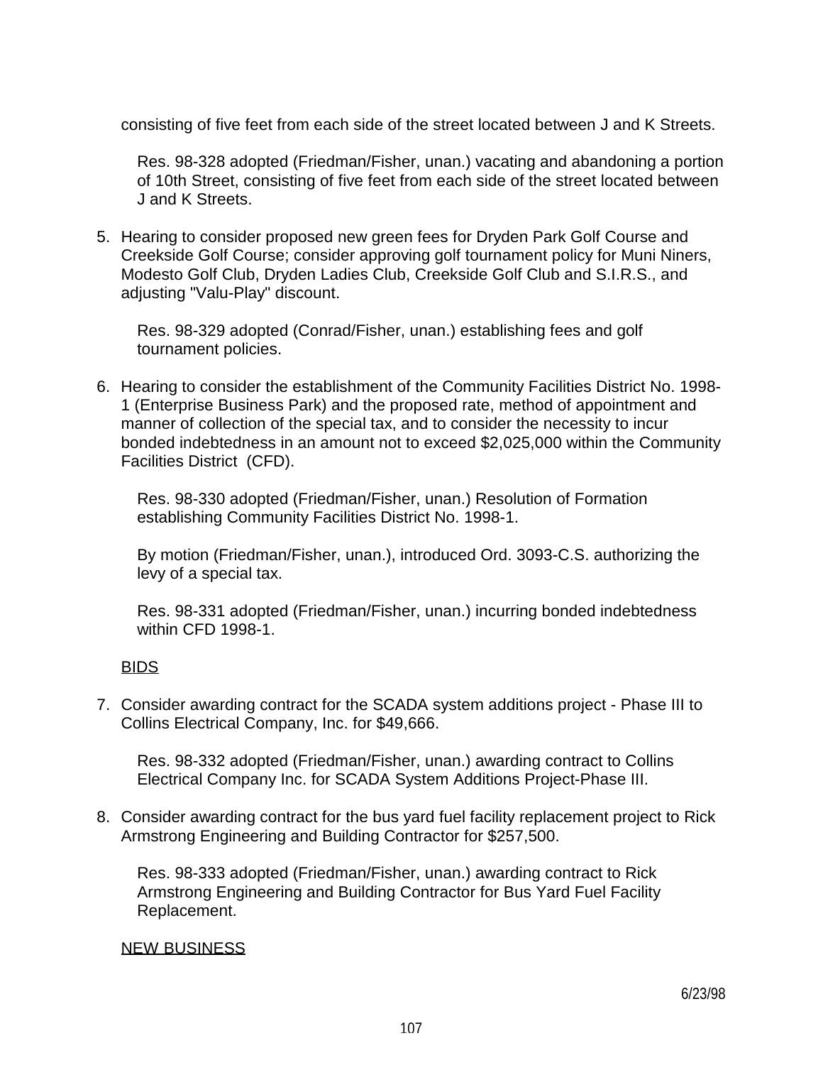consisting of five feet from each side of the street located between J and K Streets.

Res. 98-328 adopted (Friedman/Fisher, unan.) vacating and abandoning a portion of 10th Street, consisting of five feet from each side of the street located between J and K Streets.

5. Hearing to consider proposed new green fees for Dryden Park Golf Course and Creekside Golf Course; consider approving golf tournament policy for Muni Niners, Modesto Golf Club, Dryden Ladies Club, Creekside Golf Club and S.I.R.S., and adjusting "Valu-Play" discount.

   Res. 98-329 adopted (Conrad/Fisher, unan.) establishing fees and golf tournament policies.

6. Hearing to consider the establishment of the Community Facilities District No. 1998-1 (Enterprise Business Park) and the proposed rate, method of appointment and manner of collection of the special tax, and to consider the necessity to incur bonded indebtedness in an amount not to exceed $2,025,000 within the Community Facilities District (CFD).

   Res. 98-330 adopted (Friedman/Fisher, unan.) Resolution of Formation establishing Community Facilities District No. 1998-1.

   By motion (Friedman/Fisher, unan.), introduced Ord. 3093-C.S. authorizing the levy of a special tax.

   Res. 98-331 adopted (Friedman/Fisher, unan.) incurring bonded indebtedness within CFD 1998-1.

<u>BIDS</u>

7. Consider awarding contract for the SCADA system additions project - Phase III to Collins Electrical Company, Inc. for $49,666.

   Res. 98-332 adopted (Friedman/Fisher, unan.) awarding contract to Collins Electrical Company Inc. for SCADA System Additions Project-Phase III.

8. Consider awarding contract for the bus yard fuel facility replacement project to Rick Armstrong Engineering and Building Contractor for $257,500.

   Res. 98-333 adopted (Friedman/Fisher, unan.) awarding contract to Rick Armstrong Engineering and Building Contractor for Bus Yard Fuel Facility Replacement.

<u>NEW BUSINESS</u>

6/23/98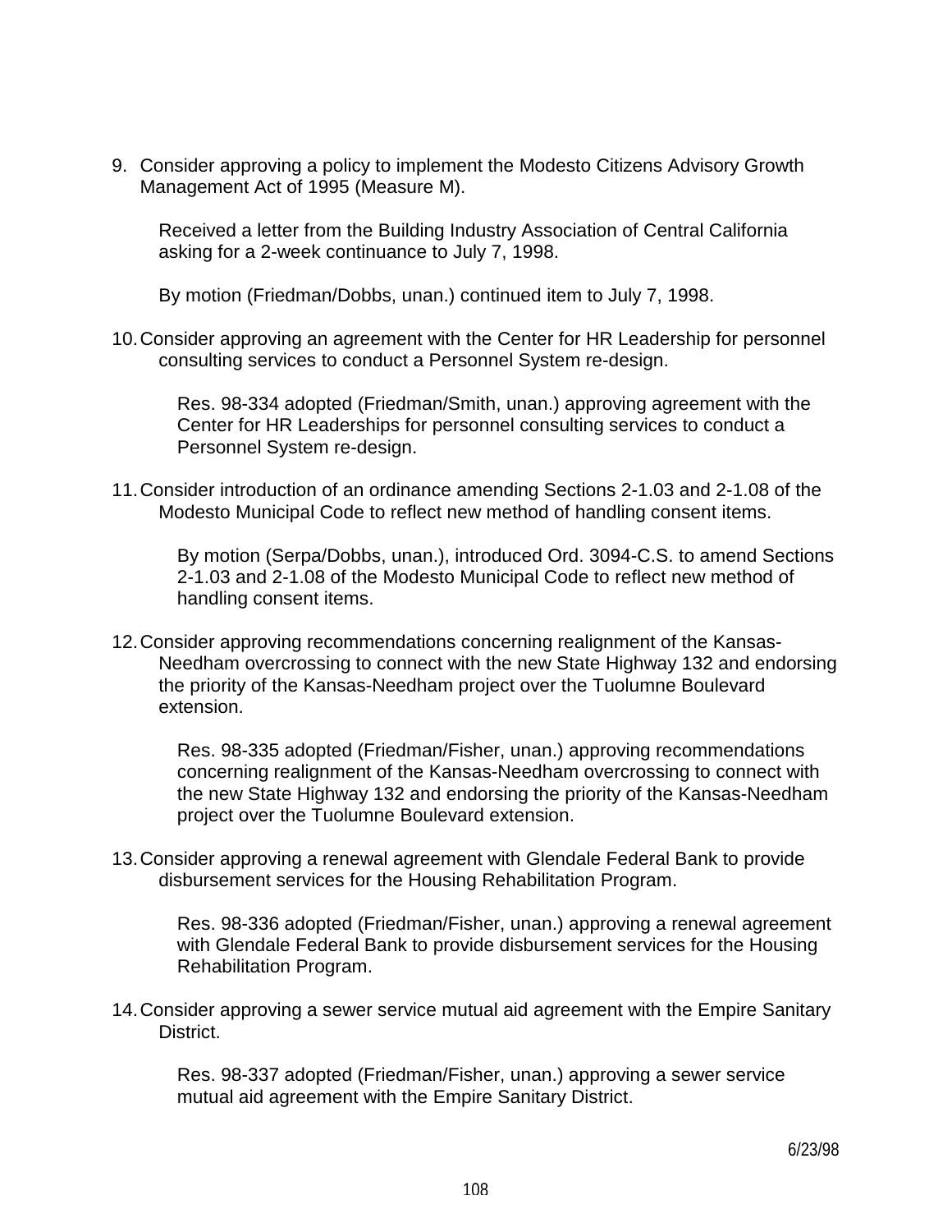9. Consider approving a policy to implement the Modesto Citizens Advisory Growth Management Act of 1995 (Measure M).

   Received a letter from the Building Industry Association of Central California asking for a 2-week continuance to July 7, 1998.

   By motion (Friedman/Dobbs, unan.) continued item to July 7, 1998.

10. Consider approving an agreement with the Center for HR Leadership for personnel consulting services to conduct a Personnel System re-design.

    Res. 98-334 adopted (Friedman/Smith, unan.) approving agreement with the Center for HR Leaderships for personnel consulting services to conduct a Personnel System re-design.

11. Consider introduction of an ordinance amending Sections 2-1.03 and 2-1.08 of the Modesto Municipal Code to reflect new method of handling consent items.

    By motion (Serpa/Dobbs, unan.), introduced Ord. 3094-C.S. to amend Sections 2-1.03 and 2-1.08 of the Modesto Municipal Code to reflect new method of handling consent items.

12. Consider approving recommendations concerning realignment of the Kansas-Needham overcrossing to connect with the new State Highway 132 and endorsing the priority of the Kansas-Needham project over the Tuolumne Boulevard extension.

    Res. 98-335 adopted (Friedman/Fisher, unan.) approving recommendations concerning realignment of the Kansas-Needham overcrossing to connect with the new State Highway 132 and endorsing the priority of the Kansas-Needham project over the Tuolumne Boulevard extension.

13. Consider approving a renewal agreement with Glendale Federal Bank to provide disbursement services for the Housing Rehabilitation Program.

    Res. 98-336 adopted (Friedman/Fisher, unan.) approving a renewal agreement with Glendale Federal Bank to provide disbursement services for the Housing Rehabilitation Program.

14. Consider approving a sewer service mutual aid agreement with the Empire Sanitary District.

    Res. 98-337 adopted (Friedman/Fisher, unan.) approving a sewer service mutual aid agreement with the Empire Sanitary District.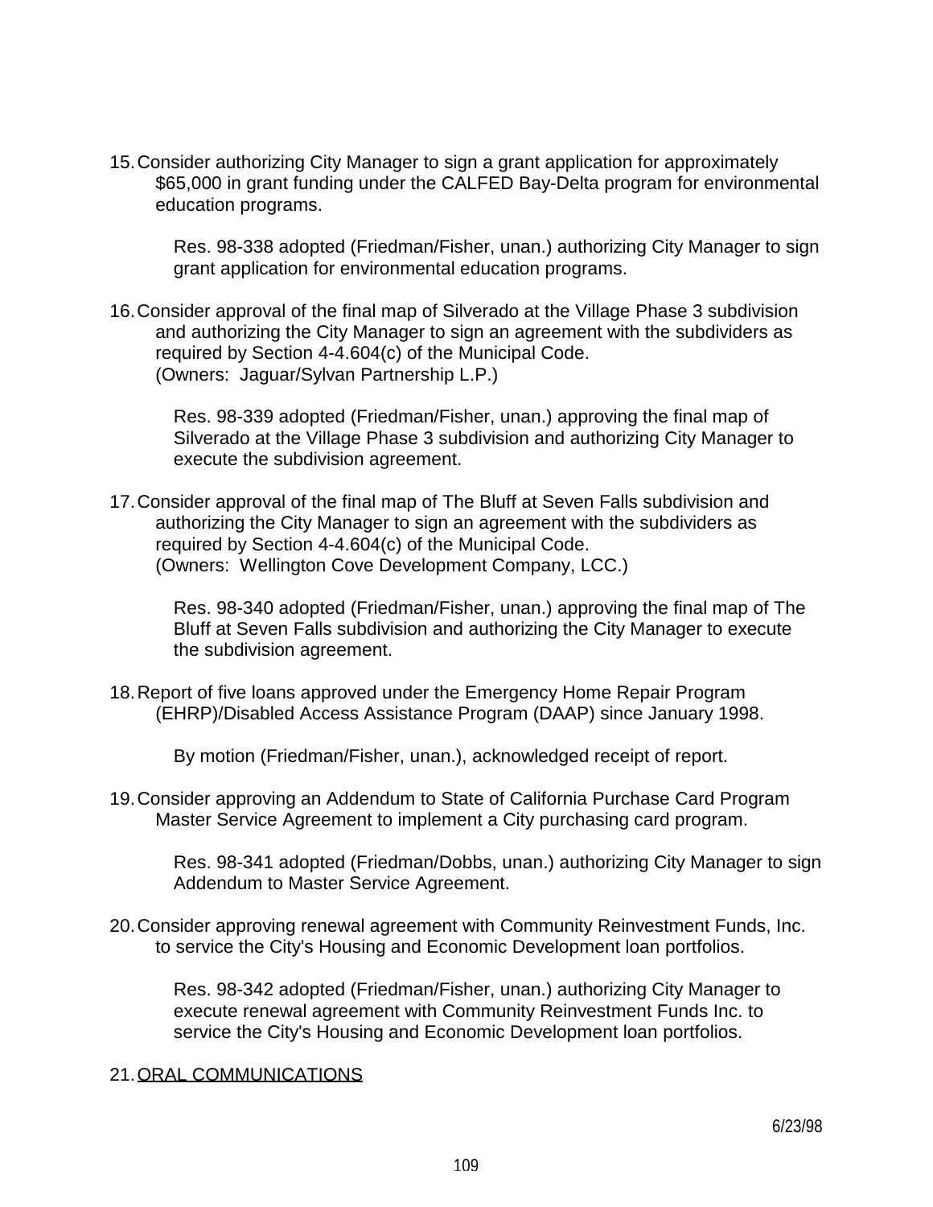15. Consider authorizing City Manager to sign a grant application for approximately $65,000 in grant funding under the CALFED Bay-Delta program for environmental education programs.

    Res. 98-338 adopted (Friedman/Fisher, unan.) authorizing City Manager to sign grant application for environmental education programs.

16. Consider approval of the final map of Silverado at the Village Phase 3 subdivision and authorizing the City Manager to sign an agreement with the subdividers as required by Section 4-4.604(c) of the Municipal Code.
    (Owners: Jaguar/Sylvan Partnership L.P.)

    Res. 98-339 adopted (Friedman/Fisher, unan.) approving the final map of Silverado at the Village Phase 3 subdivision and authorizing City Manager to execute the subdivision agreement.

17. Consider approval of the final map of The Bluff at Seven Falls subdivision and authorizing the City Manager to sign an agreement with the subdividers as required by Section 4-4.604(c) of the Municipal Code.
    (Owners: Wellington Cove Development Company, LCC.)

    Res. 98-340 adopted (Friedman/Fisher, unan.) approving the final map of The Bluff at Seven Falls subdivision and authorizing the City Manager to execute the subdivision agreement.

18. Report of five loans approved under the Emergency Home Repair Program (EHRP)/Disabled Access Assistance Program (DAAP) since January 1998.

    By motion (Friedman/Fisher, unan.), acknowledged receipt of report.

19. Consider approving an Addendum to State of California Purchase Card Program Master Service Agreement to implement a City purchasing card program.

    Res. 98-341 adopted (Friedman/Dobbs, unan.) authorizing City Manager to sign Addendum to Master Service Agreement.

20. Consider approving renewal agreement with Community Reinvestment Funds, Inc. to service the City's Housing and Economic Development loan portfolios.

    Res. 98-342 adopted (Friedman/Fisher, unan.) authorizing City Manager to execute renewal agreement with Community Reinvestment Funds Inc. to service the City's Housing and Economic Development loan portfolios.

21. ORAL COMMUNICATIONS

6/23/98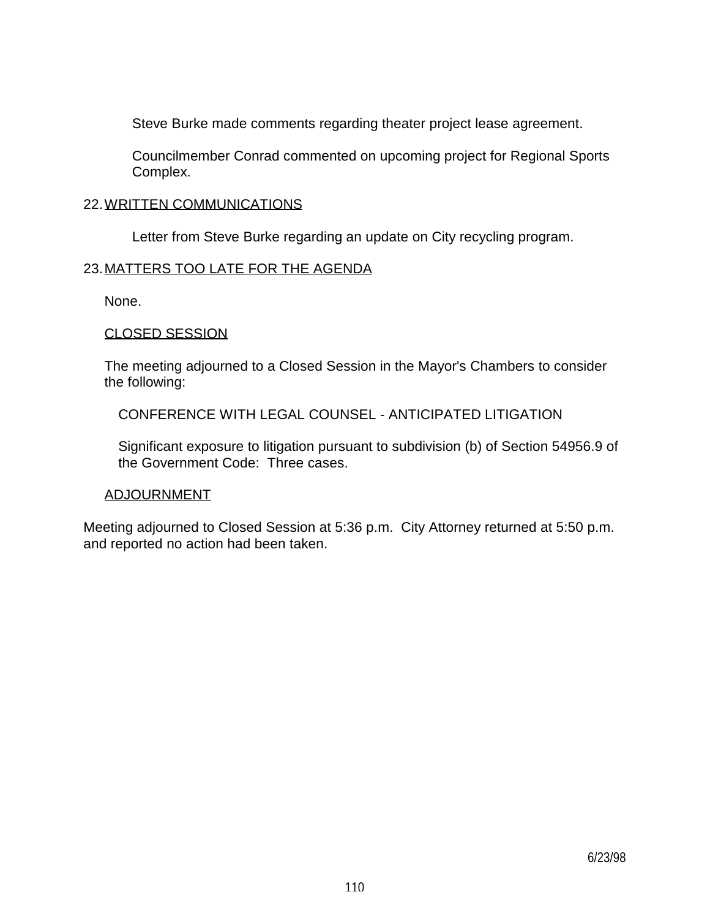Steve Burke made comments regarding theater project lease agreement.

Councilmember Conrad commented on upcoming project for Regional Sports Complex.

22. WRITTEN COMMUNICATIONS

Letter from Steve Burke regarding an update on City recycling program.

23. MATTERS TOO LATE FOR THE AGENDA

None.

CLOSED SESSION

The meeting adjourned to a Closed Session in the Mayor's Chambers to consider the following:

CONFERENCE WITH LEGAL COUNSEL - ANTICIPATED LITIGATION

Significant exposure to litigation pursuant to subdivision (b) of Section 54956.9 of the Government Code: Three cases.

ADJOURNMENT

Meeting adjourned to Closed Session at 5:36 p.m. City Attorney returned at 5:50 p.m. and reported no action had been taken.

6/23/98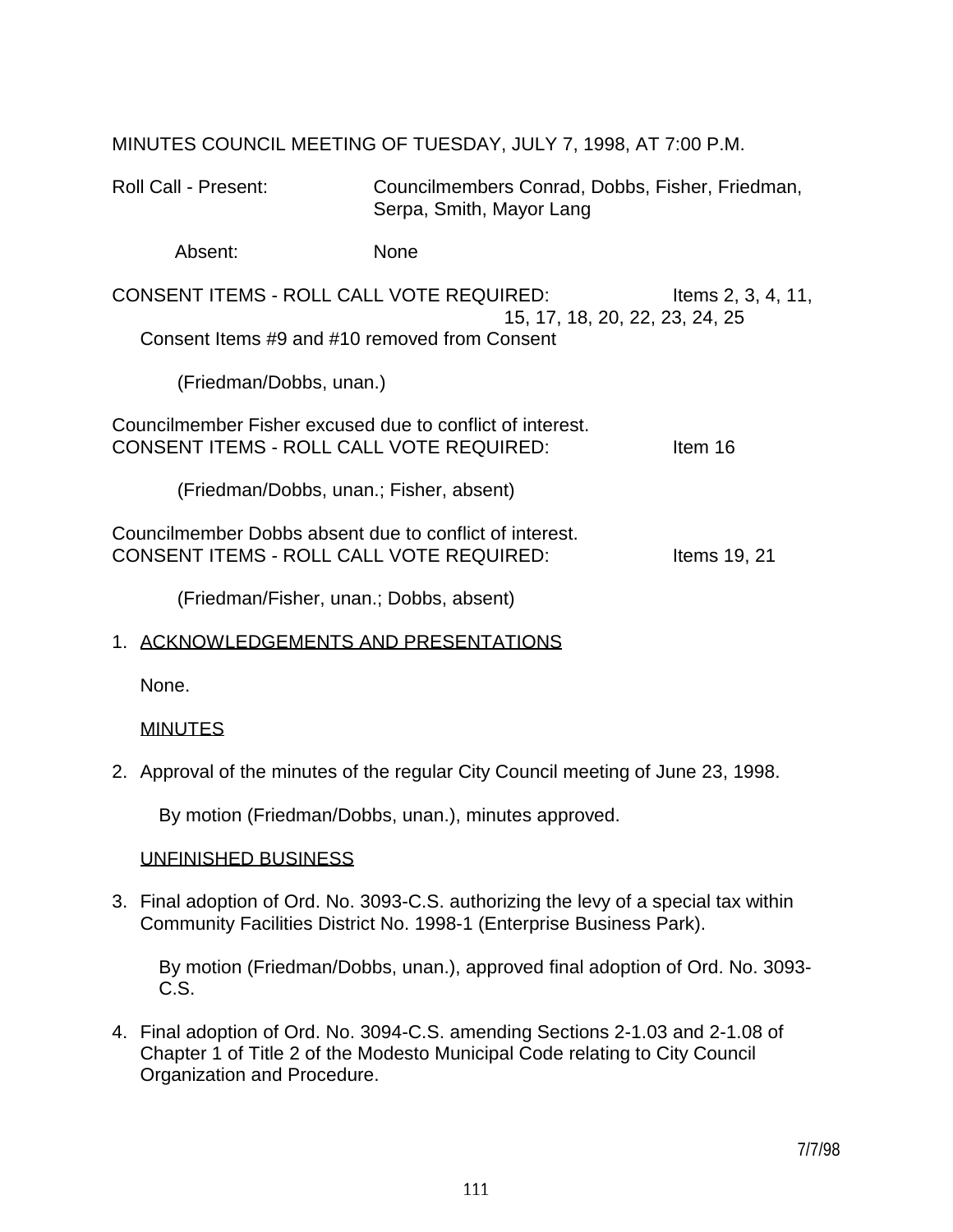MINUTES COUNCIL MEETING OF TUESDAY, JULY 7, 1998, AT 7:00 P.M.

Roll Call - Present: Councilmembers Conrad, Dobbs, Fisher, Friedman, Serpa, Smith, Mayor Lang

Absent: None

CONSENT ITEMS - ROLL CALL VOTE REQUIRED: Items 2, 3, 4, 11, 15, 17, 18, 20, 22, 23, 24, 25

Consent Items #9 and #10 removed from Consent

(Friedman/Dobbs, unan.)

Councilmember Fisher excused due to conflict of interest.
CONSENT ITEMS - ROLL CALL VOTE REQUIRED: Item 16

(Friedman/Dobbs, unan.; Fisher, absent)

Councilmember Dobbs absent due to conflict of interest.
CONSENT ITEMS - ROLL CALL VOTE REQUIRED: Items 19, 21

(Friedman/Fisher, unan.; Dobbs, absent)

1. ACKNOWLEDGEMENTS AND PRESENTATIONS

   None.

   MINUTES

2. Approval of the minutes of the regular City Council meeting of June 23, 1998.

   By motion (Friedman/Dobbs, unan.), minutes approved.

   UNFINISHED BUSINESS

3. Final adoption of Ord. No. 3093-C.S. authorizing the levy of a special tax within Community Facilities District No. 1998-1 (Enterprise Business Park).

   By motion (Friedman/Dobbs, unan.), approved final adoption of Ord. No. 3093-C.S.

4. Final adoption of Ord. No. 3094-C.S. amending Sections 2-1.03 and 2-1.08 of Chapter 1 of Title 2 of the Modesto Municipal Code relating to City Council Organization and Procedure.

7/7/98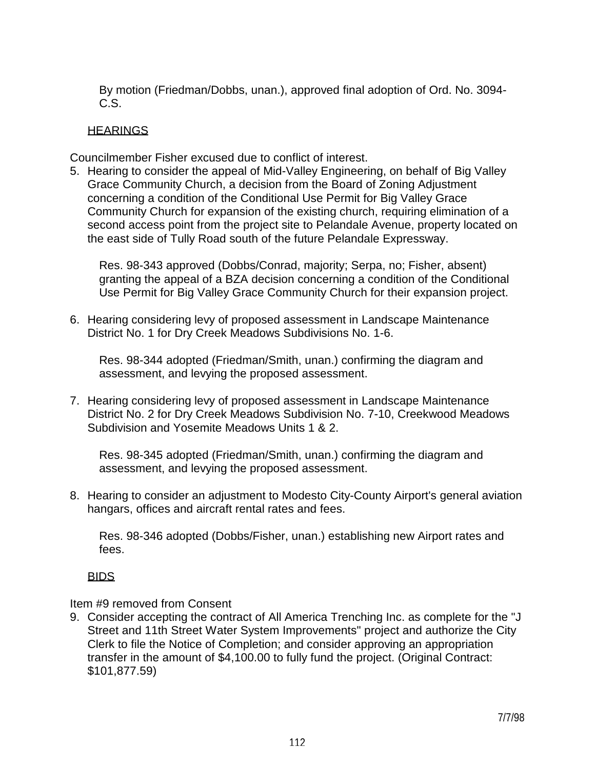By motion (Friedman/Dobbs, unan.), approved final adoption of Ord. No. 3094-C.S.

HEARINGS

Councilmember Fisher excused due to conflict of interest.

5. Hearing to consider the appeal of Mid-Valley Engineering, on behalf of Big Valley Grace Community Church, a decision from the Board of Zoning Adjustment concerning a condition of the Conditional Use Permit for Big Valley Grace Community Church for expansion of the existing church, requiring elimination of a second access point from the project site to Pelandale Avenue, property located on the east side of Tully Road south of the future Pelandale Expressway.

   Res. 98-343 approved (Dobbs/Conrad, majority; Serpa, no; Fisher, absent) granting the appeal of a BZA decision concerning a condition of the Conditional Use Permit for Big Valley Grace Community Church for their expansion project.

6. Hearing considering levy of proposed assessment in Landscape Maintenance District No. 1 for Dry Creek Meadows Subdivisions No. 1-6.

   Res. 98-344 adopted (Friedman/Smith, unan.) confirming the diagram and assessment, and levying the proposed assessment.

7. Hearing considering levy of proposed assessment in Landscape Maintenance District No. 2 for Dry Creek Meadows Subdivision No. 7-10, Creekwood Meadows Subdivision and Yosemite Meadows Units 1 & 2.

   Res. 98-345 adopted (Friedman/Smith, unan.) confirming the diagram and assessment, and levying the proposed assessment.

8. Hearing to consider an adjustment to Modesto City-County Airport's general aviation hangars, offices and aircraft rental rates and fees.

   Res. 98-346 adopted (Dobbs/Fisher, unan.) establishing new Airport rates and fees.

BIDS

Item #9 removed from Consent

9. Consider accepting the contract of All America Trenching Inc. as complete for the "J Street and 11th Street Water System Improvements" project and authorize the City Clerk to file the Notice of Completion; and consider approving an appropriation transfer in the amount of $4,100.00 to fully fund the project. (Original Contract: $101,877.59)

7/7/98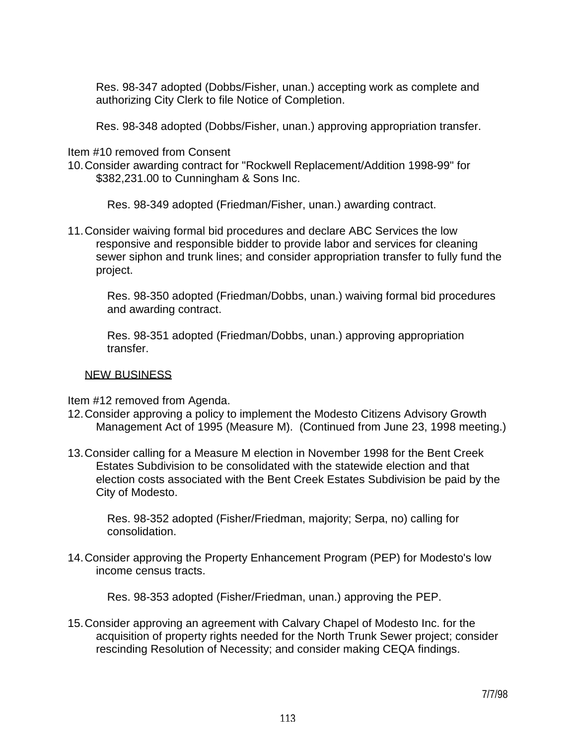Res. 98-347 adopted (Dobbs/Fisher, unan.) accepting work as complete and authorizing City Clerk to file Notice of Completion.

Res. 98-348 adopted (Dobbs/Fisher, unan.) approving appropriation transfer.

Item #10 removed from Consent

10. Consider awarding contract for "Rockwell Replacement/Addition 1998-99" for $382,231.00 to Cunningham & Sons Inc.

    Res. 98-349 adopted (Friedman/Fisher, unan.) awarding contract.

11. Consider waiving formal bid procedures and declare ABC Services the low responsive and responsible bidder to provide labor and services for cleaning sewer siphon and trunk lines; and consider appropriation transfer to fully fund the project.

    Res. 98-350 adopted (Friedman/Dobbs, unan.) waiving formal bid procedures and awarding contract.

    Res. 98-351 adopted (Friedman/Dobbs, unan.) approving appropriation transfer.

<u>NEW BUSINESS</u>

Item #12 removed from Agenda.

12. Consider approving a policy to implement the Modesto Citizens Advisory Growth Management Act of 1995 (Measure M). (Continued from June 23, 1998 meeting.)

13. Consider calling for a Measure M election in November 1998 for the Bent Creek Estates Subdivision to be consolidated with the statewide election and that election costs associated with the Bent Creek Estates Subdivision be paid by the City of Modesto.

    Res. 98-352 adopted (Fisher/Friedman, majority; Serpa, no) calling for consolidation.

14. Consider approving the Property Enhancement Program (PEP) for Modesto's low income census tracts.

    Res. 98-353 adopted (Fisher/Friedman, unan.) approving the PEP.

15. Consider approving an agreement with Calvary Chapel of Modesto Inc. for the acquisition of property rights needed for the North Trunk Sewer project; consider rescinding Resolution of Necessity; and consider making CEQA findings.

7/7/98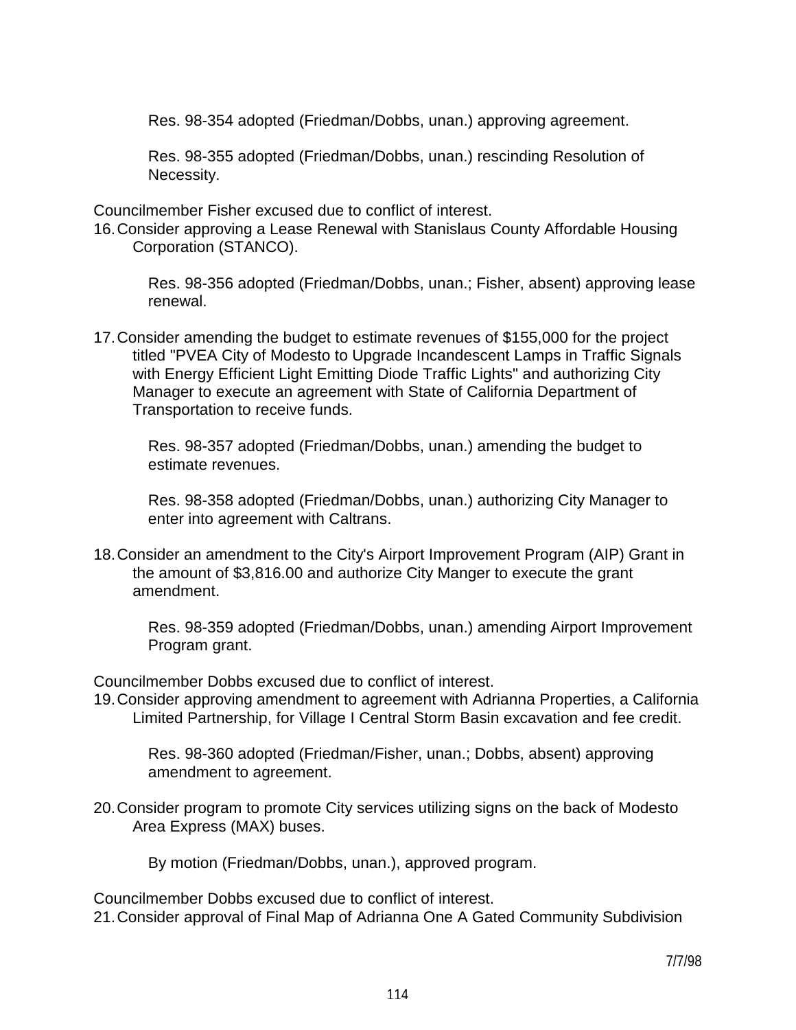Res. 98-354 adopted (Friedman/Dobbs, unan.) approving agreement.

Res. 98-355 adopted (Friedman/Dobbs, unan.) rescinding Resolution of Necessity.

Councilmember Fisher excused due to conflict of interest.

16. Consider approving a Lease Renewal with Stanislaus County Affordable Housing Corporation (STANCO).

    Res. 98-356 adopted (Friedman/Dobbs, unan.; Fisher, absent) approving lease renewal.

17. Consider amending the budget to estimate revenues of $155,000 for the project titled "PVEA City of Modesto to Upgrade Incandescent Lamps in Traffic Signals with Energy Efficient Light Emitting Diode Traffic Lights" and authorizing City Manager to execute an agreement with State of California Department of Transportation to receive funds.

    Res. 98-357 adopted (Friedman/Dobbs, unan.) amending the budget to estimate revenues.

    Res. 98-358 adopted (Friedman/Dobbs, unan.) authorizing City Manager to enter into agreement with Caltrans.

18. Consider an amendment to the City's Airport Improvement Program (AIP) Grant in the amount of $3,816.00 and authorize City Manger to execute the grant amendment.

    Res. 98-359 adopted (Friedman/Dobbs, unan.) amending Airport Improvement Program grant.

Councilmember Dobbs excused due to conflict of interest.

19. Consider approving amendment to agreement with Adrianna Properties, a California Limited Partnership, for Village I Central Storm Basin excavation and fee credit.

    Res. 98-360 adopted (Friedman/Fisher, unan.; Dobbs, absent) approving amendment to agreement.

20. Consider program to promote City services utilizing signs on the back of Modesto Area Express (MAX) buses.

    By motion (Friedman/Dobbs, unan.), approved program.

Councilmember Dobbs excused due to conflict of interest.

21. Consider approval of Final Map of Adrianna One A Gated Community Subdivision

7/7/98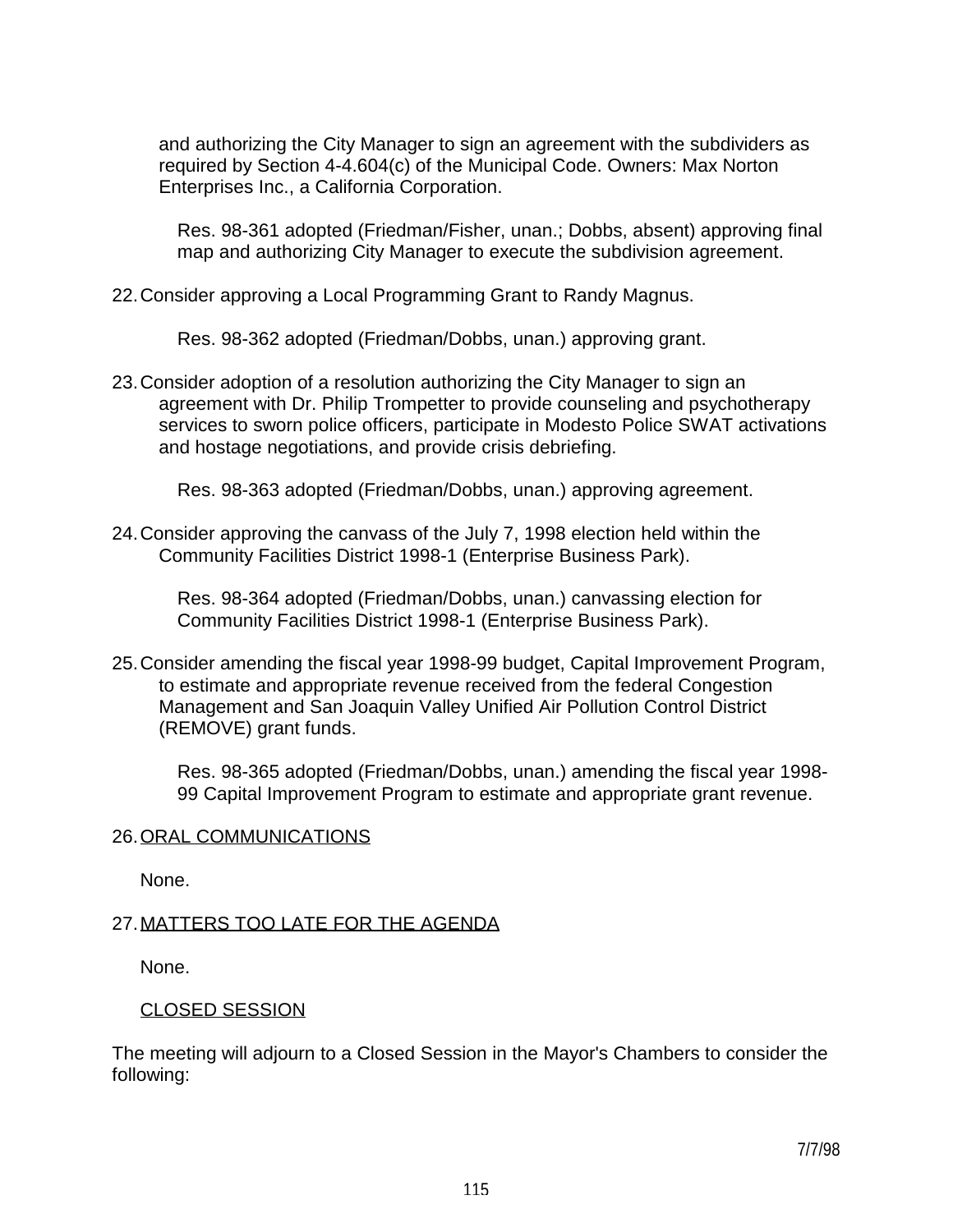and authorizing the City Manager to sign an agreement with the subdividers as required by Section 4-4.604(c) of the Municipal Code. Owners: Max Norton Enterprises Inc., a California Corporation.

Res. 98-361 adopted (Friedman/Fisher, unan.; Dobbs, absent) approving final map and authorizing City Manager to execute the subdivision agreement.

22. Consider approving a Local Programming Grant to Randy Magnus.

Res. 98-362 adopted (Friedman/Dobbs, unan.) approving grant.

23. Consider adoption of a resolution authorizing the City Manager to sign an agreement with Dr. Philip Trompetter to provide counseling and psychotherapy services to sworn police officers, participate in Modesto Police SWAT activations and hostage negotiations, and provide crisis debriefing.

Res. 98-363 adopted (Friedman/Dobbs, unan.) approving agreement.

24. Consider approving the canvass of the July 7, 1998 election held within the Community Facilities District 1998-1 (Enterprise Business Park).

Res. 98-364 adopted (Friedman/Dobbs, unan.) canvassing election for Community Facilities District 1998-1 (Enterprise Business Park).

25. Consider amending the fiscal year 1998-99 budget, Capital Improvement Program, to estimate and appropriate revenue received from the federal Congestion Management and San Joaquin Valley Unified Air Pollution Control District (REMOVE) grant funds.

Res. 98-365 adopted (Friedman/Dobbs, unan.) amending the fiscal year 1998-99 Capital Improvement Program to estimate and appropriate grant revenue.

26. ORAL COMMUNICATIONS

None.

27. MATTERS TOO LATE FOR THE AGENDA

None.

CLOSED SESSION

The meeting will adjourn to a Closed Session in the Mayor's Chambers to consider the following:

7/7/98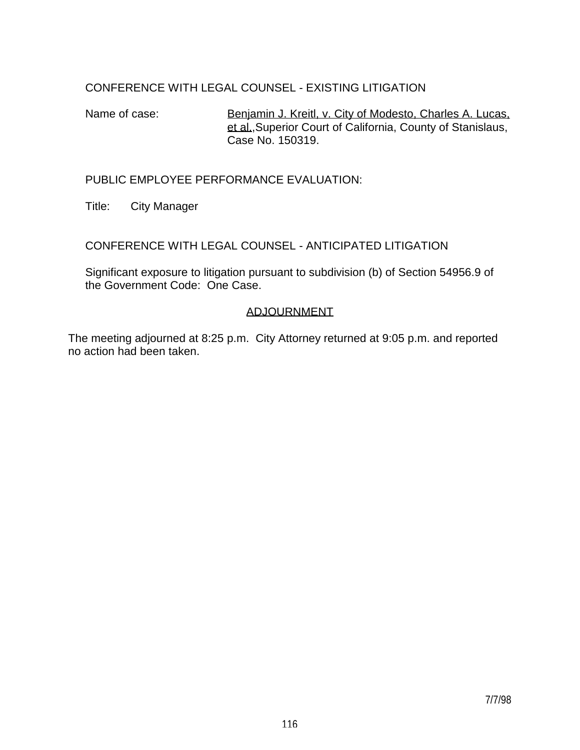CONFERENCE WITH LEGAL COUNSEL - EXISTING LITIGATION

Name of case: Benjamin J. Kreitl, v. City of Modesto, Charles A. Lucas, et al., Superior Court of California, County of Stanislaus, Case No. 150319.

PUBLIC EMPLOYEE PERFORMANCE EVALUATION:

Title: City Manager

CONFERENCE WITH LEGAL COUNSEL - ANTICIPATED LITIGATION

Significant exposure to litigation pursuant to subdivision (b) of Section 54956.9 of the Government Code: One Case.

## ADJOURNMENT

The meeting adjourned at 8:25 p.m. City Attorney returned at 9:05 p.m. and reported no action had been taken.

7/7/98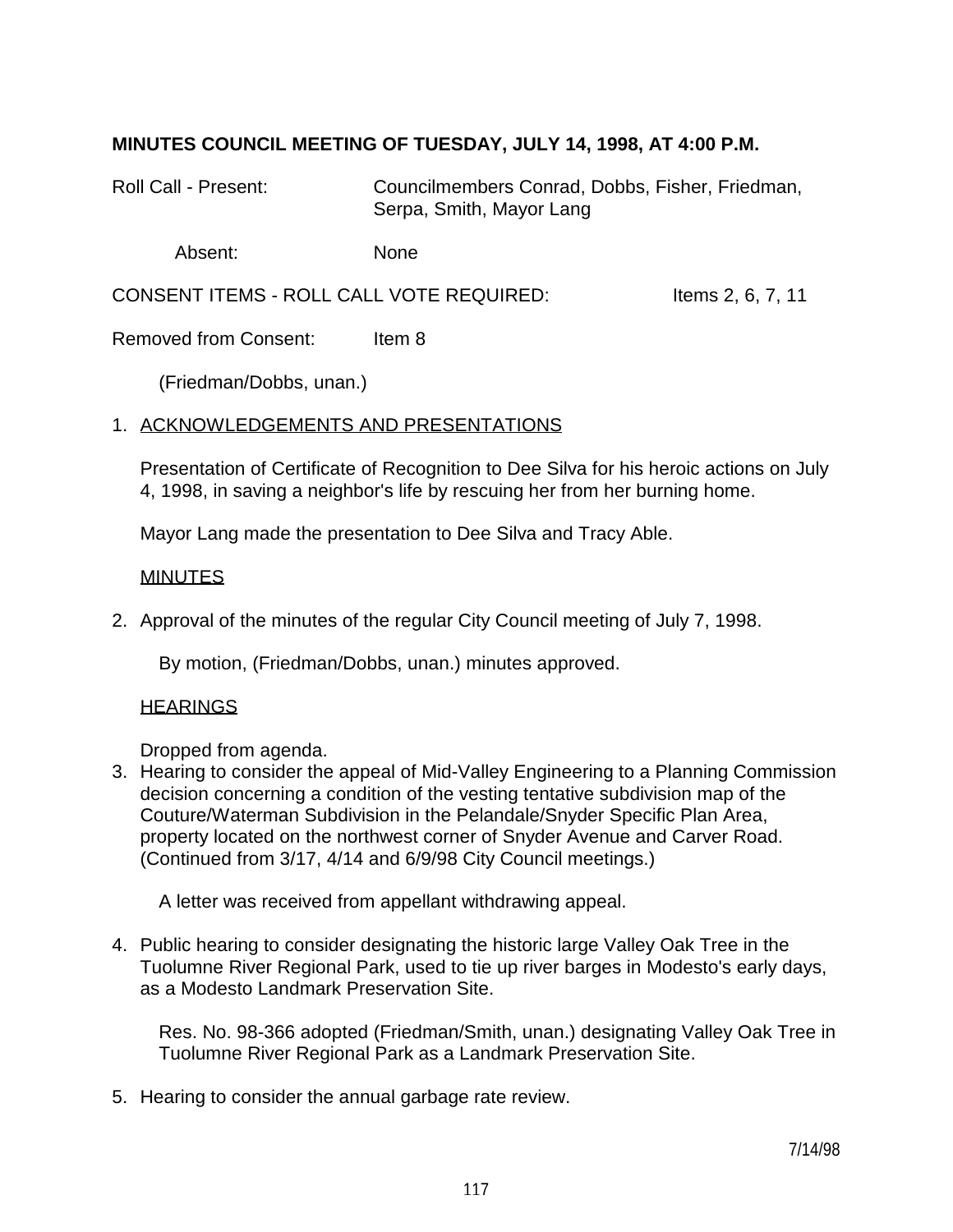**MINUTES COUNCIL MEETING OF TUESDAY, JULY 14, 1998, AT 4:00 P.M.**

Roll Call - Present: Councilmembers Conrad, Dobbs, Fisher, Friedman, Serpa, Smith, Mayor Lang

Absent: None

CONSENT ITEMS - ROLL CALL VOTE REQUIRED: Items 2, 6, 7, 11

Removed from Consent: Item 8

(Friedman/Dobbs, unan.)

1. ACKNOWLEDGEMENTS AND PRESENTATIONS

   Presentation of Certificate of Recognition to Dee Silva for his heroic actions on July 4, 1998, in saving a neighbor's life by rescuing her from her burning home.

   Mayor Lang made the presentation to Dee Silva and Tracy Able.

   MINUTES

2. Approval of the minutes of the regular City Council meeting of July 7, 1998.

   By motion, (Friedman/Dobbs, unan.) minutes approved.

   HEARINGS

   Dropped from agenda.

3. Hearing to consider the appeal of Mid-Valley Engineering to a Planning Commission decision concerning a condition of the vesting tentative subdivision map of the Couture/Waterman Subdivision in the Pelandale/Snyder Specific Plan Area, property located on the northwest corner of Snyder Avenue and Carver Road. (Continued from 3/17, 4/14 and 6/9/98 City Council meetings.)

   A letter was received from appellant withdrawing appeal.

4. Public hearing to consider designating the historic large Valley Oak Tree in the Tuolumne River Regional Park, used to tie up river barges in Modesto's early days, as a Modesto Landmark Preservation Site.

   Res. No. 98-366 adopted (Friedman/Smith, unan.) designating Valley Oak Tree in Tuolumne River Regional Park as a Landmark Preservation Site.

5. Hearing to consider the annual garbage rate review.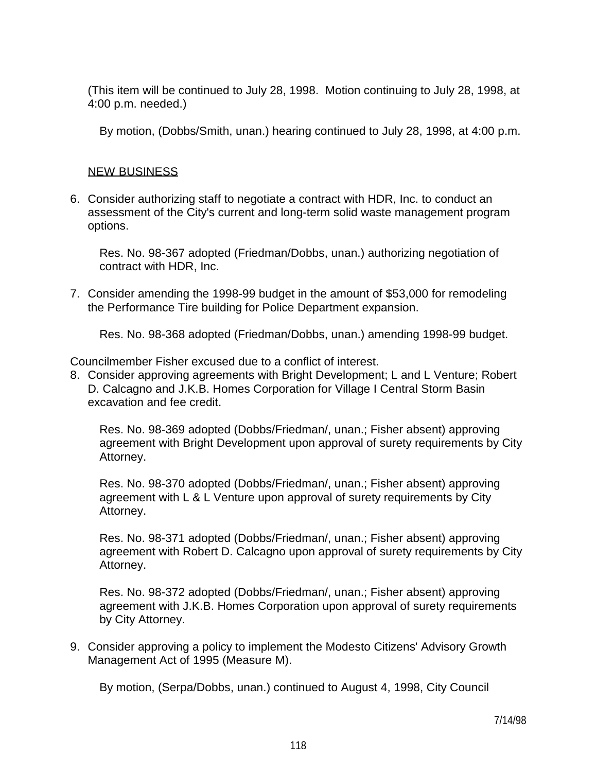(This item will be continued to July 28, 1998. Motion continuing to July 28, 1998, at 4:00 p.m. needed.)

By motion, (Dobbs/Smith, unan.) hearing continued to July 28, 1998, at 4:00 p.m.

NEW BUSINESS

6. Consider authorizing staff to negotiate a contract with HDR, Inc. to conduct an assessment of the City's current and long-term solid waste management program options.

   Res. No. 98-367 adopted (Friedman/Dobbs, unan.) authorizing negotiation of contract with HDR, Inc.

7. Consider amending the 1998-99 budget in the amount of $53,000 for remodeling the Performance Tire building for Police Department expansion.

   Res. No. 98-368 adopted (Friedman/Dobbs, unan.) amending 1998-99 budget.

Councilmember Fisher excused due to a conflict of interest.

8. Consider approving agreements with Bright Development; L and L Venture; Robert D. Calcagno and J.K.B. Homes Corporation for Village I Central Storm Basin excavation and fee credit.

   Res. No. 98-369 adopted (Dobbs/Friedman/, unan.; Fisher absent) approving agreement with Bright Development upon approval of surety requirements by City Attorney.

   Res. No. 98-370 adopted (Dobbs/Friedman/, unan.; Fisher absent) approving agreement with L & L Venture upon approval of surety requirements by City Attorney.

   Res. No. 98-371 adopted (Dobbs/Friedman/, unan.; Fisher absent) approving agreement with Robert D. Calcagno upon approval of surety requirements by City Attorney.

   Res. No. 98-372 adopted (Dobbs/Friedman/, unan.; Fisher absent) approving agreement with J.K.B. Homes Corporation upon approval of surety requirements by City Attorney.

9. Consider approving a policy to implement the Modesto Citizens' Advisory Growth Management Act of 1995 (Measure M).

   By motion, (Serpa/Dobbs, unan.) continued to August 4, 1998, City Council

7/14/98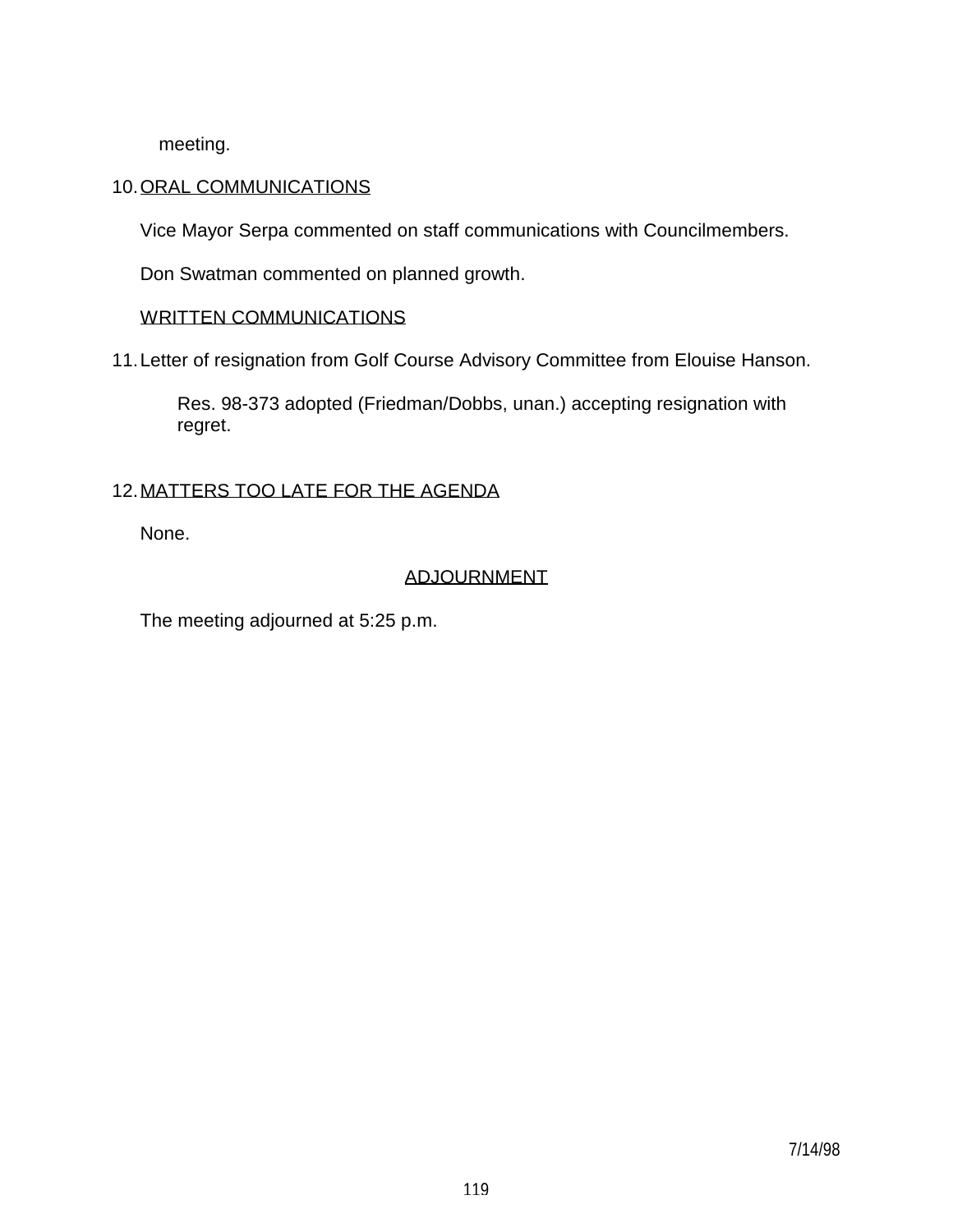meeting.

10. ORAL COMMUNICATIONS

Vice Mayor Serpa commented on staff communications with Councilmembers.

Don Swatman commented on planned growth.

WRITTEN COMMUNICATIONS

11. Letter of resignation from Golf Course Advisory Committee from Elouise Hanson.

    Res. 98-373 adopted (Friedman/Dobbs, unan.) accepting resignation with regret.

12. MATTERS TOO LATE FOR THE AGENDA

None.

ADJOURNMENT

The meeting adjourned at 5:25 p.m.

7/14/98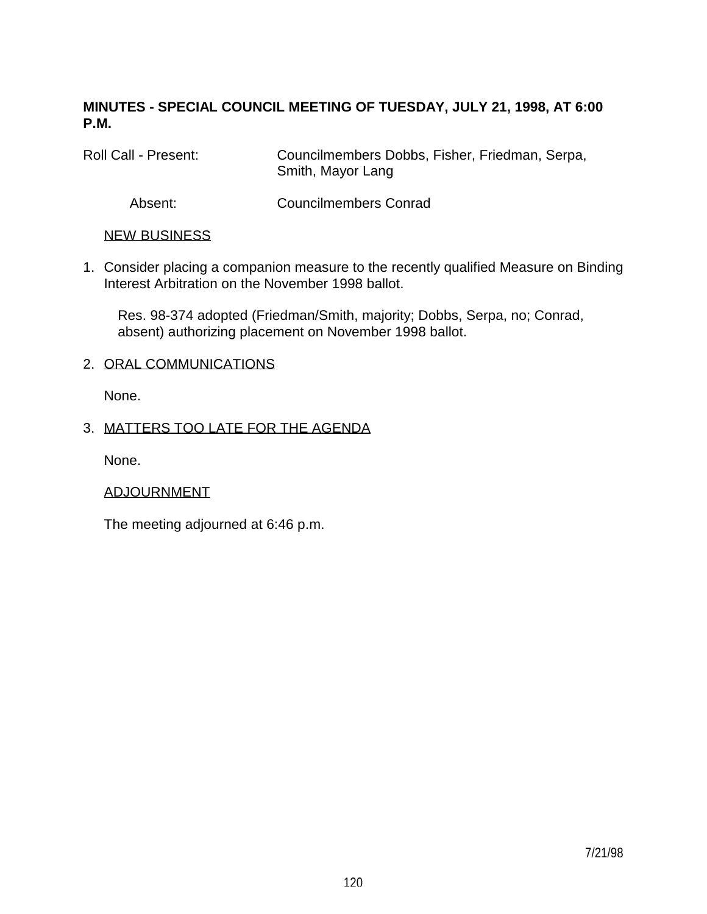**MINUTES - SPECIAL COUNCIL MEETING OF TUESDAY, JULY 21, 1998, AT 6:00 P.M.**

Roll Call - Present: Councilmembers Dobbs, Fisher, Friedman, Serpa, Smith, Mayor Lang

Absent: Councilmembers Conrad

NEW BUSINESS

1. Consider placing a companion measure to the recently qualified Measure on Binding Interest Arbitration on the November 1998 ballot.

   Res. 98-374 adopted (Friedman/Smith, majority; Dobbs, Serpa, no; Conrad, absent) authorizing placement on November 1998 ballot.

2. ORAL COMMUNICATIONS

   None.

3. MATTERS TOO LATE FOR THE AGENDA

   None.

ADJOURNMENT

The meeting adjourned at 6:46 p.m.

7/21/98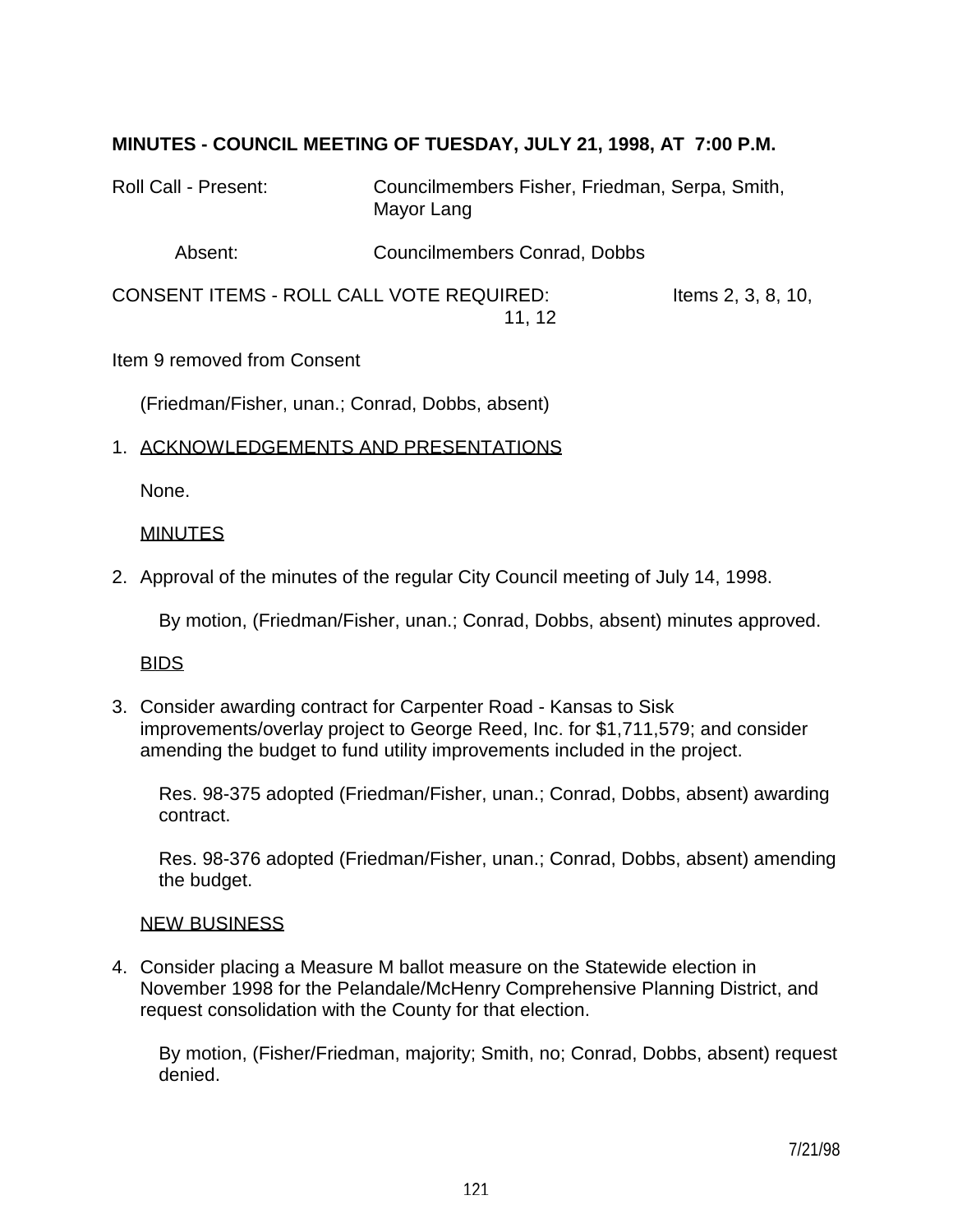**MINUTES - COUNCIL MEETING OF TUESDAY, JULY 21, 1998, AT 7:00 P.M.**

Roll Call - Present: Councilmembers Fisher, Friedman, Serpa, Smith, Mayor Lang

Absent: Councilmembers Conrad, Dobbs

CONSENT ITEMS - ROLL CALL VOTE REQUIRED: Items 2, 3, 8, 10, 11, 12

Item 9 removed from Consent

(Friedman/Fisher, unan.; Conrad, Dobbs, absent)

1. ACKNOWLEDGEMENTS AND PRESENTATIONS

   None.

   MINUTES

2. Approval of the minutes of the regular City Council meeting of July 14, 1998.

   By motion, (Friedman/Fisher, unan.; Conrad, Dobbs, absent) minutes approved.

   BIDS

3. Consider awarding contract for Carpenter Road - Kansas to Sisk improvements/overlay project to George Reed, Inc. for $1,711,579; and consider amending the budget to fund utility improvements included in the project.

   Res. 98-375 adopted (Friedman/Fisher, unan.; Conrad, Dobbs, absent) awarding contract.

   Res. 98-376 adopted (Friedman/Fisher, unan.; Conrad, Dobbs, absent) amending the budget.

   NEW BUSINESS

4. Consider placing a Measure M ballot measure on the Statewide election in November 1998 for the Pelandale/McHenry Comprehensive Planning District, and request consolidation with the County for that election.

   By motion, (Fisher/Friedman, majority; Smith, no; Conrad, Dobbs, absent) request denied.

7/21/98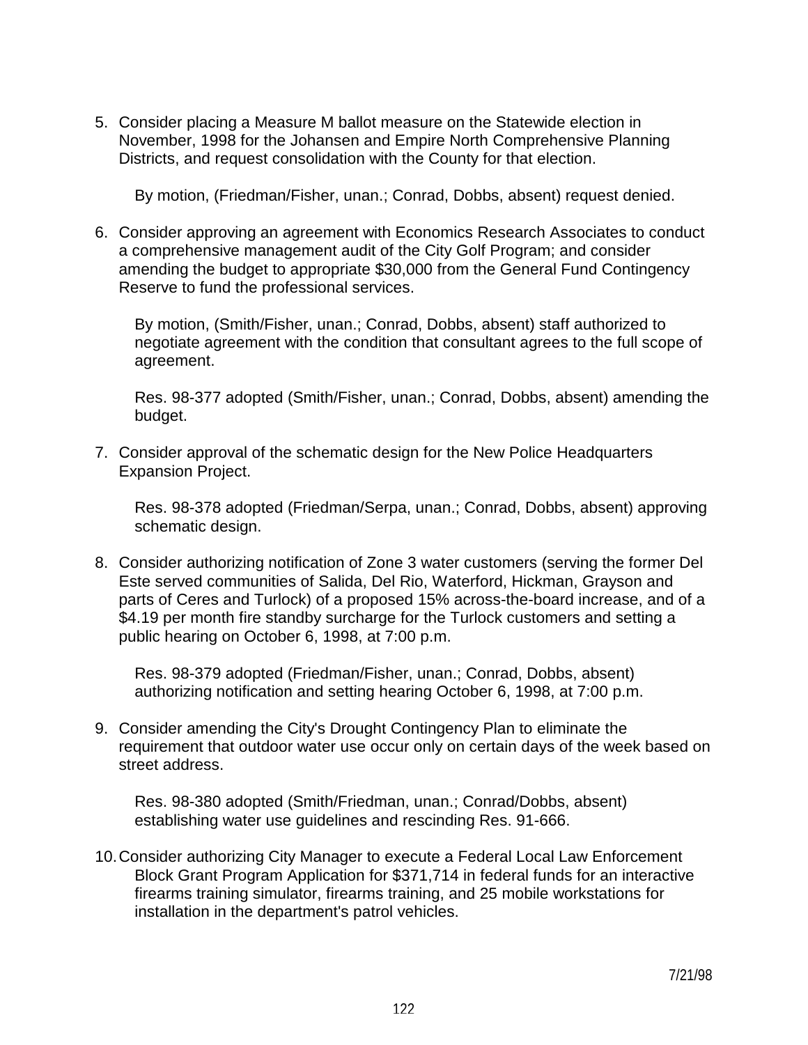5. Consider placing a Measure M ballot measure on the Statewide election in November, 1998 for the Johansen and Empire North Comprehensive Planning Districts, and request consolidation with the County for that election.

   By motion, (Friedman/Fisher, unan.; Conrad, Dobbs, absent) request denied.

6. Consider approving an agreement with Economics Research Associates to conduct a comprehensive management audit of the City Golf Program; and consider amending the budget to appropriate $30,000 from the General Fund Contingency Reserve to fund the professional services.

   By motion, (Smith/Fisher, unan.; Conrad, Dobbs, absent) staff authorized to negotiate agreement with the condition that consultant agrees to the full scope of agreement.

   Res. 98-377 adopted (Smith/Fisher, unan.; Conrad, Dobbs, absent) amending the budget.

7. Consider approval of the schematic design for the New Police Headquarters Expansion Project.

   Res. 98-378 adopted (Friedman/Serpa, unan.; Conrad, Dobbs, absent) approving schematic design.

8. Consider authorizing notification of Zone 3 water customers (serving the former Del Este served communities of Salida, Del Rio, Waterford, Hickman, Grayson and parts of Ceres and Turlock) of a proposed 15% across-the-board increase, and of a $4.19 per month fire standby surcharge for the Turlock customers and setting a public hearing on October 6, 1998, at 7:00 p.m.

   Res. 98-379 adopted (Friedman/Fisher, unan.; Conrad, Dobbs, absent) authorizing notification and setting hearing October 6, 1998, at 7:00 p.m.

9. Consider amending the City's Drought Contingency Plan to eliminate the requirement that outdoor water use occur only on certain days of the week based on street address.

   Res. 98-380 adopted (Smith/Friedman, unan.; Conrad/Dobbs, absent) establishing water use guidelines and rescinding Res. 91-666.

10. Consider authorizing City Manager to execute a Federal Local Law Enforcement Block Grant Program Application for $371,714 in federal funds for an interactive firearms training simulator, firearms training, and 25 mobile workstations for installation in the department's patrol vehicles.

7/21/98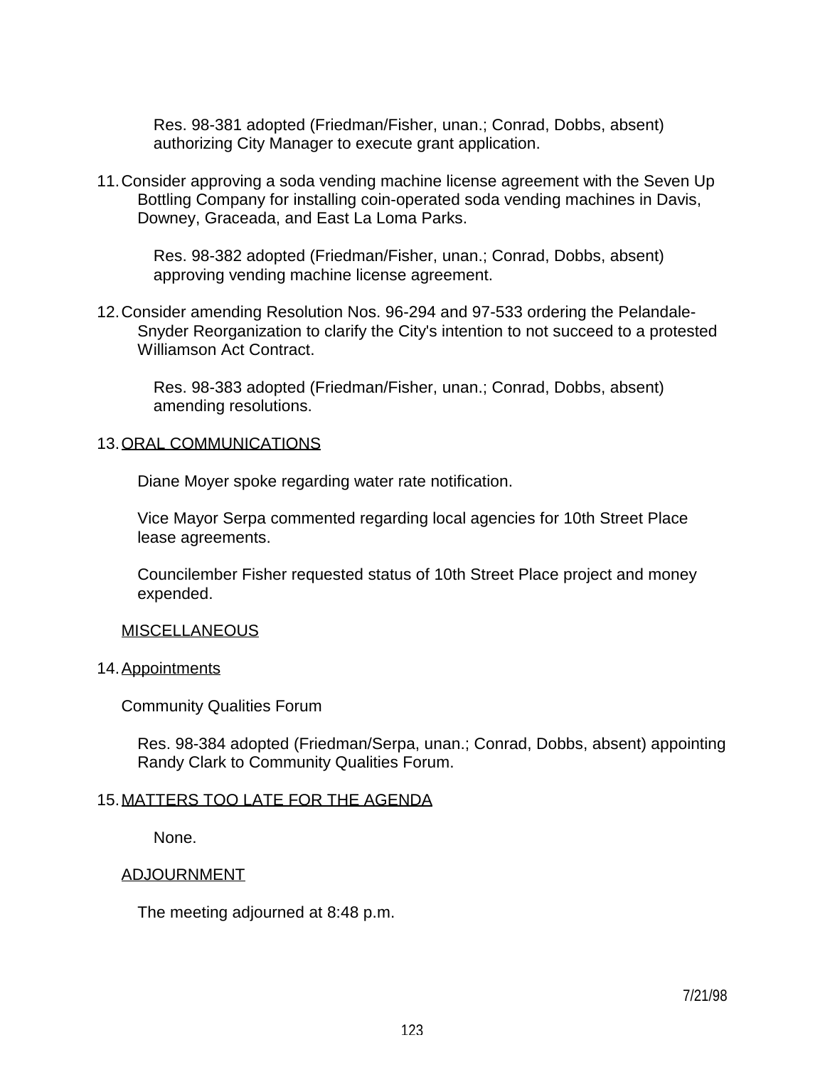Res. 98-381 adopted (Friedman/Fisher, unan.; Conrad, Dobbs, absent) authorizing City Manager to execute grant application.

11. Consider approving a soda vending machine license agreement with the Seven Up Bottling Company for installing coin-operated soda vending machines in Davis, Downey, Graceada, and East La Loma Parks.

    Res. 98-382 adopted (Friedman/Fisher, unan.; Conrad, Dobbs, absent) approving vending machine license agreement.

12. Consider amending Resolution Nos. 96-294 and 97-533 ordering the Pelandale-Snyder Reorganization to clarify the City's intention to not succeed to a protested Williamson Act Contract.

    Res. 98-383 adopted (Friedman/Fisher, unan.; Conrad, Dobbs, absent) amending resolutions.

13. ORAL COMMUNICATIONS

    Diane Moyer spoke regarding water rate notification.

    Vice Mayor Serpa commented regarding local agencies for 10th Street Place lease agreements.

    Councilember Fisher requested status of 10th Street Place project and money expended.

MISCELLANEOUS

14. Appointments

    Community Qualities Forum

    Res. 98-384 adopted (Friedman/Serpa, unan.; Conrad, Dobbs, absent) appointing Randy Clark to Community Qualities Forum.

15. MATTERS TOO LATE FOR THE AGENDA

    None.

ADJOURNMENT

The meeting adjourned at 8:48 p.m.

7/21/98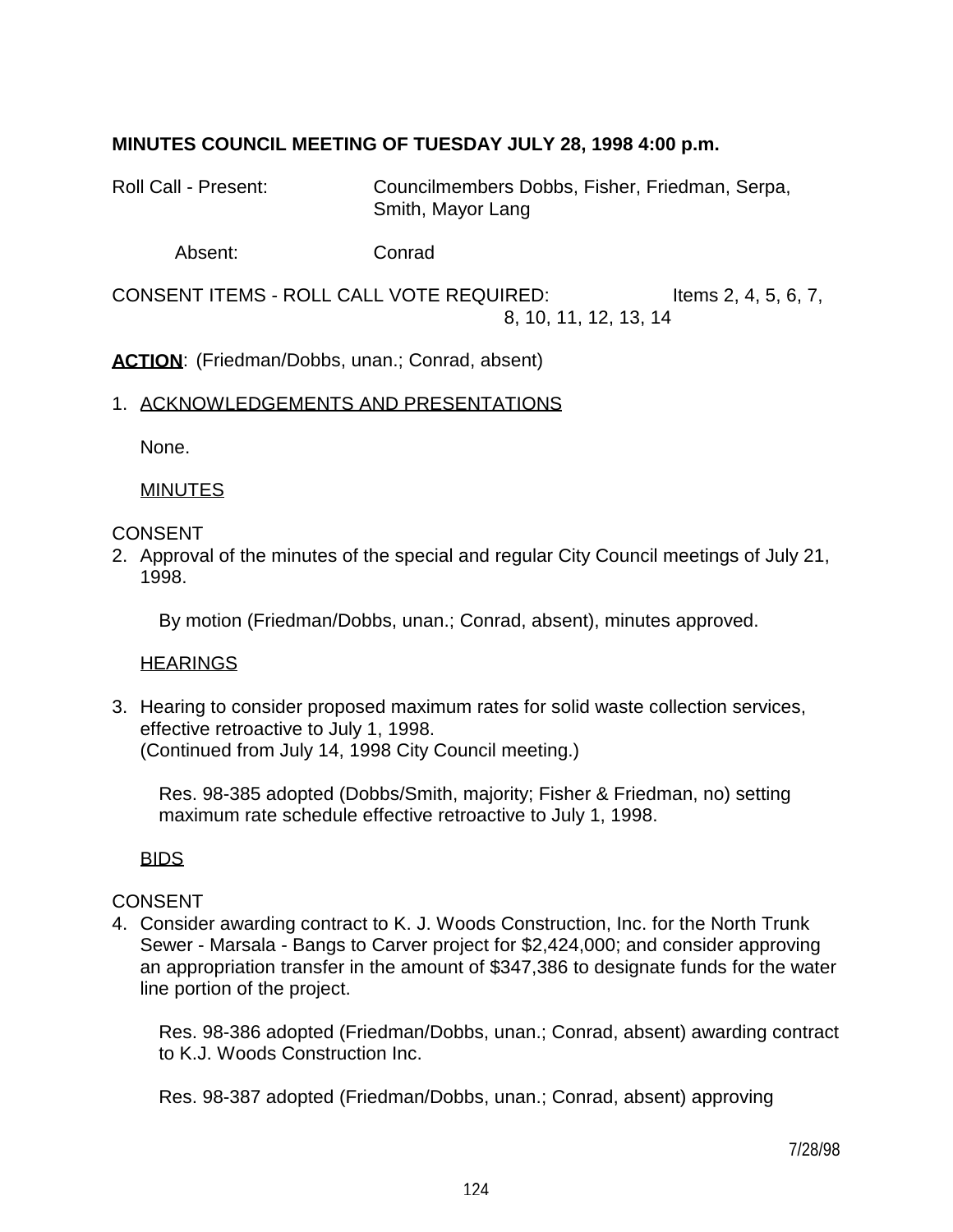**MINUTES COUNCIL MEETING OF TUESDAY JULY 28, 1998 4:00 p.m.**

Roll Call - Present: Councilmembers Dobbs, Fisher, Friedman, Serpa, Smith, Mayor Lang

Absent: Conrad

CONSENT ITEMS - ROLL CALL VOTE REQUIRED: Items 2, 4, 5, 6, 7, 8, 10, 11, 12, 13, 14

**ACTION**: (Friedman/Dobbs, unan.; Conrad, absent)

1. ACKNOWLEDGEMENTS AND PRESENTATIONS

   None.

   MINUTES

CONSENT

2. Approval of the minutes of the special and regular City Council meetings of July 21, 1998.

   By motion (Friedman/Dobbs, unan.; Conrad, absent), minutes approved.

   HEARINGS

3. Hearing to consider proposed maximum rates for solid waste collection services, effective retroactive to July 1, 1998.
   (Continued from July 14, 1998 City Council meeting.)

   Res. 98-385 adopted (Dobbs/Smith, majority; Fisher & Friedman, no) setting maximum rate schedule effective retroactive to July 1, 1998.

   BIDS

CONSENT

4. Consider awarding contract to K. J. Woods Construction, Inc. for the North Trunk Sewer - Marsala - Bangs to Carver project for $2,424,000; and consider approving an appropriation transfer in the amount of $347,386 to designate funds for the water line portion of the project.

   Res. 98-386 adopted (Friedman/Dobbs, unan.; Conrad, absent) awarding contract to K.J. Woods Construction Inc.

   Res. 98-387 adopted (Friedman/Dobbs, unan.; Conrad, absent) approving

7/28/98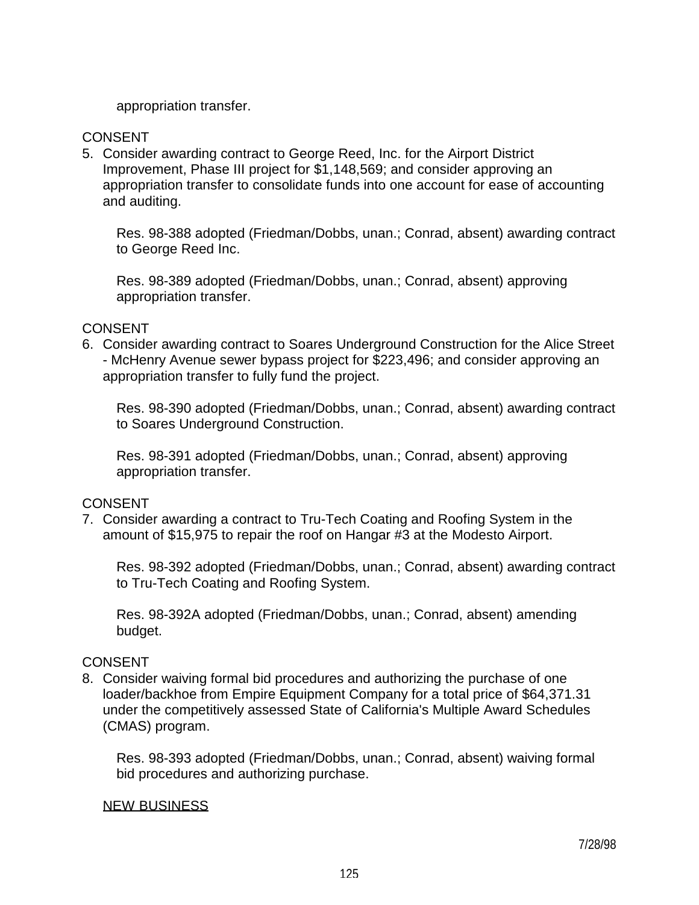appropriation transfer.

CONSENT

5. Consider awarding contract to George Reed, Inc. for the Airport District Improvement, Phase III project for $1,148,569; and consider approving an appropriation transfer to consolidate funds into one account for ease of accounting and auditing.

   Res. 98-388 adopted (Friedman/Dobbs, unan.; Conrad, absent) awarding contract to George Reed Inc.

   Res. 98-389 adopted (Friedman/Dobbs, unan.; Conrad, absent) approving appropriation transfer.

CONSENT

6. Consider awarding contract to Soares Underground Construction for the Alice Street - McHenry Avenue sewer bypass project for $223,496; and consider approving an appropriation transfer to fully fund the project.

   Res. 98-390 adopted (Friedman/Dobbs, unan.; Conrad, absent) awarding contract to Soares Underground Construction.

   Res. 98-391 adopted (Friedman/Dobbs, unan.; Conrad, absent) approving appropriation transfer.

CONSENT

7. Consider awarding a contract to Tru-Tech Coating and Roofing System in the amount of $15,975 to repair the roof on Hangar #3 at the Modesto Airport.

   Res. 98-392 adopted (Friedman/Dobbs, unan.; Conrad, absent) awarding contract to Tru-Tech Coating and Roofing System.

   Res. 98-392A adopted (Friedman/Dobbs, unan.; Conrad, absent) amending budget.

CONSENT

8. Consider waiving formal bid procedures and authorizing the purchase of one loader/backhoe from Empire Equipment Company for a total price of $64,371.31 under the competitively assessed State of California's Multiple Award Schedules (CMAS) program.

   Res. 98-393 adopted (Friedman/Dobbs, unan.; Conrad, absent) waiving formal bid procedures and authorizing purchase.

<u>NEW BUSINESS</u>

7/28/98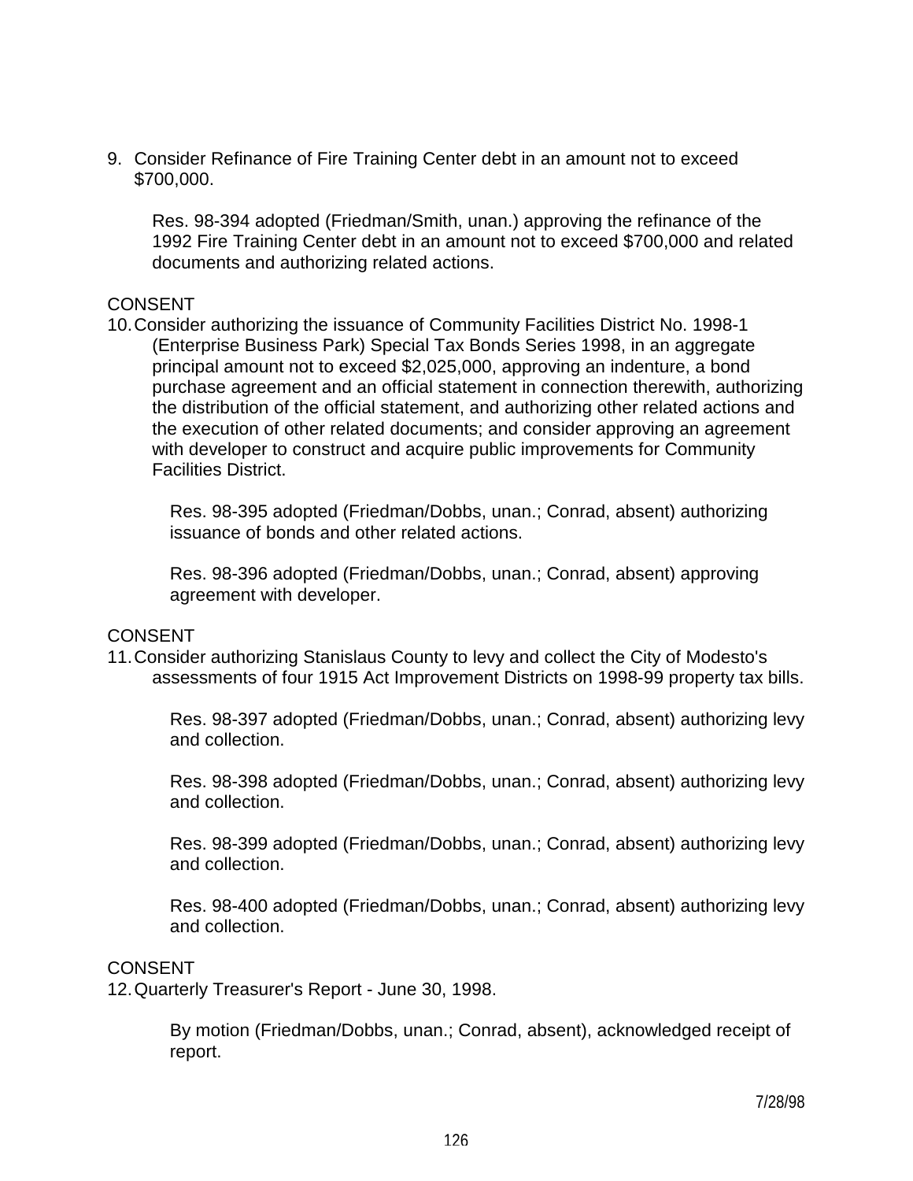9. Consider Refinance of Fire Training Center debt in an amount not to exceed $700,000.

    Res. 98-394 adopted (Friedman/Smith, unan.) approving the refinance of the 1992 Fire Training Center debt in an amount not to exceed $700,000 and related documents and authorizing related actions.

CONSENT

10. Consider authorizing the issuance of Community Facilities District No. 1998-1 (Enterprise Business Park) Special Tax Bonds Series 1998, in an aggregate principal amount not to exceed $2,025,000, approving an indenture, a bond purchase agreement and an official statement in connection therewith, authorizing the distribution of the official statement, and authorizing other related actions and the execution of other related documents; and consider approving an agreement with developer to construct and acquire public improvements for Community Facilities District.

    Res. 98-395 adopted (Friedman/Dobbs, unan.; Conrad, absent) authorizing issuance of bonds and other related actions.

    Res. 98-396 adopted (Friedman/Dobbs, unan.; Conrad, absent) approving agreement with developer.

CONSENT

11. Consider authorizing Stanislaus County to levy and collect the City of Modesto's assessments of four 1915 Act Improvement Districts on 1998-99 property tax bills.

    Res. 98-397 adopted (Friedman/Dobbs, unan.; Conrad, absent) authorizing levy and collection.

    Res. 98-398 adopted (Friedman/Dobbs, unan.; Conrad, absent) authorizing levy and collection.

    Res. 98-399 adopted (Friedman/Dobbs, unan.; Conrad, absent) authorizing levy and collection.

    Res. 98-400 adopted (Friedman/Dobbs, unan.; Conrad, absent) authorizing levy and collection.

CONSENT

12. Quarterly Treasurer's Report - June 30, 1998.

    By motion (Friedman/Dobbs, unan.; Conrad, absent), acknowledged receipt of report.

7/28/98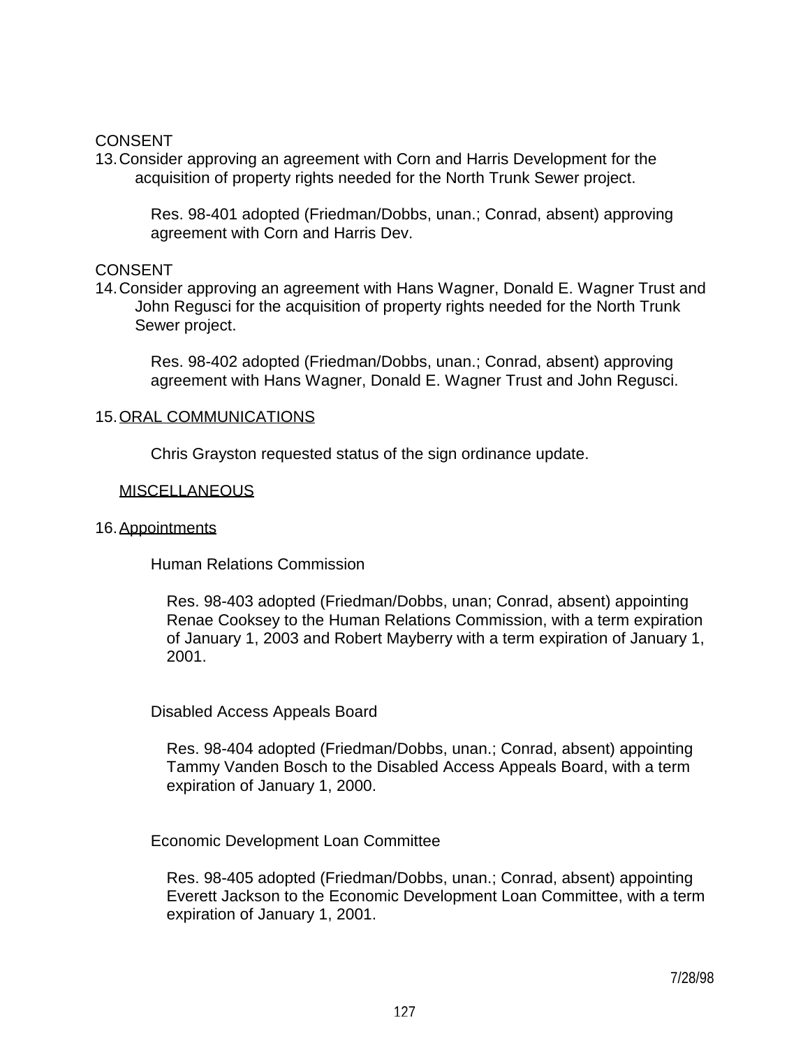CONSENT

13. Consider approving an agreement with Corn and Harris Development for the acquisition of property rights needed for the North Trunk Sewer project.

    Res. 98-401 adopted (Friedman/Dobbs, unan.; Conrad, absent) approving agreement with Corn and Harris Dev.

CONSENT

14. Consider approving an agreement with Hans Wagner, Donald E. Wagner Trust and John Regusci for the acquisition of property rights needed for the North Trunk Sewer project.

    Res. 98-402 adopted (Friedman/Dobbs, unan.; Conrad, absent) approving agreement with Hans Wagner, Donald E. Wagner Trust and John Regusci.

15. ORAL COMMUNICATIONS

    Chris Grayston requested status of the sign ordinance update.

MISCELLANEOUS

16. Appointments

    Human Relations Commission

    Res. 98-403 adopted (Friedman/Dobbs, unan; Conrad, absent) appointing Renae Cooksey to the Human Relations Commission, with a term expiration of January 1, 2003 and Robert Mayberry with a term expiration of January 1, 2001.

    Disabled Access Appeals Board

    Res. 98-404 adopted (Friedman/Dobbs, unan.; Conrad, absent) appointing Tammy Vanden Bosch to the Disabled Access Appeals Board, with a term expiration of January 1, 2000.

    Economic Development Loan Committee

    Res. 98-405 adopted (Friedman/Dobbs, unan.; Conrad, absent) appointing Everett Jackson to the Economic Development Loan Committee, with a term expiration of January 1, 2001.

7/28/98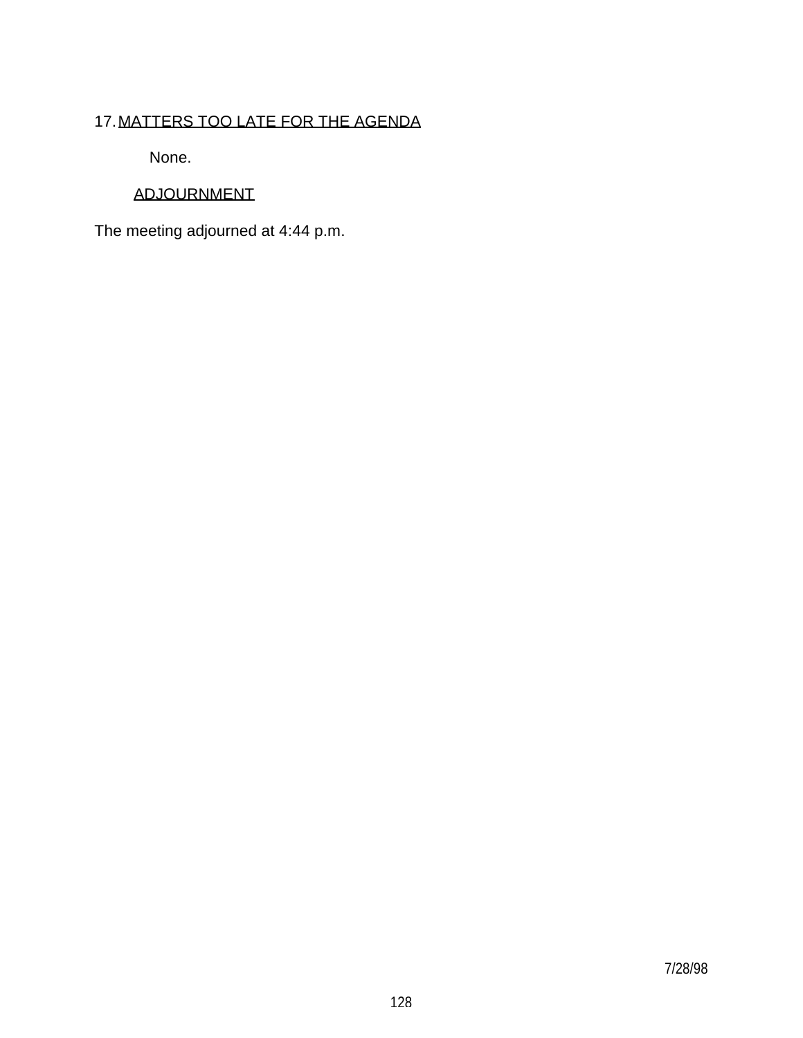17. <u>MATTERS TOO LATE FOR THE AGENDA</u>

    None.

<u>ADJOURNMENT</u>

The meeting adjourned at 4:44 p.m.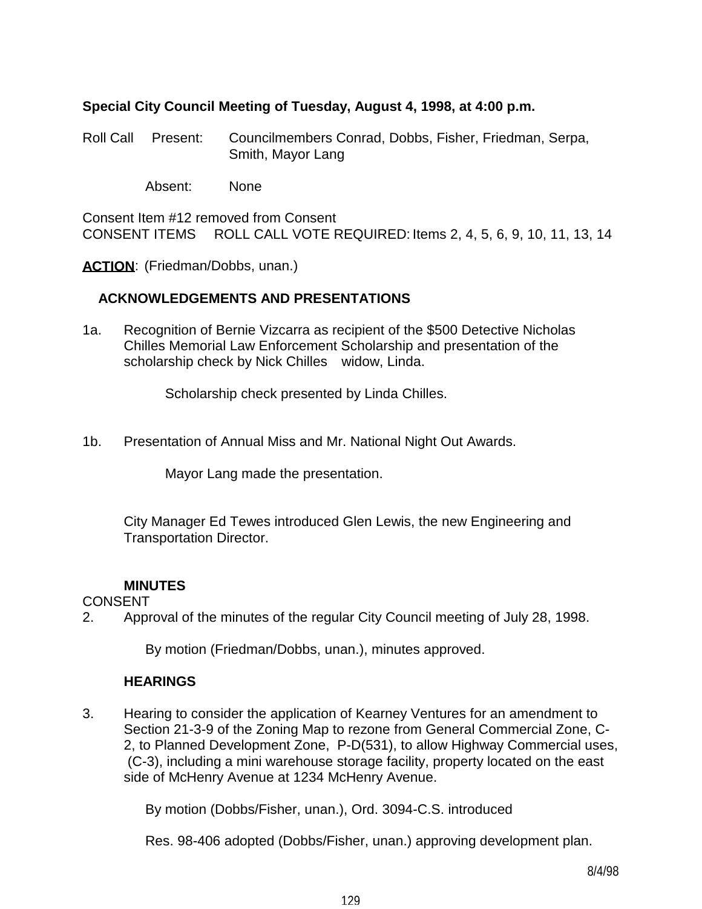**Special City Council Meeting of Tuesday, August 4, 1998, at 4:00 p.m.**

Roll Call Present: Councilmembers Conrad, Dobbs, Fisher, Friedman, Serpa, Smith, Mayor Lang

Absent: None

Consent Item #12 removed from Consent
CONSENT ITEMS ROLL CALL VOTE REQUIRED: Items 2, 4, 5, 6, 9, 10, 11, 13, 14

**ACTION**: (Friedman/Dobbs, unan.)

**ACKNOWLEDGEMENTS AND PRESENTATIONS**

1a. Recognition of Bernie Vizcarra as recipient of the $500 Detective Nicholas Chilles Memorial Law Enforcement Scholarship and presentation of the scholarship check by Nick Chilles widow, Linda.

Scholarship check presented by Linda Chilles.

1b. Presentation of Annual Miss and Mr. National Night Out Awards.

Mayor Lang made the presentation.

City Manager Ed Tewes introduced Glen Lewis, the new Engineering and Transportation Director.

**MINUTES**

CONSENT

2. Approval of the minutes of the regular City Council meeting of July 28, 1998.

By motion (Friedman/Dobbs, unan.), minutes approved.

**HEARINGS**

3. Hearing to consider the application of Kearney Ventures for an amendment to Section 21-3-9 of the Zoning Map to rezone from General Commercial Zone, C-2, to Planned Development Zone, P-D(531), to allow Highway Commercial uses, (C-3), including a mini warehouse storage facility, property located on the east side of McHenry Avenue at 1234 McHenry Avenue.

By motion (Dobbs/Fisher, unan.), Ord. 3094-C.S. introduced

Res. 98-406 adopted (Dobbs/Fisher, unan.) approving development plan.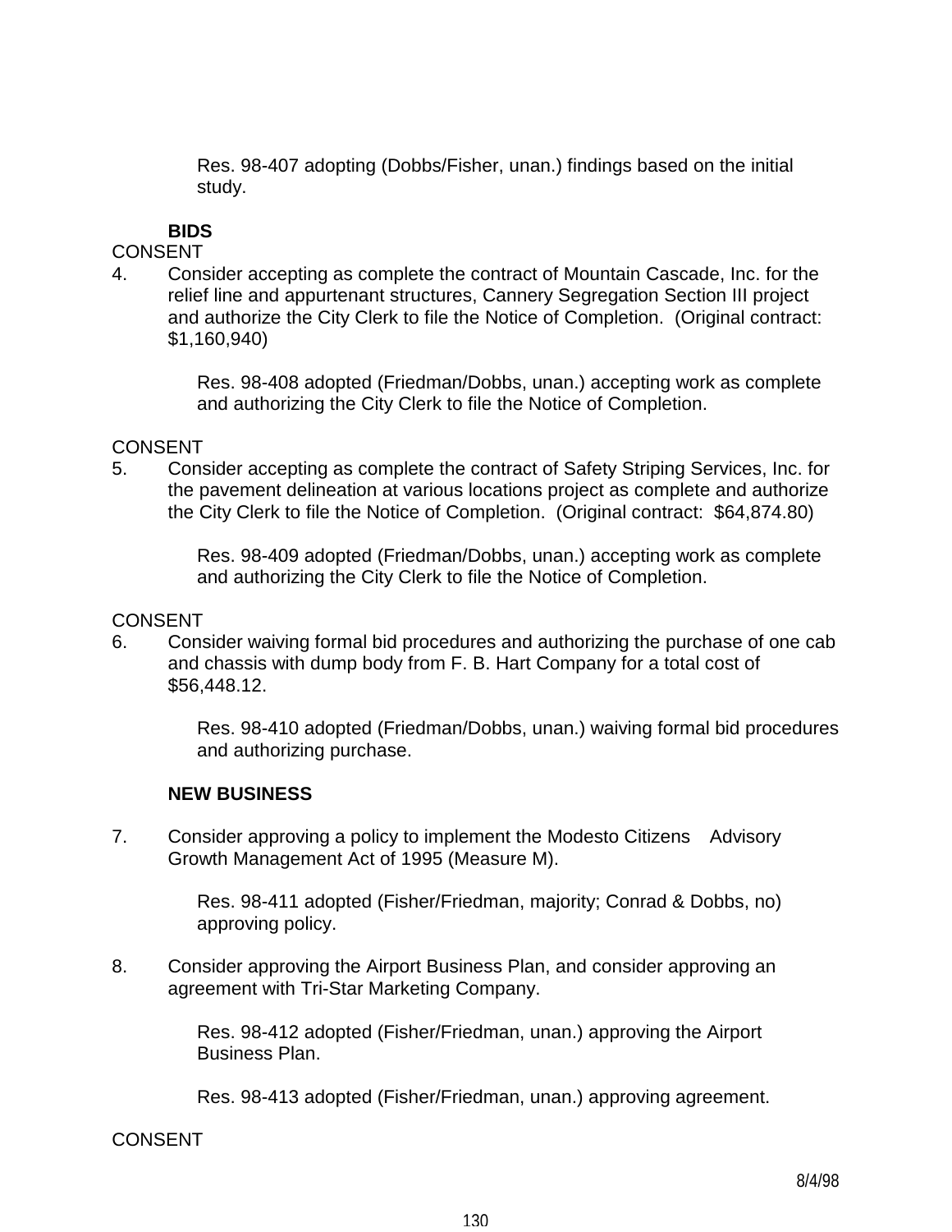Res. 98-407 adopting (Dobbs/Fisher, unan.) findings based on the initial study.

**BIDS**

CONSENT

4. Consider accepting as complete the contract of Mountain Cascade, Inc. for the relief line and appurtenant structures, Cannery Segregation Section III project and authorize the City Clerk to file the Notice of Completion. (Original contract: $1,160,940)

   Res. 98-408 adopted (Friedman/Dobbs, unan.) accepting work as complete and authorizing the City Clerk to file the Notice of Completion.

CONSENT

5. Consider accepting as complete the contract of Safety Striping Services, Inc. for the pavement delineation at various locations project as complete and authorize the City Clerk to file the Notice of Completion. (Original contract: $64,874.80)

   Res. 98-409 adopted (Friedman/Dobbs, unan.) accepting work as complete and authorizing the City Clerk to file the Notice of Completion.

CONSENT

6. Consider waiving formal bid procedures and authorizing the purchase of one cab and chassis with dump body from F. B. Hart Company for a total cost of $56,448.12.

   Res. 98-410 adopted (Friedman/Dobbs, unan.) waiving formal bid procedures and authorizing purchase.

**NEW BUSINESS**

7. Consider approving a policy to implement the Modesto Citizens Advisory Growth Management Act of 1995 (Measure M).

   Res. 98-411 adopted (Fisher/Friedman, majority; Conrad & Dobbs, no) approving policy.

8. Consider approving the Airport Business Plan, and consider approving an agreement with Tri-Star Marketing Company.

   Res. 98-412 adopted (Fisher/Friedman, unan.) approving the Airport Business Plan.

   Res. 98-413 adopted (Fisher/Friedman, unan.) approving agreement.

CONSENT

8/4/98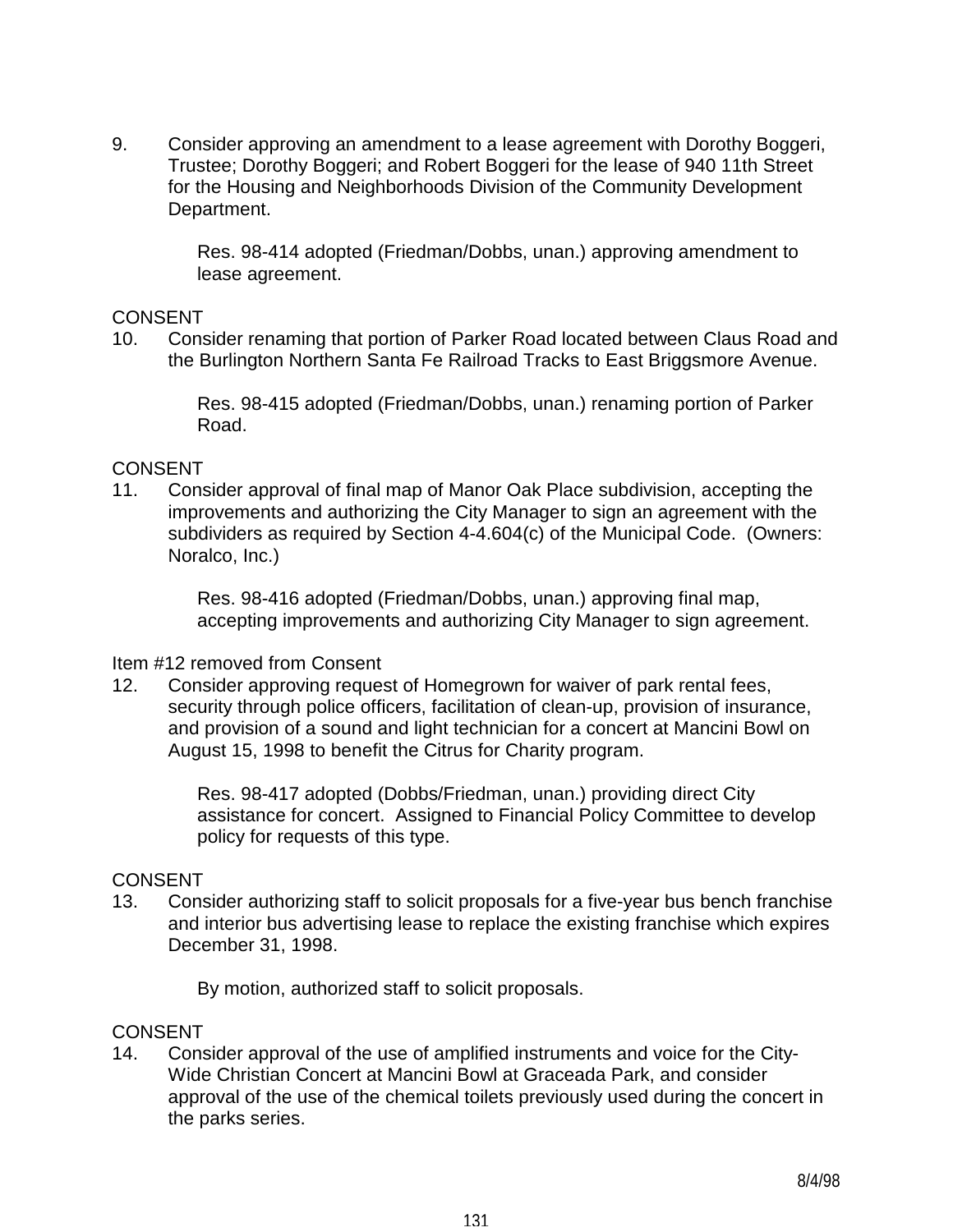9. Consider approving an amendment to a lease agreement with Dorothy Boggeri, Trustee; Dorothy Boggeri; and Robert Boggeri for the lease of 940 11th Street for the Housing and Neighborhoods Division of the Community Development Department.

   Res. 98-414 adopted (Friedman/Dobbs, unan.) approving amendment to lease agreement.

CONSENT

10. Consider renaming that portion of Parker Road located between Claus Road and the Burlington Northern Santa Fe Railroad Tracks to East Briggsmore Avenue.

    Res. 98-415 adopted (Friedman/Dobbs, unan.) renaming portion of Parker Road.

CONSENT

11. Consider approval of final map of Manor Oak Place subdivision, accepting the improvements and authorizing the City Manager to sign an agreement with the subdividers as required by Section 4-4.604(c) of the Municipal Code. (Owners: Noralco, Inc.)

    Res. 98-416 adopted (Friedman/Dobbs, unan.) approving final map, accepting improvements and authorizing City Manager to sign agreement.

Item #12 removed from Consent

12. Consider approving request of Homegrown for waiver of park rental fees, security through police officers, facilitation of clean-up, provision of insurance, and provision of a sound and light technician for a concert at Mancini Bowl on August 15, 1998 to benefit the Citrus for Charity program.

    Res. 98-417 adopted (Dobbs/Friedman, unan.) providing direct City assistance for concert. Assigned to Financial Policy Committee to develop policy for requests of this type.

CONSENT

13. Consider authorizing staff to solicit proposals for a five-year bus bench franchise and interior bus advertising lease to replace the existing franchise which expires December 31, 1998.

    By motion, authorized staff to solicit proposals.

CONSENT

14. Consider approval of the use of amplified instruments and voice for the City-Wide Christian Concert at Mancini Bowl at Graceada Park, and consider approval of the use of the chemical toilets previously used during the concert in the parks series.

8/4/98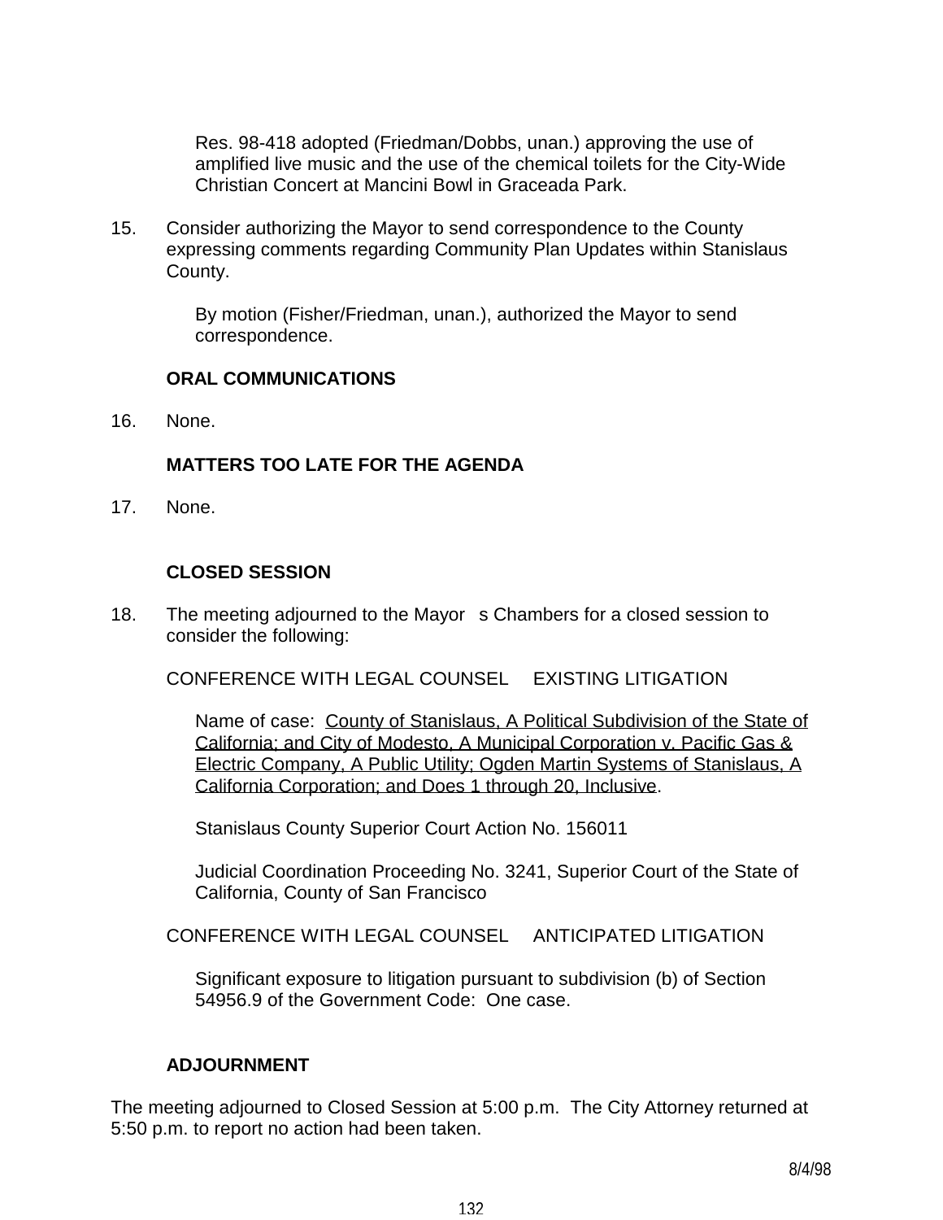Res. 98-418 adopted (Friedman/Dobbs, unan.) approving the use of amplified live music and the use of the chemical toilets for the City-Wide Christian Concert at Mancini Bowl in Graceada Park.

15. Consider authorizing the Mayor to send correspondence to the County expressing comments regarding Community Plan Updates within Stanislaus County.

    By motion (Fisher/Friedman, unan.), authorized the Mayor to send correspondence.

**ORAL COMMUNICATIONS**

16. None.

**MATTERS TOO LATE FOR THE AGENDA**

17. None.

**CLOSED SESSION**

18. The meeting adjourned to the Mayor s Chambers for a closed session to consider the following:

    CONFERENCE WITH LEGAL COUNSEL EXISTING LITIGATION

    Name of case: <u>County of Stanislaus, A Political Subdivision of the State of California; and City of Modesto, A Municipal Corporation v. Pacific Gas & Electric Company, A Public Utility; Ogden Martin Systems of Stanislaus, A California Corporation; and Does 1 through 20, Inclusive</u>.

    Stanislaus County Superior Court Action No. 156011

    Judicial Coordination Proceeding No. 3241, Superior Court of the State of California, County of San Francisco

    CONFERENCE WITH LEGAL COUNSEL ANTICIPATED LITIGATION

    Significant exposure to litigation pursuant to subdivision (b) of Section 54956.9 of the Government Code: One case.

**ADJOURNMENT**

The meeting adjourned to Closed Session at 5:00 p.m. The City Attorney returned at 5:50 p.m. to report no action had been taken.

8/4/98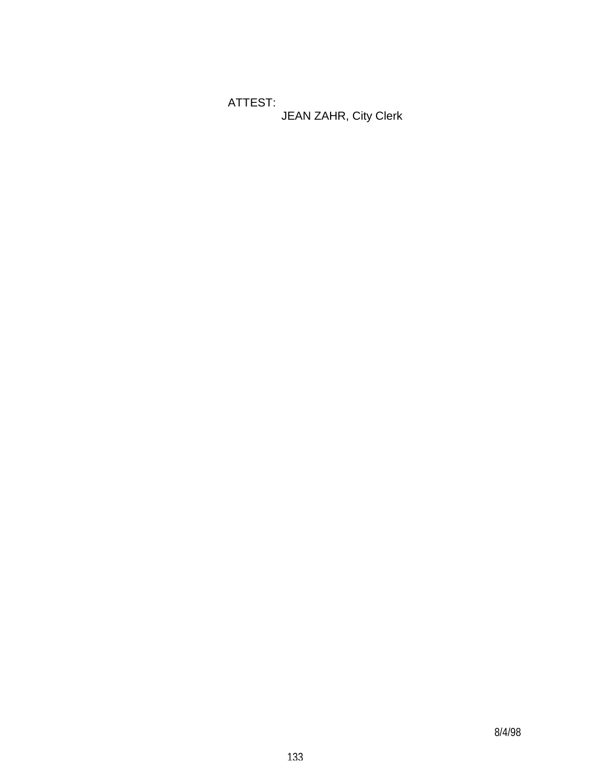ATTEST:
JEAN ZAHR, City Clerk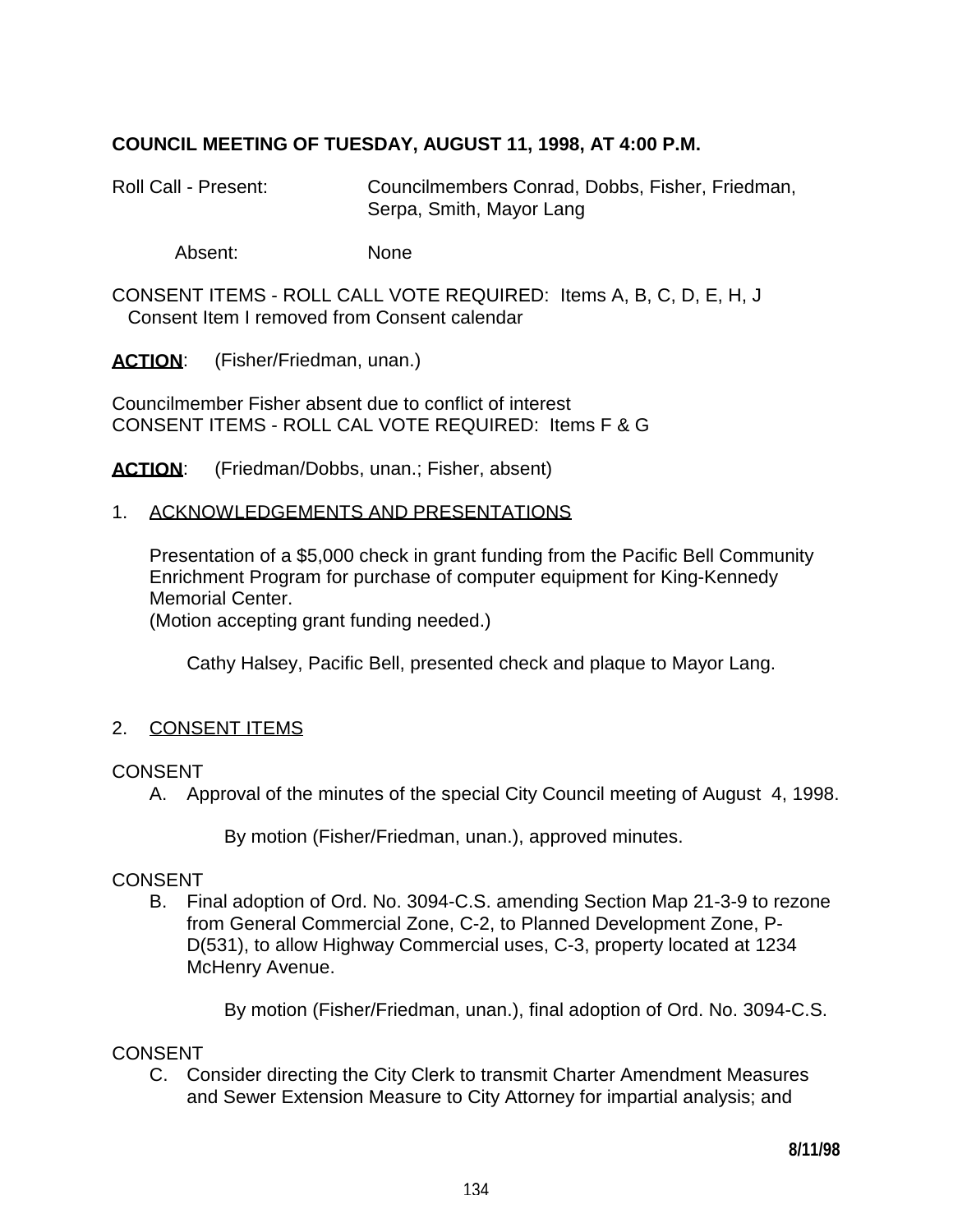**COUNCIL MEETING OF TUESDAY, AUGUST 11, 1998, AT 4:00 P.M.**

Roll Call - Present: Councilmembers Conrad, Dobbs, Fisher, Friedman, Serpa, Smith, Mayor Lang

Absent: None

CONSENT ITEMS - ROLL CALL VOTE REQUIRED: Items A, B, C, D, E, H, J
Consent Item I removed from Consent calendar

**ACTION**: (Fisher/Friedman, unan.)

Councilmember Fisher absent due to conflict of interest
CONSENT ITEMS - ROLL CAL VOTE REQUIRED: Items F & G

**ACTION**: (Friedman/Dobbs, unan.; Fisher, absent)

1. ACKNOWLEDGEMENTS AND PRESENTATIONS

   Presentation of a $5,000 check in grant funding from the Pacific Bell Community Enrichment Program for purchase of computer equipment for King-Kennedy Memorial Center.
   (Motion accepting grant funding needed.)

   Cathy Halsey, Pacific Bell, presented check and plaque to Mayor Lang.

2. CONSENT ITEMS

CONSENT

A. Approval of the minutes of the special City Council meeting of August 4, 1998.

   By motion (Fisher/Friedman, unan.), approved minutes.

CONSENT

B. Final adoption of Ord. No. 3094-C.S. amending Section Map 21-3-9 to rezone from General Commercial Zone, C-2, to Planned Development Zone, P-D(531), to allow Highway Commercial uses, C-3, property located at 1234 McHenry Avenue.

   By motion (Fisher/Friedman, unan.), final adoption of Ord. No. 3094-C.S.

CONSENT

C. Consider directing the City Clerk to transmit Charter Amendment Measures and Sewer Extension Measure to City Attorney for impartial analysis; and

8/11/98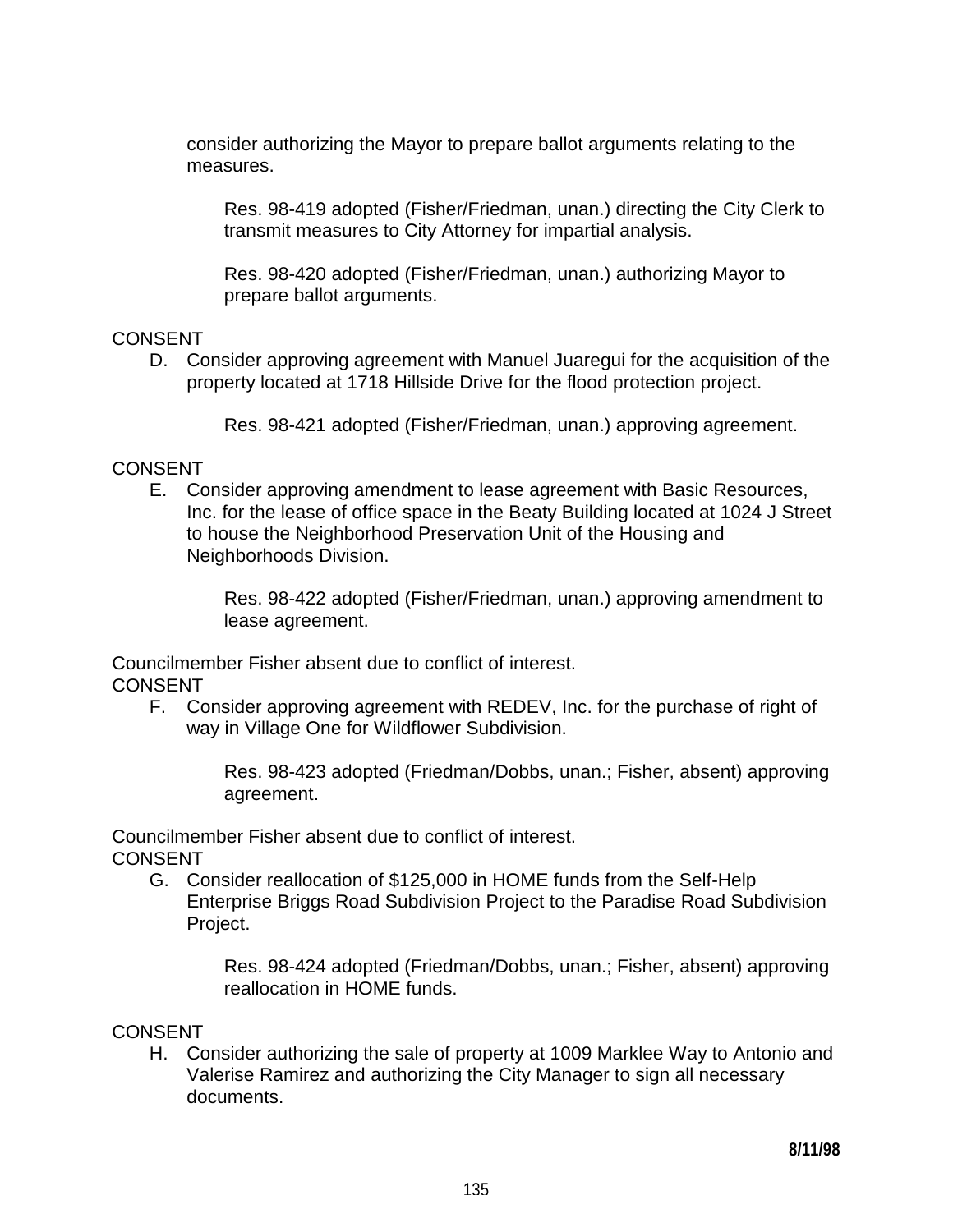consider authorizing the Mayor to prepare ballot arguments relating to the measures.

Res. 98-419 adopted (Fisher/Friedman, unan.) directing the City Clerk to transmit measures to City Attorney for impartial analysis.

Res. 98-420 adopted (Fisher/Friedman, unan.) authorizing Mayor to prepare ballot arguments.

CONSENT

D. Consider approving agreement with Manuel Juaregui for the acquisition of the property located at 1718 Hillside Drive for the flood protection project.

Res. 98-421 adopted (Fisher/Friedman, unan.) approving agreement.

CONSENT

E. Consider approving amendment to lease agreement with Basic Resources, Inc. for the lease of office space in the Beaty Building located at 1024 J Street to house the Neighborhood Preservation Unit of the Housing and Neighborhoods Division.

Res. 98-422 adopted (Fisher/Friedman, unan.) approving amendment to lease agreement.

Councilmember Fisher absent due to conflict of interest.

CONSENT

F. Consider approving agreement with REDEV, Inc. for the purchase of right of way in Village One for Wildflower Subdivision.

Res. 98-423 adopted (Friedman/Dobbs, unan.; Fisher, absent) approving agreement.

Councilmember Fisher absent due to conflict of interest.

CONSENT

G. Consider reallocation of $125,000 in HOME funds from the Self-Help Enterprise Briggs Road Subdivision Project to the Paradise Road Subdivision Project.

Res. 98-424 adopted (Friedman/Dobbs, unan.; Fisher, absent) approving reallocation in HOME funds.

CONSENT

H. Consider authorizing the sale of property at 1009 Marklee Way to Antonio and Valerise Ramirez and authorizing the City Manager to sign all necessary documents.

**8/11/98**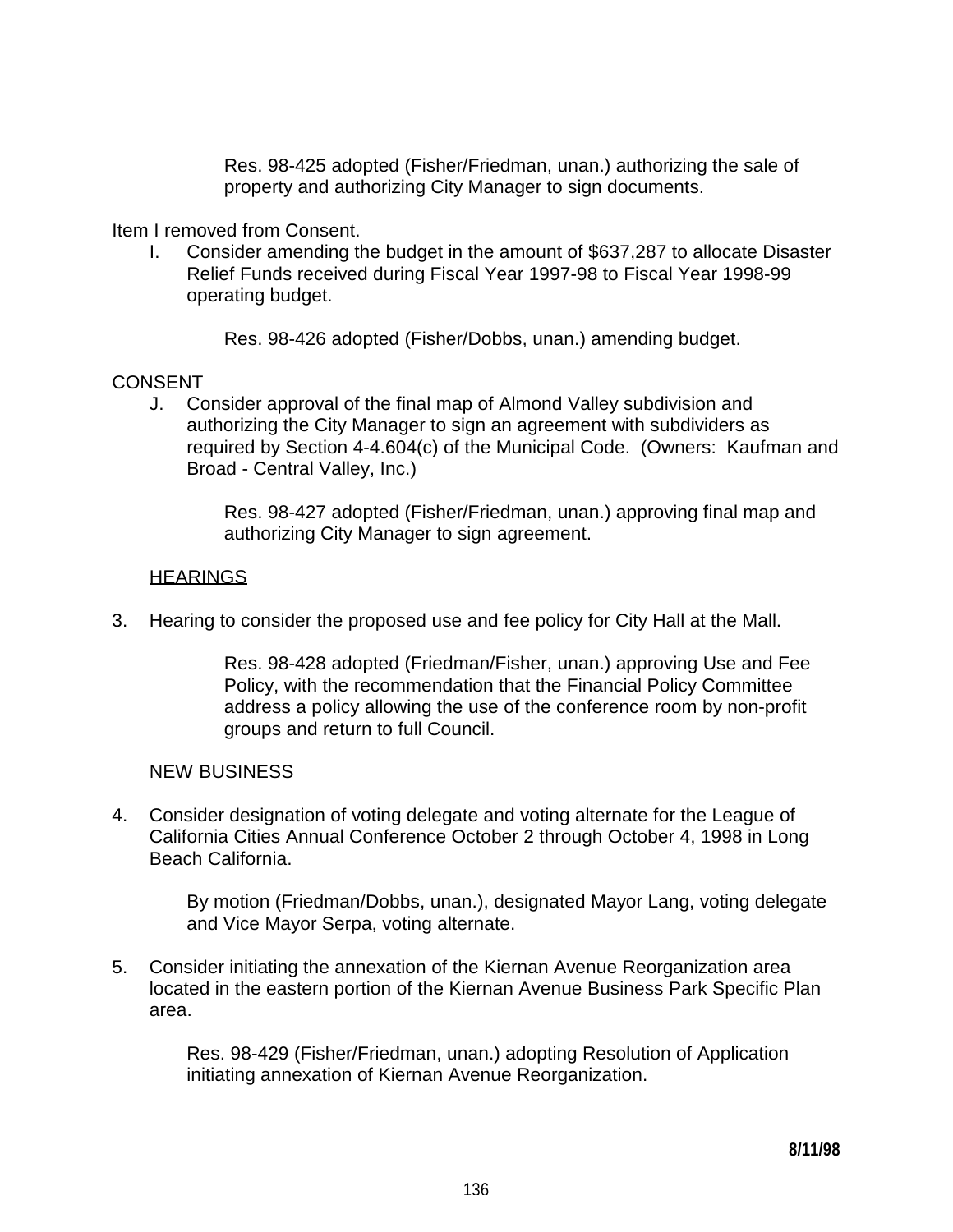Res. 98-425 adopted (Fisher/Friedman, unan.) authorizing the sale of property and authorizing City Manager to sign documents.

Item I removed from Consent.

I. Consider amending the budget in the amount of $637,287 to allocate Disaster Relief Funds received during Fiscal Year 1997-98 to Fiscal Year 1998-99 operating budget.

   Res. 98-426 adopted (Fisher/Dobbs, unan.) amending budget.

CONSENT

J. Consider approval of the final map of Almond Valley subdivision and authorizing the City Manager to sign an agreement with subdividers as required by Section 4-4.604(c) of the Municipal Code. (Owners: Kaufman and Broad - Central Valley, Inc.)

   Res. 98-427 adopted (Fisher/Friedman, unan.) approving final map and authorizing City Manager to sign agreement.

HEARINGS

3. Hearing to consider the proposed use and fee policy for City Hall at the Mall.

   Res. 98-428 adopted (Friedman/Fisher, unan.) approving Use and Fee Policy, with the recommendation that the Financial Policy Committee address a policy allowing the use of the conference room by non-profit groups and return to full Council.

NEW BUSINESS

4. Consider designation of voting delegate and voting alternate for the League of California Cities Annual Conference October 2 through October 4, 1998 in Long Beach California.

   By motion (Friedman/Dobbs, unan.), designated Mayor Lang, voting delegate and Vice Mayor Serpa, voting alternate.

5. Consider initiating the annexation of the Kiernan Avenue Reorganization area located in the eastern portion of the Kiernan Avenue Business Park Specific Plan area.

   Res. 98-429 (Fisher/Friedman, unan.) adopting Resolution of Application initiating annexation of Kiernan Avenue Reorganization.

8/11/98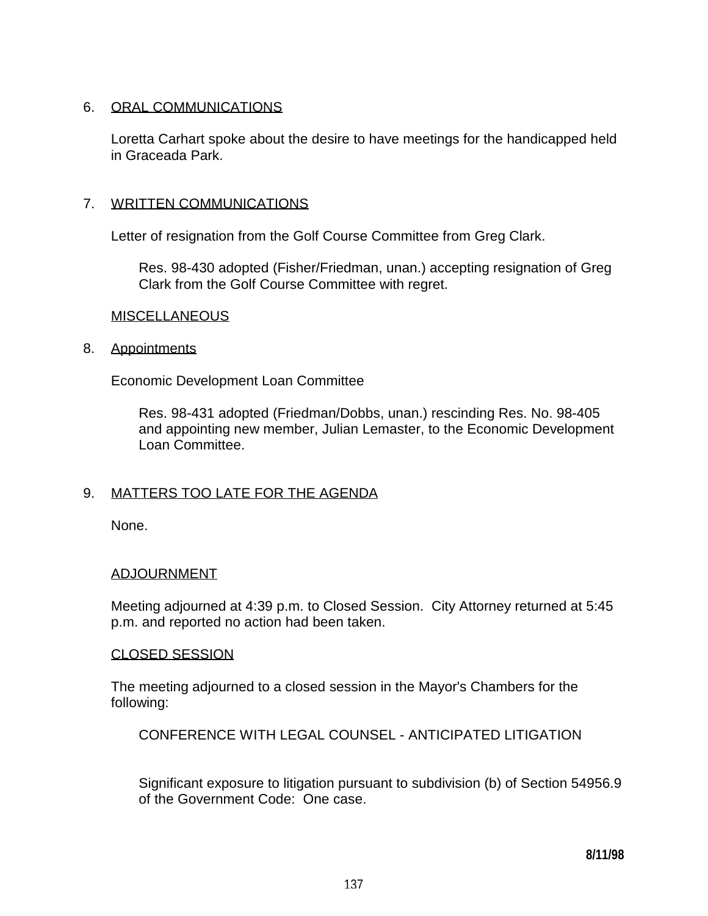6. <u>ORAL COMMUNICATIONS</u>

   Loretta Carhart spoke about the desire to have meetings for the handicapped held in Graceada Park.

7. <u>WRITTEN COMMUNICATIONS</u>

   Letter of resignation from the Golf Course Committee from Greg Clark.

   > Res. 98-430 adopted (Fisher/Friedman, unan.) accepting resignation of Greg Clark from the Golf Course Committee with regret.

   <u>MISCELLANEOUS</u>

8. <u>Appointments</u>

   Economic Development Loan Committee

   > Res. 98-431 adopted (Friedman/Dobbs, unan.) rescinding Res. No. 98-405 and appointing new member, Julian Lemaster, to the Economic Development Loan Committee.

9. <u>MATTERS TOO LATE FOR THE AGENDA</u>

   None.

<u>ADJOURNMENT</u>

Meeting adjourned at 4:39 p.m. to Closed Session. City Attorney returned at 5:45 p.m. and reported no action had been taken.

<u>CLOSED SESSION</u>

The meeting adjourned to a closed session in the Mayor's Chambers for the following:

> CONFERENCE WITH LEGAL COUNSEL - ANTICIPATED LITIGATION
>
> Significant exposure to litigation pursuant to subdivision (b) of Section 54956.9 of the Government Code: One case.

**8/11/98**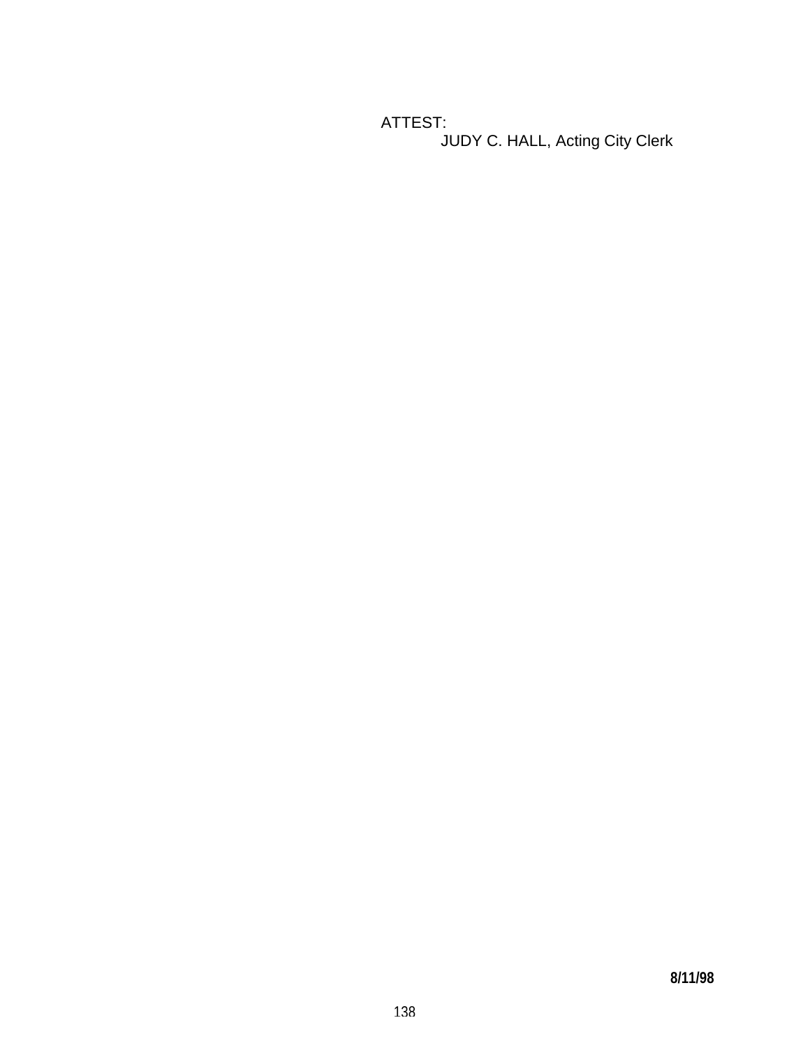ATTEST:
JUDY C. HALL, Acting City Clerk

**8/11/98**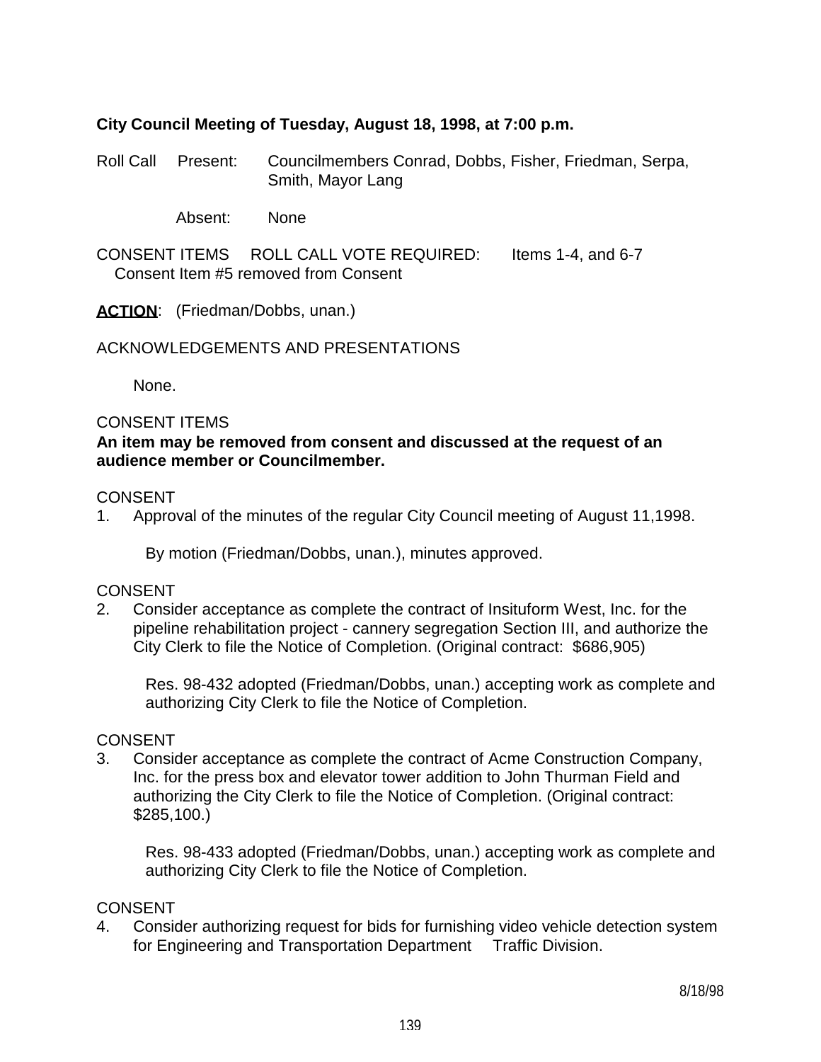**City Council Meeting of Tuesday, August 18, 1998, at 7:00 p.m.**

Roll Call Present: Councilmembers Conrad, Dobbs, Fisher, Friedman, Serpa, Smith, Mayor Lang

Absent: None

CONSENT ITEMS ROLL CALL VOTE REQUIRED: Items 1-4, and 6-7
Consent Item #5 removed from Consent

**ACTION**: (Friedman/Dobbs, unan.)

ACKNOWLEDGEMENTS AND PRESENTATIONS

None.

CONSENT ITEMS
**An item may be removed from consent and discussed at the request of an audience member or Councilmember.**

CONSENT
1. Approval of the minutes of the regular City Council meeting of August 11,1998.

   By motion (Friedman/Dobbs, unan.), minutes approved.

CONSENT
2. Consider acceptance as complete the contract of Insituform West, Inc. for the pipeline rehabilitation project - cannery segregation Section III, and authorize the City Clerk to file the Notice of Completion. (Original contract: $686,905)

   Res. 98-432 adopted (Friedman/Dobbs, unan.) accepting work as complete and authorizing City Clerk to file the Notice of Completion.

CONSENT
3. Consider acceptance as complete the contract of Acme Construction Company, Inc. for the press box and elevator tower addition to John Thurman Field and authorizing the City Clerk to file the Notice of Completion. (Original contract: $285,100.)

   Res. 98-433 adopted (Friedman/Dobbs, unan.) accepting work as complete and authorizing City Clerk to file the Notice of Completion.

CONSENT
4. Consider authorizing request for bids for furnishing video vehicle detection system for Engineering and Transportation Department Traffic Division.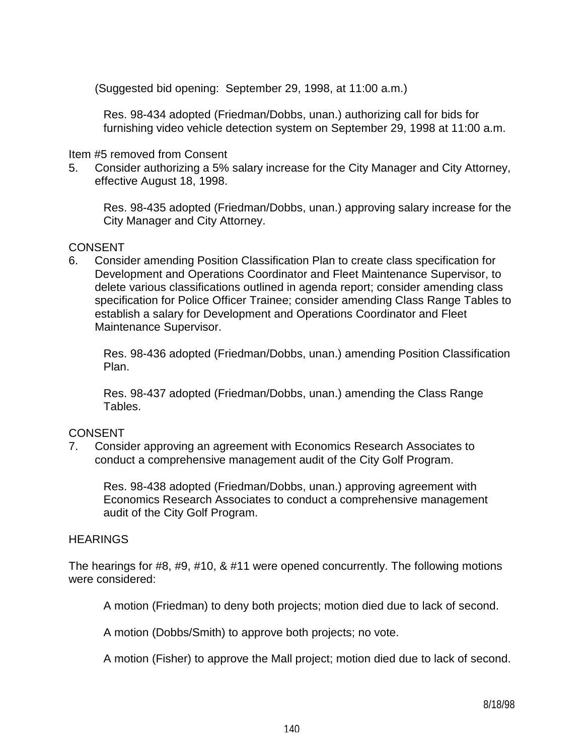(Suggested bid opening: September 29, 1998, at 11:00 a.m.)

Res. 98-434 adopted (Friedman/Dobbs, unan.) authorizing call for bids for furnishing video vehicle detection system on September 29, 1998 at 11:00 a.m.

Item #5 removed from Consent

5. Consider authorizing a 5% salary increase for the City Manager and City Attorney, effective August 18, 1998.

   Res. 98-435 adopted (Friedman/Dobbs, unan.) approving salary increase for the City Manager and City Attorney.

CONSENT

6. Consider amending Position Classification Plan to create class specification for Development and Operations Coordinator and Fleet Maintenance Supervisor, to delete various classifications outlined in agenda report; consider amending class specification for Police Officer Trainee; consider amending Class Range Tables to establish a salary for Development and Operations Coordinator and Fleet Maintenance Supervisor.

   Res. 98-436 adopted (Friedman/Dobbs, unan.) amending Position Classification Plan.

   Res. 98-437 adopted (Friedman/Dobbs, unan.) amending the Class Range Tables.

CONSENT

7. Consider approving an agreement with Economics Research Associates to conduct a comprehensive management audit of the City Golf Program.

   Res. 98-438 adopted (Friedman/Dobbs, unan.) approving agreement with Economics Research Associates to conduct a comprehensive management audit of the City Golf Program.

HEARINGS

The hearings for #8, #9, #10, & #11 were opened concurrently. The following motions were considered:

A motion (Friedman) to deny both projects; motion died due to lack of second.

A motion (Dobbs/Smith) to approve both projects; no vote.

A motion (Fisher) to approve the Mall project; motion died due to lack of second.

8/18/98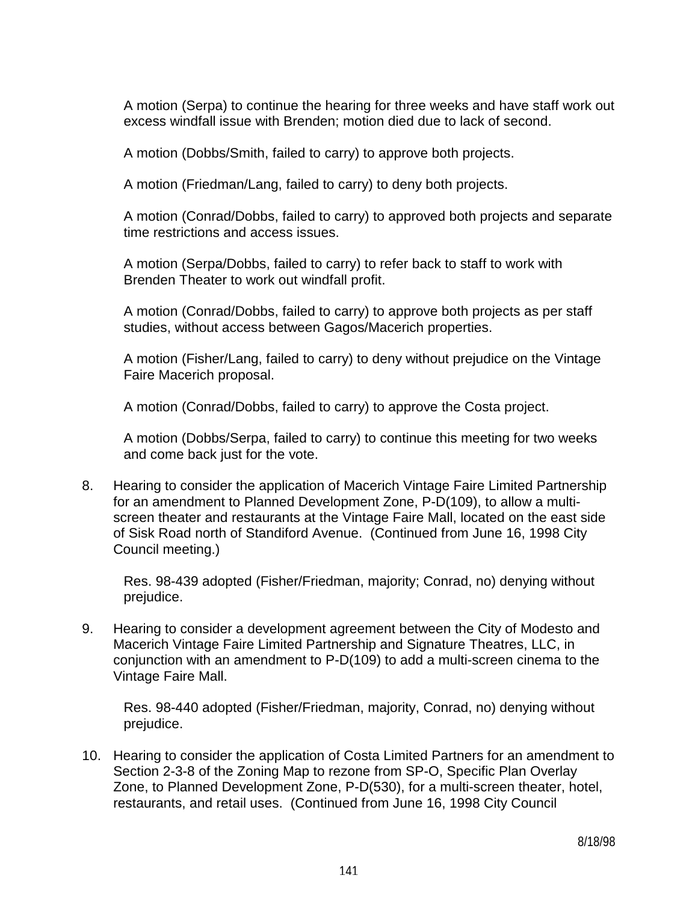A motion (Serpa) to continue the hearing for three weeks and have staff work out excess windfall issue with Brenden; motion died due to lack of second.

A motion (Dobbs/Smith, failed to carry) to approve both projects.

A motion (Friedman/Lang, failed to carry) to deny both projects.

A motion (Conrad/Dobbs, failed to carry) to approved both projects and separate time restrictions and access issues.

A motion (Serpa/Dobbs, failed to carry) to refer back to staff to work with Brenden Theater to work out windfall profit.

A motion (Conrad/Dobbs, failed to carry) to approve both projects as per staff studies, without access between Gagos/Macerich properties.

A motion (Fisher/Lang, failed to carry) to deny without prejudice on the Vintage Faire Macerich proposal.

A motion (Conrad/Dobbs, failed to carry) to approve the Costa project.

A motion (Dobbs/Serpa, failed to carry) to continue this meeting for two weeks and come back just for the vote.

8. Hearing to consider the application of Macerich Vintage Faire Limited Partnership for an amendment to Planned Development Zone, P-D(109), to allow a multi-screen theater and restaurants at the Vintage Faire Mall, located on the east side of Sisk Road north of Standiford Avenue. (Continued from June 16, 1998 City Council meeting.)

   Res. 98-439 adopted (Fisher/Friedman, majority; Conrad, no) denying without prejudice.

9. Hearing to consider a development agreement between the City of Modesto and Macerich Vintage Faire Limited Partnership and Signature Theatres, LLC, in conjunction with an amendment to P-D(109) to add a multi-screen cinema to the Vintage Faire Mall.

   Res. 98-440 adopted (Fisher/Friedman, majority, Conrad, no) denying without prejudice.

10. Hearing to consider the application of Costa Limited Partners for an amendment to Section 2-3-8 of the Zoning Map to rezone from SP-O, Specific Plan Overlay Zone, to Planned Development Zone, P-D(530), for a multi-screen theater, hotel, restaurants, and retail uses. (Continued from June 16, 1998 City Council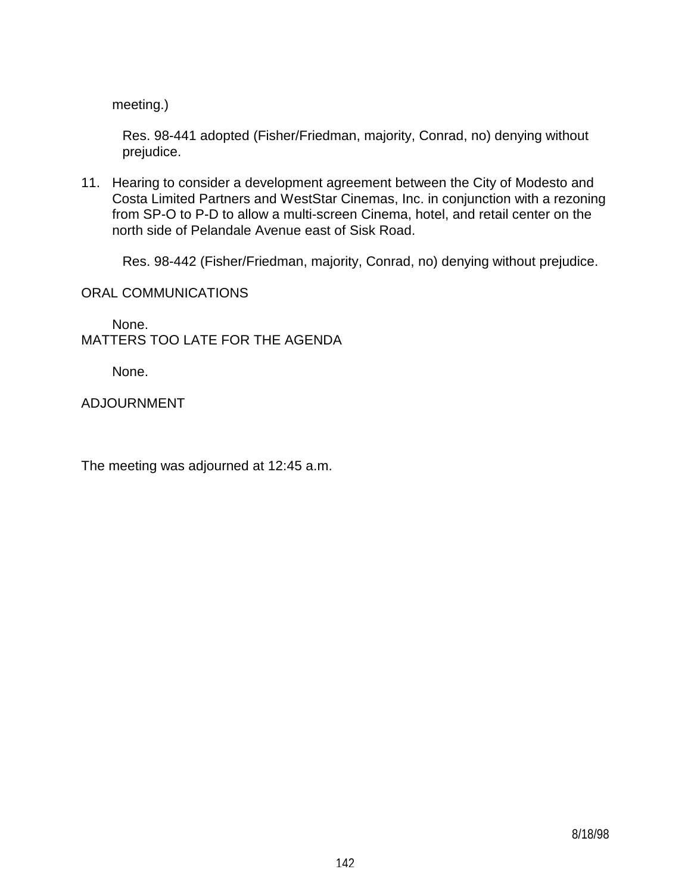meeting.)

Res. 98-441 adopted (Fisher/Friedman, majority, Conrad, no) denying without prejudice.

11. Hearing to consider a development agreement between the City of Modesto and Costa Limited Partners and WestStar Cinemas, Inc. in conjunction with a rezoning from SP-O to P-D to allow a multi-screen Cinema, hotel, and retail center on the north side of Pelandale Avenue east of Sisk Road.

    Res. 98-442 (Fisher/Friedman, majority, Conrad, no) denying without prejudice.

ORAL COMMUNICATIONS

None.

MATTERS TOO LATE FOR THE AGENDA

None.

ADJOURNMENT

The meeting was adjourned at 12:45 a.m.

8/18/98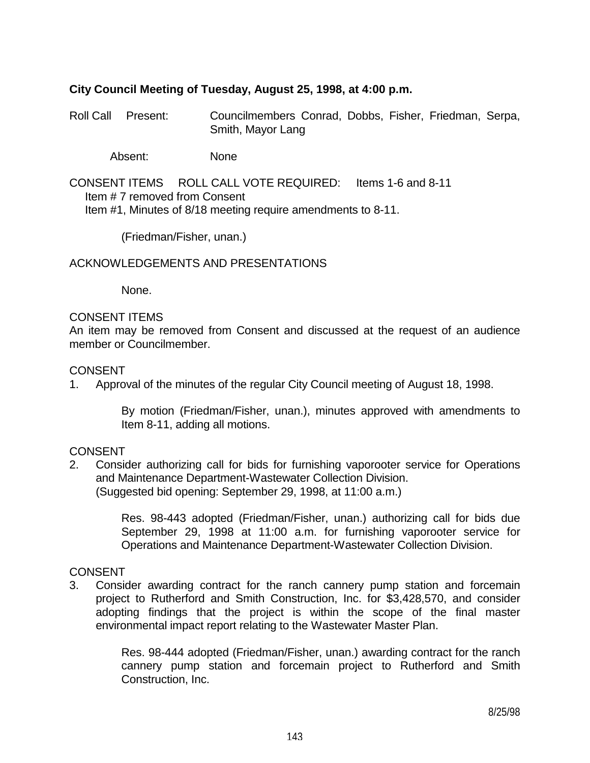**City Council Meeting of Tuesday, August 25, 1998, at 4:00 p.m.**

Roll Call Present: Councilmembers Conrad, Dobbs, Fisher, Friedman, Serpa, Smith, Mayor Lang

Absent: None

CONSENT ITEMS ROLL CALL VOTE REQUIRED: Items 1-6 and 8-11
Item # 7 removed from Consent
Item #1, Minutes of 8/18 meeting require amendments to 8-11.

(Friedman/Fisher, unan.)

ACKNOWLEDGEMENTS AND PRESENTATIONS

None.

CONSENT ITEMS
An item may be removed from Consent and discussed at the request of an audience member or Councilmember.

CONSENT
1. Approval of the minutes of the regular City Council meeting of August 18, 1998.

   By motion (Friedman/Fisher, unan.), minutes approved with amendments to Item 8-11, adding all motions.

CONSENT
2. Consider authorizing call for bids for furnishing vaporooter service for Operations and Maintenance Department-Wastewater Collection Division.
   (Suggested bid opening: September 29, 1998, at 11:00 a.m.)

   Res. 98-443 adopted (Friedman/Fisher, unan.) authorizing call for bids due September 29, 1998 at 11:00 a.m. for furnishing vaporooter service for Operations and Maintenance Department-Wastewater Collection Division.

CONSENT
3. Consider awarding contract for the ranch cannery pump station and forcemain project to Rutherford and Smith Construction, Inc. for $3,428,570, and consider adopting findings that the project is within the scope of the final master environmental impact report relating to the Wastewater Master Plan.

   Res. 98-444 adopted (Friedman/Fisher, unan.) awarding contract for the ranch cannery pump station and forcemain project to Rutherford and Smith Construction, Inc.

8/25/98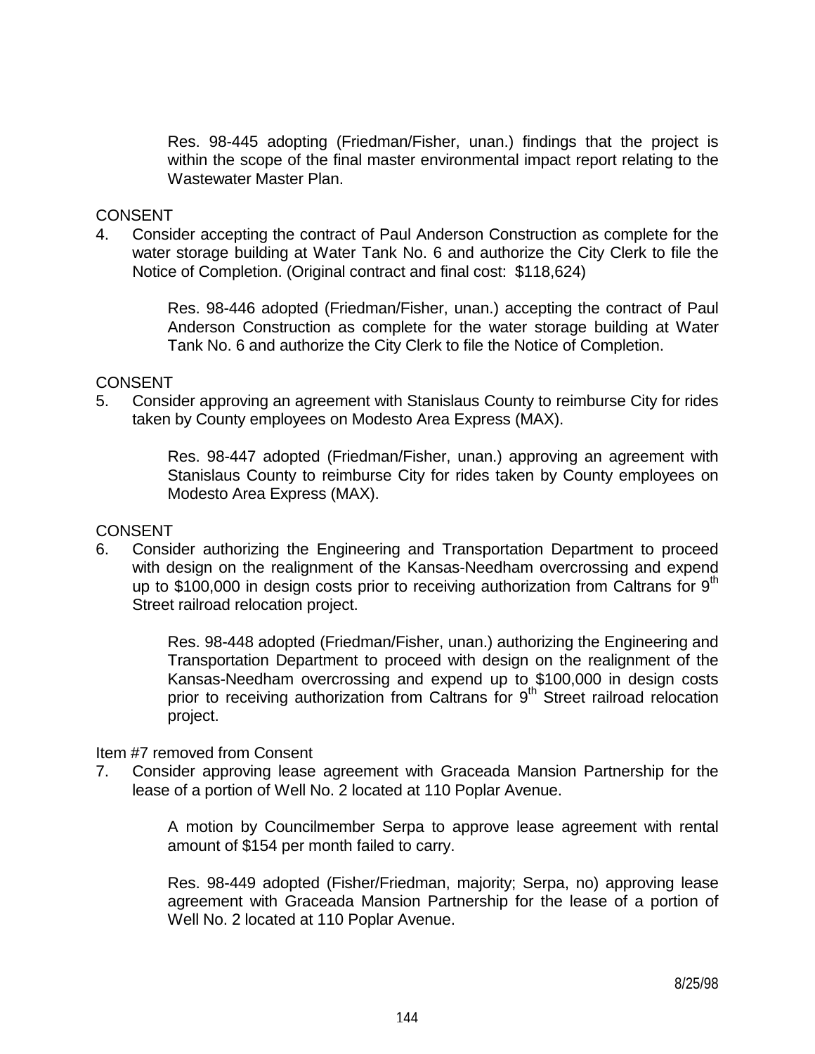Res. 98-445 adopting (Friedman/Fisher, unan.) findings that the project is within the scope of the final master environmental impact report relating to the Wastewater Master Plan.

CONSENT

4. Consider accepting the contract of Paul Anderson Construction as complete for the water storage building at Water Tank No. 6 and authorize the City Clerk to file the Notice of Completion. (Original contract and final cost: $118,624)

   Res. 98-446 adopted (Friedman/Fisher, unan.) accepting the contract of Paul Anderson Construction as complete for the water storage building at Water Tank No. 6 and authorize the City Clerk to file the Notice of Completion.

CONSENT

5. Consider approving an agreement with Stanislaus County to reimburse City for rides taken by County employees on Modesto Area Express (MAX).

   Res. 98-447 adopted (Friedman/Fisher, unan.) approving an agreement with Stanislaus County to reimburse City for rides taken by County employees on Modesto Area Express (MAX).

CONSENT

6. Consider authorizing the Engineering and Transportation Department to proceed with design on the realignment of the Kansas-Needham overcrossing and expend up to $100,000 in design costs prior to receiving authorization from Caltrans for 9th Street railroad relocation project.

   Res. 98-448 adopted (Friedman/Fisher, unan.) authorizing the Engineering and Transportation Department to proceed with design on the realignment of the Kansas-Needham overcrossing and expend up to $100,000 in design costs prior to receiving authorization from Caltrans for 9th Street railroad relocation project.

Item #7 removed from Consent

7. Consider approving lease agreement with Graceada Mansion Partnership for the lease of a portion of Well No. 2 located at 110 Poplar Avenue.

   A motion by Councilmember Serpa to approve lease agreement with rental amount of $154 per month failed to carry.

   Res. 98-449 adopted (Fisher/Friedman, majority; Serpa, no) approving lease agreement with Graceada Mansion Partnership for the lease of a portion of Well No. 2 located at 110 Poplar Avenue.

8/25/98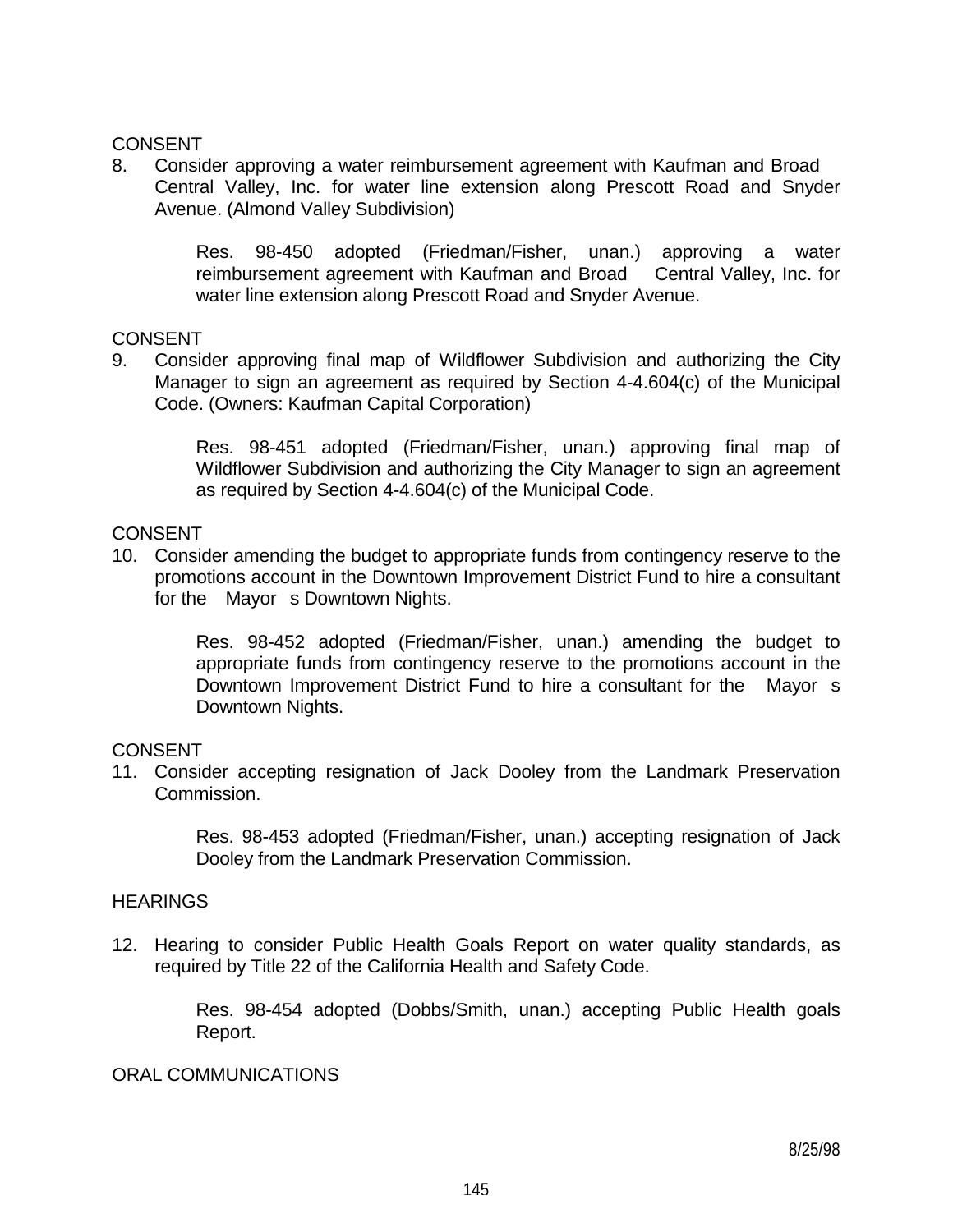CONSENT

8. Consider approving a water reimbursement agreement with Kaufman and Broad Central Valley, Inc. for water line extension along Prescott Road and Snyder Avenue. (Almond Valley Subdivision)

   Res. 98-450 adopted (Friedman/Fisher, unan.) approving a water reimbursement agreement with Kaufman and Broad Central Valley, Inc. for water line extension along Prescott Road and Snyder Avenue.

CONSENT

9. Consider approving final map of Wildflower Subdivision and authorizing the City Manager to sign an agreement as required by Section 4-4.604(c) of the Municipal Code. (Owners: Kaufman Capital Corporation)

   Res. 98-451 adopted (Friedman/Fisher, unan.) approving final map of Wildflower Subdivision and authorizing the City Manager to sign an agreement as required by Section 4-4.604(c) of the Municipal Code.

CONSENT

10. Consider amending the budget to appropriate funds from contingency reserve to the promotions account in the Downtown Improvement District Fund to hire a consultant for the Mayor s Downtown Nights.

    Res. 98-452 adopted (Friedman/Fisher, unan.) amending the budget to appropriate funds from contingency reserve to the promotions account in the Downtown Improvement District Fund to hire a consultant for the Mayor s Downtown Nights.

CONSENT

11. Consider accepting resignation of Jack Dooley from the Landmark Preservation Commission.

    Res. 98-453 adopted (Friedman/Fisher, unan.) accepting resignation of Jack Dooley from the Landmark Preservation Commission.

HEARINGS

12. Hearing to consider Public Health Goals Report on water quality standards, as required by Title 22 of the California Health and Safety Code.

    Res. 98-454 adopted (Dobbs/Smith, unan.) accepting Public Health goals Report.

ORAL COMMUNICATIONS

8/25/98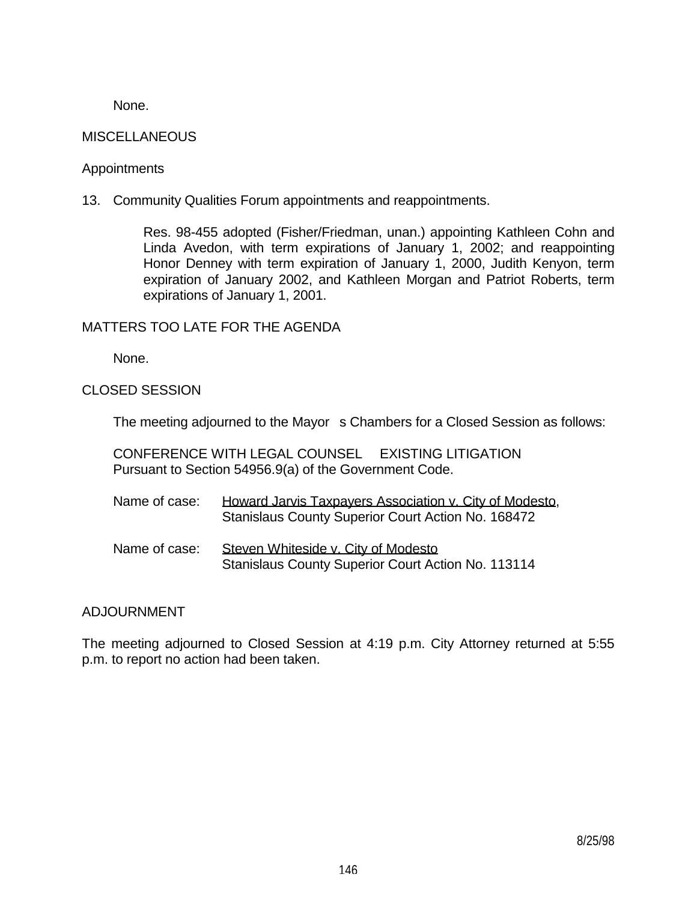None.

MISCELLANEOUS

Appointments

13. Community Qualities Forum appointments and reappointments.

    Res. 98-455 adopted (Fisher/Friedman, unan.) appointing Kathleen Cohn and Linda Avedon, with term expirations of January 1, 2002; and reappointing Honor Denney with term expiration of January 1, 2000, Judith Kenyon, term expiration of January 2002, and Kathleen Morgan and Patriot Roberts, term expirations of January 1, 2001.

MATTERS TOO LATE FOR THE AGENDA

None.

CLOSED SESSION

The meeting adjourned to the Mayor s Chambers for a Closed Session as follows:

CONFERENCE WITH LEGAL COUNSEL  EXISTING LITIGATION
Pursuant to Section 54956.9(a) of the Government Code.

Name of case: Howard Jarvis Taxpayers Association v. City of Modesto, Stanislaus County Superior Court Action No. 168472

Name of case: Steven Whiteside v. City of Modesto Stanislaus County Superior Court Action No. 113114

ADJOURNMENT

The meeting adjourned to Closed Session at 4:19 p.m. City Attorney returned at 5:55 p.m. to report no action had been taken.

8/25/98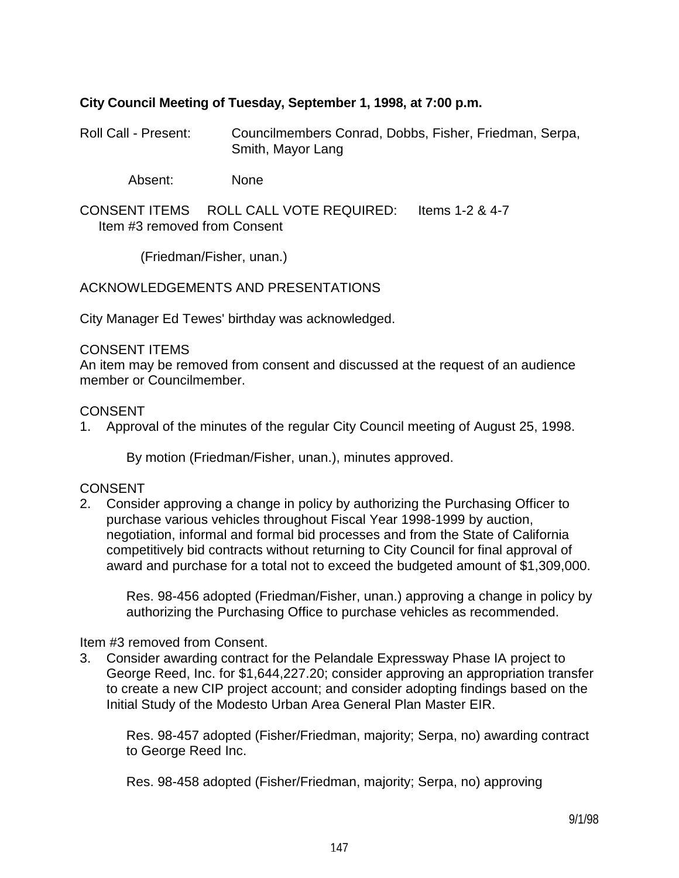**City Council Meeting of Tuesday, September 1, 1998, at 7:00 p.m.**

Roll Call - Present: Councilmembers Conrad, Dobbs, Fisher, Friedman, Serpa, Smith, Mayor Lang

Absent: None

CONSENT ITEMS ROLL CALL VOTE REQUIRED: Items 1-2 & 4-7
Item #3 removed from Consent

(Friedman/Fisher, unan.)

ACKNOWLEDGEMENTS AND PRESENTATIONS

City Manager Ed Tewes' birthday was acknowledged.

CONSENT ITEMS
An item may be removed from consent and discussed at the request of an audience member or Councilmember.

CONSENT
1. Approval of the minutes of the regular City Council meeting of August 25, 1998.

   By motion (Friedman/Fisher, unan.), minutes approved.

CONSENT
2. Consider approving a change in policy by authorizing the Purchasing Officer to purchase various vehicles throughout Fiscal Year 1998-1999 by auction, negotiation, informal and formal bid processes and from the State of California competitively bid contracts without returning to City Council for final approval of award and purchase for a total not to exceed the budgeted amount of $1,309,000.

   Res. 98-456 adopted (Friedman/Fisher, unan.) approving a change in policy by authorizing the Purchasing Office to purchase vehicles as recommended.

Item #3 removed from Consent.
3. Consider awarding contract for the Pelandale Expressway Phase IA project to George Reed, Inc. for $1,644,227.20; consider approving an appropriation transfer to create a new CIP project account; and consider adopting findings based on the Initial Study of the Modesto Urban Area General Plan Master EIR.

   Res. 98-457 adopted (Fisher/Friedman, majority; Serpa, no) awarding contract to George Reed Inc.

   Res. 98-458 adopted (Fisher/Friedman, majority; Serpa, no) approving

9/1/98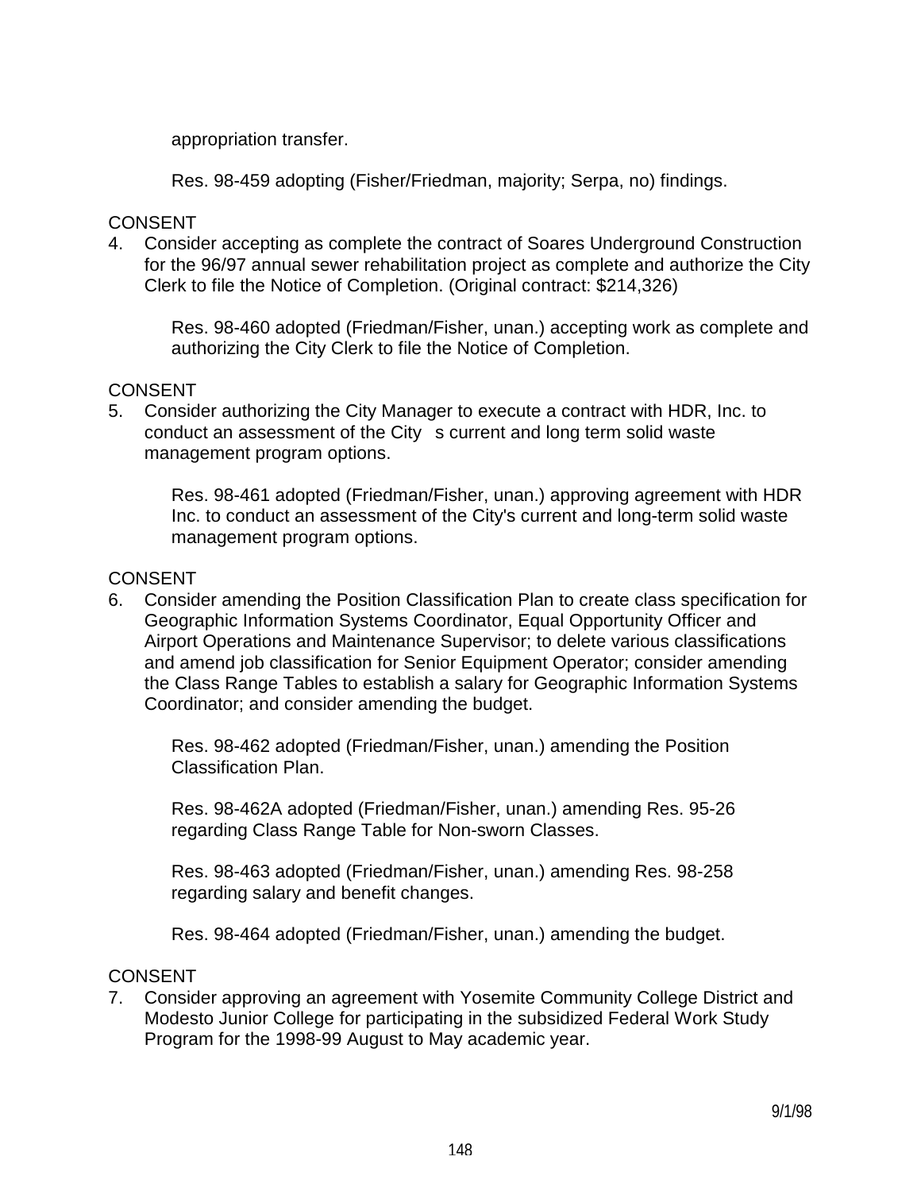appropriation transfer.

Res. 98-459 adopting (Fisher/Friedman, majority; Serpa, no) findings.

CONSENT

4. Consider accepting as complete the contract of Soares Underground Construction for the 96/97 annual sewer rehabilitation project as complete and authorize the City Clerk to file the Notice of Completion. (Original contract: $214,326)

   Res. 98-460 adopted (Friedman/Fisher, unan.) accepting work as complete and authorizing the City Clerk to file the Notice of Completion.

CONSENT

5. Consider authorizing the City Manager to execute a contract with HDR, Inc. to conduct an assessment of the City s current and long term solid waste management program options.

   Res. 98-461 adopted (Friedman/Fisher, unan.) approving agreement with HDR Inc. to conduct an assessment of the City's current and long-term solid waste management program options.

CONSENT

6. Consider amending the Position Classification Plan to create class specification for Geographic Information Systems Coordinator, Equal Opportunity Officer and Airport Operations and Maintenance Supervisor; to delete various classifications and amend job classification for Senior Equipment Operator; consider amending the Class Range Tables to establish a salary for Geographic Information Systems Coordinator; and consider amending the budget.

   Res. 98-462 adopted (Friedman/Fisher, unan.) amending the Position Classification Plan.

   Res. 98-462A adopted (Friedman/Fisher, unan.) amending Res. 95-26 regarding Class Range Table for Non-sworn Classes.

   Res. 98-463 adopted (Friedman/Fisher, unan.) amending Res. 98-258 regarding salary and benefit changes.

   Res. 98-464 adopted (Friedman/Fisher, unan.) amending the budget.

CONSENT

7. Consider approving an agreement with Yosemite Community College District and Modesto Junior College for participating in the subsidized Federal Work Study Program for the 1998-99 August to May academic year.

9/1/98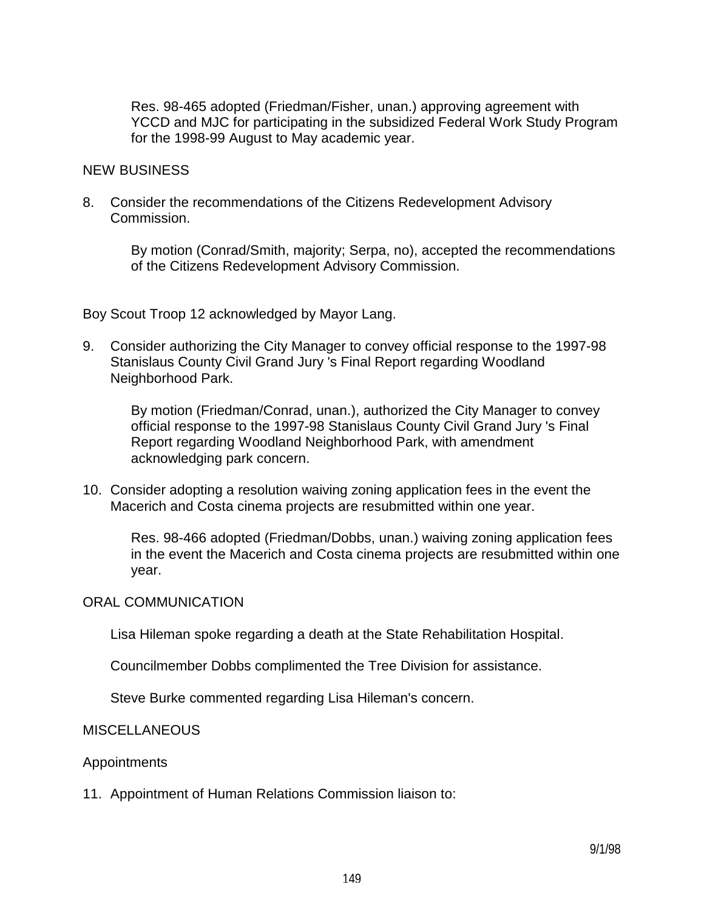Res. 98-465 adopted (Friedman/Fisher, unan.) approving agreement with YCCD and MJC for participating in the subsidized Federal Work Study Program for the 1998-99 August to May academic year.

NEW BUSINESS

8. Consider the recommendations of the Citizens Redevelopment Advisory Commission.

   By motion (Conrad/Smith, majority; Serpa, no), accepted the recommendations of the Citizens Redevelopment Advisory Commission.

Boy Scout Troop 12 acknowledged by Mayor Lang.

9. Consider authorizing the City Manager to convey official response to the 1997-98 Stanislaus County Civil Grand Jury 's Final Report regarding Woodland Neighborhood Park.

   By motion (Friedman/Conrad, unan.), authorized the City Manager to convey official response to the 1997-98 Stanislaus County Civil Grand Jury 's Final Report regarding Woodland Neighborhood Park, with amendment acknowledging park concern.

10. Consider adopting a resolution waiving zoning application fees in the event the Macerich and Costa cinema projects are resubmitted within one year.

    Res. 98-466 adopted (Friedman/Dobbs, unan.) waiving zoning application fees in the event the Macerich and Costa cinema projects are resubmitted within one year.

ORAL COMMUNICATION

Lisa Hileman spoke regarding a death at the State Rehabilitation Hospital.

Councilmember Dobbs complimented the Tree Division for assistance.

Steve Burke commented regarding Lisa Hileman's concern.

MISCELLANEOUS

Appointments

11. Appointment of Human Relations Commission liaison to:

9/1/98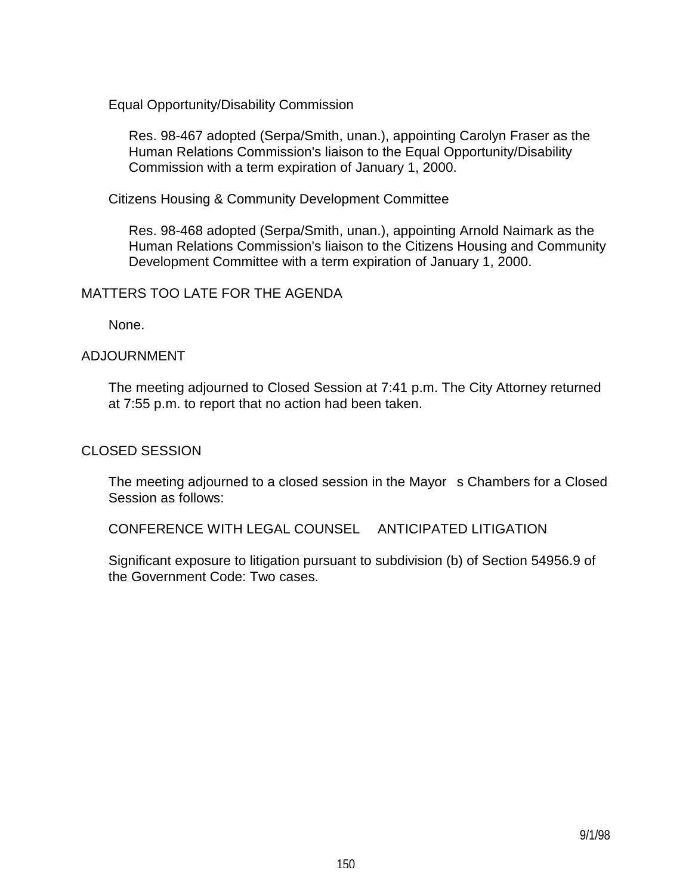Equal Opportunity/Disability Commission

Res. 98-467 adopted (Serpa/Smith, unan.), appointing Carolyn Fraser as the Human Relations Commission's liaison to the Equal Opportunity/Disability Commission with a term expiration of January 1, 2000.

Citizens Housing & Community Development Committee

Res. 98-468 adopted (Serpa/Smith, unan.), appointing Arnold Naimark as the Human Relations Commission's liaison to the Citizens Housing and Community Development Committee with a term expiration of January 1, 2000.

MATTERS TOO LATE FOR THE AGENDA

None.

ADJOURNMENT

The meeting adjourned to Closed Session at 7:41 p.m. The City Attorney returned at 7:55 p.m. to report that no action had been taken.

CLOSED SESSION

The meeting adjourned to a closed session in the Mayor s Chambers for a Closed Session as follows:

CONFERENCE WITH LEGAL COUNSEL ANTICIPATED LITIGATION

Significant exposure to litigation pursuant to subdivision (b) of Section 54956.9 of the Government Code: Two cases.

9/1/98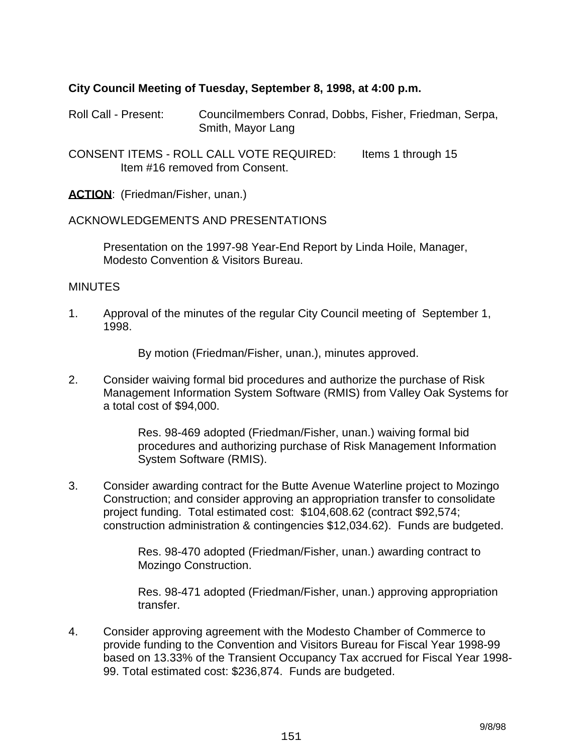**City Council Meeting of Tuesday, September 8, 1998, at 4:00 p.m.**

Roll Call - Present: Councilmembers Conrad, Dobbs, Fisher, Friedman, Serpa, Smith, Mayor Lang

CONSENT ITEMS - ROLL CALL VOTE REQUIRED: Items 1 through 15
Item #16 removed from Consent.

**ACTION**: (Friedman/Fisher, unan.)

ACKNOWLEDGEMENTS AND PRESENTATIONS

Presentation on the 1997-98 Year-End Report by Linda Hoile, Manager, Modesto Convention & Visitors Bureau.

MINUTES

1. Approval of the minutes of the regular City Council meeting of September 1, 1998.

   By motion (Friedman/Fisher, unan.), minutes approved.

2. Consider waiving formal bid procedures and authorize the purchase of Risk Management Information System Software (RMIS) from Valley Oak Systems for a total cost of $94,000.

   Res. 98-469 adopted (Friedman/Fisher, unan.) waiving formal bid procedures and authorizing purchase of Risk Management Information System Software (RMIS).

3. Consider awarding contract for the Butte Avenue Waterline project to Mozingo Construction; and consider approving an appropriation transfer to consolidate project funding. Total estimated cost: $104,608.62 (contract $92,574; construction administration & contingencies $12,034.62). Funds are budgeted.

   Res. 98-470 adopted (Friedman/Fisher, unan.) awarding contract to Mozingo Construction.

   Res. 98-471 adopted (Friedman/Fisher, unan.) approving appropriation transfer.

4. Consider approving agreement with the Modesto Chamber of Commerce to provide funding to the Convention and Visitors Bureau for Fiscal Year 1998-99 based on 13.33% of the Transient Occupancy Tax accrued for Fiscal Year 1998-99. Total estimated cost: $236,874. Funds are budgeted.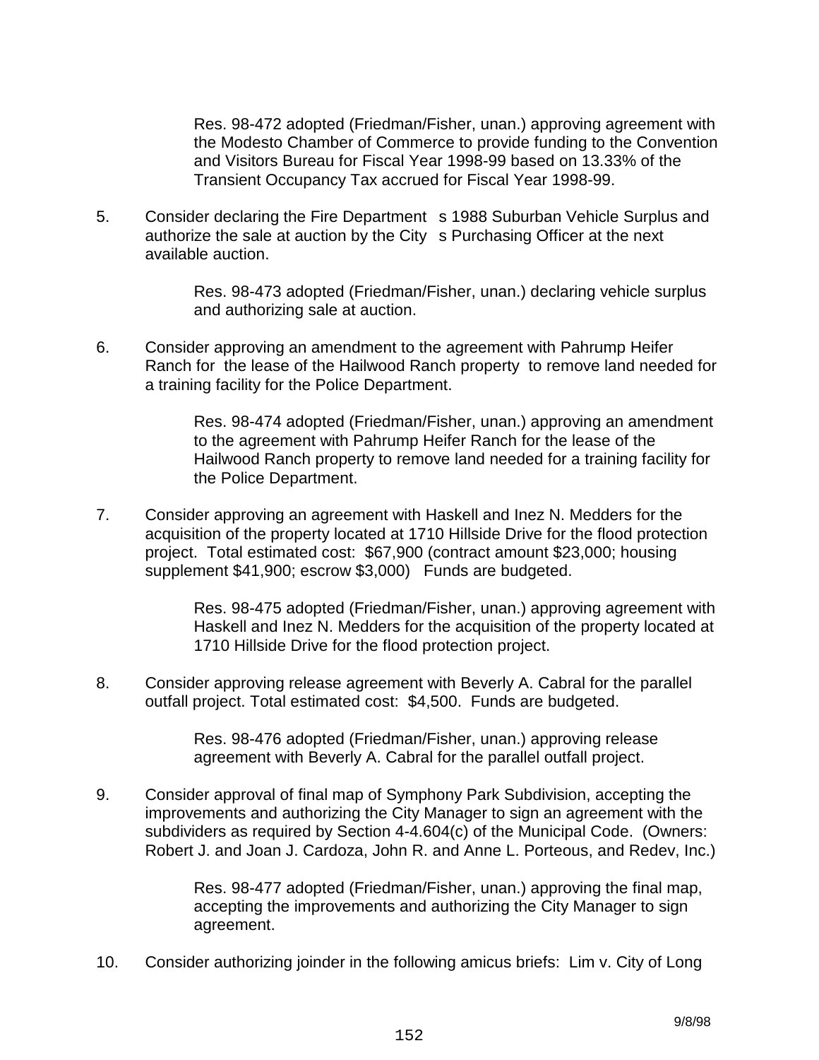Res. 98-472 adopted (Friedman/Fisher, unan.) approving agreement with the Modesto Chamber of Commerce to provide funding to the Convention and Visitors Bureau for Fiscal Year 1998-99 based on 13.33% of the Transient Occupancy Tax accrued for Fiscal Year 1998-99.

5. Consider declaring the Fire Department s 1988 Suburban Vehicle Surplus and authorize the sale at auction by the City s Purchasing Officer at the next available auction.

   Res. 98-473 adopted (Friedman/Fisher, unan.) declaring vehicle surplus and authorizing sale at auction.

6. Consider approving an amendment to the agreement with Pahrump Heifer Ranch for the lease of the Hailwood Ranch property to remove land needed for a training facility for the Police Department.

   Res. 98-474 adopted (Friedman/Fisher, unan.) approving an amendment to the agreement with Pahrump Heifer Ranch for the lease of the Hailwood Ranch property to remove land needed for a training facility for the Police Department.

7. Consider approving an agreement with Haskell and Inez N. Medders for the acquisition of the property located at 1710 Hillside Drive for the flood protection project. Total estimated cost: $67,900 (contract amount $23,000; housing supplement $41,900; escrow $3,000) Funds are budgeted.

   Res. 98-475 adopted (Friedman/Fisher, unan.) approving agreement with Haskell and Inez N. Medders for the acquisition of the property located at 1710 Hillside Drive for the flood protection project.

8. Consider approving release agreement with Beverly A. Cabral for the parallel outfall project. Total estimated cost: $4,500. Funds are budgeted.

   Res. 98-476 adopted (Friedman/Fisher, unan.) approving release agreement with Beverly A. Cabral for the parallel outfall project.

9. Consider approval of final map of Symphony Park Subdivision, accepting the improvements and authorizing the City Manager to sign an agreement with the subdividers as required by Section 4-4.604(c) of the Municipal Code. (Owners: Robert J. and Joan J. Cardoza, John R. and Anne L. Porteous, and Redev, Inc.)

   Res. 98-477 adopted (Friedman/Fisher, unan.) approving the final map, accepting the improvements and authorizing the City Manager to sign agreement.

10. Consider authorizing joinder in the following amicus briefs: Lim v. City of Long

9/8/98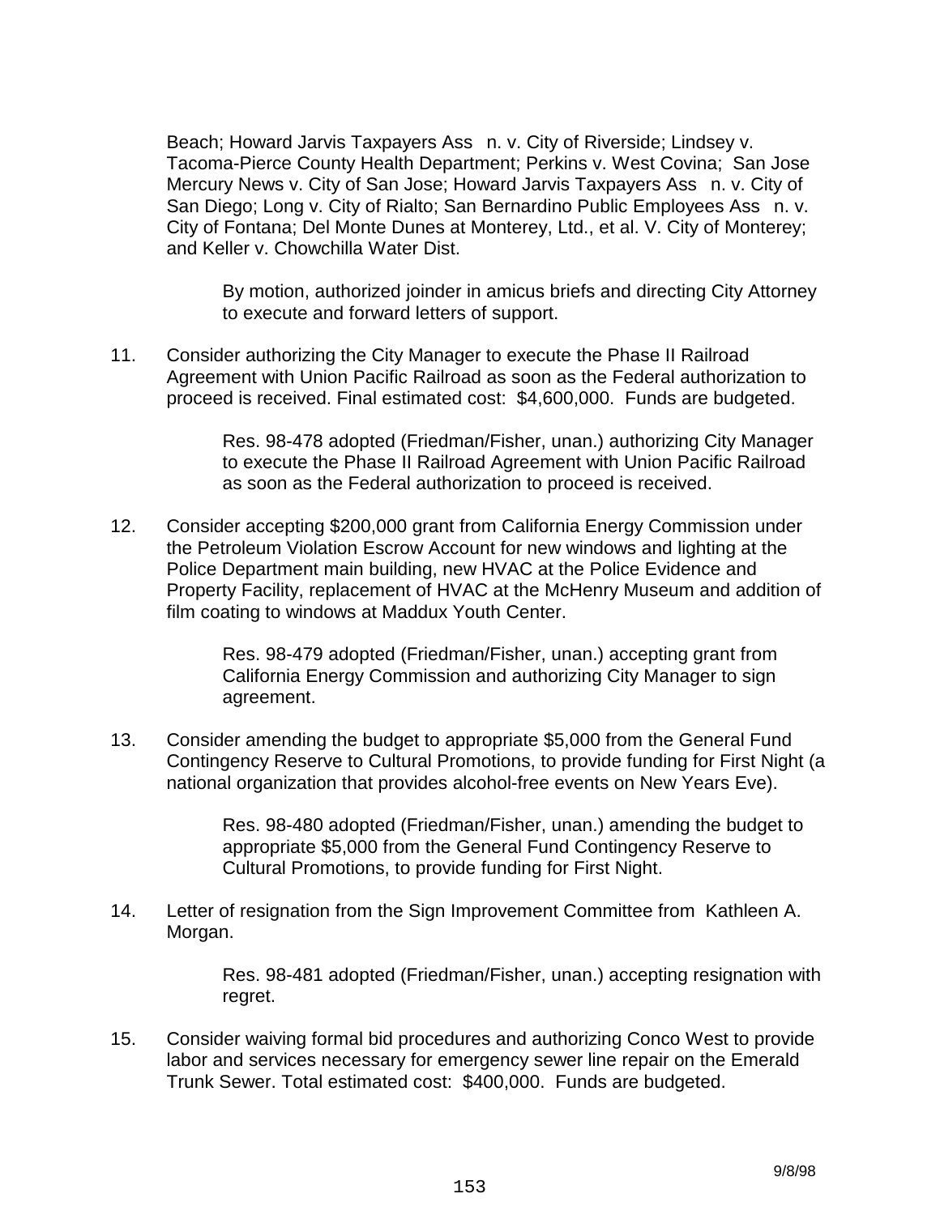Beach; Howard Jarvis Taxpayers Ass n. v. City of Riverside; Lindsey v. Tacoma-Pierce County Health Department; Perkins v. West Covina; San Jose Mercury News v. City of San Jose; Howard Jarvis Taxpayers Ass n. v. City of San Diego; Long v. City of Rialto; San Bernardino Public Employees Ass n. v. City of Fontana; Del Monte Dunes at Monterey, Ltd., et al. V. City of Monterey; and Keller v. Chowchilla Water Dist.

> By motion, authorized joinder in amicus briefs and directing City Attorney to execute and forward letters of support.

11. Consider authorizing the City Manager to execute the Phase II Railroad Agreement with Union Pacific Railroad as soon as the Federal authorization to proceed is received. Final estimated cost: $4,600,000. Funds are budgeted.

> Res. 98-478 adopted (Friedman/Fisher, unan.) authorizing City Manager to execute the Phase II Railroad Agreement with Union Pacific Railroad as soon as the Federal authorization to proceed is received.

12. Consider accepting $200,000 grant from California Energy Commission under the Petroleum Violation Escrow Account for new windows and lighting at the Police Department main building, new HVAC at the Police Evidence and Property Facility, replacement of HVAC at the McHenry Museum and addition of film coating to windows at Maddux Youth Center.

> Res. 98-479 adopted (Friedman/Fisher, unan.) accepting grant from California Energy Commission and authorizing City Manager to sign agreement.

13. Consider amending the budget to appropriate $5,000 from the General Fund Contingency Reserve to Cultural Promotions, to provide funding for First Night (a national organization that provides alcohol-free events on New Years Eve).

> Res. 98-480 adopted (Friedman/Fisher, unan.) amending the budget to appropriate $5,000 from the General Fund Contingency Reserve to Cultural Promotions, to provide funding for First Night.

14. Letter of resignation from the Sign Improvement Committee from Kathleen A. Morgan.

> Res. 98-481 adopted (Friedman/Fisher, unan.) accepting resignation with regret.

15. Consider waiving formal bid procedures and authorizing Conco West to provide labor and services necessary for emergency sewer line repair on the Emerald Trunk Sewer. Total estimated cost: $400,000. Funds are budgeted.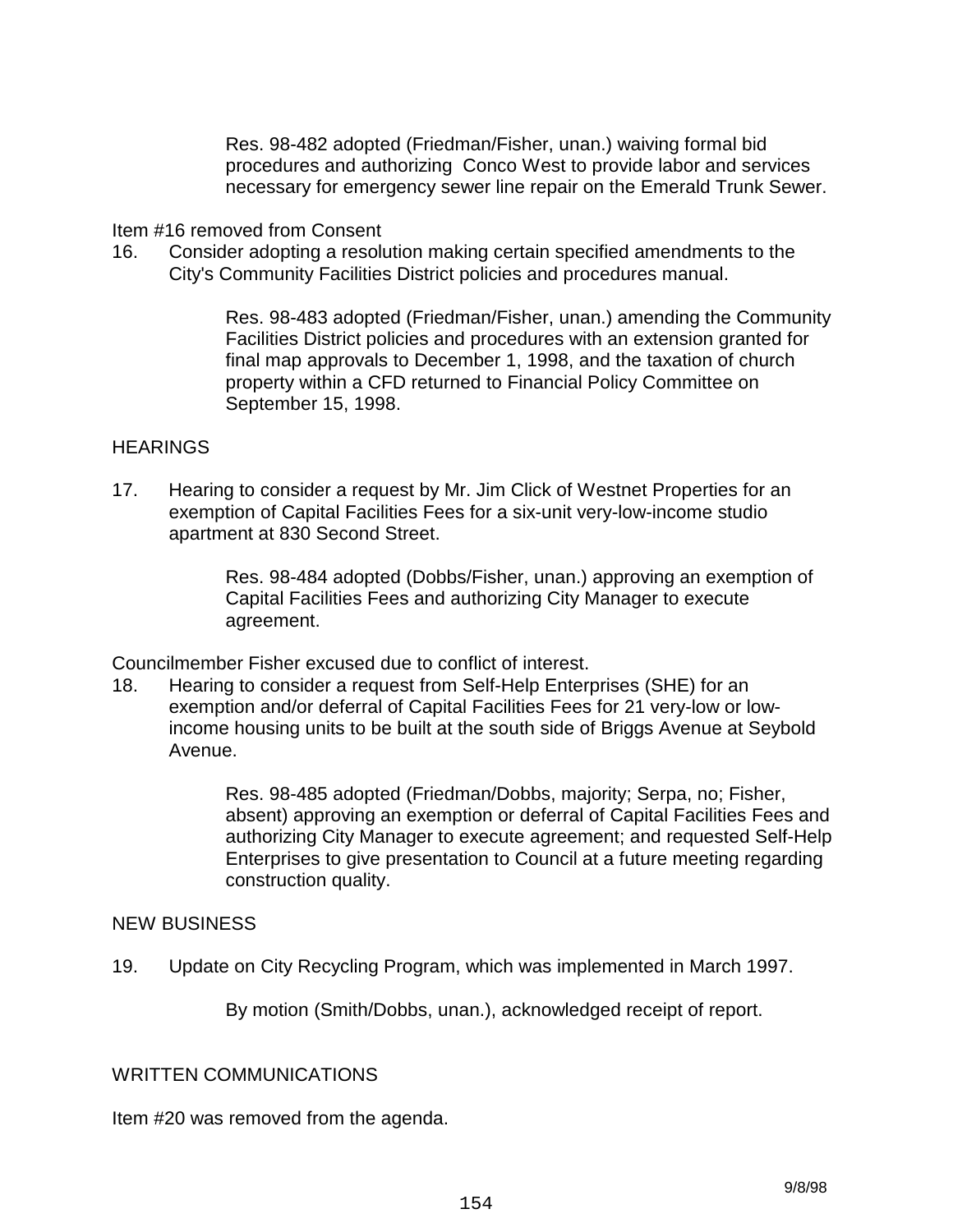Res. 98-482 adopted (Friedman/Fisher, unan.) waiving formal bid procedures and authorizing Conco West to provide labor and services necessary for emergency sewer line repair on the Emerald Trunk Sewer.

Item #16 removed from Consent

16. Consider adopting a resolution making certain specified amendments to the City's Community Facilities District policies and procedures manual.

    Res. 98-483 adopted (Friedman/Fisher, unan.) amending the Community Facilities District policies and procedures with an extension granted for final map approvals to December 1, 1998, and the taxation of church property within a CFD returned to Financial Policy Committee on September 15, 1998.

HEARINGS

17. Hearing to consider a request by Mr. Jim Click of Westnet Properties for an exemption of Capital Facilities Fees for a six-unit very-low-income studio apartment at 830 Second Street.

    Res. 98-484 adopted (Dobbs/Fisher, unan.) approving an exemption of Capital Facilities Fees and authorizing City Manager to execute agreement.

Councilmember Fisher excused due to conflict of interest.

18. Hearing to consider a request from Self-Help Enterprises (SHE) for an exemption and/or deferral of Capital Facilities Fees for 21 very-low or low-income housing units to be built at the south side of Briggs Avenue at Seybold Avenue.

    Res. 98-485 adopted (Friedman/Dobbs, majority; Serpa, no; Fisher, absent) approving an exemption or deferral of Capital Facilities Fees and authorizing City Manager to execute agreement; and requested Self-Help Enterprises to give presentation to Council at a future meeting regarding construction quality.

NEW BUSINESS

19. Update on City Recycling Program, which was implemented in March 1997.

    By motion (Smith/Dobbs, unan.), acknowledged receipt of report.

WRITTEN COMMUNICATIONS

Item #20 was removed from the agenda.

9/8/98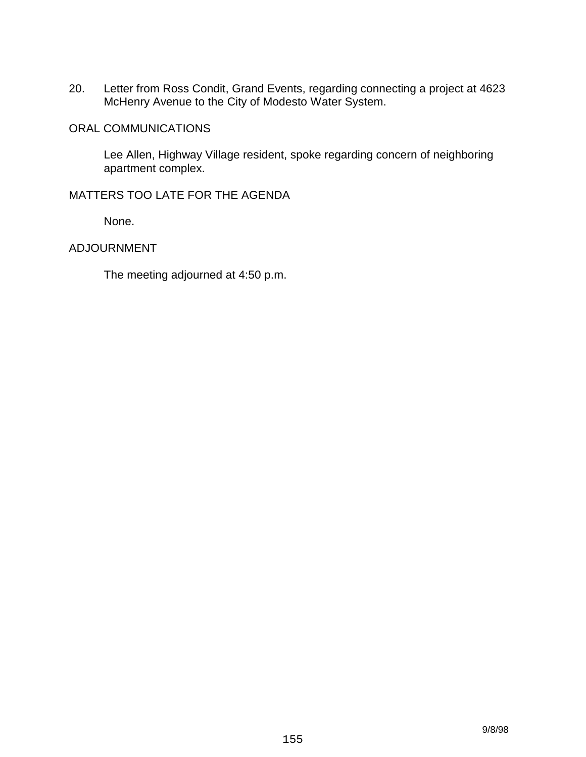20. Letter from Ross Condit, Grand Events, regarding connecting a project at 4623 McHenry Avenue to the City of Modesto Water System.

ORAL COMMUNICATIONS

Lee Allen, Highway Village resident, spoke regarding concern of neighboring apartment complex.

MATTERS TOO LATE FOR THE AGENDA

None.

ADJOURNMENT

The meeting adjourned at 4:50 p.m.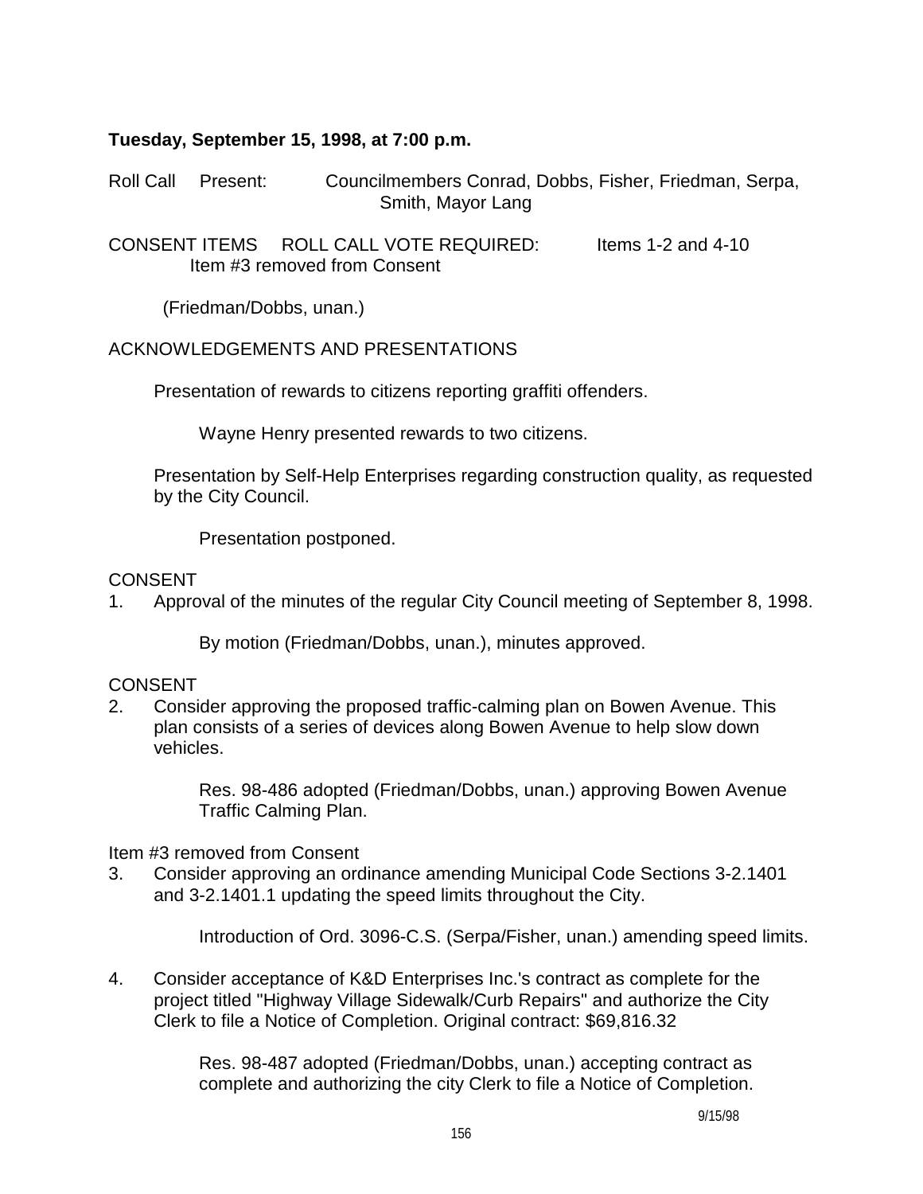**Tuesday, September 15, 1998, at 7:00 p.m.**

Roll Call Present: Councilmembers Conrad, Dobbs, Fisher, Friedman, Serpa, Smith, Mayor Lang

CONSENT ITEMS ROLL CALL VOTE REQUIRED: Items 1-2 and 4-10
Item #3 removed from Consent

(Friedman/Dobbs, unan.)

ACKNOWLEDGEMENTS AND PRESENTATIONS

Presentation of rewards to citizens reporting graffiti offenders.

Wayne Henry presented rewards to two citizens.

Presentation by Self-Help Enterprises regarding construction quality, as requested by the City Council.

Presentation postponed.

CONSENT

1. Approval of the minutes of the regular City Council meeting of September 8, 1998.

   By motion (Friedman/Dobbs, unan.), minutes approved.

CONSENT

2. Consider approving the proposed traffic-calming plan on Bowen Avenue. This plan consists of a series of devices along Bowen Avenue to help slow down vehicles.

   Res. 98-486 adopted (Friedman/Dobbs, unan.) approving Bowen Avenue Traffic Calming Plan.

Item #3 removed from Consent

3. Consider approving an ordinance amending Municipal Code Sections 3-2.1401 and 3-2.1401.1 updating the speed limits throughout the City.

   Introduction of Ord. 3096-C.S. (Serpa/Fisher, unan.) amending speed limits.

4. Consider acceptance of K&D Enterprises Inc.'s contract as complete for the project titled "Highway Village Sidewalk/Curb Repairs" and authorize the City Clerk to file a Notice of Completion. Original contract: $69,816.32

   Res. 98-487 adopted (Friedman/Dobbs, unan.) accepting contract as complete and authorizing the city Clerk to file a Notice of Completion.

9/15/98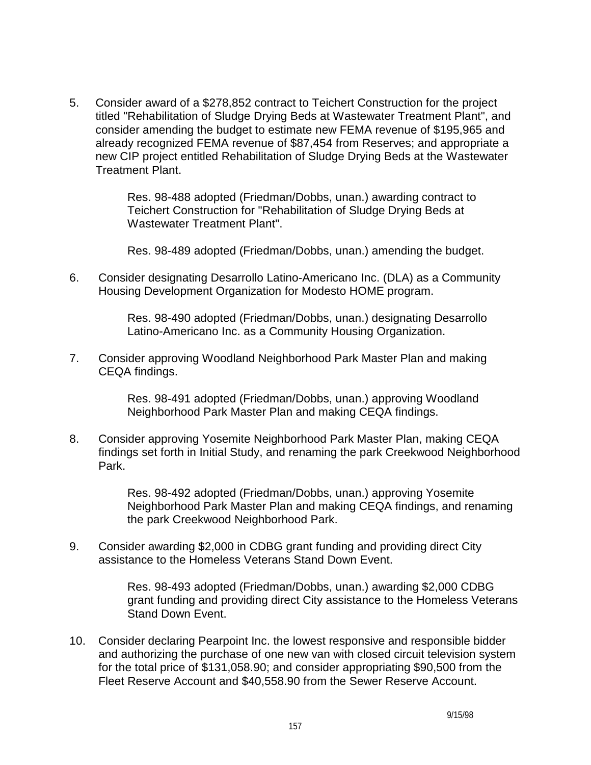5. Consider award of a $278,852 contract to Teichert Construction for the project titled "Rehabilitation of Sludge Drying Beds at Wastewater Treatment Plant", and consider amending the budget to estimate new FEMA revenue of $195,965 and already recognized FEMA revenue of $87,454 from Reserves; and appropriate a new CIP project entitled Rehabilitation of Sludge Drying Beds at the Wastewater Treatment Plant.

   Res. 98-488 adopted (Friedman/Dobbs, unan.) awarding contract to Teichert Construction for "Rehabilitation of Sludge Drying Beds at Wastewater Treatment Plant".

   Res. 98-489 adopted (Friedman/Dobbs, unan.) amending the budget.

6. Consider designating Desarrollo Latino-Americano Inc. (DLA) as a Community Housing Development Organization for Modesto HOME program.

   Res. 98-490 adopted (Friedman/Dobbs, unan.) designating Desarrollo Latino-Americano Inc. as a Community Housing Organization.

7. Consider approving Woodland Neighborhood Park Master Plan and making CEQA findings.

   Res. 98-491 adopted (Friedman/Dobbs, unan.) approving Woodland Neighborhood Park Master Plan and making CEQA findings.

8. Consider approving Yosemite Neighborhood Park Master Plan, making CEQA findings set forth in Initial Study, and renaming the park Creekwood Neighborhood Park.

   Res. 98-492 adopted (Friedman/Dobbs, unan.) approving Yosemite Neighborhood Park Master Plan and making CEQA findings, and renaming the park Creekwood Neighborhood Park.

9. Consider awarding $2,000 in CDBG grant funding and providing direct City assistance to the Homeless Veterans Stand Down Event.

   Res. 98-493 adopted (Friedman/Dobbs, unan.) awarding $2,000 CDBG grant funding and providing direct City assistance to the Homeless Veterans Stand Down Event.

10. Consider declaring Pearpoint Inc. the lowest responsive and responsible bidder and authorizing the purchase of one new van with closed circuit television system for the total price of $131,058.90; and consider appropriating $90,500 from the Fleet Reserve Account and $40,558.90 from the Sewer Reserve Account.

9/15/98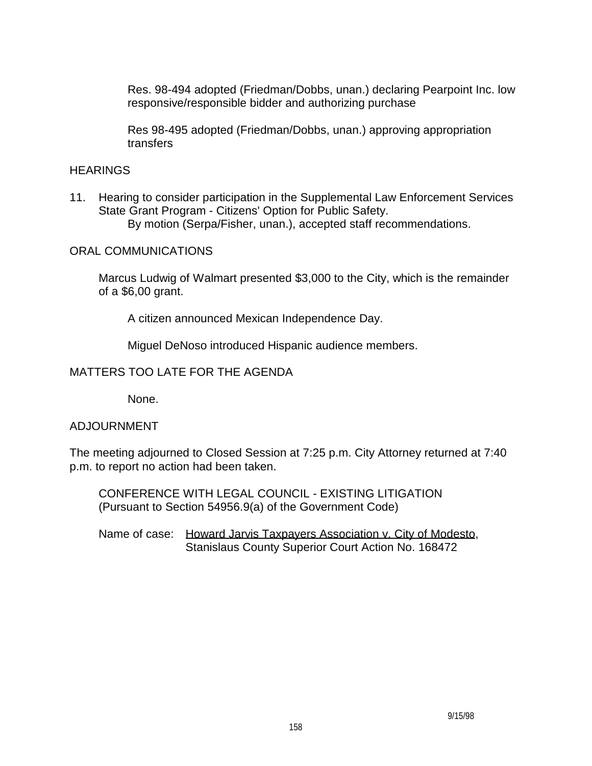Res. 98-494 adopted (Friedman/Dobbs, unan.) declaring Pearpoint Inc. low responsive/responsible bidder and authorizing purchase

Res 98-495 adopted (Friedman/Dobbs, unan.) approving appropriation transfers

HEARINGS

11. Hearing to consider participation in the Supplemental Law Enforcement Services State Grant Program - Citizens' Option for Public Safety.
    By motion (Serpa/Fisher, unan.), accepted staff recommendations.

ORAL COMMUNICATIONS

Marcus Ludwig of Walmart presented $3,000 to the City, which is the remainder of a $6,00 grant.

A citizen announced Mexican Independence Day.

Miguel DeNoso introduced Hispanic audience members.

MATTERS TOO LATE FOR THE AGENDA

None.

ADJOURNMENT

The meeting adjourned to Closed Session at 7:25 p.m. City Attorney returned at 7:40 p.m. to report no action had been taken.

CONFERENCE WITH LEGAL COUNCIL - EXISTING LITIGATION
(Pursuant to Section 54956.9(a) of the Government Code)

Name of case: Howard Jarvis Taxpayers Association v. City of Modesto, Stanislaus County Superior Court Action No. 168472

9/15/98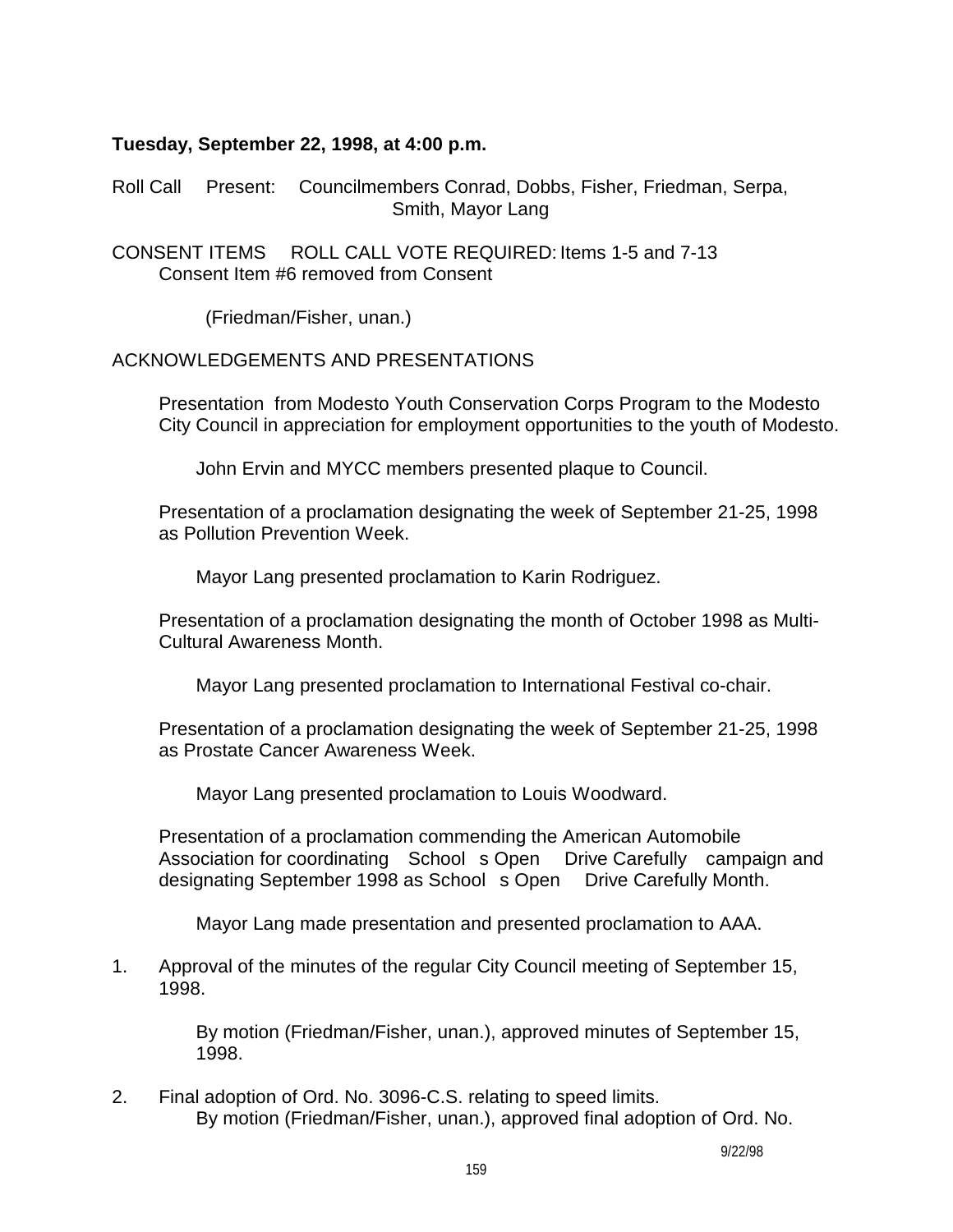**Tuesday, September 22, 1998, at 4:00 p.m.**

Roll Call Present: Councilmembers Conrad, Dobbs, Fisher, Friedman, Serpa, Smith, Mayor Lang

CONSENT ITEMS ROLL CALL VOTE REQUIRED: Items 1-5 and 7-13
Consent Item #6 removed from Consent

(Friedman/Fisher, unan.)

ACKNOWLEDGEMENTS AND PRESENTATIONS

Presentation from Modesto Youth Conservation Corps Program to the Modesto City Council in appreciation for employment opportunities to the youth of Modesto.

John Ervin and MYCC members presented plaque to Council.

Presentation of a proclamation designating the week of September 21-25, 1998 as Pollution Prevention Week.

Mayor Lang presented proclamation to Karin Rodriguez.

Presentation of a proclamation designating the month of October 1998 as Multi-Cultural Awareness Month.

Mayor Lang presented proclamation to International Festival co-chair.

Presentation of a proclamation designating the week of September 21-25, 1998 as Prostate Cancer Awareness Week.

Mayor Lang presented proclamation to Louis Woodward.

Presentation of a proclamation commending the American Automobile Association for coordinating School s Open Drive Carefully campaign and designating September 1998 as School s Open Drive Carefully Month.

Mayor Lang made presentation and presented proclamation to AAA.

1. Approval of the minutes of the regular City Council meeting of September 15, 1998.

   By motion (Friedman/Fisher, unan.), approved minutes of September 15, 1998.

2. Final adoption of Ord. No. 3096-C.S. relating to speed limits.
   By motion (Friedman/Fisher, unan.), approved final adoption of Ord. No.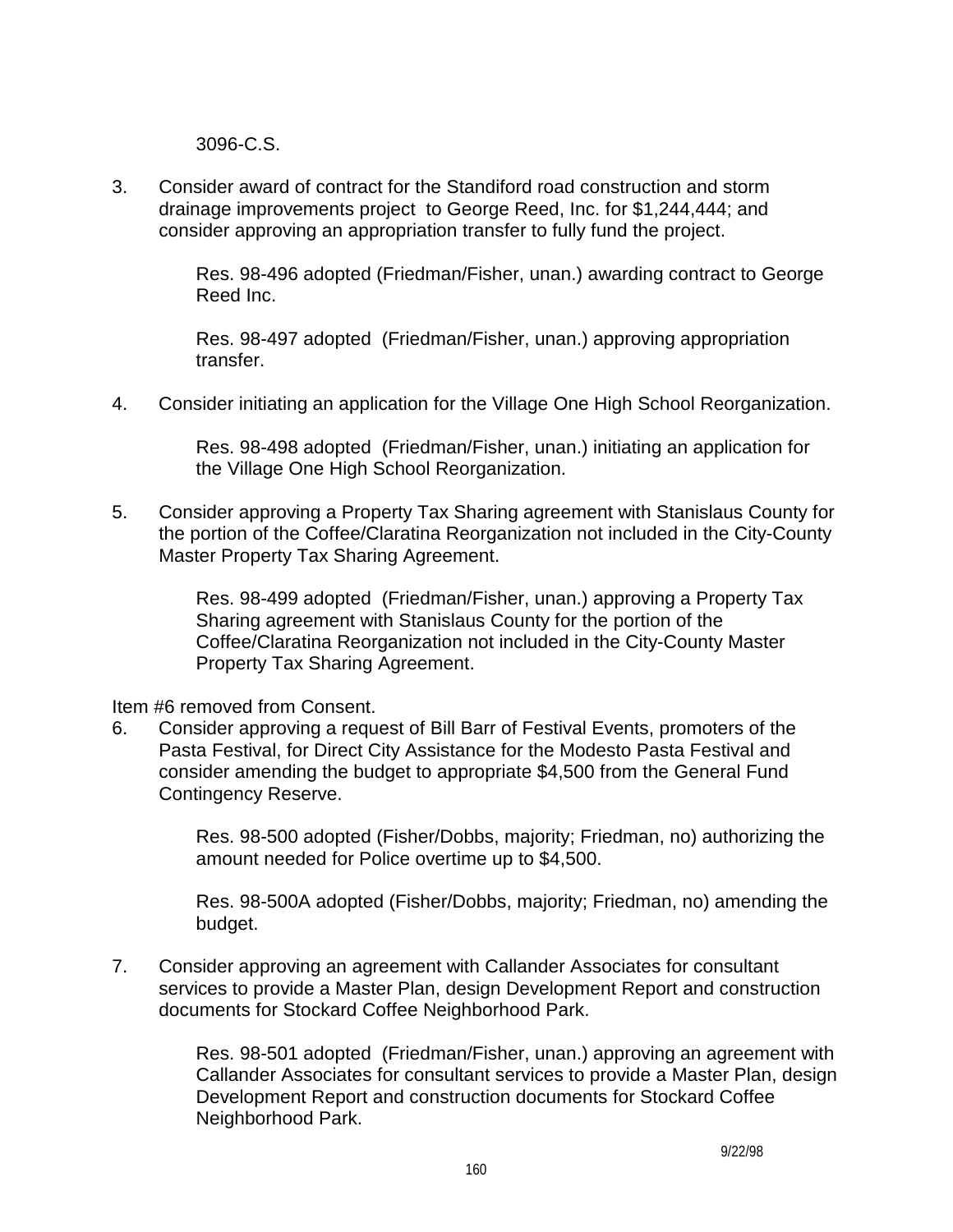3096-C.S.

3. Consider award of contract for the Standiford road construction and storm drainage improvements project to George Reed, Inc. for $1,244,444; and consider approving an appropriation transfer to fully fund the project.

   Res. 98-496 adopted (Friedman/Fisher, unan.) awarding contract to George Reed Inc.

   Res. 98-497 adopted (Friedman/Fisher, unan.) approving appropriation transfer.

4. Consider initiating an application for the Village One High School Reorganization.

   Res. 98-498 adopted (Friedman/Fisher, unan.) initiating an application for the Village One High School Reorganization.

5. Consider approving a Property Tax Sharing agreement with Stanislaus County for the portion of the Coffee/Claratina Reorganization not included in the City-County Master Property Tax Sharing Agreement.

   Res. 98-499 adopted (Friedman/Fisher, unan.) approving a Property Tax Sharing agreement with Stanislaus County for the portion of the Coffee/Claratina Reorganization not included in the City-County Master Property Tax Sharing Agreement.

Item #6 removed from Consent.

6. Consider approving a request of Bill Barr of Festival Events, promoters of the Pasta Festival, for Direct City Assistance for the Modesto Pasta Festival and consider amending the budget to appropriate $4,500 from the General Fund Contingency Reserve.

   Res. 98-500 adopted (Fisher/Dobbs, majority; Friedman, no) authorizing the amount needed for Police overtime up to $4,500.

   Res. 98-500A adopted (Fisher/Dobbs, majority; Friedman, no) amending the budget.

7. Consider approving an agreement with Callander Associates for consultant services to provide a Master Plan, design Development Report and construction documents for Stockard Coffee Neighborhood Park.

   Res. 98-501 adopted (Friedman/Fisher, unan.) approving an agreement with Callander Associates for consultant services to provide a Master Plan, design Development Report and construction documents for Stockard Coffee Neighborhood Park.

9/22/98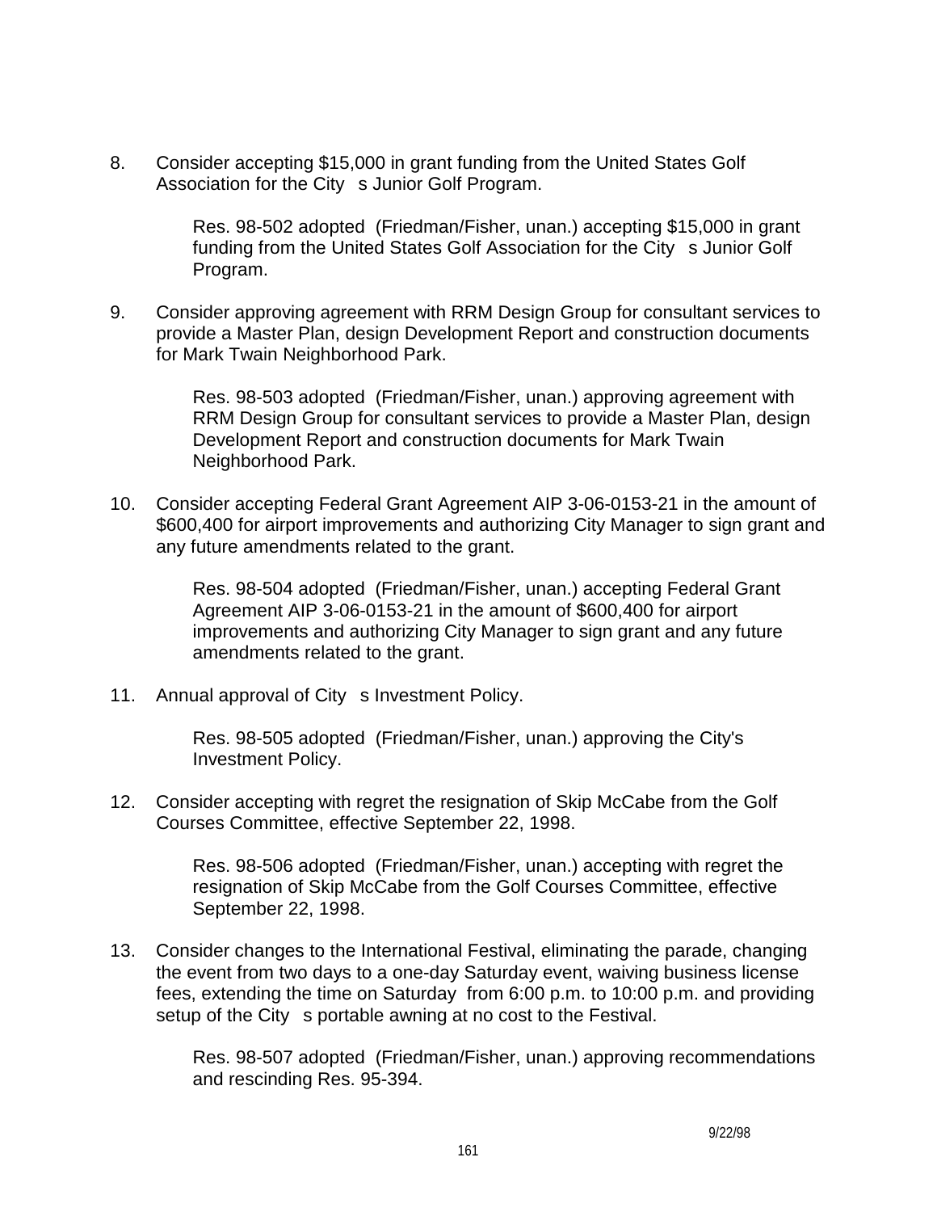8. Consider accepting $15,000 in grant funding from the United States Golf Association for the City s Junior Golf Program.

    Res. 98-502 adopted (Friedman/Fisher, unan.) accepting $15,000 in grant funding from the United States Golf Association for the City s Junior Golf Program.

9. Consider approving agreement with RRM Design Group for consultant services to provide a Master Plan, design Development Report and construction documents for Mark Twain Neighborhood Park.

    Res. 98-503 adopted (Friedman/Fisher, unan.) approving agreement with RRM Design Group for consultant services to provide a Master Plan, design Development Report and construction documents for Mark Twain Neighborhood Park.

10. Consider accepting Federal Grant Agreement AIP 3-06-0153-21 in the amount of $600,400 for airport improvements and authorizing City Manager to sign grant and any future amendments related to the grant.

    Res. 98-504 adopted (Friedman/Fisher, unan.) accepting Federal Grant Agreement AIP 3-06-0153-21 in the amount of $600,400 for airport improvements and authorizing City Manager to sign grant and any future amendments related to the grant.

11. Annual approval of City s Investment Policy.

    Res. 98-505 adopted (Friedman/Fisher, unan.) approving the City's Investment Policy.

12. Consider accepting with regret the resignation of Skip McCabe from the Golf Courses Committee, effective September 22, 1998.

    Res. 98-506 adopted (Friedman/Fisher, unan.) accepting with regret the resignation of Skip McCabe from the Golf Courses Committee, effective September 22, 1998.

13. Consider changes to the International Festival, eliminating the parade, changing the event from two days to a one-day Saturday event, waiving business license fees, extending the time on Saturday from 6:00 p.m. to 10:00 p.m. and providing setup of the City s portable awning at no cost to the Festival.

    Res. 98-507 adopted (Friedman/Fisher, unan.) approving recommendations and rescinding Res. 95-394.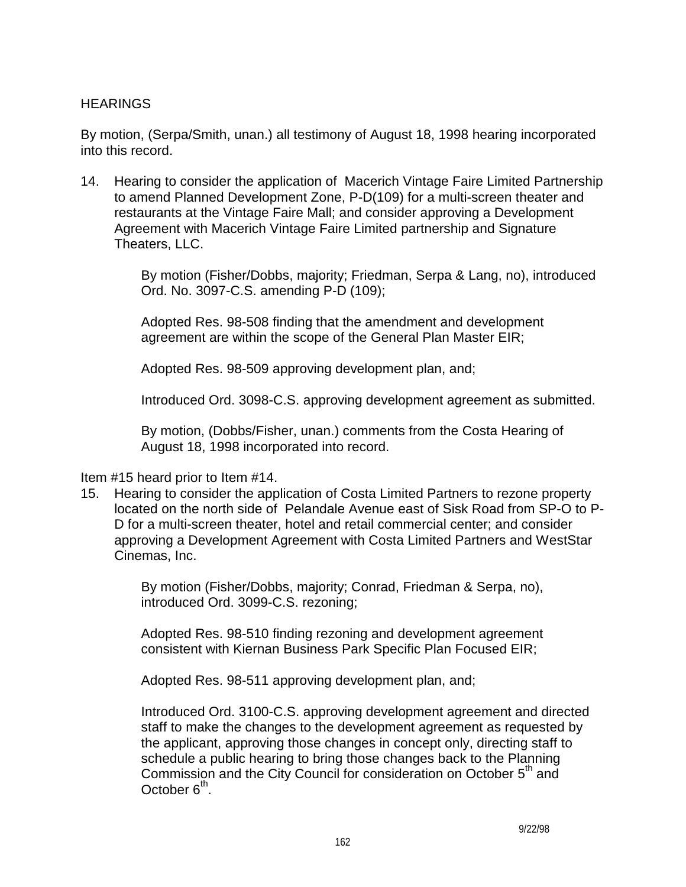HEARINGS

By motion, (Serpa/Smith, unan.) all testimony of August 18, 1998 hearing incorporated into this record.

14. Hearing to consider the application of Macerich Vintage Faire Limited Partnership to amend Planned Development Zone, P-D(109) for a multi-screen theater and restaurants at the Vintage Faire Mall; and consider approving a Development Agreement with Macerich Vintage Faire Limited partnership and Signature Theaters, LLC.

    By motion (Fisher/Dobbs, majority; Friedman, Serpa & Lang, no), introduced Ord. No. 3097-C.S. amending P-D (109);

    Adopted Res. 98-508 finding that the amendment and development agreement are within the scope of the General Plan Master EIR;

    Adopted Res. 98-509 approving development plan, and;

    Introduced Ord. 3098-C.S. approving development agreement as submitted.

    By motion, (Dobbs/Fisher, unan.) comments from the Costa Hearing of August 18, 1998 incorporated into record.

Item #15 heard prior to Item #14.

15. Hearing to consider the application of Costa Limited Partners to rezone property located on the north side of Pelandale Avenue east of Sisk Road from SP-O to P-D for a multi-screen theater, hotel and retail commercial center; and consider approving a Development Agreement with Costa Limited Partners and WestStar Cinemas, Inc.

    By motion (Fisher/Dobbs, majority; Conrad, Friedman & Serpa, no), introduced Ord. 3099-C.S. rezoning;

    Adopted Res. 98-510 finding rezoning and development agreement consistent with Kiernan Business Park Specific Plan Focused EIR;

    Adopted Res. 98-511 approving development plan, and;

    Introduced Ord. 3100-C.S. approving development agreement and directed staff to make the changes to the development agreement as requested by the applicant, approving those changes in concept only, directing staff to schedule a public hearing to bring those changes back to the Planning Commission and the City Council for consideration on October 5th and October 6th.

9/22/98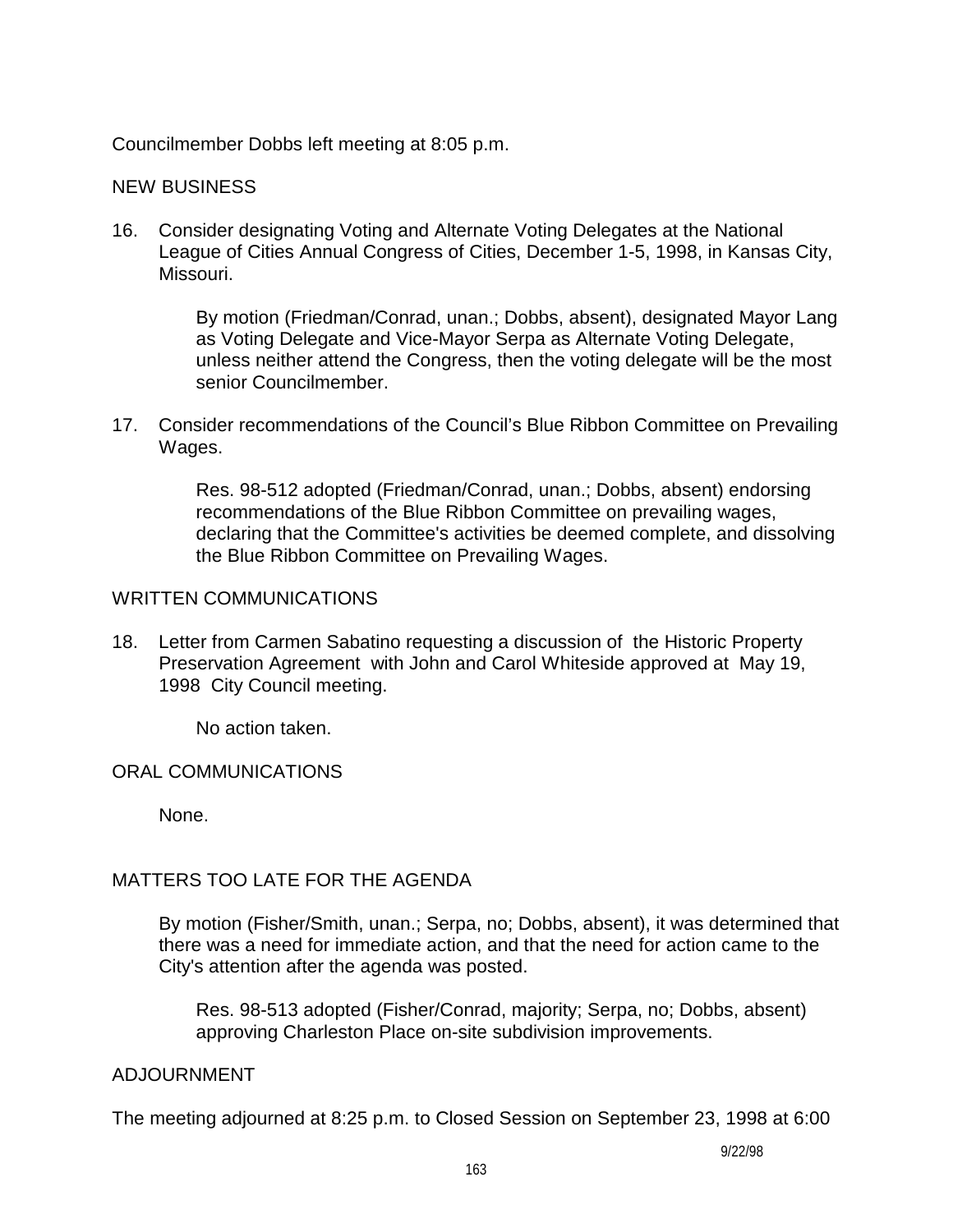Councilmember Dobbs left meeting at 8:05 p.m.

NEW BUSINESS

16. Consider designating Voting and Alternate Voting Delegates at the National League of Cities Annual Congress of Cities, December 1-5, 1998, in Kansas City, Missouri.

    By motion (Friedman/Conrad, unan.; Dobbs, absent), designated Mayor Lang as Voting Delegate and Vice-Mayor Serpa as Alternate Voting Delegate, unless neither attend the Congress, then the voting delegate will be the most senior Councilmember.

17. Consider recommendations of the Council's Blue Ribbon Committee on Prevailing Wages.

    Res. 98-512 adopted (Friedman/Conrad, unan.; Dobbs, absent) endorsing recommendations of the Blue Ribbon Committee on prevailing wages, declaring that the Committee's activities be deemed complete, and dissolving the Blue Ribbon Committee on Prevailing Wages.

WRITTEN COMMUNICATIONS

18. Letter from Carmen Sabatino requesting a discussion of the Historic Property Preservation Agreement with John and Carol Whiteside approved at May 19, 1998 City Council meeting.

    No action taken.

ORAL COMMUNICATIONS

None.

MATTERS TOO LATE FOR THE AGENDA

By motion (Fisher/Smith, unan.; Serpa, no; Dobbs, absent), it was determined that there was a need for immediate action, and that the need for action came to the City's attention after the agenda was posted.

Res. 98-513 adopted (Fisher/Conrad, majority; Serpa, no; Dobbs, absent) approving Charleston Place on-site subdivision improvements.

ADJOURNMENT

The meeting adjourned at 8:25 p.m. to Closed Session on September 23, 1998 at 6:00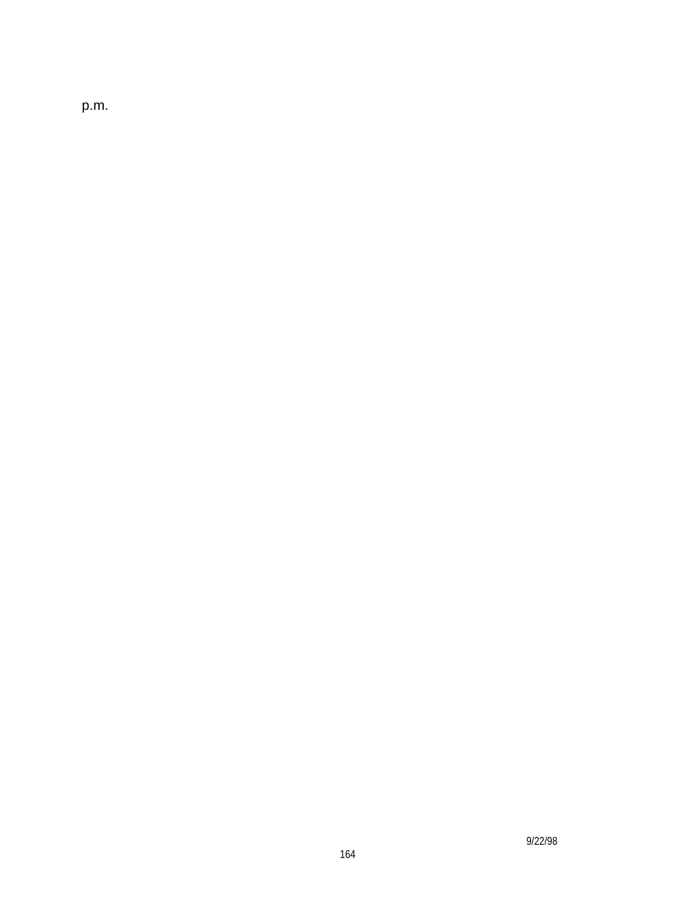p.m.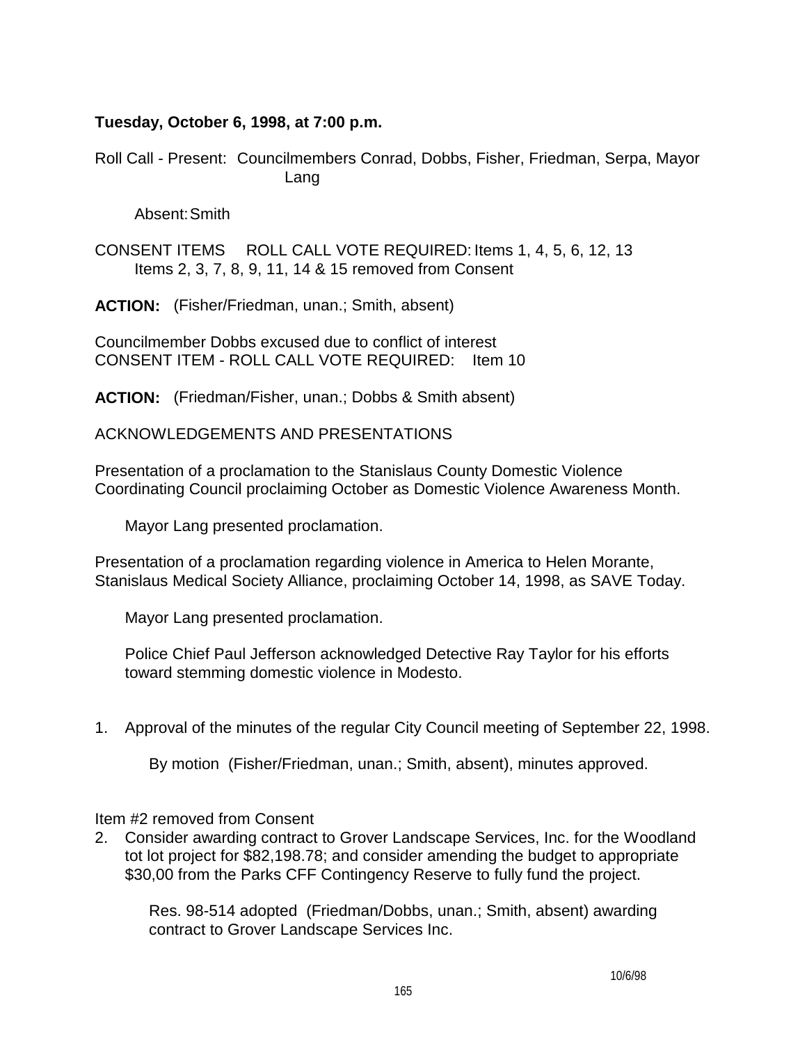**Tuesday, October 6, 1998, at 7:00 p.m.**

Roll Call - Present: Councilmembers Conrad, Dobbs, Fisher, Friedman, Serpa, Mayor Lang

Absent: Smith

CONSENT ITEMS ROLL CALL VOTE REQUIRED: Items 1, 4, 5, 6, 12, 13
Items 2, 3, 7, 8, 9, 11, 14 & 15 removed from Consent

**ACTION:** (Fisher/Friedman, unan.; Smith, absent)

Councilmember Dobbs excused due to conflict of interest
CONSENT ITEM - ROLL CALL VOTE REQUIRED: Item 10

**ACTION:** (Friedman/Fisher, unan.; Dobbs & Smith absent)

ACKNOWLEDGEMENTS AND PRESENTATIONS

Presentation of a proclamation to the Stanislaus County Domestic Violence Coordinating Council proclaiming October as Domestic Violence Awareness Month.

Mayor Lang presented proclamation.

Presentation of a proclamation regarding violence in America to Helen Morante, Stanislaus Medical Society Alliance, proclaiming October 14, 1998, as SAVE Today.

Mayor Lang presented proclamation.

Police Chief Paul Jefferson acknowledged Detective Ray Taylor for his efforts toward stemming domestic violence in Modesto.

1. Approval of the minutes of the regular City Council meeting of September 22, 1998.

   By motion (Fisher/Friedman, unan.; Smith, absent), minutes approved.

Item #2 removed from Consent

2. Consider awarding contract to Grover Landscape Services, Inc. for the Woodland tot lot project for $82,198.78; and consider amending the budget to appropriate $30,00 from the Parks CFF Contingency Reserve to fully fund the project.

   Res. 98-514 adopted (Friedman/Dobbs, unan.; Smith, absent) awarding contract to Grover Landscape Services Inc.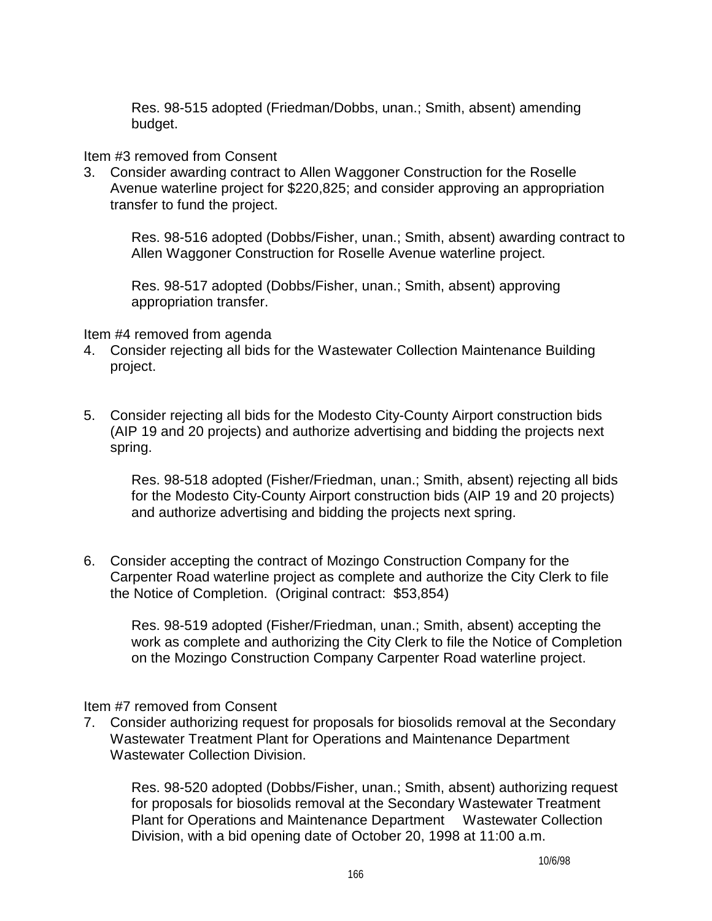Res. 98-515 adopted (Friedman/Dobbs, unan.; Smith, absent) amending budget.

Item #3 removed from Consent

3. Consider awarding contract to Allen Waggoner Construction for the Roselle Avenue waterline project for $220,825; and consider approving an appropriation transfer to fund the project.

   Res. 98-516 adopted (Dobbs/Fisher, unan.; Smith, absent) awarding contract to Allen Waggoner Construction for Roselle Avenue waterline project.

   Res. 98-517 adopted (Dobbs/Fisher, unan.; Smith, absent) approving appropriation transfer.

Item #4 removed from agenda

4. Consider rejecting all bids for the Wastewater Collection Maintenance Building project.

5. Consider rejecting all bids for the Modesto City-County Airport construction bids (AIP 19 and 20 projects) and authorize advertising and bidding the projects next spring.

   Res. 98-518 adopted (Fisher/Friedman, unan.; Smith, absent) rejecting all bids for the Modesto City-County Airport construction bids (AIP 19 and 20 projects) and authorize advertising and bidding the projects next spring.

6. Consider accepting the contract of Mozingo Construction Company for the Carpenter Road waterline project as complete and authorize the City Clerk to file the Notice of Completion. (Original contract: $53,854)

   Res. 98-519 adopted (Fisher/Friedman, unan.; Smith, absent) accepting the work as complete and authorizing the City Clerk to file the Notice of Completion on the Mozingo Construction Company Carpenter Road waterline project.

Item #7 removed from Consent

7. Consider authorizing request for proposals for biosolids removal at the Secondary Wastewater Treatment Plant for Operations and Maintenance Department Wastewater Collection Division.

   Res. 98-520 adopted (Dobbs/Fisher, unan.; Smith, absent) authorizing request for proposals for biosolids removal at the Secondary Wastewater Treatment Plant for Operations and Maintenance Department Wastewater Collection Division, with a bid opening date of October 20, 1998 at 11:00 a.m.

10/6/98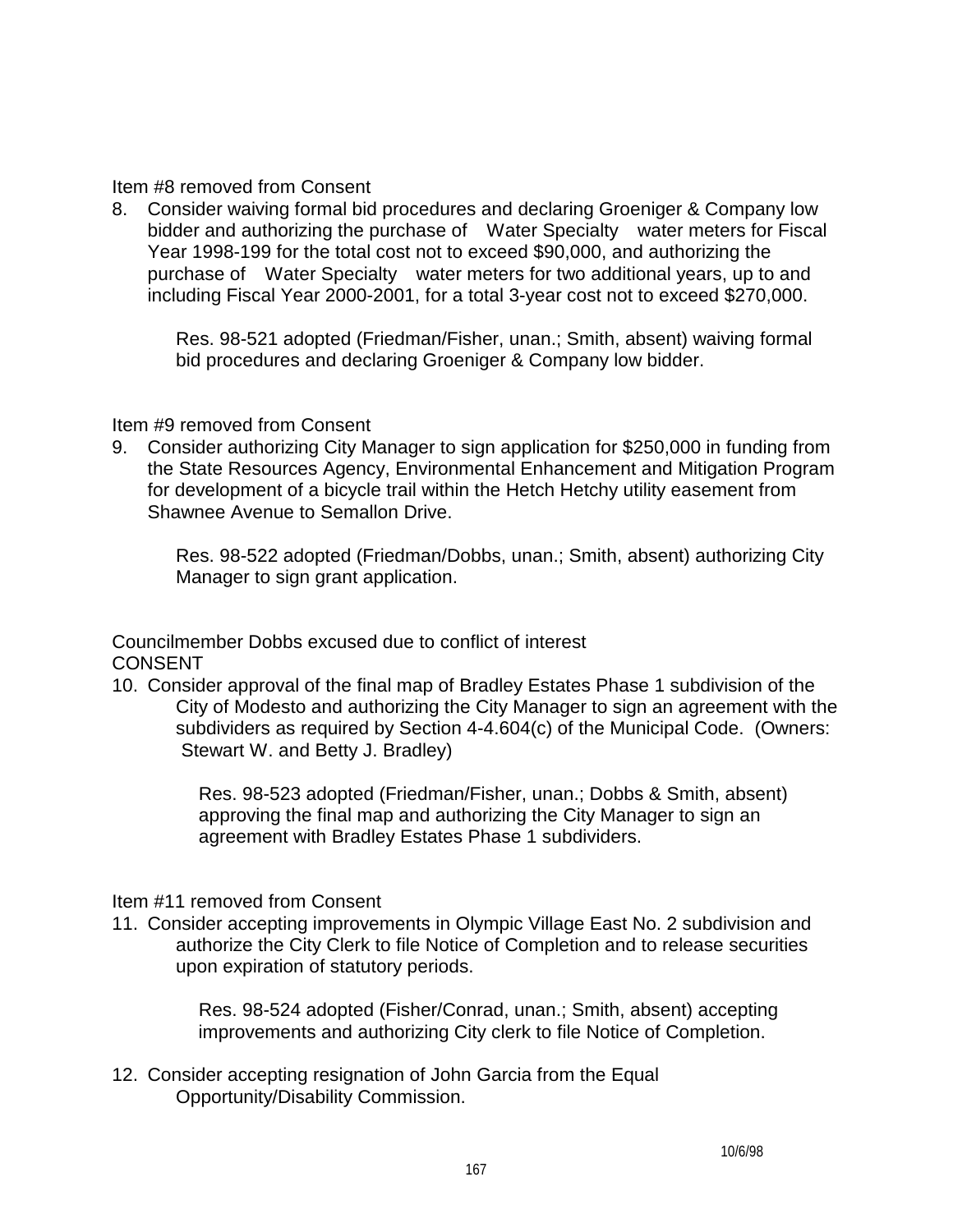Item #8 removed from Consent

8. Consider waiving formal bid procedures and declaring Groeniger & Company low bidder and authorizing the purchase of  Water Specialty  water meters for Fiscal Year 1998-199 for the total cost not to exceed $90,000, and authorizing the purchase of  Water Specialty  water meters for two additional years, up to and including Fiscal Year 2000-2001, for a total 3-year cost not to exceed $270,000.

   Res. 98-521 adopted (Friedman/Fisher, unan.; Smith, absent) waiving formal bid procedures and declaring Groeniger & Company low bidder.

Item #9 removed from Consent

9. Consider authorizing City Manager to sign application for $250,000 in funding from the State Resources Agency, Environmental Enhancement and Mitigation Program for development of a bicycle trail within the Hetch Hetchy utility easement from Shawnee Avenue to Semallon Drive.

   Res. 98-522 adopted (Friedman/Dobbs, unan.; Smith, absent) authorizing City Manager to sign grant application.

Councilmember Dobbs excused due to conflict of interest

CONSENT

10. Consider approval of the final map of Bradley Estates Phase 1 subdivision of the City of Modesto and authorizing the City Manager to sign an agreement with the subdividers as required by Section 4-4.604(c) of the Municipal Code. (Owners: Stewart W. and Betty J. Bradley)

    Res. 98-523 adopted (Friedman/Fisher, unan.; Dobbs & Smith, absent) approving the final map and authorizing the City Manager to sign an agreement with Bradley Estates Phase 1 subdividers.

Item #11 removed from Consent

11. Consider accepting improvements in Olympic Village East No. 2 subdivision and authorize the City Clerk to file Notice of Completion and to release securities upon expiration of statutory periods.

    Res. 98-524 adopted (Fisher/Conrad, unan.; Smith, absent) accepting improvements and authorizing City clerk to file Notice of Completion.

12. Consider accepting resignation of John Garcia from the Equal Opportunity/Disability Commission.

10/6/98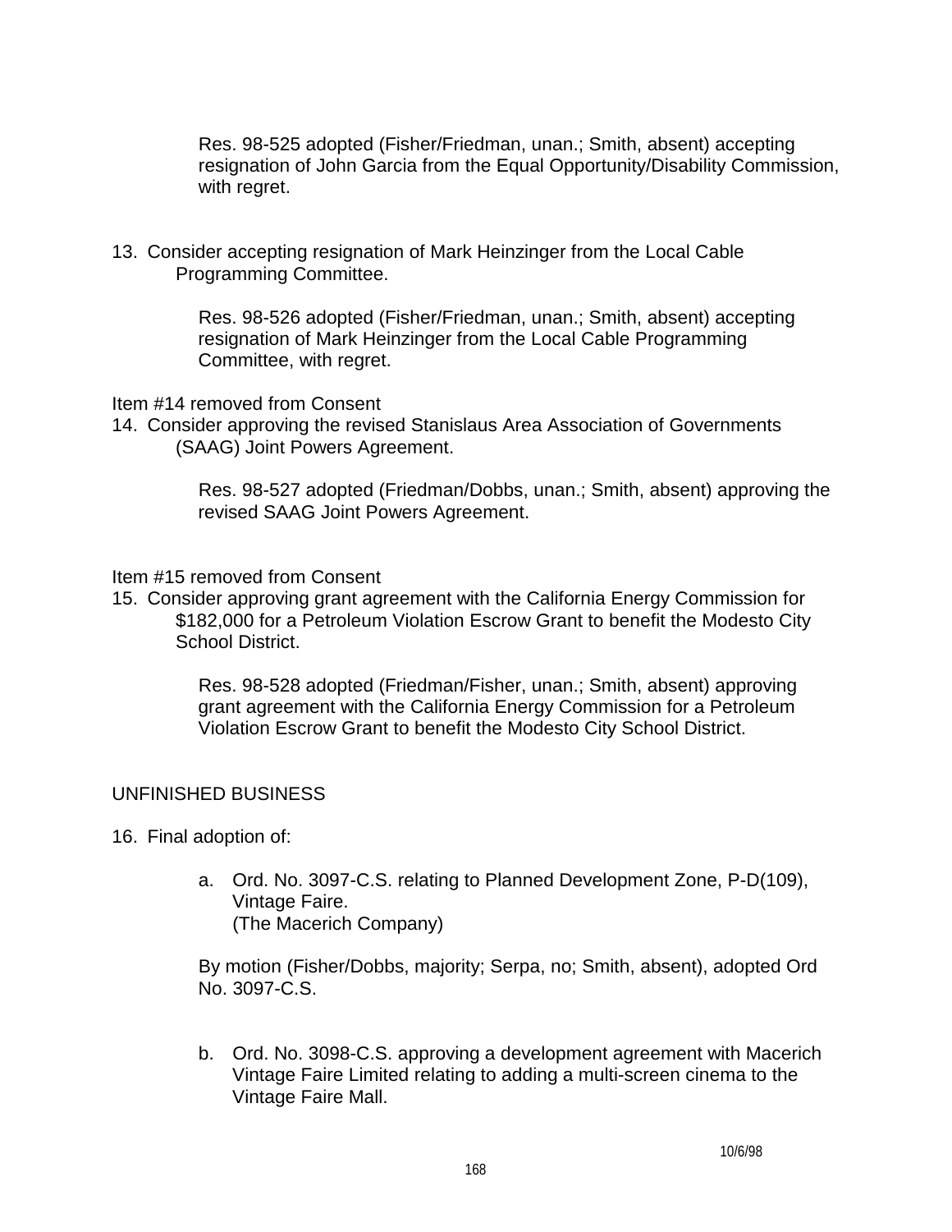Res. 98-525 adopted (Fisher/Friedman, unan.; Smith, absent) accepting resignation of John Garcia from the Equal Opportunity/Disability Commission, with regret.

13. Consider accepting resignation of Mark Heinzinger from the Local Cable Programming Committee.

    Res. 98-526 adopted (Fisher/Friedman, unan.; Smith, absent) accepting resignation of Mark Heinzinger from the Local Cable Programming Committee, with regret.

Item #14 removed from Consent

14. Consider approving the revised Stanislaus Area Association of Governments (SAAG) Joint Powers Agreement.

    Res. 98-527 adopted (Friedman/Dobbs, unan.; Smith, absent) approving the revised SAAG Joint Powers Agreement.

Item #15 removed from Consent

15. Consider approving grant agreement with the California Energy Commission for $182,000 for a Petroleum Violation Escrow Grant to benefit the Modesto City School District.

    Res. 98-528 adopted (Friedman/Fisher, unan.; Smith, absent) approving grant agreement with the California Energy Commission for a Petroleum Violation Escrow Grant to benefit the Modesto City School District.

UNFINISHED BUSINESS

16. Final adoption of:

    a. Ord. No. 3097-C.S. relating to Planned Development Zone, P-D(109), Vintage Faire.
       (The Macerich Company)

    By motion (Fisher/Dobbs, majority; Serpa, no; Smith, absent), adopted Ord No. 3097-C.S.

    b. Ord. No. 3098-C.S. approving a development agreement with Macerich Vintage Faire Limited relating to adding a multi-screen cinema to the Vintage Faire Mall.

10/6/98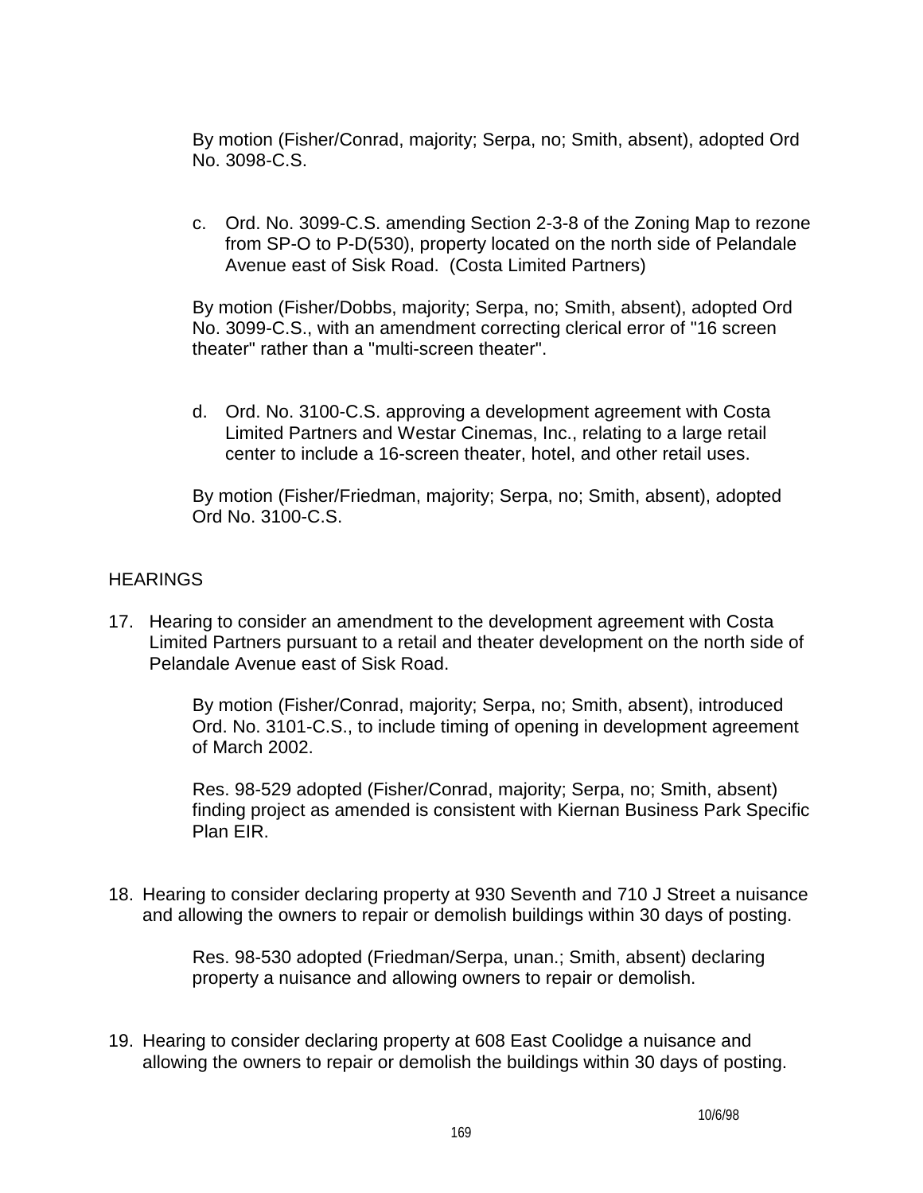By motion (Fisher/Conrad, majority; Serpa, no; Smith, absent), adopted Ord No. 3098-C.S.

c. Ord. No. 3099-C.S. amending Section 2-3-8 of the Zoning Map to rezone from SP-O to P-D(530), property located on the north side of Pelandale Avenue east of Sisk Road. (Costa Limited Partners)

By motion (Fisher/Dobbs, majority; Serpa, no; Smith, absent), adopted Ord No. 3099-C.S., with an amendment correcting clerical error of "16 screen theater" rather than a "multi-screen theater".

d. Ord. No. 3100-C.S. approving a development agreement with Costa Limited Partners and Westar Cinemas, Inc., relating to a large retail center to include a 16-screen theater, hotel, and other retail uses.

By motion (Fisher/Friedman, majority; Serpa, no; Smith, absent), adopted Ord No. 3100-C.S.

HEARINGS

17. Hearing to consider an amendment to the development agreement with Costa Limited Partners pursuant to a retail and theater development on the north side of Pelandale Avenue east of Sisk Road.

    By motion (Fisher/Conrad, majority; Serpa, no; Smith, absent), introduced Ord. No. 3101-C.S., to include timing of opening in development agreement of March 2002.

    Res. 98-529 adopted (Fisher/Conrad, majority; Serpa, no; Smith, absent) finding project as amended is consistent with Kiernan Business Park Specific Plan EIR.

18. Hearing to consider declaring property at 930 Seventh and 710 J Street a nuisance and allowing the owners to repair or demolish buildings within 30 days of posting.

    Res. 98-530 adopted (Friedman/Serpa, unan.; Smith, absent) declaring property a nuisance and allowing owners to repair or demolish.

19. Hearing to consider declaring property at 608 East Coolidge a nuisance and allowing the owners to repair or demolish the buildings within 30 days of posting.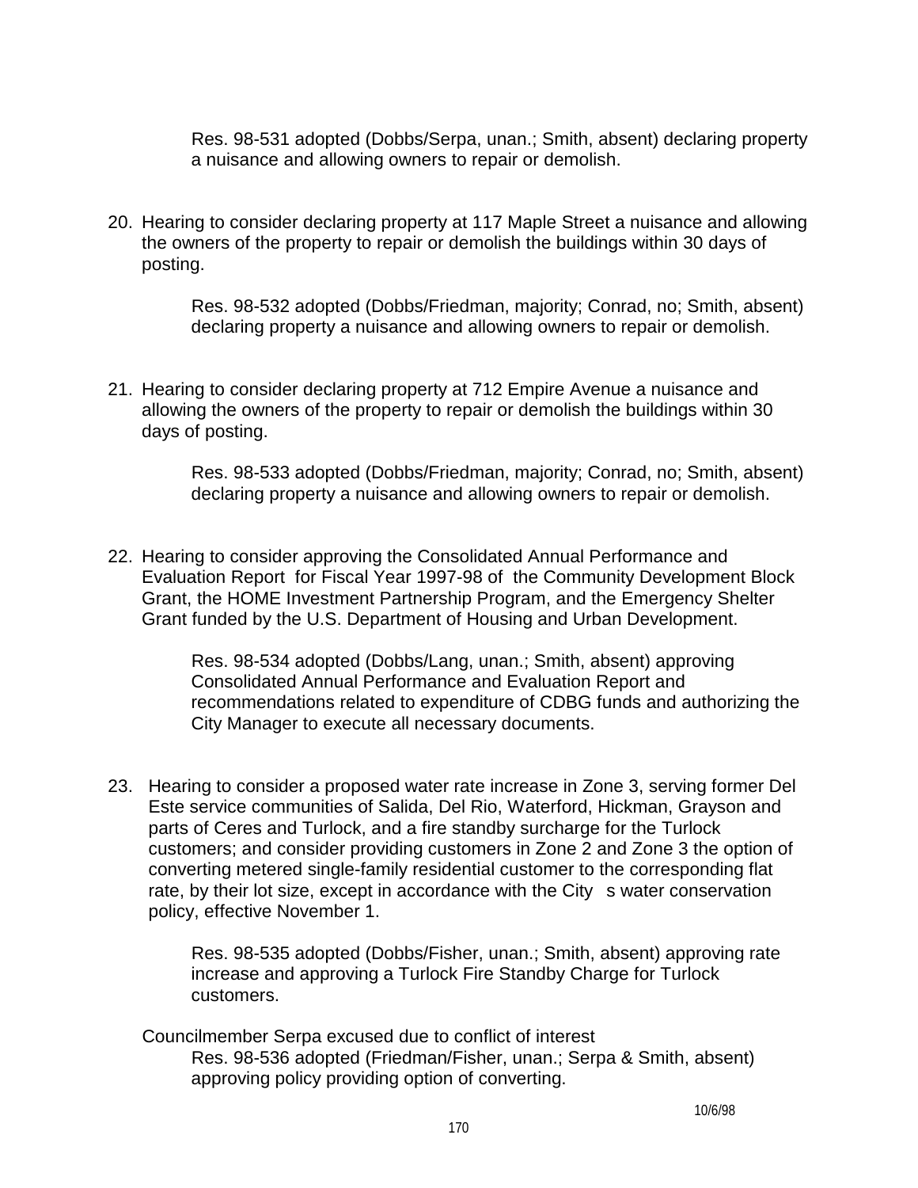Res. 98-531 adopted (Dobbs/Serpa, unan.; Smith, absent) declaring property a nuisance and allowing owners to repair or demolish.

20. Hearing to consider declaring property at 117 Maple Street a nuisance and allowing the owners of the property to repair or demolish the buildings within 30 days of posting.

    Res. 98-532 adopted (Dobbs/Friedman, majority; Conrad, no; Smith, absent) declaring property a nuisance and allowing owners to repair or demolish.

21. Hearing to consider declaring property at 712 Empire Avenue a nuisance and allowing the owners of the property to repair or demolish the buildings within 30 days of posting.

    Res. 98-533 adopted (Dobbs/Friedman, majority; Conrad, no; Smith, absent) declaring property a nuisance and allowing owners to repair or demolish.

22. Hearing to consider approving the Consolidated Annual Performance and Evaluation Report for Fiscal Year 1997-98 of the Community Development Block Grant, the HOME Investment Partnership Program, and the Emergency Shelter Grant funded by the U.S. Department of Housing and Urban Development.

    Res. 98-534 adopted (Dobbs/Lang, unan.; Smith, absent) approving Consolidated Annual Performance and Evaluation Report and recommendations related to expenditure of CDBG funds and authorizing the City Manager to execute all necessary documents.

23. Hearing to consider a proposed water rate increase in Zone 3, serving former Del Este service communities of Salida, Del Rio, Waterford, Hickman, Grayson and parts of Ceres and Turlock, and a fire standby surcharge for the Turlock customers; and consider providing customers in Zone 2 and Zone 3 the option of converting metered single-family residential customer to the corresponding flat rate, by their lot size, except in accordance with the City s water conservation policy, effective November 1.

    Res. 98-535 adopted (Dobbs/Fisher, unan.; Smith, absent) approving rate increase and approving a Turlock Fire Standby Charge for Turlock customers.

    Councilmember Serpa excused due to conflict of interest

    Res. 98-536 adopted (Friedman/Fisher, unan.; Serpa & Smith, absent) approving policy providing option of converting.

10/6/98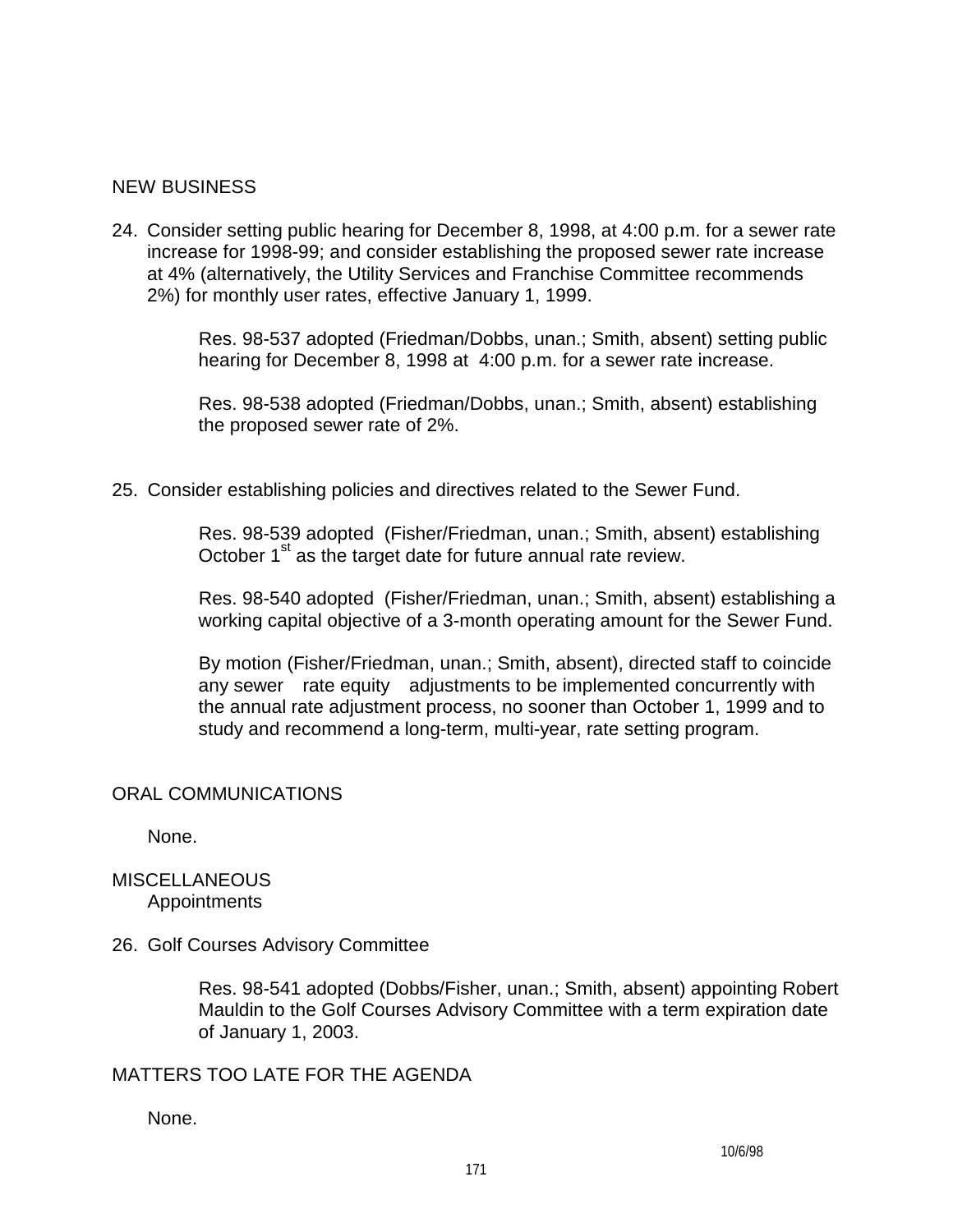## NEW BUSINESS

24. Consider setting public hearing for December 8, 1998, at 4:00 p.m. for a sewer rate increase for 1998-99; and consider establishing the proposed sewer rate increase at 4% (alternatively, the Utility Services and Franchise Committee recommends 2%) for monthly user rates, effective January 1, 1999.

    Res. 98-537 adopted (Friedman/Dobbs, unan.; Smith, absent) setting public hearing for December 8, 1998 at 4:00 p.m. for a sewer rate increase.

    Res. 98-538 adopted (Friedman/Dobbs, unan.; Smith, absent) establishing the proposed sewer rate of 2%.

25. Consider establishing policies and directives related to the Sewer Fund.

    Res. 98-539 adopted (Fisher/Friedman, unan.; Smith, absent) establishing October 1st as the target date for future annual rate review.

    Res. 98-540 adopted (Fisher/Friedman, unan.; Smith, absent) establishing a working capital objective of a 3-month operating amount for the Sewer Fund.

    By motion (Fisher/Friedman, unan.; Smith, absent), directed staff to coincide any sewer rate equity adjustments to be implemented concurrently with the annual rate adjustment process, no sooner than October 1, 1999 and to study and recommend a long-term, multi-year, rate setting program.

## ORAL COMMUNICATIONS

None.

## MISCELLANEOUS

Appointments

26. Golf Courses Advisory Committee

    Res. 98-541 adopted (Dobbs/Fisher, unan.; Smith, absent) appointing Robert Mauldin to the Golf Courses Advisory Committee with a term expiration date of January 1, 2003.

## MATTERS TOO LATE FOR THE AGENDA

None.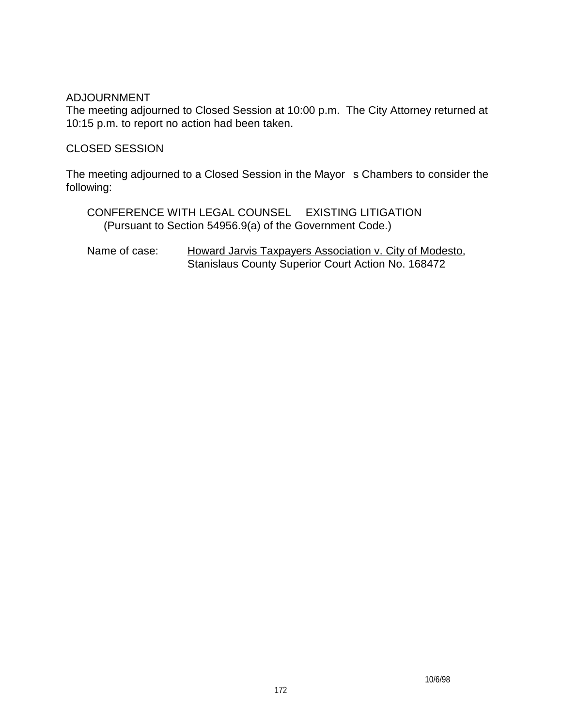ADJOURNMENT

The meeting adjourned to Closed Session at 10:00 p.m. The City Attorney returned at 10:15 p.m. to report no action had been taken.

CLOSED SESSION

The meeting adjourned to a Closed Session in the Mayor s Chambers to consider the following:

CONFERENCE WITH LEGAL COUNSEL EXISTING LITIGATION
(Pursuant to Section 54956.9(a) of the Government Code.)

Name of case: Howard Jarvis Taxpayers Association v. City of Modesto, Stanislaus County Superior Court Action No. 168472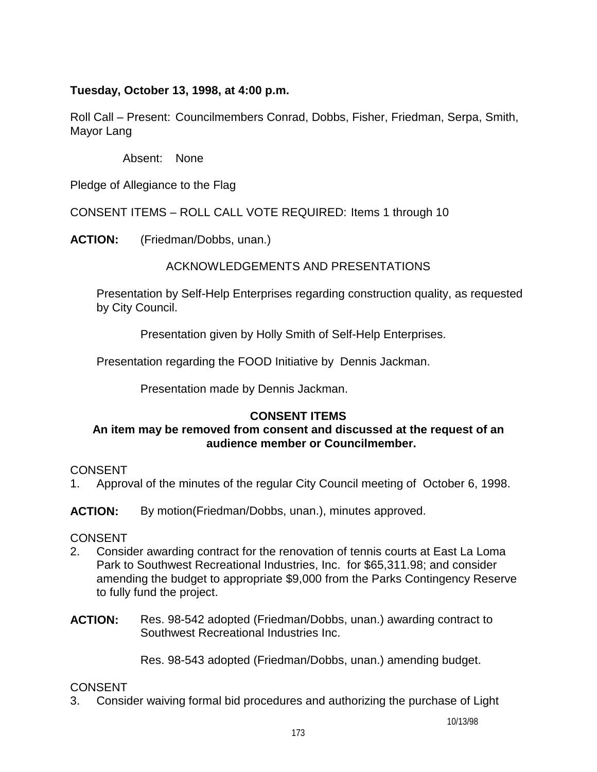**Tuesday, October 13, 1998, at 4:00 p.m.**

Roll Call – Present: Councilmembers Conrad, Dobbs, Fisher, Friedman, Serpa, Smith, Mayor Lang

Absent: None

Pledge of Allegiance to the Flag

CONSENT ITEMS – ROLL CALL VOTE REQUIRED: Items 1 through 10

**ACTION:** (Friedman/Dobbs, unan.)

ACKNOWLEDGEMENTS AND PRESENTATIONS

Presentation by Self-Help Enterprises regarding construction quality, as requested by City Council.

Presentation given by Holly Smith of Self-Help Enterprises.

Presentation regarding the FOOD Initiative by Dennis Jackman.

Presentation made by Dennis Jackman.

**CONSENT ITEMS**

**An item may be removed from consent and discussed at the request of an audience member or Councilmember.**

CONSENT

1. Approval of the minutes of the regular City Council meeting of October 6, 1998.

**ACTION:** By motion(Friedman/Dobbs, unan.), minutes approved.

CONSENT

2. Consider awarding contract for the renovation of tennis courts at East La Loma Park to Southwest Recreational Industries, Inc. for $65,311.98; and consider amending the budget to appropriate $9,000 from the Parks Contingency Reserve to fully fund the project.

**ACTION:** Res. 98-542 adopted (Friedman/Dobbs, unan.) awarding contract to Southwest Recreational Industries Inc.

Res. 98-543 adopted (Friedman/Dobbs, unan.) amending budget.

CONSENT

3. Consider waiving formal bid procedures and authorizing the purchase of Light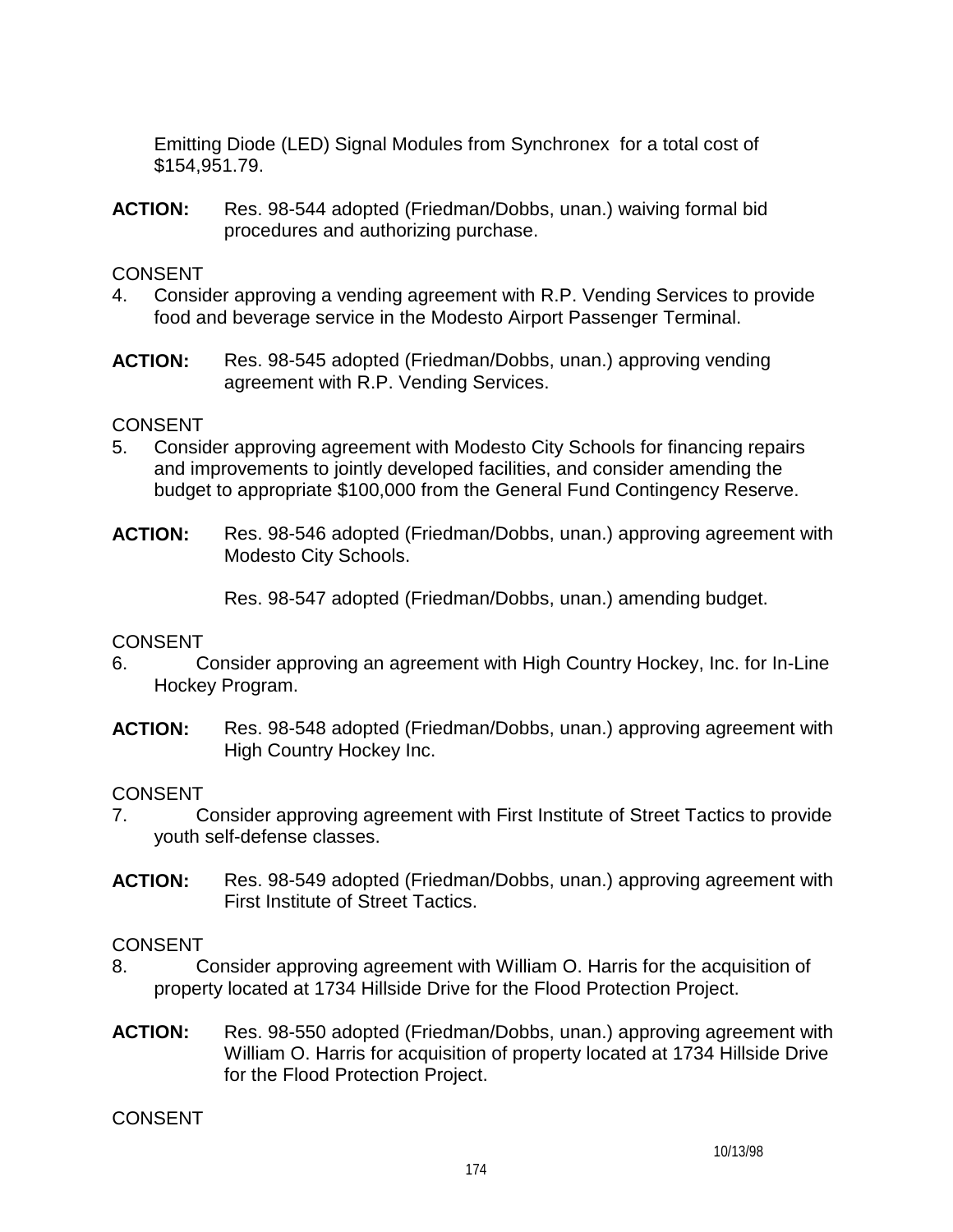Emitting Diode (LED) Signal Modules from Synchronex for a total cost of $154,951.79.

**ACTION:** Res. 98-544 adopted (Friedman/Dobbs, unan.) waiving formal bid procedures and authorizing purchase.

CONSENT

4. Consider approving a vending agreement with R.P. Vending Services to provide food and beverage service in the Modesto Airport Passenger Terminal.

**ACTION:** Res. 98-545 adopted (Friedman/Dobbs, unan.) approving vending agreement with R.P. Vending Services.

CONSENT

5. Consider approving agreement with Modesto City Schools for financing repairs and improvements to jointly developed facilities, and consider amending the budget to appropriate $100,000 from the General Fund Contingency Reserve.

**ACTION:** Res. 98-546 adopted (Friedman/Dobbs, unan.) approving agreement with Modesto City Schools.

Res. 98-547 adopted (Friedman/Dobbs, unan.) amending budget.

CONSENT

6. Consider approving an agreement with High Country Hockey, Inc. for In-Line Hockey Program.

**ACTION:** Res. 98-548 adopted (Friedman/Dobbs, unan.) approving agreement with High Country Hockey Inc.

CONSENT

7. Consider approving agreement with First Institute of Street Tactics to provide youth self-defense classes.

**ACTION:** Res. 98-549 adopted (Friedman/Dobbs, unan.) approving agreement with First Institute of Street Tactics.

CONSENT

8. Consider approving agreement with William O. Harris for the acquisition of property located at 1734 Hillside Drive for the Flood Protection Project.

**ACTION:** Res. 98-550 adopted (Friedman/Dobbs, unan.) approving agreement with William O. Harris for acquisition of property located at 1734 Hillside Drive for the Flood Protection Project.

CONSENT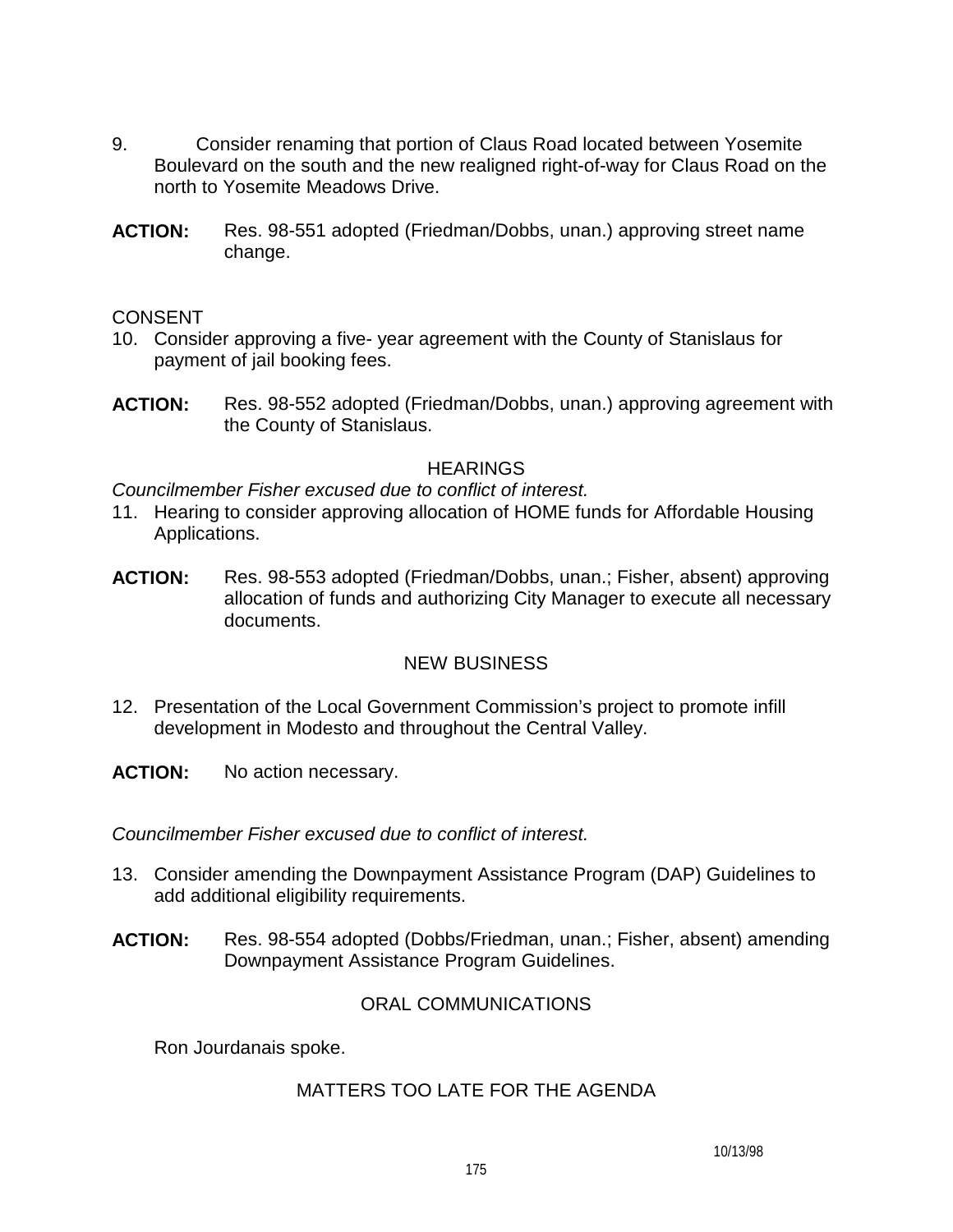9. Consider renaming that portion of Claus Road located between Yosemite Boulevard on the south and the new realigned right-of-way for Claus Road on the north to Yosemite Meadows Drive.

**ACTION:** Res. 98-551 adopted (Friedman/Dobbs, unan.) approving street name change.

CONSENT

10. Consider approving a five- year agreement with the County of Stanislaus for payment of jail booking fees.

**ACTION:** Res. 98-552 adopted (Friedman/Dobbs, unan.) approving agreement with the County of Stanislaus.

HEARINGS

*Councilmember Fisher excused due to conflict of interest.*

11. Hearing to consider approving allocation of HOME funds for Affordable Housing Applications.

**ACTION:** Res. 98-553 adopted (Friedman/Dobbs, unan.; Fisher, absent) approving allocation of funds and authorizing City Manager to execute all necessary documents.

NEW BUSINESS

12. Presentation of the Local Government Commission's project to promote infill development in Modesto and throughout the Central Valley.

**ACTION:** No action necessary.

*Councilmember Fisher excused due to conflict of interest.*

13. Consider amending the Downpayment Assistance Program (DAP) Guidelines to add additional eligibility requirements.

**ACTION:** Res. 98-554 adopted (Dobbs/Friedman, unan.; Fisher, absent) amending Downpayment Assistance Program Guidelines.

ORAL COMMUNICATIONS

Ron Jourdanais spoke.

MATTERS TOO LATE FOR THE AGENDA

10/13/98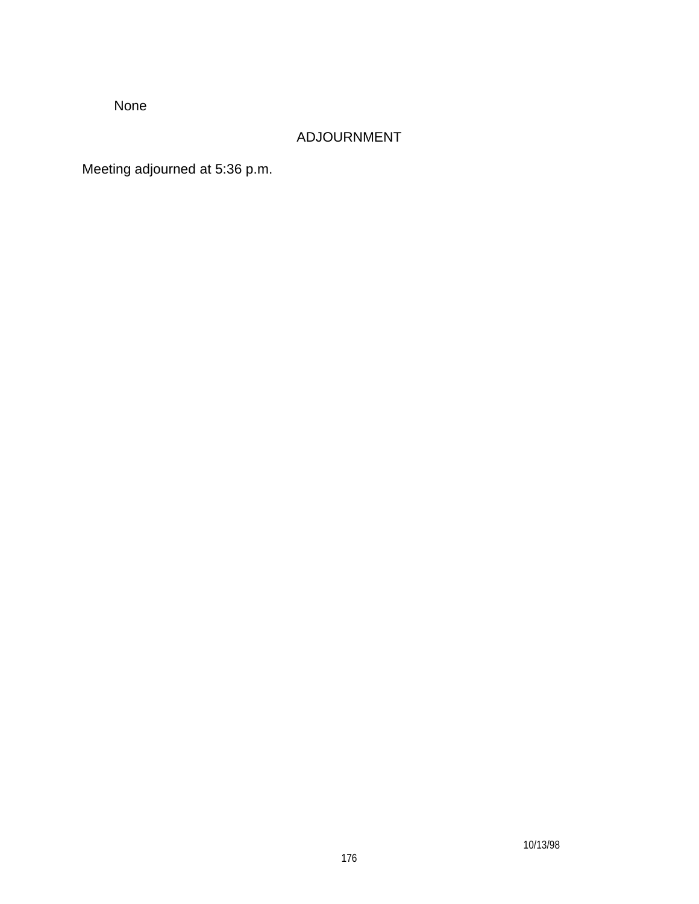None

## ADJOURNMENT

Meeting adjourned at 5:36 p.m.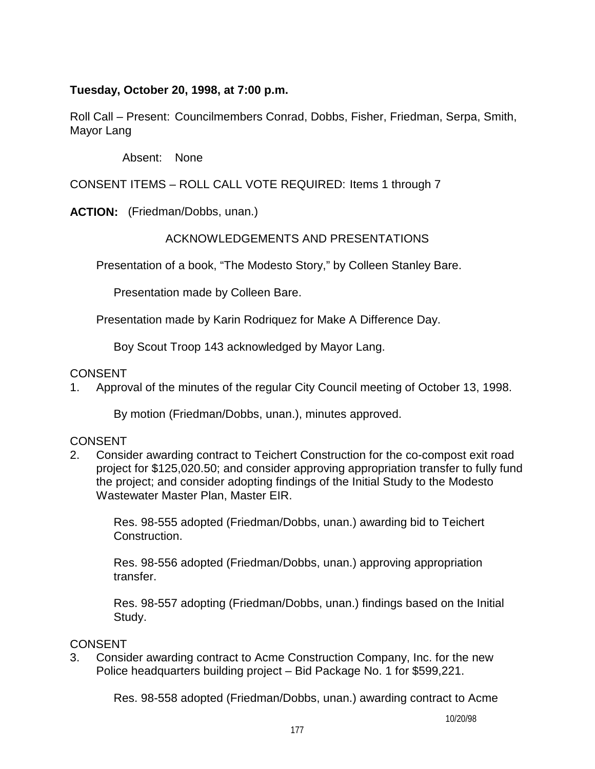**Tuesday, October 20, 1998, at 7:00 p.m.**

Roll Call – Present: Councilmembers Conrad, Dobbs, Fisher, Friedman, Serpa, Smith, Mayor Lang

Absent: None

CONSENT ITEMS – ROLL CALL VOTE REQUIRED: Items 1 through 7

**ACTION:** (Friedman/Dobbs, unan.)

ACKNOWLEDGEMENTS AND PRESENTATIONS

Presentation of a book, "The Modesto Story," by Colleen Stanley Bare.

Presentation made by Colleen Bare.

Presentation made by Karin Rodriquez for Make A Difference Day.

Boy Scout Troop 143 acknowledged by Mayor Lang.

CONSENT

1. Approval of the minutes of the regular City Council meeting of October 13, 1998.

   By motion (Friedman/Dobbs, unan.), minutes approved.

CONSENT

2. Consider awarding contract to Teichert Construction for the co-compost exit road project for $125,020.50; and consider approving appropriation transfer to fully fund the project; and consider adopting findings of the Initial Study to the Modesto Wastewater Master Plan, Master EIR.

   Res. 98-555 adopted (Friedman/Dobbs, unan.) awarding bid to Teichert Construction.

   Res. 98-556 adopted (Friedman/Dobbs, unan.) approving appropriation transfer.

   Res. 98-557 adopting (Friedman/Dobbs, unan.) findings based on the Initial Study.

CONSENT

3. Consider awarding contract to Acme Construction Company, Inc. for the new Police headquarters building project – Bid Package No. 1 for $599,221.

   Res. 98-558 adopted (Friedman/Dobbs, unan.) awarding contract to Acme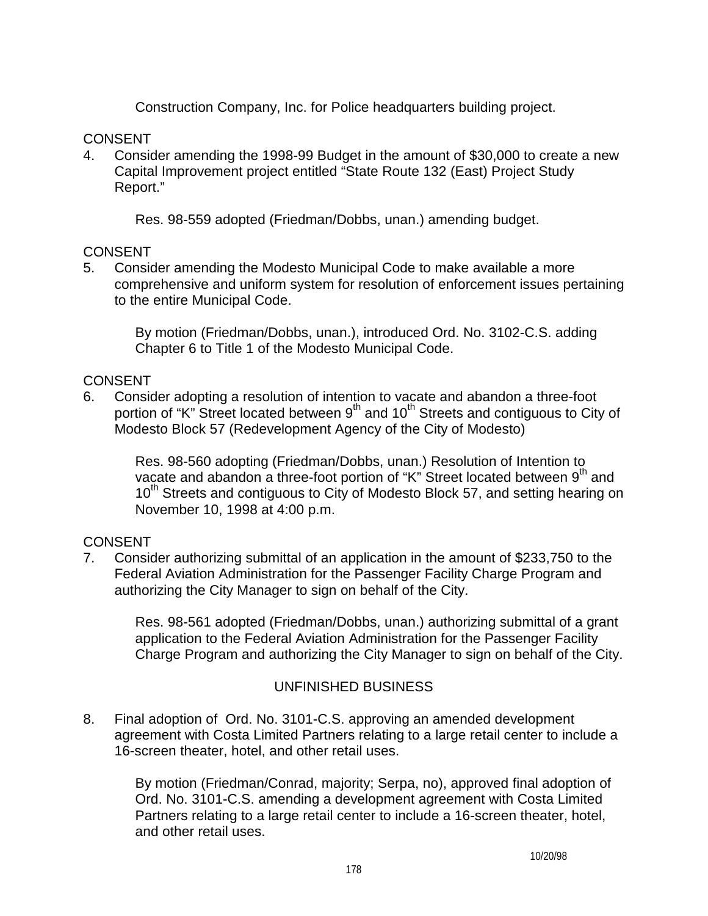Construction Company, Inc. for Police headquarters building project.

CONSENT

4. Consider amending the 1998-99 Budget in the amount of $30,000 to create a new Capital Improvement project entitled “State Route 132 (East) Project Study Report.”

   Res. 98-559 adopted (Friedman/Dobbs, unan.) amending budget.

CONSENT

5. Consider amending the Modesto Municipal Code to make available a more comprehensive and uniform system for resolution of enforcement issues pertaining to the entire Municipal Code.

   By motion (Friedman/Dobbs, unan.), introduced Ord. No. 3102-C.S. adding Chapter 6 to Title 1 of the Modesto Municipal Code.

CONSENT

6. Consider adopting a resolution of intention to vacate and abandon a three-foot portion of “K” Street located between 9th and 10th Streets and contiguous to City of Modesto Block 57 (Redevelopment Agency of the City of Modesto)

   Res. 98-560 adopting (Friedman/Dobbs, unan.) Resolution of Intention to vacate and abandon a three-foot portion of “K” Street located between 9th and 10th Streets and contiguous to City of Modesto Block 57, and setting hearing on November 10, 1998 at 4:00 p.m.

CONSENT

7. Consider authorizing submittal of an application in the amount of $233,750 to the Federal Aviation Administration for the Passenger Facility Charge Program and authorizing the City Manager to sign on behalf of the City.

   Res. 98-561 adopted (Friedman/Dobbs, unan.) authorizing submittal of a grant application to the Federal Aviation Administration for the Passenger Facility Charge Program and authorizing the City Manager to sign on behalf of the City.

## UNFINISHED BUSINESS

8. Final adoption of Ord. No. 3101-C.S. approving an amended development agreement with Costa Limited Partners relating to a large retail center to include a 16-screen theater, hotel, and other retail uses.

   By motion (Friedman/Conrad, majority; Serpa, no), approved final adoption of Ord. No. 3101-C.S. amending a development agreement with Costa Limited Partners relating to a large retail center to include a 16-screen theater, hotel, and other retail uses.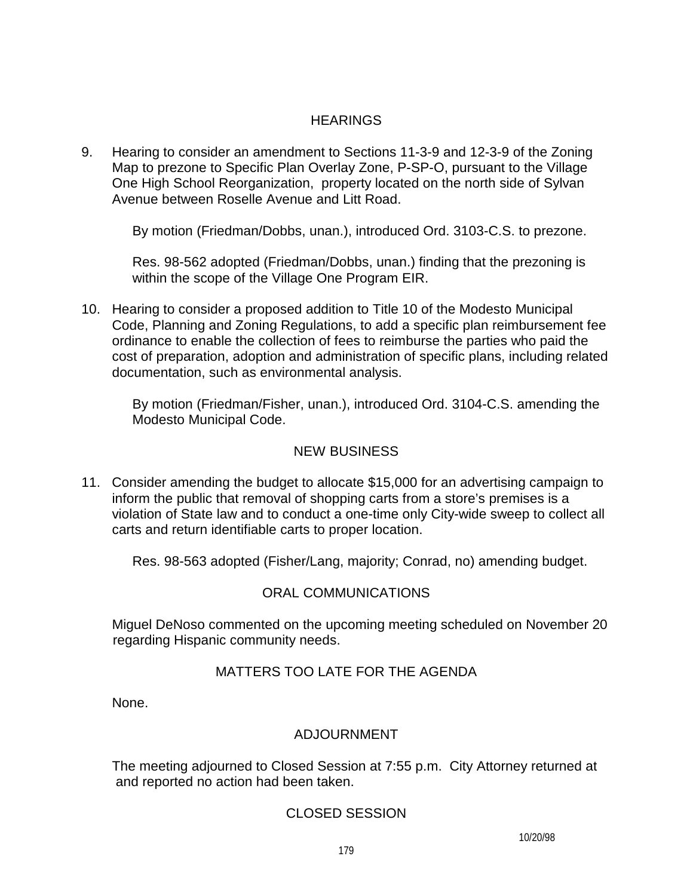## HEARINGS

9. Hearing to consider an amendment to Sections 11-3-9 and 12-3-9 of the Zoning Map to prezone to Specific Plan Overlay Zone, P-SP-O, pursuant to the Village One High School Reorganization, property located on the north side of Sylvan Avenue between Roselle Avenue and Litt Road.

   By motion (Friedman/Dobbs, unan.), introduced Ord. 3103-C.S. to prezone.

   Res. 98-562 adopted (Friedman/Dobbs, unan.) finding that the prezoning is within the scope of the Village One Program EIR.

10. Hearing to consider a proposed addition to Title 10 of the Modesto Municipal Code, Planning and Zoning Regulations, to add a specific plan reimbursement fee ordinance to enable the collection of fees to reimburse the parties who paid the cost of preparation, adoption and administration of specific plans, including related documentation, such as environmental analysis.

    By motion (Friedman/Fisher, unan.), introduced Ord. 3104-C.S. amending the Modesto Municipal Code.

## NEW BUSINESS

11. Consider amending the budget to allocate $15,000 for an advertising campaign to inform the public that removal of shopping carts from a store's premises is a violation of State law and to conduct a one-time only City-wide sweep to collect all carts and return identifiable carts to proper location.

    Res. 98-563 adopted (Fisher/Lang, majority; Conrad, no) amending budget.

## ORAL COMMUNICATIONS

Miguel DeNoso commented on the upcoming meeting scheduled on November 20 regarding Hispanic community needs.

## MATTERS TOO LATE FOR THE AGENDA

None.

## ADJOURNMENT

The meeting adjourned to Closed Session at 7:55 p.m. City Attorney returned at and reported no action had been taken.

## CLOSED SESSION

10/20/98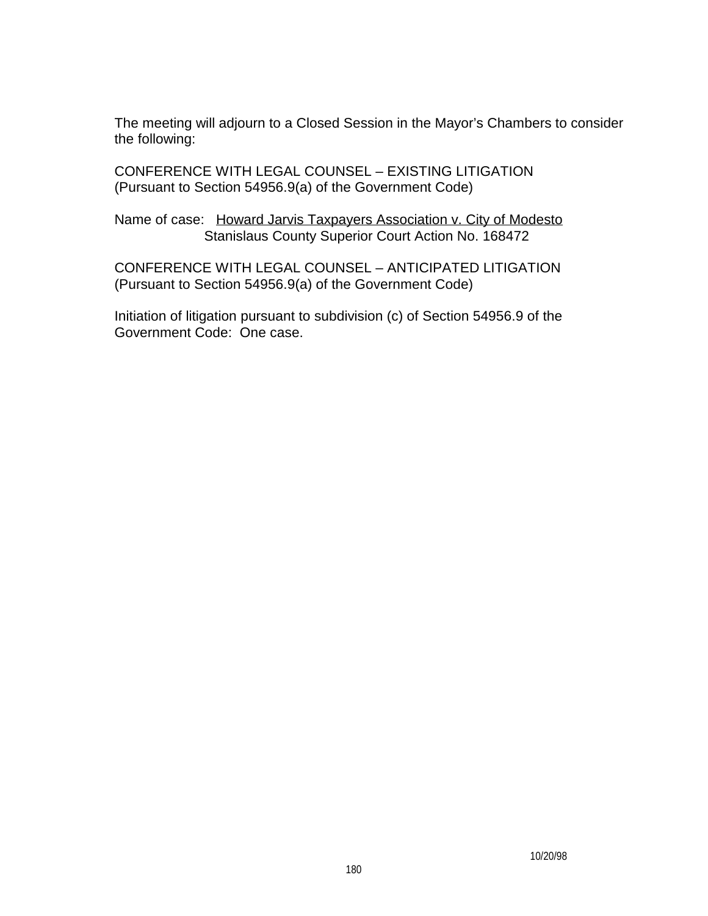The meeting will adjourn to a Closed Session in the Mayor's Chambers to consider the following:

CONFERENCE WITH LEGAL COUNSEL – EXISTING LITIGATION
(Pursuant to Section 54956.9(a) of the Government Code)

Name of case: <u>Howard Jarvis Taxpayers Association v. City of Modesto</u>
Stanislaus County Superior Court Action No. 168472

CONFERENCE WITH LEGAL COUNSEL – ANTICIPATED LITIGATION
(Pursuant to Section 54956.9(a) of the Government Code)

Initiation of litigation pursuant to subdivision (c) of Section 54956.9 of the Government Code: One case.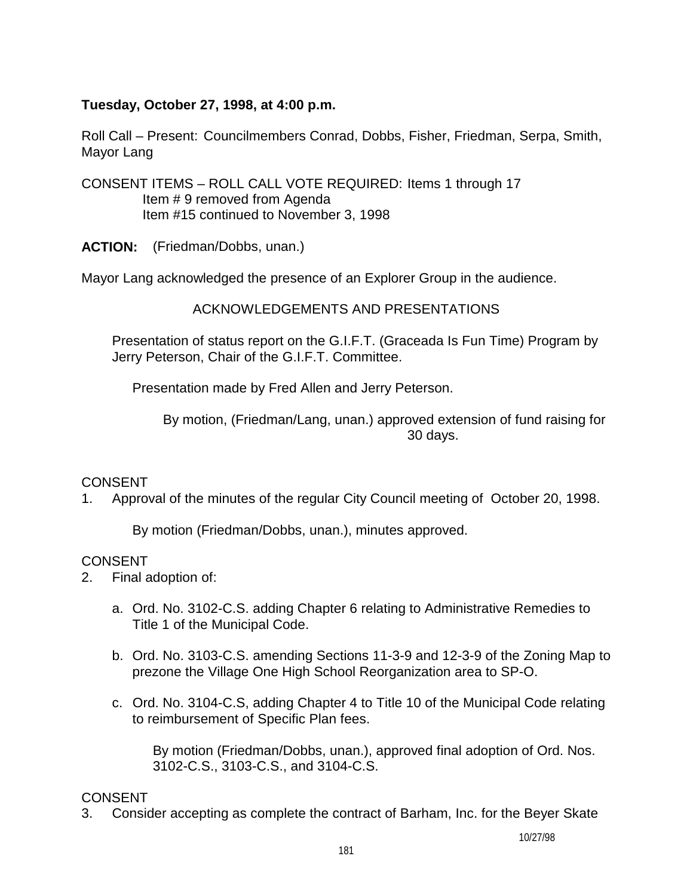**Tuesday, October 27, 1998, at 4:00 p.m.**

Roll Call – Present: Councilmembers Conrad, Dobbs, Fisher, Friedman, Serpa, Smith, Mayor Lang

CONSENT ITEMS – ROLL CALL VOTE REQUIRED: Items 1 through 17
Item # 9 removed from Agenda
Item #15 continued to November 3, 1998

**ACTION:** (Friedman/Dobbs, unan.)

Mayor Lang acknowledged the presence of an Explorer Group in the audience.

ACKNOWLEDGEMENTS AND PRESENTATIONS

Presentation of status report on the G.I.F.T. (Graceada Is Fun Time) Program by Jerry Peterson, Chair of the G.I.F.T. Committee.

Presentation made by Fred Allen and Jerry Peterson.

By motion, (Friedman/Lang, unan.) approved extension of fund raising for 30 days.

CONSENT

1. Approval of the minutes of the regular City Council meeting of October 20, 1998.

   By motion (Friedman/Dobbs, unan.), minutes approved.

CONSENT

2. Final adoption of:

   a. Ord. No. 3102-C.S. adding Chapter 6 relating to Administrative Remedies to Title 1 of the Municipal Code.

   b. Ord. No. 3103-C.S. amending Sections 11-3-9 and 12-3-9 of the Zoning Map to prezone the Village One High School Reorganization area to SP-O.

   c. Ord. No. 3104-C.S, adding Chapter 4 to Title 10 of the Municipal Code relating to reimbursement of Specific Plan fees.

   By motion (Friedman/Dobbs, unan.), approved final adoption of Ord. Nos. 3102-C.S., 3103-C.S., and 3104-C.S.

CONSENT

3. Consider accepting as complete the contract of Barham, Inc. for the Beyer Skate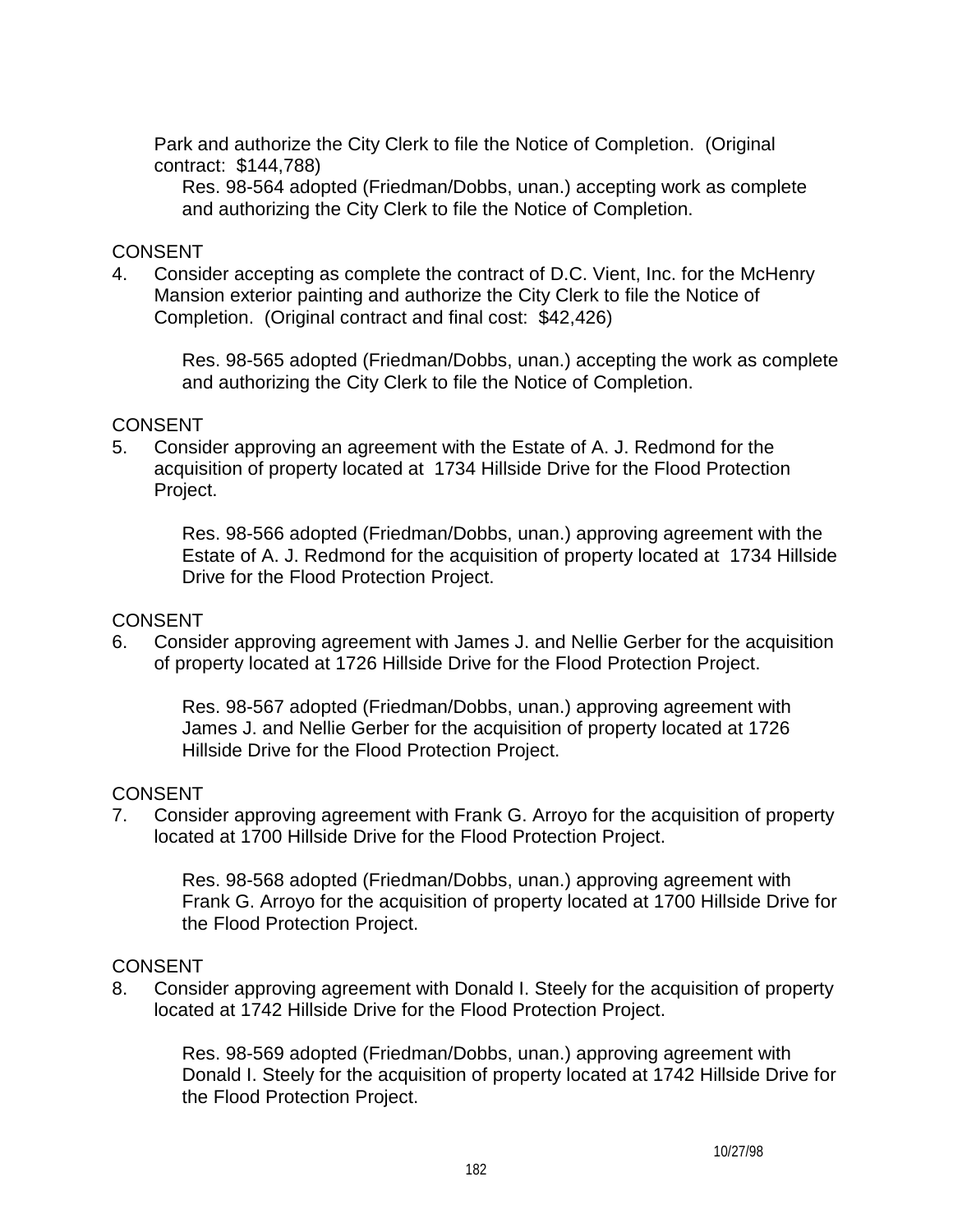Park and authorize the City Clerk to file the Notice of Completion. (Original contract: $144,788)

Res. 98-564 adopted (Friedman/Dobbs, unan.) accepting work as complete and authorizing the City Clerk to file the Notice of Completion.

CONSENT

4. Consider accepting as complete the contract of D.C. Vient, Inc. for the McHenry Mansion exterior painting and authorize the City Clerk to file the Notice of Completion. (Original contract and final cost: $42,426)

   Res. 98-565 adopted (Friedman/Dobbs, unan.) accepting the work as complete and authorizing the City Clerk to file the Notice of Completion.

CONSENT

5. Consider approving an agreement with the Estate of A. J. Redmond for the acquisition of property located at 1734 Hillside Drive for the Flood Protection Project.

   Res. 98-566 adopted (Friedman/Dobbs, unan.) approving agreement with the Estate of A. J. Redmond for the acquisition of property located at 1734 Hillside Drive for the Flood Protection Project.

CONSENT

6. Consider approving agreement with James J. and Nellie Gerber for the acquisition of property located at 1726 Hillside Drive for the Flood Protection Project.

   Res. 98-567 adopted (Friedman/Dobbs, unan.) approving agreement with James J. and Nellie Gerber for the acquisition of property located at 1726 Hillside Drive for the Flood Protection Project.

CONSENT

7. Consider approving agreement with Frank G. Arroyo for the acquisition of property located at 1700 Hillside Drive for the Flood Protection Project.

   Res. 98-568 adopted (Friedman/Dobbs, unan.) approving agreement with Frank G. Arroyo for the acquisition of property located at 1700 Hillside Drive for the Flood Protection Project.

CONSENT

8. Consider approving agreement with Donald I. Steely for the acquisition of property located at 1742 Hillside Drive for the Flood Protection Project.

   Res. 98-569 adopted (Friedman/Dobbs, unan.) approving agreement with Donald I. Steely for the acquisition of property located at 1742 Hillside Drive for the Flood Protection Project.

10/27/98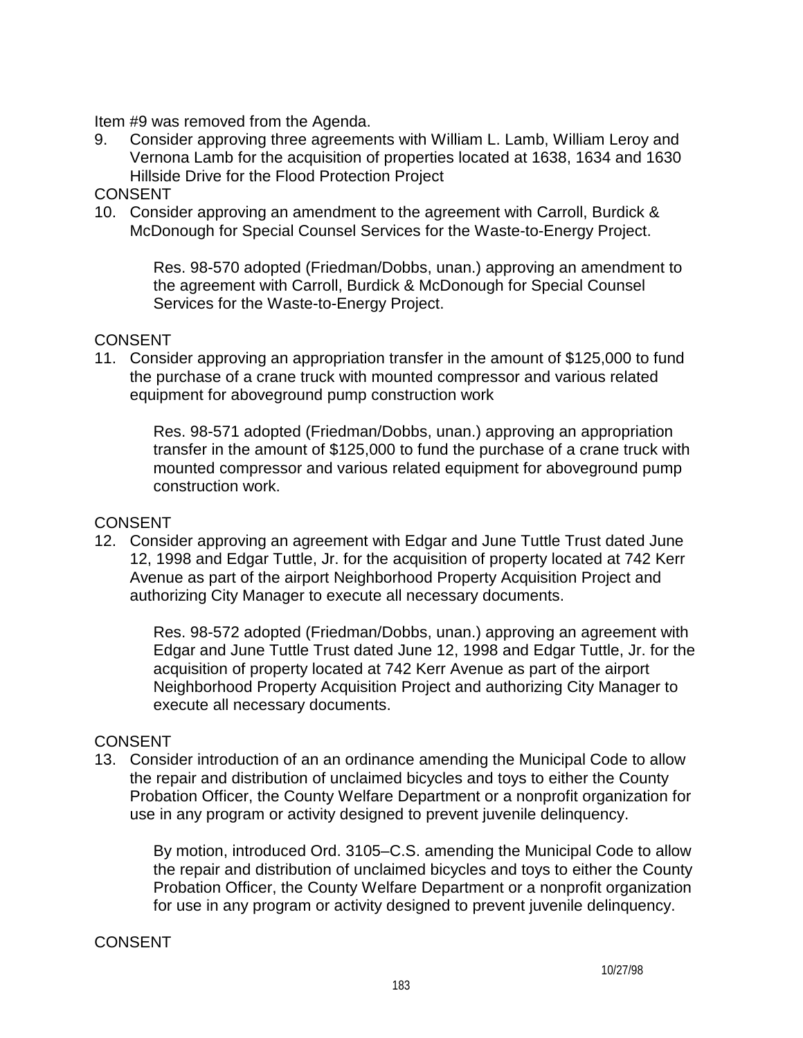Item #9 was removed from the Agenda.

9. Consider approving three agreements with William L. Lamb, William Leroy and Vernona Lamb for the acquisition of properties located at 1638, 1634 and 1630 Hillside Drive for the Flood Protection Project

CONSENT

10. Consider approving an amendment to the agreement with Carroll, Burdick & McDonough for Special Counsel Services for the Waste-to-Energy Project.

    Res. 98-570 adopted (Friedman/Dobbs, unan.) approving an amendment to the agreement with Carroll, Burdick & McDonough for Special Counsel Services for the Waste-to-Energy Project.

CONSENT

11. Consider approving an appropriation transfer in the amount of $125,000 to fund the purchase of a crane truck with mounted compressor and various related equipment for aboveground pump construction work

    Res. 98-571 adopted (Friedman/Dobbs, unan.) approving an appropriation transfer in the amount of $125,000 to fund the purchase of a crane truck with mounted compressor and various related equipment for aboveground pump construction work.

CONSENT

12. Consider approving an agreement with Edgar and June Tuttle Trust dated June 12, 1998 and Edgar Tuttle, Jr. for the acquisition of property located at 742 Kerr Avenue as part of the airport Neighborhood Property Acquisition Project and authorizing City Manager to execute all necessary documents.

    Res. 98-572 adopted (Friedman/Dobbs, unan.) approving an agreement with Edgar and June Tuttle Trust dated June 12, 1998 and Edgar Tuttle, Jr. for the acquisition of property located at 742 Kerr Avenue as part of the airport Neighborhood Property Acquisition Project and authorizing City Manager to execute all necessary documents.

CONSENT

13. Consider introduction of an an ordinance amending the Municipal Code to allow the repair and distribution of unclaimed bicycles and toys to either the County Probation Officer, the County Welfare Department or a nonprofit organization for use in any program or activity designed to prevent juvenile delinquency.

    By motion, introduced Ord. 3105–C.S. amending the Municipal Code to allow the repair and distribution of unclaimed bicycles and toys to either the County Probation Officer, the County Welfare Department or a nonprofit organization for use in any program or activity designed to prevent juvenile delinquency.

CONSENT

10/27/98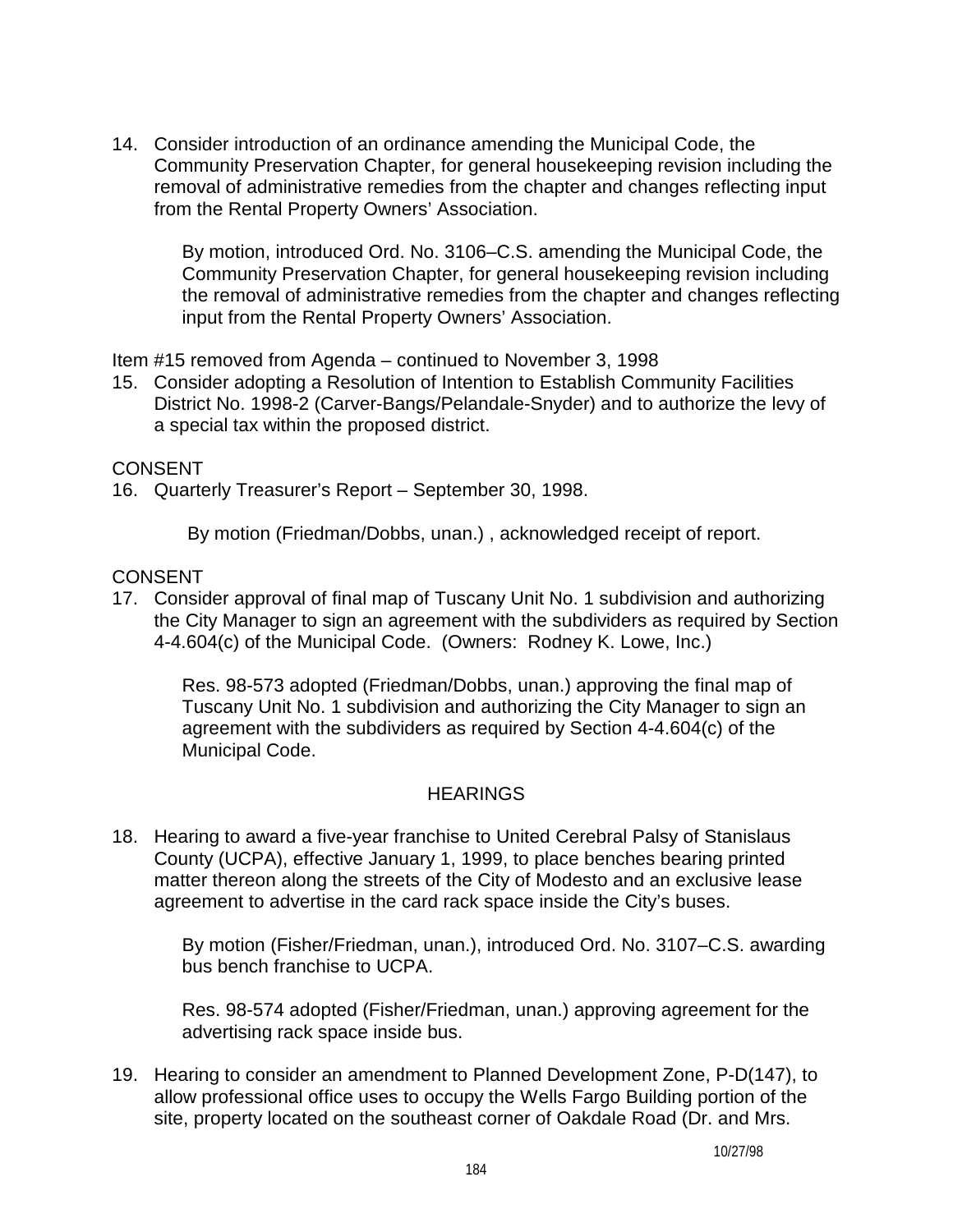14. Consider introduction of an ordinance amending the Municipal Code, the Community Preservation Chapter, for general housekeeping revision including the removal of administrative remedies from the chapter and changes reflecting input from the Rental Property Owners' Association.

    By motion, introduced Ord. No. 3106–C.S. amending the Municipal Code, the Community Preservation Chapter, for general housekeeping revision including the removal of administrative remedies from the chapter and changes reflecting input from the Rental Property Owners' Association.

Item #15 removed from Agenda – continued to November 3, 1998

15. Consider adopting a Resolution of Intention to Establish Community Facilities District No. 1998-2 (Carver-Bangs/Pelandale-Snyder) and to authorize the levy of a special tax within the proposed district.

CONSENT

16. Quarterly Treasurer's Report – September 30, 1998.

    By motion (Friedman/Dobbs, unan.) , acknowledged receipt of report.

CONSENT

17. Consider approval of final map of Tuscany Unit No. 1 subdivision and authorizing the City Manager to sign an agreement with the subdividers as required by Section 4-4.604(c) of the Municipal Code. (Owners: Rodney K. Lowe, Inc.)

    Res. 98-573 adopted (Friedman/Dobbs, unan.) approving the final map of Tuscany Unit No. 1 subdivision and authorizing the City Manager to sign an agreement with the subdividers as required by Section 4-4.604(c) of the Municipal Code.

## HEARINGS

18. Hearing to award a five-year franchise to United Cerebral Palsy of Stanislaus County (UCPA), effective January 1, 1999, to place benches bearing printed matter thereon along the streets of the City of Modesto and an exclusive lease agreement to advertise in the card rack space inside the City's buses.

    By motion (Fisher/Friedman, unan.), introduced Ord. No. 3107–C.S. awarding bus bench franchise to UCPA.

    Res. 98-574 adopted (Fisher/Friedman, unan.) approving agreement for the advertising rack space inside bus.

19. Hearing to consider an amendment to Planned Development Zone, P-D(147), to allow professional office uses to occupy the Wells Fargo Building portion of the site, property located on the southeast corner of Oakdale Road (Dr. and Mrs.

10/27/98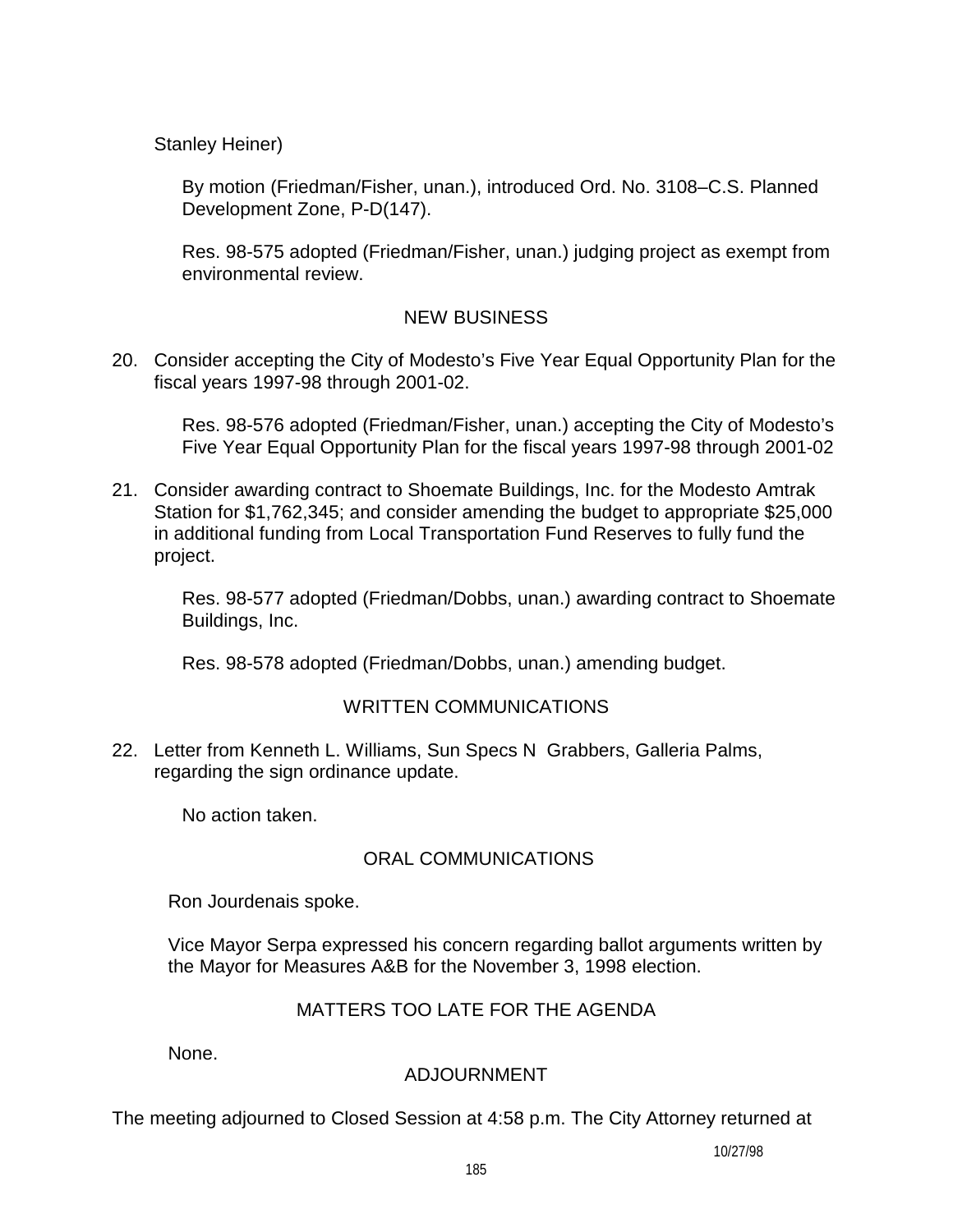Stanley Heiner)

By motion (Friedman/Fisher, unan.), introduced Ord. No. 3108–C.S. Planned Development Zone, P-D(147).

Res. 98-575 adopted (Friedman/Fisher, unan.) judging project as exempt from environmental review.

NEW BUSINESS

20. Consider accepting the City of Modesto's Five Year Equal Opportunity Plan for the fiscal years 1997-98 through 2001-02.

    Res. 98-576 adopted (Friedman/Fisher, unan.) accepting the City of Modesto's Five Year Equal Opportunity Plan for the fiscal years 1997-98 through 2001-02

21. Consider awarding contract to Shoemate Buildings, Inc. for the Modesto Amtrak Station for $1,762,345; and consider amending the budget to appropriate $25,000 in additional funding from Local Transportation Fund Reserves to fully fund the project.

    Res. 98-577 adopted (Friedman/Dobbs, unan.) awarding contract to Shoemate Buildings, Inc.

    Res. 98-578 adopted (Friedman/Dobbs, unan.) amending budget.

WRITTEN COMMUNICATIONS

22. Letter from Kenneth L. Williams, Sun Specs N Grabbers, Galleria Palms, regarding the sign ordinance update.

    No action taken.

ORAL COMMUNICATIONS

Ron Jourdenais spoke.

Vice Mayor Serpa expressed his concern regarding ballot arguments written by the Mayor for Measures A&B for the November 3, 1998 election.

MATTERS TOO LATE FOR THE AGENDA

None.

ADJOURNMENT

The meeting adjourned to Closed Session at 4:58 p.m. The City Attorney returned at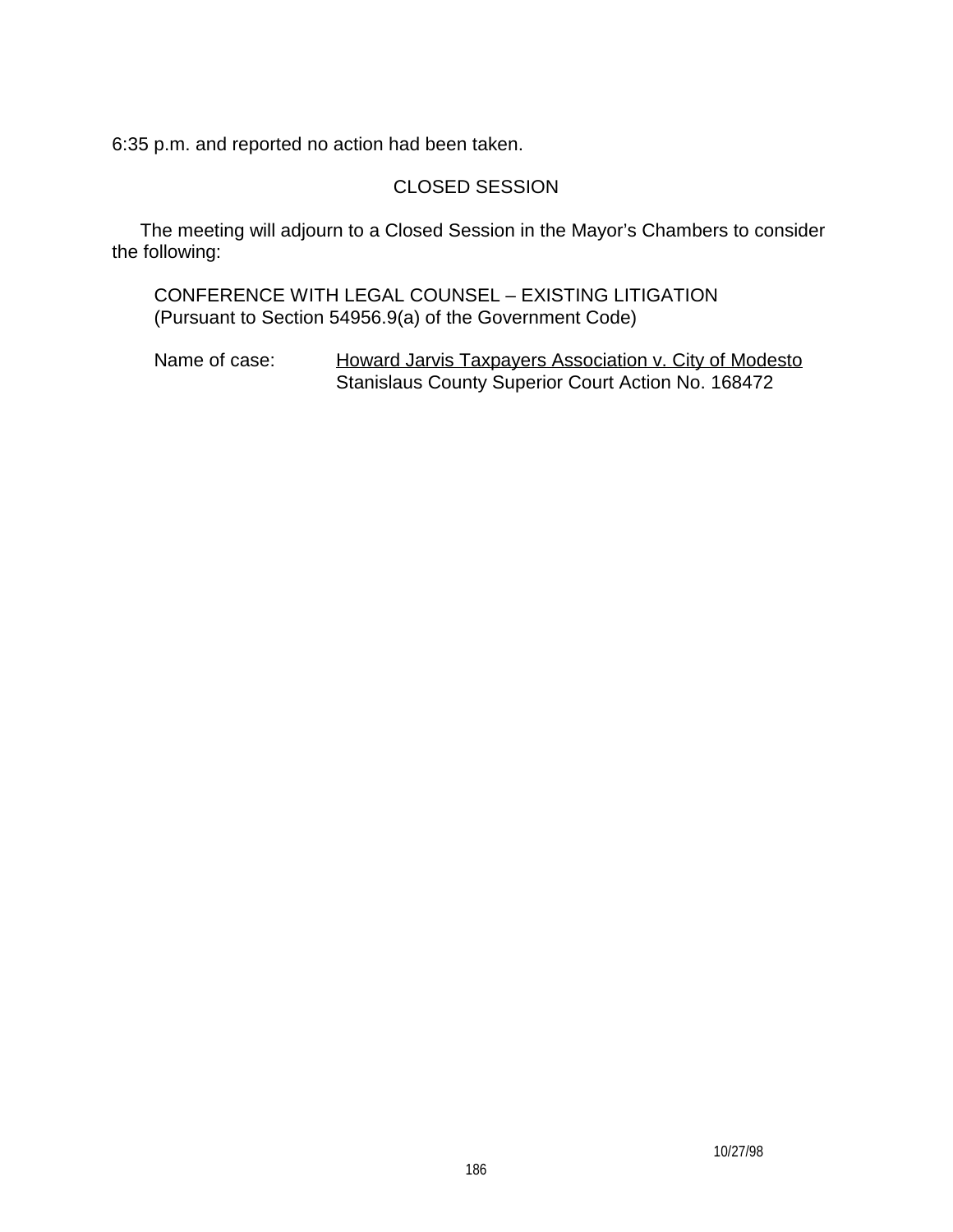6:35 p.m. and reported no action had been taken.

## CLOSED SESSION

The meeting will adjourn to a Closed Session in the Mayor's Chambers to consider the following:

CONFERENCE WITH LEGAL COUNSEL – EXISTING LITIGATION
(Pursuant to Section 54956.9(a) of the Government Code)

Name of case: <u>Howard Jarvis Taxpayers Association v. City of Modesto</u>
Stanislaus County Superior Court Action No. 168472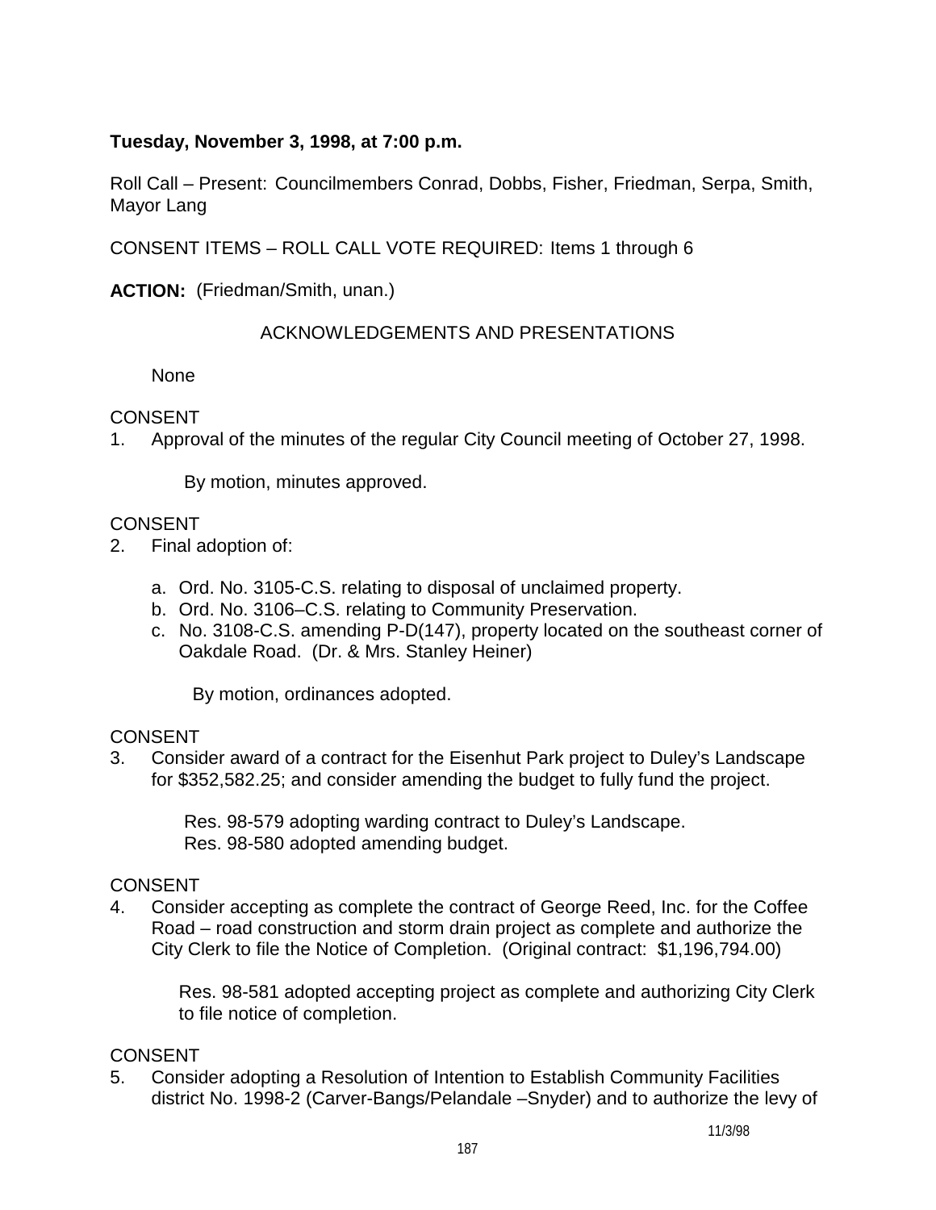**Tuesday, November 3, 1998, at 7:00 p.m.**

Roll Call – Present: Councilmembers Conrad, Dobbs, Fisher, Friedman, Serpa, Smith, Mayor Lang

CONSENT ITEMS – ROLL CALL VOTE REQUIRED: Items 1 through 6

**ACTION:** (Friedman/Smith, unan.)

ACKNOWLEDGEMENTS AND PRESENTATIONS

None

CONSENT

1. Approval of the minutes of the regular City Council meeting of October 27, 1998.

   By motion, minutes approved.

CONSENT

2. Final adoption of:

   a. Ord. No. 3105-C.S. relating to disposal of unclaimed property.
   b. Ord. No. 3106–C.S. relating to Community Preservation.
   c. No. 3108-C.S. amending P-D(147), property located on the southeast corner of Oakdale Road. (Dr. & Mrs. Stanley Heiner)

   By motion, ordinances adopted.

CONSENT

3. Consider award of a contract for the Eisenhut Park project to Duley's Landscape for $352,582.25; and consider amending the budget to fully fund the project.

   Res. 98-579 adopting warding contract to Duley's Landscape.
   Res. 98-580 adopted amending budget.

CONSENT

4. Consider accepting as complete the contract of George Reed, Inc. for the Coffee Road – road construction and storm drain project as complete and authorize the City Clerk to file the Notice of Completion. (Original contract: $1,196,794.00)

   Res. 98-581 adopted accepting project as complete and authorizing City Clerk to file notice of completion.

CONSENT

5. Consider adopting a Resolution of Intention to Establish Community Facilities district No. 1998-2 (Carver-Bangs/Pelandale –Snyder) and to authorize the levy of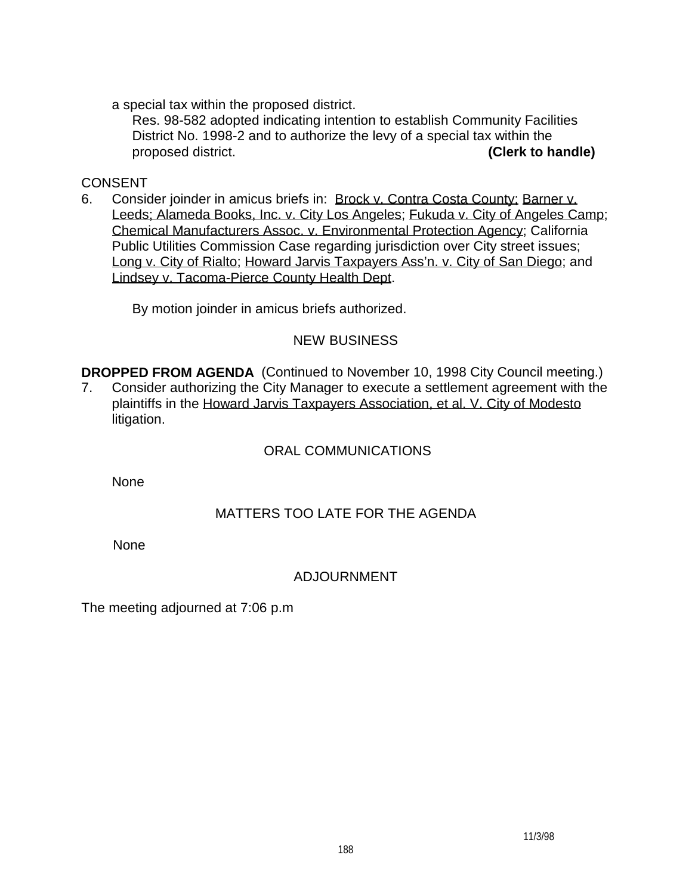a special tax within the proposed district.

Res. 98-582 adopted indicating intention to establish Community Facilities District No. 1998-2 and to authorize the levy of a special tax within the proposed district. **(Clerk to handle)**

CONSENT

6. Consider joinder in amicus briefs in: Brock v. Contra Costa County; Barner v. Leeds; Alameda Books, Inc. v. City Los Angeles; Fukuda v. City of Angeles Camp; Chemical Manufacturers Assoc. v. Environmental Protection Agency; California Public Utilities Commission Case regarding jurisdiction over City street issues; Long v. City of Rialto; Howard Jarvis Taxpayers Ass'n. v. City of San Diego; and Lindsey v. Tacoma-Pierce County Health Dept.

   By motion joinder in amicus briefs authorized.

NEW BUSINESS

**DROPPED FROM AGENDA** (Continued to November 10, 1998 City Council meeting.)

7. Consider authorizing the City Manager to execute a settlement agreement with the plaintiffs in the Howard Jarvis Taxpayers Association, et al. V. City of Modesto litigation.

ORAL COMMUNICATIONS

None

MATTERS TOO LATE FOR THE AGENDA

None

ADJOURNMENT

The meeting adjourned at 7:06 p.m

11/3/98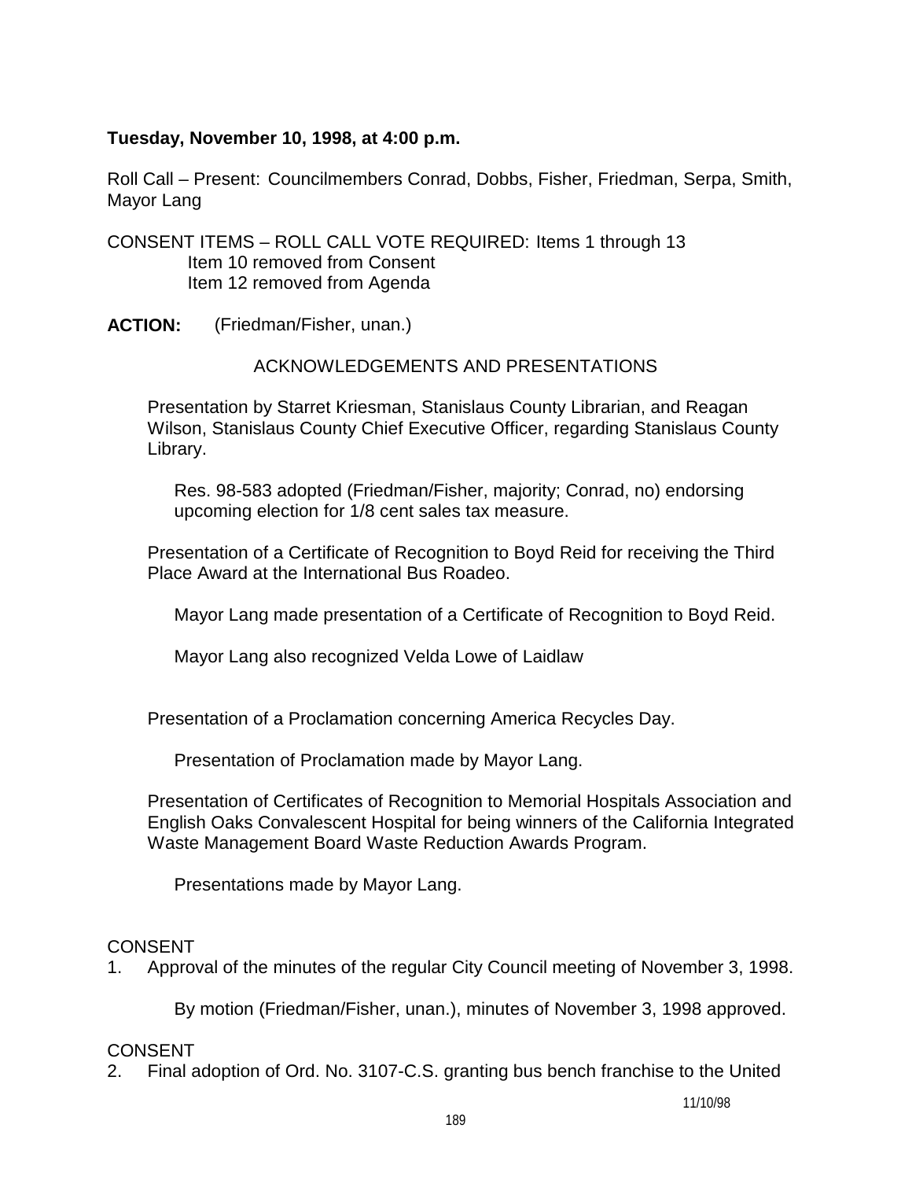**Tuesday, November 10, 1998, at 4:00 p.m.**

Roll Call – Present: Councilmembers Conrad, Dobbs, Fisher, Friedman, Serpa, Smith, Mayor Lang

CONSENT ITEMS – ROLL CALL VOTE REQUIRED: Items 1 through 13
Item 10 removed from Consent
Item 12 removed from Agenda

**ACTION:** (Friedman/Fisher, unan.)

ACKNOWLEDGEMENTS AND PRESENTATIONS

Presentation by Starret Kriesman, Stanislaus County Librarian, and Reagan Wilson, Stanislaus County Chief Executive Officer, regarding Stanislaus County Library.

Res. 98-583 adopted (Friedman/Fisher, majority; Conrad, no) endorsing upcoming election for 1/8 cent sales tax measure.

Presentation of a Certificate of Recognition to Boyd Reid for receiving the Third Place Award at the International Bus Roadeo.

Mayor Lang made presentation of a Certificate of Recognition to Boyd Reid.

Mayor Lang also recognized Velda Lowe of Laidlaw

Presentation of a Proclamation concerning America Recycles Day.

Presentation of Proclamation made by Mayor Lang.

Presentation of Certificates of Recognition to Memorial Hospitals Association and English Oaks Convalescent Hospital for being winners of the California Integrated Waste Management Board Waste Reduction Awards Program.

Presentations made by Mayor Lang.

CONSENT

1. Approval of the minutes of the regular City Council meeting of November 3, 1998.

   By motion (Friedman/Fisher, unan.), minutes of November 3, 1998 approved.

CONSENT

2. Final adoption of Ord. No. 3107-C.S. granting bus bench franchise to the United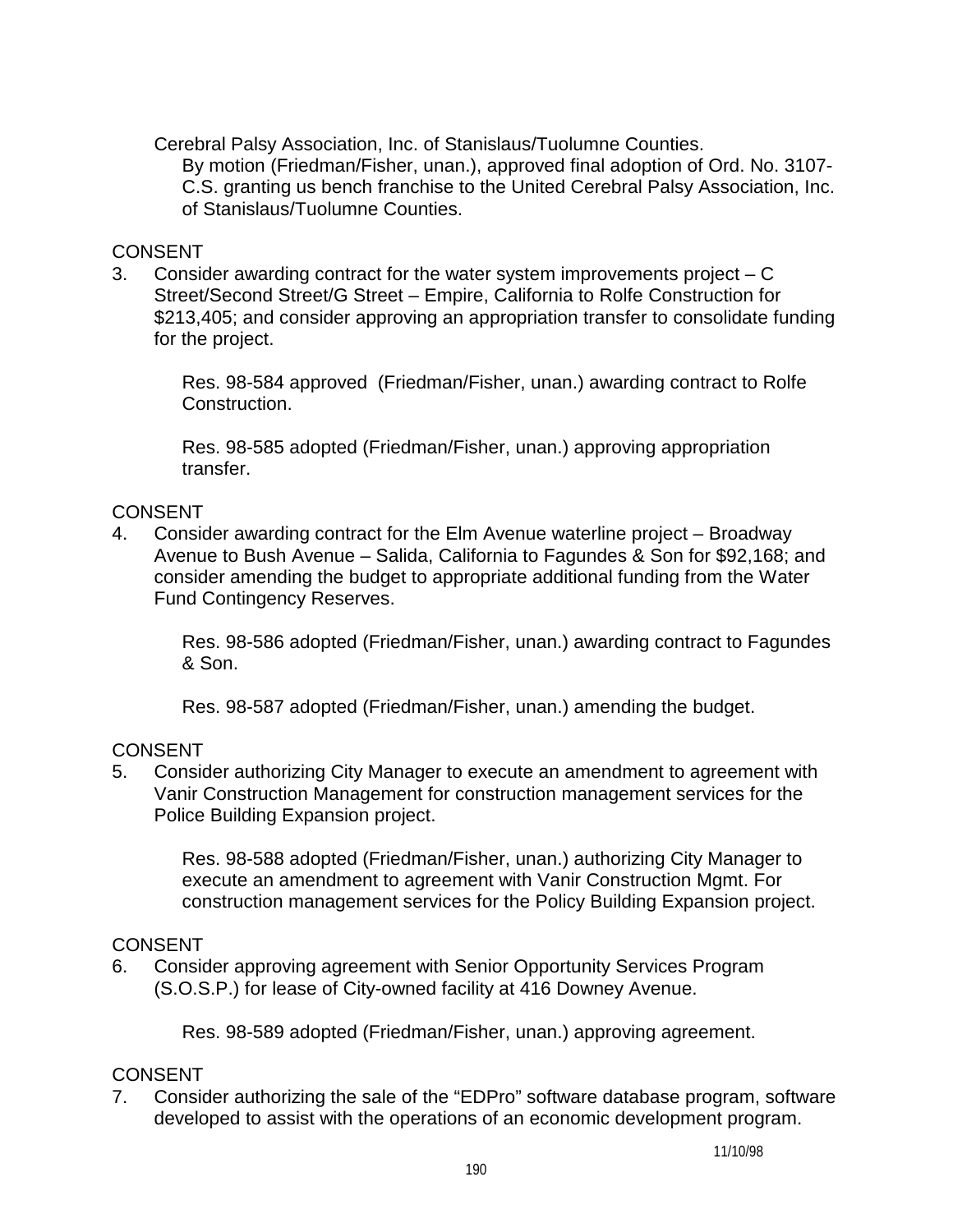Cerebral Palsy Association, Inc. of Stanislaus/Tuolumne Counties.

By motion (Friedman/Fisher, unan.), approved final adoption of Ord. No. 3107-C.S. granting us bench franchise to the United Cerebral Palsy Association, Inc. of Stanislaus/Tuolumne Counties.

CONSENT

3. Consider awarding contract for the water system improvements project – C Street/Second Street/G Street – Empire, California to Rolfe Construction for $213,405; and consider approving an appropriation transfer to consolidate funding for the project.

   Res. 98-584 approved (Friedman/Fisher, unan.) awarding contract to Rolfe Construction.

   Res. 98-585 adopted (Friedman/Fisher, unan.) approving appropriation transfer.

CONSENT

4. Consider awarding contract for the Elm Avenue waterline project – Broadway Avenue to Bush Avenue – Salida, California to Fagundes & Son for $92,168; and consider amending the budget to appropriate additional funding from the Water Fund Contingency Reserves.

   Res. 98-586 adopted (Friedman/Fisher, unan.) awarding contract to Fagundes & Son.

   Res. 98-587 adopted (Friedman/Fisher, unan.) amending the budget.

CONSENT

5. Consider authorizing City Manager to execute an amendment to agreement with Vanir Construction Management for construction management services for the Police Building Expansion project.

   Res. 98-588 adopted (Friedman/Fisher, unan.) authorizing City Manager to execute an amendment to agreement with Vanir Construction Mgmt. For construction management services for the Policy Building Expansion project.

CONSENT

6. Consider approving agreement with Senior Opportunity Services Program (S.O.S.P.) for lease of City-owned facility at 416 Downey Avenue.

   Res. 98-589 adopted (Friedman/Fisher, unan.) approving agreement.

CONSENT

7. Consider authorizing the sale of the “EDPro” software database program, software developed to assist with the operations of an economic development program.

11/10/98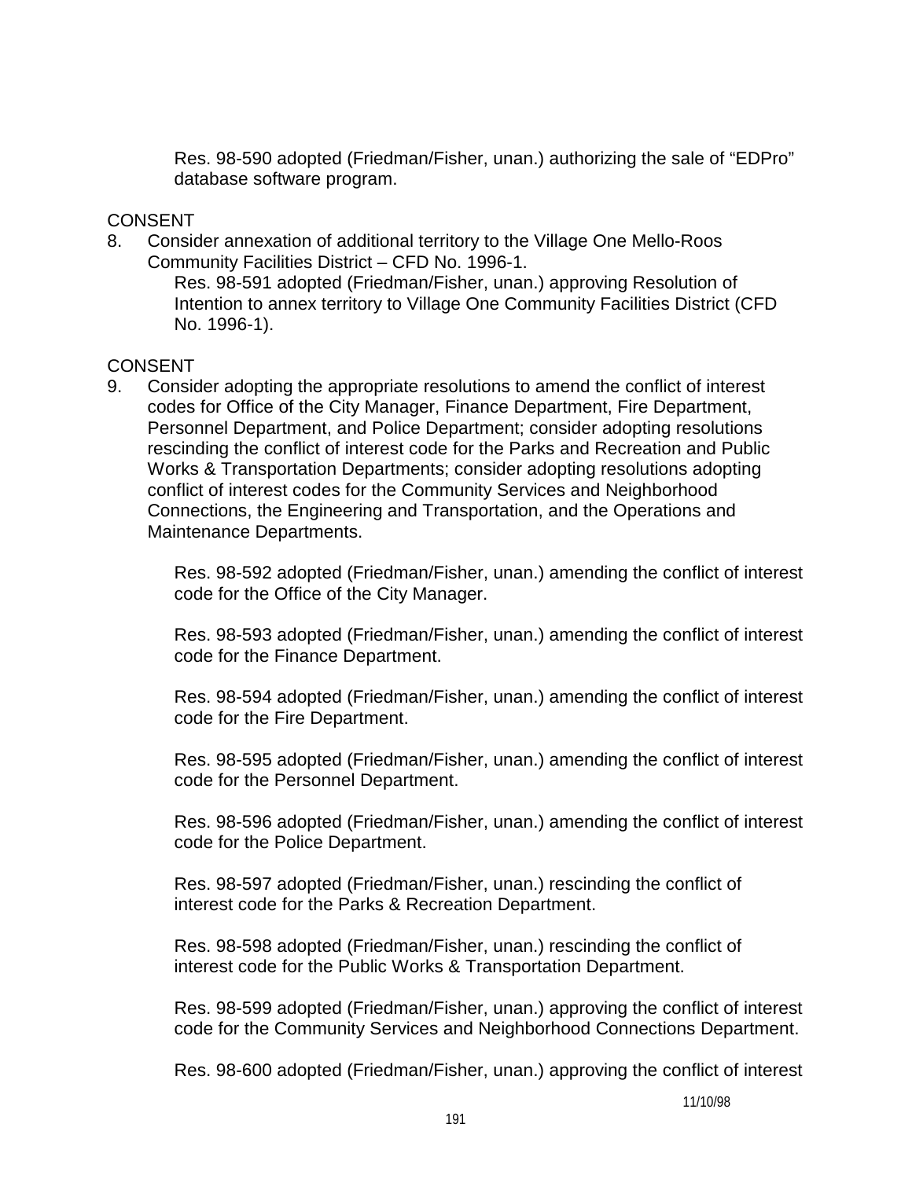Res. 98-590 adopted (Friedman/Fisher, unan.) authorizing the sale of "EDPro" database software program.

CONSENT

8. Consider annexation of additional territory to the Village One Mello-Roos Community Facilities District – CFD No. 1996-1.

   Res. 98-591 adopted (Friedman/Fisher, unan.) approving Resolution of Intention to annex territory to Village One Community Facilities District (CFD No. 1996-1).

CONSENT

9. Consider adopting the appropriate resolutions to amend the conflict of interest codes for Office of the City Manager, Finance Department, Fire Department, Personnel Department, and Police Department; consider adopting resolutions rescinding the conflict of interest code for the Parks and Recreation and Public Works & Transportation Departments; consider adopting resolutions adopting conflict of interest codes for the Community Services and Neighborhood Connections, the Engineering and Transportation, and the Operations and Maintenance Departments.

   Res. 98-592 adopted (Friedman/Fisher, unan.) amending the conflict of interest code for the Office of the City Manager.

   Res. 98-593 adopted (Friedman/Fisher, unan.) amending the conflict of interest code for the Finance Department.

   Res. 98-594 adopted (Friedman/Fisher, unan.) amending the conflict of interest code for the Fire Department.

   Res. 98-595 adopted (Friedman/Fisher, unan.) amending the conflict of interest code for the Personnel Department.

   Res. 98-596 adopted (Friedman/Fisher, unan.) amending the conflict of interest code for the Police Department.

   Res. 98-597 adopted (Friedman/Fisher, unan.) rescinding the conflict of interest code for the Parks & Recreation Department.

   Res. 98-598 adopted (Friedman/Fisher, unan.) rescinding the conflict of interest code for the Public Works & Transportation Department.

   Res. 98-599 adopted (Friedman/Fisher, unan.) approving the conflict of interest code for the Community Services and Neighborhood Connections Department.

   Res. 98-600 adopted (Friedman/Fisher, unan.) approving the conflict of interest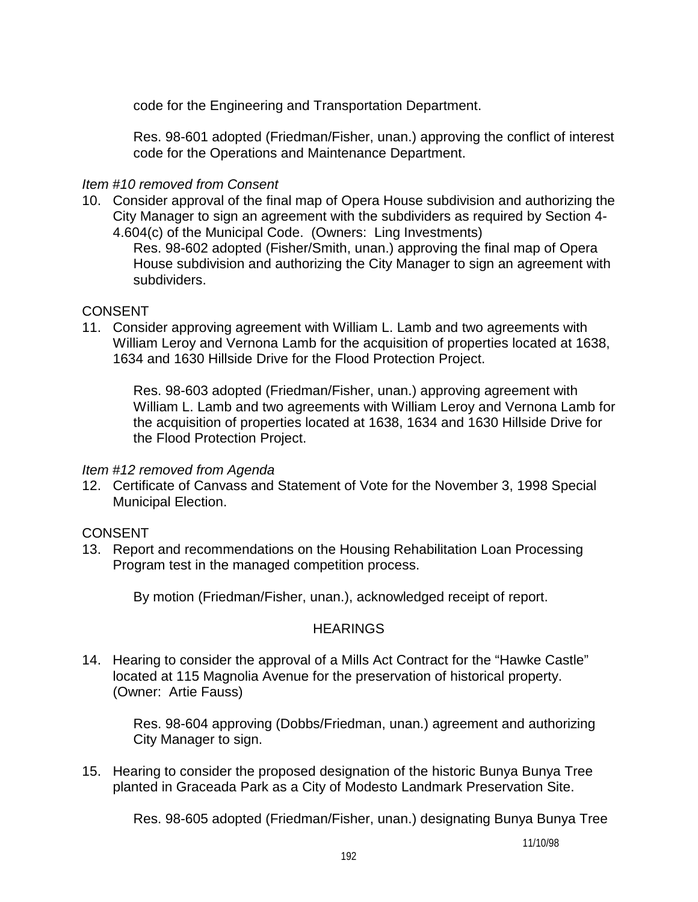code for the Engineering and Transportation Department.

Res. 98-601 adopted (Friedman/Fisher, unan.) approving the conflict of interest code for the Operations and Maintenance Department.

*Item #10 removed from Consent*

10. Consider approval of the final map of Opera House subdivision and authorizing the City Manager to sign an agreement with the subdividers as required by Section 4-4.604(c) of the Municipal Code. (Owners: Ling Investments)

    Res. 98-602 adopted (Fisher/Smith, unan.) approving the final map of Opera House subdivision and authorizing the City Manager to sign an agreement with subdividers.

CONSENT

11. Consider approving agreement with William L. Lamb and two agreements with William Leroy and Vernona Lamb for the acquisition of properties located at 1638, 1634 and 1630 Hillside Drive for the Flood Protection Project.

    Res. 98-603 adopted (Friedman/Fisher, unan.) approving agreement with William L. Lamb and two agreements with William Leroy and Vernona Lamb for the acquisition of properties located at 1638, 1634 and 1630 Hillside Drive for the Flood Protection Project.

*Item #12 removed from Agenda*

12. Certificate of Canvass and Statement of Vote for the November 3, 1998 Special Municipal Election.

CONSENT

13. Report and recommendations on the Housing Rehabilitation Loan Processing Program test in the managed competition process.

    By motion (Friedman/Fisher, unan.), acknowledged receipt of report.

## HEARINGS

14. Hearing to consider the approval of a Mills Act Contract for the "Hawke Castle" located at 115 Magnolia Avenue for the preservation of historical property. (Owner: Artie Fauss)

    Res. 98-604 approving (Dobbs/Friedman, unan.) agreement and authorizing City Manager to sign.

15. Hearing to consider the proposed designation of the historic Bunya Bunya Tree planted in Graceada Park as a City of Modesto Landmark Preservation Site.

    Res. 98-605 adopted (Friedman/Fisher, unan.) designating Bunya Bunya Tree

11/10/98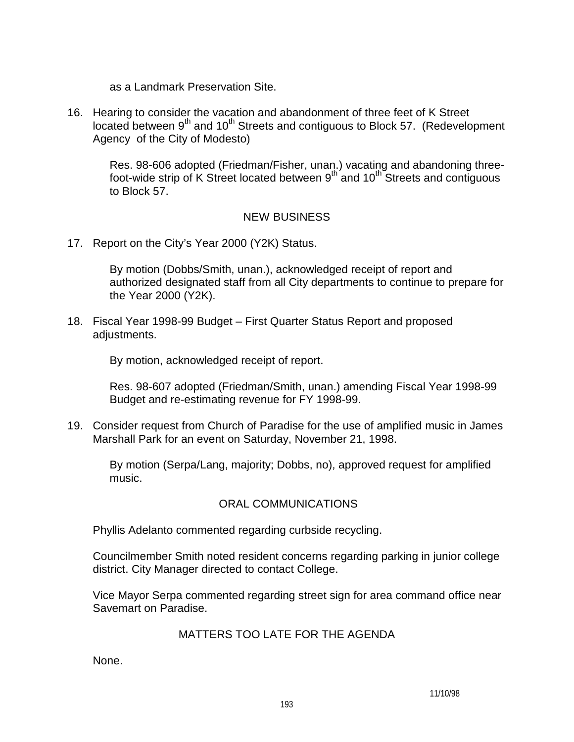as a Landmark Preservation Site.

16. Hearing to consider the vacation and abandonment of three feet of K Street located between 9th and 10th Streets and contiguous to Block 57. (Redevelopment Agency of the City of Modesto)

    Res. 98-606 adopted (Friedman/Fisher, unan.) vacating and abandoning three-foot-wide strip of K Street located between 9th and 10th Streets and contiguous to Block 57.

## NEW BUSINESS

17. Report on the City's Year 2000 (Y2K) Status.

    By motion (Dobbs/Smith, unan.), acknowledged receipt of report and authorized designated staff from all City departments to continue to prepare for the Year 2000 (Y2K).

18. Fiscal Year 1998-99 Budget – First Quarter Status Report and proposed adjustments.

    By motion, acknowledged receipt of report.

    Res. 98-607 adopted (Friedman/Smith, unan.) amending Fiscal Year 1998-99 Budget and re-estimating revenue for FY 1998-99.

19. Consider request from Church of Paradise for the use of amplified music in James Marshall Park for an event on Saturday, November 21, 1998.

    By motion (Serpa/Lang, majority; Dobbs, no), approved request for amplified music.

## ORAL COMMUNICATIONS

Phyllis Adelanto commented regarding curbside recycling.

Councilmember Smith noted resident concerns regarding parking in junior college district. City Manager directed to contact College.

Vice Mayor Serpa commented regarding street sign for area command office near Savemart on Paradise.

## MATTERS TOO LATE FOR THE AGENDA

None.

11/10/98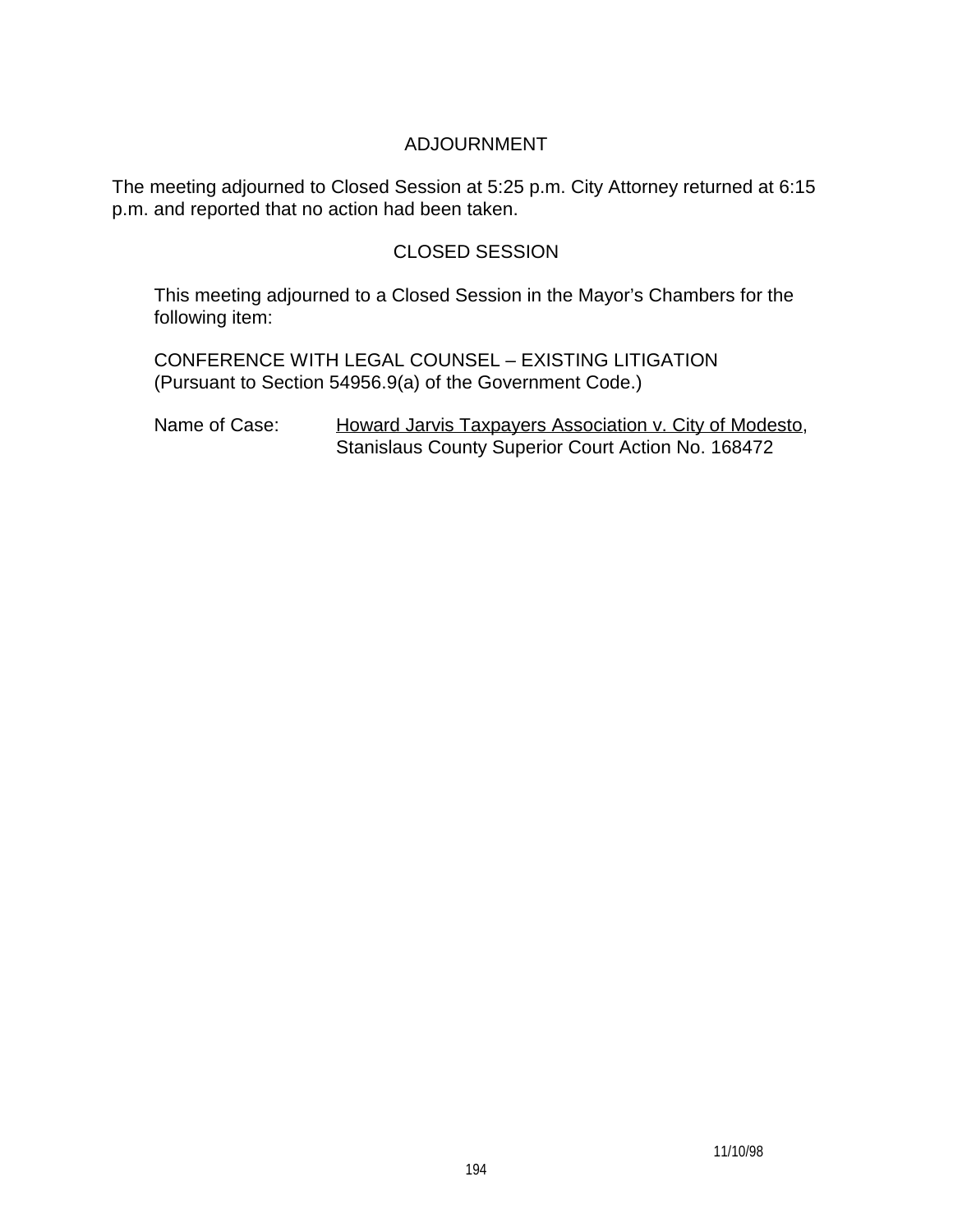## ADJOURNMENT

The meeting adjourned to Closed Session at 5:25 p.m. City Attorney returned at 6:15 p.m. and reported that no action had been taken.

## CLOSED SESSION

This meeting adjourned to a Closed Session in the Mayor's Chambers for the following item:

CONFERENCE WITH LEGAL COUNSEL – EXISTING LITIGATION
(Pursuant to Section 54956.9(a) of the Government Code.)

Name of Case: Howard Jarvis Taxpayers Association v. City of Modesto, Stanislaus County Superior Court Action No. 168472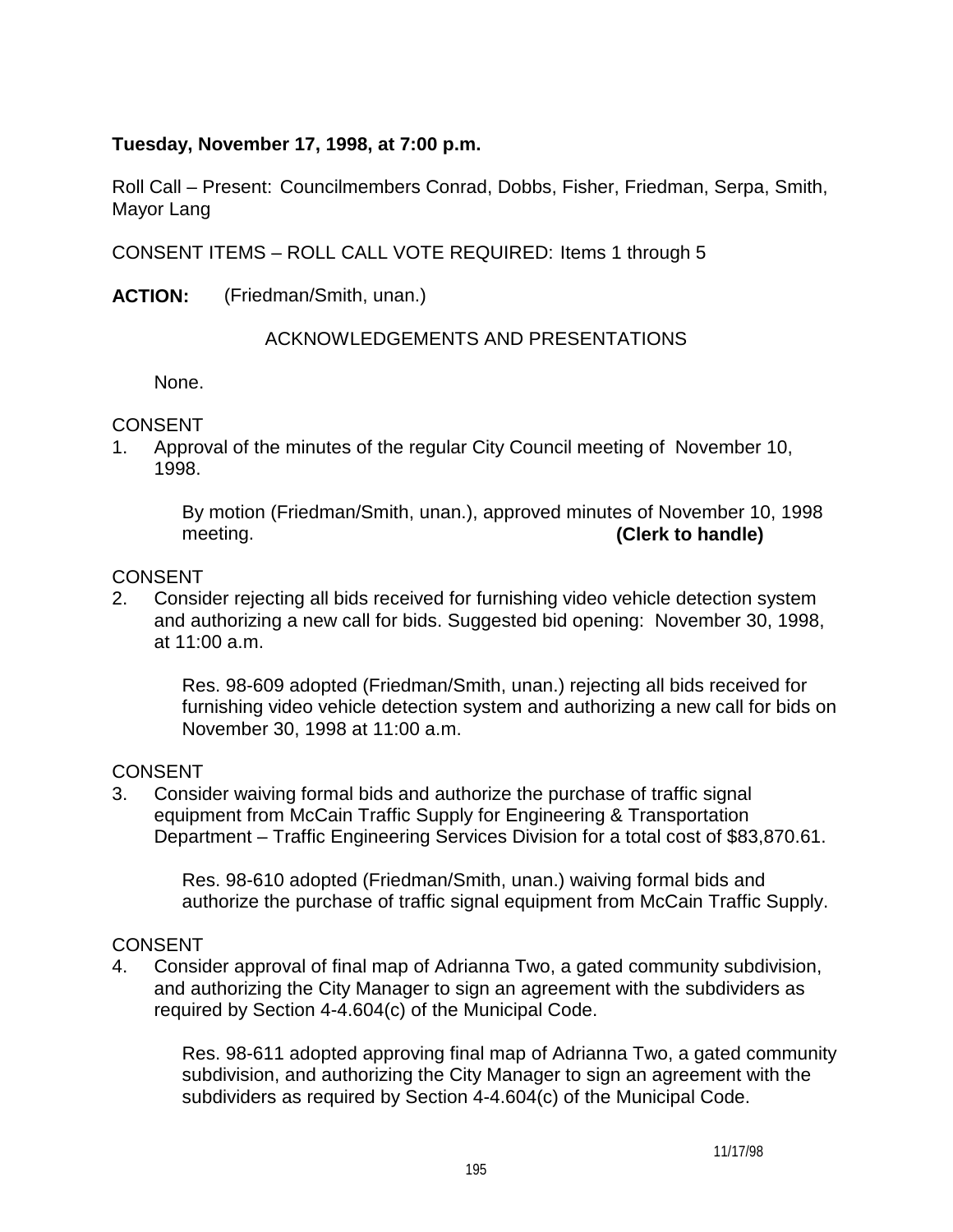**Tuesday, November 17, 1998, at 7:00 p.m.**

Roll Call – Present: Councilmembers Conrad, Dobbs, Fisher, Friedman, Serpa, Smith, Mayor Lang

CONSENT ITEMS – ROLL CALL VOTE REQUIRED: Items 1 through 5

**ACTION:** (Friedman/Smith, unan.)

ACKNOWLEDGEMENTS AND PRESENTATIONS

None.

CONSENT

1. Approval of the minutes of the regular City Council meeting of November 10, 1998.

   By motion (Friedman/Smith, unan.), approved minutes of November 10, 1998 meeting. **(Clerk to handle)**

CONSENT

2. Consider rejecting all bids received for furnishing video vehicle detection system and authorizing a new call for bids. Suggested bid opening: November 30, 1998, at 11:00 a.m.

   Res. 98-609 adopted (Friedman/Smith, unan.) rejecting all bids received for furnishing video vehicle detection system and authorizing a new call for bids on November 30, 1998 at 11:00 a.m.

CONSENT

3. Consider waiving formal bids and authorize the purchase of traffic signal equipment from McCain Traffic Supply for Engineering & Transportation Department – Traffic Engineering Services Division for a total cost of $83,870.61.

   Res. 98-610 adopted (Friedman/Smith, unan.) waiving formal bids and authorize the purchase of traffic signal equipment from McCain Traffic Supply.

CONSENT

4. Consider approval of final map of Adrianna Two, a gated community subdivision, and authorizing the City Manager to sign an agreement with the subdividers as required by Section 4-4.604(c) of the Municipal Code.

   Res. 98-611 adopted approving final map of Adrianna Two, a gated community subdivision, and authorizing the City Manager to sign an agreement with the subdividers as required by Section 4-4.604(c) of the Municipal Code.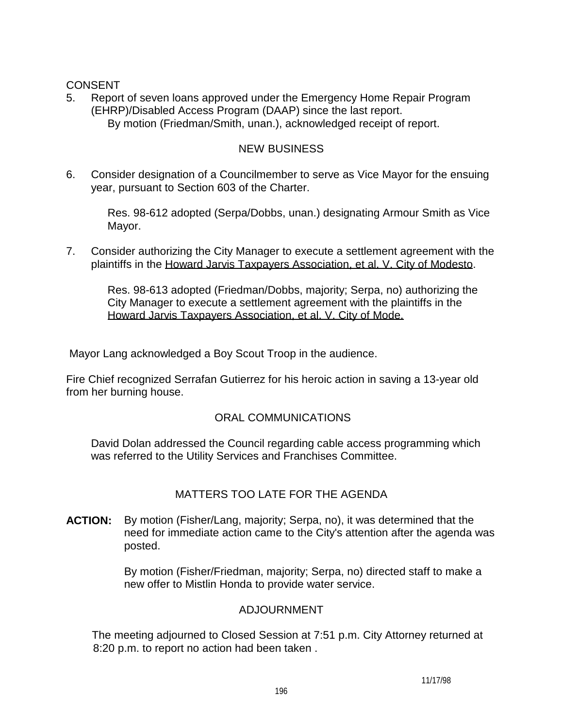CONSENT

5. Report of seven loans approved under the Emergency Home Repair Program (EHRP)/Disabled Access Program (DAAP) since the last report.

   By motion (Friedman/Smith, unan.), acknowledged receipt of report.

## NEW BUSINESS

6. Consider designation of a Councilmember to serve as Vice Mayor for the ensuing year, pursuant to Section 603 of the Charter.

   Res. 98-612 adopted (Serpa/Dobbs, unan.) designating Armour Smith as Vice Mayor.

7. Consider authorizing the City Manager to execute a settlement agreement with the plaintiffs in the Howard Jarvis Taxpayers Association, et al. V. City of Modesto.

   Res. 98-613 adopted (Friedman/Dobbs, majority; Serpa, no) authorizing the City Manager to execute a settlement agreement with the plaintiffs in the Howard Jarvis Taxpayers Association, et al. V. City of Mode.

Mayor Lang acknowledged a Boy Scout Troop in the audience.

Fire Chief recognized Serrafan Gutierrez for his heroic action in saving a 13-year old from her burning house.

## ORAL COMMUNICATIONS

David Dolan addressed the Council regarding cable access programming which was referred to the Utility Services and Franchises Committee.

## MATTERS TOO LATE FOR THE AGENDA

**ACTION:** By motion (Fisher/Lang, majority; Serpa, no), it was determined that the need for immediate action came to the City's attention after the agenda was posted.

By motion (Fisher/Friedman, majority; Serpa, no) directed staff to make a new offer to Mistlin Honda to provide water service.

## ADJOURNMENT

The meeting adjourned to Closed Session at 7:51 p.m. City Attorney returned at 8:20 p.m. to report no action had been taken .

11/17/98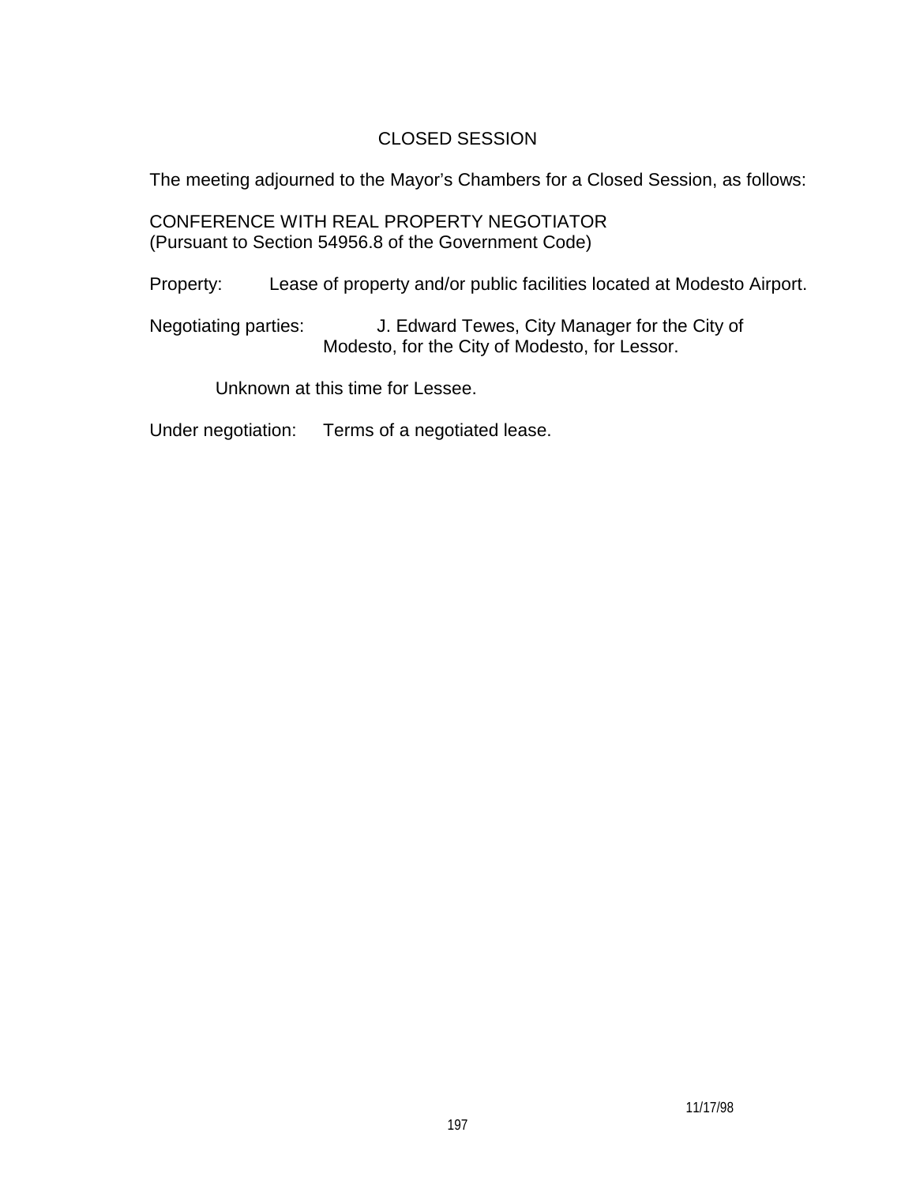## CLOSED SESSION

The meeting adjourned to the Mayor's Chambers for a Closed Session, as follows:

CONFERENCE WITH REAL PROPERTY NEGOTIATOR
(Pursuant to Section 54956.8 of the Government Code)

Property: Lease of property and/or public facilities located at Modesto Airport.

Negotiating parties: J. Edward Tewes, City Manager for the City of Modesto, for the City of Modesto, for Lessor.

Unknown at this time for Lessee.

Under negotiation: Terms of a negotiated lease.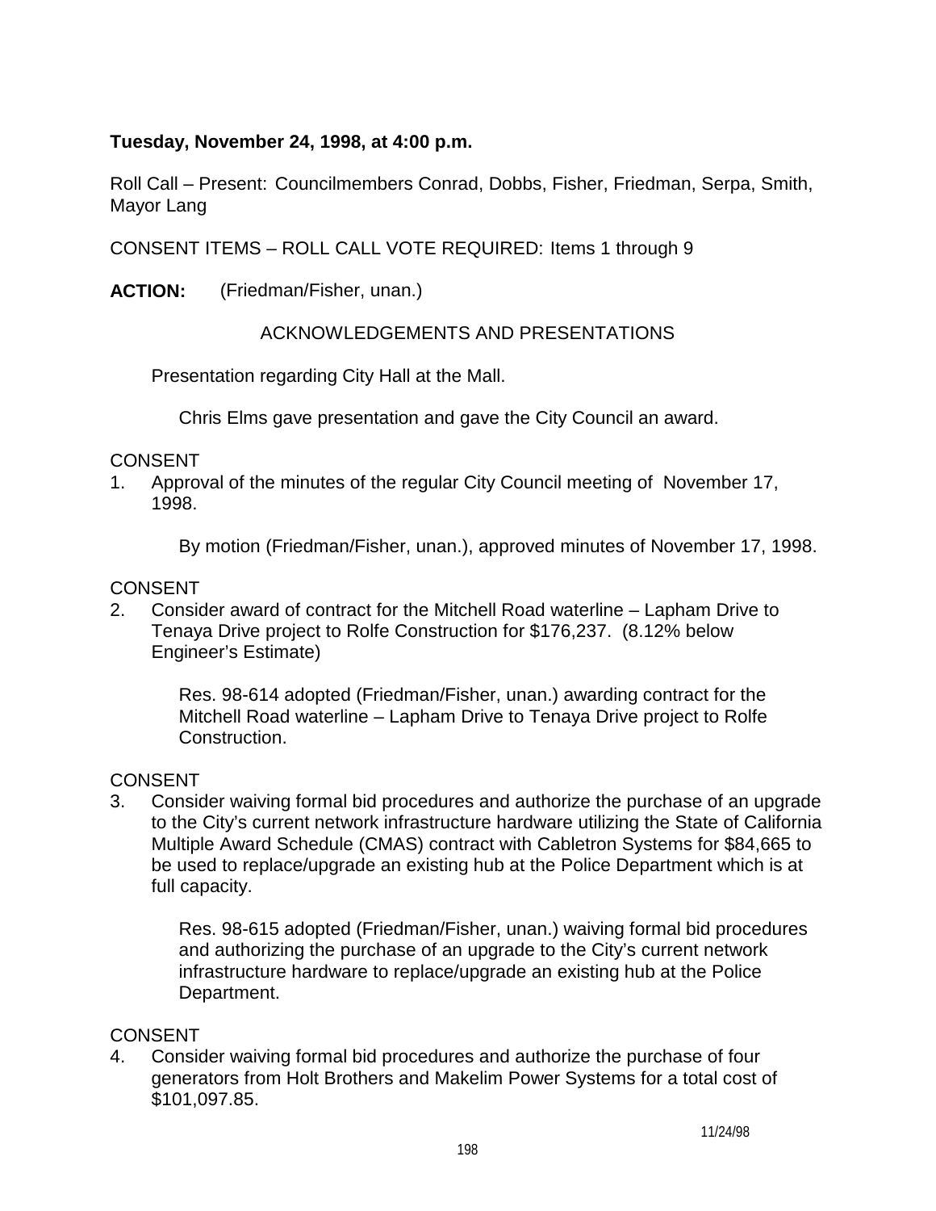**Tuesday, November 24, 1998, at 4:00 p.m.**

Roll Call – Present: Councilmembers Conrad, Dobbs, Fisher, Friedman, Serpa, Smith, Mayor Lang

CONSENT ITEMS – ROLL CALL VOTE REQUIRED: Items 1 through 9

**ACTION:** (Friedman/Fisher, unan.)

ACKNOWLEDGEMENTS AND PRESENTATIONS

Presentation regarding City Hall at the Mall.

Chris Elms gave presentation and gave the City Council an award.

CONSENT

1. Approval of the minutes of the regular City Council meeting of November 17, 1998.

   By motion (Friedman/Fisher, unan.), approved minutes of November 17, 1998.

CONSENT

2. Consider award of contract for the Mitchell Road waterline – Lapham Drive to Tenaya Drive project to Rolfe Construction for $176,237. (8.12% below Engineer's Estimate)

   Res. 98-614 adopted (Friedman/Fisher, unan.) awarding contract for the Mitchell Road waterline – Lapham Drive to Tenaya Drive project to Rolfe Construction.

CONSENT

3. Consider waiving formal bid procedures and authorize the purchase of an upgrade to the City's current network infrastructure hardware utilizing the State of California Multiple Award Schedule (CMAS) contract with Cabletron Systems for $84,665 to be used to replace/upgrade an existing hub at the Police Department which is at full capacity.

   Res. 98-615 adopted (Friedman/Fisher, unan.) waiving formal bid procedures and authorizing the purchase of an upgrade to the City's current network infrastructure hardware to replace/upgrade an existing hub at the Police Department.

CONSENT

4. Consider waiving formal bid procedures and authorize the purchase of four generators from Holt Brothers and Makelim Power Systems for a total cost of $101,097.85.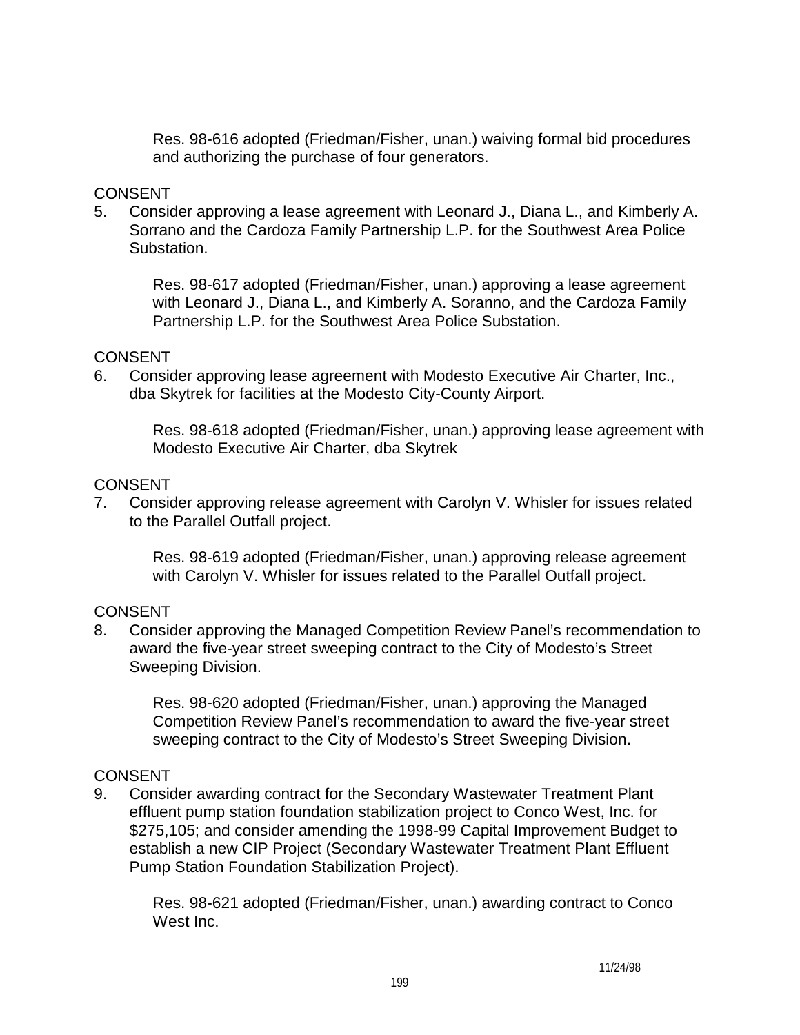Res. 98-616 adopted (Friedman/Fisher, unan.) waiving formal bid procedures and authorizing the purchase of four generators.

CONSENT

5. Consider approving a lease agreement with Leonard J., Diana L., and Kimberly A. Sorrano and the Cardoza Family Partnership L.P. for the Southwest Area Police Substation.

   Res. 98-617 adopted (Friedman/Fisher, unan.) approving a lease agreement with Leonard J., Diana L., and Kimberly A. Soranno, and the Cardoza Family Partnership L.P. for the Southwest Area Police Substation.

CONSENT

6. Consider approving lease agreement with Modesto Executive Air Charter, Inc., dba Skytrek for facilities at the Modesto City-County Airport.

   Res. 98-618 adopted (Friedman/Fisher, unan.) approving lease agreement with Modesto Executive Air Charter, dba Skytrek

CONSENT

7. Consider approving release agreement with Carolyn V. Whisler for issues related to the Parallel Outfall project.

   Res. 98-619 adopted (Friedman/Fisher, unan.) approving release agreement with Carolyn V. Whisler for issues related to the Parallel Outfall project.

CONSENT

8. Consider approving the Managed Competition Review Panel's recommendation to award the five-year street sweeping contract to the City of Modesto's Street Sweeping Division.

   Res. 98-620 adopted (Friedman/Fisher, unan.) approving the Managed Competition Review Panel's recommendation to award the five-year street sweeping contract to the City of Modesto's Street Sweeping Division.

CONSENT

9. Consider awarding contract for the Secondary Wastewater Treatment Plant effluent pump station foundation stabilization project to Conco West, Inc. for $275,105; and consider amending the 1998-99 Capital Improvement Budget to establish a new CIP Project (Secondary Wastewater Treatment Plant Effluent Pump Station Foundation Stabilization Project).

   Res. 98-621 adopted (Friedman/Fisher, unan.) awarding contract to Conco West Inc.

11/24/98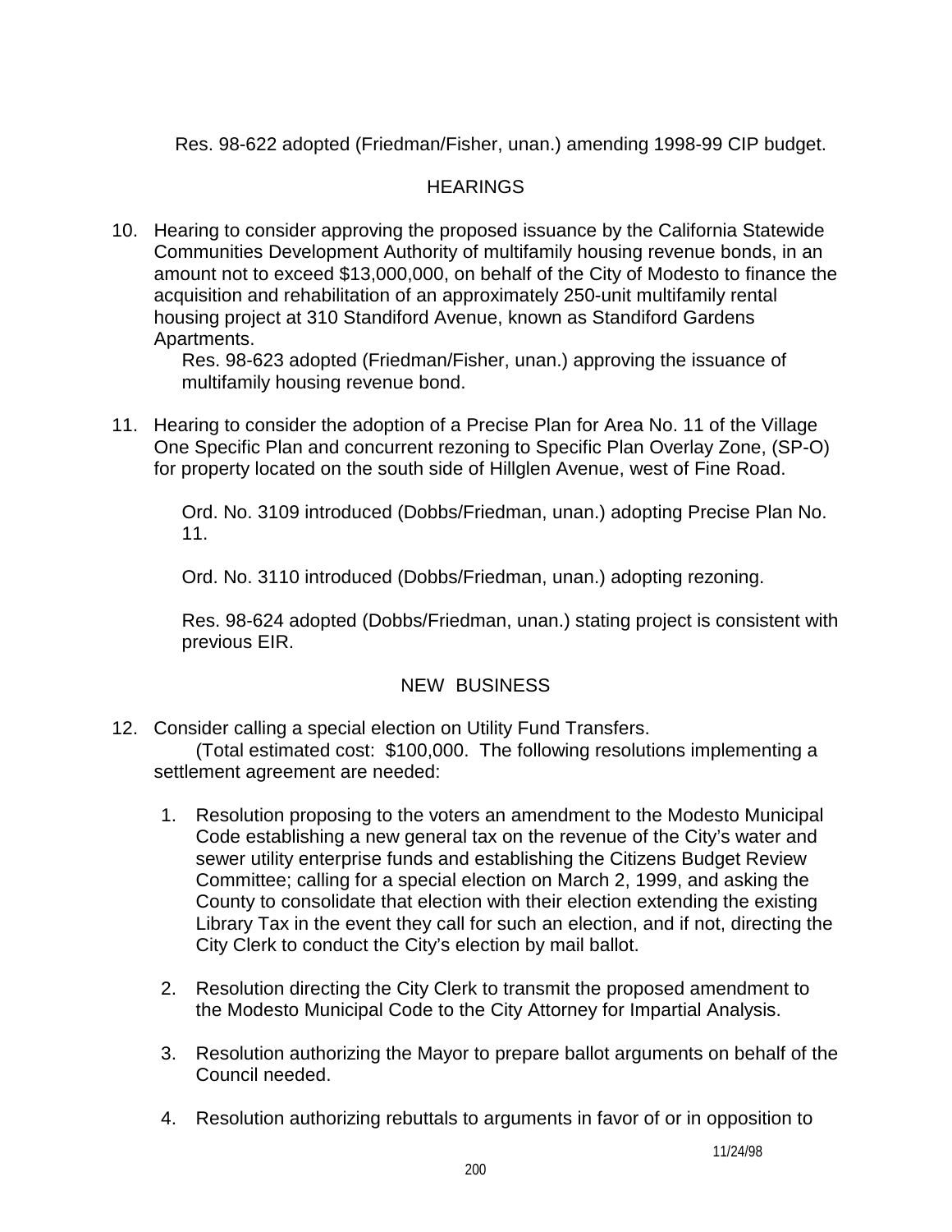Res. 98-622 adopted (Friedman/Fisher, unan.) amending 1998-99 CIP budget.

## HEARINGS

10. Hearing to consider approving the proposed issuance by the California Statewide Communities Development Authority of multifamily housing revenue bonds, in an amount not to exceed $13,000,000, on behalf of the City of Modesto to finance the acquisition and rehabilitation of an approximately 250-unit multifamily rental housing project at 310 Standiford Avenue, known as Standiford Gardens Apartments.

    Res. 98-623 adopted (Friedman/Fisher, unan.) approving the issuance of multifamily housing revenue bond.

11. Hearing to consider the adoption of a Precise Plan for Area No. 11 of the Village One Specific Plan and concurrent rezoning to Specific Plan Overlay Zone, (SP-O) for property located on the south side of Hillglen Avenue, west of Fine Road.

    Ord. No. 3109 introduced (Dobbs/Friedman, unan.) adopting Precise Plan No. 11.

    Ord. No. 3110 introduced (Dobbs/Friedman, unan.) adopting rezoning.

    Res. 98-624 adopted (Dobbs/Friedman, unan.) stating project is consistent with previous EIR.

## NEW BUSINESS

12. Consider calling a special election on Utility Fund Transfers.

    (Total estimated cost: $100,000. The following resolutions implementing a settlement agreement are needed:

    1. Resolution proposing to the voters an amendment to the Modesto Municipal Code establishing a new general tax on the revenue of the City's water and sewer utility enterprise funds and establishing the Citizens Budget Review Committee; calling for a special election on March 2, 1999, and asking the County to consolidate that election with their election extending the existing Library Tax in the event they call for such an election, and if not, directing the City Clerk to conduct the City's election by mail ballot.

    2. Resolution directing the City Clerk to transmit the proposed amendment to the Modesto Municipal Code to the City Attorney for Impartial Analysis.

    3. Resolution authorizing the Mayor to prepare ballot arguments on behalf of the Council needed.

    4. Resolution authorizing rebuttals to arguments in favor of or in opposition to

11/24/98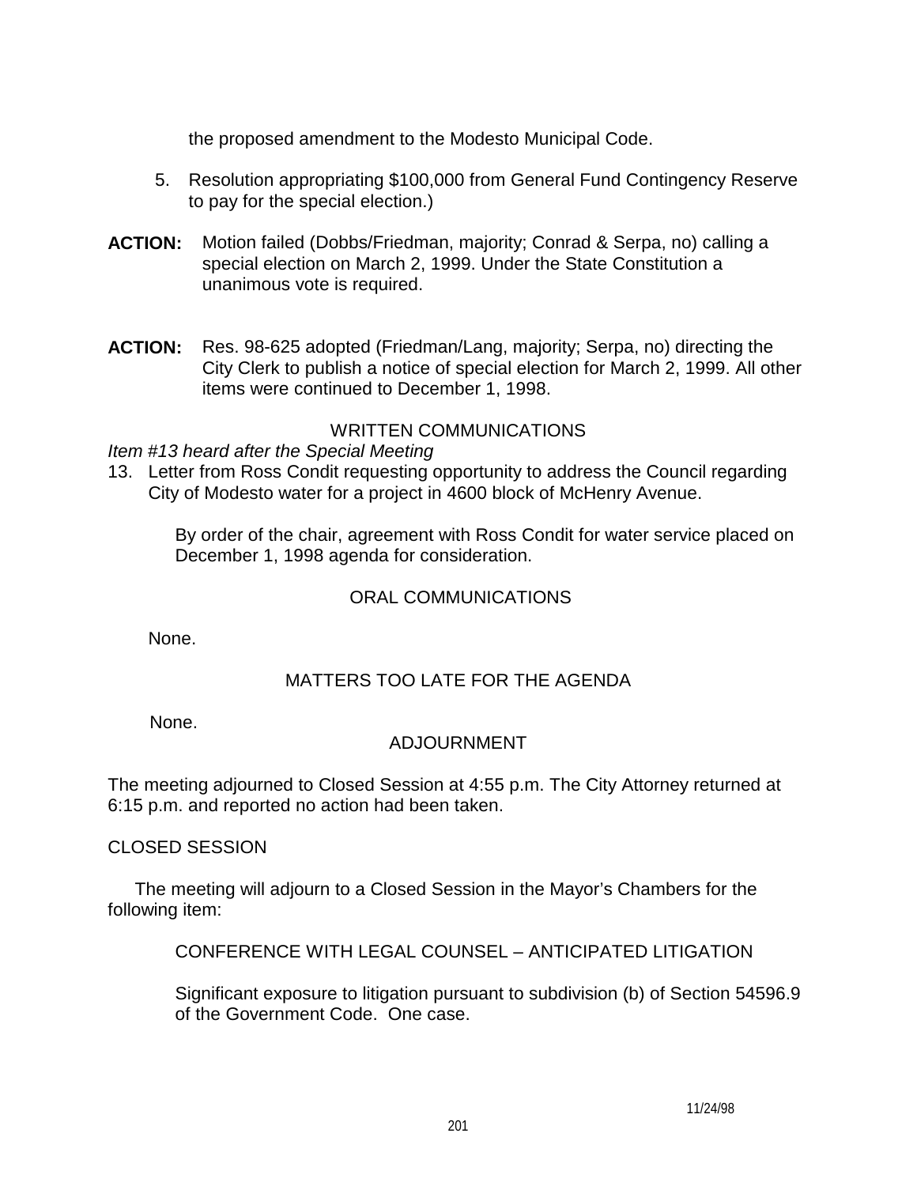the proposed amendment to the Modesto Municipal Code.

5. Resolution appropriating $100,000 from General Fund Contingency Reserve to pay for the special election.)

**ACTION:** Motion failed (Dobbs/Friedman, majority; Conrad & Serpa, no) calling a special election on March 2, 1999. Under the State Constitution a unanimous vote is required.

**ACTION:** Res. 98-625 adopted (Friedman/Lang, majority; Serpa, no) directing the City Clerk to publish a notice of special election for March 2, 1999. All other items were continued to December 1, 1998.

WRITTEN COMMUNICATIONS

*Item #13 heard after the Special Meeting*

13. Letter from Ross Condit requesting opportunity to address the Council regarding City of Modesto water for a project in 4600 block of McHenry Avenue.

    By order of the chair, agreement with Ross Condit for water service placed on December 1, 1998 agenda for consideration.

ORAL COMMUNICATIONS

None.

MATTERS TOO LATE FOR THE AGENDA

None.

ADJOURNMENT

The meeting adjourned to Closed Session at 4:55 p.m. The City Attorney returned at 6:15 p.m. and reported no action had been taken.

CLOSED SESSION

The meeting will adjourn to a Closed Session in the Mayor's Chambers for the following item:

CONFERENCE WITH LEGAL COUNSEL – ANTICIPATED LITIGATION

Significant exposure to litigation pursuant to subdivision (b) of Section 54596.9 of the Government Code. One case.

11/24/98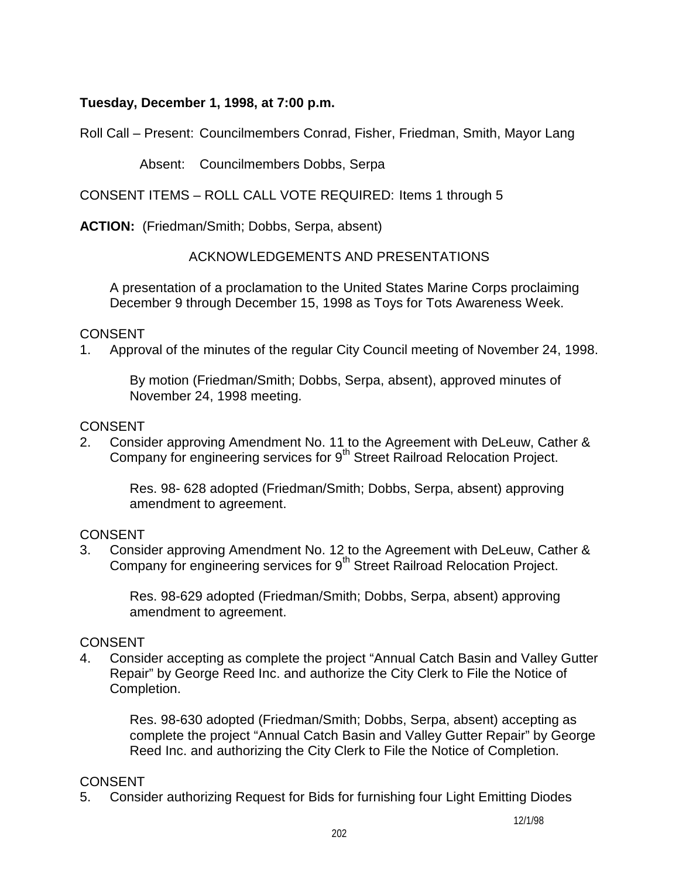**Tuesday, December 1, 1998, at 7:00 p.m.**

Roll Call – Present: Councilmembers Conrad, Fisher, Friedman, Smith, Mayor Lang

Absent: Councilmembers Dobbs, Serpa

CONSENT ITEMS – ROLL CALL VOTE REQUIRED: Items 1 through 5

**ACTION:** (Friedman/Smith; Dobbs, Serpa, absent)

ACKNOWLEDGEMENTS AND PRESENTATIONS

A presentation of a proclamation to the United States Marine Corps proclaiming December 9 through December 15, 1998 as Toys for Tots Awareness Week.

CONSENT

1. Approval of the minutes of the regular City Council meeting of November 24, 1998.

   By motion (Friedman/Smith; Dobbs, Serpa, absent), approved minutes of November 24, 1998 meeting.

CONSENT

2. Consider approving Amendment No. 11 to the Agreement with DeLeuw, Cather & Company for engineering services for 9th Street Railroad Relocation Project.

   Res. 98- 628 adopted (Friedman/Smith; Dobbs, Serpa, absent) approving amendment to agreement.

CONSENT

3. Consider approving Amendment No. 12 to the Agreement with DeLeuw, Cather & Company for engineering services for 9th Street Railroad Relocation Project.

   Res. 98-629 adopted (Friedman/Smith; Dobbs, Serpa, absent) approving amendment to agreement.

CONSENT

4. Consider accepting as complete the project "Annual Catch Basin and Valley Gutter Repair" by George Reed Inc. and authorize the City Clerk to File the Notice of Completion.

   Res. 98-630 adopted (Friedman/Smith; Dobbs, Serpa, absent) accepting as complete the project "Annual Catch Basin and Valley Gutter Repair" by George Reed Inc. and authorizing the City Clerk to File the Notice of Completion.

CONSENT

5. Consider authorizing Request for Bids for furnishing four Light Emitting Diodes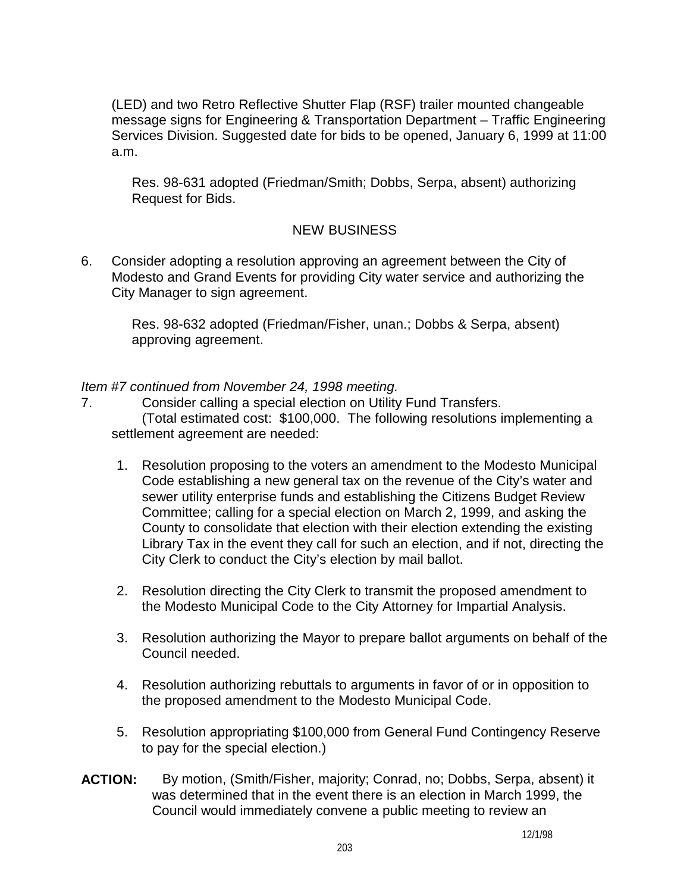(LED) and two Retro Reflective Shutter Flap (RSF) trailer mounted changeable message signs for Engineering & Transportation Department – Traffic Engineering Services Division. Suggested date for bids to be opened, January 6, 1999 at 11:00 a.m.

Res. 98-631 adopted (Friedman/Smith; Dobbs, Serpa, absent) authorizing Request for Bids.

NEW BUSINESS

6. Consider adopting a resolution approving an agreement between the City of Modesto and Grand Events for providing City water service and authorizing the City Manager to sign agreement.

   Res. 98-632 adopted (Friedman/Fisher, unan.; Dobbs & Serpa, absent) approving agreement.

*Item #7 continued from November 24, 1998 meeting.*

7. Consider calling a special election on Utility Fund Transfers.
   (Total estimated cost: $100,000. The following resolutions implementing a settlement agreement are needed:

   1. Resolution proposing to the voters an amendment to the Modesto Municipal Code establishing a new general tax on the revenue of the City's water and sewer utility enterprise funds and establishing the Citizens Budget Review Committee; calling for a special election on March 2, 1999, and asking the County to consolidate that election with their election extending the existing Library Tax in the event they call for such an election, and if not, directing the City Clerk to conduct the City's election by mail ballot.

   2. Resolution directing the City Clerk to transmit the proposed amendment to the Modesto Municipal Code to the City Attorney for Impartial Analysis.

   3. Resolution authorizing the Mayor to prepare ballot arguments on behalf of the Council needed.

   4. Resolution authorizing rebuttals to arguments in favor of or in opposition to the proposed amendment to the Modesto Municipal Code.

   5. Resolution appropriating $100,000 from General Fund Contingency Reserve to pay for the special election.)

**ACTION:** By motion, (Smith/Fisher, majority; Conrad, no; Dobbs, Serpa, absent) it was determined that in the event there is an election in March 1999, the Council would immediately convene a public meeting to review an

12/1/98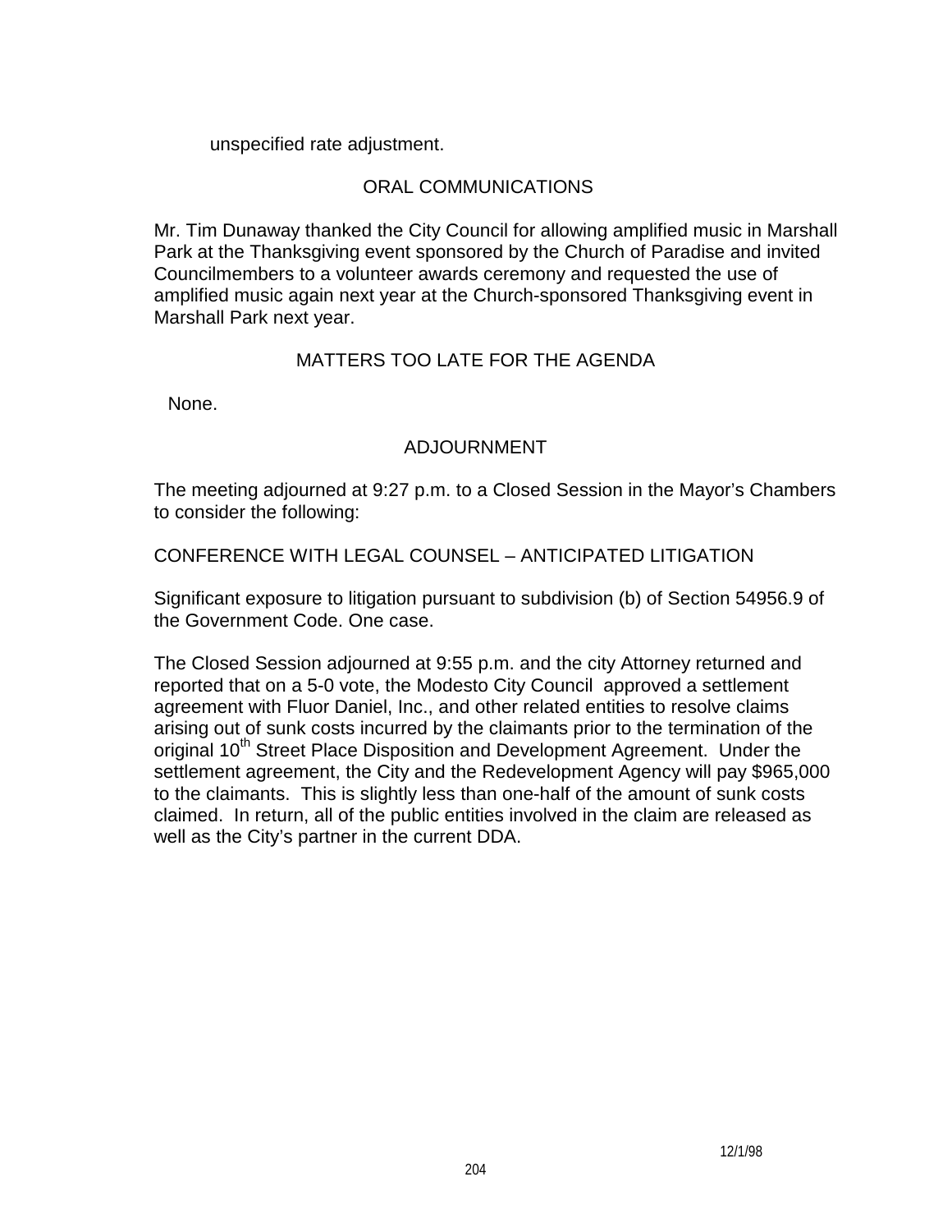unspecified rate adjustment.

## ORAL COMMUNICATIONS

Mr. Tim Dunaway thanked the City Council for allowing amplified music in Marshall Park at the Thanksgiving event sponsored by the Church of Paradise and invited Councilmembers to a volunteer awards ceremony and requested the use of amplified music again next year at the Church-sponsored Thanksgiving event in Marshall Park next year.

## MATTERS TOO LATE FOR THE AGENDA

None.

## ADJOURNMENT

The meeting adjourned at 9:27 p.m. to a Closed Session in the Mayor's Chambers to consider the following:

CONFERENCE WITH LEGAL COUNSEL – ANTICIPATED LITIGATION

Significant exposure to litigation pursuant to subdivision (b) of Section 54956.9 of the Government Code. One case.

The Closed Session adjourned at 9:55 p.m. and the city Attorney returned and reported that on a 5-0 vote, the Modesto City Council approved a settlement agreement with Fluor Daniel, Inc., and other related entities to resolve claims arising out of sunk costs incurred by the claimants prior to the termination of the original 10th Street Place Disposition and Development Agreement. Under the settlement agreement, the City and the Redevelopment Agency will pay $965,000 to the claimants. This is slightly less than one-half of the amount of sunk costs claimed. In return, all of the public entities involved in the claim are released as well as the City's partner in the current DDA.

12/1/98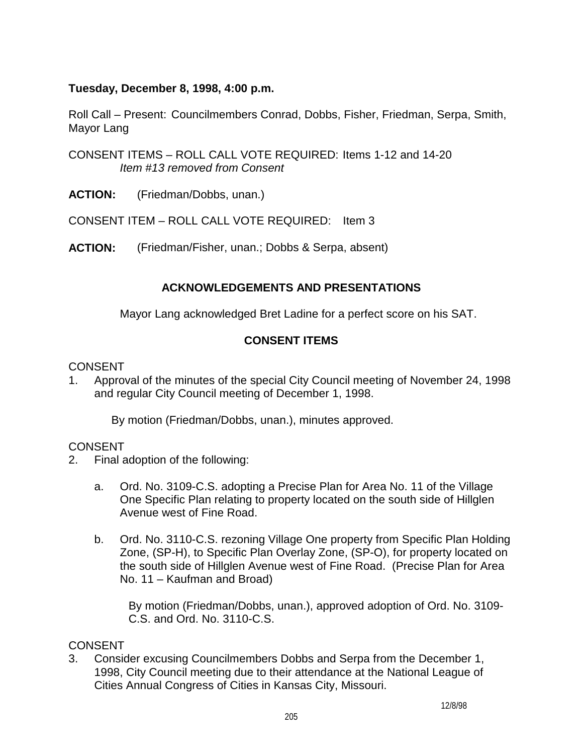**Tuesday, December 8, 1998, 4:00 p.m.**

Roll Call – Present: Councilmembers Conrad, Dobbs, Fisher, Friedman, Serpa, Smith, Mayor Lang

CONSENT ITEMS – ROLL CALL VOTE REQUIRED: Items 1-12 and 14-20
*Item #13 removed from Consent*

**ACTION:** (Friedman/Dobbs, unan.)

CONSENT ITEM – ROLL CALL VOTE REQUIRED: Item 3

**ACTION:** (Friedman/Fisher, unan.; Dobbs & Serpa, absent)

## ACKNOWLEDGEMENTS AND PRESENTATIONS

Mayor Lang acknowledged Bret Ladine for a perfect score on his SAT.

## CONSENT ITEMS

CONSENT

1. Approval of the minutes of the special City Council meeting of November 24, 1998 and regular City Council meeting of December 1, 1998.

   By motion (Friedman/Dobbs, unan.), minutes approved.

CONSENT

2. Final adoption of the following:

   a. Ord. No. 3109-C.S. adopting a Precise Plan for Area No. 11 of the Village One Specific Plan relating to property located on the south side of Hillglen Avenue west of Fine Road.

   b. Ord. No. 3110-C.S. rezoning Village One property from Specific Plan Holding Zone, (SP-H), to Specific Plan Overlay Zone, (SP-O), for property located on the south side of Hillglen Avenue west of Fine Road. (Precise Plan for Area No. 11 – Kaufman and Broad)

   By motion (Friedman/Dobbs, unan.), approved adoption of Ord. No. 3109-C.S. and Ord. No. 3110-C.S.

CONSENT

3. Consider excusing Councilmembers Dobbs and Serpa from the December 1, 1998, City Council meeting due to their attendance at the National League of Cities Annual Congress of Cities in Kansas City, Missouri.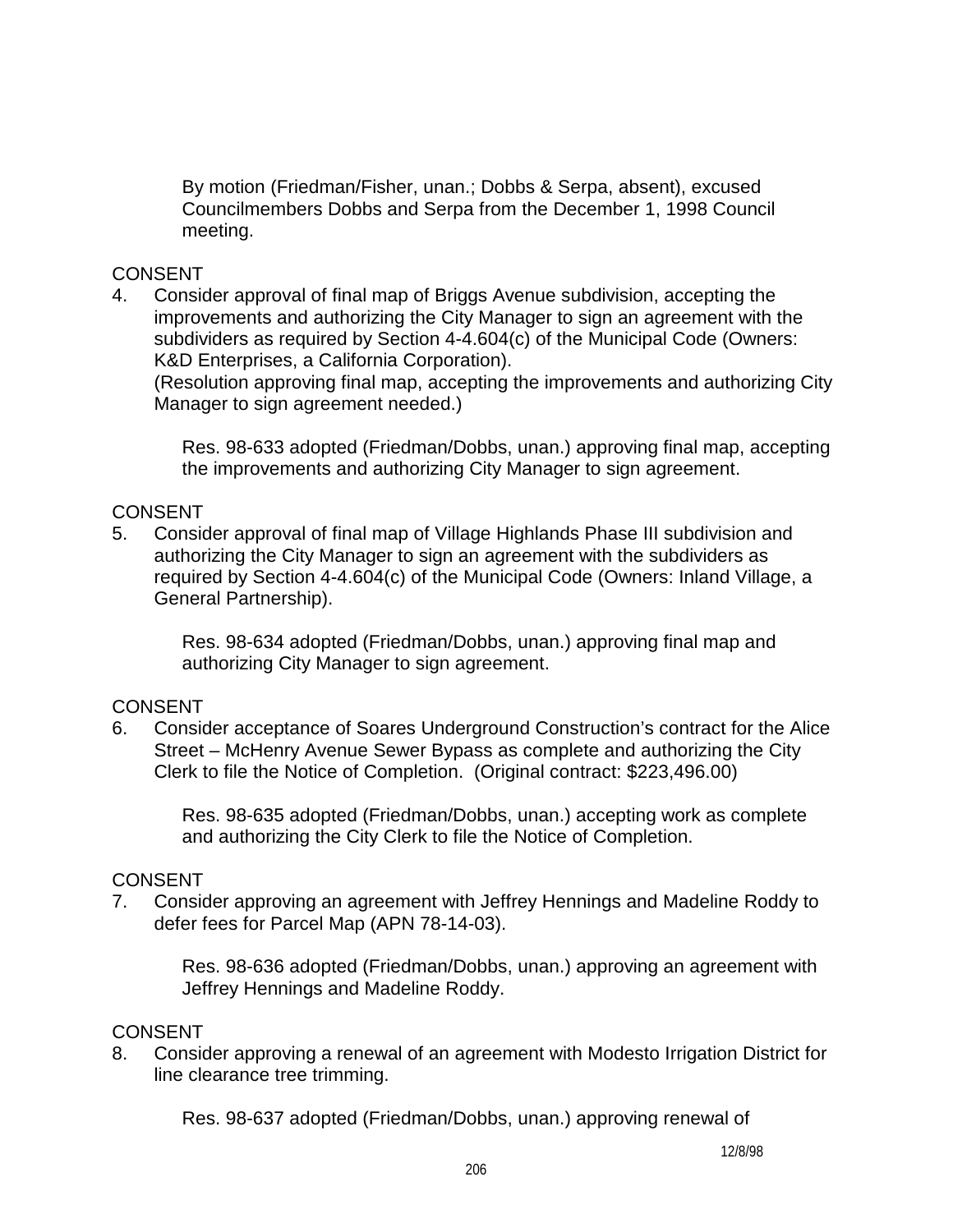By motion (Friedman/Fisher, unan.; Dobbs & Serpa, absent), excused Councilmembers Dobbs and Serpa from the December 1, 1998 Council meeting.

CONSENT

4. Consider approval of final map of Briggs Avenue subdivision, accepting the improvements and authorizing the City Manager to sign an agreement with the subdividers as required by Section 4-4.604(c) of the Municipal Code (Owners: K&D Enterprises, a California Corporation).
   (Resolution approving final map, accepting the improvements and authorizing City Manager to sign agreement needed.)

   Res. 98-633 adopted (Friedman/Dobbs, unan.) approving final map, accepting the improvements and authorizing City Manager to sign agreement.

CONSENT

5. Consider approval of final map of Village Highlands Phase III subdivision and authorizing the City Manager to sign an agreement with the subdividers as required by Section 4-4.604(c) of the Municipal Code (Owners: Inland Village, a General Partnership).

   Res. 98-634 adopted (Friedman/Dobbs, unan.) approving final map and authorizing City Manager to sign agreement.

CONSENT

6. Consider acceptance of Soares Underground Construction's contract for the Alice Street – McHenry Avenue Sewer Bypass as complete and authorizing the City Clerk to file the Notice of Completion. (Original contract: $223,496.00)

   Res. 98-635 adopted (Friedman/Dobbs, unan.) accepting work as complete and authorizing the City Clerk to file the Notice of Completion.

CONSENT

7. Consider approving an agreement with Jeffrey Hennings and Madeline Roddy to defer fees for Parcel Map (APN 78-14-03).

   Res. 98-636 adopted (Friedman/Dobbs, unan.) approving an agreement with Jeffrey Hennings and Madeline Roddy.

CONSENT

8. Consider approving a renewal of an agreement with Modesto Irrigation District for line clearance tree trimming.

   Res. 98-637 adopted (Friedman/Dobbs, unan.) approving renewal of

12/8/98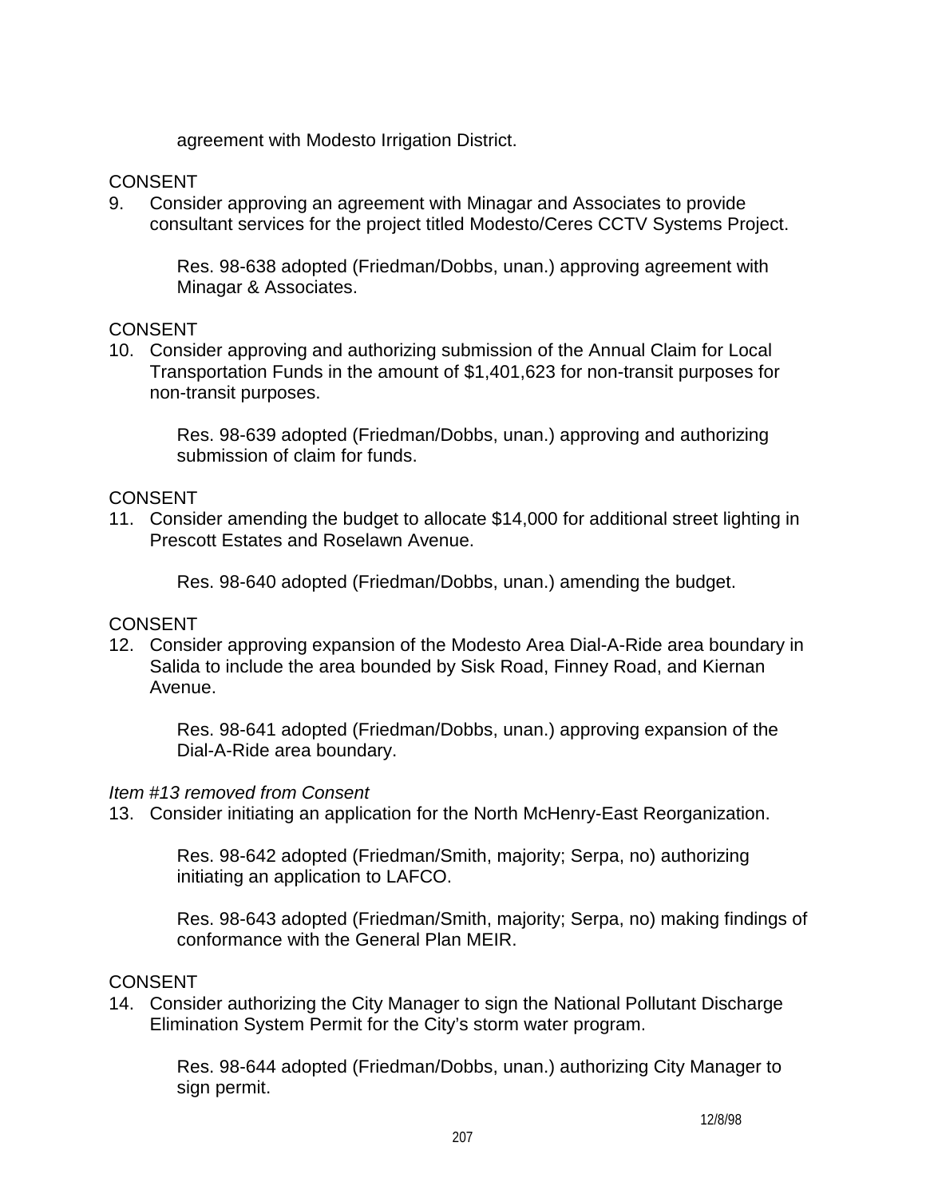agreement with Modesto Irrigation District.

CONSENT

9. Consider approving an agreement with Minagar and Associates to provide consultant services for the project titled Modesto/Ceres CCTV Systems Project.

   Res. 98-638 adopted (Friedman/Dobbs, unan.) approving agreement with Minagar & Associates.

CONSENT

10. Consider approving and authorizing submission of the Annual Claim for Local Transportation Funds in the amount of $1,401,623 for non-transit purposes for non-transit purposes.

    Res. 98-639 adopted (Friedman/Dobbs, unan.) approving and authorizing submission of claim for funds.

CONSENT

11. Consider amending the budget to allocate $14,000 for additional street lighting in Prescott Estates and Roselawn Avenue.

    Res. 98-640 adopted (Friedman/Dobbs, unan.) amending the budget.

CONSENT

12. Consider approving expansion of the Modesto Area Dial-A-Ride area boundary in Salida to include the area bounded by Sisk Road, Finney Road, and Kiernan Avenue.

    Res. 98-641 adopted (Friedman/Dobbs, unan.) approving expansion of the Dial-A-Ride area boundary.

*Item #13 removed from Consent*

13. Consider initiating an application for the North McHenry-East Reorganization.

    Res. 98-642 adopted (Friedman/Smith, majority; Serpa, no) authorizing initiating an application to LAFCO.

    Res. 98-643 adopted (Friedman/Smith, majority; Serpa, no) making findings of conformance with the General Plan MEIR.

CONSENT

14. Consider authorizing the City Manager to sign the National Pollutant Discharge Elimination System Permit for the City's storm water program.

    Res. 98-644 adopted (Friedman/Dobbs, unan.) authorizing City Manager to sign permit.

12/8/98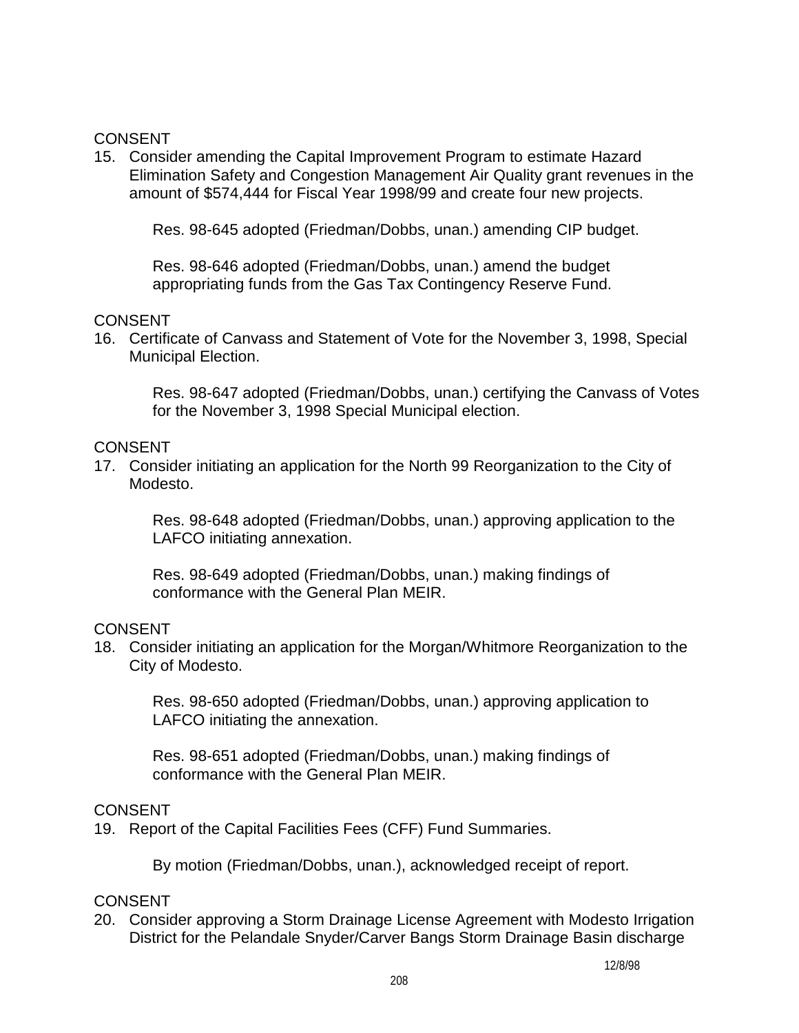CONSENT

15. Consider amending the Capital Improvement Program to estimate Hazard Elimination Safety and Congestion Management Air Quality grant revenues in the amount of $574,444 for Fiscal Year 1998/99 and create four new projects.

    Res. 98-645 adopted (Friedman/Dobbs, unan.) amending CIP budget.

    Res. 98-646 adopted (Friedman/Dobbs, unan.) amend the budget appropriating funds from the Gas Tax Contingency Reserve Fund.

CONSENT

16. Certificate of Canvass and Statement of Vote for the November 3, 1998, Special Municipal Election.

    Res. 98-647 adopted (Friedman/Dobbs, unan.) certifying the Canvass of Votes for the November 3, 1998 Special Municipal election.

CONSENT

17. Consider initiating an application for the North 99 Reorganization to the City of Modesto.

    Res. 98-648 adopted (Friedman/Dobbs, unan.) approving application to the LAFCO initiating annexation.

    Res. 98-649 adopted (Friedman/Dobbs, unan.) making findings of conformance with the General Plan MEIR.

CONSENT

18. Consider initiating an application for the Morgan/Whitmore Reorganization to the City of Modesto.

    Res. 98-650 adopted (Friedman/Dobbs, unan.) approving application to LAFCO initiating the annexation.

    Res. 98-651 adopted (Friedman/Dobbs, unan.) making findings of conformance with the General Plan MEIR.

CONSENT

19. Report of the Capital Facilities Fees (CFF) Fund Summaries.

    By motion (Friedman/Dobbs, unan.), acknowledged receipt of report.

CONSENT

20. Consider approving a Storm Drainage License Agreement with Modesto Irrigation District for the Pelandale Snyder/Carver Bangs Storm Drainage Basin discharge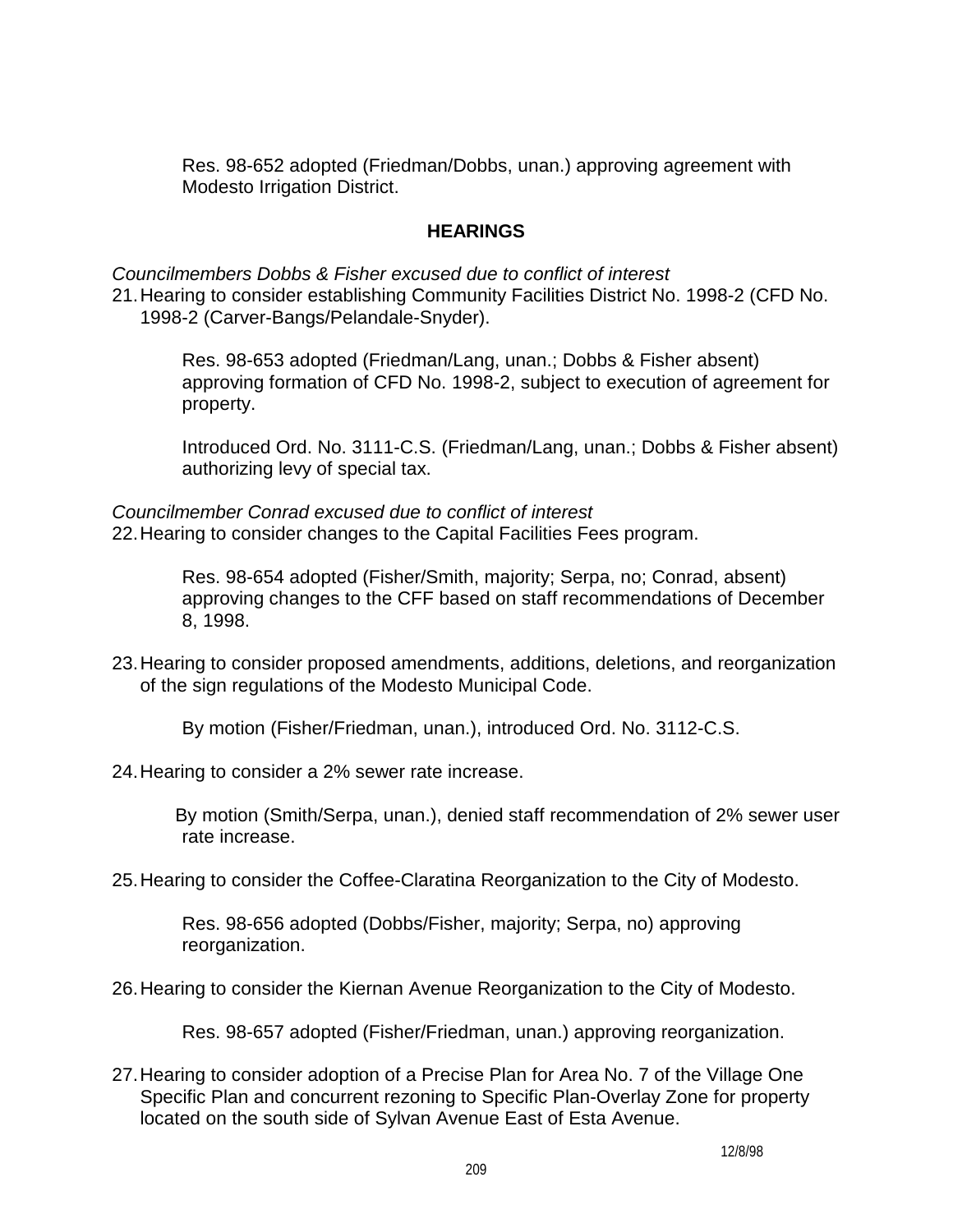Res. 98-652 adopted (Friedman/Dobbs, unan.) approving agreement with Modesto Irrigation District.

## HEARINGS

*Councilmembers Dobbs & Fisher excused due to conflict of interest*

21. Hearing to consider establishing Community Facilities District No. 1998-2 (CFD No. 1998-2 (Carver-Bangs/Pelandale-Snyder).

    Res. 98-653 adopted (Friedman/Lang, unan.; Dobbs & Fisher absent) approving formation of CFD No. 1998-2, subject to execution of agreement for property.

    Introduced Ord. No. 3111-C.S. (Friedman/Lang, unan.; Dobbs & Fisher absent) authorizing levy of special tax.

*Councilmember Conrad excused due to conflict of interest*

22. Hearing to consider changes to the Capital Facilities Fees program.

    Res. 98-654 adopted (Fisher/Smith, majority; Serpa, no; Conrad, absent) approving changes to the CFF based on staff recommendations of December 8, 1998.

23. Hearing to consider proposed amendments, additions, deletions, and reorganization of the sign regulations of the Modesto Municipal Code.

    By motion (Fisher/Friedman, unan.), introduced Ord. No. 3112-C.S.

24. Hearing to consider a 2% sewer rate increase.

    By motion (Smith/Serpa, unan.), denied staff recommendation of 2% sewer user rate increase.

25. Hearing to consider the Coffee-Claratina Reorganization to the City of Modesto.

    Res. 98-656 adopted (Dobbs/Fisher, majority; Serpa, no) approving reorganization.

26. Hearing to consider the Kiernan Avenue Reorganization to the City of Modesto.

    Res. 98-657 adopted (Fisher/Friedman, unan.) approving reorganization.

27. Hearing to consider adoption of a Precise Plan for Area No. 7 of the Village One Specific Plan and concurrent rezoning to Specific Plan-Overlay Zone for property located on the south side of Sylvan Avenue East of Esta Avenue.

12/8/98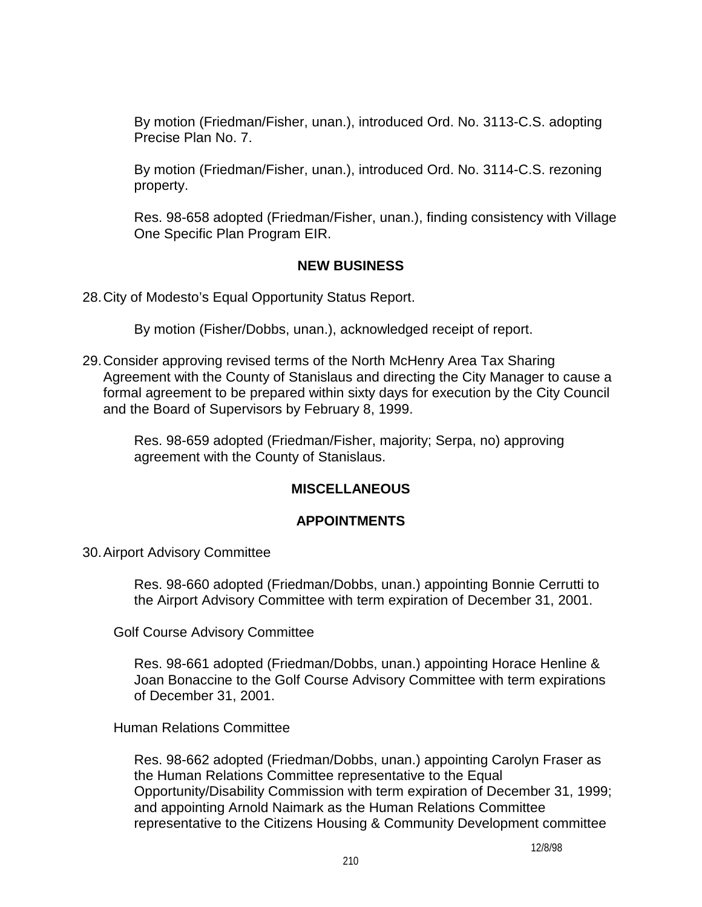By motion (Friedman/Fisher, unan.), introduced Ord. No. 3113-C.S. adopting Precise Plan No. 7.

By motion (Friedman/Fisher, unan.), introduced Ord. No. 3114-C.S. rezoning property.

Res. 98-658 adopted (Friedman/Fisher, unan.), finding consistency with Village One Specific Plan Program EIR.

## NEW BUSINESS

28. City of Modesto's Equal Opportunity Status Report.

    By motion (Fisher/Dobbs, unan.), acknowledged receipt of report.

29. Consider approving revised terms of the North McHenry Area Tax Sharing Agreement with the County of Stanislaus and directing the City Manager to cause a formal agreement to be prepared within sixty days for execution by the City Council and the Board of Supervisors by February 8, 1999.

    Res. 98-659 adopted (Friedman/Fisher, majority; Serpa, no) approving agreement with the County of Stanislaus.

## MISCELLANEOUS

## APPOINTMENTS

30. Airport Advisory Committee

    Res. 98-660 adopted (Friedman/Dobbs, unan.) appointing Bonnie Cerrutti to the Airport Advisory Committee with term expiration of December 31, 2001.

    Golf Course Advisory Committee

    Res. 98-661 adopted (Friedman/Dobbs, unan.) appointing Horace Henline & Joan Bonaccine to the Golf Course Advisory Committee with term expirations of December 31, 2001.

    Human Relations Committee

    Res. 98-662 adopted (Friedman/Dobbs, unan.) appointing Carolyn Fraser as the Human Relations Committee representative to the Equal Opportunity/Disability Commission with term expiration of December 31, 1999; and appointing Arnold Naimark as the Human Relations Committee representative to the Citizens Housing & Community Development committee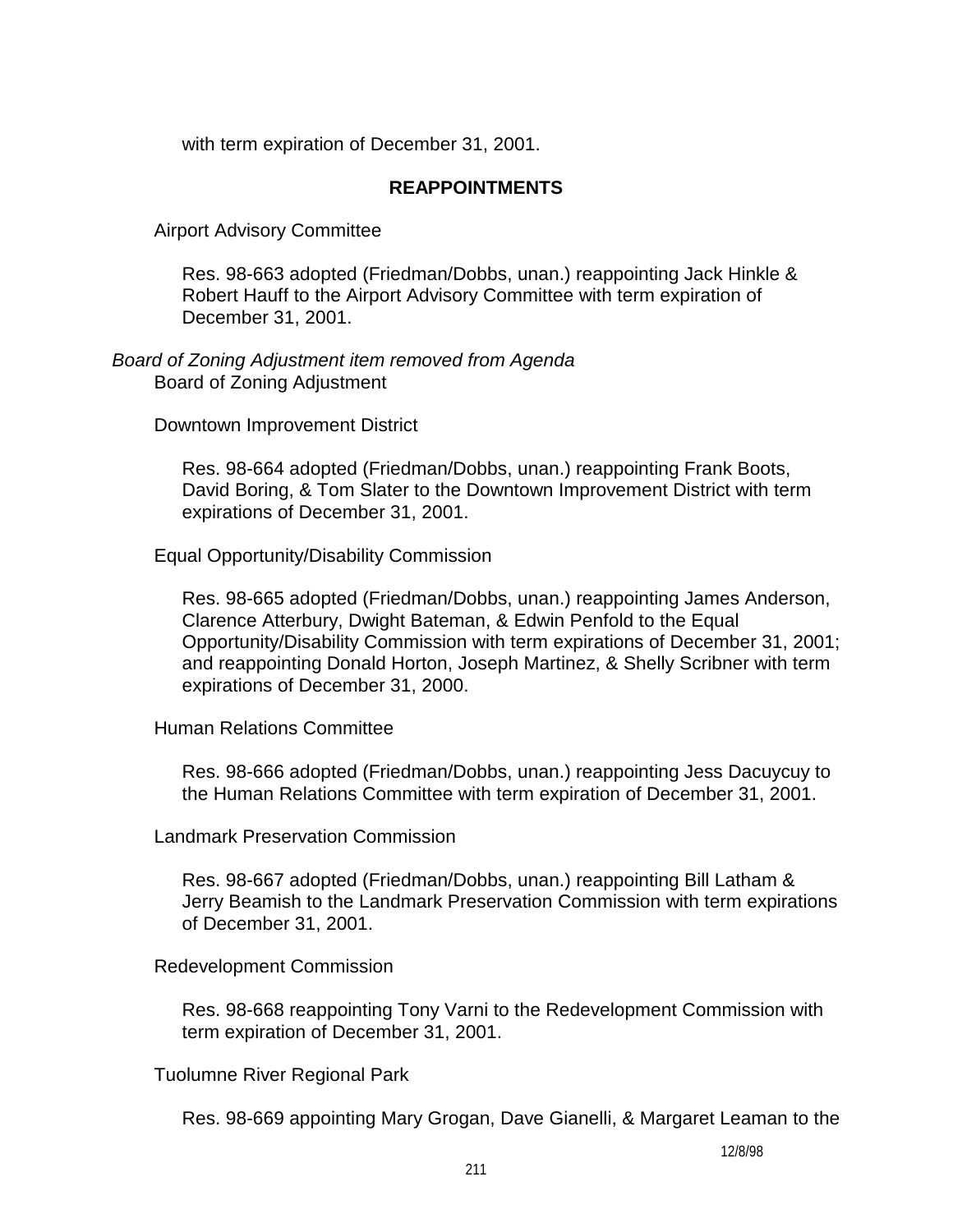with term expiration of December 31, 2001.

## REAPPOINTMENTS

Airport Advisory Committee

Res. 98-663 adopted (Friedman/Dobbs, unan.) reappointing Jack Hinkle & Robert Hauff to the Airport Advisory Committee with term expiration of December 31, 2001.

*Board of Zoning Adjustment item removed from Agenda*

Board of Zoning Adjustment

Downtown Improvement District

Res. 98-664 adopted (Friedman/Dobbs, unan.) reappointing Frank Boots, David Boring, & Tom Slater to the Downtown Improvement District with term expirations of December 31, 2001.

Equal Opportunity/Disability Commission

Res. 98-665 adopted (Friedman/Dobbs, unan.) reappointing James Anderson, Clarence Atterbury, Dwight Bateman, & Edwin Penfold to the Equal Opportunity/Disability Commission with term expirations of December 31, 2001; and reappointing Donald Horton, Joseph Martinez, & Shelly Scribner with term expirations of December 31, 2000.

Human Relations Committee

Res. 98-666 adopted (Friedman/Dobbs, unan.) reappointing Jess Dacuycuy to the Human Relations Committee with term expiration of December 31, 2001.

Landmark Preservation Commission

Res. 98-667 adopted (Friedman/Dobbs, unan.) reappointing Bill Latham & Jerry Beamish to the Landmark Preservation Commission with term expirations of December 31, 2001.

Redevelopment Commission

Res. 98-668 reappointing Tony Varni to the Redevelopment Commission with term expiration of December 31, 2001.

Tuolumne River Regional Park

Res. 98-669 appointing Mary Grogan, Dave Gianelli, & Margaret Leaman to the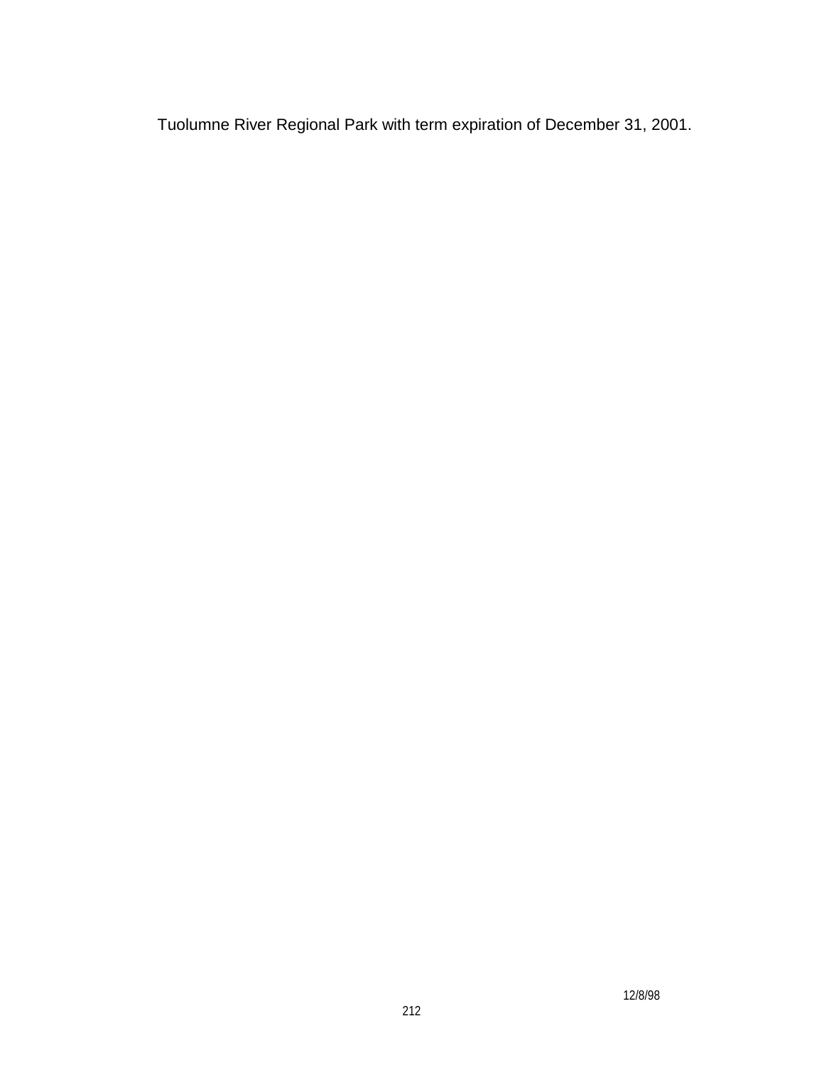Tuolumne River Regional Park with term expiration of December 31, 2001.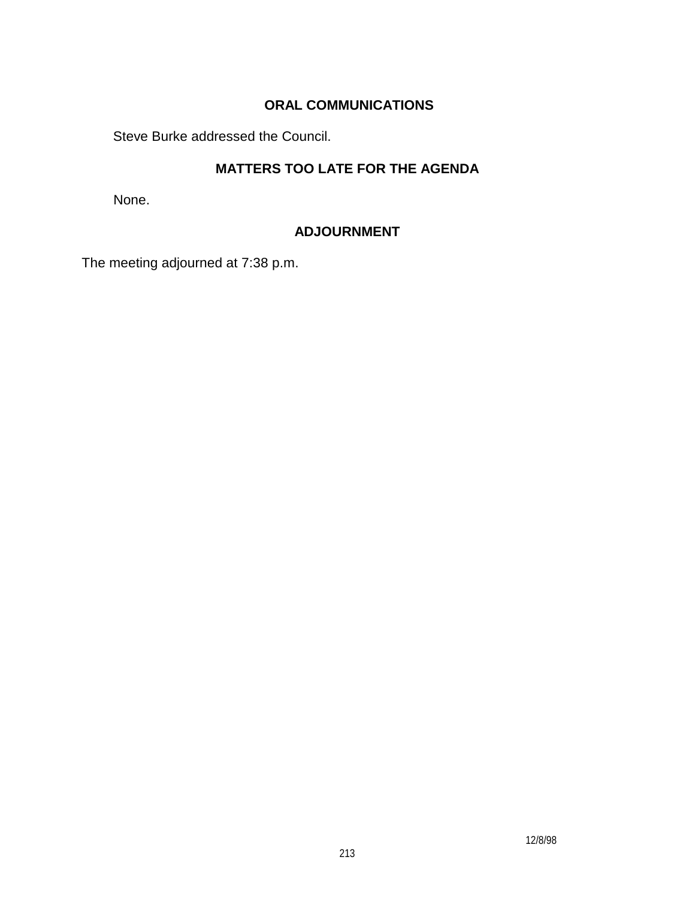## ORAL COMMUNICATIONS

Steve Burke addressed the Council.

## MATTERS TOO LATE FOR THE AGENDA

None.

## ADJOURNMENT

The meeting adjourned at 7:38 p.m.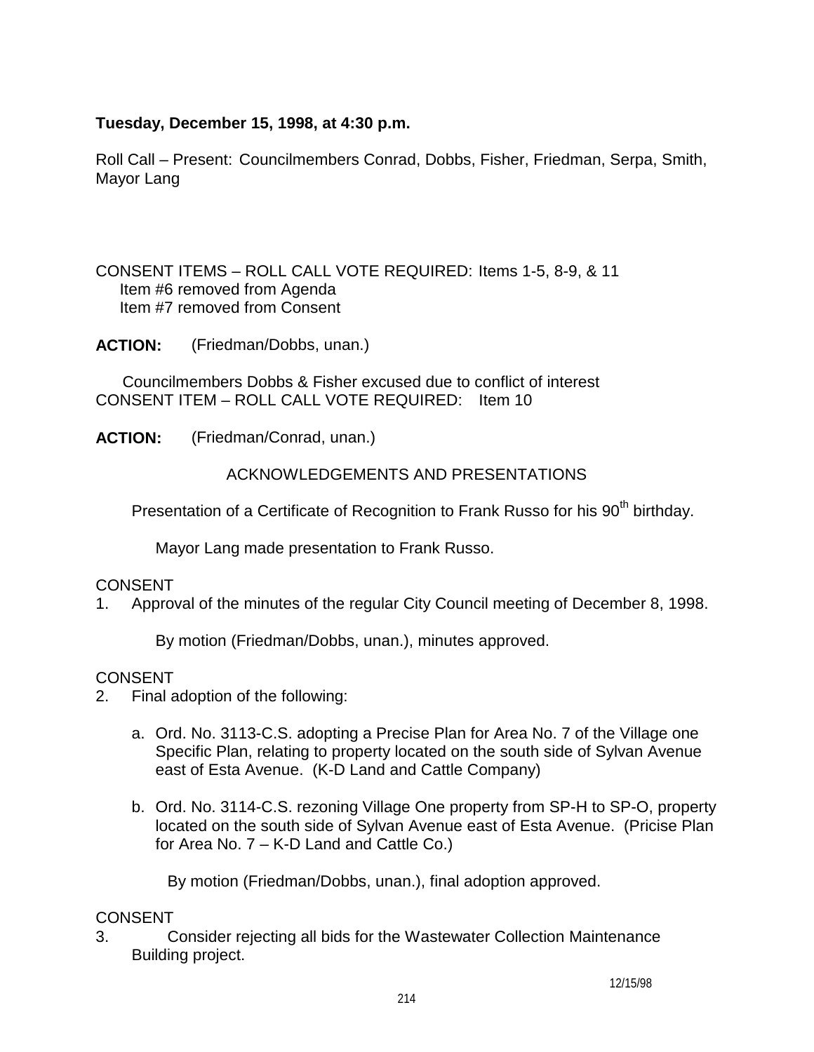**Tuesday, December 15, 1998, at 4:30 p.m.**

Roll Call – Present: Councilmembers Conrad, Dobbs, Fisher, Friedman, Serpa, Smith, Mayor Lang

CONSENT ITEMS – ROLL CALL VOTE REQUIRED: Items 1-5, 8-9, & 11
Item #6 removed from Agenda
Item #7 removed from Consent

**ACTION:** (Friedman/Dobbs, unan.)

Councilmembers Dobbs & Fisher excused due to conflict of interest
CONSENT ITEM – ROLL CALL VOTE REQUIRED: Item 10

**ACTION:** (Friedman/Conrad, unan.)

ACKNOWLEDGEMENTS AND PRESENTATIONS

Presentation of a Certificate of Recognition to Frank Russo for his 90th birthday.

Mayor Lang made presentation to Frank Russo.

CONSENT
1. Approval of the minutes of the regular City Council meeting of December 8, 1998.

   By motion (Friedman/Dobbs, unan.), minutes approved.

CONSENT
2. Final adoption of the following:

   a. Ord. No. 3113-C.S. adopting a Precise Plan for Area No. 7 of the Village one Specific Plan, relating to property located on the south side of Sylvan Avenue east of Esta Avenue. (K-D Land and Cattle Company)

   b. Ord. No. 3114-C.S. rezoning Village One property from SP-H to SP-O, property located on the south side of Sylvan Avenue east of Esta Avenue. (Pricise Plan for Area No. 7 – K-D Land and Cattle Co.)

   By motion (Friedman/Dobbs, unan.), final adoption approved.

CONSENT
3. Consider rejecting all bids for the Wastewater Collection Maintenance Building project.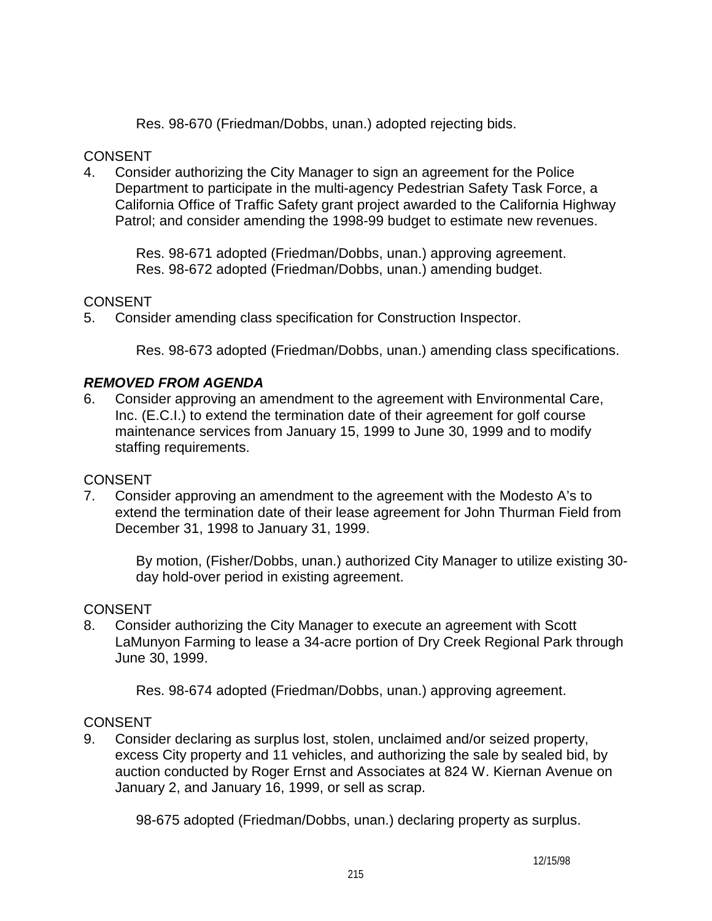Res. 98-670 (Friedman/Dobbs, unan.) adopted rejecting bids.

CONSENT

4. Consider authorizing the City Manager to sign an agreement for the Police Department to participate in the multi-agency Pedestrian Safety Task Force, a California Office of Traffic Safety grant project awarded to the California Highway Patrol; and consider amending the 1998-99 budget to estimate new revenues.

   Res. 98-671 adopted (Friedman/Dobbs, unan.) approving agreement.
   Res. 98-672 adopted (Friedman/Dobbs, unan.) amending budget.

CONSENT

5. Consider amending class specification for Construction Inspector.

   Res. 98-673 adopted (Friedman/Dobbs, unan.) amending class specifications.

***REMOVED FROM AGENDA***

6. Consider approving an amendment to the agreement with Environmental Care, Inc. (E.C.I.) to extend the termination date of their agreement for golf course maintenance services from January 15, 1999 to June 30, 1999 and to modify staffing requirements.

CONSENT

7. Consider approving an amendment to the agreement with the Modesto A's to extend the termination date of their lease agreement for John Thurman Field from December 31, 1998 to January 31, 1999.

   By motion, (Fisher/Dobbs, unan.) authorized City Manager to utilize existing 30-day hold-over period in existing agreement.

CONSENT

8. Consider authorizing the City Manager to execute an agreement with Scott LaMunyon Farming to lease a 34-acre portion of Dry Creek Regional Park through June 30, 1999.

   Res. 98-674 adopted (Friedman/Dobbs, unan.) approving agreement.

CONSENT

9. Consider declaring as surplus lost, stolen, unclaimed and/or seized property, excess City property and 11 vehicles, and authorizing the sale by sealed bid, by auction conducted by Roger Ernst and Associates at 824 W. Kiernan Avenue on January 2, and January 16, 1999, or sell as scrap.

   98-675 adopted (Friedman/Dobbs, unan.) declaring property as surplus.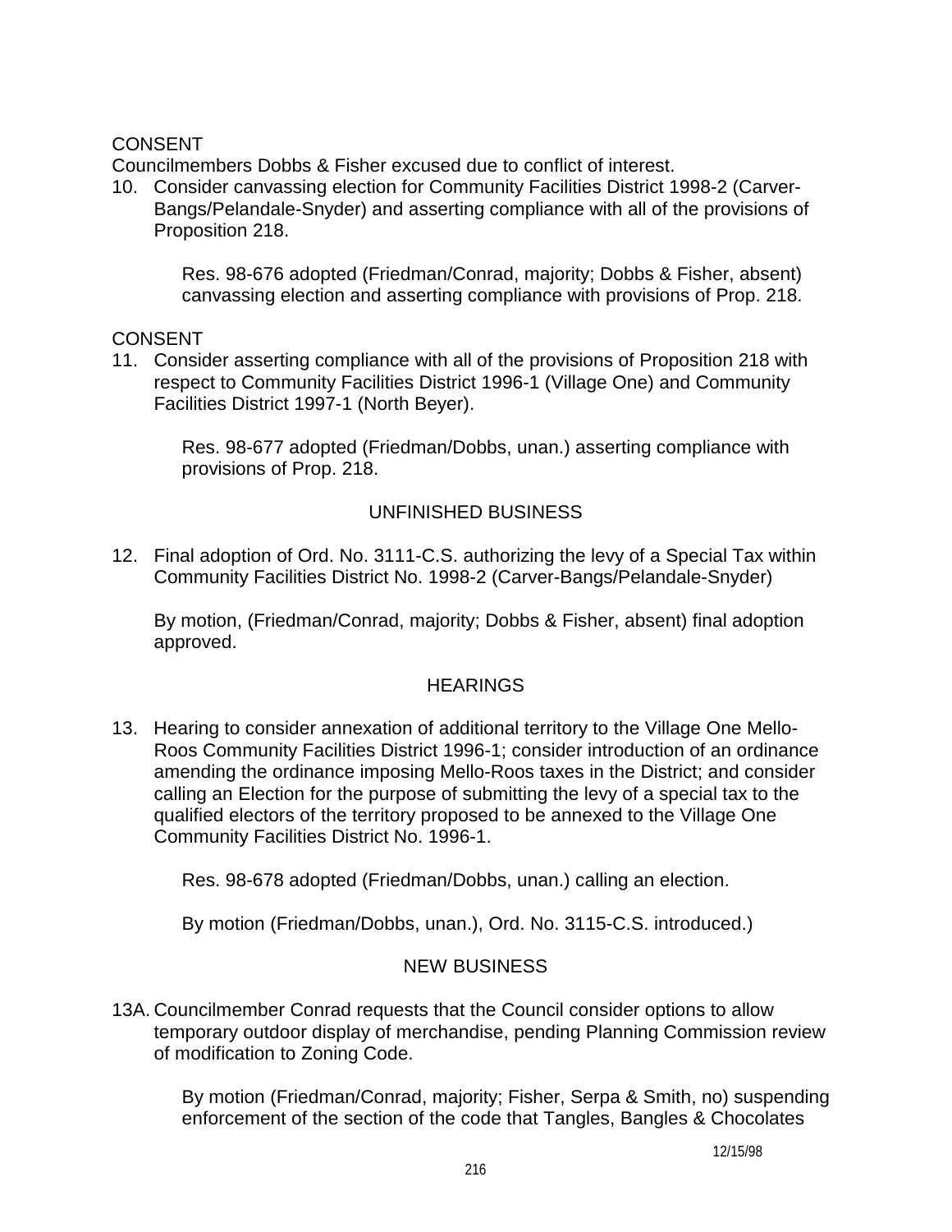CONSENT

Councilmembers Dobbs & Fisher excused due to conflict of interest.

10. Consider canvassing election for Community Facilities District 1998-2 (Carver-Bangs/Pelandale-Snyder) and asserting compliance with all of the provisions of Proposition 218.

    Res. 98-676 adopted (Friedman/Conrad, majority; Dobbs & Fisher, absent) canvassing election and asserting compliance with provisions of Prop. 218.

CONSENT

11. Consider asserting compliance with all of the provisions of Proposition 218 with respect to Community Facilities District 1996-1 (Village One) and Community Facilities District 1997-1 (North Beyer).

    Res. 98-677 adopted (Friedman/Dobbs, unan.) asserting compliance with provisions of Prop. 218.

## UNFINISHED BUSINESS

12. Final adoption of Ord. No. 3111-C.S. authorizing the levy of a Special Tax within Community Facilities District No. 1998-2 (Carver-Bangs/Pelandale-Snyder)

    By motion, (Friedman/Conrad, majority; Dobbs & Fisher, absent) final adoption approved.

## HEARINGS

13. Hearing to consider annexation of additional territory to the Village One Mello-Roos Community Facilities District 1996-1; consider introduction of an ordinance amending the ordinance imposing Mello-Roos taxes in the District; and consider calling an Election for the purpose of submitting the levy of a special tax to the qualified electors of the territory proposed to be annexed to the Village One Community Facilities District No. 1996-1.

    Res. 98-678 adopted (Friedman/Dobbs, unan.) calling an election.

    By motion (Friedman/Dobbs, unan.), Ord. No. 3115-C.S. introduced.)

## NEW BUSINESS

13A. Councilmember Conrad requests that the Council consider options to allow temporary outdoor display of merchandise, pending Planning Commission review of modification to Zoning Code.

    By motion (Friedman/Conrad, majority; Fisher, Serpa & Smith, no) suspending enforcement of the section of the code that Tangles, Bangles & Chocolates

12/15/98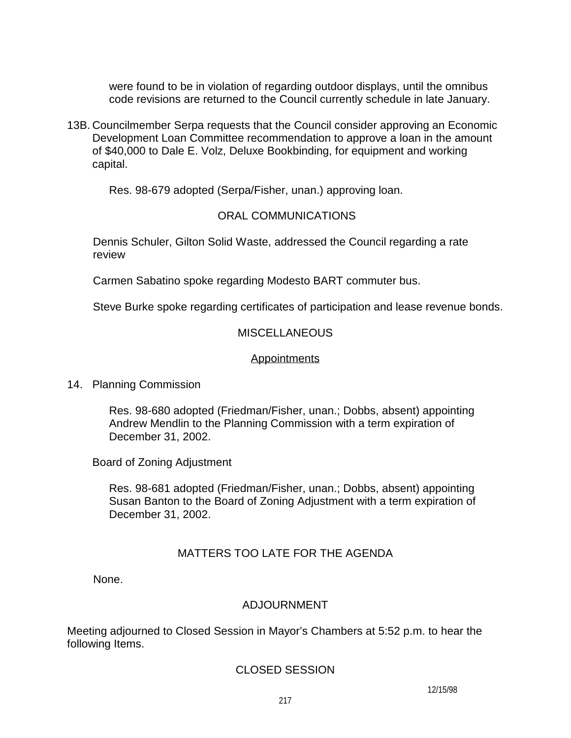were found to be in violation of regarding outdoor displays, until the omnibus code revisions are returned to the Council currently schedule in late January.

13B. Councilmember Serpa requests that the Council consider approving an Economic Development Loan Committee recommendation to approve a loan in the amount of $40,000 to Dale E. Volz, Deluxe Bookbinding, for equipment and working capital.

Res. 98-679 adopted (Serpa/Fisher, unan.) approving loan.

ORAL COMMUNICATIONS

Dennis Schuler, Gilton Solid Waste, addressed the Council regarding a rate review

Carmen Sabatino spoke regarding Modesto BART commuter bus.

Steve Burke spoke regarding certificates of participation and lease revenue bonds.

MISCELLANEOUS

Appointments

14. Planning Commission

Res. 98-680 adopted (Friedman/Fisher, unan.; Dobbs, absent) appointing Andrew Mendlin to the Planning Commission with a term expiration of December 31, 2002.

Board of Zoning Adjustment

Res. 98-681 adopted (Friedman/Fisher, unan.; Dobbs, absent) appointing Susan Banton to the Board of Zoning Adjustment with a term expiration of December 31, 2002.

MATTERS TOO LATE FOR THE AGENDA

None.

ADJOURNMENT

Meeting adjourned to Closed Session in Mayor's Chambers at 5:52 p.m. to hear the following Items.

CLOSED SESSION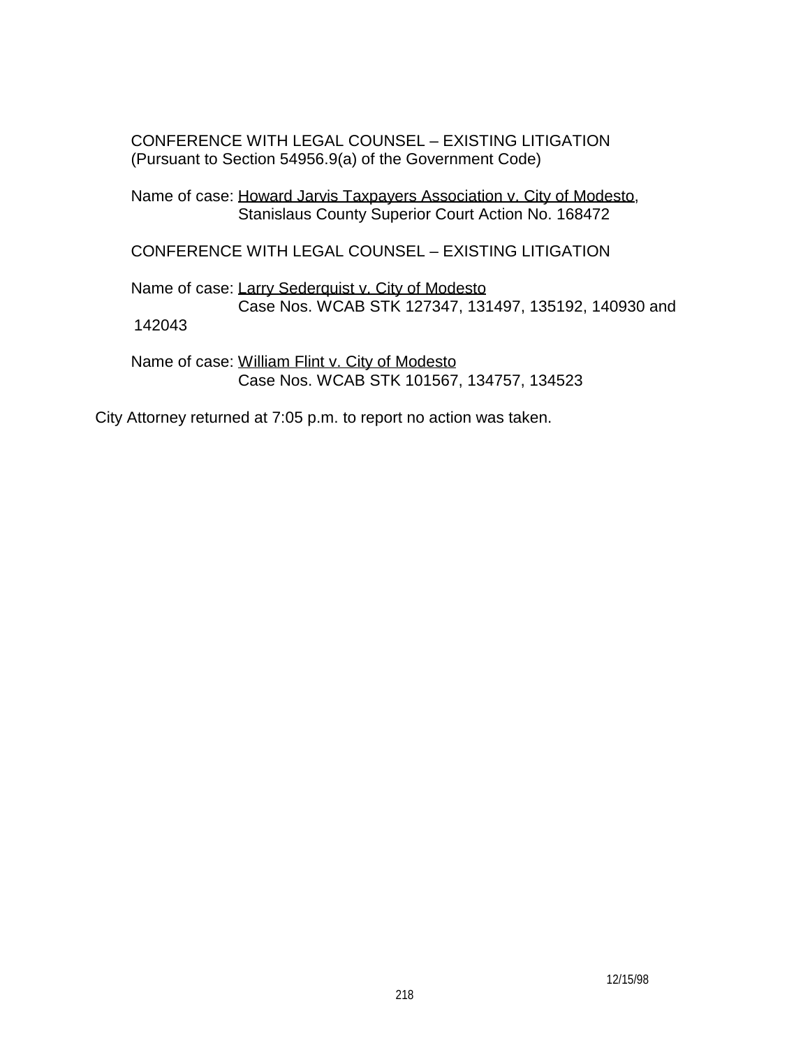CONFERENCE WITH LEGAL COUNSEL – EXISTING LITIGATION
(Pursuant to Section 54956.9(a) of the Government Code)

Name of case: Howard Jarvis Taxpayers Association v. City of Modesto, Stanislaus County Superior Court Action No. 168472

CONFERENCE WITH LEGAL COUNSEL – EXISTING LITIGATION

Name of case: Larry Sederquist v. City of Modesto
Case Nos. WCAB STK 127347, 131497, 135192, 140930 and 142043

Name of case: William Flint v. City of Modesto
Case Nos. WCAB STK 101567, 134757, 134523

City Attorney returned at 7:05 p.m. to report no action was taken.

12/15/98